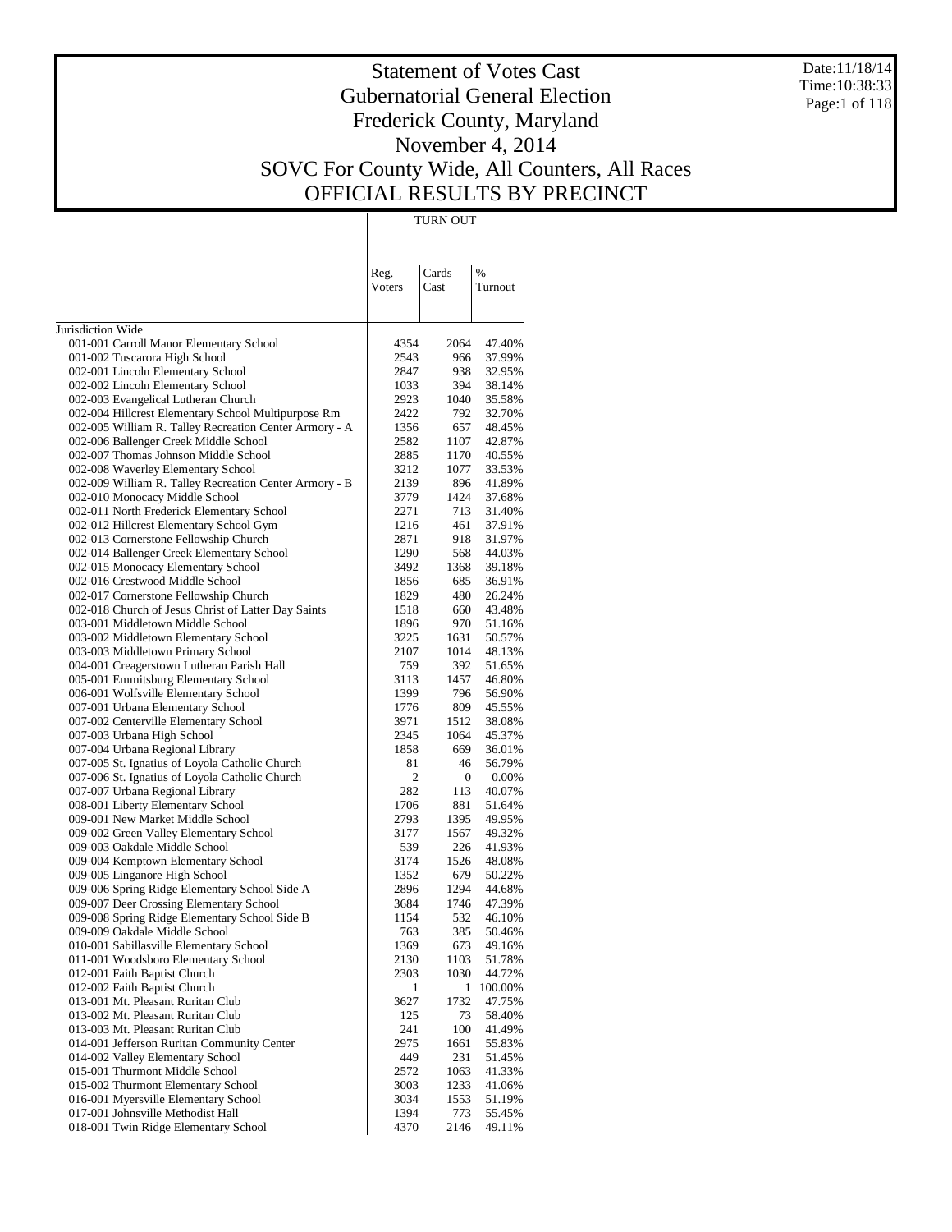# Statement of Votes Cast
# Gubernatorial General Election
# Frederick County, Maryland
# November 4, 2014
# SOVC For County Wide, All Counters, All Races
# OFFICIAL RESULTS BY PRECINCT

Date:11/18/14
Time:10:38:33

| | TURN OUT | | |
|---|---|---|---|
| | Reg. Voters | Cards Cast | % Turnout |
| Jurisdiction Wide | | | |
| 001-001 Carroll Manor Elementary School | 4354 | 2064 | 47.40% |
| 001-002 Tuscarora High School | 2543 | 966 | 37.99% |
| 002-001 Lincoln Elementary School | 2847 | 938 | 32.95% |
| 002-002 Lincoln Elementary School | 1033 | 394 | 38.14% |
| 002-003 Evangelical Lutheran Church | 2923 | 1040 | 35.58% |
| 002-004 Hillcrest Elementary School Multipurpose Rm | 2422 | 792 | 32.70% |
| 002-005 William R. Talley Recreation Center Armory - A | 1356 | 657 | 48.45% |
| 002-006 Ballenger Creek Middle School | 2582 | 1107 | 42.87% |
| 002-007 Thomas Johnson Middle School | 2885 | 1170 | 40.55% |
| 002-008 Waverley Elementary School | 3212 | 1077 | 33.53% |
| 002-009 William R. Talley Recreation Center Armory - B | 2139 | 896 | 41.89% |
| 002-010 Monocacy Middle School | 3779 | 1424 | 37.68% |
| 002-011 North Frederick Elementary School | 2271 | 713 | 31.40% |
| 002-012 Hillcrest Elementary School Gym | 1216 | 461 | 37.91% |
| 002-013 Cornerstone Fellowship Church | 2871 | 918 | 31.97% |
| 002-014 Ballenger Creek Elementary School | 1290 | 568 | 44.03% |
| 002-015 Monocacy Elementary School | 3492 | 1368 | 39.18% |
| 002-016 Crestwood Middle School | 1856 | 685 | 36.91% |
| 002-017 Cornerstone Fellowship Church | 1829 | 480 | 26.24% |
| 002-018 Church of Jesus Christ of Latter Day Saints | 1518 | 660 | 43.48% |
| 003-001 Middletown Middle School | 1896 | 970 | 51.16% |
| 003-002 Middletown Elementary School | 3225 | 1631 | 50.57% |
| 003-003 Middletown Primary School | 2107 | 1014 | 48.13% |
| 004-001 Creagerstown Lutheran Parish Hall | 759 | 392 | 51.65% |
| 005-001 Emmitsburg Elementary School | 3113 | 1457 | 46.80% |
| 006-001 Wolfsville Elementary School | 1399 | 796 | 56.90% |
| 007-001 Urbana Elementary School | 1776 | 809 | 45.55% |
| 007-002 Centerville Elementary School | 3971 | 1512 | 38.08% |
| 007-003 Urbana High School | 2345 | 1064 | 45.37% |
| 007-004 Urbana Regional Library | 1858 | 669 | 36.01% |
| 007-005 St. Ignatius of Loyola Catholic Church | 81 | 46 | 56.79% |
| 007-006 St. Ignatius of Loyola Catholic Church | 2 | 0 | 0.00% |
| 007-007 Urbana Regional Library | 282 | 113 | 40.07% |
| 008-001 Liberty Elementary School | 1706 | 881 | 51.64% |
| 009-001 New Market Middle School | 2793 | 1395 | 49.95% |
| 009-002 Green Valley Elementary School | 3177 | 1567 | 49.32% |
| 009-003 Oakdale Middle School | 539 | 226 | 41.93% |
| 009-004 Kemptown Elementary School | 3174 | 1526 | 48.08% |
| 009-005 Linganore High School | 1352 | 679 | 50.22% |
| 009-006 Spring Ridge Elementary School Side A | 2896 | 1294 | 44.68% |
| 009-007 Deer Crossing Elementary School | 3684 | 1746 | 47.39% |
| 009-008 Spring Ridge Elementary School Side B | 1154 | 532 | 46.10% |
| 009-009 Oakdale Middle School | 763 | 385 | 50.46% |
| 010-001 Sabillasville Elementary School | 1369 | 673 | 49.16% |
| 011-001 Woodsboro Elementary School | 2130 | 1103 | 51.78% |
| 012-001 Faith Baptist Church | 2303 | 1030 | 44.72% |
| 012-002 Faith Baptist Church | 1 | 1 | 100.00% |
| 013-001 Mt. Pleasant Ruritan Club | 3627 | 1732 | 47.75% |
| 013-002 Mt. Pleasant Ruritan Club | 125 | 73 | 58.40% |
| 013-003 Mt. Pleasant Ruritan Club | 241 | 100 | 41.49% |
| 014-001 Jefferson Ruritan Community Center | 2975 | 1661 | 55.83% |
| 014-002 Valley Elementary School | 449 | 231 | 51.45% |
| 015-001 Thurmont Middle School | 2572 | 1063 | 41.33% |
| 015-002 Thurmont Elementary School | 3003 | 1233 | 41.06% |
| 016-001 Myersville Elementary School | 3034 | 1553 | 51.19% |
| 017-001 Johnsville Methodist Hall | 1394 | 773 | 55.45% |
| 018-001 Twin Ridge Elementary School | 4370 | 2146 | 49.11% |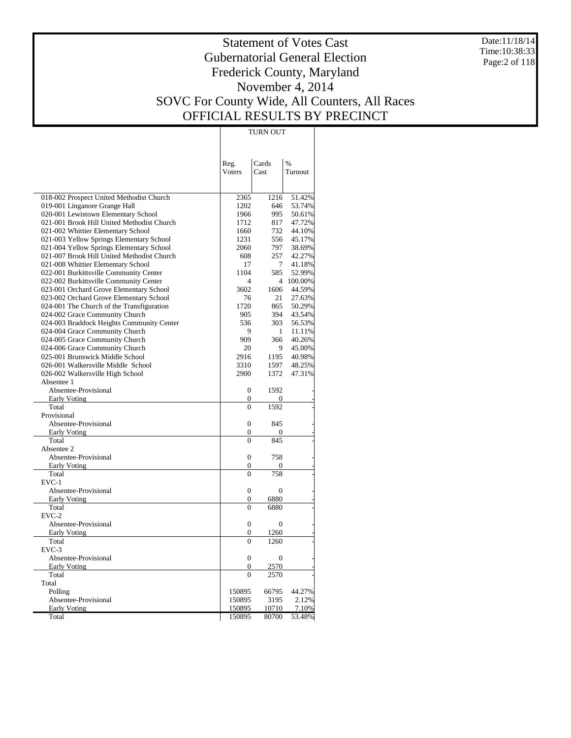# Statement of Votes Cast
# Gubernatorial General Election
# Frederick County, Maryland
# November 4, 2014
# SOVC For County Wide, All Counters, All Races
# OFFICIAL RESULTS BY PRECINCT

Date:11/18/14
Time:10:38:33

| | TURN OUT | | |
|---|---|---|---|
| | Reg. Voters | Cards Cast | % Turnout |
| 018-002 Prospect United Methodist Church | 2365 | 1216 | 51.42% |
| 019-001 Linganore Grange Hall | 1202 | 646 | 53.74% |
| 020-001 Lewistown Elementary School | 1966 | 995 | 50.61% |
| 021-001 Brook Hill United Methodist Church | 1712 | 817 | 47.72% |
| 021-002 Whittier Elementary School | 1660 | 732 | 44.10% |
| 021-003 Yellow Springs Elementary School | 1231 | 556 | 45.17% |
| 021-004 Yellow Springs Elementary School | 2060 | 797 | 38.69% |
| 021-007 Brook Hill United Methodist Church | 608 | 257 | 42.27% |
| 021-008 Whittier Elementary School | 17 | 7 | 41.18% |
| 022-001 Burkittsville Community Center | 1104 | 585 | 52.99% |
| 022-002 Burkittsville Community Center | 4 | 4 | 100.00% |
| 023-001 Orchard Grove Elementary School | 3602 | 1606 | 44.59% |
| 023-002 Orchard Grove Elementary School | 76 | 21 | 27.63% |
| 024-001 The Church of the Transfiguration | 1720 | 865 | 50.29% |
| 024-002 Grace Community Church | 905 | 394 | 43.54% |
| 024-003 Braddock Heights Community Center | 536 | 303 | 56.53% |
| 024-004 Grace Community Church | 9 | 1 | 11.11% |
| 024-005 Grace Community Church | 909 | 366 | 40.26% |
| 024-006 Grace Community Church | 20 | 9 | 45.00% |
| 025-001 Brunswick Middle School | 2916 | 1195 | 40.98% |
| 026-001 Walkersville Middle School | 3310 | 1597 | 48.25% |
| 026-002 Walkersville High School | 2900 | 1372 | 47.31% |
| Absentee 1 | | | |
| Absentee-Provisional | 0 | 1592 | - |
| Early Voting | 0 | 0 | - |
| Total | 0 | 1592 | - |
| Provisional | | | |
| Absentee-Provisional | 0 | 845 | - |
| Early Voting | 0 | 0 | - |
| Total | 0 | 845 | - |
| Absentee 2 | | | |
| Absentee-Provisional | 0 | 758 | - |
| Early Voting | 0 | 0 | - |
| Total | 0 | 758 | - |
| EVC-1 | | | |
| Absentee-Provisional | 0 | 0 | - |
| Early Voting | 0 | 6880 | - |
| Total | 0 | 6880 | - |
| EVC-2 | | | |
| Absentee-Provisional | 0 | 0 | - |
| Early Voting | 0 | 1260 | - |
| Total | 0 | 1260 | - |
| EVC-3 | | | |
| Absentee-Provisional | 0 | 0 | - |
| Early Voting | 0 | 2570 | - |
| Total | 0 | 2570 | - |
| Total | | | |
| Polling | 150895 | 66795 | 44.27% |
| Absentee-Provisional | 150895 | 3195 | 2.12% |
| Early Voting | 150895 | 10710 | 7.10% |
| Total | 150895 | 80700 | 53.48% |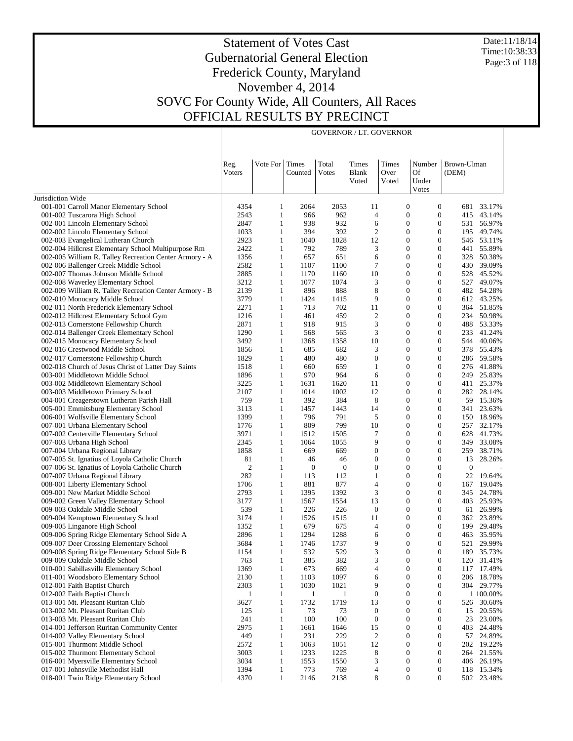# Statement of Votes Cast
# Gubernatorial General Election
# Frederick County, Maryland
# November 4, 2014
# SOVC For County Wide, All Counters, All Races
# OFFICIAL RESULTS BY PRECINCT

Date:11/18/14
Time:10:38:33

| | GOVERNOR / LT. GOVERNOR | | | | | | | | |
|---|---|---|---|---|---|---|---|---|---|
| | Reg. Voters | Vote For | Times Counted | Total Votes | Times Blank Voted | Times Over Voted | Number Of Under Votes | Brown-Ulman (DEM) | |
| Jurisdiction Wide | | | | | | | | | |
| 001-001 Carroll Manor Elementary School | 4354 | 1 | 2064 | 2053 | 11 | 0 | 0 | 681 | 33.17% |
| 001-002 Tuscarora High School | 2543 | 1 | 966 | 962 | 4 | 0 | 0 | 415 | 43.14% |
| 002-001 Lincoln Elementary School | 2847 | 1 | 938 | 932 | 6 | 0 | 0 | 531 | 56.97% |
| 002-002 Lincoln Elementary School | 1033 | 1 | 394 | 392 | 2 | 0 | 0 | 195 | 49.74% |
| 002-003 Evangelical Lutheran Church | 2923 | 1 | 1040 | 1028 | 12 | 0 | 0 | 546 | 53.11% |
| 002-004 Hillcrest Elementary School Multipurpose Rm | 2422 | 1 | 792 | 789 | 3 | 0 | 0 | 441 | 55.89% |
| 002-005 William R. Talley Recreation Center Armory - A | 1356 | 1 | 657 | 651 | 6 | 0 | 0 | 328 | 50.38% |
| 002-006 Ballenger Creek Middle School | 2582 | 1 | 1107 | 1100 | 7 | 0 | 0 | 430 | 39.09% |
| 002-007 Thomas Johnson Middle School | 2885 | 1 | 1170 | 1160 | 10 | 0 | 0 | 528 | 45.52% |
| 002-008 Waverley Elementary School | 3212 | 1 | 1077 | 1074 | 3 | 0 | 0 | 527 | 49.07% |
| 002-009 William R. Talley Recreation Center Armory - B | 2139 | 1 | 896 | 888 | 8 | 0 | 0 | 482 | 54.28% |
| 002-010 Monocacy Middle School | 3779 | 1 | 1424 | 1415 | 9 | 0 | 0 | 612 | 43.25% |
| 002-011 North Frederick Elementary School | 2271 | 1 | 713 | 702 | 11 | 0 | 0 | 364 | 51.85% |
| 002-012 Hillcrest Elementary School Gym | 1216 | 1 | 461 | 459 | 2 | 0 | 0 | 234 | 50.98% |
| 002-013 Cornerstone Fellowship Church | 2871 | 1 | 918 | 915 | 3 | 0 | 0 | 488 | 53.33% |
| 002-014 Ballenger Creek Elementary School | 1290 | 1 | 568 | 565 | 3 | 0 | 0 | 233 | 41.24% |
| 002-015 Monocacy Elementary School | 3492 | 1 | 1368 | 1358 | 10 | 0 | 0 | 544 | 40.06% |
| 002-016 Crestwood Middle School | 1856 | 1 | 685 | 682 | 3 | 0 | 0 | 378 | 55.43% |
| 002-017 Cornerstone Fellowship Church | 1829 | 1 | 480 | 480 | 0 | 0 | 0 | 286 | 59.58% |
| 002-018 Church of Jesus Christ of Latter Day Saints | 1518 | 1 | 660 | 659 | 1 | 0 | 0 | 276 | 41.88% |
| 003-001 Middletown Middle School | 1896 | 1 | 970 | 964 | 6 | 0 | 0 | 249 | 25.83% |
| 003-002 Middletown Elementary School | 3225 | 1 | 1631 | 1620 | 11 | 0 | 0 | 411 | 25.37% |
| 003-003 Middletown Primary School | 2107 | 1 | 1014 | 1002 | 12 | 0 | 0 | 282 | 28.14% |
| 004-001 Creagerstown Lutheran Parish Hall | 759 | 1 | 392 | 384 | 8 | 0 | 0 | 59 | 15.36% |
| 005-001 Emmitsburg Elementary School | 3113 | 1 | 1457 | 1443 | 14 | 0 | 0 | 341 | 23.63% |
| 006-001 Wolfsville Elementary School | 1399 | 1 | 796 | 791 | 5 | 0 | 0 | 150 | 18.96% |
| 007-001 Urbana Elementary School | 1776 | 1 | 809 | 799 | 10 | 0 | 0 | 257 | 32.17% |
| 007-002 Centerville Elementary School | 3971 | 1 | 1512 | 1505 | 7 | 0 | 0 | 628 | 41.73% |
| 007-003 Urbana High School | 2345 | 1 | 1064 | 1055 | 9 | 0 | 0 | 349 | 33.08% |
| 007-004 Urbana Regional Library | 1858 | 1 | 669 | 669 | 0 | 0 | 0 | 259 | 38.71% |
| 007-005 St. Ignatius of Loyola Catholic Church | 81 | 1 | 46 | 46 | 0 | 0 | 0 | 13 | 28.26% |
| 007-006 St. Ignatius of Loyola Catholic Church | 2 | 1 | 0 | 0 | 0 | 0 | 0 | 0 | - |
| 007-007 Urbana Regional Library | 282 | 1 | 113 | 112 | 1 | 0 | 0 | 22 | 19.64% |
| 008-001 Liberty Elementary School | 1706 | 1 | 881 | 877 | 4 | 0 | 0 | 167 | 19.04% |
| 009-001 New Market Middle School | 2793 | 1 | 1395 | 1392 | 3 | 0 | 0 | 345 | 24.78% |
| 009-002 Green Valley Elementary School | 3177 | 1 | 1567 | 1554 | 13 | 0 | 0 | 403 | 25.93% |
| 009-003 Oakdale Middle School | 539 | 1 | 226 | 226 | 0 | 0 | 0 | 61 | 26.99% |
| 009-004 Kemptown Elementary School | 3174 | 1 | 1526 | 1515 | 11 | 0 | 0 | 362 | 23.89% |
| 009-005 Linganore High School | 1352 | 1 | 679 | 675 | 4 | 0 | 0 | 199 | 29.48% |
| 009-006 Spring Ridge Elementary School Side A | 2896 | 1 | 1294 | 1288 | 6 | 0 | 0 | 463 | 35.95% |
| 009-007 Deer Crossing Elementary School | 3684 | 1 | 1746 | 1737 | 9 | 0 | 0 | 521 | 29.99% |
| 009-008 Spring Ridge Elementary School Side B | 1154 | 1 | 532 | 529 | 3 | 0 | 0 | 189 | 35.73% |
| 009-009 Oakdale Middle School | 763 | 1 | 385 | 382 | 3 | 0 | 0 | 120 | 31.41% |
| 010-001 Sabillasville Elementary School | 1369 | 1 | 673 | 669 | 4 | 0 | 0 | 117 | 17.49% |
| 011-001 Woodsboro Elementary School | 2130 | 1 | 1103 | 1097 | 6 | 0 | 0 | 206 | 18.78% |
| 012-001 Faith Baptist Church | 2303 | 1 | 1030 | 1021 | 9 | 0 | 0 | 304 | 29.77% |
| 012-002 Faith Baptist Church | 1 | 1 | 1 | 1 | 0 | 0 | 0 | 1 | 100.00% |
| 013-001 Mt. Pleasant Ruritan Club | 3627 | 1 | 1732 | 1719 | 13 | 0 | 0 | 526 | 30.60% |
| 013-002 Mt. Pleasant Ruritan Club | 125 | 1 | 73 | 73 | 0 | 0 | 0 | 15 | 20.55% |
| 013-003 Mt. Pleasant Ruritan Club | 241 | 1 | 100 | 100 | 0 | 0 | 0 | 23 | 23.00% |
| 014-001 Jefferson Ruritan Community Center | 2975 | 1 | 1661 | 1646 | 15 | 0 | 0 | 403 | 24.48% |
| 014-002 Valley Elementary School | 449 | 1 | 231 | 229 | 2 | 0 | 0 | 57 | 24.89% |
| 015-001 Thurmont Middle School | 2572 | 1 | 1063 | 1051 | 12 | 0 | 0 | 202 | 19.22% |
| 015-002 Thurmont Elementary School | 3003 | 1 | 1233 | 1225 | 8 | 0 | 0 | 264 | 21.55% |
| 016-001 Myersville Elementary School | 3034 | 1 | 1553 | 1550 | 3 | 0 | 0 | 406 | 26.19% |
| 017-001 Johnsville Methodist Hall | 1394 | 1 | 773 | 769 | 4 | 0 | 0 | 118 | 15.34% |
| 018-001 Twin Ridge Elementary School | 4370 | 1 | 2146 | 2138 | 8 | 0 | 0 | 502 | 23.48% |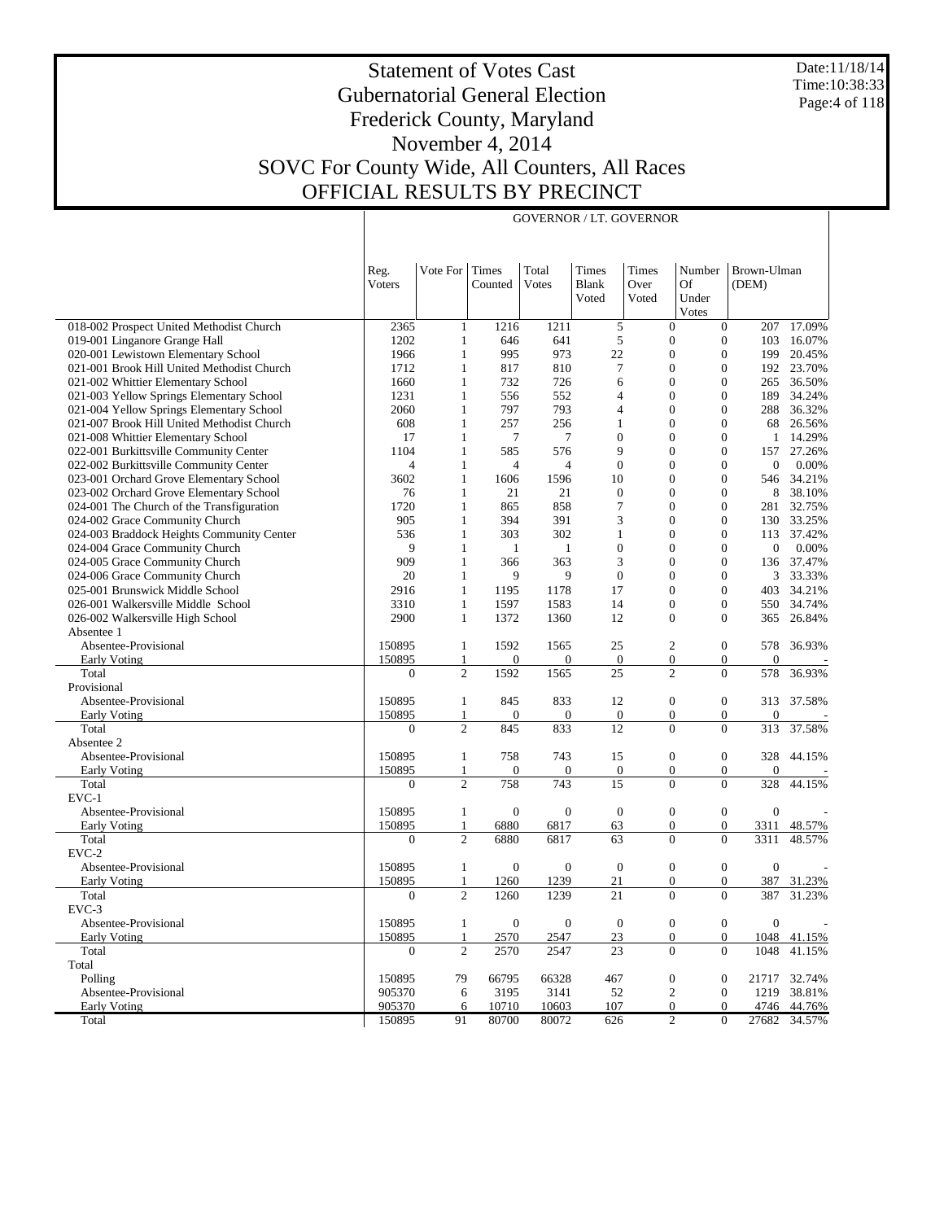# Statement of Votes Cast
# Gubernatorial General Election
# Frederick County, Maryland
# November 4, 2014
# SOVC For County Wide, All Counters, All Races
# OFFICIAL RESULTS BY PRECINCT

Date:11/18/14
Time:10:38:33

GOVERNOR / LT. GOVERNOR

| | Reg. Voters | Vote For | Times Counted | Total Votes | Times Blank Voted | Times Over Voted | Number Of Under Votes | Brown-Ulman (DEM) | |
|---|---|---|---|---|---|---|---|---|---|
| 018-002 Prospect United Methodist Church | 2365 | 1 | 1216 | 1211 | 5 | 0 | 0 | 207 | 17.09% |
| 019-001 Linganore Grange Hall | 1202 | 1 | 646 | 641 | 5 | 0 | 0 | 103 | 16.07% |
| 020-001 Lewistown Elementary School | 1966 | 1 | 995 | 973 | 22 | 0 | 0 | 199 | 20.45% |
| 021-001 Brook Hill United Methodist Church | 1712 | 1 | 817 | 810 | 7 | 0 | 0 | 192 | 23.70% |
| 021-002 Whittier Elementary School | 1660 | 1 | 732 | 726 | 6 | 0 | 0 | 265 | 36.50% |
| 021-003 Yellow Springs Elementary School | 1231 | 1 | 556 | 552 | 4 | 0 | 0 | 189 | 34.24% |
| 021-004 Yellow Springs Elementary School | 2060 | 1 | 797 | 793 | 4 | 0 | 0 | 288 | 36.32% |
| 021-007 Brook Hill United Methodist Church | 608 | 1 | 257 | 256 | 1 | 0 | 0 | 68 | 26.56% |
| 021-008 Whittier Elementary School | 17 | 1 | 7 | 7 | 0 | 0 | 0 | 1 | 14.29% |
| 022-001 Burkittsville Community Center | 1104 | 1 | 585 | 576 | 9 | 0 | 0 | 157 | 27.26% |
| 022-002 Burkittsville Community Center | 4 | 1 | 4 | 4 | 0 | 0 | 0 | 0 | 0.00% |
| 023-001 Orchard Grove Elementary School | 3602 | 1 | 1606 | 1596 | 10 | 0 | 0 | 546 | 34.21% |
| 023-002 Orchard Grove Elementary School | 76 | 1 | 21 | 21 | 0 | 0 | 0 | 8 | 38.10% |
| 024-001 The Church of the Transfiguration | 1720 | 1 | 865 | 858 | 7 | 0 | 0 | 281 | 32.75% |
| 024-002 Grace Community Church | 905 | 1 | 394 | 391 | 3 | 0 | 0 | 130 | 33.25% |
| 024-003 Braddock Heights Community Center | 536 | 1 | 303 | 302 | 1 | 0 | 0 | 113 | 37.42% |
| 024-004 Grace Community Church | 9 | 1 | 1 | 1 | 0 | 0 | 0 | 0 | 0.00% |
| 024-005 Grace Community Church | 909 | 1 | 366 | 363 | 3 | 0 | 0 | 136 | 37.47% |
| 024-006 Grace Community Church | 20 | 1 | 9 | 9 | 0 | 0 | 0 | 3 | 33.33% |
| 025-001 Brunswick Middle School | 2916 | 1 | 1195 | 1178 | 17 | 0 | 0 | 403 | 34.21% |
| 026-001 Walkersville Middle School | 3310 | 1 | 1597 | 1583 | 14 | 0 | 0 | 550 | 34.74% |
| 026-002 Walkersville High School | 2900 | 1 | 1372 | 1360 | 12 | 0 | 0 | 365 | 26.84% |
| Absentee 1 | | | | | | | | | |
| Absentee-Provisional | 150895 | 1 | 1592 | 1565 | 25 | 2 | 0 | 578 | 36.93% |
| Early Voting | 150895 | 1 | 0 | 0 | 0 | 0 | 0 | 0 | - |
| Total | 0 | 2 | 1592 | 1565 | 25 | 2 | 0 | 578 | 36.93% |
| Provisional | | | | | | | | | |
| Absentee-Provisional | 150895 | 1 | 845 | 833 | 12 | 0 | 0 | 313 | 37.58% |
| Early Voting | 150895 | 1 | 0 | 0 | 0 | 0 | 0 | 0 | - |
| Total | 0 | 2 | 845 | 833 | 12 | 0 | 0 | 313 | 37.58% |
| Absentee 2 | | | | | | | | | |
| Absentee-Provisional | 150895 | 1 | 758 | 743 | 15 | 0 | 0 | 328 | 44.15% |
| Early Voting | 150895 | 1 | 0 | 0 | 0 | 0 | 0 | 0 | - |
| Total | 0 | 2 | 758 | 743 | 15 | 0 | 0 | 328 | 44.15% |
| EVC-1 | | | | | | | | | |
| Absentee-Provisional | 150895 | 1 | 0 | 0 | 0 | 0 | 0 | 0 | - |
| Early Voting | 150895 | 1 | 6880 | 6817 | 63 | 0 | 0 | 3311 | 48.57% |
| Total | 0 | 2 | 6880 | 6817 | 63 | 0 | 0 | 3311 | 48.57% |
| EVC-2 | | | | | | | | | |
| Absentee-Provisional | 150895 | 1 | 0 | 0 | 0 | 0 | 0 | 0 | - |
| Early Voting | 150895 | 1 | 1260 | 1239 | 21 | 0 | 0 | 387 | 31.23% |
| Total | 0 | 2 | 1260 | 1239 | 21 | 0 | 0 | 387 | 31.23% |
| EVC-3 | | | | | | | | | |
| Absentee-Provisional | 150895 | 1 | 0 | 0 | 0 | 0 | 0 | 0 | - |
| Early Voting | 150895 | 1 | 2570 | 2547 | 23 | 0 | 0 | 1048 | 41.15% |
| Total | 0 | 2 | 2570 | 2547 | 23 | 0 | 0 | 1048 | 41.15% |
| Total | | | | | | | | | |
| Polling | 150895 | 79 | 66795 | 66328 | 467 | 0 | 0 | 21717 | 32.74% |
| Absentee-Provisional | 905370 | 6 | 3195 | 3141 | 52 | 2 | 0 | 1219 | 38.81% |
| Early Voting | 905370 | 6 | 10710 | 10603 | 107 | 0 | 0 | 4746 | 44.76% |
| Total | 150895 | 91 | 80700 | 80072 | 626 | 2 | 0 | 27682 | 34.57% |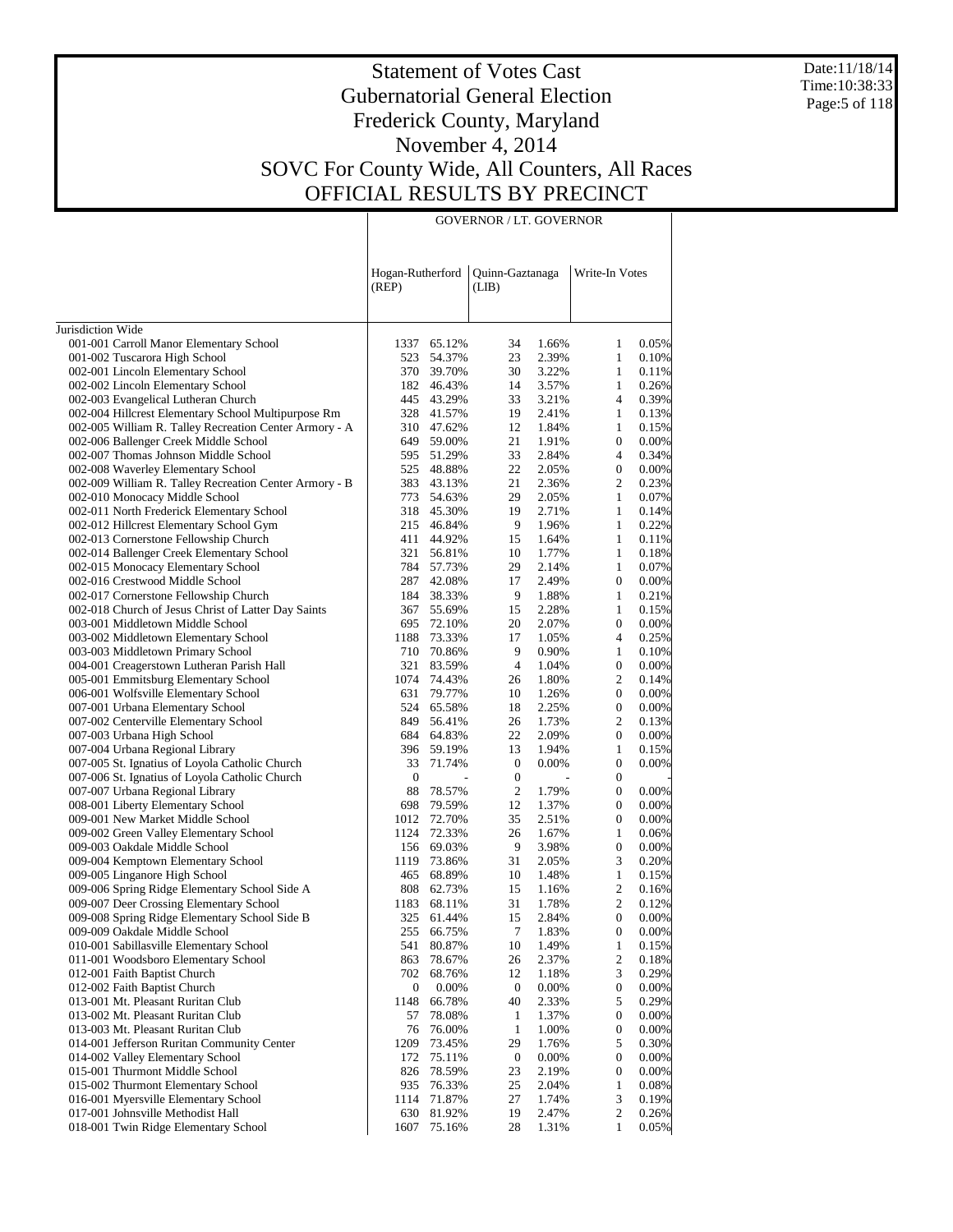# Statement of Votes Cast
# Gubernatorial General Election
# Frederick County, Maryland
# November 4, 2014
# SOVC For County Wide, All Counters, All Races
# OFFICIAL RESULTS BY PRECINCT

Date:11/18/14
Time:10:38:33

| | GOVERNOR / LT. GOVERNOR | | | | | |
|---|---|---|---|---|---|---|
| | Hogan-Rutherford (REP) | | Quinn-Gaztanaga (LIB) | | Write-In Votes | |
| Jurisdiction Wide | | | | | | |
| 001-001 Carroll Manor Elementary School | 1337 | 65.12% | 34 | 1.66% | 1 | 0.05% |
| 001-002 Tuscarora High School | 523 | 54.37% | 23 | 2.39% | 1 | 0.10% |
| 002-001 Lincoln Elementary School | 370 | 39.70% | 30 | 3.22% | 1 | 0.11% |
| 002-002 Lincoln Elementary School | 182 | 46.43% | 14 | 3.57% | 1 | 0.26% |
| 002-003 Evangelical Lutheran Church | 445 | 43.29% | 33 | 3.21% | 4 | 0.39% |
| 002-004 Hillcrest Elementary School Multipurpose Rm | 328 | 41.57% | 19 | 2.41% | 1 | 0.13% |
| 002-005 William R. Talley Recreation Center Armory - A | 310 | 47.62% | 12 | 1.84% | 1 | 0.15% |
| 002-006 Ballenger Creek Middle School | 649 | 59.00% | 21 | 1.91% | 0 | 0.00% |
| 002-007 Thomas Johnson Middle School | 595 | 51.29% | 33 | 2.84% | 4 | 0.34% |
| 002-008 Waverley Elementary School | 525 | 48.88% | 22 | 2.05% | 0 | 0.00% |
| 002-009 William R. Talley Recreation Center Armory - B | 383 | 43.13% | 21 | 2.36% | 2 | 0.23% |
| 002-010 Monocacy Middle School | 773 | 54.63% | 29 | 2.05% | 1 | 0.07% |
| 002-011 North Frederick Elementary School | 318 | 45.30% | 19 | 2.71% | 1 | 0.14% |
| 002-012 Hillcrest Elementary School Gym | 215 | 46.84% | 9 | 1.96% | 1 | 0.22% |
| 002-013 Cornerstone Fellowship Church | 411 | 44.92% | 15 | 1.64% | 1 | 0.11% |
| 002-014 Ballenger Creek Elementary School | 321 | 56.81% | 10 | 1.77% | 1 | 0.18% |
| 002-015 Monocacy Elementary School | 784 | 57.73% | 29 | 2.14% | 1 | 0.07% |
| 002-016 Crestwood Middle School | 287 | 42.08% | 17 | 2.49% | 0 | 0.00% |
| 002-017 Cornerstone Fellowship Church | 184 | 38.33% | 9 | 1.88% | 1 | 0.21% |
| 002-018 Church of Jesus Christ of Latter Day Saints | 367 | 55.69% | 15 | 2.28% | 1 | 0.15% |
| 003-001 Middletown Middle School | 695 | 72.10% | 20 | 2.07% | 0 | 0.00% |
| 003-002 Middletown Elementary School | 1188 | 73.33% | 17 | 1.05% | 4 | 0.25% |
| 003-003 Middletown Primary School | 710 | 70.86% | 9 | 0.90% | 1 | 0.10% |
| 004-001 Creagerstown Lutheran Parish Hall | 321 | 83.59% | 4 | 1.04% | 0 | 0.00% |
| 005-001 Emmitsburg Elementary School | 1074 | 74.43% | 26 | 1.80% | 2 | 0.14% |
| 006-001 Wolfsville Elementary School | 631 | 79.77% | 10 | 1.26% | 0 | 0.00% |
| 007-001 Urbana Elementary School | 524 | 65.58% | 18 | 2.25% | 0 | 0.00% |
| 007-002 Centerville Elementary School | 849 | 56.41% | 26 | 1.73% | 2 | 0.13% |
| 007-003 Urbana High School | 684 | 64.83% | 22 | 2.09% | 0 | 0.00% |
| 007-004 Urbana Regional Library | 396 | 59.19% | 13 | 1.94% | 1 | 0.15% |
| 007-005 St. Ignatius of Loyola Catholic Church | 33 | 71.74% | 0 | 0.00% | 0 | 0.00% |
| 007-006 St. Ignatius of Loyola Catholic Church | 0 | - | 0 | - | 0 | - |
| 007-007 Urbana Regional Library | 88 | 78.57% | 2 | 1.79% | 0 | 0.00% |
| 008-001 Liberty Elementary School | 698 | 79.59% | 12 | 1.37% | 0 | 0.00% |
| 009-001 New Market Middle School | 1012 | 72.70% | 35 | 2.51% | 0 | 0.00% |
| 009-002 Green Valley Elementary School | 1124 | 72.33% | 26 | 1.67% | 1 | 0.06% |
| 009-003 Oakdale Middle School | 156 | 69.03% | 9 | 3.98% | 0 | 0.00% |
| 009-004 Kemptown Elementary School | 1119 | 73.86% | 31 | 2.05% | 3 | 0.20% |
| 009-005 Linganore High School | 465 | 68.89% | 10 | 1.48% | 1 | 0.15% |
| 009-006 Spring Ridge Elementary School Side A | 808 | 62.73% | 15 | 1.16% | 2 | 0.16% |
| 009-007 Deer Crossing Elementary School | 1183 | 68.11% | 31 | 1.78% | 2 | 0.12% |
| 009-008 Spring Ridge Elementary School Side B | 325 | 61.44% | 15 | 2.84% | 0 | 0.00% |
| 009-009 Oakdale Middle School | 255 | 66.75% | 7 | 1.83% | 0 | 0.00% |
| 010-001 Sabillasville Elementary School | 541 | 80.87% | 10 | 1.49% | 1 | 0.15% |
| 011-001 Woodsboro Elementary School | 863 | 78.67% | 26 | 2.37% | 2 | 0.18% |
| 012-001 Faith Baptist Church | 702 | 68.76% | 12 | 1.18% | 3 | 0.29% |
| 012-002 Faith Baptist Church | 0 | 0.00% | 0 | 0.00% | 0 | 0.00% |
| 013-001 Mt. Pleasant Ruritan Club | 1148 | 66.78% | 40 | 2.33% | 5 | 0.29% |
| 013-002 Mt. Pleasant Ruritan Club | 57 | 78.08% | 1 | 1.37% | 0 | 0.00% |
| 013-003 Mt. Pleasant Ruritan Club | 76 | 76.00% | 1 | 1.00% | 0 | 0.00% |
| 014-001 Jefferson Ruritan Community Center | 1209 | 73.45% | 29 | 1.76% | 5 | 0.30% |
| 014-002 Valley Elementary School | 172 | 75.11% | 0 | 0.00% | 0 | 0.00% |
| 015-001 Thurmont Middle School | 826 | 78.59% | 23 | 2.19% | 0 | 0.00% |
| 015-002 Thurmont Elementary School | 935 | 76.33% | 25 | 2.04% | 1 | 0.08% |
| 016-001 Myersville Elementary School | 1114 | 71.87% | 27 | 1.74% | 3 | 0.19% |
| 017-001 Johnsville Methodist Hall | 630 | 81.92% | 19 | 2.47% | 2 | 0.26% |
| 018-001 Twin Ridge Elementary School | 1607 | 75.16% | 28 | 1.31% | 1 | 0.05% |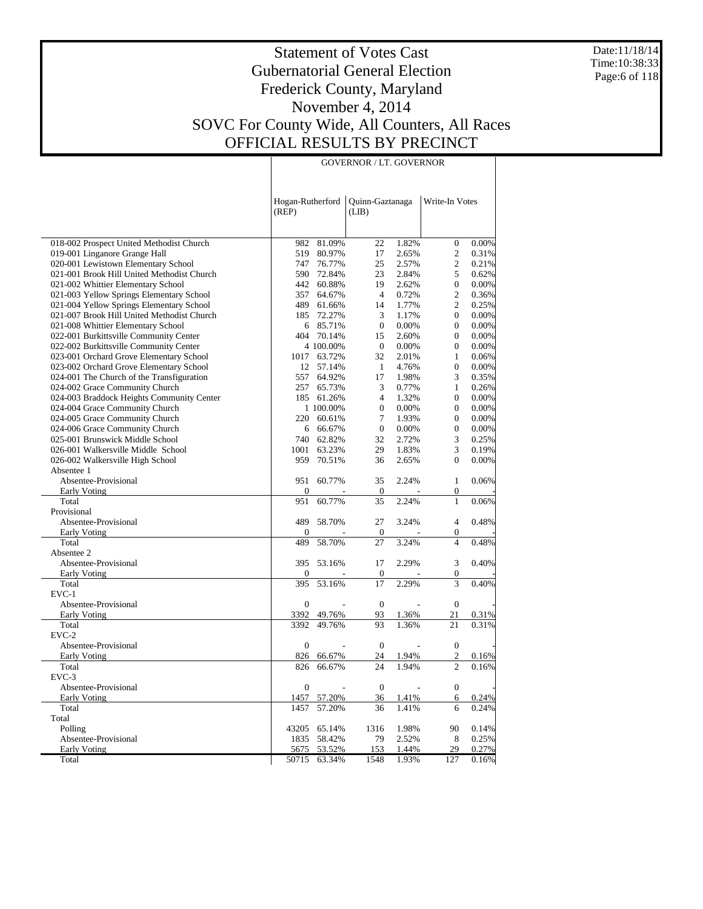# Statement of Votes Cast
## Gubernatorial General Election
## Frederick County, Maryland
## November 4, 2014
## SOVC For County Wide, All Counters, All Races
## OFFICIAL RESULTS BY PRECINCT

Date:11/18/14
Time:10:38:33

| | GOVERNOR / LT. GOVERNOR | | | | | |
|---|---|---|---|---|---|---|
| | Hogan-Rutherford (REP) | | Quinn-Gaztanaga (LIB) | | Write-In Votes | |
| 018-002 Prospect United Methodist Church | 982 | 81.09% | 22 | 1.82% | 0 | 0.00% |
| 019-001 Linganore Grange Hall | 519 | 80.97% | 17 | 2.65% | 2 | 0.31% |
| 020-001 Lewistown Elementary School | 747 | 76.77% | 25 | 2.57% | 2 | 0.21% |
| 021-001 Brook Hill United Methodist Church | 590 | 72.84% | 23 | 2.84% | 5 | 0.62% |
| 021-002 Whittier Elementary School | 442 | 60.88% | 19 | 2.62% | 0 | 0.00% |
| 021-003 Yellow Springs Elementary School | 357 | 64.67% | 4 | 0.72% | 2 | 0.36% |
| 021-004 Yellow Springs Elementary School | 489 | 61.66% | 14 | 1.77% | 2 | 0.25% |
| 021-007 Brook Hill United Methodist Church | 185 | 72.27% | 3 | 1.17% | 0 | 0.00% |
| 021-008 Whittier Elementary School | 6 | 85.71% | 0 | 0.00% | 0 | 0.00% |
| 022-001 Burkittsville Community Center | 404 | 70.14% | 15 | 2.60% | 0 | 0.00% |
| 022-002 Burkittsville Community Center | 4 | 100.00% | 0 | 0.00% | 0 | 0.00% |
| 023-001 Orchard Grove Elementary School | 1017 | 63.72% | 32 | 2.01% | 1 | 0.06% |
| 023-002 Orchard Grove Elementary School | 12 | 57.14% | 1 | 4.76% | 0 | 0.00% |
| 024-001 The Church of the Transfiguration | 557 | 64.92% | 17 | 1.98% | 3 | 0.35% |
| 024-002 Grace Community Church | 257 | 65.73% | 3 | 0.77% | 1 | 0.26% |
| 024-003 Braddock Heights Community Center | 185 | 61.26% | 4 | 1.32% | 0 | 0.00% |
| 024-004 Grace Community Church | 1 | 100.00% | 0 | 0.00% | 0 | 0.00% |
| 024-005 Grace Community Church | 220 | 60.61% | 7 | 1.93% | 0 | 0.00% |
| 024-006 Grace Community Church | 6 | 66.67% | 0 | 0.00% | 0 | 0.00% |
| 025-001 Brunswick Middle School | 740 | 62.82% | 32 | 2.72% | 3 | 0.25% |
| 026-001 Walkersville Middle School | 1001 | 63.23% | 29 | 1.83% | 3 | 0.19% |
| 026-002 Walkersville High School | 959 | 70.51% | 36 | 2.65% | 0 | 0.00% |
| Absentee 1 | | | | | | |
| Absentee-Provisional | 951 | 60.77% | 35 | 2.24% | 1 | 0.06% |
| Early Voting | 0 | - | 0 | - | 0 | - |
| Total | 951 | 60.77% | 35 | 2.24% | 1 | 0.06% |
| Provisional | | | | | | |
| Absentee-Provisional | 489 | 58.70% | 27 | 3.24% | 4 | 0.48% |
| Early Voting | 0 | - | 0 | - | 0 | - |
| Total | 489 | 58.70% | 27 | 3.24% | 4 | 0.48% |
| Absentee 2 | | | | | | |
| Absentee-Provisional | 395 | 53.16% | 17 | 2.29% | 3 | 0.40% |
| Early Voting | 0 | - | 0 | - | 0 | - |
| Total | 395 | 53.16% | 17 | 2.29% | 3 | 0.40% |
| EVC-1 | | | | | | |
| Absentee-Provisional | 0 | - | 0 | - | 0 | - |
| Early Voting | 3392 | 49.76% | 93 | 1.36% | 21 | 0.31% |
| Total | 3392 | 49.76% | 93 | 1.36% | 21 | 0.31% |
| EVC-2 | | | | | | |
| Absentee-Provisional | 0 | - | 0 | - | 0 | - |
| Early Voting | 826 | 66.67% | 24 | 1.94% | 2 | 0.16% |
| Total | 826 | 66.67% | 24 | 1.94% | 2 | 0.16% |
| EVC-3 | | | | | | |
| Absentee-Provisional | 0 | - | 0 | - | 0 | - |
| Early Voting | 1457 | 57.20% | 36 | 1.41% | 6 | 0.24% |
| Total | 1457 | 57.20% | 36 | 1.41% | 6 | 0.24% |
| Total | | | | | | |
| Polling | 43205 | 65.14% | 1316 | 1.98% | 90 | 0.14% |
| Absentee-Provisional | 1835 | 58.42% | 79 | 2.52% | 8 | 0.25% |
| Early Voting | 5675 | 53.52% | 153 | 1.44% | 29 | 0.27% |
| Total | 50715 | 63.34% | 1548 | 1.93% | 127 | 0.16% |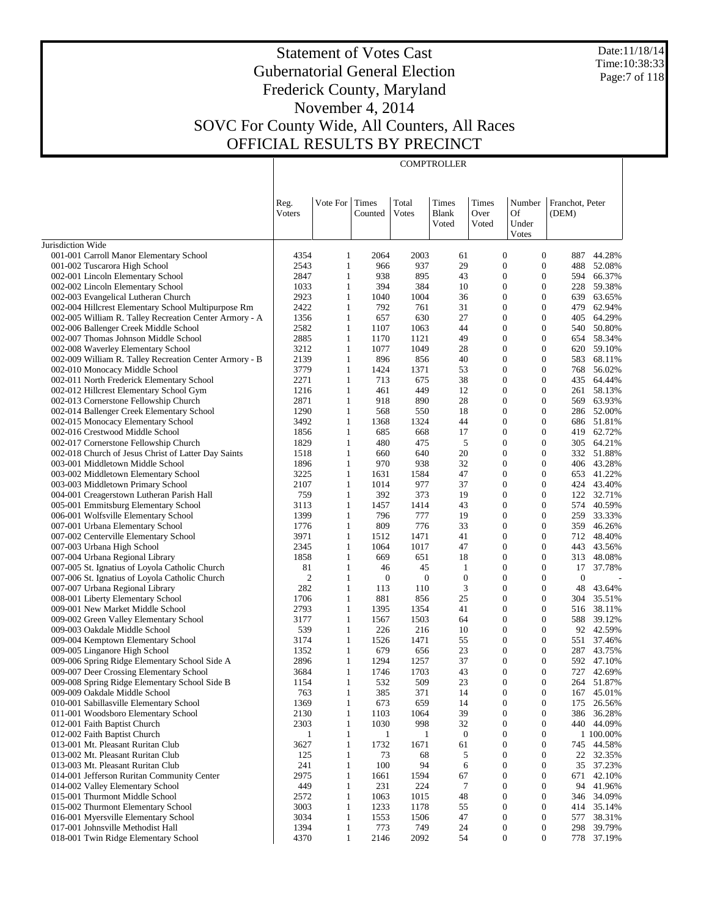# Statement of Votes Cast
# Gubernatorial General Election
# Frederick County, Maryland
# November 4, 2014
# SOVC For County Wide, All Counters, All Races
# OFFICIAL RESULTS BY PRECINCT

Date:11/18/14
Time:10:38:33

## COMPTROLLER

| | Reg. Voters | Vote For | Times Counted | Total Votes | Times Blank Voted | Times Over Voted | Number Of Under Votes | Franchot, Peter (DEM) | |
|---|---|---|---|---|---|---|---|---|---|
| Jurisdiction Wide | | | | | | | | | |
| 001-001 Carroll Manor Elementary School | 4354 | 1 | 2064 | 2003 | 61 | 0 | 0 | 887 | 44.28% |
| 001-002 Tuscarora High School | 2543 | 1 | 966 | 937 | 29 | 0 | 0 | 488 | 52.08% |
| 002-001 Lincoln Elementary School | 2847 | 1 | 938 | 895 | 43 | 0 | 0 | 594 | 66.37% |
| 002-002 Lincoln Elementary School | 1033 | 1 | 394 | 384 | 10 | 0 | 0 | 228 | 59.38% |
| 002-003 Evangelical Lutheran Church | 2923 | 1 | 1040 | 1004 | 36 | 0 | 0 | 639 | 63.65% |
| 002-004 Hillcrest Elementary School Multipurpose Rm | 2422 | 1 | 792 | 761 | 31 | 0 | 0 | 479 | 62.94% |
| 002-005 William R. Talley Recreation Center Armory - A | 1356 | 1 | 657 | 630 | 27 | 0 | 0 | 405 | 64.29% |
| 002-006 Ballenger Creek Middle School | 2582 | 1 | 1107 | 1063 | 44 | 0 | 0 | 540 | 50.80% |
| 002-007 Thomas Johnson Middle School | 2885 | 1 | 1170 | 1121 | 49 | 0 | 0 | 654 | 58.34% |
| 002-008 Waverley Elementary School | 3212 | 1 | 1077 | 1049 | 28 | 0 | 0 | 620 | 59.10% |
| 002-009 William R. Talley Recreation Center Armory - B | 2139 | 1 | 896 | 856 | 40 | 0 | 0 | 583 | 68.11% |
| 002-010 Monocacy Middle School | 3779 | 1 | 1424 | 1371 | 53 | 0 | 0 | 768 | 56.02% |
| 002-011 North Frederick Elementary School | 2271 | 1 | 713 | 675 | 38 | 0 | 0 | 435 | 64.44% |
| 002-012 Hillcrest Elementary School Gym | 1216 | 1 | 461 | 449 | 12 | 0 | 0 | 261 | 58.13% |
| 002-013 Cornerstone Fellowship Church | 2871 | 1 | 918 | 890 | 28 | 0 | 0 | 569 | 63.93% |
| 002-014 Ballenger Creek Elementary School | 1290 | 1 | 568 | 550 | 18 | 0 | 0 | 286 | 52.00% |
| 002-015 Monocacy Elementary School | 3492 | 1 | 1368 | 1324 | 44 | 0 | 0 | 686 | 51.81% |
| 002-016 Crestwood Middle School | 1856 | 1 | 685 | 668 | 17 | 0 | 0 | 419 | 62.72% |
| 002-017 Cornerstone Fellowship Church | 1829 | 1 | 480 | 475 | 5 | 0 | 0 | 305 | 64.21% |
| 002-018 Church of Jesus Christ of Latter Day Saints | 1518 | 1 | 660 | 640 | 20 | 0 | 0 | 332 | 51.88% |
| 003-001 Middletown Middle School | 1896 | 1 | 970 | 938 | 32 | 0 | 0 | 406 | 43.28% |
| 003-002 Middletown Elementary School | 3225 | 1 | 1631 | 1584 | 47 | 0 | 0 | 653 | 41.22% |
| 003-003 Middletown Primary School | 2107 | 1 | 1014 | 977 | 37 | 0 | 0 | 424 | 43.40% |
| 004-001 Creagerstown Lutheran Parish Hall | 759 | 1 | 392 | 373 | 19 | 0 | 0 | 122 | 32.71% |
| 005-001 Emmitsburg Elementary School | 3113 | 1 | 1457 | 1414 | 43 | 0 | 0 | 574 | 40.59% |
| 006-001 Wolfsville Elementary School | 1399 | 1 | 796 | 777 | 19 | 0 | 0 | 259 | 33.33% |
| 007-001 Urbana Elementary School | 1776 | 1 | 809 | 776 | 33 | 0 | 0 | 359 | 46.26% |
| 007-002 Centerville Elementary School | 3971 | 1 | 1512 | 1471 | 41 | 0 | 0 | 712 | 48.40% |
| 007-003 Urbana High School | 2345 | 1 | 1064 | 1017 | 47 | 0 | 0 | 443 | 43.56% |
| 007-004 Urbana Regional Library | 1858 | 1 | 669 | 651 | 18 | 0 | 0 | 313 | 48.08% |
| 007-005 St. Ignatius of Loyola Catholic Church | 81 | 1 | 46 | 45 | 1 | 0 | 0 | 17 | 37.78% |
| 007-006 St. Ignatius of Loyola Catholic Church | 2 | 1 | 0 | 0 | 0 | 0 | 0 | 0 | - |
| 007-007 Urbana Regional Library | 282 | 1 | 113 | 110 | 3 | 0 | 0 | 48 | 43.64% |
| 008-001 Liberty Elementary School | 1706 | 1 | 881 | 856 | 25 | 0 | 0 | 304 | 35.51% |
| 009-001 New Market Middle School | 2793 | 1 | 1395 | 1354 | 41 | 0 | 0 | 516 | 38.11% |
| 009-002 Green Valley Elementary School | 3177 | 1 | 1567 | 1503 | 64 | 0 | 0 | 588 | 39.12% |
| 009-003 Oakdale Middle School | 539 | 1 | 226 | 216 | 10 | 0 | 0 | 92 | 42.59% |
| 009-004 Kemptown Elementary School | 3174 | 1 | 1526 | 1471 | 55 | 0 | 0 | 551 | 37.46% |
| 009-005 Linganore High School | 1352 | 1 | 679 | 656 | 23 | 0 | 0 | 287 | 43.75% |
| 009-006 Spring Ridge Elementary School Side A | 2896 | 1 | 1294 | 1257 | 37 | 0 | 0 | 592 | 47.10% |
| 009-007 Deer Crossing Elementary School | 3684 | 1 | 1746 | 1703 | 43 | 0 | 0 | 727 | 42.69% |
| 009-008 Spring Ridge Elementary School Side B | 1154 | 1 | 532 | 509 | 23 | 0 | 0 | 264 | 51.87% |
| 009-009 Oakdale Middle School | 763 | 1 | 385 | 371 | 14 | 0 | 0 | 167 | 45.01% |
| 010-001 Sabillasville Elementary School | 1369 | 1 | 673 | 659 | 14 | 0 | 0 | 175 | 26.56% |
| 011-001 Woodsboro Elementary School | 2130 | 1 | 1103 | 1064 | 39 | 0 | 0 | 386 | 36.28% |
| 012-001 Faith Baptist Church | 2303 | 1 | 1030 | 998 | 32 | 0 | 0 | 440 | 44.09% |
| 012-002 Faith Baptist Church | 1 | 1 | 1 | 1 | 0 | 0 | 0 | 1 | 100.00% |
| 013-001 Mt. Pleasant Ruritan Club | 3627 | 1 | 1732 | 1671 | 61 | 0 | 0 | 745 | 44.58% |
| 013-002 Mt. Pleasant Ruritan Club | 125 | 1 | 73 | 68 | 5 | 0 | 0 | 22 | 32.35% |
| 013-003 Mt. Pleasant Ruritan Club | 241 | 1 | 100 | 94 | 6 | 0 | 0 | 35 | 37.23% |
| 014-001 Jefferson Ruritan Community Center | 2975 | 1 | 1661 | 1594 | 67 | 0 | 0 | 671 | 42.10% |
| 014-002 Valley Elementary School | 449 | 1 | 231 | 224 | 7 | 0 | 0 | 94 | 41.96% |
| 015-001 Thurmont Middle School | 2572 | 1 | 1063 | 1015 | 48 | 0 | 0 | 346 | 34.09% |
| 015-002 Thurmont Elementary School | 3003 | 1 | 1233 | 1178 | 55 | 0 | 0 | 414 | 35.14% |
| 016-001 Myersville Elementary School | 3034 | 1 | 1553 | 1506 | 47 | 0 | 0 | 577 | 38.31% |
| 017-001 Johnsville Methodist Hall | 1394 | 1 | 773 | 749 | 24 | 0 | 0 | 298 | 39.79% |
| 018-001 Twin Ridge Elementary School | 4370 | 1 | 2146 | 2092 | 54 | 0 | 0 | 778 | 37.19% |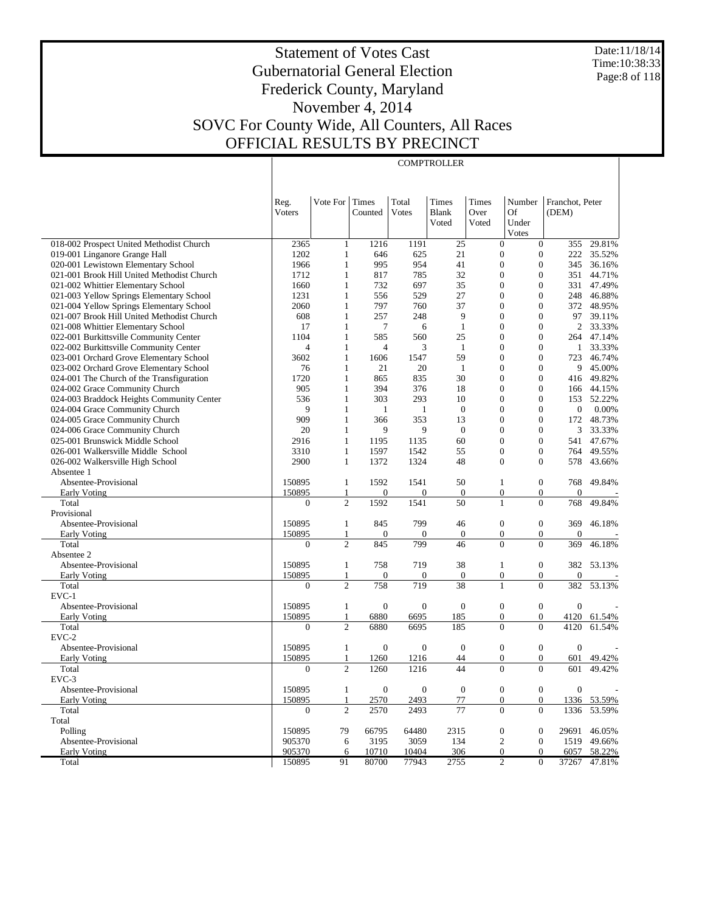# Statement of Votes Cast
## Gubernatorial General Election
## Frederick County, Maryland
## November 4, 2014
## SOVC For County Wide, All Counters, All Races
## OFFICIAL RESULTS BY PRECINCT

Date:11/18/14
Time:10:38:33

**COMPTROLLER**

| | Reg. Voters | Vote For | Times Counted | Total Votes | Times Blank Voted | Times Over Voted | Number Of Under Votes | Franchot, Peter (DEM) | |
|---|---|---|---|---|---|---|---|---|---|
| 018-002 Prospect United Methodist Church | 2365 | 1 | 1216 | 1191 | 25 | 0 | 0 | 355 | 29.81% |
| 019-001 Linganore Grange Hall | 1202 | 1 | 646 | 625 | 21 | 0 | 0 | 222 | 35.52% |
| 020-001 Lewistown Elementary School | 1966 | 1 | 995 | 954 | 41 | 0 | 0 | 345 | 36.16% |
| 021-001 Brook Hill United Methodist Church | 1712 | 1 | 817 | 785 | 32 | 0 | 0 | 351 | 44.71% |
| 021-002 Whittier Elementary School | 1660 | 1 | 732 | 697 | 35 | 0 | 0 | 331 | 47.49% |
| 021-003 Yellow Springs Elementary School | 1231 | 1 | 556 | 529 | 27 | 0 | 0 | 248 | 46.88% |
| 021-004 Yellow Springs Elementary School | 2060 | 1 | 797 | 760 | 37 | 0 | 0 | 372 | 48.95% |
| 021-007 Brook Hill United Methodist Church | 608 | 1 | 257 | 248 | 9 | 0 | 0 | 97 | 39.11% |
| 021-008 Whittier Elementary School | 17 | 1 | 7 | 6 | 1 | 0 | 0 | 2 | 33.33% |
| 022-001 Burkittsville Community Center | 1104 | 1 | 585 | 560 | 25 | 0 | 0 | 264 | 47.14% |
| 022-002 Burkittsville Community Center | 4 | 1 | 4 | 3 | 1 | 0 | 0 | 1 | 33.33% |
| 023-001 Orchard Grove Elementary School | 3602 | 1 | 1606 | 1547 | 59 | 0 | 0 | 723 | 46.74% |
| 023-002 Orchard Grove Elementary School | 76 | 1 | 21 | 20 | 1 | 0 | 0 | 9 | 45.00% |
| 024-001 The Church of the Transfiguration | 1720 | 1 | 865 | 835 | 30 | 0 | 0 | 416 | 49.82% |
| 024-002 Grace Community Church | 905 | 1 | 394 | 376 | 18 | 0 | 0 | 166 | 44.15% |
| 024-003 Braddock Heights Community Center | 536 | 1 | 303 | 293 | 10 | 0 | 0 | 153 | 52.22% |
| 024-004 Grace Community Church | 9 | 1 | 1 | 1 | 0 | 0 | 0 | 0 | 0.00% |
| 024-005 Grace Community Church | 909 | 1 | 366 | 353 | 13 | 0 | 0 | 172 | 48.73% |
| 024-006 Grace Community Church | 20 | 1 | 9 | 9 | 0 | 0 | 0 | 3 | 33.33% |
| 025-001 Brunswick Middle School | 2916 | 1 | 1195 | 1135 | 60 | 0 | 0 | 541 | 47.67% |
| 026-001 Walkersville Middle School | 3310 | 1 | 1597 | 1542 | 55 | 0 | 0 | 764 | 49.55% |
| 026-002 Walkersville High School | 2900 | 1 | 1372 | 1324 | 48 | 0 | 0 | 578 | 43.66% |
| Absentee 1 | | | | | | | | | |
| Absentee-Provisional | 150895 | 1 | 1592 | 1541 | 50 | 1 | 0 | 768 | 49.84% |
| Early Voting | 150895 | 1 | 0 | 0 | 0 | 0 | 0 | 0 | - |
| Total | 0 | 2 | 1592 | 1541 | 50 | 1 | 0 | 768 | 49.84% |
| Provisional | | | | | | | | | |
| Absentee-Provisional | 150895 | 1 | 845 | 799 | 46 | 0 | 0 | 369 | 46.18% |
| Early Voting | 150895 | 1 | 0 | 0 | 0 | 0 | 0 | 0 | - |
| Total | 0 | 2 | 845 | 799 | 46 | 0 | 0 | 369 | 46.18% |
| Absentee 2 | | | | | | | | | |
| Absentee-Provisional | 150895 | 1 | 758 | 719 | 38 | 1 | 0 | 382 | 53.13% |
| Early Voting | 150895 | 1 | 0 | 0 | 0 | 0 | 0 | 0 | - |
| Total | 0 | 2 | 758 | 719 | 38 | 1 | 0 | 382 | 53.13% |
| EVC-1 | | | | | | | | | |
| Absentee-Provisional | 150895 | 1 | 0 | 0 | 0 | 0 | 0 | 0 | - |
| Early Voting | 150895 | 1 | 6880 | 6695 | 185 | 0 | 0 | 4120 | 61.54% |
| Total | 0 | 2 | 6880 | 6695 | 185 | 0 | 0 | 4120 | 61.54% |
| EVC-2 | | | | | | | | | |
| Absentee-Provisional | 150895 | 1 | 0 | 0 | 0 | 0 | 0 | 0 | - |
| Early Voting | 150895 | 1 | 1260 | 1216 | 44 | 0 | 0 | 601 | 49.42% |
| Total | 0 | 2 | 1260 | 1216 | 44 | 0 | 0 | 601 | 49.42% |
| EVC-3 | | | | | | | | | |
| Absentee-Provisional | 150895 | 1 | 0 | 0 | 0 | 0 | 0 | 0 | - |
| Early Voting | 150895 | 1 | 2570 | 2493 | 77 | 0 | 0 | 1336 | 53.59% |
| Total | 0 | 2 | 2570 | 2493 | 77 | 0 | 0 | 1336 | 53.59% |
| Total | | | | | | | | | |
| Polling | 150895 | 79 | 66795 | 64480 | 2315 | 0 | 0 | 29691 | 46.05% |
| Absentee-Provisional | 905370 | 6 | 3195 | 3059 | 134 | 2 | 0 | 1519 | 49.66% |
| Early Voting | 905370 | 6 | 10710 | 10404 | 306 | 0 | 0 | 6057 | 58.22% |
| Total | 150895 | 91 | 80700 | 77943 | 2755 | 2 | 0 | 37267 | 47.81% |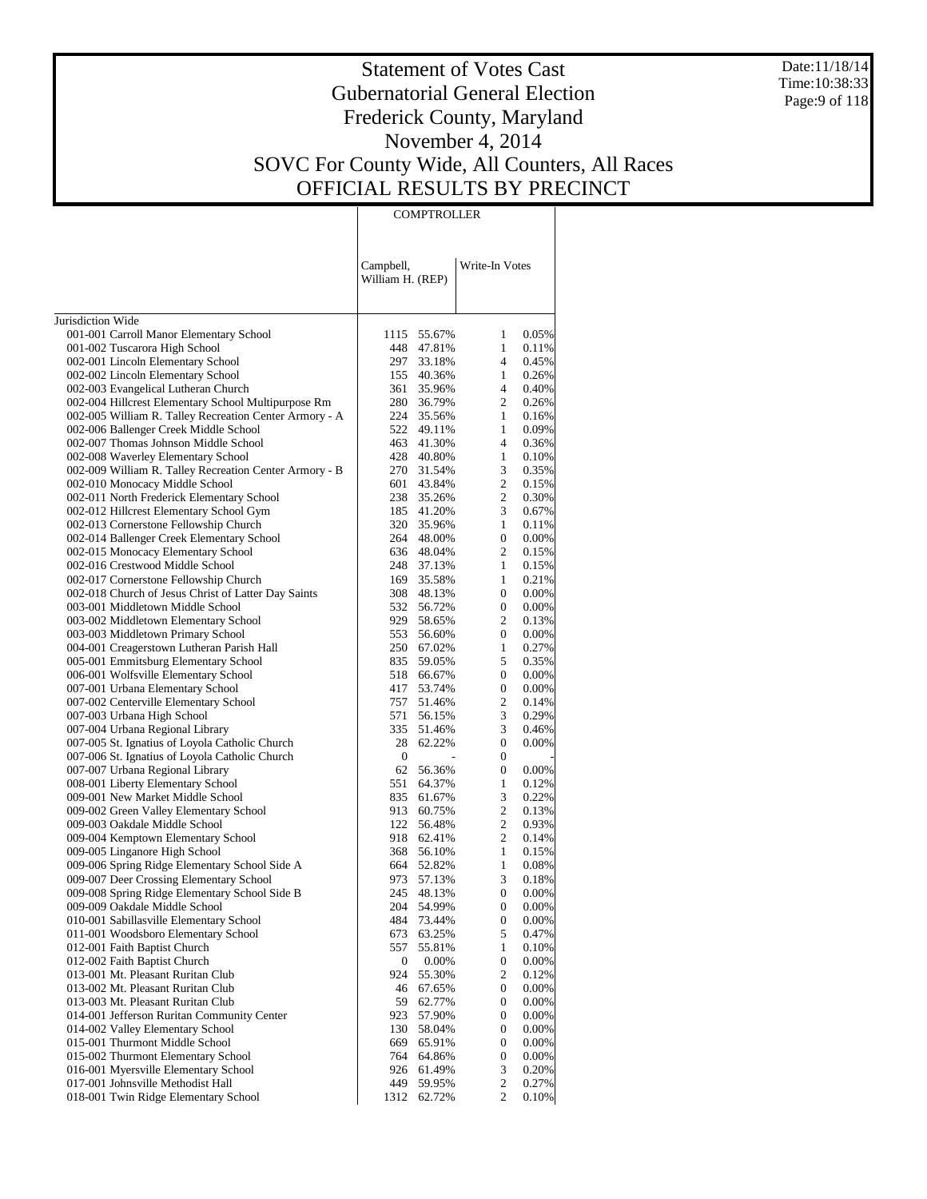# Statement of Votes Cast
## Gubernatorial General Election
## Frederick County, Maryland
## November 4, 2014
## SOVC For County Wide, All Counters, All Races
## OFFICIAL RESULTS BY PRECINCT

| | COMPTROLLER | | | |
|---|---|---|---|---|
| | Campbell, William H. (REP) | | Write-In Votes | |
| Jurisdiction Wide | | | | |
| 001-001 Carroll Manor Elementary School | 1115 | 55.67% | 1 | 0.05% |
| 001-002 Tuscarora High School | 448 | 47.81% | 1 | 0.11% |
| 002-001 Lincoln Elementary School | 297 | 33.18% | 4 | 0.45% |
| 002-002 Lincoln Elementary School | 155 | 40.36% | 1 | 0.26% |
| 002-003 Evangelical Lutheran Church | 361 | 35.96% | 4 | 0.40% |
| 002-004 Hillcrest Elementary School Multipurpose Rm | 280 | 36.79% | 2 | 0.26% |
| 002-005 William R. Talley Recreation Center Armory - A | 224 | 35.56% | 1 | 0.16% |
| 002-006 Ballenger Creek Middle School | 522 | 49.11% | 1 | 0.09% |
| 002-007 Thomas Johnson Middle School | 463 | 41.30% | 4 | 0.36% |
| 002-008 Waverley Elementary School | 428 | 40.80% | 1 | 0.10% |
| 002-009 William R. Talley Recreation Center Armory - B | 270 | 31.54% | 3 | 0.35% |
| 002-010 Monocacy Middle School | 601 | 43.84% | 2 | 0.15% |
| 002-011 North Frederick Elementary School | 238 | 35.26% | 2 | 0.30% |
| 002-012 Hillcrest Elementary School Gym | 185 | 41.20% | 3 | 0.67% |
| 002-013 Cornerstone Fellowship Church | 320 | 35.96% | 1 | 0.11% |
| 002-014 Ballenger Creek Elementary School | 264 | 48.00% | 0 | 0.00% |
| 002-015 Monocacy Elementary School | 636 | 48.04% | 2 | 0.15% |
| 002-016 Crestwood Middle School | 248 | 37.13% | 1 | 0.15% |
| 002-017 Cornerstone Fellowship Church | 169 | 35.58% | 1 | 0.21% |
| 002-018 Church of Jesus Christ of Latter Day Saints | 308 | 48.13% | 0 | 0.00% |
| 003-001 Middletown Middle School | 532 | 56.72% | 0 | 0.00% |
| 003-002 Middletown Elementary School | 929 | 58.65% | 2 | 0.13% |
| 003-003 Middletown Primary School | 553 | 56.60% | 0 | 0.00% |
| 004-001 Creagerstown Lutheran Parish Hall | 250 | 67.02% | 1 | 0.27% |
| 005-001 Emmitsburg Elementary School | 835 | 59.05% | 5 | 0.35% |
| 006-001 Wolfsville Elementary School | 518 | 66.67% | 0 | 0.00% |
| 007-001 Urbana Elementary School | 417 | 53.74% | 0 | 0.00% |
| 007-002 Centerville Elementary School | 757 | 51.46% | 2 | 0.14% |
| 007-003 Urbana High School | 571 | 56.15% | 3 | 0.29% |
| 007-004 Urbana Regional Library | 335 | 51.46% | 3 | 0.46% |
| 007-005 St. Ignatius of Loyola Catholic Church | 28 | 62.22% | 0 | 0.00% |
| 007-006 St. Ignatius of Loyola Catholic Church | 0 | - | 0 | - |
| 007-007 Urbana Regional Library | 62 | 56.36% | 0 | 0.00% |
| 008-001 Liberty Elementary School | 551 | 64.37% | 1 | 0.12% |
| 009-001 New Market Middle School | 835 | 61.67% | 3 | 0.22% |
| 009-002 Green Valley Elementary School | 913 | 60.75% | 2 | 0.13% |
| 009-003 Oakdale Middle School | 122 | 56.48% | 2 | 0.93% |
| 009-004 Kemptown Elementary School | 918 | 62.41% | 2 | 0.14% |
| 009-005 Linganore High School | 368 | 56.10% | 1 | 0.15% |
| 009-006 Spring Ridge Elementary School Side A | 664 | 52.82% | 1 | 0.08% |
| 009-007 Deer Crossing Elementary School | 973 | 57.13% | 3 | 0.18% |
| 009-008 Spring Ridge Elementary School Side B | 245 | 48.13% | 0 | 0.00% |
| 009-009 Oakdale Middle School | 204 | 54.99% | 0 | 0.00% |
| 010-001 Sabillasville Elementary School | 484 | 73.44% | 0 | 0.00% |
| 011-001 Woodsboro Elementary School | 673 | 63.25% | 5 | 0.47% |
| 012-001 Faith Baptist Church | 557 | 55.81% | 1 | 0.10% |
| 012-002 Faith Baptist Church | 0 | 0.00% | 0 | 0.00% |
| 013-001 Mt. Pleasant Ruritan Club | 924 | 55.30% | 2 | 0.12% |
| 013-002 Mt. Pleasant Ruritan Club | 46 | 67.65% | 0 | 0.00% |
| 013-003 Mt. Pleasant Ruritan Club | 59 | 62.77% | 0 | 0.00% |
| 014-001 Jefferson Ruritan Community Center | 923 | 57.90% | 0 | 0.00% |
| 014-002 Valley Elementary School | 130 | 58.04% | 0 | 0.00% |
| 015-001 Thurmont Middle School | 669 | 65.91% | 0 | 0.00% |
| 015-002 Thurmont Elementary School | 764 | 64.86% | 0 | 0.00% |
| 016-001 Myersville Elementary School | 926 | 61.49% | 3 | 0.20% |
| 017-001 Johnsville Methodist Hall | 449 | 59.95% | 2 | 0.27% |
| 018-001 Twin Ridge Elementary School | 1312 | 62.72% | 2 | 0.10% |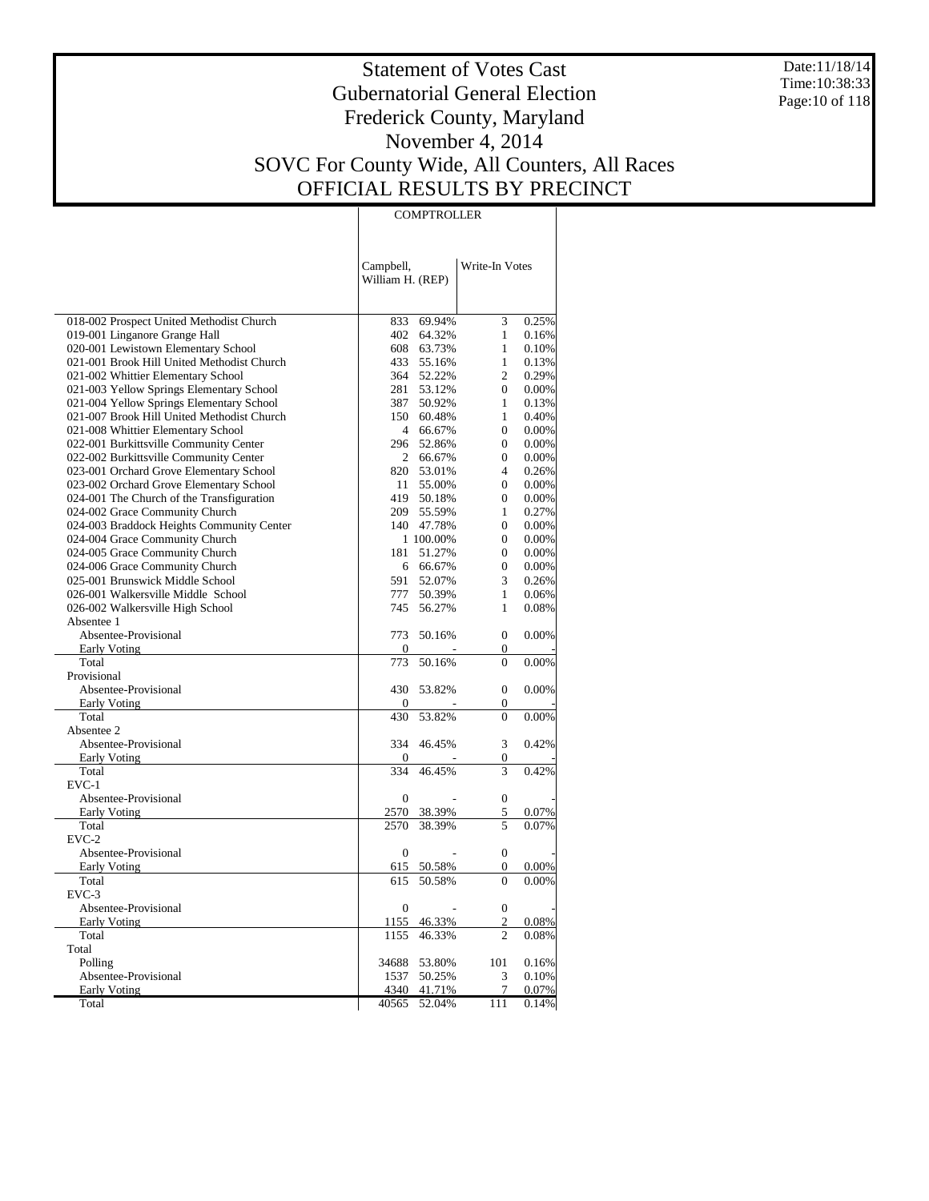# Statement of Votes Cast
## Gubernatorial General Election
## Frederick County, Maryland
## November 4, 2014
## SOVC For County Wide, All Counters, All Races
## OFFICIAL RESULTS BY PRECINCT

Date:11/18/14
Time:10:38:33

| | COMPTROLLER | | | |
|---|---|---|---|---|
| | Campbell, William H. (REP) | | Write-In Votes | |
| 018-002 Prospect United Methodist Church | 833 | 69.94% | 3 | 0.25% |
| 019-001 Linganore Grange Hall | 402 | 64.32% | 1 | 0.16% |
| 020-001 Lewistown Elementary School | 608 | 63.73% | 1 | 0.10% |
| 021-001 Brook Hill United Methodist Church | 433 | 55.16% | 1 | 0.13% |
| 021-002 Whittier Elementary School | 364 | 52.22% | 2 | 0.29% |
| 021-003 Yellow Springs Elementary School | 281 | 53.12% | 0 | 0.00% |
| 021-004 Yellow Springs Elementary School | 387 | 50.92% | 1 | 0.13% |
| 021-007 Brook Hill United Methodist Church | 150 | 60.48% | 1 | 0.40% |
| 021-008 Whittier Elementary School | 4 | 66.67% | 0 | 0.00% |
| 022-001 Burkittsville Community Center | 296 | 52.86% | 0 | 0.00% |
| 022-002 Burkittsville Community Center | 2 | 66.67% | 0 | 0.00% |
| 023-001 Orchard Grove Elementary School | 820 | 53.01% | 4 | 0.26% |
| 023-002 Orchard Grove Elementary School | 11 | 55.00% | 0 | 0.00% |
| 024-001 The Church of the Transfiguration | 419 | 50.18% | 0 | 0.00% |
| 024-002 Grace Community Church | 209 | 55.59% | 1 | 0.27% |
| 024-003 Braddock Heights Community Center | 140 | 47.78% | 0 | 0.00% |
| 024-004 Grace Community Church | 1 | 100.00% | 0 | 0.00% |
| 024-005 Grace Community Church | 181 | 51.27% | 0 | 0.00% |
| 024-006 Grace Community Church | 6 | 66.67% | 0 | 0.00% |
| 025-001 Brunswick Middle School | 591 | 52.07% | 3 | 0.26% |
| 026-001 Walkersville Middle School | 777 | 50.39% | 1 | 0.06% |
| 026-002 Walkersville High School | 745 | 56.27% | 1 | 0.08% |
| Absentee 1 | | | | |
| Absentee-Provisional | 773 | 50.16% | 0 | 0.00% |
| Early Voting | 0 | - | 0 | - |
| Total | 773 | 50.16% | 0 | 0.00% |
| Provisional | | | | |
| Absentee-Provisional | 430 | 53.82% | 0 | 0.00% |
| Early Voting | 0 | - | 0 | - |
| Total | 430 | 53.82% | 0 | 0.00% |
| Absentee 2 | | | | |
| Absentee-Provisional | 334 | 46.45% | 3 | 0.42% |
| Early Voting | 0 | - | 0 | - |
| Total | 334 | 46.45% | 3 | 0.42% |
| EVC-1 | | | | |
| Absentee-Provisional | 0 | - | 0 | - |
| Early Voting | 2570 | 38.39% | 5 | 0.07% |
| Total | 2570 | 38.39% | 5 | 0.07% |
| EVC-2 | | | | |
| Absentee-Provisional | 0 | - | 0 | - |
| Early Voting | 615 | 50.58% | 0 | 0.00% |
| Total | 615 | 50.58% | 0 | 0.00% |
| EVC-3 | | | | |
| Absentee-Provisional | 0 | - | 0 | - |
| Early Voting | 1155 | 46.33% | 2 | 0.08% |
| Total | 1155 | 46.33% | 2 | 0.08% |
| Total | | | | |
| Polling | 34688 | 53.80% | 101 | 0.16% |
| Absentee-Provisional | 1537 | 50.25% | 3 | 0.10% |
| Early Voting | 4340 | 41.71% | 7 | 0.07% |
| Total | 40565 | 52.04% | 111 | 0.14% |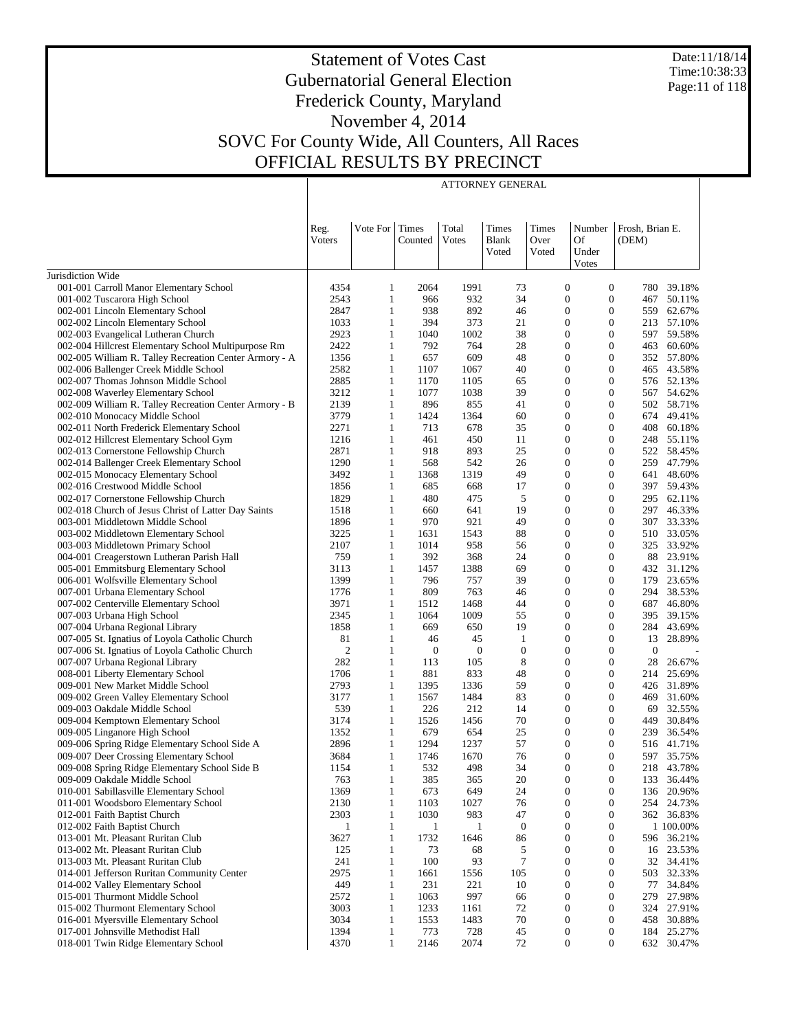# Statement of Votes Cast
## Gubernatorial General Election
## Frederick County, Maryland
## November 4, 2014
## SOVC For County Wide, All Counters, All Races
## OFFICIAL RESULTS BY PRECINCT

Date:11/18/14
Time:10:38:33

ATTORNEY GENERAL

| | Reg. Voters | Vote For | Times Counted | Total Votes | Times Blank Voted | Times Over Voted | Number Of Under Votes | Frosh, Brian E. (DEM) | |
|---|---|---|---|---|---|---|---|---|---|
| Jurisdiction Wide | | | | | | | | | |
| 001-001 Carroll Manor Elementary School | 4354 | 1 | 2064 | 1991 | 73 | 0 | 0 | 780 | 39.18% |
| 001-002 Tuscarora High School | 2543 | 1 | 966 | 932 | 34 | 0 | 0 | 467 | 50.11% |
| 002-001 Lincoln Elementary School | 2847 | 1 | 938 | 892 | 46 | 0 | 0 | 559 | 62.67% |
| 002-002 Lincoln Elementary School | 1033 | 1 | 394 | 373 | 21 | 0 | 0 | 213 | 57.10% |
| 002-003 Evangelical Lutheran Church | 2923 | 1 | 1040 | 1002 | 38 | 0 | 0 | 597 | 59.58% |
| 002-004 Hillcrest Elementary School Multipurpose Rm | 2422 | 1 | 792 | 764 | 28 | 0 | 0 | 463 | 60.60% |
| 002-005 William R. Talley Recreation Center Armory - A | 1356 | 1 | 657 | 609 | 48 | 0 | 0 | 352 | 57.80% |
| 002-006 Ballenger Creek Middle School | 2582 | 1 | 1107 | 1067 | 40 | 0 | 0 | 465 | 43.58% |
| 002-007 Thomas Johnson Middle School | 2885 | 1 | 1170 | 1105 | 65 | 0 | 0 | 576 | 52.13% |
| 002-008 Waverley Elementary School | 3212 | 1 | 1077 | 1038 | 39 | 0 | 0 | 567 | 54.62% |
| 002-009 William R. Talley Recreation Center Armory - B | 2139 | 1 | 896 | 855 | 41 | 0 | 0 | 502 | 58.71% |
| 002-010 Monocacy Middle School | 3779 | 1 | 1424 | 1364 | 60 | 0 | 0 | 674 | 49.41% |
| 002-011 North Frederick Elementary School | 2271 | 1 | 713 | 678 | 35 | 0 | 0 | 408 | 60.18% |
| 002-012 Hillcrest Elementary School Gym | 1216 | 1 | 461 | 450 | 11 | 0 | 0 | 248 | 55.11% |
| 002-013 Cornerstone Fellowship Church | 2871 | 1 | 918 | 893 | 25 | 0 | 0 | 522 | 58.45% |
| 002-014 Ballenger Creek Elementary School | 1290 | 1 | 568 | 542 | 26 | 0 | 0 | 259 | 47.79% |
| 002-015 Monocacy Elementary School | 3492 | 1 | 1368 | 1319 | 49 | 0 | 0 | 641 | 48.60% |
| 002-016 Crestwood Middle School | 1856 | 1 | 685 | 668 | 17 | 0 | 0 | 397 | 59.43% |
| 002-017 Cornerstone Fellowship Church | 1829 | 1 | 480 | 475 | 5 | 0 | 0 | 295 | 62.11% |
| 002-018 Church of Jesus Christ of Latter Day Saints | 1518 | 1 | 660 | 641 | 19 | 0 | 0 | 297 | 46.33% |
| 003-001 Middletown Middle School | 1896 | 1 | 970 | 921 | 49 | 0 | 0 | 307 | 33.33% |
| 003-002 Middletown Elementary School | 3225 | 1 | 1631 | 1543 | 88 | 0 | 0 | 510 | 33.05% |
| 003-003 Middletown Primary School | 2107 | 1 | 1014 | 958 | 56 | 0 | 0 | 325 | 33.92% |
| 004-001 Creagerstown Lutheran Parish Hall | 759 | 1 | 392 | 368 | 24 | 0 | 0 | 88 | 23.91% |
| 005-001 Emmitsburg Elementary School | 3113 | 1 | 1457 | 1388 | 69 | 0 | 0 | 432 | 31.12% |
| 006-001 Wolfsville Elementary School | 1399 | 1 | 796 | 757 | 39 | 0 | 0 | 179 | 23.65% |
| 007-001 Urbana Elementary School | 1776 | 1 | 809 | 763 | 46 | 0 | 0 | 294 | 38.53% |
| 007-002 Centerville Elementary School | 3971 | 1 | 1512 | 1468 | 44 | 0 | 0 | 687 | 46.80% |
| 007-003 Urbana High School | 2345 | 1 | 1064 | 1009 | 55 | 0 | 0 | 395 | 39.15% |
| 007-004 Urbana Regional Library | 1858 | 1 | 669 | 650 | 19 | 0 | 0 | 284 | 43.69% |
| 007-005 St. Ignatius of Loyola Catholic Church | 81 | 1 | 46 | 45 | 1 | 0 | 0 | 13 | 28.89% |
| 007-006 St. Ignatius of Loyola Catholic Church | 2 | 1 | 0 | 0 | 0 | 0 | 0 | 0 | - |
| 007-007 Urbana Regional Library | 282 | 1 | 113 | 105 | 8 | 0 | 0 | 28 | 26.67% |
| 008-001 Liberty Elementary School | 1706 | 1 | 881 | 833 | 48 | 0 | 0 | 214 | 25.69% |
| 009-001 New Market Middle School | 2793 | 1 | 1395 | 1336 | 59 | 0 | 0 | 426 | 31.89% |
| 009-002 Green Valley Elementary School | 3177 | 1 | 1567 | 1484 | 83 | 0 | 0 | 469 | 31.60% |
| 009-003 Oakdale Middle School | 539 | 1 | 226 | 212 | 14 | 0 | 0 | 69 | 32.55% |
| 009-004 Kemptown Elementary School | 3174 | 1 | 1526 | 1456 | 70 | 0 | 0 | 449 | 30.84% |
| 009-005 Linganore High School | 1352 | 1 | 679 | 654 | 25 | 0 | 0 | 239 | 36.54% |
| 009-006 Spring Ridge Elementary School Side A | 2896 | 1 | 1294 | 1237 | 57 | 0 | 0 | 516 | 41.71% |
| 009-007 Deer Crossing Elementary School | 3684 | 1 | 1746 | 1670 | 76 | 0 | 0 | 597 | 35.75% |
| 009-008 Spring Ridge Elementary School Side B | 1154 | 1 | 532 | 498 | 34 | 0 | 0 | 218 | 43.78% |
| 009-009 Oakdale Middle School | 763 | 1 | 385 | 365 | 20 | 0 | 0 | 133 | 36.44% |
| 010-001 Sabillasville Elementary School | 1369 | 1 | 673 | 649 | 24 | 0 | 0 | 136 | 20.96% |
| 011-001 Woodsboro Elementary School | 2130 | 1 | 1103 | 1027 | 76 | 0 | 0 | 254 | 24.73% |
| 012-001 Faith Baptist Church | 2303 | 1 | 1030 | 983 | 47 | 0 | 0 | 362 | 36.83% |
| 012-002 Faith Baptist Church | 1 | 1 | 1 | 1 | 0 | 0 | 0 | 1 | 100.00% |
| 013-001 Mt. Pleasant Ruritan Club | 3627 | 1 | 1732 | 1646 | 86 | 0 | 0 | 596 | 36.21% |
| 013-002 Mt. Pleasant Ruritan Club | 125 | 1 | 73 | 68 | 5 | 0 | 0 | 16 | 23.53% |
| 013-003 Mt. Pleasant Ruritan Club | 241 | 1 | 100 | 93 | 7 | 0 | 0 | 32 | 34.41% |
| 014-001 Jefferson Ruritan Community Center | 2975 | 1 | 1661 | 1556 | 105 | 0 | 0 | 503 | 32.33% |
| 014-002 Valley Elementary School | 449 | 1 | 231 | 221 | 10 | 0 | 0 | 77 | 34.84% |
| 015-001 Thurmont Middle School | 2572 | 1 | 1063 | 997 | 66 | 0 | 0 | 279 | 27.98% |
| 015-002 Thurmont Elementary School | 3003 | 1 | 1233 | 1161 | 72 | 0 | 0 | 324 | 27.91% |
| 016-001 Myersville Elementary School | 3034 | 1 | 1553 | 1483 | 70 | 0 | 0 | 458 | 30.88% |
| 017-001 Johnsville Methodist Hall | 1394 | 1 | 773 | 728 | 45 | 0 | 0 | 184 | 25.27% |
| 018-001 Twin Ridge Elementary School | 4370 | 1 | 2146 | 2074 | 72 | 0 | 0 | 632 | 30.47% |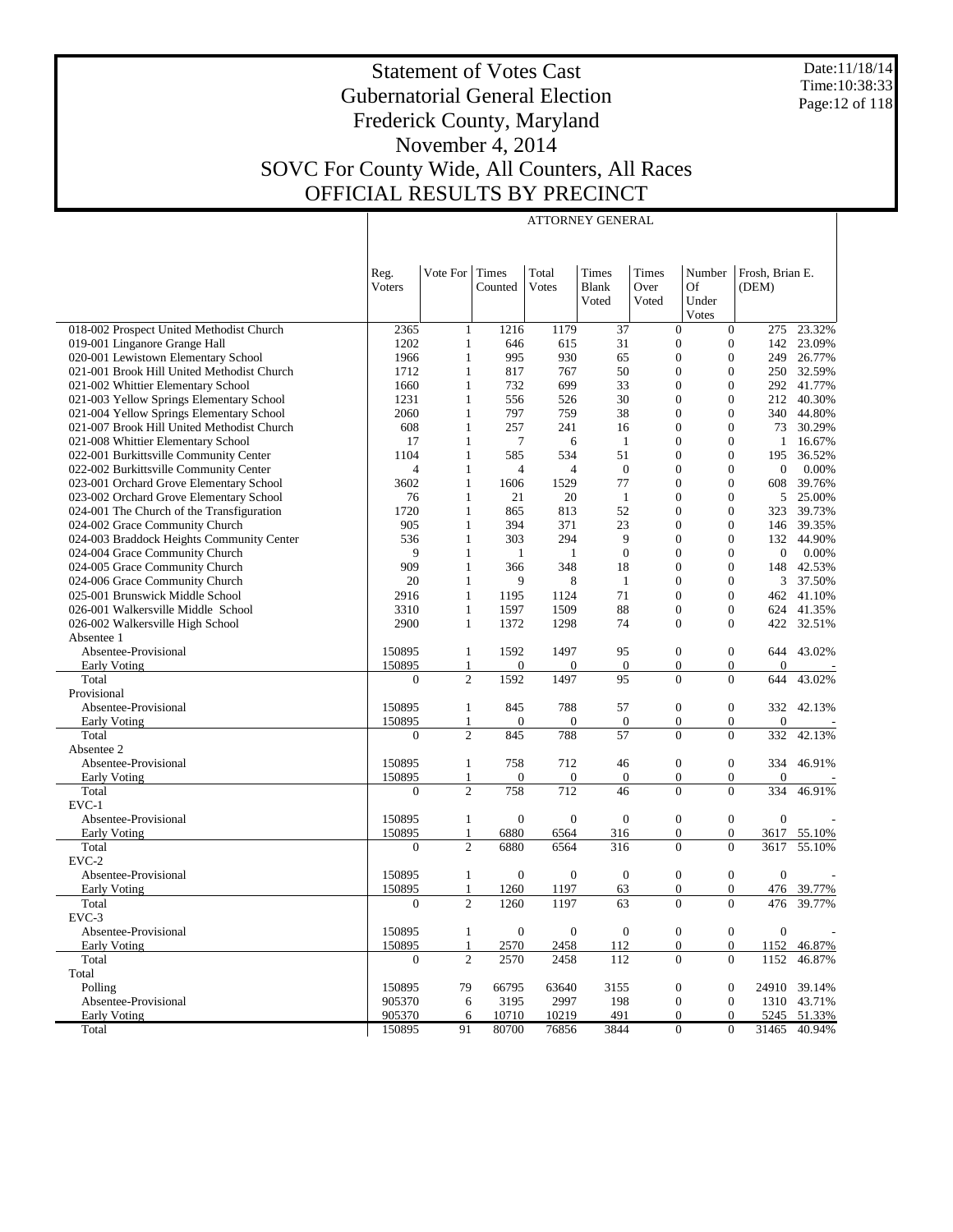# Statement of Votes Cast
# Gubernatorial General Election
# Frederick County, Maryland
# November 4, 2014
# SOVC For County Wide, All Counters, All Races
# OFFICIAL RESULTS BY PRECINCT

Date:11/18/14
Time:10:38:33

## ATTORNEY GENERAL

| | Reg. Voters | Vote For | Times Counted | Total Votes | Times Blank Voted | Times Over Voted | Number Of Under Votes | Frosh, Brian E. (DEM) | |
|---|---|---|---|---|---|---|---|---|---|
| 018-002 Prospect United Methodist Church | 2365 | 1 | 1216 | 1179 | 37 | 0 | 0 | 275 | 23.32% |
| 019-001 Linganore Grange Hall | 1202 | 1 | 646 | 615 | 31 | 0 | 0 | 142 | 23.09% |
| 020-001 Lewistown Elementary School | 1966 | 1 | 995 | 930 | 65 | 0 | 0 | 249 | 26.77% |
| 021-001 Brook Hill United Methodist Church | 1712 | 1 | 817 | 767 | 50 | 0 | 0 | 250 | 32.59% |
| 021-002 Whittier Elementary School | 1660 | 1 | 732 | 699 | 33 | 0 | 0 | 292 | 41.77% |
| 021-003 Yellow Springs Elementary School | 1231 | 1 | 556 | 526 | 30 | 0 | 0 | 212 | 40.30% |
| 021-004 Yellow Springs Elementary School | 2060 | 1 | 797 | 759 | 38 | 0 | 0 | 340 | 44.80% |
| 021-007 Brook Hill United Methodist Church | 608 | 1 | 257 | 241 | 16 | 0 | 0 | 73 | 30.29% |
| 021-008 Whittier Elementary School | 17 | 1 | 7 | 6 | 1 | 0 | 0 | 1 | 16.67% |
| 022-001 Burkittsville Community Center | 1104 | 1 | 585 | 534 | 51 | 0 | 0 | 195 | 36.52% |
| 022-002 Burkittsville Community Center | 4 | 1 | 4 | 4 | 0 | 0 | 0 | 0 | 0.00% |
| 023-001 Orchard Grove Elementary School | 3602 | 1 | 1606 | 1529 | 77 | 0 | 0 | 608 | 39.76% |
| 023-002 Orchard Grove Elementary School | 76 | 1 | 21 | 20 | 1 | 0 | 0 | 5 | 25.00% |
| 024-001 The Church of the Transfiguration | 1720 | 1 | 865 | 813 | 52 | 0 | 0 | 323 | 39.73% |
| 024-002 Grace Community Church | 905 | 1 | 394 | 371 | 23 | 0 | 0 | 146 | 39.35% |
| 024-003 Braddock Heights Community Center | 536 | 1 | 303 | 294 | 9 | 0 | 0 | 132 | 44.90% |
| 024-004 Grace Community Church | 9 | 1 | 1 | 1 | 0 | 0 | 0 | 0 | 0.00% |
| 024-005 Grace Community Church | 909 | 1 | 366 | 348 | 18 | 0 | 0 | 148 | 42.53% |
| 024-006 Grace Community Church | 20 | 1 | 9 | 8 | 1 | 0 | 0 | 3 | 37.50% |
| 025-001 Brunswick Middle School | 2916 | 1 | 1195 | 1124 | 71 | 0 | 0 | 462 | 41.10% |
| 026-001 Walkersville Middle School | 3310 | 1 | 1597 | 1509 | 88 | 0 | 0 | 624 | 41.35% |
| 026-002 Walkersville High School | 2900 | 1 | 1372 | 1298 | 74 | 0 | 0 | 422 | 32.51% |
| Absentee 1 | | | | | | | | | |
| Absentee-Provisional | 150895 | 1 | 1592 | 1497 | 95 | 0 | 0 | 644 | 43.02% |
| Early Voting | 150895 | 1 | 0 | 0 | 0 | 0 | 0 | 0 | - |
| Total | 0 | 2 | 1592 | 1497 | 95 | 0 | 0 | 644 | 43.02% |
| Provisional | | | | | | | | | |
| Absentee-Provisional | 150895 | 1 | 845 | 788 | 57 | 0 | 0 | 332 | 42.13% |
| Early Voting | 150895 | 1 | 0 | 0 | 0 | 0 | 0 | 0 | - |
| Total | 0 | 2 | 845 | 788 | 57 | 0 | 0 | 332 | 42.13% |
| Absentee 2 | | | | | | | | | |
| Absentee-Provisional | 150895 | 1 | 758 | 712 | 46 | 0 | 0 | 334 | 46.91% |
| Early Voting | 150895 | 1 | 0 | 0 | 0 | 0 | 0 | 0 | - |
| Total | 0 | 2 | 758 | 712 | 46 | 0 | 0 | 334 | 46.91% |
| EVC-1 | | | | | | | | | |
| Absentee-Provisional | 150895 | 1 | 0 | 0 | 0 | 0 | 0 | 0 | - |
| Early Voting | 150895 | 1 | 6880 | 6564 | 316 | 0 | 0 | 3617 | 55.10% |
| Total | 0 | 2 | 6880 | 6564 | 316 | 0 | 0 | 3617 | 55.10% |
| EVC-2 | | | | | | | | | |
| Absentee-Provisional | 150895 | 1 | 0 | 0 | 0 | 0 | 0 | 0 | - |
| Early Voting | 150895 | 1 | 1260 | 1197 | 63 | 0 | 0 | 476 | 39.77% |
| Total | 0 | 2 | 1260 | 1197 | 63 | 0 | 0 | 476 | 39.77% |
| EVC-3 | | | | | | | | | |
| Absentee-Provisional | 150895 | 1 | 0 | 0 | 0 | 0 | 0 | 0 | - |
| Early Voting | 150895 | 1 | 2570 | 2458 | 112 | 0 | 0 | 1152 | 46.87% |
| Total | 0 | 2 | 2570 | 2458 | 112 | 0 | 0 | 1152 | 46.87% |
| Total | | | | | | | | | |
| Polling | 150895 | 79 | 66795 | 63640 | 3155 | 0 | 0 | 24910 | 39.14% |
| Absentee-Provisional | 905370 | 6 | 3195 | 2997 | 198 | 0 | 0 | 1310 | 43.71% |
| Early Voting | 905370 | 6 | 10710 | 10219 | 491 | 0 | 0 | 5245 | 51.33% |
| Total | 150895 | 91 | 80700 | 76856 | 3844 | 0 | 0 | 31465 | 40.94% |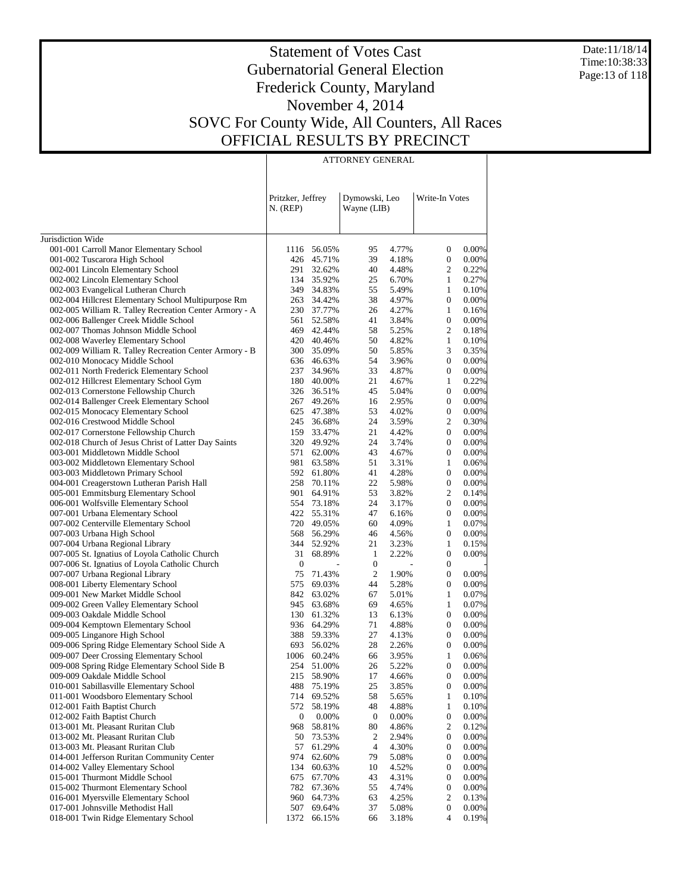# Statement of Votes Cast
# Gubernatorial General Election
# Frederick County, Maryland
# November 4, 2014
# SOVC For County Wide, All Counters, All Races
# OFFICIAL RESULTS BY PRECINCT

Date:11/18/14
Time:10:38:33

| | ATTORNEY GENERAL | | | | | |
|---|---|---|---|---|---|---|
| | Pritzker, Jeffrey N. (REP) | | Dymowski, Leo Wayne (LIB) | | Write-In Votes | |
| Jurisdiction Wide | | | | | | |
| 001-001 Carroll Manor Elementary School | 1116 | 56.05% | 95 | 4.77% | 0 | 0.00% |
| 001-002 Tuscarora High School | 426 | 45.71% | 39 | 4.18% | 0 | 0.00% |
| 002-001 Lincoln Elementary School | 291 | 32.62% | 40 | 4.48% | 2 | 0.22% |
| 002-002 Lincoln Elementary School | 134 | 35.92% | 25 | 6.70% | 1 | 0.27% |
| 002-003 Evangelical Lutheran Church | 349 | 34.83% | 55 | 5.49% | 1 | 0.10% |
| 002-004 Hillcrest Elementary School Multipurpose Rm | 263 | 34.42% | 38 | 4.97% | 0 | 0.00% |
| 002-005 William R. Talley Recreation Center Armory - A | 230 | 37.77% | 26 | 4.27% | 1 | 0.16% |
| 002-006 Ballenger Creek Middle School | 561 | 52.58% | 41 | 3.84% | 0 | 0.00% |
| 002-007 Thomas Johnson Middle School | 469 | 42.44% | 58 | 5.25% | 2 | 0.18% |
| 002-008 Waverley Elementary School | 420 | 40.46% | 50 | 4.82% | 1 | 0.10% |
| 002-009 William R. Talley Recreation Center Armory - B | 300 | 35.09% | 50 | 5.85% | 3 | 0.35% |
| 002-010 Monocacy Middle School | 636 | 46.63% | 54 | 3.96% | 0 | 0.00% |
| 002-011 North Frederick Elementary School | 237 | 34.96% | 33 | 4.87% | 0 | 0.00% |
| 002-012 Hillcrest Elementary School Gym | 180 | 40.00% | 21 | 4.67% | 1 | 0.22% |
| 002-013 Cornerstone Fellowship Church | 326 | 36.51% | 45 | 5.04% | 0 | 0.00% |
| 002-014 Ballenger Creek Elementary School | 267 | 49.26% | 16 | 2.95% | 0 | 0.00% |
| 002-015 Monocacy Elementary School | 625 | 47.38% | 53 | 4.02% | 0 | 0.00% |
| 002-016 Crestwood Middle School | 245 | 36.68% | 24 | 3.59% | 2 | 0.30% |
| 002-017 Cornerstone Fellowship Church | 159 | 33.47% | 21 | 4.42% | 0 | 0.00% |
| 002-018 Church of Jesus Christ of Latter Day Saints | 320 | 49.92% | 24 | 3.74% | 0 | 0.00% |
| 003-001 Middletown Middle School | 571 | 62.00% | 43 | 4.67% | 0 | 0.00% |
| 003-002 Middletown Elementary School | 981 | 63.58% | 51 | 3.31% | 1 | 0.06% |
| 003-003 Middletown Primary School | 592 | 61.80% | 41 | 4.28% | 0 | 0.00% |
| 004-001 Creagerstown Lutheran Parish Hall | 258 | 70.11% | 22 | 5.98% | 0 | 0.00% |
| 005-001 Emmitsburg Elementary School | 901 | 64.91% | 53 | 3.82% | 2 | 0.14% |
| 006-001 Wolfsville Elementary School | 554 | 73.18% | 24 | 3.17% | 0 | 0.00% |
| 007-001 Urbana Elementary School | 422 | 55.31% | 47 | 6.16% | 0 | 0.00% |
| 007-002 Centerville Elementary School | 720 | 49.05% | 60 | 4.09% | 1 | 0.07% |
| 007-003 Urbana High School | 568 | 56.29% | 46 | 4.56% | 0 | 0.00% |
| 007-004 Urbana Regional Library | 344 | 52.92% | 21 | 3.23% | 1 | 0.15% |
| 007-005 St. Ignatius of Loyola Catholic Church | 31 | 68.89% | 1 | 2.22% | 0 | 0.00% |
| 007-006 St. Ignatius of Loyola Catholic Church | 0 | - | 0 | - | 0 | - |
| 007-007 Urbana Regional Library | 75 | 71.43% | 2 | 1.90% | 0 | 0.00% |
| 008-001 Liberty Elementary School | 575 | 69.03% | 44 | 5.28% | 0 | 0.00% |
| 009-001 New Market Middle School | 842 | 63.02% | 67 | 5.01% | 1 | 0.07% |
| 009-002 Green Valley Elementary School | 945 | 63.68% | 69 | 4.65% | 1 | 0.07% |
| 009-003 Oakdale Middle School | 130 | 61.32% | 13 | 6.13% | 0 | 0.00% |
| 009-004 Kemptown Elementary School | 936 | 64.29% | 71 | 4.88% | 0 | 0.00% |
| 009-005 Linganore High School | 388 | 59.33% | 27 | 4.13% | 0 | 0.00% |
| 009-006 Spring Ridge Elementary School Side A | 693 | 56.02% | 28 | 2.26% | 0 | 0.00% |
| 009-007 Deer Crossing Elementary School | 1006 | 60.24% | 66 | 3.95% | 1 | 0.06% |
| 009-008 Spring Ridge Elementary School Side B | 254 | 51.00% | 26 | 5.22% | 0 | 0.00% |
| 009-009 Oakdale Middle School | 215 | 58.90% | 17 | 4.66% | 0 | 0.00% |
| 010-001 Sabillasville Elementary School | 488 | 75.19% | 25 | 3.85% | 0 | 0.00% |
| 011-001 Woodsboro Elementary School | 714 | 69.52% | 58 | 5.65% | 1 | 0.10% |
| 012-001 Faith Baptist Church | 572 | 58.19% | 48 | 4.88% | 1 | 0.10% |
| 012-002 Faith Baptist Church | 0 | 0.00% | 0 | 0.00% | 0 | 0.00% |
| 013-001 Mt. Pleasant Ruritan Club | 968 | 58.81% | 80 | 4.86% | 2 | 0.12% |
| 013-002 Mt. Pleasant Ruritan Club | 50 | 73.53% | 2 | 2.94% | 0 | 0.00% |
| 013-003 Mt. Pleasant Ruritan Club | 57 | 61.29% | 4 | 4.30% | 0 | 0.00% |
| 014-001 Jefferson Ruritan Community Center | 974 | 62.60% | 79 | 5.08% | 0 | 0.00% |
| 014-002 Valley Elementary School | 134 | 60.63% | 10 | 4.52% | 0 | 0.00% |
| 015-001 Thurmont Middle School | 675 | 67.70% | 43 | 4.31% | 0 | 0.00% |
| 015-002 Thurmont Elementary School | 782 | 67.36% | 55 | 4.74% | 0 | 0.00% |
| 016-001 Myersville Elementary School | 960 | 64.73% | 63 | 4.25% | 2 | 0.13% |
| 017-001 Johnsville Methodist Hall | 507 | 69.64% | 37 | 5.08% | 0 | 0.00% |
| 018-001 Twin Ridge Elementary School | 1372 | 66.15% | 66 | 3.18% | 4 | 0.19% |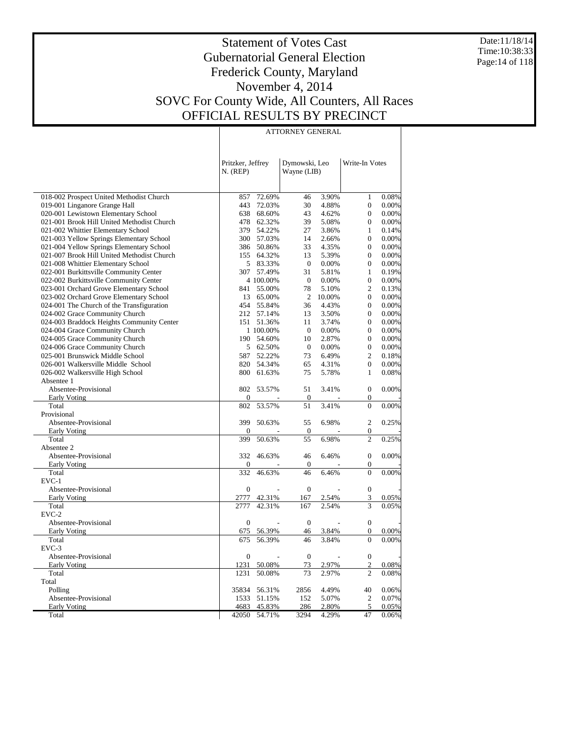# Statement of Votes Cast
# Gubernatorial General Election
# Frederick County, Maryland
# November 4, 2014
# SOVC For County Wide, All Counters, All Races
# OFFICIAL RESULTS BY PRECINCT

Date:11/18/14
Time:10:38:33

ATTORNEY GENERAL

| | Pritzker, Jeffrey N. (REP) | | Dymowski, Leo Wayne (LIB) | | Write-In Votes | |
|---|---|---|---|---|---|---|
| 018-002 Prospect United Methodist Church | 857 | 72.69% | 46 | 3.90% | 1 | 0.08% |
| 019-001 Linganore Grange Hall | 443 | 72.03% | 30 | 4.88% | 0 | 0.00% |
| 020-001 Lewistown Elementary School | 638 | 68.60% | 43 | 4.62% | 0 | 0.00% |
| 021-001 Brook Hill United Methodist Church | 478 | 62.32% | 39 | 5.08% | 0 | 0.00% |
| 021-002 Whittier Elementary School | 379 | 54.22% | 27 | 3.86% | 1 | 0.14% |
| 021-003 Yellow Springs Elementary School | 300 | 57.03% | 14 | 2.66% | 0 | 0.00% |
| 021-004 Yellow Springs Elementary School | 386 | 50.86% | 33 | 4.35% | 0 | 0.00% |
| 021-007 Brook Hill United Methodist Church | 155 | 64.32% | 13 | 5.39% | 0 | 0.00% |
| 021-008 Whittier Elementary School | 5 | 83.33% | 0 | 0.00% | 0 | 0.00% |
| 022-001 Burkittsville Community Center | 307 | 57.49% | 31 | 5.81% | 1 | 0.19% |
| 022-002 Burkittsville Community Center | 4 | 100.00% | 0 | 0.00% | 0 | 0.00% |
| 023-001 Orchard Grove Elementary School | 841 | 55.00% | 78 | 5.10% | 2 | 0.13% |
| 023-002 Orchard Grove Elementary School | 13 | 65.00% | 2 | 10.00% | 0 | 0.00% |
| 024-001 The Church of the Transfiguration | 454 | 55.84% | 36 | 4.43% | 0 | 0.00% |
| 024-002 Grace Community Church | 212 | 57.14% | 13 | 3.50% | 0 | 0.00% |
| 024-003 Braddock Heights Community Center | 151 | 51.36% | 11 | 3.74% | 0 | 0.00% |
| 024-004 Grace Community Church | 1 | 100.00% | 0 | 0.00% | 0 | 0.00% |
| 024-005 Grace Community Church | 190 | 54.60% | 10 | 2.87% | 0 | 0.00% |
| 024-006 Grace Community Church | 5 | 62.50% | 0 | 0.00% | 0 | 0.00% |
| 025-001 Brunswick Middle School | 587 | 52.22% | 73 | 6.49% | 2 | 0.18% |
| 026-001 Walkersville Middle School | 820 | 54.34% | 65 | 4.31% | 0 | 0.00% |
| 026-002 Walkersville High School | 800 | 61.63% | 75 | 5.78% | 1 | 0.08% |
| Absentee 1 | | | | | | |
| Absentee-Provisional | 802 | 53.57% | 51 | 3.41% | 0 | 0.00% |
| Early Voting | 0 | - | 0 | - | 0 | - |
| Total | 802 | 53.57% | 51 | 3.41% | 0 | 0.00% |
| Provisional | | | | | | |
| Absentee-Provisional | 399 | 50.63% | 55 | 6.98% | 2 | 0.25% |
| Early Voting | 0 | - | 0 | - | 0 | - |
| Total | 399 | 50.63% | 55 | 6.98% | 2 | 0.25% |
| Absentee 2 | | | | | | |
| Absentee-Provisional | 332 | 46.63% | 46 | 6.46% | 0 | 0.00% |
| Early Voting | 0 | - | 0 | - | 0 | - |
| Total | 332 | 46.63% | 46 | 6.46% | 0 | 0.00% |
| EVC-1 | | | | | | |
| Absentee-Provisional | 0 | - | 0 | - | 0 | - |
| Early Voting | 2777 | 42.31% | 167 | 2.54% | 3 | 0.05% |
| Total | 2777 | 42.31% | 167 | 2.54% | 3 | 0.05% |
| EVC-2 | | | | | | |
| Absentee-Provisional | 0 | - | 0 | - | 0 | - |
| Early Voting | 675 | 56.39% | 46 | 3.84% | 0 | 0.00% |
| Total | 675 | 56.39% | 46 | 3.84% | 0 | 0.00% |
| EVC-3 | | | | | | |
| Absentee-Provisional | 0 | - | 0 | - | 0 | - |
| Early Voting | 1231 | 50.08% | 73 | 2.97% | 2 | 0.08% |
| Total | 1231 | 50.08% | 73 | 2.97% | 2 | 0.08% |
| Total | | | | | | |
| Polling | 35834 | 56.31% | 2856 | 4.49% | 40 | 0.06% |
| Absentee-Provisional | 1533 | 51.15% | 152 | 5.07% | 2 | 0.07% |
| Early Voting | 4683 | 45.83% | 286 | 2.80% | 5 | 0.05% |
| Total | 42050 | 54.71% | 3294 | 4.29% | 47 | 0.06% |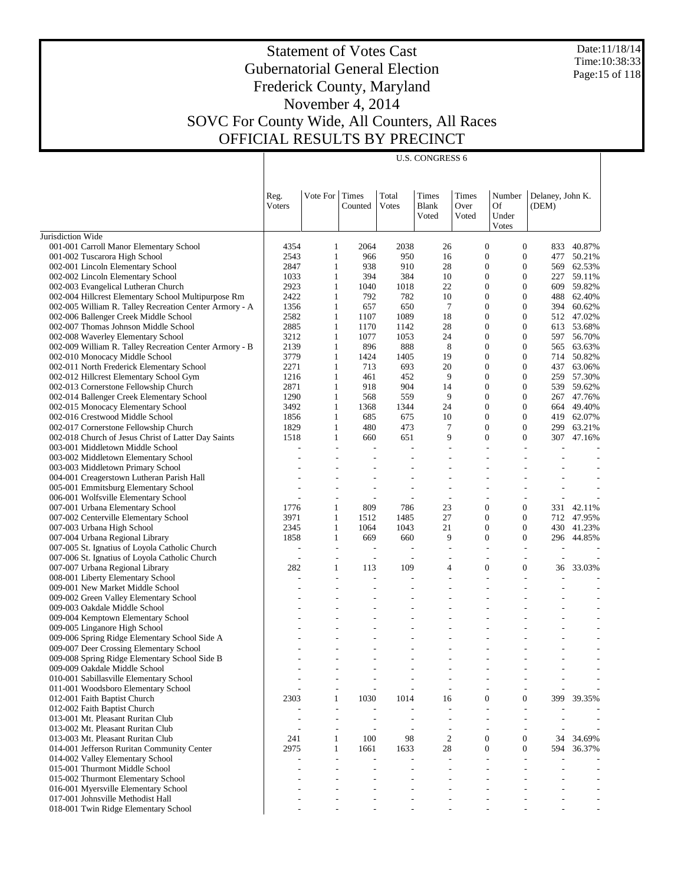# Statement of Votes Cast
## Gubernatorial General Election
## Frederick County, Maryland
## November 4, 2014
## SOVC For County Wide, All Counters, All Races
## OFFICIAL RESULTS BY PRECINCT

Date:11/18/14
Time:10:38:33

| | U.S. CONGRESS 6 | | | | | | | | |
|---|---|---|---|---|---|---|---|---|---|
| | Reg. Voters | Vote For | Times Counted | Total Votes | Times Blank Voted | Times Over Voted | Number Of Under Votes | Delaney, John K. (DEM) | |
| Jurisdiction Wide | | | | | | | | | |
| 001-001 Carroll Manor Elementary School | 4354 | 1 | 2064 | 2038 | 26 | 0 | 0 | 833 | 40.87% |
| 001-002 Tuscarora High School | 2543 | 1 | 966 | 950 | 16 | 0 | 0 | 477 | 50.21% |
| 002-001 Lincoln Elementary School | 2847 | 1 | 938 | 910 | 28 | 0 | 0 | 569 | 62.53% |
| 002-002 Lincoln Elementary School | 1033 | 1 | 394 | 384 | 10 | 0 | 0 | 227 | 59.11% |
| 002-003 Evangelical Lutheran Church | 2923 | 1 | 1040 | 1018 | 22 | 0 | 0 | 609 | 59.82% |
| 002-004 Hillcrest Elementary School Multipurpose Rm | 2422 | 1 | 792 | 782 | 10 | 0 | 0 | 488 | 62.40% |
| 002-005 William R. Talley Recreation Center Armory - A | 1356 | 1 | 657 | 650 | 7 | 0 | 0 | 394 | 60.62% |
| 002-006 Ballenger Creek Middle School | 2582 | 1 | 1107 | 1089 | 18 | 0 | 0 | 512 | 47.02% |
| 002-007 Thomas Johnson Middle School | 2885 | 1 | 1170 | 1142 | 28 | 0 | 0 | 613 | 53.68% |
| 002-008 Waverley Elementary School | 3212 | 1 | 1077 | 1053 | 24 | 0 | 0 | 597 | 56.70% |
| 002-009 William R. Talley Recreation Center Armory - B | 2139 | 1 | 896 | 888 | 8 | 0 | 0 | 565 | 63.63% |
| 002-010 Monocacy Middle School | 3779 | 1 | 1424 | 1405 | 19 | 0 | 0 | 714 | 50.82% |
| 002-011 North Frederick Elementary School | 2271 | 1 | 713 | 693 | 20 | 0 | 0 | 437 | 63.06% |
| 002-012 Hillcrest Elementary School Gym | 1216 | 1 | 461 | 452 | 9 | 0 | 0 | 259 | 57.30% |
| 002-013 Cornerstone Fellowship Church | 2871 | 1 | 918 | 904 | 14 | 0 | 0 | 539 | 59.62% |
| 002-014 Ballenger Creek Elementary School | 1290 | 1 | 568 | 559 | 9 | 0 | 0 | 267 | 47.76% |
| 002-015 Monocacy Elementary School | 3492 | 1 | 1368 | 1344 | 24 | 0 | 0 | 664 | 49.40% |
| 002-016 Crestwood Middle School | 1856 | 1 | 685 | 675 | 10 | 0 | 0 | 419 | 62.07% |
| 002-017 Cornerstone Fellowship Church | 1829 | 1 | 480 | 473 | 7 | 0 | 0 | 299 | 63.21% |
| 002-018 Church of Jesus Christ of Latter Day Saints | 1518 | 1 | 660 | 651 | 9 | 0 | 0 | 307 | 47.16% |
| 003-001 Middletown Middle School | - | - | - | - | - | - | - | - | - |
| 003-002 Middletown Elementary School | - | - | - | - | - | - | - | - | - |
| 003-003 Middletown Primary School | - | - | - | - | - | - | - | - | - |
| 004-001 Creagerstown Lutheran Parish Hall | - | - | - | - | - | - | - | - | - |
| 005-001 Emmitsburg Elementary School | - | - | - | - | - | - | - | - | - |
| 006-001 Wolfsville Elementary School | - | - | - | - | - | - | - | - | - |
| 007-001 Urbana Elementary School | 1776 | 1 | 809 | 786 | 23 | 0 | 0 | 331 | 42.11% |
| 007-002 Centerville Elementary School | 3971 | 1 | 1512 | 1485 | 27 | 0 | 0 | 712 | 47.95% |
| 007-003 Urbana High School | 2345 | 1 | 1064 | 1043 | 21 | 0 | 0 | 430 | 41.23% |
| 007-004 Urbana Regional Library | 1858 | 1 | 669 | 660 | 9 | 0 | 0 | 296 | 44.85% |
| 007-005 St. Ignatius of Loyola Catholic Church | - | - | - | - | - | - | - | - | - |
| 007-006 St. Ignatius of Loyola Catholic Church | - | - | - | - | - | - | - | - | - |
| 007-007 Urbana Regional Library | 282 | 1 | 113 | 109 | 4 | 0 | 0 | 36 | 33.03% |
| 008-001 Liberty Elementary School | - | - | - | - | - | - | - | - | - |
| 009-001 New Market Middle School | - | - | - | - | - | - | - | - | - |
| 009-002 Green Valley Elementary School | - | - | - | - | - | - | - | - | - |
| 009-003 Oakdale Middle School | - | - | - | - | - | - | - | - | - |
| 009-004 Kemptown Elementary School | - | - | - | - | - | - | - | - | - |
| 009-005 Linganore High School | - | - | - | - | - | - | - | - | - |
| 009-006 Spring Ridge Elementary School Side A | - | - | - | - | - | - | - | - | - |
| 009-007 Deer Crossing Elementary School | - | - | - | - | - | - | - | - | - |
| 009-008 Spring Ridge Elementary School Side B | - | - | - | - | - | - | - | - | - |
| 009-009 Oakdale Middle School | - | - | - | - | - | - | - | - | - |
| 010-001 Sabillasville Elementary School | - | - | - | - | - | - | - | - | - |
| 011-001 Woodsboro Elementary School | - | - | - | - | - | - | - | - | - |
| 012-001 Faith Baptist Church | 2303 | 1 | 1030 | 1014 | 16 | 0 | 0 | 399 | 39.35% |
| 012-002 Faith Baptist Church | - | - | - | - | - | - | - | - | - |
| 013-001 Mt. Pleasant Ruritan Club | - | - | - | - | - | - | - | - | - |
| 013-002 Mt. Pleasant Ruritan Club | - | - | - | - | - | - | - | - | - |
| 013-003 Mt. Pleasant Ruritan Club | 241 | 1 | 100 | 98 | 2 | 0 | 0 | 34 | 34.69% |
| 014-001 Jefferson Ruritan Community Center | 2975 | 1 | 1661 | 1633 | 28 | 0 | 0 | 594 | 36.37% |
| 014-002 Valley Elementary School | - | - | - | - | - | - | - | - | - |
| 015-001 Thurmont Middle School | - | - | - | - | - | - | - | - | - |
| 015-002 Thurmont Elementary School | - | - | - | - | - | - | - | - | - |
| 016-001 Myersville Elementary School | - | - | - | - | - | - | - | - | - |
| 017-001 Johnsville Methodist Hall | - | - | - | - | - | - | - | - | - |
| 018-001 Twin Ridge Elementary School | - | - | - | - | - | - | - | - | - |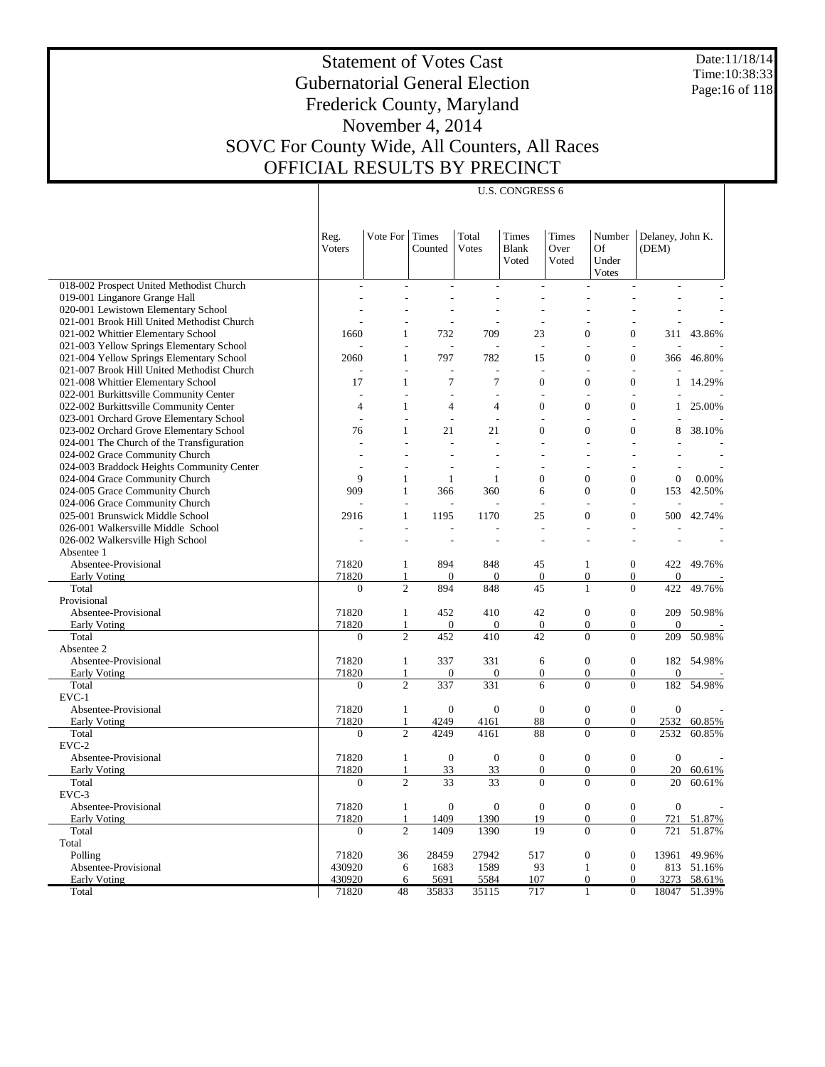# Statement of Votes Cast
## Gubernatorial General Election
## Frederick County, Maryland
## November 4, 2014
## SOVC For County Wide, All Counters, All Races
## OFFICIAL RESULTS BY PRECINCT

Date:11/18/14
Time:10:38:33

| | U.S. CONGRESS 6 | | | | | | | | |
|---|---|---|---|---|---|---|---|---|---|
| | Reg. Voters | Vote For | Times Counted | Total Votes | Times Blank Voted | Times Over Voted | Number Of Under Votes | Delaney, John K. (DEM) | |
| 018-002 Prospect United Methodist Church | - | - | - | - | - | - | - | - | - |
| 019-001 Linganore Grange Hall | - | - | - | - | - | - | - | - | - |
| 020-001 Lewistown Elementary School | - | - | - | - | - | - | - | - | - |
| 021-001 Brook Hill United Methodist Church | - | - | - | - | - | - | - | - | - |
| 021-002 Whittier Elementary School | 1660 | 1 | 732 | 709 | 23 | 0 | 0 | 311 | 43.86% |
| 021-003 Yellow Springs Elementary School | - | - | - | - | - | - | - | - | - |
| 021-004 Yellow Springs Elementary School | 2060 | 1 | 797 | 782 | 15 | 0 | 0 | 366 | 46.80% |
| 021-007 Brook Hill United Methodist Church | - | - | - | - | - | - | - | - | - |
| 021-008 Whittier Elementary School | 17 | 1 | 7 | 7 | 0 | 0 | 0 | 1 | 14.29% |
| 022-001 Burkittsville Community Center | - | - | - | - | - | - | - | - | - |
| 022-002 Burkittsville Community Center | 4 | 1 | 4 | 4 | 0 | 0 | 0 | 1 | 25.00% |
| 023-001 Orchard Grove Elementary School | - | - | - | - | - | - | - | - | - |
| 023-002 Orchard Grove Elementary School | 76 | 1 | 21 | 21 | 0 | 0 | 0 | 8 | 38.10% |
| 024-001 The Church of the Transfiguration | - | - | - | - | - | - | - | - | - |
| 024-002 Grace Community Church | - | - | - | - | - | - | - | - | - |
| 024-003 Braddock Heights Community Center | - | - | - | - | - | - | - | - | - |
| 024-004 Grace Community Church | 9 | 1 | 1 | 1 | 0 | 0 | 0 | 0 | 0.00% |
| 024-005 Grace Community Church | 909 | 1 | 366 | 360 | 6 | 0 | 0 | 153 | 42.50% |
| 024-006 Grace Community Church | - | - | - | - | - | - | - | - | - |
| 025-001 Brunswick Middle School | 2916 | 1 | 1195 | 1170 | 25 | 0 | 0 | 500 | 42.74% |
| 026-001 Walkersville Middle School | - | - | - | - | - | - | - | - | - |
| 026-002 Walkersville High School | - | - | - | - | - | - | - | - | - |
| Absentee 1 | | | | | | | | | |
| Absentee-Provisional | 71820 | 1 | 894 | 848 | 45 | 1 | 0 | 422 | 49.76% |
| Early Voting | 71820 | 1 | 0 | 0 | 0 | 0 | 0 | 0 | - |
| Total | 0 | 2 | 894 | 848 | 45 | 1 | 0 | 422 | 49.76% |
| Provisional | | | | | | | | | |
| Absentee-Provisional | 71820 | 1 | 452 | 410 | 42 | 0 | 0 | 209 | 50.98% |
| Early Voting | 71820 | 1 | 0 | 0 | 0 | 0 | 0 | 0 | - |
| Total | 0 | 2 | 452 | 410 | 42 | 0 | 0 | 209 | 50.98% |
| Absentee 2 | | | | | | | | | |
| Absentee-Provisional | 71820 | 1 | 337 | 331 | 6 | 0 | 0 | 182 | 54.98% |
| Early Voting | 71820 | 1 | 0 | 0 | 0 | 0 | 0 | 0 | - |
| Total | 0 | 2 | 337 | 331 | 6 | 0 | 0 | 182 | 54.98% |
| EVC-1 | | | | | | | | | |
| Absentee-Provisional | 71820 | 1 | 0 | 0 | 0 | 0 | 0 | 0 | - |
| Early Voting | 71820 | 1 | 4249 | 4161 | 88 | 0 | 0 | 2532 | 60.85% |
| Total | 0 | 2 | 4249 | 4161 | 88 | 0 | 0 | 2532 | 60.85% |
| EVC-2 | | | | | | | | | |
| Absentee-Provisional | 71820 | 1 | 0 | 0 | 0 | 0 | 0 | 0 | - |
| Early Voting | 71820 | 1 | 33 | 33 | 0 | 0 | 0 | 20 | 60.61% |
| Total | 0 | 2 | 33 | 33 | 0 | 0 | 0 | 20 | 60.61% |
| EVC-3 | | | | | | | | | |
| Absentee-Provisional | 71820 | 1 | 0 | 0 | 0 | 0 | 0 | 0 | - |
| Early Voting | 71820 | 1 | 1409 | 1390 | 19 | 0 | 0 | 721 | 51.87% |
| Total | 0 | 2 | 1409 | 1390 | 19 | 0 | 0 | 721 | 51.87% |
| Total | | | | | | | | | |
| Polling | 71820 | 36 | 28459 | 27942 | 517 | 0 | 0 | 13961 | 49.96% |
| Absentee-Provisional | 430920 | 6 | 1683 | 1589 | 93 | 1 | 0 | 813 | 51.16% |
| Early Voting | 430920 | 6 | 5691 | 5584 | 107 | 0 | 0 | 3273 | 58.61% |
| Total | 71820 | 48 | 35833 | 35115 | 717 | 1 | 0 | 18047 | 51.39% |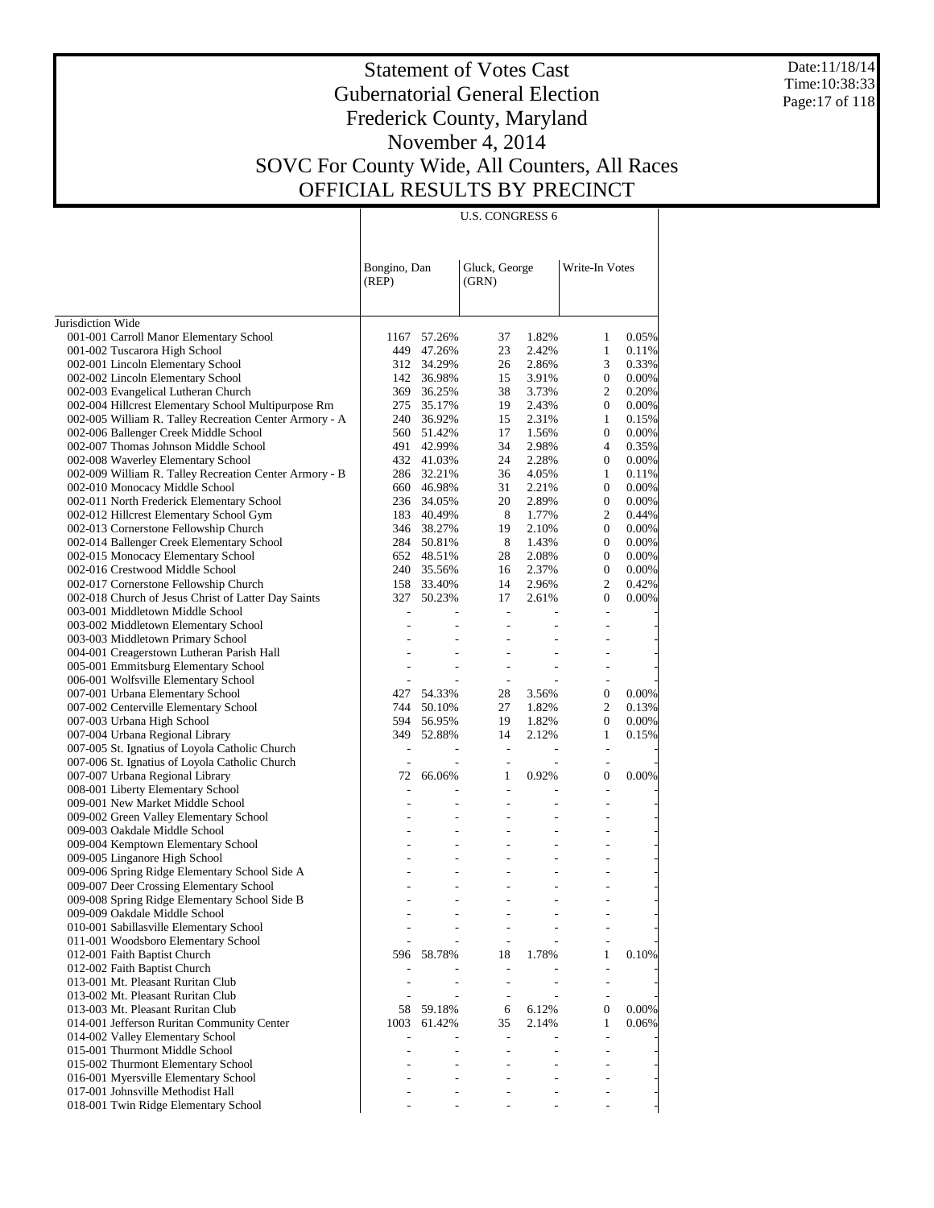# Statement of Votes Cast
## Gubernatorial General Election
## Frederick County, Maryland
## November 4, 2014
## SOVC For County Wide, All Counters, All Races
## OFFICIAL RESULTS BY PRECINCT

Date:11/18/14
Time:10:38:33

| | U.S. CONGRESS 6 | | | | | |
|---|---|---|---|---|---|---|
| | Bongino, Dan (REP) | | Gluck, George (GRN) | | Write-In Votes | |
| Jurisdiction Wide | | | | | | |
| 001-001 Carroll Manor Elementary School | 1167 | 57.26% | 37 | 1.82% | 1 | 0.05% |
| 001-002 Tuscarora High School | 449 | 47.26% | 23 | 2.42% | 1 | 0.11% |
| 002-001 Lincoln Elementary School | 312 | 34.29% | 26 | 2.86% | 3 | 0.33% |
| 002-002 Lincoln Elementary School | 142 | 36.98% | 15 | 3.91% | 0 | 0.00% |
| 002-003 Evangelical Lutheran Church | 369 | 36.25% | 38 | 3.73% | 2 | 0.20% |
| 002-004 Hillcrest Elementary School Multipurpose Rm | 275 | 35.17% | 19 | 2.43% | 0 | 0.00% |
| 002-005 William R. Talley Recreation Center Armory - A | 240 | 36.92% | 15 | 2.31% | 1 | 0.15% |
| 002-006 Ballenger Creek Middle School | 560 | 51.42% | 17 | 1.56% | 0 | 0.00% |
| 002-007 Thomas Johnson Middle School | 491 | 42.99% | 34 | 2.98% | 4 | 0.35% |
| 002-008 Waverley Elementary School | 432 | 41.03% | 24 | 2.28% | 0 | 0.00% |
| 002-009 William R. Talley Recreation Center Armory - B | 286 | 32.21% | 36 | 4.05% | 1 | 0.11% |
| 002-010 Monocacy Middle School | 660 | 46.98% | 31 | 2.21% | 0 | 0.00% |
| 002-011 North Frederick Elementary School | 236 | 34.05% | 20 | 2.89% | 0 | 0.00% |
| 002-012 Hillcrest Elementary School Gym | 183 | 40.49% | 8 | 1.77% | 2 | 0.44% |
| 002-013 Cornerstone Fellowship Church | 346 | 38.27% | 19 | 2.10% | 0 | 0.00% |
| 002-014 Ballenger Creek Elementary School | 284 | 50.81% | 8 | 1.43% | 0 | 0.00% |
| 002-015 Monocacy Elementary School | 652 | 48.51% | 28 | 2.08% | 0 | 0.00% |
| 002-016 Crestwood Middle School | 240 | 35.56% | 16 | 2.37% | 0 | 0.00% |
| 002-017 Cornerstone Fellowship Church | 158 | 33.40% | 14 | 2.96% | 2 | 0.42% |
| 002-018 Church of Jesus Christ of Latter Day Saints | 327 | 50.23% | 17 | 2.61% | 0 | 0.00% |
| 003-001 Middletown Middle School | - | - | - | - | - | - |
| 003-002 Middletown Elementary School | - | - | - | - | - | - |
| 003-003 Middletown Primary School | - | - | - | - | - | - |
| 004-001 Creagerstown Lutheran Parish Hall | - | - | - | - | - | - |
| 005-001 Emmitsburg Elementary School | - | - | - | - | - | - |
| 006-001 Wolfsville Elementary School | - | - | - | - | - | - |
| 007-001 Urbana Elementary School | 427 | 54.33% | 28 | 3.56% | 0 | 0.00% |
| 007-002 Centerville Elementary School | 744 | 50.10% | 27 | 1.82% | 2 | 0.13% |
| 007-003 Urbana High School | 594 | 56.95% | 19 | 1.82% | 0 | 0.00% |
| 007-004 Urbana Regional Library | 349 | 52.88% | 14 | 2.12% | 1 | 0.15% |
| 007-005 St. Ignatius of Loyola Catholic Church | - | - | - | - | - | - |
| 007-006 St. Ignatius of Loyola Catholic Church | - | - | - | - | - | - |
| 007-007 Urbana Regional Library | 72 | 66.06% | 1 | 0.92% | 0 | 0.00% |
| 008-001 Liberty Elementary School | - | - | - | - | - | - |
| 009-001 New Market Middle School | - | - | - | - | - | - |
| 009-002 Green Valley Elementary School | - | - | - | - | - | - |
| 009-003 Oakdale Middle School | - | - | - | - | - | - |
| 009-004 Kemptown Elementary School | - | - | - | - | - | - |
| 009-005 Linganore High School | - | - | - | - | - | - |
| 009-006 Spring Ridge Elementary School Side A | - | - | - | - | - | - |
| 009-007 Deer Crossing Elementary School | - | - | - | - | - | - |
| 009-008 Spring Ridge Elementary School Side B | - | - | - | - | - | - |
| 009-009 Oakdale Middle School | - | - | - | - | - | - |
| 010-001 Sabillasville Elementary School | - | - | - | - | - | - |
| 011-001 Woodsboro Elementary School | - | - | - | - | - | - |
| 012-001 Faith Baptist Church | 596 | 58.78% | 18 | 1.78% | 1 | 0.10% |
| 012-002 Faith Baptist Church | - | - | - | - | - | - |
| 013-001 Mt. Pleasant Ruritan Club | - | - | - | - | - | - |
| 013-002 Mt. Pleasant Ruritan Club | - | - | - | - | - | - |
| 013-003 Mt. Pleasant Ruritan Club | 58 | 59.18% | 6 | 6.12% | 0 | 0.00% |
| 014-001 Jefferson Ruritan Community Center | 1003 | 61.42% | 35 | 2.14% | 1 | 0.06% |
| 014-002 Valley Elementary School | - | - | - | - | - | - |
| 015-001 Thurmont Middle School | - | - | - | - | - | - |
| 015-002 Thurmont Elementary School | - | - | - | - | - | - |
| 016-001 Myersville Elementary School | - | - | - | - | - | - |
| 017-001 Johnsville Methodist Hall | - | - | - | - | - | - |
| 018-001 Twin Ridge Elementary School | - | - | - | - | - | - |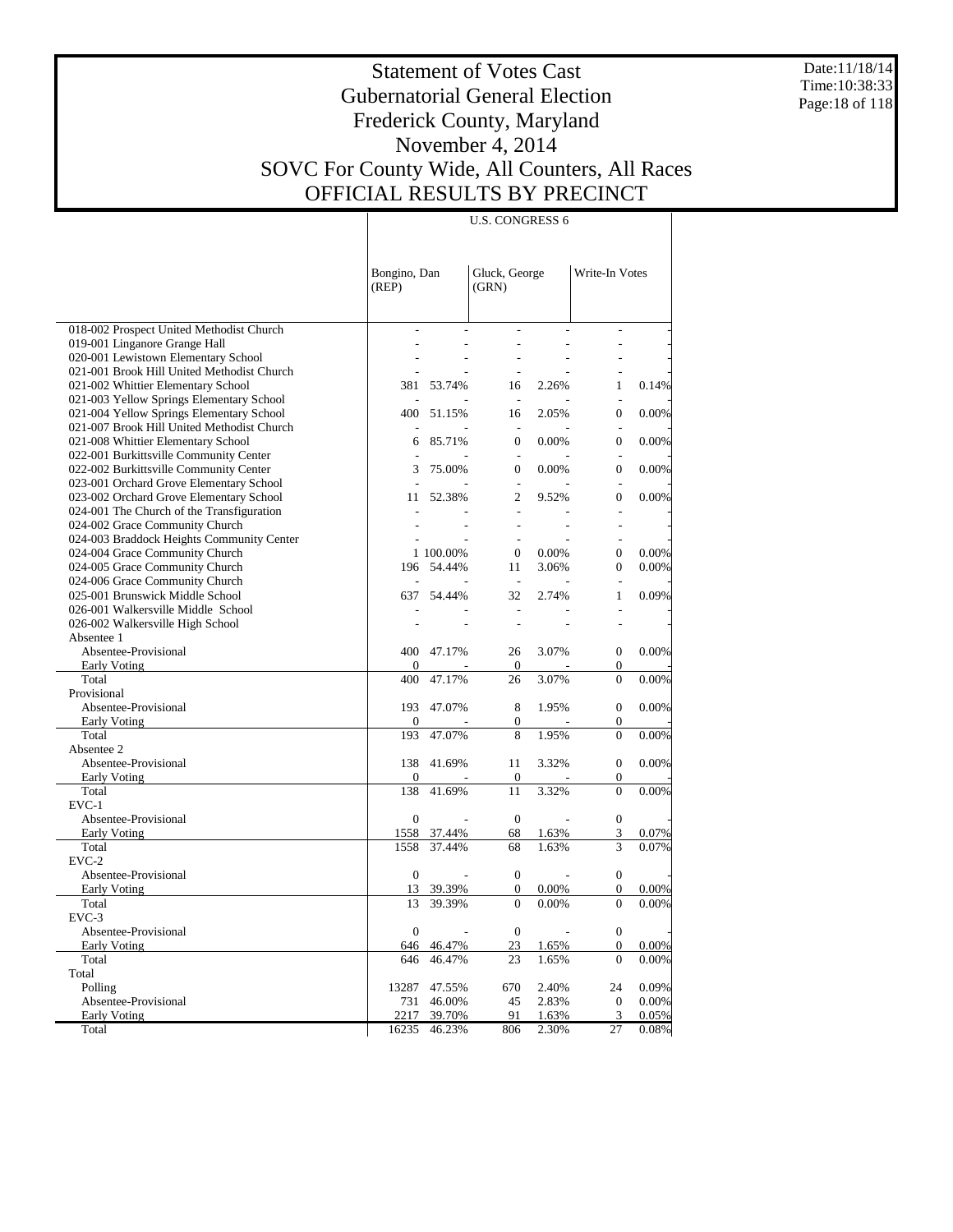# Statement of Votes Cast
## Gubernatorial General Election
## Frederick County, Maryland
## November 4, 2014
## SOVC For County Wide, All Counters, All Races
## OFFICIAL RESULTS BY PRECINCT

Date:11/18/14
Time:10:38:33

| | U.S. CONGRESS 6 | | | | | |
|---|---|---|---|---|---|---|
| | Bongino, Dan (REP) | | Gluck, George (GRN) | | Write-In Votes | |
| 018-002 Prospect United Methodist Church | - | - | - | - | - | - |
| 019-001 Linganore Grange Hall | - | - | - | - | - | - |
| 020-001 Lewistown Elementary School | - | - | - | - | - | - |
| 021-001 Brook Hill United Methodist Church | - | - | - | - | - | - |
| 021-002 Whittier Elementary School | 381 | 53.74% | 16 | 2.26% | 1 | 0.14% |
| 021-003 Yellow Springs Elementary School | - | - | - | - | - | - |
| 021-004 Yellow Springs Elementary School | 400 | 51.15% | 16 | 2.05% | 0 | 0.00% |
| 021-007 Brook Hill United Methodist Church | - | - | - | - | - | - |
| 021-008 Whittier Elementary School | 6 | 85.71% | 0 | 0.00% | 0 | 0.00% |
| 022-001 Burkittsville Community Center | - | - | - | - | - | - |
| 022-002 Burkittsville Community Center | 3 | 75.00% | 0 | 0.00% | 0 | 0.00% |
| 023-001 Orchard Grove Elementary School | - | - | - | - | - | - |
| 023-002 Orchard Grove Elementary School | 11 | 52.38% | 2 | 9.52% | 0 | 0.00% |
| 024-001 The Church of the Transfiguration | - | - | - | - | - | - |
| 024-002 Grace Community Church | - | - | - | - | - | - |
| 024-003 Braddock Heights Community Center | - | - | - | - | - | - |
| 024-004 Grace Community Church | 1 | 100.00% | 0 | 0.00% | 0 | 0.00% |
| 024-005 Grace Community Church | 196 | 54.44% | 11 | 3.06% | 0 | 0.00% |
| 024-006 Grace Community Church | - | - | - | - | - | - |
| 025-001 Brunswick Middle School | 637 | 54.44% | 32 | 2.74% | 1 | 0.09% |
| 026-001 Walkersville Middle School | - | - | - | - | - | - |
| 026-002 Walkersville High School | - | - | - | - | - | - |
| Absentee 1 | | | | | | |
| Absentee-Provisional | 400 | 47.17% | 26 | 3.07% | 0 | 0.00% |
| Early Voting | 0 | - | 0 | - | 0 | - |
| Total | 400 | 47.17% | 26 | 3.07% | 0 | 0.00% |
| Provisional | | | | | | |
| Absentee-Provisional | 193 | 47.07% | 8 | 1.95% | 0 | 0.00% |
| Early Voting | 0 | - | 0 | - | 0 | - |
| Total | 193 | 47.07% | 8 | 1.95% | 0 | 0.00% |
| Absentee 2 | | | | | | |
| Absentee-Provisional | 138 | 41.69% | 11 | 3.32% | 0 | 0.00% |
| Early Voting | 0 | - | 0 | - | 0 | - |
| Total | 138 | 41.69% | 11 | 3.32% | 0 | 0.00% |
| EVC-1 | | | | | | |
| Absentee-Provisional | 0 | - | 0 | - | 0 | - |
| Early Voting | 1558 | 37.44% | 68 | 1.63% | 3 | 0.07% |
| Total | 1558 | 37.44% | 68 | 1.63% | 3 | 0.07% |
| EVC-2 | | | | | | |
| Absentee-Provisional | 0 | - | 0 | - | 0 | - |
| Early Voting | 13 | 39.39% | 0 | 0.00% | 0 | 0.00% |
| Total | 13 | 39.39% | 0 | 0.00% | 0 | 0.00% |
| EVC-3 | | | | | | |
| Absentee-Provisional | 0 | - | 0 | - | 0 | - |
| Early Voting | 646 | 46.47% | 23 | 1.65% | 0 | 0.00% |
| Total | 646 | 46.47% | 23 | 1.65% | 0 | 0.00% |
| Total | | | | | | |
| Polling | 13287 | 47.55% | 670 | 2.40% | 24 | 0.09% |
| Absentee-Provisional | 731 | 46.00% | 45 | 2.83% | 0 | 0.00% |
| Early Voting | 2217 | 39.70% | 91 | 1.63% | 3 | 0.05% |
| Total | 16235 | 46.23% | 806 | 2.30% | 27 | 0.08% |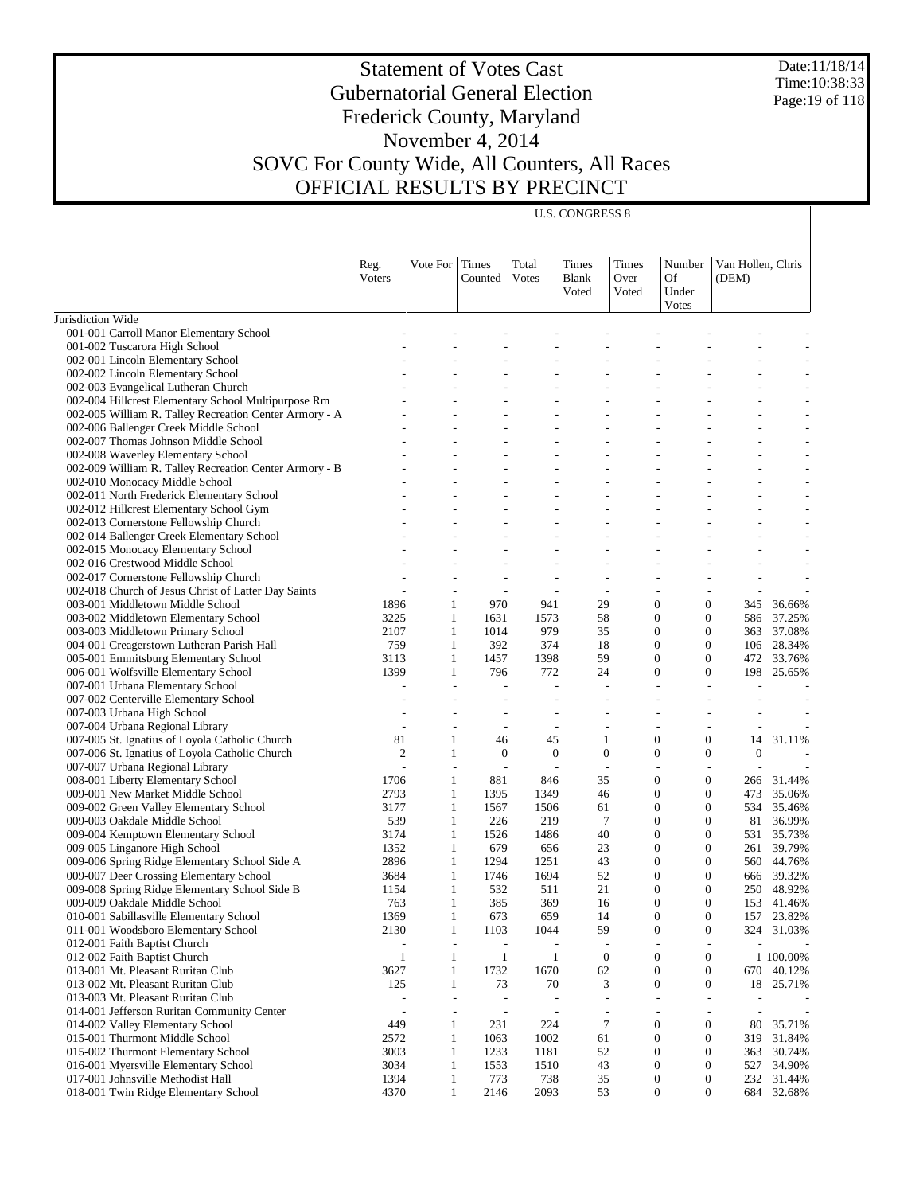# Statement of Votes Cast
## Gubernatorial General Election
## Frederick County, Maryland
## November 4, 2014
## SOVC For County Wide, All Counters, All Races
## OFFICIAL RESULTS BY PRECINCT

Date:11/18/14
Time:10:38:33

| | U.S. CONGRESS 8 | | | | | | | | |
|---|---|---|---|---|---|---|---|---|---|
| | Reg. Voters | Vote For | Times Counted | Total Votes | Times Blank Voted | Times Over Voted | Number Of Under Votes | Van Hollen, Chris (DEM) | |
| Jurisdiction Wide | | | | | | | | | |
| 001-001 Carroll Manor Elementary School | - | - | - | - | - | - | - | - | - |
| 001-002 Tuscarora High School | - | - | - | - | - | - | - | - | - |
| 002-001 Lincoln Elementary School | - | - | - | - | - | - | - | - | - |
| 002-002 Lincoln Elementary School | - | - | - | - | - | - | - | - | - |
| 002-003 Evangelical Lutheran Church | - | - | - | - | - | - | - | - | - |
| 002-004 Hillcrest Elementary School Multipurpose Rm | - | - | - | - | - | - | - | - | - |
| 002-005 William R. Talley Recreation Center Armory - A | - | - | - | - | - | - | - | - | - |
| 002-006 Ballenger Creek Middle School | - | - | - | - | - | - | - | - | - |
| 002-007 Thomas Johnson Middle School | - | - | - | - | - | - | - | - | - |
| 002-008 Waverley Elementary School | - | - | - | - | - | - | - | - | - |
| 002-009 William R. Talley Recreation Center Armory - B | - | - | - | - | - | - | - | - | - |
| 002-010 Monocacy Middle School | - | - | - | - | - | - | - | - | - |
| 002-011 North Frederick Elementary School | - | - | - | - | - | - | - | - | - |
| 002-012 Hillcrest Elementary School Gym | - | - | - | - | - | - | - | - | - |
| 002-013 Cornerstone Fellowship Church | - | - | - | - | - | - | - | - | - |
| 002-014 Ballenger Creek Elementary School | - | - | - | - | - | - | - | - | - |
| 002-015 Monocacy Elementary School | - | - | - | - | - | - | - | - | - |
| 002-016 Crestwood Middle School | - | - | - | - | - | - | - | - | - |
| 002-017 Cornerstone Fellowship Church | - | - | - | - | - | - | - | - | - |
| 002-018 Church of Jesus Christ of Latter Day Saints | - | - | - | - | - | - | - | - | - |
| 003-001 Middletown Middle School | 1896 | 1 | 970 | 941 | 29 | 0 | 0 | 345 | 36.66% |
| 003-002 Middletown Elementary School | 3225 | 1 | 1631 | 1573 | 58 | 0 | 0 | 586 | 37.25% |
| 003-003 Middletown Primary School | 2107 | 1 | 1014 | 979 | 35 | 0 | 0 | 363 | 37.08% |
| 004-001 Creagerstown Lutheran Parish Hall | 759 | 1 | 392 | 374 | 18 | 0 | 0 | 106 | 28.34% |
| 005-001 Emmitsburg Elementary School | 3113 | 1 | 1457 | 1398 | 59 | 0 | 0 | 472 | 33.76% |
| 006-001 Wolfsville Elementary School | 1399 | 1 | 796 | 772 | 24 | 0 | 0 | 198 | 25.65% |
| 007-001 Urbana Elementary School | - | - | - | - | - | - | - | - | - |
| 007-002 Centerville Elementary School | - | - | - | - | - | - | - | - | - |
| 007-003 Urbana High School | - | - | - | - | - | - | - | - | - |
| 007-004 Urbana Regional Library | - | - | - | - | - | - | - | - | - |
| 007-005 St. Ignatius of Loyola Catholic Church | 81 | 1 | 46 | 45 | 1 | 0 | 0 | 14 | 31.11% |
| 007-006 St. Ignatius of Loyola Catholic Church | 2 | 1 | 0 | 0 | 0 | 0 | 0 | 0 | - |
| 007-007 Urbana Regional Library | - | - | - | - | - | - | - | - | - |
| 008-001 Liberty Elementary School | 1706 | 1 | 881 | 846 | 35 | 0 | 0 | 266 | 31.44% |
| 009-001 New Market Middle School | 2793 | 1 | 1395 | 1349 | 46 | 0 | 0 | 473 | 35.06% |
| 009-002 Green Valley Elementary School | 3177 | 1 | 1567 | 1506 | 61 | 0 | 0 | 534 | 35.46% |
| 009-003 Oakdale Middle School | 539 | 1 | 226 | 219 | 7 | 0 | 0 | 81 | 36.99% |
| 009-004 Kemptown Elementary School | 3174 | 1 | 1526 | 1486 | 40 | 0 | 0 | 531 | 35.73% |
| 009-005 Linganore High School | 1352 | 1 | 679 | 656 | 23 | 0 | 0 | 261 | 39.79% |
| 009-006 Spring Ridge Elementary School Side A | 2896 | 1 | 1294 | 1251 | 43 | 0 | 0 | 560 | 44.76% |
| 009-007 Deer Crossing Elementary School | 3684 | 1 | 1746 | 1694 | 52 | 0 | 0 | 666 | 39.32% |
| 009-008 Spring Ridge Elementary School Side B | 1154 | 1 | 532 | 511 | 21 | 0 | 0 | 250 | 48.92% |
| 009-009 Oakdale Middle School | 763 | 1 | 385 | 369 | 16 | 0 | 0 | 153 | 41.46% |
| 010-001 Sabillasville Elementary School | 1369 | 1 | 673 | 659 | 14 | 0 | 0 | 157 | 23.82% |
| 011-001 Woodsboro Elementary School | 2130 | 1 | 1103 | 1044 | 59 | 0 | 0 | 324 | 31.03% |
| 012-001 Faith Baptist Church | - | - | - | - | - | - | - | - | - |
| 012-002 Faith Baptist Church | 1 | 1 | 1 | 1 | 0 | 0 | 0 | 1 | 100.00% |
| 013-001 Mt. Pleasant Ruritan Club | 3627 | 1 | 1732 | 1670 | 62 | 0 | 0 | 670 | 40.12% |
| 013-002 Mt. Pleasant Ruritan Club | 125 | 1 | 73 | 70 | 3 | 0 | 0 | 18 | 25.71% |
| 013-003 Mt. Pleasant Ruritan Club | - | - | - | - | - | - | - | - | - |
| 014-001 Jefferson Ruritan Community Center | - | - | - | - | - | - | - | - | - |
| 014-002 Valley Elementary School | 449 | 1 | 231 | 224 | 7 | 0 | 0 | 80 | 35.71% |
| 015-001 Thurmont Middle School | 2572 | 1 | 1063 | 1002 | 61 | 0 | 0 | 319 | 31.84% |
| 015-002 Thurmont Elementary School | 3003 | 1 | 1233 | 1181 | 52 | 0 | 0 | 363 | 30.74% |
| 016-001 Myersville Elementary School | 3034 | 1 | 1553 | 1510 | 43 | 0 | 0 | 527 | 34.90% |
| 017-001 Johnsville Methodist Hall | 1394 | 1 | 773 | 738 | 35 | 0 | 0 | 232 | 31.44% |
| 018-001 Twin Ridge Elementary School | 4370 | 1 | 2146 | 2093 | 53 | 0 | 0 | 684 | 32.68% |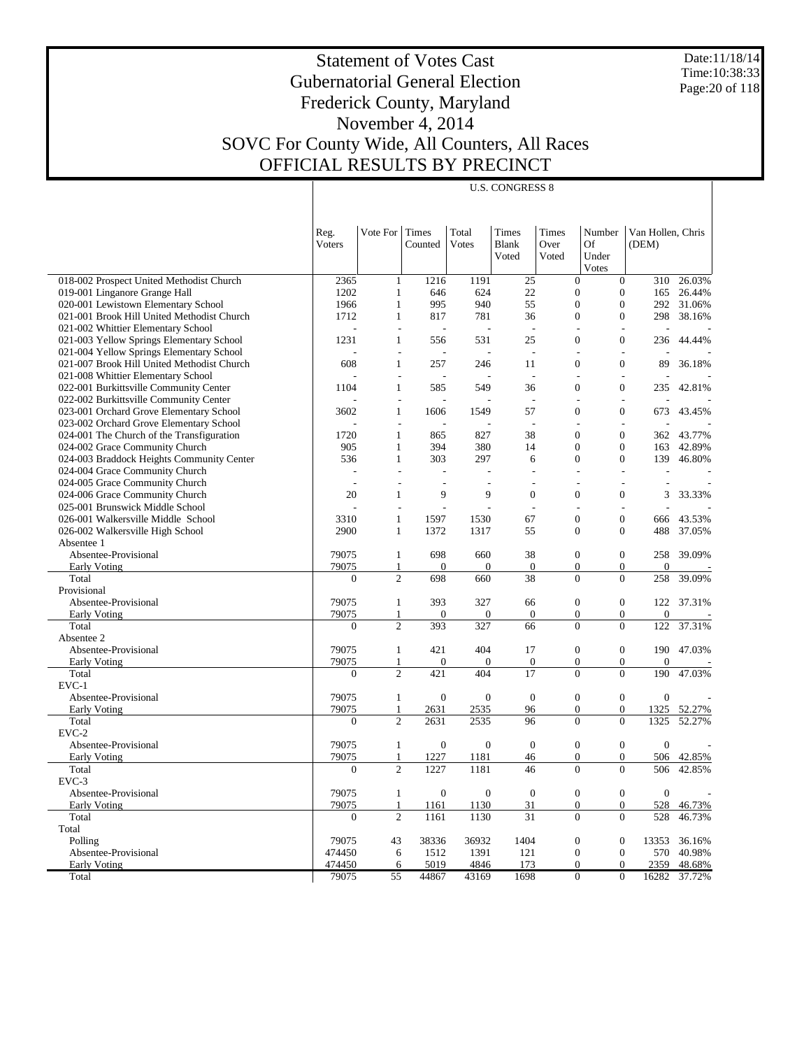# Statement of Votes Cast
## Gubernatorial General Election
## Frederick County, Maryland
## November 4, 2014
## SOVC For County Wide, All Counters, All Races
## OFFICIAL RESULTS BY PRECINCT

Date:11/18/14
Time:10:38:33

| | U.S. CONGRESS 8 | | | | | | | | |
|---|---|---|---|---|---|---|---|---|---|
| | Reg. Voters | Vote For | Times Counted | Total Votes | Times Blank Voted | Times Over Voted | Number Of Under Votes | Van Hollen, Chris (DEM) | |
| 018-002 Prospect United Methodist Church | 2365 | 1 | 1216 | 1191 | 25 | 0 | 0 | 310 | 26.03% |
| 019-001 Linganore Grange Hall | 1202 | 1 | 646 | 624 | 22 | 0 | 0 | 165 | 26.44% |
| 020-001 Lewistown Elementary School | 1966 | 1 | 995 | 940 | 55 | 0 | 0 | 292 | 31.06% |
| 021-001 Brook Hill United Methodist Church | 1712 | 1 | 817 | 781 | 36 | 0 | 0 | 298 | 38.16% |
| 021-002 Whittier Elementary School | - | - | - | - | - | - | - | - | - |
| 021-003 Yellow Springs Elementary School | 1231 | 1 | 556 | 531 | 25 | 0 | 0 | 236 | 44.44% |
| 021-004 Yellow Springs Elementary School | - | - | - | - | - | - | - | - | - |
| 021-007 Brook Hill United Methodist Church | 608 | 1 | 257 | 246 | 11 | 0 | 0 | 89 | 36.18% |
| 021-008 Whittier Elementary School | - | - | - | - | - | - | - | - | - |
| 022-001 Burkittsville Community Center | 1104 | 1 | 585 | 549 | 36 | 0 | 0 | 235 | 42.81% |
| 022-002 Burkittsville Community Center | - | - | - | - | - | - | - | - | - |
| 023-001 Orchard Grove Elementary School | 3602 | 1 | 1606 | 1549 | 57 | 0 | 0 | 673 | 43.45% |
| 023-002 Orchard Grove Elementary School | - | - | - | - | - | - | - | - | - |
| 024-001 The Church of the Transfiguration | 1720 | 1 | 865 | 827 | 38 | 0 | 0 | 362 | 43.77% |
| 024-002 Grace Community Church | 905 | 1 | 394 | 380 | 14 | 0 | 0 | 163 | 42.89% |
| 024-003 Braddock Heights Community Center | 536 | 1 | 303 | 297 | 6 | 0 | 0 | 139 | 46.80% |
| 024-004 Grace Community Church | - | - | - | - | - | - | - | - | - |
| 024-005 Grace Community Church | - | - | - | - | - | - | - | - | - |
| 024-006 Grace Community Church | 20 | 1 | 9 | 9 | 0 | 0 | 0 | 3 | 33.33% |
| 025-001 Brunswick Middle School | - | - | - | - | - | - | - | - | - |
| 026-001 Walkersville Middle School | 3310 | 1 | 1597 | 1530 | 67 | 0 | 0 | 666 | 43.53% |
| 026-002 Walkersville High School | 2900 | 1 | 1372 | 1317 | 55 | 0 | 0 | 488 | 37.05% |
| Absentee 1 | | | | | | | | | |
| Absentee-Provisional | 79075 | 1 | 698 | 660 | 38 | 0 | 0 | 258 | 39.09% |
| Early Voting | 79075 | 1 | 0 | 0 | 0 | 0 | 0 | 0 | - |
| Total | 0 | 2 | 698 | 660 | 38 | 0 | 0 | 258 | 39.09% |
| Provisional | | | | | | | | | |
| Absentee-Provisional | 79075 | 1 | 393 | 327 | 66 | 0 | 0 | 122 | 37.31% |
| Early Voting | 79075 | 1 | 0 | 0 | 0 | 0 | 0 | 0 | - |
| Total | 0 | 2 | 393 | 327 | 66 | 0 | 0 | 122 | 37.31% |
| Absentee 2 | | | | | | | | | |
| Absentee-Provisional | 79075 | 1 | 421 | 404 | 17 | 0 | 0 | 190 | 47.03% |
| Early Voting | 79075 | 1 | 0 | 0 | 0 | 0 | 0 | 0 | - |
| Total | 0 | 2 | 421 | 404 | 17 | 0 | 0 | 190 | 47.03% |
| EVC-1 | | | | | | | | | |
| Absentee-Provisional | 79075 | 1 | 0 | 0 | 0 | 0 | 0 | 0 | - |
| Early Voting | 79075 | 1 | 2631 | 2535 | 96 | 0 | 0 | 1325 | 52.27% |
| Total | 0 | 2 | 2631 | 2535 | 96 | 0 | 0 | 1325 | 52.27% |
| EVC-2 | | | | | | | | | |
| Absentee-Provisional | 79075 | 1 | 0 | 0 | 0 | 0 | 0 | 0 | - |
| Early Voting | 79075 | 1 | 1227 | 1181 | 46 | 0 | 0 | 506 | 42.85% |
| Total | 0 | 2 | 1227 | 1181 | 46 | 0 | 0 | 506 | 42.85% |
| EVC-3 | | | | | | | | | |
| Absentee-Provisional | 79075 | 1 | 0 | 0 | 0 | 0 | 0 | 0 | - |
| Early Voting | 79075 | 1 | 1161 | 1130 | 31 | 0 | 0 | 528 | 46.73% |
| Total | 0 | 2 | 1161 | 1130 | 31 | 0 | 0 | 528 | 46.73% |
| Total | | | | | | | | | |
| Polling | 79075 | 43 | 38336 | 36932 | 1404 | 0 | 0 | 13353 | 36.16% |
| Absentee-Provisional | 474450 | 6 | 1512 | 1391 | 121 | 0 | 0 | 570 | 40.98% |
| Early Voting | 474450 | 6 | 5019 | 4846 | 173 | 0 | 0 | 2359 | 48.68% |
| Total | 79075 | 55 | 44867 | 43169 | 1698 | 0 | 0 | 16282 | 37.72% |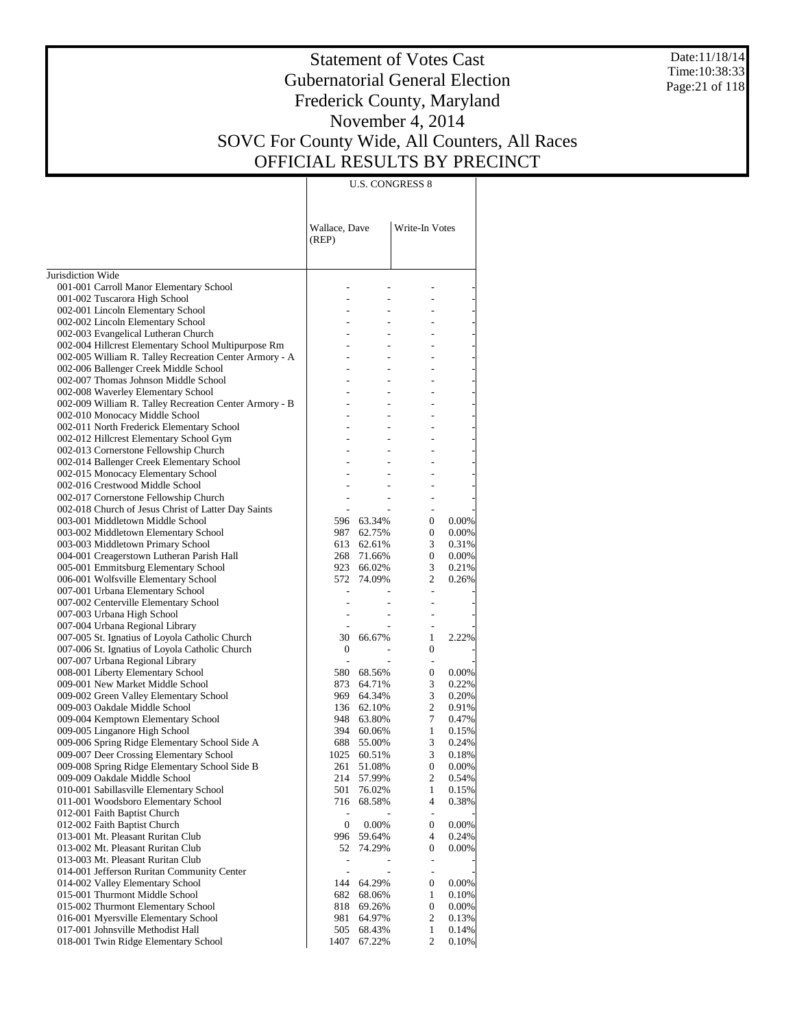# Statement of Votes Cast
# Gubernatorial General Election
# Frederick County, Maryland
# November 4, 2014
# SOVC For County Wide, All Counters, All Races
# OFFICIAL RESULTS BY PRECINCT

Date:11/18/14
Time:10:38:33

| | U.S. CONGRESS 8 | | | |
|---|---|---|---|---|
| | Wallace, Dave (REP) | | Write-In Votes | |
| Jurisdiction Wide | | | | |
| 001-001 Carroll Manor Elementary School | - | - | - | - |
| 001-002 Tuscarora High School | - | - | - | - |
| 002-001 Lincoln Elementary School | - | - | - | - |
| 002-002 Lincoln Elementary School | - | - | - | - |
| 002-003 Evangelical Lutheran Church | - | - | - | - |
| 002-004 Hillcrest Elementary School Multipurpose Rm | - | - | - | - |
| 002-005 William R. Talley Recreation Center Armory - A | - | - | - | - |
| 002-006 Ballenger Creek Middle School | - | - | - | - |
| 002-007 Thomas Johnson Middle School | - | - | - | - |
| 002-008 Waverley Elementary School | - | - | - | - |
| 002-009 William R. Talley Recreation Center Armory - B | - | - | - | - |
| 002-010 Monocacy Middle School | - | - | - | - |
| 002-011 North Frederick Elementary School | - | - | - | - |
| 002-012 Hillcrest Elementary School Gym | - | - | - | - |
| 002-013 Cornerstone Fellowship Church | - | - | - | - |
| 002-014 Ballenger Creek Elementary School | - | - | - | - |
| 002-015 Monocacy Elementary School | - | - | - | - |
| 002-016 Crestwood Middle School | - | - | - | - |
| 002-017 Cornerstone Fellowship Church | - | - | - | - |
| 002-018 Church of Jesus Christ of Latter Day Saints | - | - | - | - |
| 003-001 Middletown Middle School | 596 | 63.34% | 0 | 0.00% |
| 003-002 Middletown Elementary School | 987 | 62.75% | 0 | 0.00% |
| 003-003 Middletown Primary School | 613 | 62.61% | 3 | 0.31% |
| 004-001 Creagerstown Lutheran Parish Hall | 268 | 71.66% | 0 | 0.00% |
| 005-001 Emmitsburg Elementary School | 923 | 66.02% | 3 | 0.21% |
| 006-001 Wolfsville Elementary School | 572 | 74.09% | 2 | 0.26% |
| 007-001 Urbana Elementary School | - | - | - | - |
| 007-002 Centerville Elementary School | - | - | - | - |
| 007-003 Urbana High School | - | - | - | - |
| 007-004 Urbana Regional Library | - | - | - | - |
| 007-005 St. Ignatius of Loyola Catholic Church | 30 | 66.67% | 1 | 2.22% |
| 007-006 St. Ignatius of Loyola Catholic Church | 0 | - | 0 | - |
| 007-007 Urbana Regional Library | - | - | - | - |
| 008-001 Liberty Elementary School | 580 | 68.56% | 0 | 0.00% |
| 009-001 New Market Middle School | 873 | 64.71% | 3 | 0.22% |
| 009-002 Green Valley Elementary School | 969 | 64.34% | 3 | 0.20% |
| 009-003 Oakdale Middle School | 136 | 62.10% | 2 | 0.91% |
| 009-004 Kemptown Elementary School | 948 | 63.80% | 7 | 0.47% |
| 009-005 Linganore High School | 394 | 60.06% | 1 | 0.15% |
| 009-006 Spring Ridge Elementary School Side A | 688 | 55.00% | 3 | 0.24% |
| 009-007 Deer Crossing Elementary School | 1025 | 60.51% | 3 | 0.18% |
| 009-008 Spring Ridge Elementary School Side B | 261 | 51.08% | 0 | 0.00% |
| 009-009 Oakdale Middle School | 214 | 57.99% | 2 | 0.54% |
| 010-001 Sabillasville Elementary School | 501 | 76.02% | 1 | 0.15% |
| 011-001 Woodsboro Elementary School | 716 | 68.58% | 4 | 0.38% |
| 012-001 Faith Baptist Church | - | - | - | - |
| 012-002 Faith Baptist Church | 0 | 0.00% | 0 | 0.00% |
| 013-001 Mt. Pleasant Ruritan Club | 996 | 59.64% | 4 | 0.24% |
| 013-002 Mt. Pleasant Ruritan Club | 52 | 74.29% | 0 | 0.00% |
| 013-003 Mt. Pleasant Ruritan Club | - | - | - | - |
| 014-001 Jefferson Ruritan Community Center | - | - | - | - |
| 014-002 Valley Elementary School | 144 | 64.29% | 0 | 0.00% |
| 015-001 Thurmont Middle School | 682 | 68.06% | 1 | 0.10% |
| 015-002 Thurmont Elementary School | 818 | 69.26% | 0 | 0.00% |
| 016-001 Myersville Elementary School | 981 | 64.97% | 2 | 0.13% |
| 017-001 Johnsville Methodist Hall | 505 | 68.43% | 1 | 0.14% |
| 018-001 Twin Ridge Elementary School | 1407 | 67.22% | 2 | 0.10% |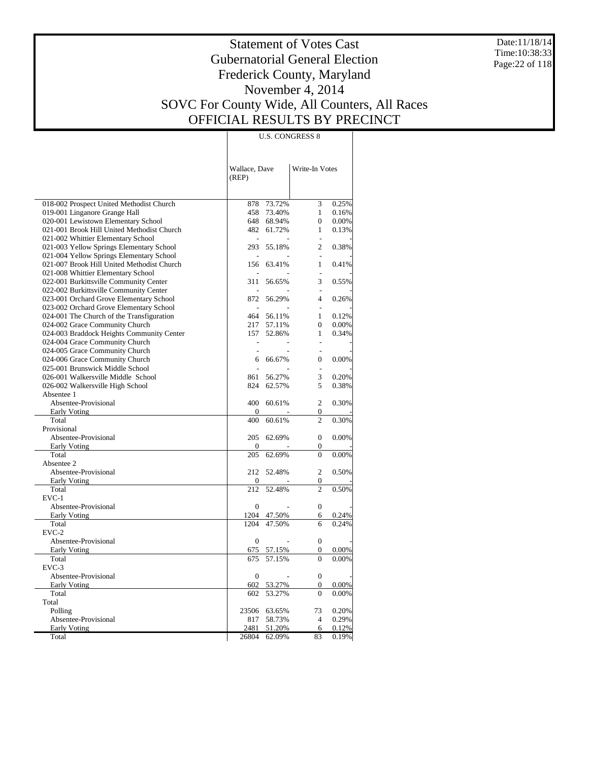# Statement of Votes Cast
# Gubernatorial General Election
# Frederick County, Maryland
# November 4, 2014
# SOVC For County Wide, All Counters, All Races
# OFFICIAL RESULTS BY PRECINCT

Date:11/18/14
Time:10:38:33

U.S. CONGRESS 8

| | Wallace, Dave (REP) | | Write-In Votes | |
|---|---|---|---|---|
| 018-002 Prospect United Methodist Church | 878 | 73.72% | 3 | 0.25% |
| 019-001 Linganore Grange Hall | 458 | 73.40% | 1 | 0.16% |
| 020-001 Lewistown Elementary School | 648 | 68.94% | 0 | 0.00% |
| 021-001 Brook Hill United Methodist Church | 482 | 61.72% | 1 | 0.13% |
| 021-002 Whittier Elementary School | - | - | - | - |
| 021-003 Yellow Springs Elementary School | 293 | 55.18% | 2 | 0.38% |
| 021-004 Yellow Springs Elementary School | - | - | - | - |
| 021-007 Brook Hill United Methodist Church | 156 | 63.41% | 1 | 0.41% |
| 021-008 Whittier Elementary School | - | - | - | - |
| 022-001 Burkittsville Community Center | 311 | 56.65% | 3 | 0.55% |
| 022-002 Burkittsville Community Center | - | - | - | - |
| 023-001 Orchard Grove Elementary School | 872 | 56.29% | 4 | 0.26% |
| 023-002 Orchard Grove Elementary School | - | - | - | - |
| 024-001 The Church of the Transfiguration | 464 | 56.11% | 1 | 0.12% |
| 024-002 Grace Community Church | 217 | 57.11% | 0 | 0.00% |
| 024-003 Braddock Heights Community Center | 157 | 52.86% | 1 | 0.34% |
| 024-004 Grace Community Church | - | - | - | - |
| 024-005 Grace Community Church | - | - | - | - |
| 024-006 Grace Community Church | 6 | 66.67% | 0 | 0.00% |
| 025-001 Brunswick Middle School | - | - | - | - |
| 026-001 Walkersville Middle School | 861 | 56.27% | 3 | 0.20% |
| 026-002 Walkersville High School | 824 | 62.57% | 5 | 0.38% |
| Absentee 1 | | | | |
| Absentee-Provisional | 400 | 60.61% | 2 | 0.30% |
| Early Voting | 0 | - | 0 | - |
| Total | 400 | 60.61% | 2 | 0.30% |
| Provisional | | | | |
| Absentee-Provisional | 205 | 62.69% | 0 | 0.00% |
| Early Voting | 0 | - | 0 | - |
| Total | 205 | 62.69% | 0 | 0.00% |
| Absentee 2 | | | | |
| Absentee-Provisional | 212 | 52.48% | 2 | 0.50% |
| Early Voting | 0 | - | 0 | - |
| Total | 212 | 52.48% | 2 | 0.50% |
| EVC-1 | | | | |
| Absentee-Provisional | 0 | - | 0 | - |
| Early Voting | 1204 | 47.50% | 6 | 0.24% |
| Total | 1204 | 47.50% | 6 | 0.24% |
| EVC-2 | | | | |
| Absentee-Provisional | 0 | - | 0 | - |
| Early Voting | 675 | 57.15% | 0 | 0.00% |
| Total | 675 | 57.15% | 0 | 0.00% |
| EVC-3 | | | | |
| Absentee-Provisional | 0 | - | 0 | - |
| Early Voting | 602 | 53.27% | 0 | 0.00% |
| Total | 602 | 53.27% | 0 | 0.00% |
| Total | | | | |
| Polling | 23506 | 63.65% | 73 | 0.20% |
| Absentee-Provisional | 817 | 58.73% | 4 | 0.29% |
| Early Voting | 2481 | 51.20% | 6 | 0.12% |
| Total | 26804 | 62.09% | 83 | 0.19% |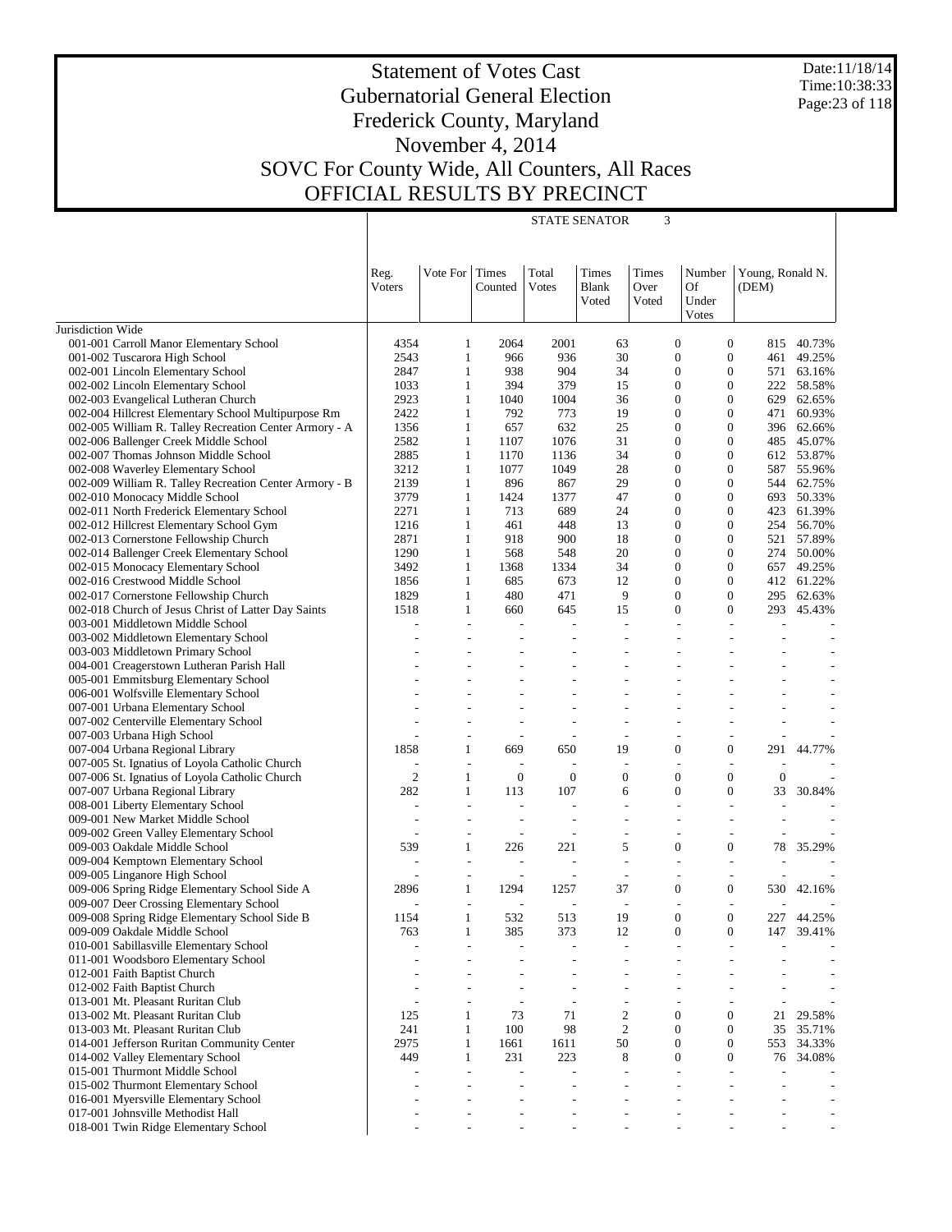# Statement of Votes Cast
## Gubernatorial General Election
## Frederick County, Maryland
## November 4, 2014
## SOVC For County Wide, All Counters, All Races
## OFFICIAL RESULTS BY PRECINCT

Date:11/18/14
Time:10:38:33

STATE SENATOR 3

| | Reg. Voters | Vote For | Times Counted | Total Votes | Times Blank Voted | Times Over Voted | Number Of Under Votes | Young, Ronald N. (DEM) | |
|---|---|---|---|---|---|---|---|---|---|
| Jurisdiction Wide | | | | | | | | | |
| 001-001 Carroll Manor Elementary School | 4354 | 1 | 2064 | 2001 | 63 | 0 | 0 | 815 | 40.73% |
| 001-002 Tuscarora High School | 2543 | 1 | 966 | 936 | 30 | 0 | 0 | 461 | 49.25% |
| 002-001 Lincoln Elementary School | 2847 | 1 | 938 | 904 | 34 | 0 | 0 | 571 | 63.16% |
| 002-002 Lincoln Elementary School | 1033 | 1 | 394 | 379 | 15 | 0 | 0 | 222 | 58.58% |
| 002-003 Evangelical Lutheran Church | 2923 | 1 | 1040 | 1004 | 36 | 0 | 0 | 629 | 62.65% |
| 002-004 Hillcrest Elementary School Multipurpose Rm | 2422 | 1 | 792 | 773 | 19 | 0 | 0 | 471 | 60.93% |
| 002-005 William R. Talley Recreation Center Armory - A | 1356 | 1 | 657 | 632 | 25 | 0 | 0 | 396 | 62.66% |
| 002-006 Ballenger Creek Middle School | 2582 | 1 | 1107 | 1076 | 31 | 0 | 0 | 485 | 45.07% |
| 002-007 Thomas Johnson Middle School | 2885 | 1 | 1170 | 1136 | 34 | 0 | 0 | 612 | 53.87% |
| 002-008 Waverley Elementary School | 3212 | 1 | 1077 | 1049 | 28 | 0 | 0 | 587 | 55.96% |
| 002-009 William R. Talley Recreation Center Armory - B | 2139 | 1 | 896 | 867 | 29 | 0 | 0 | 544 | 62.75% |
| 002-010 Monocacy Middle School | 3779 | 1 | 1424 | 1377 | 47 | 0 | 0 | 693 | 50.33% |
| 002-011 North Frederick Elementary School | 2271 | 1 | 713 | 689 | 24 | 0 | 0 | 423 | 61.39% |
| 002-012 Hillcrest Elementary School Gym | 1216 | 1 | 461 | 448 | 13 | 0 | 0 | 254 | 56.70% |
| 002-013 Cornerstone Fellowship Church | 2871 | 1 | 918 | 900 | 18 | 0 | 0 | 521 | 57.89% |
| 002-014 Ballenger Creek Elementary School | 1290 | 1 | 568 | 548 | 20 | 0 | 0 | 274 | 50.00% |
| 002-015 Monocacy Elementary School | 3492 | 1 | 1368 | 1334 | 34 | 0 | 0 | 657 | 49.25% |
| 002-016 Crestwood Middle School | 1856 | 1 | 685 | 673 | 12 | 0 | 0 | 412 | 61.22% |
| 002-017 Cornerstone Fellowship Church | 1829 | 1 | 480 | 471 | 9 | 0 | 0 | 295 | 62.63% |
| 002-018 Church of Jesus Christ of Latter Day Saints | 1518 | 1 | 660 | 645 | 15 | 0 | 0 | 293 | 45.43% |
| 003-001 Middletown Middle School | - | - | - | - | - | - | - | - | - |
| 003-002 Middletown Elementary School | - | - | - | - | - | - | - | - | - |
| 003-003 Middletown Primary School | - | - | - | - | - | - | - | - | - |
| 004-001 Creagerstown Lutheran Parish Hall | - | - | - | - | - | - | - | - | - |
| 005-001 Emmitsburg Elementary School | - | - | - | - | - | - | - | - | - |
| 006-001 Wolfsville Elementary School | - | - | - | - | - | - | - | - | - |
| 007-001 Urbana Elementary School | - | - | - | - | - | - | - | - | - |
| 007-002 Centerville Elementary School | - | - | - | - | - | - | - | - | - |
| 007-003 Urbana High School | - | - | - | - | - | - | - | - | - |
| 007-004 Urbana Regional Library | 1858 | 1 | 669 | 650 | 19 | 0 | 0 | 291 | 44.77% |
| 007-005 St. Ignatius of Loyola Catholic Church | - | - | - | - | - | - | - | - | - |
| 007-006 St. Ignatius of Loyola Catholic Church | 2 | 1 | 0 | 0 | 0 | 0 | 0 | 0 | - |
| 007-007 Urbana Regional Library | 282 | 1 | 113 | 107 | 6 | 0 | 0 | 33 | 30.84% |
| 008-001 Liberty Elementary School | - | - | - | - | - | - | - | - | - |
| 009-001 New Market Middle School | - | - | - | - | - | - | - | - | - |
| 009-002 Green Valley Elementary School | - | - | - | - | - | - | - | - | - |
| 009-003 Oakdale Middle School | 539 | 1 | 226 | 221 | 5 | 0 | 0 | 78 | 35.29% |
| 009-004 Kemptown Elementary School | - | - | - | - | - | - | - | - | - |
| 009-005 Linganore High School | - | - | - | - | - | - | - | - | - |
| 009-006 Spring Ridge Elementary School Side A | 2896 | 1 | 1294 | 1257 | 37 | 0 | 0 | 530 | 42.16% |
| 009-007 Deer Crossing Elementary School | - | - | - | - | - | - | - | - | - |
| 009-008 Spring Ridge Elementary School Side B | 1154 | 1 | 532 | 513 | 19 | 0 | 0 | 227 | 44.25% |
| 009-009 Oakdale Middle School | 763 | 1 | 385 | 373 | 12 | 0 | 0 | 147 | 39.41% |
| 010-001 Sabillasville Elementary School | - | - | - | - | - | - | - | - | - |
| 011-001 Woodsboro Elementary School | - | - | - | - | - | - | - | - | - |
| 012-001 Faith Baptist Church | - | - | - | - | - | - | - | - | - |
| 012-002 Faith Baptist Church | - | - | - | - | - | - | - | - | - |
| 013-001 Mt. Pleasant Ruritan Club | - | - | - | - | - | - | - | - | - |
| 013-002 Mt. Pleasant Ruritan Club | 125 | 1 | 73 | 71 | 2 | 0 | 0 | 21 | 29.58% |
| 013-003 Mt. Pleasant Ruritan Club | 241 | 1 | 100 | 98 | 2 | 0 | 0 | 35 | 35.71% |
| 014-001 Jefferson Ruritan Community Center | 2975 | 1 | 1661 | 1611 | 50 | 0 | 0 | 553 | 34.33% |
| 014-002 Valley Elementary School | 449 | 1 | 231 | 223 | 8 | 0 | 0 | 76 | 34.08% |
| 015-001 Thurmont Middle School | - | - | - | - | - | - | - | - | - |
| 015-002 Thurmont Elementary School | - | - | - | - | - | - | - | - | - |
| 016-001 Myersville Elementary School | - | - | - | - | - | - | - | - | - |
| 017-001 Johnsville Methodist Hall | - | - | - | - | - | - | - | - | - |
| 018-001 Twin Ridge Elementary School | - | - | - | - | - | - | - | - | - |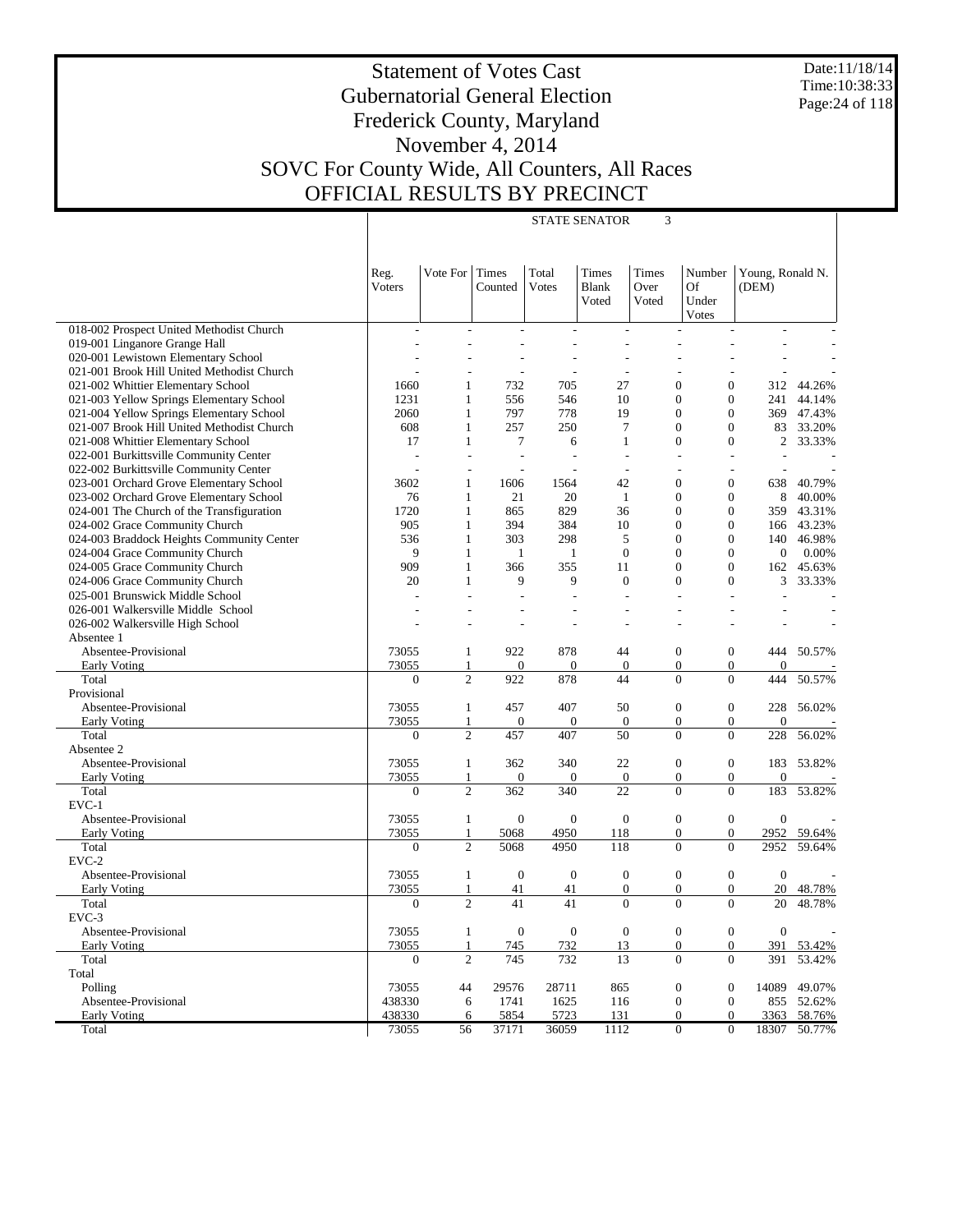# Statement of Votes Cast
## Gubernatorial General Election
## Frederick County, Maryland
## November 4, 2014
## SOVC For County Wide, All Counters, All Races
## OFFICIAL RESULTS BY PRECINCT

Date:11/18/14
Time:10:38:33

STATE SENATOR 3

| | Reg. Voters | Vote For | Times Counted | Total Votes | Times Blank Voted | Times Over Voted | Number Of Under Votes | Young, Ronald N. (DEM) | |
|---|---|---|---|---|---|---|---|---|---|
| 018-002 Prospect United Methodist Church | - | - | - | - | - | - | - | - | - |
| 019-001 Linganore Grange Hall | - | - | - | - | - | - | - | - | - |
| 020-001 Lewistown Elementary School | - | - | - | - | - | - | - | - | - |
| 021-001 Brook Hill United Methodist Church | - | - | - | - | - | - | - | - | - |
| 021-002 Whittier Elementary School | 1660 | 1 | 732 | 705 | 27 | 0 | 0 | 312 | 44.26% |
| 021-003 Yellow Springs Elementary School | 1231 | 1 | 556 | 546 | 10 | 0 | 0 | 241 | 44.14% |
| 021-004 Yellow Springs Elementary School | 2060 | 1 | 797 | 778 | 19 | 0 | 0 | 369 | 47.43% |
| 021-007 Brook Hill United Methodist Church | 608 | 1 | 257 | 250 | 7 | 0 | 0 | 83 | 33.20% |
| 021-008 Whittier Elementary School | 17 | 1 | 7 | 6 | 1 | 0 | 0 | 2 | 33.33% |
| 022-001 Burkittsville Community Center | - | - | - | - | - | - | - | - | - |
| 022-002 Burkittsville Community Center | - | - | - | - | - | - | - | - | - |
| 023-001 Orchard Grove Elementary School | 3602 | 1 | 1606 | 1564 | 42 | 0 | 0 | 638 | 40.79% |
| 023-002 Orchard Grove Elementary School | 76 | 1 | 21 | 20 | 1 | 0 | 0 | 8 | 40.00% |
| 024-001 The Church of the Transfiguration | 1720 | 1 | 865 | 829 | 36 | 0 | 0 | 359 | 43.31% |
| 024-002 Grace Community Church | 905 | 1 | 394 | 384 | 10 | 0 | 0 | 166 | 43.23% |
| 024-003 Braddock Heights Community Center | 536 | 1 | 303 | 298 | 5 | 0 | 0 | 140 | 46.98% |
| 024-004 Grace Community Church | 9 | 1 | 1 | 1 | 0 | 0 | 0 | 0 | 0.00% |
| 024-005 Grace Community Church | 909 | 1 | 366 | 355 | 11 | 0 | 0 | 162 | 45.63% |
| 024-006 Grace Community Church | 20 | 1 | 9 | 9 | 0 | 0 | 0 | 3 | 33.33% |
| 025-001 Brunswick Middle School | - | - | - | - | - | - | - | - | - |
| 026-001 Walkersville Middle School | - | - | - | - | - | - | - | - | - |
| 026-002 Walkersville High School | - | - | - | - | - | - | - | - | - |
| Absentee 1 | | | | | | | | | |
| Absentee-Provisional | 73055 | 1 | 922 | 878 | 44 | 0 | 0 | 444 | 50.57% |
| Early Voting | 73055 | 1 | 0 | 0 | 0 | 0 | 0 | 0 | - |
| Total | 0 | 2 | 922 | 878 | 44 | 0 | 0 | 444 | 50.57% |
| Provisional | | | | | | | | | |
| Absentee-Provisional | 73055 | 1 | 457 | 407 | 50 | 0 | 0 | 228 | 56.02% |
| Early Voting | 73055 | 1 | 0 | 0 | 0 | 0 | 0 | 0 | - |
| Total | 0 | 2 | 457 | 407 | 50 | 0 | 0 | 228 | 56.02% |
| Absentee 2 | | | | | | | | | |
| Absentee-Provisional | 73055 | 1 | 362 | 340 | 22 | 0 | 0 | 183 | 53.82% |
| Early Voting | 73055 | 1 | 0 | 0 | 0 | 0 | 0 | 0 | - |
| Total | 0 | 2 | 362 | 340 | 22 | 0 | 0 | 183 | 53.82% |
| EVC-1 | | | | | | | | | |
| Absentee-Provisional | 73055 | 1 | 0 | 0 | 0 | 0 | 0 | 0 | - |
| Early Voting | 73055 | 1 | 5068 | 4950 | 118 | 0 | 0 | 2952 | 59.64% |
| Total | 0 | 2 | 5068 | 4950 | 118 | 0 | 0 | 2952 | 59.64% |
| EVC-2 | | | | | | | | | |
| Absentee-Provisional | 73055 | 1 | 0 | 0 | 0 | 0 | 0 | 0 | - |
| Early Voting | 73055 | 1 | 41 | 41 | 0 | 0 | 0 | 20 | 48.78% |
| Total | 0 | 2 | 41 | 41 | 0 | 0 | 0 | 20 | 48.78% |
| EVC-3 | | | | | | | | | |
| Absentee-Provisional | 73055 | 1 | 0 | 0 | 0 | 0 | 0 | 0 | - |
| Early Voting | 73055 | 1 | 745 | 732 | 13 | 0 | 0 | 391 | 53.42% |
| Total | 0 | 2 | 745 | 732 | 13 | 0 | 0 | 391 | 53.42% |
| Total | | | | | | | | | |
| Polling | 73055 | 44 | 29576 | 28711 | 865 | 0 | 0 | 14089 | 49.07% |
| Absentee-Provisional | 438330 | 6 | 1741 | 1625 | 116 | 0 | 0 | 855 | 52.62% |
| Early Voting | 438330 | 6 | 5854 | 5723 | 131 | 0 | 0 | 3363 | 58.76% |
| Total | 73055 | 56 | 37171 | 36059 | 1112 | 0 | 0 | 18307 | 50.77% |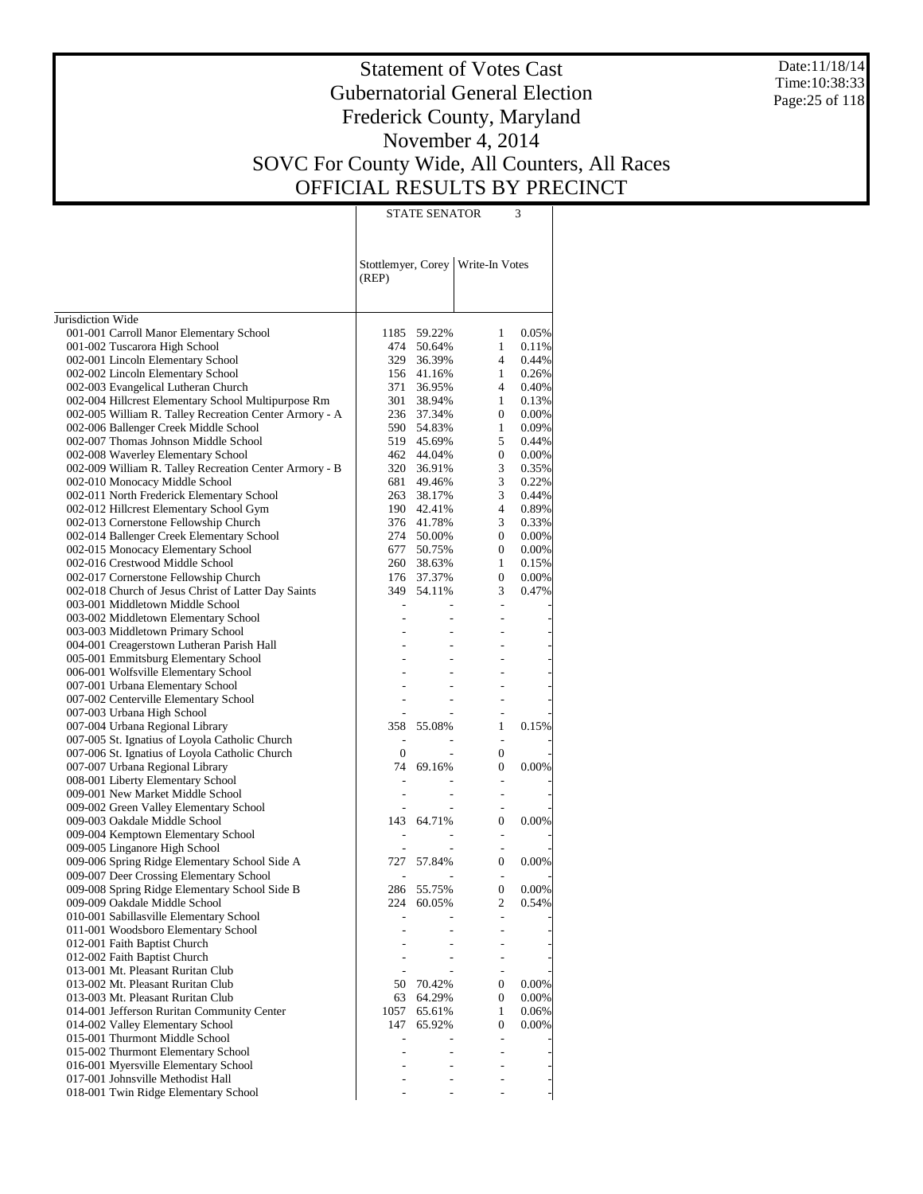# Statement of Votes Cast
## Gubernatorial General Election
## Frederick County, Maryland
## November 4, 2014
## SOVC For County Wide, All Counters, All Races
## OFFICIAL RESULTS BY PRECINCT

Date:11/18/14
Time:10:38:33

| | STATE SENATOR 3 | | | |
|---|---|---|---|---|
| | Stottlemyer, Corey (REP) | | Write-In Votes | |
| Jurisdiction Wide | | | | |
| 001-001 Carroll Manor Elementary School | 1185 | 59.22% | 1 | 0.05% |
| 001-002 Tuscarora High School | 474 | 50.64% | 1 | 0.11% |
| 002-001 Lincoln Elementary School | 329 | 36.39% | 4 | 0.44% |
| 002-002 Lincoln Elementary School | 156 | 41.16% | 1 | 0.26% |
| 002-003 Evangelical Lutheran Church | 371 | 36.95% | 4 | 0.40% |
| 002-004 Hillcrest Elementary School Multipurpose Rm | 301 | 38.94% | 1 | 0.13% |
| 002-005 William R. Talley Recreation Center Armory - A | 236 | 37.34% | 0 | 0.00% |
| 002-006 Ballenger Creek Middle School | 590 | 54.83% | 1 | 0.09% |
| 002-007 Thomas Johnson Middle School | 519 | 45.69% | 5 | 0.44% |
| 002-008 Waverley Elementary School | 462 | 44.04% | 0 | 0.00% |
| 002-009 William R. Talley Recreation Center Armory - B | 320 | 36.91% | 3 | 0.35% |
| 002-010 Monocacy Middle School | 681 | 49.46% | 3 | 0.22% |
| 002-011 North Frederick Elementary School | 263 | 38.17% | 3 | 0.44% |
| 002-012 Hillcrest Elementary School Gym | 190 | 42.41% | 4 | 0.89% |
| 002-013 Cornerstone Fellowship Church | 376 | 41.78% | 3 | 0.33% |
| 002-014 Ballenger Creek Elementary School | 274 | 50.00% | 0 | 0.00% |
| 002-015 Monocacy Elementary School | 677 | 50.75% | 0 | 0.00% |
| 002-016 Crestwood Middle School | 260 | 38.63% | 1 | 0.15% |
| 002-017 Cornerstone Fellowship Church | 176 | 37.37% | 0 | 0.00% |
| 002-018 Church of Jesus Christ of Latter Day Saints | 349 | 54.11% | 3 | 0.47% |
| 003-001 Middletown Middle School | - | - | - | - |
| 003-002 Middletown Elementary School | - | - | - | - |
| 003-003 Middletown Primary School | - | - | - | - |
| 004-001 Creagerstown Lutheran Parish Hall | - | - | - | - |
| 005-001 Emmitsburg Elementary School | - | - | - | - |
| 006-001 Wolfsville Elementary School | - | - | - | - |
| 007-001 Urbana Elementary School | - | - | - | - |
| 007-002 Centerville Elementary School | - | - | - | - |
| 007-003 Urbana High School | - | - | - | - |
| 007-004 Urbana Regional Library | 358 | 55.08% | 1 | 0.15% |
| 007-005 St. Ignatius of Loyola Catholic Church | - | - | - | - |
| 007-006 St. Ignatius of Loyola Catholic Church | 0 | - | 0 | - |
| 007-007 Urbana Regional Library | 74 | 69.16% | 0 | 0.00% |
| 008-001 Liberty Elementary School | - | - | - | - |
| 009-001 New Market Middle School | - | - | - | - |
| 009-002 Green Valley Elementary School | - | - | - | - |
| 009-003 Oakdale Middle School | 143 | 64.71% | 0 | 0.00% |
| 009-004 Kemptown Elementary School | - | - | - | - |
| 009-005 Linganore High School | - | - | - | - |
| 009-006 Spring Ridge Elementary School Side A | 727 | 57.84% | 0 | 0.00% |
| 009-007 Deer Crossing Elementary School | - | - | - | - |
| 009-008 Spring Ridge Elementary School Side B | 286 | 55.75% | 0 | 0.00% |
| 009-009 Oakdale Middle School | 224 | 60.05% | 2 | 0.54% |
| 010-001 Sabillasville Elementary School | - | - | - | - |
| 011-001 Woodsboro Elementary School | - | - | - | - |
| 012-001 Faith Baptist Church | - | - | - | - |
| 012-002 Faith Baptist Church | - | - | - | - |
| 013-001 Mt. Pleasant Ruritan Club | - | - | - | - |
| 013-002 Mt. Pleasant Ruritan Club | 50 | 70.42% | 0 | 0.00% |
| 013-003 Mt. Pleasant Ruritan Club | 63 | 64.29% | 0 | 0.00% |
| 014-001 Jefferson Ruritan Community Center | 1057 | 65.61% | 1 | 0.06% |
| 014-002 Valley Elementary School | 147 | 65.92% | 0 | 0.00% |
| 015-001 Thurmont Middle School | - | - | - | - |
| 015-002 Thurmont Elementary School | - | - | - | - |
| 016-001 Myersville Elementary School | - | - | - | - |
| 017-001 Johnsville Methodist Hall | - | - | - | - |
| 018-001 Twin Ridge Elementary School | - | - | - | - |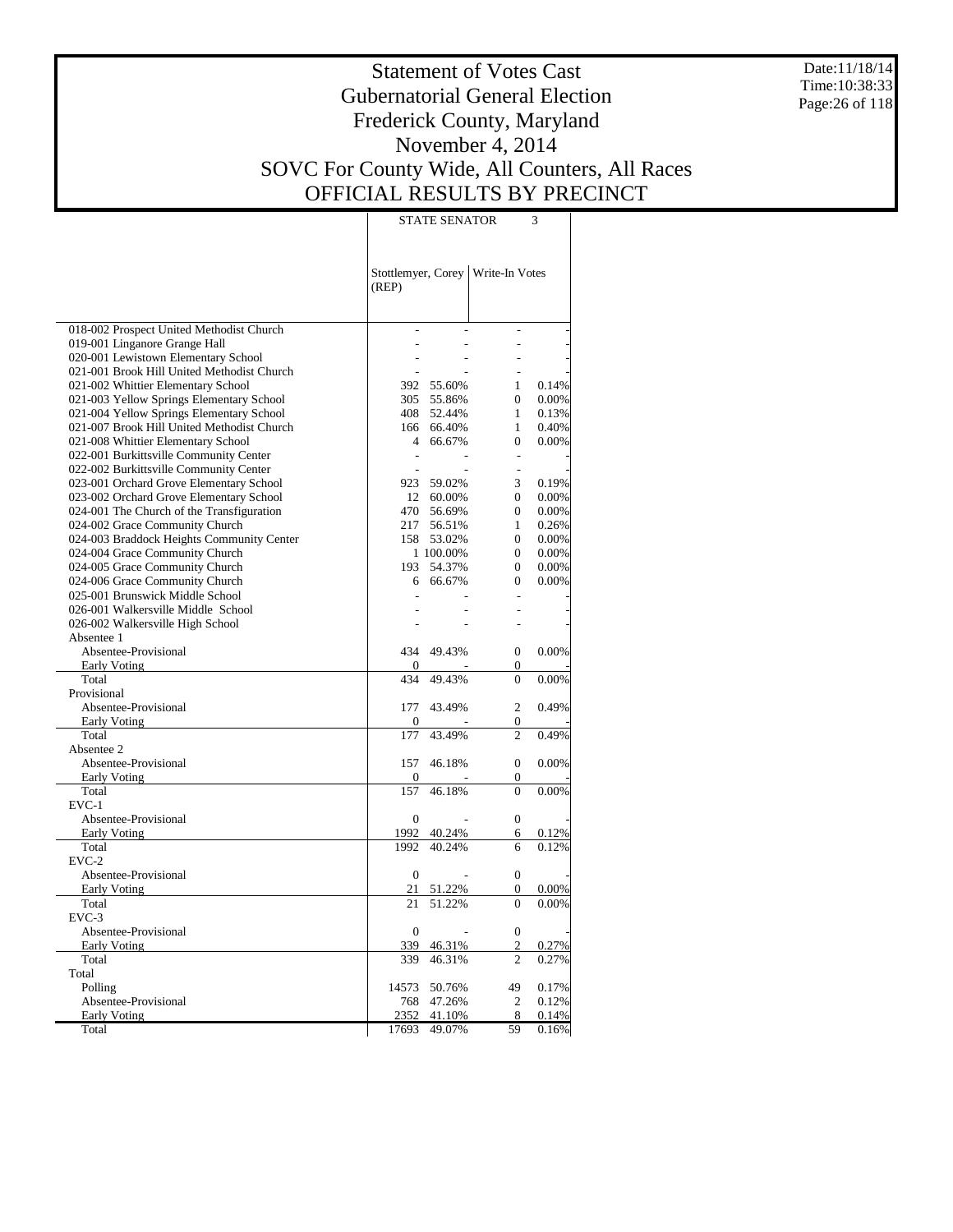# Statement of Votes Cast
## Gubernatorial General Election
## Frederick County, Maryland
## November 4, 2014
## SOVC For County Wide, All Counters, All Races
## OFFICIAL RESULTS BY PRECINCT

Date:11/18/14
Time:10:38:33

| | STATE SENATOR 3 | | | |
|---|---|---|---|---|
| | Stottlemyer, Corey (REP) | | Write-In Votes | |
| 018-002 Prospect United Methodist Church | - | - | - | - |
| 019-001 Linganore Grange Hall | - | - | - | - |
| 020-001 Lewistown Elementary School | - | - | - | - |
| 021-001 Brook Hill United Methodist Church | - | - | - | - |
| 021-002 Whittier Elementary School | 392 | 55.60% | 1 | 0.14% |
| 021-003 Yellow Springs Elementary School | 305 | 55.86% | 0 | 0.00% |
| 021-004 Yellow Springs Elementary School | 408 | 52.44% | 1 | 0.13% |
| 021-007 Brook Hill United Methodist Church | 166 | 66.40% | 1 | 0.40% |
| 021-008 Whittier Elementary School | 4 | 66.67% | 0 | 0.00% |
| 022-001 Burkittsville Community Center | - | - | - | - |
| 022-002 Burkittsville Community Center | - | - | - | - |
| 023-001 Orchard Grove Elementary School | 923 | 59.02% | 3 | 0.19% |
| 023-002 Orchard Grove Elementary School | 12 | 60.00% | 0 | 0.00% |
| 024-001 The Church of the Transfiguration | 470 | 56.69% | 0 | 0.00% |
| 024-002 Grace Community Church | 217 | 56.51% | 1 | 0.26% |
| 024-003 Braddock Heights Community Center | 158 | 53.02% | 0 | 0.00% |
| 024-004 Grace Community Church | 1 | 100.00% | 0 | 0.00% |
| 024-005 Grace Community Church | 193 | 54.37% | 0 | 0.00% |
| 024-006 Grace Community Church | 6 | 66.67% | 0 | 0.00% |
| 025-001 Brunswick Middle School | - | - | - | - |
| 026-001 Walkersville Middle School | - | - | - | - |
| 026-002 Walkersville High School | - | - | - | - |
| Absentee 1 | | | | |
| Absentee-Provisional | 434 | 49.43% | 0 | 0.00% |
| Early Voting | 0 | - | 0 | - |
| Total | 434 | 49.43% | 0 | 0.00% |
| Provisional | | | | |
| Absentee-Provisional | 177 | 43.49% | 2 | 0.49% |
| Early Voting | 0 | - | 0 | - |
| Total | 177 | 43.49% | 2 | 0.49% |
| Absentee 2 | | | | |
| Absentee-Provisional | 157 | 46.18% | 0 | 0.00% |
| Early Voting | 0 | - | 0 | - |
| Total | 157 | 46.18% | 0 | 0.00% |
| EVC-1 | | | | |
| Absentee-Provisional | 0 | - | 0 | - |
| Early Voting | 1992 | 40.24% | 6 | 0.12% |
| Total | 1992 | 40.24% | 6 | 0.12% |
| EVC-2 | | | | |
| Absentee-Provisional | 0 | - | 0 | - |
| Early Voting | 21 | 51.22% | 0 | 0.00% |
| Total | 21 | 51.22% | 0 | 0.00% |
| EVC-3 | | | | |
| Absentee-Provisional | 0 | - | 0 | - |
| Early Voting | 339 | 46.31% | 2 | 0.27% |
| Total | 339 | 46.31% | 2 | 0.27% |
| Total | | | | |
| Polling | 14573 | 50.76% | 49 | 0.17% |
| Absentee-Provisional | 768 | 47.26% | 2 | 0.12% |
| Early Voting | 2352 | 41.10% | 8 | 0.14% |
| Total | 17693 | 49.07% | 59 | 0.16% |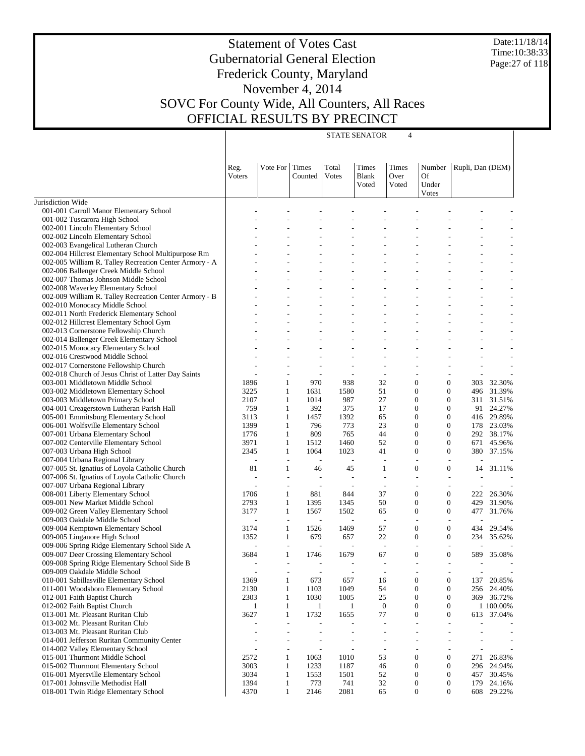# Statement of Votes Cast
## Gubernatorial General Election
## Frederick County, Maryland
## November 4, 2014
## SOVC For County Wide, All Counters, All Races
## OFFICIAL RESULTS BY PRECINCT

Date:11/18/14
Time:10:38:33

| | STATE SENATOR 4 | | | | | | | | |
|---|---|---|---|---|---|---|---|---|---|
| | Reg. Voters | Vote For | Times Counted | Total Votes | Times Blank Voted | Times Over Voted | Number Of Under Votes | Rupli, Dan (DEM) | |
| Jurisdiction Wide | | | | | | | | | |
| 001-001 Carroll Manor Elementary School | - | - | - | - | - | - | - | - | - |
| 001-002 Tuscarora High School | - | - | - | - | - | - | - | - | - |
| 002-001 Lincoln Elementary School | - | - | - | - | - | - | - | - | - |
| 002-002 Lincoln Elementary School | - | - | - | - | - | - | - | - | - |
| 002-003 Evangelical Lutheran Church | - | - | - | - | - | - | - | - | - |
| 002-004 Hillcrest Elementary School Multipurpose Rm | - | - | - | - | - | - | - | - | - |
| 002-005 William R. Talley Recreation Center Armory - A | - | - | - | - | - | - | - | - | - |
| 002-006 Ballenger Creek Middle School | - | - | - | - | - | - | - | - | - |
| 002-007 Thomas Johnson Middle School | - | - | - | - | - | - | - | - | - |
| 002-008 Waverley Elementary School | - | - | - | - | - | - | - | - | - |
| 002-009 William R. Talley Recreation Center Armory - B | - | - | - | - | - | - | - | - | - |
| 002-010 Monocacy Middle School | - | - | - | - | - | - | - | - | - |
| 002-011 North Frederick Elementary School | - | - | - | - | - | - | - | - | - |
| 002-012 Hillcrest Elementary School Gym | - | - | - | - | - | - | - | - | - |
| 002-013 Cornerstone Fellowship Church | - | - | - | - | - | - | - | - | - |
| 002-014 Ballenger Creek Elementary School | - | - | - | - | - | - | - | - | - |
| 002-015 Monocacy Elementary School | - | - | - | - | - | - | - | - | - |
| 002-016 Crestwood Middle School | - | - | - | - | - | - | - | - | - |
| 002-017 Cornerstone Fellowship Church | - | - | - | - | - | - | - | - | - |
| 002-018 Church of Jesus Christ of Latter Day Saints | - | - | - | - | - | - | - | - | - |
| 003-001 Middletown Middle School | 1896 | 1 | 970 | 938 | 32 | 0 | 0 | 303 | 32.30% |
| 003-002 Middletown Elementary School | 3225 | 1 | 1631 | 1580 | 51 | 0 | 0 | 496 | 31.39% |
| 003-003 Middletown Primary School | 2107 | 1 | 1014 | 987 | 27 | 0 | 0 | 311 | 31.51% |
| 004-001 Creagerstown Lutheran Parish Hall | 759 | 1 | 392 | 375 | 17 | 0 | 0 | 91 | 24.27% |
| 005-001 Emmitsburg Elementary School | 3113 | 1 | 1457 | 1392 | 65 | 0 | 0 | 416 | 29.89% |
| 006-001 Wolfsville Elementary School | 1399 | 1 | 796 | 773 | 23 | 0 | 0 | 178 | 23.03% |
| 007-001 Urbana Elementary School | 1776 | 1 | 809 | 765 | 44 | 0 | 0 | 292 | 38.17% |
| 007-002 Centerville Elementary School | 3971 | 1 | 1512 | 1460 | 52 | 0 | 0 | 671 | 45.96% |
| 007-003 Urbana High School | 2345 | 1 | 1064 | 1023 | 41 | 0 | 0 | 380 | 37.15% |
| 007-004 Urbana Regional Library | - | - | - | - | - | - | - | - | - |
| 007-005 St. Ignatius of Loyola Catholic Church | 81 | 1 | 46 | 45 | 1 | 0 | 0 | 14 | 31.11% |
| 007-006 St. Ignatius of Loyola Catholic Church | - | - | - | - | - | - | - | - | - |
| 007-007 Urbana Regional Library | - | - | - | - | - | - | - | - | - |
| 008-001 Liberty Elementary School | 1706 | 1 | 881 | 844 | 37 | 0 | 0 | 222 | 26.30% |
| 009-001 New Market Middle School | 2793 | 1 | 1395 | 1345 | 50 | 0 | 0 | 429 | 31.90% |
| 009-002 Green Valley Elementary School | 3177 | 1 | 1567 | 1502 | 65 | 0 | 0 | 477 | 31.76% |
| 009-003 Oakdale Middle School | - | - | - | - | - | - | - | - | - |
| 009-004 Kemptown Elementary School | 3174 | 1 | 1526 | 1469 | 57 | 0 | 0 | 434 | 29.54% |
| 009-005 Linganore High School | 1352 | 1 | 679 | 657 | 22 | 0 | 0 | 234 | 35.62% |
| 009-006 Spring Ridge Elementary School Side A | - | - | - | - | - | - | - | - | - |
| 009-007 Deer Crossing Elementary School | 3684 | 1 | 1746 | 1679 | 67 | 0 | 0 | 589 | 35.08% |
| 009-008 Spring Ridge Elementary School Side B | - | - | - | - | - | - | - | - | - |
| 009-009 Oakdale Middle School | - | - | - | - | - | - | - | - | - |
| 010-001 Sabillasville Elementary School | 1369 | 1 | 673 | 657 | 16 | 0 | 0 | 137 | 20.85% |
| 011-001 Woodsboro Elementary School | 2130 | 1 | 1103 | 1049 | 54 | 0 | 0 | 256 | 24.40% |
| 012-001 Faith Baptist Church | 2303 | 1 | 1030 | 1005 | 25 | 0 | 0 | 369 | 36.72% |
| 012-002 Faith Baptist Church | 1 | 1 | 1 | 1 | 0 | 0 | 0 | 1 | 100.00% |
| 013-001 Mt. Pleasant Ruritan Club | 3627 | 1 | 1732 | 1655 | 77 | 0 | 0 | 613 | 37.04% |
| 013-002 Mt. Pleasant Ruritan Club | - | - | - | - | - | - | - | - | - |
| 013-003 Mt. Pleasant Ruritan Club | - | - | - | - | - | - | - | - | - |
| 014-001 Jefferson Ruritan Community Center | - | - | - | - | - | - | - | - | - |
| 014-002 Valley Elementary School | - | - | - | - | - | - | - | - | - |
| 015-001 Thurmont Middle School | 2572 | 1 | 1063 | 1010 | 53 | 0 | 0 | 271 | 26.83% |
| 015-002 Thurmont Elementary School | 3003 | 1 | 1233 | 1187 | 46 | 0 | 0 | 296 | 24.94% |
| 016-001 Myersville Elementary School | 3034 | 1 | 1553 | 1501 | 52 | 0 | 0 | 457 | 30.45% |
| 017-001 Johnsville Methodist Hall | 1394 | 1 | 773 | 741 | 32 | 0 | 0 | 179 | 24.16% |
| 018-001 Twin Ridge Elementary School | 4370 | 1 | 2146 | 2081 | 65 | 0 | 0 | 608 | 29.22% |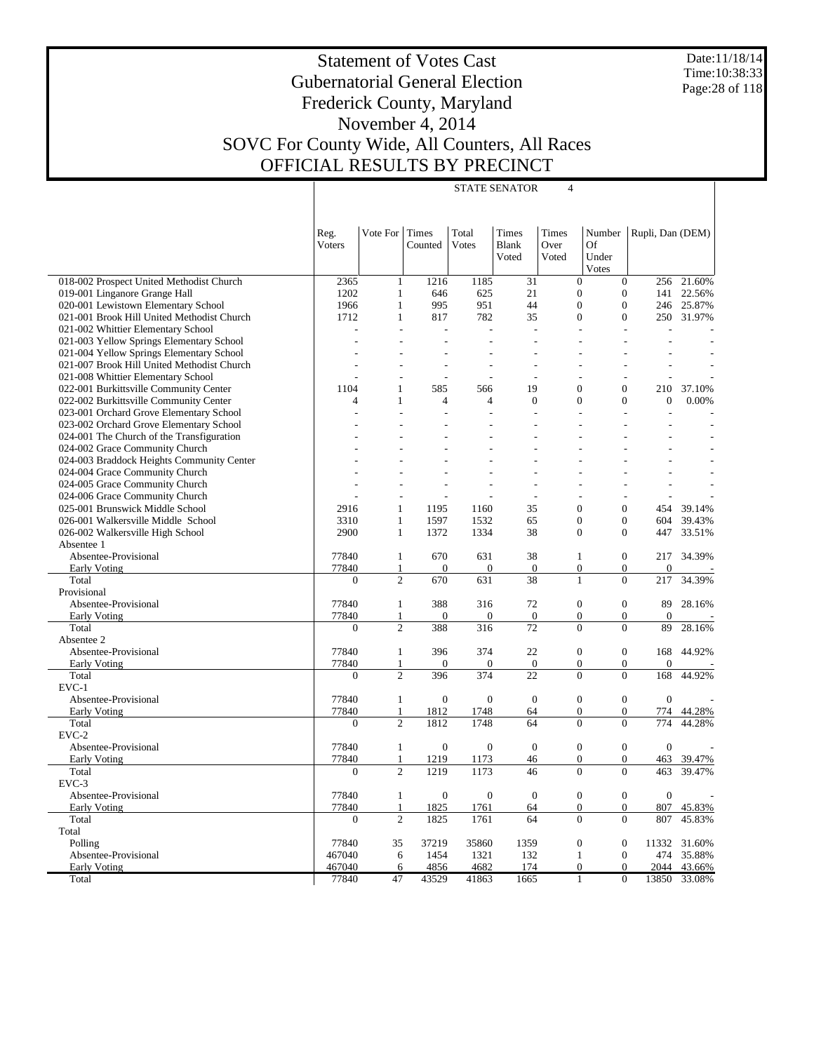# Statement of Votes Cast
## Gubernatorial General Election
## Frederick County, Maryland
## November 4, 2014
## SOVC For County Wide, All Counters, All Races
## OFFICIAL RESULTS BY PRECINCT

Date:11/18/14
Time:10:38:33

STATE SENATOR 4

| | Reg. Voters | Vote For | Times Counted | Total Votes | Times Blank Voted | Times Over Voted | Number Of Under Votes | Rupli, Dan (DEM) | |
|---|---|---|---|---|---|---|---|---|---|
| 018-002 Prospect United Methodist Church | 2365 | 1 | 1216 | 1185 | 31 | 0 | 0 | 256 | 21.60% |
| 019-001 Linganore Grange Hall | 1202 | 1 | 646 | 625 | 21 | 0 | 0 | 141 | 22.56% |
| 020-001 Lewistown Elementary School | 1966 | 1 | 995 | 951 | 44 | 0 | 0 | 246 | 25.87% |
| 021-001 Brook Hill United Methodist Church | 1712 | 1 | 817 | 782 | 35 | 0 | 0 | 250 | 31.97% |
| 021-002 Whittier Elementary School | - | - | - | - | - | - | - | - | - |
| 021-003 Yellow Springs Elementary School | - | - | - | - | - | - | - | - | - |
| 021-004 Yellow Springs Elementary School | - | - | - | - | - | - | - | - | - |
| 021-007 Brook Hill United Methodist Church | - | - | - | - | - | - | - | - | - |
| 021-008 Whittier Elementary School | - | - | - | - | - | - | - | - | - |
| 022-001 Burkittsville Community Center | 1104 | 1 | 585 | 566 | 19 | 0 | 0 | 210 | 37.10% |
| 022-002 Burkittsville Community Center | 4 | 1 | 4 | 4 | 0 | 0 | 0 | 0 | 0.00% |
| 023-001 Orchard Grove Elementary School | - | - | - | - | - | - | - | - | - |
| 023-002 Orchard Grove Elementary School | - | - | - | - | - | - | - | - | - |
| 024-001 The Church of the Transfiguration | - | - | - | - | - | - | - | - | - |
| 024-002 Grace Community Church | - | - | - | - | - | - | - | - | - |
| 024-003 Braddock Heights Community Center | - | - | - | - | - | - | - | - | - |
| 024-004 Grace Community Church | - | - | - | - | - | - | - | - | - |
| 024-005 Grace Community Church | - | - | - | - | - | - | - | - | - |
| 024-006 Grace Community Church | - | - | - | - | - | - | - | - | - |
| 025-001 Brunswick Middle School | 2916 | 1 | 1195 | 1160 | 35 | 0 | 0 | 454 | 39.14% |
| 026-001 Walkersville Middle School | 3310 | 1 | 1597 | 1532 | 65 | 0 | 0 | 604 | 39.43% |
| 026-002 Walkersville High School | 2900 | 1 | 1372 | 1334 | 38 | 0 | 0 | 447 | 33.51% |
| Absentee 1 | | | | | | | | | |
| Absentee-Provisional | 77840 | 1 | 670 | 631 | 38 | 1 | 0 | 217 | 34.39% |
| Early Voting | 77840 | 1 | 0 | 0 | 0 | 0 | 0 | 0 | - |
| Total | 0 | 2 | 670 | 631 | 38 | 1 | 0 | 217 | 34.39% |
| Provisional | | | | | | | | | |
| Absentee-Provisional | 77840 | 1 | 388 | 316 | 72 | 0 | 0 | 89 | 28.16% |
| Early Voting | 77840 | 1 | 0 | 0 | 0 | 0 | 0 | 0 | - |
| Total | 0 | 2 | 388 | 316 | 72 | 0 | 0 | 89 | 28.16% |
| Absentee 2 | | | | | | | | | |
| Absentee-Provisional | 77840 | 1 | 396 | 374 | 22 | 0 | 0 | 168 | 44.92% |
| Early Voting | 77840 | 1 | 0 | 0 | 0 | 0 | 0 | 0 | - |
| Total | 0 | 2 | 396 | 374 | 22 | 0 | 0 | 168 | 44.92% |
| EVC-1 | | | | | | | | | |
| Absentee-Provisional | 77840 | 1 | 0 | 0 | 0 | 0 | 0 | 0 | - |
| Early Voting | 77840 | 1 | 1812 | 1748 | 64 | 0 | 0 | 774 | 44.28% |
| Total | 0 | 2 | 1812 | 1748 | 64 | 0 | 0 | 774 | 44.28% |
| EVC-2 | | | | | | | | | |
| Absentee-Provisional | 77840 | 1 | 0 | 0 | 0 | 0 | 0 | 0 | - |
| Early Voting | 77840 | 1 | 1219 | 1173 | 46 | 0 | 0 | 463 | 39.47% |
| Total | 0 | 2 | 1219 | 1173 | 46 | 0 | 0 | 463 | 39.47% |
| EVC-3 | | | | | | | | | |
| Absentee-Provisional | 77840 | 1 | 0 | 0 | 0 | 0 | 0 | 0 | - |
| Early Voting | 77840 | 1 | 1825 | 1761 | 64 | 0 | 0 | 807 | 45.83% |
| Total | 0 | 2 | 1825 | 1761 | 64 | 0 | 0 | 807 | 45.83% |
| Total | | | | | | | | | |
| Polling | 77840 | 35 | 37219 | 35860 | 1359 | 0 | 0 | 11332 | 31.60% |
| Absentee-Provisional | 467040 | 6 | 1454 | 1321 | 132 | 1 | 0 | 474 | 35.88% |
| Early Voting | 467040 | 6 | 4856 | 4682 | 174 | 0 | 0 | 2044 | 43.66% |
| Total | 77840 | 47 | 43529 | 41863 | 1665 | 1 | 0 | 13850 | 33.08% |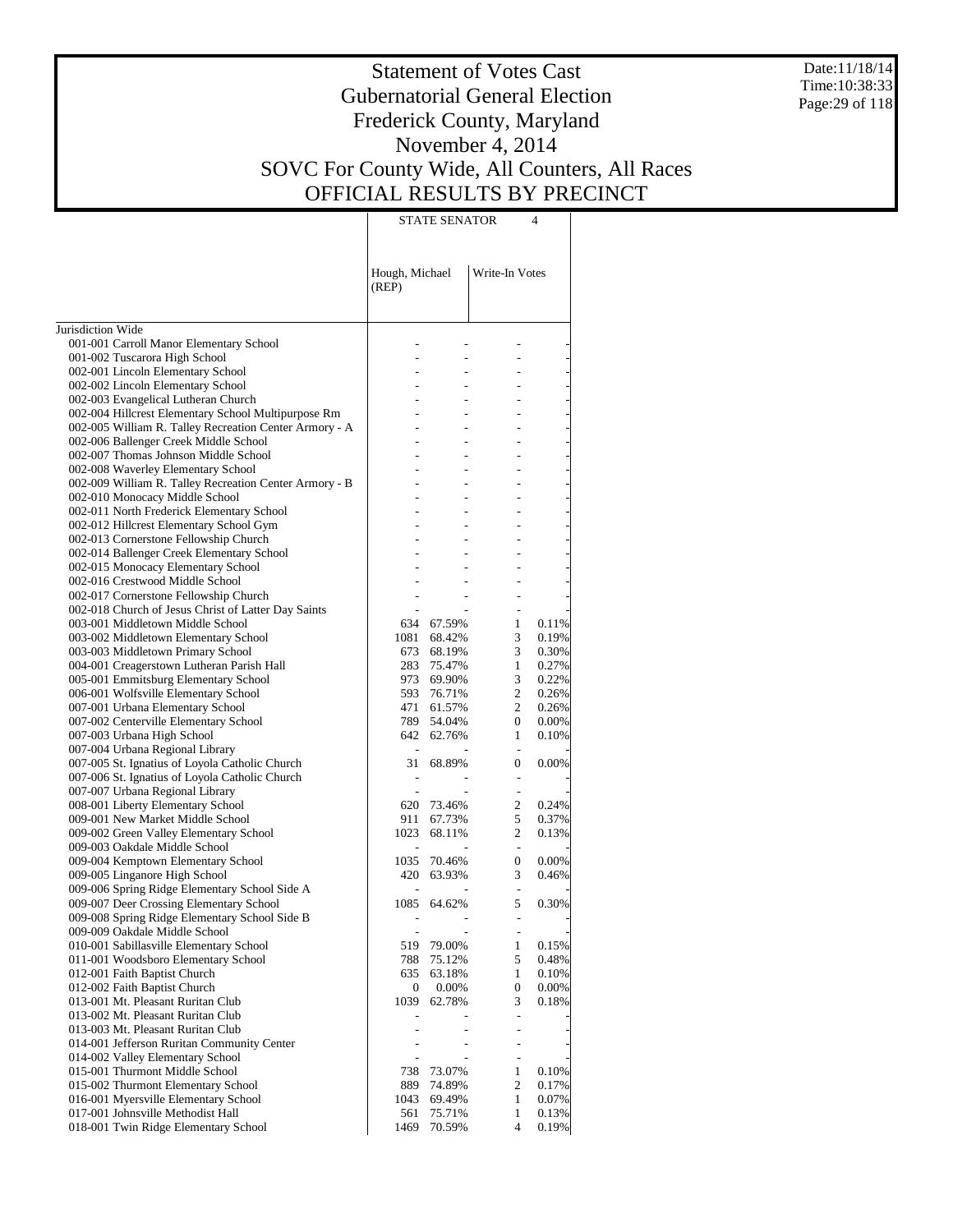# Statement of Votes Cast
## Gubernatorial General Election
## Frederick County, Maryland
## November 4, 2014
## SOVC For County Wide, All Counters, All Races
## OFFICIAL RESULTS BY PRECINCT

Date:11/18/14
Time:10:38:33

| | STATE SENATOR 4 | | | |
|---|---|---|---|---|
| | Hough, Michael (REP) | | Write-In Votes | |
| Jurisdiction Wide | | | | |
| 001-001 Carroll Manor Elementary School | - | - | - | - |
| 001-002 Tuscarora High School | - | - | - | - |
| 002-001 Lincoln Elementary School | - | - | - | - |
| 002-002 Lincoln Elementary School | - | - | - | - |
| 002-003 Evangelical Lutheran Church | - | - | - | - |
| 002-004 Hillcrest Elementary School Multipurpose Rm | - | - | - | - |
| 002-005 William R. Talley Recreation Center Armory - A | - | - | - | - |
| 002-006 Ballenger Creek Middle School | - | - | - | - |
| 002-007 Thomas Johnson Middle School | - | - | - | - |
| 002-008 Waverley Elementary School | - | - | - | - |
| 002-009 William R. Talley Recreation Center Armory - B | - | - | - | - |
| 002-010 Monocacy Middle School | - | - | - | - |
| 002-011 North Frederick Elementary School | - | - | - | - |
| 002-012 Hillcrest Elementary School Gym | - | - | - | - |
| 002-013 Cornerstone Fellowship Church | - | - | - | - |
| 002-014 Ballenger Creek Elementary School | - | - | - | - |
| 002-015 Monocacy Elementary School | - | - | - | - |
| 002-016 Crestwood Middle School | - | - | - | - |
| 002-017 Cornerstone Fellowship Church | - | - | - | - |
| 002-018 Church of Jesus Christ of Latter Day Saints | - | - | - | - |
| 003-001 Middletown Middle School | 634 | 67.59% | 1 | 0.11% |
| 003-002 Middletown Elementary School | 1081 | 68.42% | 3 | 0.19% |
| 003-003 Middletown Primary School | 673 | 68.19% | 3 | 0.30% |
| 004-001 Creagerstown Lutheran Parish Hall | 283 | 75.47% | 1 | 0.27% |
| 005-001 Emmitsburg Elementary School | 973 | 69.90% | 3 | 0.22% |
| 006-001 Wolfsville Elementary School | 593 | 76.71% | 2 | 0.26% |
| 007-001 Urbana Elementary School | 471 | 61.57% | 2 | 0.26% |
| 007-002 Centerville Elementary School | 789 | 54.04% | 0 | 0.00% |
| 007-003 Urbana High School | 642 | 62.76% | 1 | 0.10% |
| 007-004 Urbana Regional Library | - | - | - | - |
| 007-005 St. Ignatius of Loyola Catholic Church | 31 | 68.89% | 0 | 0.00% |
| 007-006 St. Ignatius of Loyola Catholic Church | - | - | - | - |
| 007-007 Urbana Regional Library | - | - | - | - |
| 008-001 Liberty Elementary School | 620 | 73.46% | 2 | 0.24% |
| 009-001 New Market Middle School | 911 | 67.73% | 5 | 0.37% |
| 009-002 Green Valley Elementary School | 1023 | 68.11% | 2 | 0.13% |
| 009-003 Oakdale Middle School | - | - | - | - |
| 009-004 Kemptown Elementary School | 1035 | 70.46% | 0 | 0.00% |
| 009-005 Linganore High School | 420 | 63.93% | 3 | 0.46% |
| 009-006 Spring Ridge Elementary School Side A | - | - | - | - |
| 009-007 Deer Crossing Elementary School | 1085 | 64.62% | 5 | 0.30% |
| 009-008 Spring Ridge Elementary School Side B | - | - | - | - |
| 009-009 Oakdale Middle School | - | - | - | - |
| 010-001 Sabillasville Elementary School | 519 | 79.00% | 1 | 0.15% |
| 011-001 Woodsboro Elementary School | 788 | 75.12% | 5 | 0.48% |
| 012-001 Faith Baptist Church | 635 | 63.18% | 1 | 0.10% |
| 012-002 Faith Baptist Church | 0 | 0.00% | 0 | 0.00% |
| 013-001 Mt. Pleasant Ruritan Club | 1039 | 62.78% | 3 | 0.18% |
| 013-002 Mt. Pleasant Ruritan Club | - | - | - | - |
| 013-003 Mt. Pleasant Ruritan Club | - | - | - | - |
| 014-001 Jefferson Ruritan Community Center | - | - | - | - |
| 014-002 Valley Elementary School | - | - | - | - |
| 015-001 Thurmont Middle School | 738 | 73.07% | 1 | 0.10% |
| 015-002 Thurmont Elementary School | 889 | 74.89% | 2 | 0.17% |
| 016-001 Myersville Elementary School | 1043 | 69.49% | 1 | 0.07% |
| 017-001 Johnsville Methodist Hall | 561 | 75.71% | 1 | 0.13% |
| 018-001 Twin Ridge Elementary School | 1469 | 70.59% | 4 | 0.19% |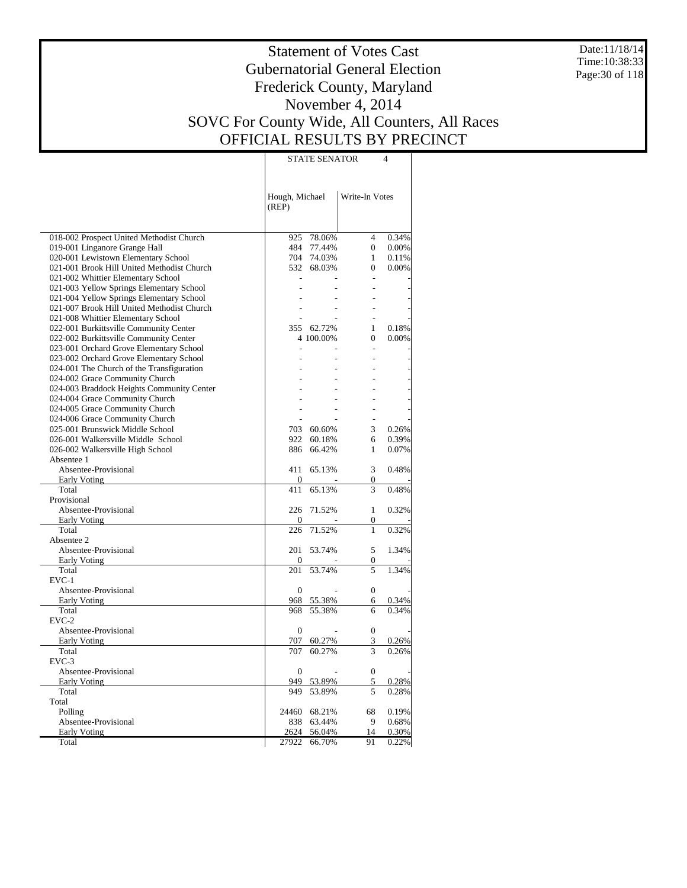# Statement of Votes Cast
## Gubernatorial General Election
## Frederick County, Maryland
## November 4, 2014
## SOVC For County Wide, All Counters, All Races
## OFFICIAL RESULTS BY PRECINCT

Date:11/18/14
Time:10:38:33

| | STATE SENATOR 4 | | | |
|---|---|---|---|---|
| | Hough, Michael (REP) | | Write-In Votes | |
| 018-002 Prospect United Methodist Church | 925 | 78.06% | 4 | 0.34% |
| 019-001 Linganore Grange Hall | 484 | 77.44% | 0 | 0.00% |
| 020-001 Lewistown Elementary School | 704 | 74.03% | 1 | 0.11% |
| 021-001 Brook Hill United Methodist Church | 532 | 68.03% | 0 | 0.00% |
| 021-002 Whittier Elementary School | - | - | - | - |
| 021-003 Yellow Springs Elementary School | - | - | - | - |
| 021-004 Yellow Springs Elementary School | - | - | - | - |
| 021-007 Brook Hill United Methodist Church | - | - | - | - |
| 021-008 Whittier Elementary School | - | - | - | - |
| 022-001 Burkittsville Community Center | 355 | 62.72% | 1 | 0.18% |
| 022-002 Burkittsville Community Center | 4 | 100.00% | 0 | 0.00% |
| 023-001 Orchard Grove Elementary School | - | - | - | - |
| 023-002 Orchard Grove Elementary School | - | - | - | - |
| 024-001 The Church of the Transfiguration | - | - | - | - |
| 024-002 Grace Community Church | - | - | - | - |
| 024-003 Braddock Heights Community Center | - | - | - | - |
| 024-004 Grace Community Church | - | - | - | - |
| 024-005 Grace Community Church | - | - | - | - |
| 024-006 Grace Community Church | - | - | - | - |
| 025-001 Brunswick Middle School | 703 | 60.60% | 3 | 0.26% |
| 026-001 Walkersville Middle School | 922 | 60.18% | 6 | 0.39% |
| 026-002 Walkersville High School | 886 | 66.42% | 1 | 0.07% |
| Absentee 1 | | | | |
| Absentee-Provisional | 411 | 65.13% | 3 | 0.48% |
| Early Voting | 0 | - | 0 | - |
| Total | 411 | 65.13% | 3 | 0.48% |
| Provisional | | | | |
| Absentee-Provisional | 226 | 71.52% | 1 | 0.32% |
| Early Voting | 0 | - | 0 | - |
| Total | 226 | 71.52% | 1 | 0.32% |
| Absentee 2 | | | | |
| Absentee-Provisional | 201 | 53.74% | 5 | 1.34% |
| Early Voting | 0 | - | 0 | - |
| Total | 201 | 53.74% | 5 | 1.34% |
| EVC-1 | | | | |
| Absentee-Provisional | 0 | - | 0 | - |
| Early Voting | 968 | 55.38% | 6 | 0.34% |
| Total | 968 | 55.38% | 6 | 0.34% |
| EVC-2 | | | | |
| Absentee-Provisional | 0 | - | 0 | - |
| Early Voting | 707 | 60.27% | 3 | 0.26% |
| Total | 707 | 60.27% | 3 | 0.26% |
| EVC-3 | | | | |
| Absentee-Provisional | 0 | - | 0 | - |
| Early Voting | 949 | 53.89% | 5 | 0.28% |
| Total | 949 | 53.89% | 5 | 0.28% |
| Total | | | | |
| Polling | 24460 | 68.21% | 68 | 0.19% |
| Absentee-Provisional | 838 | 63.44% | 9 | 0.68% |
| Early Voting | 2624 | 56.04% | 14 | 0.30% |
| Total | 27922 | 66.70% | 91 | 0.22% |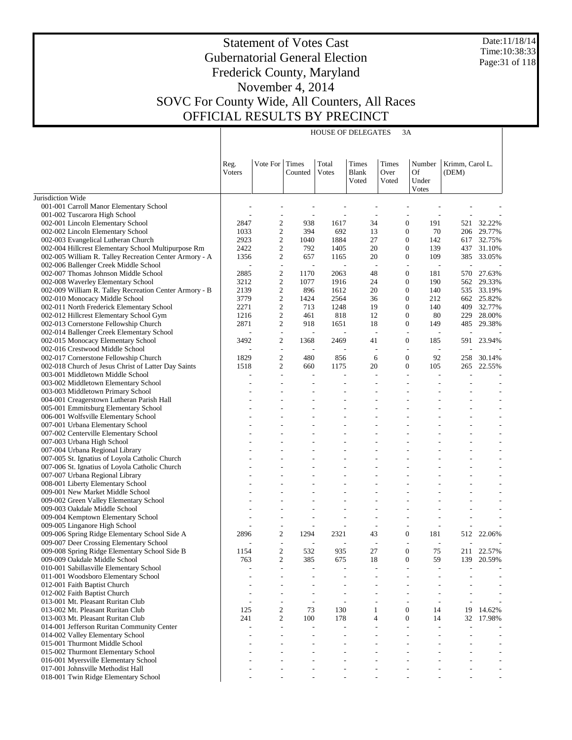# Statement of Votes Cast
# Gubernatorial General Election
# Frederick County, Maryland
# November 4, 2014
# SOVC For County Wide, All Counters, All Races
# OFFICIAL RESULTS BY PRECINCT

Date:11/18/14
Time:10:38:33

HOUSE OF DELEGATES 3A

| | Reg. Voters | Vote For | Times Counted | Total Votes | Times Blank Voted | Times Over Voted | Number Of Under Votes | Krimm, Carol L. (DEM) | |
|---|---|---|---|---|---|---|---|---|---|
| Jurisdiction Wide | | | | | | | | | |
| 001-001 Carroll Manor Elementary School | - | - | - | - | - | - | - | - | - |
| 001-002 Tuscarora High School | - | - | - | - | - | - | - | - | - |
| 002-001 Lincoln Elementary School | 2847 | 2 | 938 | 1617 | 34 | 0 | 191 | 521 | 32.22% |
| 002-002 Lincoln Elementary School | 1033 | 2 | 394 | 692 | 13 | 0 | 70 | 206 | 29.77% |
| 002-003 Evangelical Lutheran Church | 2923 | 2 | 1040 | 1884 | 27 | 0 | 142 | 617 | 32.75% |
| 002-004 Hillcrest Elementary School Multipurpose Rm | 2422 | 2 | 792 | 1405 | 20 | 0 | 139 | 437 | 31.10% |
| 002-005 William R. Talley Recreation Center Armory - A | 1356 | 2 | 657 | 1165 | 20 | 0 | 109 | 385 | 33.05% |
| 002-006 Ballenger Creek Middle School | - | - | - | - | - | - | - | - | - |
| 002-007 Thomas Johnson Middle School | 2885 | 2 | 1170 | 2063 | 48 | 0 | 181 | 570 | 27.63% |
| 002-008 Waverley Elementary School | 3212 | 2 | 1077 | 1916 | 24 | 0 | 190 | 562 | 29.33% |
| 002-009 William R. Talley Recreation Center Armory - B | 2139 | 2 | 896 | 1612 | 20 | 0 | 140 | 535 | 33.19% |
| 002-010 Monocacy Middle School | 3779 | 2 | 1424 | 2564 | 36 | 0 | 212 | 662 | 25.82% |
| 002-011 North Frederick Elementary School | 2271 | 2 | 713 | 1248 | 19 | 0 | 140 | 409 | 32.77% |
| 002-012 Hillcrest Elementary School Gym | 1216 | 2 | 461 | 818 | 12 | 0 | 80 | 229 | 28.00% |
| 002-013 Cornerstone Fellowship Church | 2871 | 2 | 918 | 1651 | 18 | 0 | 149 | 485 | 29.38% |
| 002-014 Ballenger Creek Elementary School | - | - | - | - | - | - | - | - | - |
| 002-015 Monocacy Elementary School | 3492 | 2 | 1368 | 2469 | 41 | 0 | 185 | 591 | 23.94% |
| 002-016 Crestwood Middle School | - | - | - | - | - | - | - | - | - |
| 002-017 Cornerstone Fellowship Church | 1829 | 2 | 480 | 856 | 6 | 0 | 92 | 258 | 30.14% |
| 002-018 Church of Jesus Christ of Latter Day Saints | 1518 | 2 | 660 | 1175 | 20 | 0 | 105 | 265 | 22.55% |
| 003-001 Middletown Middle School | - | - | - | - | - | - | - | - | - |
| 003-002 Middletown Elementary School | - | - | - | - | - | - | - | - | - |
| 003-003 Middletown Primary School | - | - | - | - | - | - | - | - | - |
| 004-001 Creagerstown Lutheran Parish Hall | - | - | - | - | - | - | - | - | - |
| 005-001 Emmitsburg Elementary School | - | - | - | - | - | - | - | - | - |
| 006-001 Wolfsville Elementary School | - | - | - | - | - | - | - | - | - |
| 007-001 Urbana Elementary School | - | - | - | - | - | - | - | - | - |
| 007-002 Centerville Elementary School | - | - | - | - | - | - | - | - | - |
| 007-003 Urbana High School | - | - | - | - | - | - | - | - | - |
| 007-004 Urbana Regional Library | - | - | - | - | - | - | - | - | - |
| 007-005 St. Ignatius of Loyola Catholic Church | - | - | - | - | - | - | - | - | - |
| 007-006 St. Ignatius of Loyola Catholic Church | - | - | - | - | - | - | - | - | - |
| 007-007 Urbana Regional Library | - | - | - | - | - | - | - | - | - |
| 008-001 Liberty Elementary School | - | - | - | - | - | - | - | - | - |
| 009-001 New Market Middle School | - | - | - | - | - | - | - | - | - |
| 009-002 Green Valley Elementary School | - | - | - | - | - | - | - | - | - |
| 009-003 Oakdale Middle School | - | - | - | - | - | - | - | - | - |
| 009-004 Kemptown Elementary School | - | - | - | - | - | - | - | - | - |
| 009-005 Linganore High School | - | - | - | - | - | - | - | - | - |
| 009-006 Spring Ridge Elementary School Side A | 2896 | 2 | 1294 | 2321 | 43 | 0 | 181 | 512 | 22.06% |
| 009-007 Deer Crossing Elementary School | - | - | - | - | - | - | - | - | - |
| 009-008 Spring Ridge Elementary School Side B | 1154 | 2 | 532 | 935 | 27 | 0 | 75 | 211 | 22.57% |
| 009-009 Oakdale Middle School | 763 | 2 | 385 | 675 | 18 | 0 | 59 | 139 | 20.59% |
| 010-001 Sabillasville Elementary School | - | - | - | - | - | - | - | - | - |
| 011-001 Woodsboro Elementary School | - | - | - | - | - | - | - | - | - |
| 012-001 Faith Baptist Church | - | - | - | - | - | - | - | - | - |
| 012-002 Faith Baptist Church | - | - | - | - | - | - | - | - | - |
| 013-001 Mt. Pleasant Ruritan Club | - | - | - | - | - | - | - | - | - |
| 013-002 Mt. Pleasant Ruritan Club | 125 | 2 | 73 | 130 | 1 | 0 | 14 | 19 | 14.62% |
| 013-003 Mt. Pleasant Ruritan Club | 241 | 2 | 100 | 178 | 4 | 0 | 14 | 32 | 17.98% |
| 014-001 Jefferson Ruritan Community Center | - | - | - | - | - | - | - | - | - |
| 014-002 Valley Elementary School | - | - | - | - | - | - | - | - | - |
| 015-001 Thurmont Middle School | - | - | - | - | - | - | - | - | - |
| 015-002 Thurmont Elementary School | - | - | - | - | - | - | - | - | - |
| 016-001 Myersville Elementary School | - | - | - | - | - | - | - | - | - |
| 017-001 Johnsville Methodist Hall | - | - | - | - | - | - | - | - | - |
| 018-001 Twin Ridge Elementary School | - | - | - | - | - | - | - | - | - |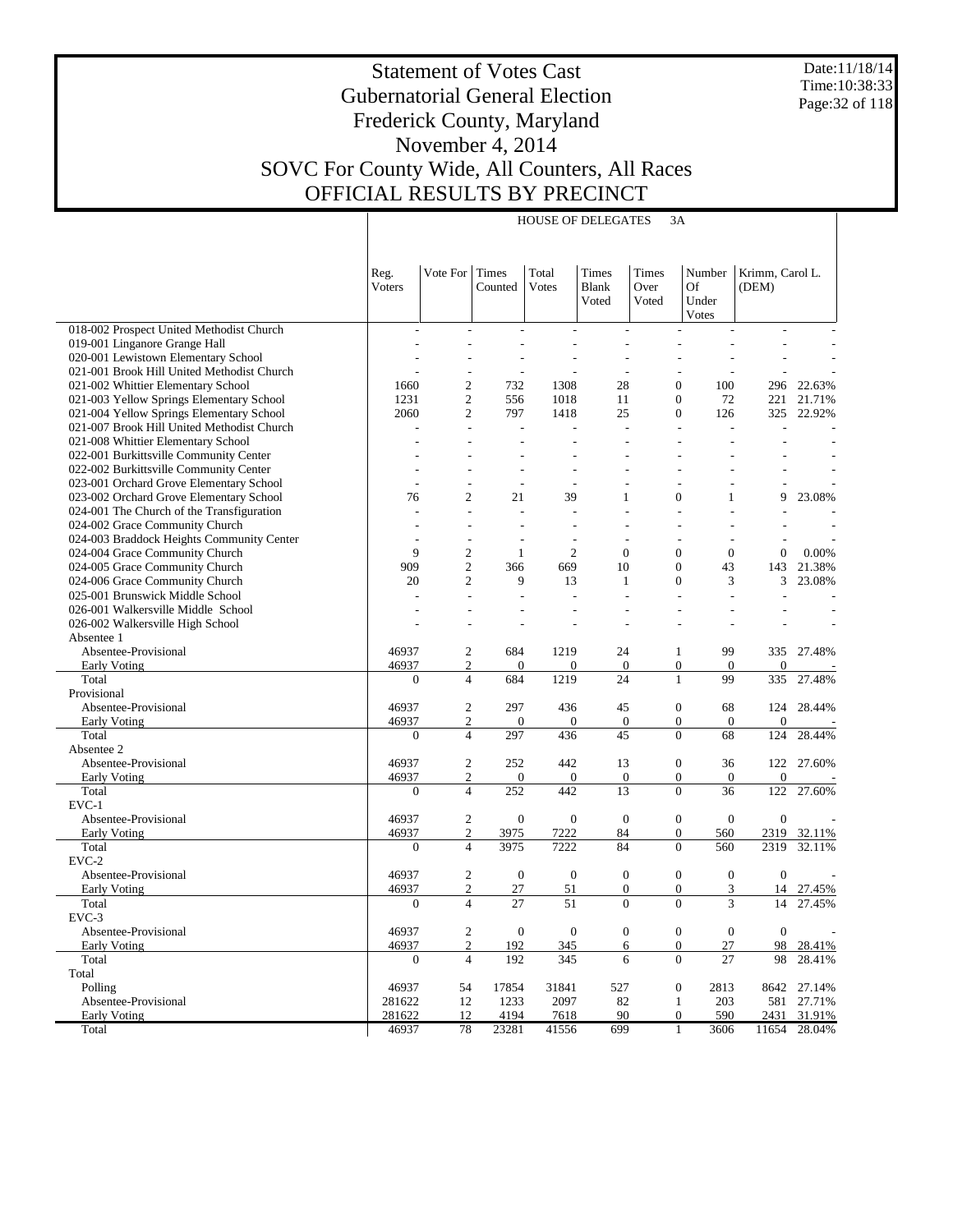# Statement of Votes Cast
## Gubernatorial General Election
## Frederick County, Maryland
## November 4, 2014
## SOVC For County Wide, All Counters, All Races
## OFFICIAL RESULTS BY PRECINCT

Date:11/18/14
Time:10:38:33

HOUSE OF DELEGATES 3A

| | Reg. Voters | Vote For | Times Counted | Total Votes | Times Blank Voted | Times Over Voted | Number Of Under Votes | Krimm, Carol L. (DEM) | |
|---|---|---|---|---|---|---|---|---|---|
| 018-002 Prospect United Methodist Church | - | - | - | - | - | - | - | - | - |
| 019-001 Linganore Grange Hall | - | - | - | - | - | - | - | - | - |
| 020-001 Lewistown Elementary School | - | - | - | - | - | - | - | - | - |
| 021-001 Brook Hill United Methodist Church | - | - | - | - | - | - | - | - | - |
| 021-002 Whittier Elementary School | 1660 | 2 | 732 | 1308 | 28 | 0 | 100 | 296 | 22.63% |
| 021-003 Yellow Springs Elementary School | 1231 | 2 | 556 | 1018 | 11 | 0 | 72 | 221 | 21.71% |
| 021-004 Yellow Springs Elementary School | 2060 | 2 | 797 | 1418 | 25 | 0 | 126 | 325 | 22.92% |
| 021-007 Brook Hill United Methodist Church | - | - | - | - | - | - | - | - | - |
| 021-008 Whittier Elementary School | - | - | - | - | - | - | - | - | - |
| 022-001 Burkittsville Community Center | - | - | - | - | - | - | - | - | - |
| 022-002 Burkittsville Community Center | - | - | - | - | - | - | - | - | - |
| 023-001 Orchard Grove Elementary School | - | - | - | - | - | - | - | - | - |
| 023-002 Orchard Grove Elementary School | 76 | 2 | 21 | 39 | 1 | 0 | 1 | 9 | 23.08% |
| 024-001 The Church of the Transfiguration | - | - | - | - | - | - | - | - | - |
| 024-002 Grace Community Church | - | - | - | - | - | - | - | - | - |
| 024-003 Braddock Heights Community Center | - | - | - | - | - | - | - | - | - |
| 024-004 Grace Community Church | 9 | 2 | 1 | 2 | 0 | 0 | 0 | 0 | 0.00% |
| 024-005 Grace Community Church | 909 | 2 | 366 | 669 | 10 | 0 | 43 | 143 | 21.38% |
| 024-006 Grace Community Church | 20 | 2 | 9 | 13 | 1 | 0 | 3 | 3 | 23.08% |
| 025-001 Brunswick Middle School | - | - | - | - | - | - | - | - | - |
| 026-001 Walkersville Middle School | - | - | - | - | - | - | - | - | - |
| 026-002 Walkersville High School | - | - | - | - | - | - | - | - | - |
| Absentee 1 | | | | | | | | | |
| Absentee-Provisional | 46937 | 2 | 684 | 1219 | 24 | 1 | 99 | 335 | 27.48% |
| Early Voting | 46937 | 2 | 0 | 0 | 0 | 0 | 0 | 0 | - |
| Total | 0 | 4 | 684 | 1219 | 24 | 1 | 99 | 335 | 27.48% |
| Provisional | | | | | | | | | |
| Absentee-Provisional | 46937 | 2 | 297 | 436 | 45 | 0 | 68 | 124 | 28.44% |
| Early Voting | 46937 | 2 | 0 | 0 | 0 | 0 | 0 | 0 | - |
| Total | 0 | 4 | 297 | 436 | 45 | 0 | 68 | 124 | 28.44% |
| Absentee 2 | | | | | | | | | |
| Absentee-Provisional | 46937 | 2 | 252 | 442 | 13 | 0 | 36 | 122 | 27.60% |
| Early Voting | 46937 | 2 | 0 | 0 | 0 | 0 | 0 | 0 | - |
| Total | 0 | 4 | 252 | 442 | 13 | 0 | 36 | 122 | 27.60% |
| EVC-1 | | | | | | | | | |
| Absentee-Provisional | 46937 | 2 | 0 | 0 | 0 | 0 | 0 | 0 | - |
| Early Voting | 46937 | 2 | 3975 | 7222 | 84 | 0 | 560 | 2319 | 32.11% |
| Total | 0 | 4 | 3975 | 7222 | 84 | 0 | 560 | 2319 | 32.11% |
| EVC-2 | | | | | | | | | |
| Absentee-Provisional | 46937 | 2 | 0 | 0 | 0 | 0 | 0 | 0 | - |
| Early Voting | 46937 | 2 | 27 | 51 | 0 | 0 | 3 | 14 | 27.45% |
| Total | 0 | 4 | 27 | 51 | 0 | 0 | 3 | 14 | 27.45% |
| EVC-3 | | | | | | | | | |
| Absentee-Provisional | 46937 | 2 | 0 | 0 | 0 | 0 | 0 | 0 | - |
| Early Voting | 46937 | 2 | 192 | 345 | 6 | 0 | 27 | 98 | 28.41% |
| Total | 0 | 4 | 192 | 345 | 6 | 0 | 27 | 98 | 28.41% |
| Total | | | | | | | | | |
| Polling | 46937 | 54 | 17854 | 31841 | 527 | 0 | 2813 | 8642 | 27.14% |
| Absentee-Provisional | 281622 | 12 | 1233 | 2097 | 82 | 1 | 203 | 581 | 27.71% |
| Early Voting | 281622 | 12 | 4194 | 7618 | 90 | 0 | 590 | 2431 | 31.91% |
| Total | 46937 | 78 | 23281 | 41556 | 699 | 1 | 3606 | 11654 | 28.04% |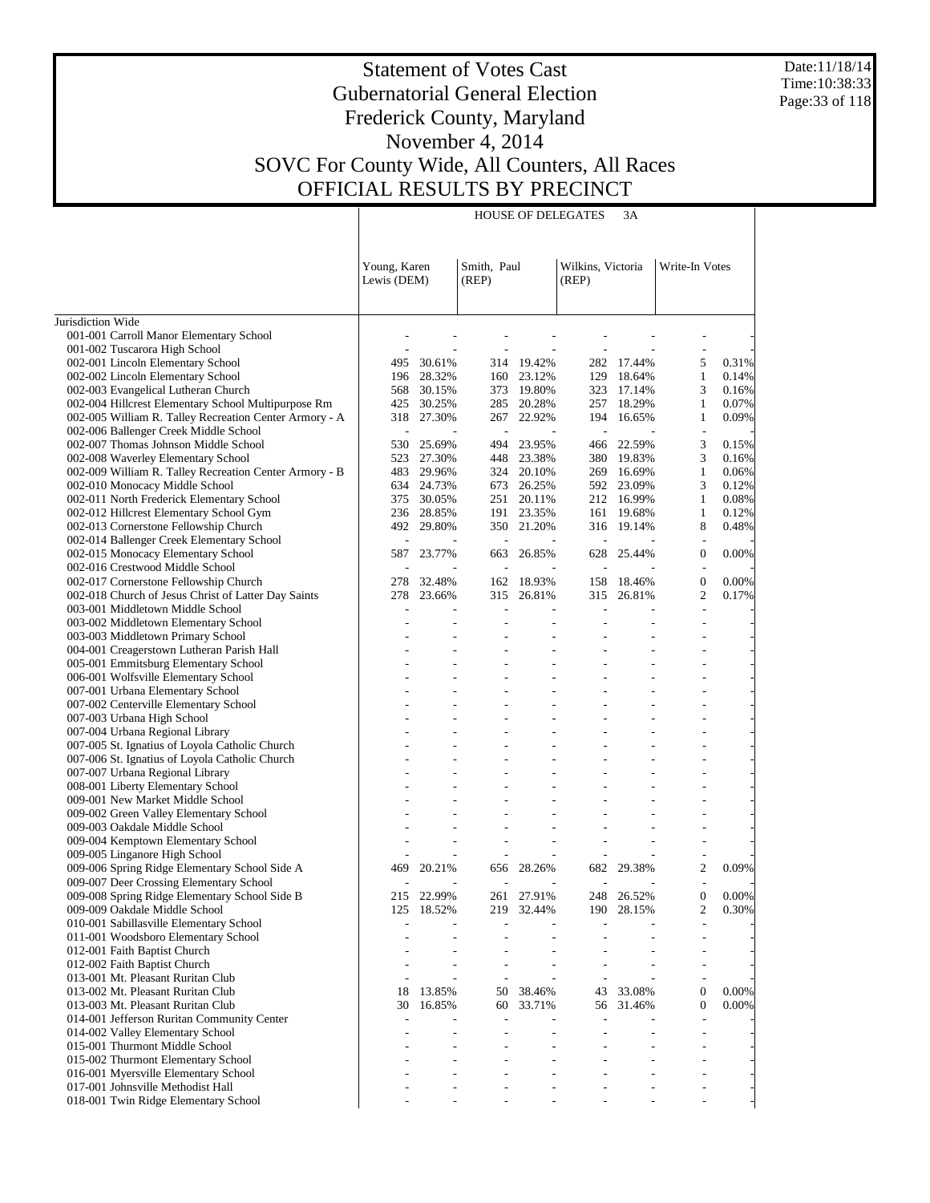# Statement of Votes Cast
# Gubernatorial General Election
# Frederick County, Maryland
# November 4, 2014
# SOVC For County Wide, All Counters, All Races
# OFFICIAL RESULTS BY PRECINCT

Date:11/18/14
Time:10:38:33

| | HOUSE OF DELEGATES 3A | | | | | | | |
|---|---|---|---|---|---|---|---|---|
| | Young, Karen Lewis (DEM) | | Smith, Paul (REP) | | Wilkins, Victoria (REP) | | Write-In Votes | |
| Jurisdiction Wide | | | | | | | | |
| 001-001 Carroll Manor Elementary School | - | - | - | - | - | - | - | - |
| 001-002 Tuscarora High School | - | - | - | - | - | - | - | - |
| 002-001 Lincoln Elementary School | 495 | 30.61% | 314 | 19.42% | 282 | 17.44% | 5 | 0.31% |
| 002-002 Lincoln Elementary School | 196 | 28.32% | 160 | 23.12% | 129 | 18.64% | 1 | 0.14% |
| 002-003 Evangelical Lutheran Church | 568 | 30.15% | 373 | 19.80% | 323 | 17.14% | 3 | 0.16% |
| 002-004 Hillcrest Elementary School Multipurpose Rm | 425 | 30.25% | 285 | 20.28% | 257 | 18.29% | 1 | 0.07% |
| 002-005 William R. Talley Recreation Center Armory - A | 318 | 27.30% | 267 | 22.92% | 194 | 16.65% | 1 | 0.09% |
| 002-006 Ballenger Creek Middle School | - | - | - | - | - | - | - | - |
| 002-007 Thomas Johnson Middle School | 530 | 25.69% | 494 | 23.95% | 466 | 22.59% | 3 | 0.15% |
| 002-008 Waverley Elementary School | 523 | 27.30% | 448 | 23.38% | 380 | 19.83% | 3 | 0.16% |
| 002-009 William R. Talley Recreation Center Armory - B | 483 | 29.96% | 324 | 20.10% | 269 | 16.69% | 1 | 0.06% |
| 002-010 Monocacy Middle School | 634 | 24.73% | 673 | 26.25% | 592 | 23.09% | 3 | 0.12% |
| 002-011 North Frederick Elementary School | 375 | 30.05% | 251 | 20.11% | 212 | 16.99% | 1 | 0.08% |
| 002-012 Hillcrest Elementary School Gym | 236 | 28.85% | 191 | 23.35% | 161 | 19.68% | 1 | 0.12% |
| 002-013 Cornerstone Fellowship Church | 492 | 29.80% | 350 | 21.20% | 316 | 19.14% | 8 | 0.48% |
| 002-014 Ballenger Creek Elementary School | - | - | - | - | - | - | - | - |
| 002-015 Monocacy Elementary School | 587 | 23.77% | 663 | 26.85% | 628 | 25.44% | 0 | 0.00% |
| 002-016 Crestwood Middle School | - | - | - | - | - | - | - | - |
| 002-017 Cornerstone Fellowship Church | 278 | 32.48% | 162 | 18.93% | 158 | 18.46% | 0 | 0.00% |
| 002-018 Church of Jesus Christ of Latter Day Saints | 278 | 23.66% | 315 | 26.81% | 315 | 26.81% | 2 | 0.17% |
| 003-001 Middletown Middle School | - | - | - | - | - | - | - | - |
| 003-002 Middletown Elementary School | - | - | - | - | - | - | - | - |
| 003-003 Middletown Primary School | - | - | - | - | - | - | - | - |
| 004-001 Creagerstown Lutheran Parish Hall | - | - | - | - | - | - | - | - |
| 005-001 Emmitsburg Elementary School | - | - | - | - | - | - | - | - |
| 006-001 Wolfsville Elementary School | - | - | - | - | - | - | - | - |
| 007-001 Urbana Elementary School | - | - | - | - | - | - | - | - |
| 007-002 Centerville Elementary School | - | - | - | - | - | - | - | - |
| 007-003 Urbana High School | - | - | - | - | - | - | - | - |
| 007-004 Urbana Regional Library | - | - | - | - | - | - | - | - |
| 007-005 St. Ignatius of Loyola Catholic Church | - | - | - | - | - | - | - | - |
| 007-006 St. Ignatius of Loyola Catholic Church | - | - | - | - | - | - | - | - |
| 007-007 Urbana Regional Library | - | - | - | - | - | - | - | - |
| 008-001 Liberty Elementary School | - | - | - | - | - | - | - | - |
| 009-001 New Market Middle School | - | - | - | - | - | - | - | - |
| 009-002 Green Valley Elementary School | - | - | - | - | - | - | - | - |
| 009-003 Oakdale Middle School | - | - | - | - | - | - | - | - |
| 009-004 Kemptown Elementary School | - | - | - | - | - | - | - | - |
| 009-005 Linganore High School | - | - | - | - | - | - | - | - |
| 009-006 Spring Ridge Elementary School Side A | 469 | 20.21% | 656 | 28.26% | 682 | 29.38% | 2 | 0.09% |
| 009-007 Deer Crossing Elementary School | - | - | - | - | - | - | - | - |
| 009-008 Spring Ridge Elementary School Side B | 215 | 22.99% | 261 | 27.91% | 248 | 26.52% | 0 | 0.00% |
| 009-009 Oakdale Middle School | 125 | 18.52% | 219 | 32.44% | 190 | 28.15% | 2 | 0.30% |
| 010-001 Sabillasville Elementary School | - | - | - | - | - | - | - | - |
| 011-001 Woodsboro Elementary School | - | - | - | - | - | - | - | - |
| 012-001 Faith Baptist Church | - | - | - | - | - | - | - | - |
| 012-002 Faith Baptist Church | - | - | - | - | - | - | - | - |
| 013-001 Mt. Pleasant Ruritan Club | - | - | - | - | - | - | - | - |
| 013-002 Mt. Pleasant Ruritan Club | 18 | 13.85% | 50 | 38.46% | 43 | 33.08% | 0 | 0.00% |
| 013-003 Mt. Pleasant Ruritan Club | 30 | 16.85% | 60 | 33.71% | 56 | 31.46% | 0 | 0.00% |
| 014-001 Jefferson Ruritan Community Center | - | - | - | - | - | - | - | - |
| 014-002 Valley Elementary School | - | - | - | - | - | - | - | - |
| 015-001 Thurmont Middle School | - | - | - | - | - | - | - | - |
| 015-002 Thurmont Elementary School | - | - | - | - | - | - | - | - |
| 016-001 Myersville Elementary School | - | - | - | - | - | - | - | - |
| 017-001 Johnsville Methodist Hall | - | - | - | - | - | - | - | - |
| 018-001 Twin Ridge Elementary School | - | - | - | - | - | - | - | - |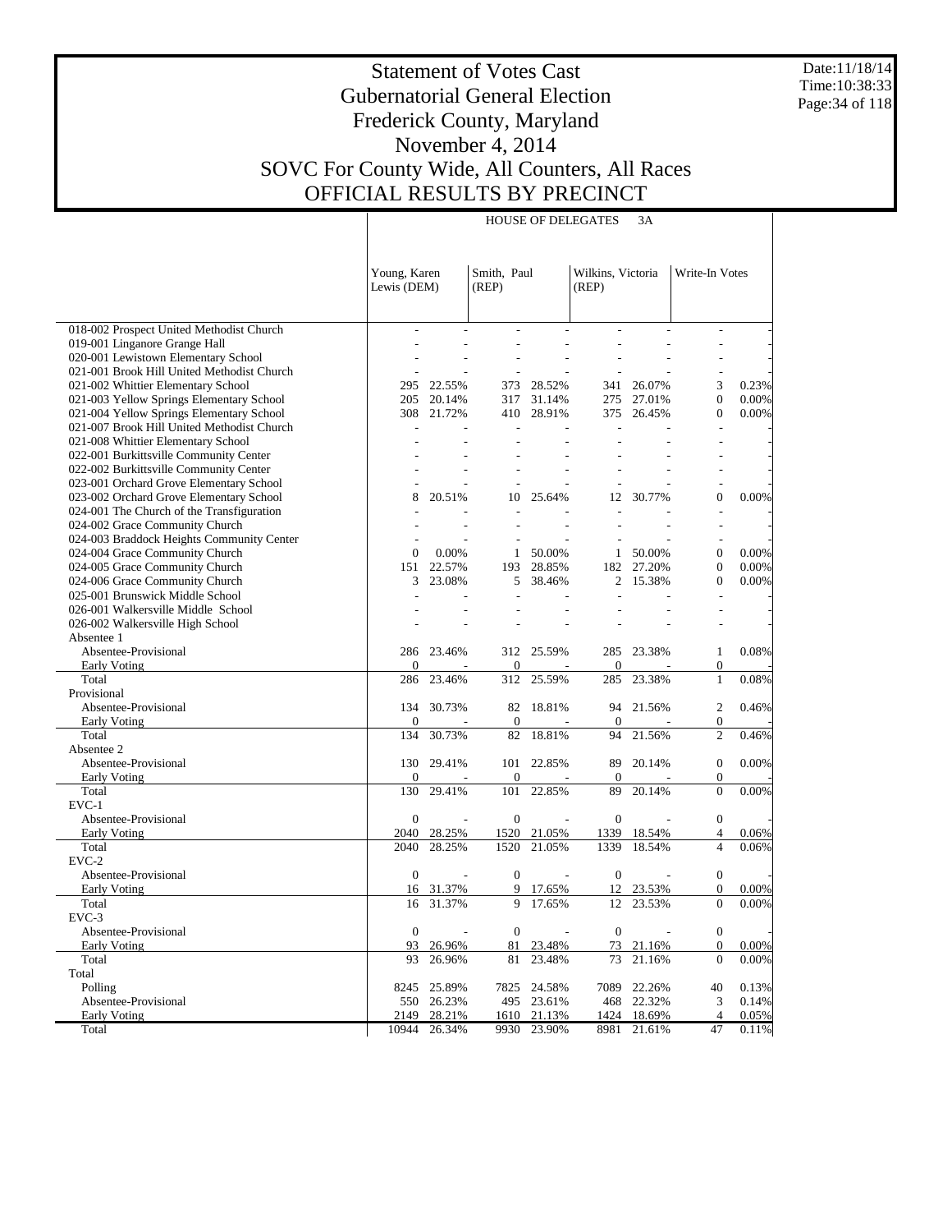# Statement of Votes Cast
# Gubernatorial General Election
# Frederick County, Maryland
# November 4, 2014
# SOVC For County Wide, All Counters, All Races
# OFFICIAL RESULTS BY PRECINCT

Date:11/18/14
Time:10:38:33

HOUSE OF DELEGATES 3A

| | Young, Karen Lewis (DEM) | | Smith, Paul (REP) | | Wilkins, Victoria (REP) | | Write-In Votes | |
|---|---|---|---|---|---|---|---|---|
| 018-002 Prospect United Methodist Church | - | - | - | - | - | - | - | - |
| 019-001 Linganore Grange Hall | - | - | - | - | - | - | - | - |
| 020-001 Lewistown Elementary School | - | - | - | - | - | - | - | - |
| 021-001 Brook Hill United Methodist Church | - | - | - | - | - | - | - | - |
| 021-002 Whittier Elementary School | 295 | 22.55% | 373 | 28.52% | 341 | 26.07% | 3 | 0.23% |
| 021-003 Yellow Springs Elementary School | 205 | 20.14% | 317 | 31.14% | 275 | 27.01% | 0 | 0.00% |
| 021-004 Yellow Springs Elementary School | 308 | 21.72% | 410 | 28.91% | 375 | 26.45% | 0 | 0.00% |
| 021-007 Brook Hill United Methodist Church | - | - | - | - | - | - | - | - |
| 021-008 Whittier Elementary School | - | - | - | - | - | - | - | - |
| 022-001 Burkittsville Community Center | - | - | - | - | - | - | - | - |
| 022-002 Burkittsville Community Center | - | - | - | - | - | - | - | - |
| 023-001 Orchard Grove Elementary School | - | - | - | - | - | - | - | - |
| 023-002 Orchard Grove Elementary School | 8 | 20.51% | 10 | 25.64% | 12 | 30.77% | 0 | 0.00% |
| 024-001 The Church of the Transfiguration | - | - | - | - | - | - | - | - |
| 024-002 Grace Community Church | - | - | - | - | - | - | - | - |
| 024-003 Braddock Heights Community Center | - | - | - | - | - | - | - | - |
| 024-004 Grace Community Church | 0 | 0.00% | 1 | 50.00% | 1 | 50.00% | 0 | 0.00% |
| 024-005 Grace Community Church | 151 | 22.57% | 193 | 28.85% | 182 | 27.20% | 0 | 0.00% |
| 024-006 Grace Community Church | 3 | 23.08% | 5 | 38.46% | 2 | 15.38% | 0 | 0.00% |
| 025-001 Brunswick Middle School | - | - | - | - | - | - | - | - |
| 026-001 Walkersville Middle School | - | - | - | - | - | - | - | - |
| 026-002 Walkersville High School | - | - | - | - | - | - | - | - |
| Absentee 1 | | | | | | | | |
| Absentee-Provisional | 286 | 23.46% | 312 | 25.59% | 285 | 23.38% | 1 | 0.08% |
| Early Voting | 0 | - | 0 | - | 0 | - | 0 | - |
| Total | 286 | 23.46% | 312 | 25.59% | 285 | 23.38% | 1 | 0.08% |
| Provisional | | | | | | | | |
| Absentee-Provisional | 134 | 30.73% | 82 | 18.81% | 94 | 21.56% | 2 | 0.46% |
| Early Voting | 0 | - | 0 | - | 0 | - | 0 | - |
| Total | 134 | 30.73% | 82 | 18.81% | 94 | 21.56% | 2 | 0.46% |
| Absentee 2 | | | | | | | | |
| Absentee-Provisional | 130 | 29.41% | 101 | 22.85% | 89 | 20.14% | 0 | 0.00% |
| Early Voting | 0 | - | 0 | - | 0 | - | 0 | - |
| Total | 130 | 29.41% | 101 | 22.85% | 89 | 20.14% | 0 | 0.00% |
| EVC-1 | | | | | | | | |
| Absentee-Provisional | 0 | - | 0 | - | 0 | - | 0 | - |
| Early Voting | 2040 | 28.25% | 1520 | 21.05% | 1339 | 18.54% | 4 | 0.06% |
| Total | 2040 | 28.25% | 1520 | 21.05% | 1339 | 18.54% | 4 | 0.06% |
| EVC-2 | | | | | | | | |
| Absentee-Provisional | 0 | - | 0 | - | 0 | - | 0 | - |
| Early Voting | 16 | 31.37% | 9 | 17.65% | 12 | 23.53% | 0 | 0.00% |
| Total | 16 | 31.37% | 9 | 17.65% | 12 | 23.53% | 0 | 0.00% |
| EVC-3 | | | | | | | | |
| Absentee-Provisional | 0 | - | 0 | - | 0 | - | 0 | - |
| Early Voting | 93 | 26.96% | 81 | 23.48% | 73 | 21.16% | 0 | 0.00% |
| Total | 93 | 26.96% | 81 | 23.48% | 73 | 21.16% | 0 | 0.00% |
| Total | | | | | | | | |
| Polling | 8245 | 25.89% | 7825 | 24.58% | 7089 | 22.26% | 40 | 0.13% |
| Absentee-Provisional | 550 | 26.23% | 495 | 23.61% | 468 | 22.32% | 3 | 0.14% |
| Early Voting | 2149 | 28.21% | 1610 | 21.13% | 1424 | 18.69% | 4 | 0.05% |
| Total | 10944 | 26.34% | 9930 | 23.90% | 8981 | 21.61% | 47 | 0.11% |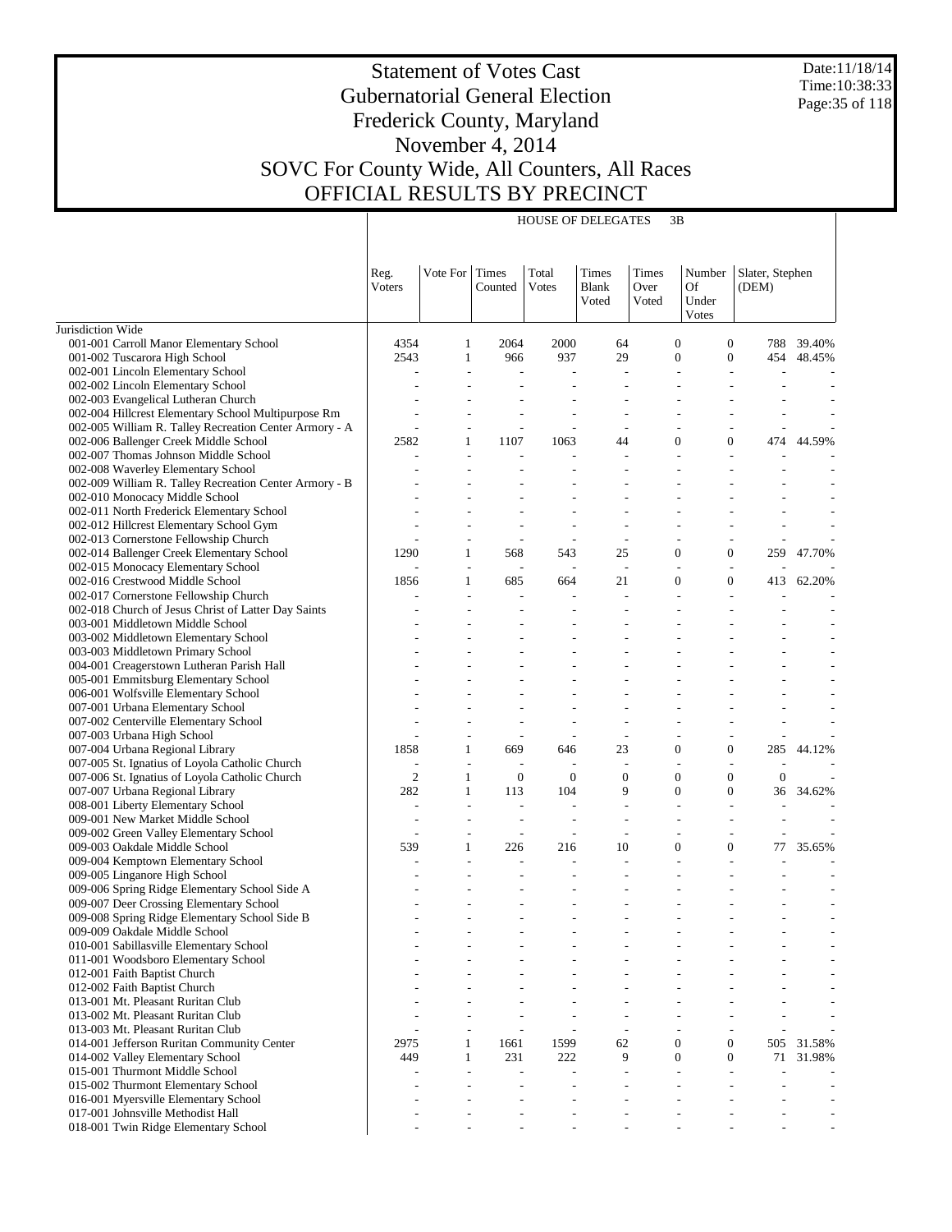# Statement of Votes Cast
# Gubernatorial General Election
# Frederick County, Maryland
# November 4, 2014
# SOVC For County Wide, All Counters, All Races
# OFFICIAL RESULTS BY PRECINCT

Date:11/18/14
Time:10:38:33

HOUSE OF DELEGATES 3B

| | Reg. Voters | Vote For | Times Counted | Total Votes | Times Blank Voted | Times Over Voted | Number Of Under Votes | Slater, Stephen (DEM) | |
|---|---|---|---|---|---|---|---|---|---|
| Jurisdiction Wide | | | | | | | | | |
| 001-001 Carroll Manor Elementary School | 4354 | 1 | 2064 | 2000 | 64 | 0 | 0 | 788 | 39.40% |
| 001-002 Tuscarora High School | 2543 | 1 | 966 | 937 | 29 | 0 | 0 | 454 | 48.45% |
| 002-001 Lincoln Elementary School | - | - | - | - | - | - | - | - | - |
| 002-002 Lincoln Elementary School | - | - | - | - | - | - | - | - | - |
| 002-003 Evangelical Lutheran Church | - | - | - | - | - | - | - | - | - |
| 002-004 Hillcrest Elementary School Multipurpose Rm | - | - | - | - | - | - | - | - | - |
| 002-005 William R. Talley Recreation Center Armory - A | - | - | - | - | - | - | - | - | - |
| 002-006 Ballenger Creek Middle School | 2582 | 1 | 1107 | 1063 | 44 | 0 | 0 | 474 | 44.59% |
| 002-007 Thomas Johnson Middle School | - | - | - | - | - | - | - | - | - |
| 002-008 Waverley Elementary School | - | - | - | - | - | - | - | - | - |
| 002-009 William R. Talley Recreation Center Armory - B | - | - | - | - | - | - | - | - | - |
| 002-010 Monocacy Middle School | - | - | - | - | - | - | - | - | - |
| 002-011 North Frederick Elementary School | - | - | - | - | - | - | - | - | - |
| 002-012 Hillcrest Elementary School Gym | - | - | - | - | - | - | - | - | - |
| 002-013 Cornerstone Fellowship Church | - | - | - | - | - | - | - | - | - |
| 002-014 Ballenger Creek Elementary School | 1290 | 1 | 568 | 543 | 25 | 0 | 0 | 259 | 47.70% |
| 002-015 Monocacy Elementary School | - | - | - | - | - | - | - | - | - |
| 002-016 Crestwood Middle School | 1856 | 1 | 685 | 664 | 21 | 0 | 0 | 413 | 62.20% |
| 002-017 Cornerstone Fellowship Church | - | - | - | - | - | - | - | - | - |
| 002-018 Church of Jesus Christ of Latter Day Saints | - | - | - | - | - | - | - | - | - |
| 003-001 Middletown Middle School | - | - | - | - | - | - | - | - | - |
| 003-002 Middletown Elementary School | - | - | - | - | - | - | - | - | - |
| 003-003 Middletown Primary School | - | - | - | - | - | - | - | - | - |
| 004-001 Creagerstown Lutheran Parish Hall | - | - | - | - | - | - | - | - | - |
| 005-001 Emmitsburg Elementary School | - | - | - | - | - | - | - | - | - |
| 006-001 Wolfsville Elementary School | - | - | - | - | - | - | - | - | - |
| 007-001 Urbana Elementary School | - | - | - | - | - | - | - | - | - |
| 007-002 Centerville Elementary School | - | - | - | - | - | - | - | - | - |
| 007-003 Urbana High School | - | - | - | - | - | - | - | - | - |
| 007-004 Urbana Regional Library | 1858 | 1 | 669 | 646 | 23 | 0 | 0 | 285 | 44.12% |
| 007-005 St. Ignatius of Loyola Catholic Church | - | - | - | - | - | - | - | - | - |
| 007-006 St. Ignatius of Loyola Catholic Church | 2 | 1 | 0 | 0 | 0 | 0 | 0 | 0 | - |
| 007-007 Urbana Regional Library | 282 | 1 | 113 | 104 | 9 | 0 | 0 | 36 | 34.62% |
| 008-001 Liberty Elementary School | - | - | - | - | - | - | - | - | - |
| 009-001 New Market Middle School | - | - | - | - | - | - | - | - | - |
| 009-002 Green Valley Elementary School | - | - | - | - | - | - | - | - | - |
| 009-003 Oakdale Middle School | 539 | 1 | 226 | 216 | 10 | 0 | 0 | 77 | 35.65% |
| 009-004 Kemptown Elementary School | - | - | - | - | - | - | - | - | - |
| 009-005 Linganore High School | - | - | - | - | - | - | - | - | - |
| 009-006 Spring Ridge Elementary School Side A | - | - | - | - | - | - | - | - | - |
| 009-007 Deer Crossing Elementary School | - | - | - | - | - | - | - | - | - |
| 009-008 Spring Ridge Elementary School Side B | - | - | - | - | - | - | - | - | - |
| 009-009 Oakdale Middle School | - | - | - | - | - | - | - | - | - |
| 010-001 Sabillasville Elementary School | - | - | - | - | - | - | - | - | - |
| 011-001 Woodsboro Elementary School | - | - | - | - | - | - | - | - | - |
| 012-001 Faith Baptist Church | - | - | - | - | - | - | - | - | - |
| 012-002 Faith Baptist Church | - | - | - | - | - | - | - | - | - |
| 013-001 Mt. Pleasant Ruritan Club | - | - | - | - | - | - | - | - | - |
| 013-002 Mt. Pleasant Ruritan Club | - | - | - | - | - | - | - | - | - |
| 013-003 Mt. Pleasant Ruritan Club | - | - | - | - | - | - | - | - | - |
| 014-001 Jefferson Ruritan Community Center | 2975 | 1 | 1661 | 1599 | 62 | 0 | 0 | 505 | 31.58% |
| 014-002 Valley Elementary School | 449 | 1 | 231 | 222 | 9 | 0 | 0 | 71 | 31.98% |
| 015-001 Thurmont Middle School | - | - | - | - | - | - | - | - | - |
| 015-002 Thurmont Elementary School | - | - | - | - | - | - | - | - | - |
| 016-001 Myersville Elementary School | - | - | - | - | - | - | - | - | - |
| 017-001 Johnsville Methodist Hall | - | - | - | - | - | - | - | - | - |
| 018-001 Twin Ridge Elementary School | - | - | - | - | - | - | - | - | - |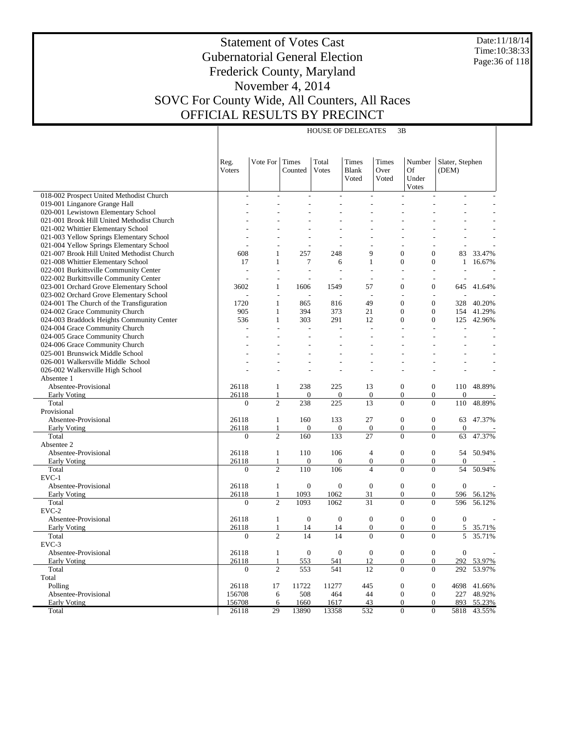# Statement of Votes Cast
## Gubernatorial General Election
## Frederick County, Maryland
## November 4, 2014
## SOVC For County Wide, All Counters, All Races
## OFFICIAL RESULTS BY PRECINCT

Date:11/18/14
Time:10:38:33

HOUSE OF DELEGATES 3B

| | Reg. Voters | Vote For | Times Counted | Total Votes | Times Blank Voted | Times Over Voted | Number Of Under Votes | Slater, Stephen (DEM) | |
|---|---|---|---|---|---|---|---|---|---|
| 018-002 Prospect United Methodist Church | - | - | - | - | - | - | - | - | - |
| 019-001 Linganore Grange Hall | - | - | - | - | - | - | - | - | - |
| 020-001 Lewistown Elementary School | - | - | - | - | - | - | - | - | - |
| 021-001 Brook Hill United Methodist Church | - | - | - | - | - | - | - | - | - |
| 021-002 Whittier Elementary School | - | - | - | - | - | - | - | - | - |
| 021-003 Yellow Springs Elementary School | - | - | - | - | - | - | - | - | - |
| 021-004 Yellow Springs Elementary School | - | - | - | - | - | - | - | - | - |
| 021-007 Brook Hill United Methodist Church | 608 | 1 | 257 | 248 | 9 | 0 | 0 | 83 | 33.47% |
| 021-008 Whittier Elementary School | 17 | 1 | 7 | 6 | 1 | 0 | 0 | 1 | 16.67% |
| 022-001 Burkittsville Community Center | - | - | - | - | - | - | - | - | - |
| 022-002 Burkittsville Community Center | - | - | - | - | - | - | - | - | - |
| 023-001 Orchard Grove Elementary School | 3602 | 1 | 1606 | 1549 | 57 | 0 | 0 | 645 | 41.64% |
| 023-002 Orchard Grove Elementary School | - | - | - | - | - | - | - | - | - |
| 024-001 The Church of the Transfiguration | 1720 | 1 | 865 | 816 | 49 | 0 | 0 | 328 | 40.20% |
| 024-002 Grace Community Church | 905 | 1 | 394 | 373 | 21 | 0 | 0 | 154 | 41.29% |
| 024-003 Braddock Heights Community Center | 536 | 1 | 303 | 291 | 12 | 0 | 0 | 125 | 42.96% |
| 024-004 Grace Community Church | - | - | - | - | - | - | - | - | - |
| 024-005 Grace Community Church | - | - | - | - | - | - | - | - | - |
| 024-006 Grace Community Church | - | - | - | - | - | - | - | - | - |
| 025-001 Brunswick Middle School | - | - | - | - | - | - | - | - | - |
| 026-001 Walkersville Middle School | - | - | - | - | - | - | - | - | - |
| 026-002 Walkersville High School | - | - | - | - | - | - | - | - | - |
| Absentee 1 | | | | | | | | | |
| Absentee-Provisional | 26118 | 1 | 238 | 225 | 13 | 0 | 0 | 110 | 48.89% |
| Early Voting | 26118 | 1 | 0 | 0 | 0 | 0 | 0 | 0 | - |
| Total | 0 | 2 | 238 | 225 | 13 | 0 | 0 | 110 | 48.89% |
| Provisional | | | | | | | | | |
| Absentee-Provisional | 26118 | 1 | 160 | 133 | 27 | 0 | 0 | 63 | 47.37% |
| Early Voting | 26118 | 1 | 0 | 0 | 0 | 0 | 0 | 0 | - |
| Total | 0 | 2 | 160 | 133 | 27 | 0 | 0 | 63 | 47.37% |
| Absentee 2 | | | | | | | | | |
| Absentee-Provisional | 26118 | 1 | 110 | 106 | 4 | 0 | 0 | 54 | 50.94% |
| Early Voting | 26118 | 1 | 0 | 0 | 0 | 0 | 0 | 0 | - |
| Total | 0 | 2 | 110 | 106 | 4 | 0 | 0 | 54 | 50.94% |
| EVC-1 | | | | | | | | | |
| Absentee-Provisional | 26118 | 1 | 0 | 0 | 0 | 0 | 0 | 0 | - |
| Early Voting | 26118 | 1 | 1093 | 1062 | 31 | 0 | 0 | 596 | 56.12% |
| Total | 0 | 2 | 1093 | 1062 | 31 | 0 | 0 | 596 | 56.12% |
| EVC-2 | | | | | | | | | |
| Absentee-Provisional | 26118 | 1 | 0 | 0 | 0 | 0 | 0 | 0 | - |
| Early Voting | 26118 | 1 | 14 | 14 | 0 | 0 | 0 | 5 | 35.71% |
| Total | 0 | 2 | 14 | 14 | 0 | 0 | 0 | 5 | 35.71% |
| EVC-3 | | | | | | | | | |
| Absentee-Provisional | 26118 | 1 | 0 | 0 | 0 | 0 | 0 | 0 | - |
| Early Voting | 26118 | 1 | 553 | 541 | 12 | 0 | 0 | 292 | 53.97% |
| Total | 0 | 2 | 553 | 541 | 12 | 0 | 0 | 292 | 53.97% |
| Total | | | | | | | | | |
| Polling | 26118 | 17 | 11722 | 11277 | 445 | 0 | 0 | 4698 | 41.66% |
| Absentee-Provisional | 156708 | 6 | 508 | 464 | 44 | 0 | 0 | 227 | 48.92% |
| Early Voting | 156708 | 6 | 1660 | 1617 | 43 | 0 | 0 | 893 | 55.23% |
| Total | 26118 | 29 | 13890 | 13358 | 532 | 0 | 0 | 5818 | 43.55% |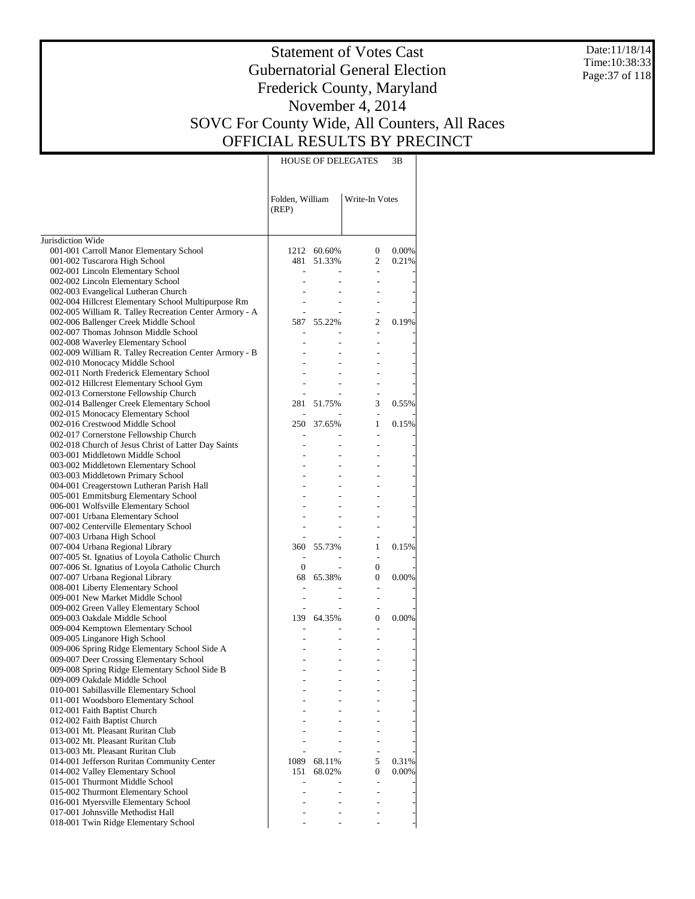# Statement of Votes Cast
# Gubernatorial General Election
# Frederick County, Maryland
# November 4, 2014
# SOVC For County Wide, All Counters, All Races
# OFFICIAL RESULTS BY PRECINCT

Date:11/18/14
Time:10:38:33

| | HOUSE OF DELEGATES 3B | | | |
|---|---|---|---|---|
| | Folden, William (REP) | | Write-In Votes | |
| Jurisdiction Wide | | | | |
| 001-001 Carroll Manor Elementary School | 1212 | 60.60% | 0 | 0.00% |
| 001-002 Tuscarora High School | 481 | 51.33% | 2 | 0.21% |
| 002-001 Lincoln Elementary School | - | - | - | - |
| 002-002 Lincoln Elementary School | - | - | - | - |
| 002-003 Evangelical Lutheran Church | - | - | - | - |
| 002-004 Hillcrest Elementary School Multipurpose Rm | - | - | - | - |
| 002-005 William R. Talley Recreation Center Armory - A | - | - | - | - |
| 002-006 Ballenger Creek Middle School | 587 | 55.22% | 2 | 0.19% |
| 002-007 Thomas Johnson Middle School | - | - | - | - |
| 002-008 Waverley Elementary School | - | - | - | - |
| 002-009 William R. Talley Recreation Center Armory - B | - | - | - | - |
| 002-010 Monocacy Middle School | - | - | - | - |
| 002-011 North Frederick Elementary School | - | - | - | - |
| 002-012 Hillcrest Elementary School Gym | - | - | - | - |
| 002-013 Cornerstone Fellowship Church | - | - | - | - |
| 002-014 Ballenger Creek Elementary School | 281 | 51.75% | 3 | 0.55% |
| 002-015 Monocacy Elementary School | - | - | - | - |
| 002-016 Crestwood Middle School | 250 | 37.65% | 1 | 0.15% |
| 002-017 Cornerstone Fellowship Church | - | - | - | - |
| 002-018 Church of Jesus Christ of Latter Day Saints | - | - | - | - |
| 003-001 Middletown Middle School | - | - | - | - |
| 003-002 Middletown Elementary School | - | - | - | - |
| 003-003 Middletown Primary School | - | - | - | - |
| 004-001 Creagerstown Lutheran Parish Hall | - | - | - | - |
| 005-001 Emmitsburg Elementary School | - | - | - | - |
| 006-001 Wolfsville Elementary School | - | - | - | - |
| 007-001 Urbana Elementary School | - | - | - | - |
| 007-002 Centerville Elementary School | - | - | - | - |
| 007-003 Urbana High School | - | - | - | - |
| 007-004 Urbana Regional Library | 360 | 55.73% | 1 | 0.15% |
| 007-005 St. Ignatius of Loyola Catholic Church | - | - | - | - |
| 007-006 St. Ignatius of Loyola Catholic Church | 0 | - | 0 | - |
| 007-007 Urbana Regional Library | 68 | 65.38% | 0 | 0.00% |
| 008-001 Liberty Elementary School | - | - | - | - |
| 009-001 New Market Middle School | - | - | - | - |
| 009-002 Green Valley Elementary School | - | - | - | - |
| 009-003 Oakdale Middle School | 139 | 64.35% | 0 | 0.00% |
| 009-004 Kemptown Elementary School | - | - | - | - |
| 009-005 Linganore High School | - | - | - | - |
| 009-006 Spring Ridge Elementary School Side A | - | - | - | - |
| 009-007 Deer Crossing Elementary School | - | - | - | - |
| 009-008 Spring Ridge Elementary School Side B | - | - | - | - |
| 009-009 Oakdale Middle School | - | - | - | - |
| 010-001 Sabillasville Elementary School | - | - | - | - |
| 011-001 Woodsboro Elementary School | - | - | - | - |
| 012-001 Faith Baptist Church | - | - | - | - |
| 012-002 Faith Baptist Church | - | - | - | - |
| 013-001 Mt. Pleasant Ruritan Club | - | - | - | - |
| 013-002 Mt. Pleasant Ruritan Club | - | - | - | - |
| 013-003 Mt. Pleasant Ruritan Club | - | - | - | - |
| 014-001 Jefferson Ruritan Community Center | 1089 | 68.11% | 5 | 0.31% |
| 014-002 Valley Elementary School | 151 | 68.02% | 0 | 0.00% |
| 015-001 Thurmont Middle School | - | - | - | - |
| 015-002 Thurmont Elementary School | - | - | - | - |
| 016-001 Myersville Elementary School | - | - | - | - |
| 017-001 Johnsville Methodist Hall | - | - | - | - |
| 018-001 Twin Ridge Elementary School | - | - | - | - |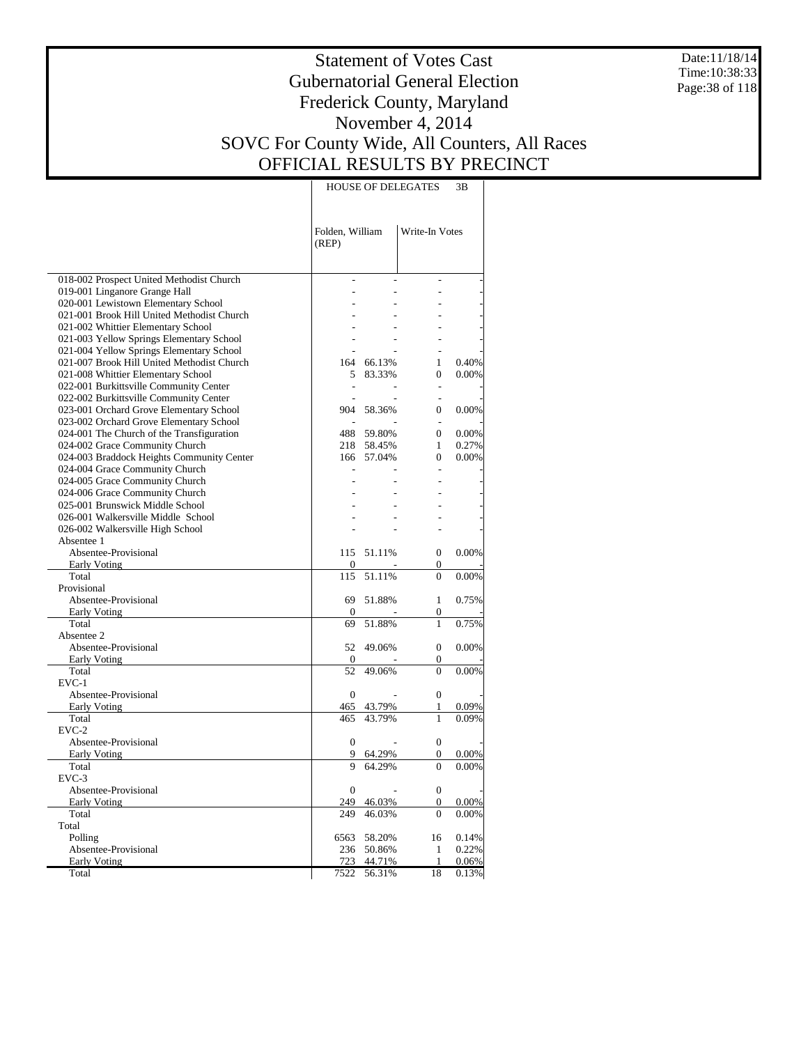# Statement of Votes Cast
# Gubernatorial General Election
# Frederick County, Maryland
# November 4, 2014
# SOVC For County Wide, All Counters, All Races
# OFFICIAL RESULTS BY PRECINCT

Date:11/18/14
Time:10:38:33

| | HOUSE OF DELEGATES 3B | | | |
|---|---|---|---|---|
| | Folden, William (REP) | | Write-In Votes | |
| 018-002 Prospect United Methodist Church | - | - | - | - |
| 019-001 Linganore Grange Hall | - | - | - | - |
| 020-001 Lewistown Elementary School | - | - | - | - |
| 021-001 Brook Hill United Methodist Church | - | - | - | - |
| 021-002 Whittier Elementary School | - | - | - | - |
| 021-003 Yellow Springs Elementary School | - | - | - | - |
| 021-004 Yellow Springs Elementary School | - | - | - | - |
| 021-007 Brook Hill United Methodist Church | 164 | 66.13% | 1 | 0.40% |
| 021-008 Whittier Elementary School | 5 | 83.33% | 0 | 0.00% |
| 022-001 Burkittsville Community Center | - | - | - | - |
| 022-002 Burkittsville Community Center | - | - | - | - |
| 023-001 Orchard Grove Elementary School | 904 | 58.36% | 0 | 0.00% |
| 023-002 Orchard Grove Elementary School | - | - | - | - |
| 024-001 The Church of the Transfiguration | 488 | 59.80% | 0 | 0.00% |
| 024-002 Grace Community Church | 218 | 58.45% | 1 | 0.27% |
| 024-003 Braddock Heights Community Center | 166 | 57.04% | 0 | 0.00% |
| 024-004 Grace Community Church | - | - | - | - |
| 024-005 Grace Community Church | - | - | - | - |
| 024-006 Grace Community Church | - | - | - | - |
| 025-001 Brunswick Middle School | - | - | - | - |
| 026-001 Walkersville Middle School | - | - | - | - |
| 026-002 Walkersville High School | - | - | - | - |
| Absentee 1 | | | | |
| Absentee-Provisional | 115 | 51.11% | 0 | 0.00% |
| Early Voting | 0 | - | 0 | - |
| Total | 115 | 51.11% | 0 | 0.00% |
| Provisional | | | | |
| Absentee-Provisional | 69 | 51.88% | 1 | 0.75% |
| Early Voting | 0 | - | 0 | - |
| Total | 69 | 51.88% | 1 | 0.75% |
| Absentee 2 | | | | |
| Absentee-Provisional | 52 | 49.06% | 0 | 0.00% |
| Early Voting | 0 | - | 0 | - |
| Total | 52 | 49.06% | 0 | 0.00% |
| EVC-1 | | | | |
| Absentee-Provisional | 0 | - | 0 | - |
| Early Voting | 465 | 43.79% | 1 | 0.09% |
| Total | 465 | 43.79% | 1 | 0.09% |
| EVC-2 | | | | |
| Absentee-Provisional | 0 | - | 0 | - |
| Early Voting | 9 | 64.29% | 0 | 0.00% |
| Total | 9 | 64.29% | 0 | 0.00% |
| EVC-3 | | | | |
| Absentee-Provisional | 0 | - | 0 | - |
| Early Voting | 249 | 46.03% | 0 | 0.00% |
| Total | 249 | 46.03% | 0 | 0.00% |
| Total | | | | |
| Polling | 6563 | 58.20% | 16 | 0.14% |
| Absentee-Provisional | 236 | 50.86% | 1 | 0.22% |
| Early Voting | 723 | 44.71% | 1 | 0.06% |
| Total | 7522 | 56.31% | 18 | 0.13% |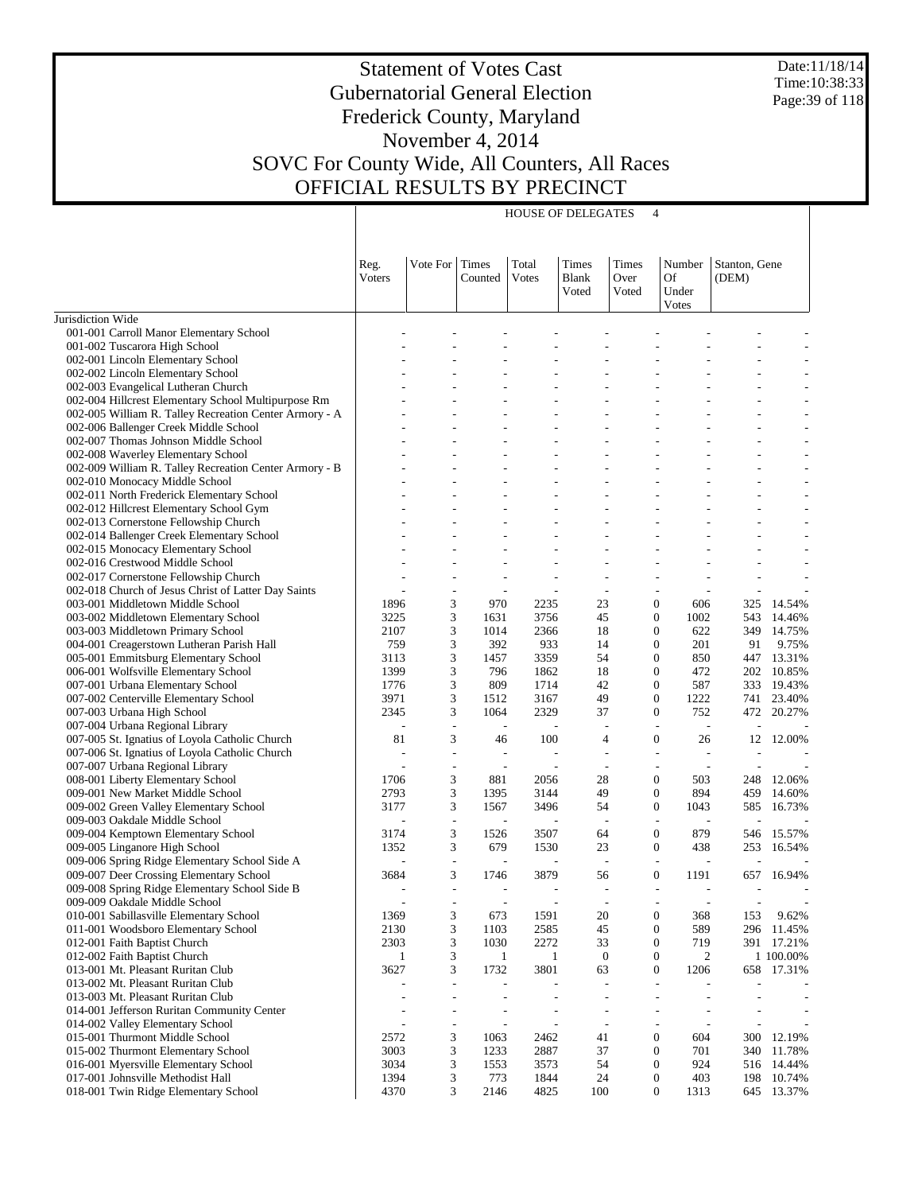# Statement of Votes Cast
## Gubernatorial General Election
## Frederick County, Maryland
## November 4, 2014
## SOVC For County Wide, All Counters, All Races
## OFFICIAL RESULTS BY PRECINCT

HOUSE OF DELEGATES 4

| | Reg. Voters | Vote For | Times Counted | Total Votes | Times Blank Voted | Times Over Voted | Number Of Under Votes | Stanton, Gene (DEM) | |
|---|---|---|---|---|---|---|---|---|---|
| Jurisdiction Wide | | | | | | | | | |
| 001-001 Carroll Manor Elementary School | - | - | - | - | - | - | - | - | - |
| 001-002 Tuscarora High School | - | - | - | - | - | - | - | - | - |
| 002-001 Lincoln Elementary School | - | - | - | - | - | - | - | - | - |
| 002-002 Lincoln Elementary School | - | - | - | - | - | - | - | - | - |
| 002-003 Evangelical Lutheran Church | - | - | - | - | - | - | - | - | - |
| 002-004 Hillcrest Elementary School Multipurpose Rm | - | - | - | - | - | - | - | - | - |
| 002-005 William R. Talley Recreation Center Armory - A | - | - | - | - | - | - | - | - | - |
| 002-006 Ballenger Creek Middle School | - | - | - | - | - | - | - | - | - |
| 002-007 Thomas Johnson Middle School | - | - | - | - | - | - | - | - | - |
| 002-008 Waverley Elementary School | - | - | - | - | - | - | - | - | - |
| 002-009 William R. Talley Recreation Center Armory - B | - | - | - | - | - | - | - | - | - |
| 002-010 Monocacy Middle School | - | - | - | - | - | - | - | - | - |
| 002-011 North Frederick Elementary School | - | - | - | - | - | - | - | - | - |
| 002-012 Hillcrest Elementary School Gym | - | - | - | - | - | - | - | - | - |
| 002-013 Cornerstone Fellowship Church | - | - | - | - | - | - | - | - | - |
| 002-014 Ballenger Creek Elementary School | - | - | - | - | - | - | - | - | - |
| 002-015 Monocacy Elementary School | - | - | - | - | - | - | - | - | - |
| 002-016 Crestwood Middle School | - | - | - | - | - | - | - | - | - |
| 002-017 Cornerstone Fellowship Church | - | - | - | - | - | - | - | - | - |
| 002-018 Church of Jesus Christ of Latter Day Saints | - | - | - | - | - | - | - | - | - |
| 003-001 Middletown Middle School | 1896 | 3 | 970 | 2235 | 23 | 0 | 606 | 325 | 14.54% |
| 003-002 Middletown Elementary School | 3225 | 3 | 1631 | 3756 | 45 | 0 | 1002 | 543 | 14.46% |
| 003-003 Middletown Primary School | 2107 | 3 | 1014 | 2366 | 18 | 0 | 622 | 349 | 14.75% |
| 004-001 Creagerstown Lutheran Parish Hall | 759 | 3 | 392 | 933 | 14 | 0 | 201 | 91 | 9.75% |
| 005-001 Emmitsburg Elementary School | 3113 | 3 | 1457 | 3359 | 54 | 0 | 850 | 447 | 13.31% |
| 006-001 Wolfsville Elementary School | 1399 | 3 | 796 | 1862 | 18 | 0 | 472 | 202 | 10.85% |
| 007-001 Urbana Elementary School | 1776 | 3 | 809 | 1714 | 42 | 0 | 587 | 333 | 19.43% |
| 007-002 Centerville Elementary School | 3971 | 3 | 1512 | 3167 | 49 | 0 | 1222 | 741 | 23.40% |
| 007-003 Urbana High School | 2345 | 3 | 1064 | 2329 | 37 | 0 | 752 | 472 | 20.27% |
| 007-004 Urbana Regional Library | - | - | - | - | - | - | - | - | - |
| 007-005 St. Ignatius of Loyola Catholic Church | 81 | 3 | 46 | 100 | 4 | 0 | 26 | 12 | 12.00% |
| 007-006 St. Ignatius of Loyola Catholic Church | - | - | - | - | - | - | - | - | - |
| 007-007 Urbana Regional Library | - | - | - | - | - | - | - | - | - |
| 008-001 Liberty Elementary School | 1706 | 3 | 881 | 2056 | 28 | 0 | 503 | 248 | 12.06% |
| 009-001 New Market Middle School | 2793 | 3 | 1395 | 3144 | 49 | 0 | 894 | 459 | 14.60% |
| 009-002 Green Valley Elementary School | 3177 | 3 | 1567 | 3496 | 54 | 0 | 1043 | 585 | 16.73% |
| 009-003 Oakdale Middle School | - | - | - | - | - | - | - | - | - |
| 009-004 Kemptown Elementary School | 3174 | 3 | 1526 | 3507 | 64 | 0 | 879 | 546 | 15.57% |
| 009-005 Linganore High School | 1352 | 3 | 679 | 1530 | 23 | 0 | 438 | 253 | 16.54% |
| 009-006 Spring Ridge Elementary School Side A | - | - | - | - | - | - | - | - | - |
| 009-007 Deer Crossing Elementary School | 3684 | 3 | 1746 | 3879 | 56 | 0 | 1191 | 657 | 16.94% |
| 009-008 Spring Ridge Elementary School Side B | - | - | - | - | - | - | - | - | - |
| 009-009 Oakdale Middle School | - | - | - | - | - | - | - | - | - |
| 010-001 Sabillasville Elementary School | 1369 | 3 | 673 | 1591 | 20 | 0 | 368 | 153 | 9.62% |
| 011-001 Woodsboro Elementary School | 2130 | 3 | 1103 | 2585 | 45 | 0 | 589 | 296 | 11.45% |
| 012-001 Faith Baptist Church | 2303 | 3 | 1030 | 2272 | 33 | 0 | 719 | 391 | 17.21% |
| 012-002 Faith Baptist Church | 1 | 3 | 1 | 1 | 0 | 0 | 2 | 1 | 100.00% |
| 013-001 Mt. Pleasant Ruritan Club | 3627 | 3 | 1732 | 3801 | 63 | 0 | 1206 | 658 | 17.31% |
| 013-002 Mt. Pleasant Ruritan Club | - | - | - | - | - | - | - | - | - |
| 013-003 Mt. Pleasant Ruritan Club | - | - | - | - | - | - | - | - | - |
| 014-001 Jefferson Ruritan Community Center | - | - | - | - | - | - | - | - | - |
| 014-002 Valley Elementary School | - | - | - | - | - | - | - | - | - |
| 015-001 Thurmont Middle School | 2572 | 3 | 1063 | 2462 | 41 | 0 | 604 | 300 | 12.19% |
| 015-002 Thurmont Elementary School | 3003 | 3 | 1233 | 2887 | 37 | 0 | 701 | 340 | 11.78% |
| 016-001 Myersville Elementary School | 3034 | 3 | 1553 | 3573 | 54 | 0 | 924 | 516 | 14.44% |
| 017-001 Johnsville Methodist Hall | 1394 | 3 | 773 | 1844 | 24 | 0 | 403 | 198 | 10.74% |
| 018-001 Twin Ridge Elementary School | 4370 | 3 | 2146 | 4825 | 100 | 0 | 1313 | 645 | 13.37% |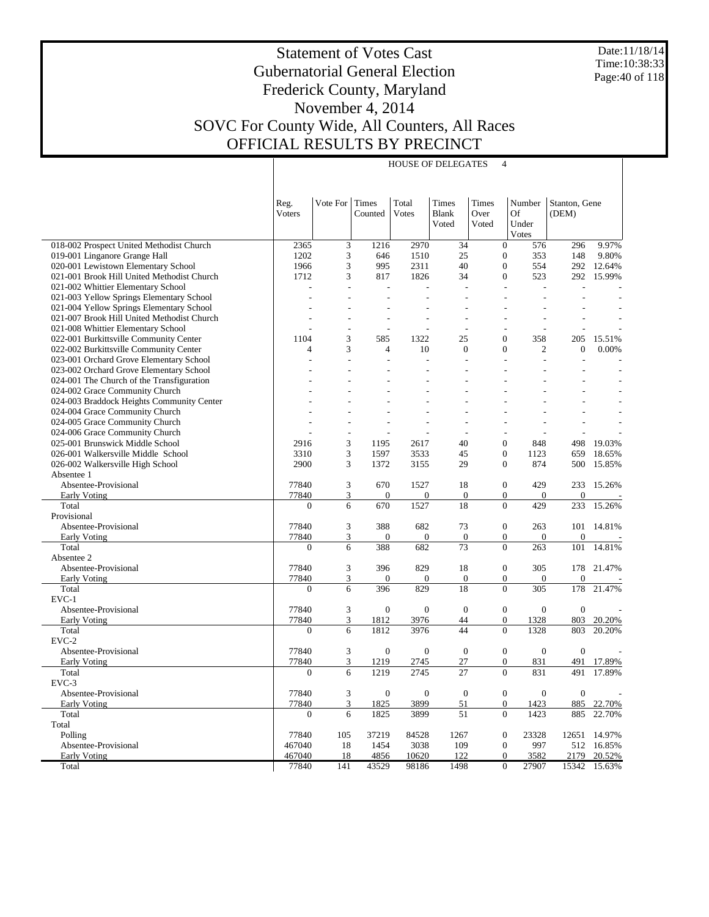# Statement of Votes Cast
## Gubernatorial General Election
## Frederick County, Maryland
## November 4, 2014
## SOVC For County Wide, All Counters, All Races
## OFFICIAL RESULTS BY PRECINCT

Date:11/18/14
Time:10:38:33

HOUSE OF DELEGATES 4

| | Reg. Voters | Vote For | Times Counted | Total Votes | Times Blank Voted | Times Over Voted | Number Of Under Votes | Stanton, Gene (DEM) | |
|---|---|---|---|---|---|---|---|---|---|
| 018-002 Prospect United Methodist Church | 2365 | 3 | 1216 | 2970 | 34 | 0 | 576 | 296 | 9.97% |
| 019-001 Linganore Grange Hall | 1202 | 3 | 646 | 1510 | 25 | 0 | 353 | 148 | 9.80% |
| 020-001 Lewistown Elementary School | 1966 | 3 | 995 | 2311 | 40 | 0 | 554 | 292 | 12.64% |
| 021-001 Brook Hill United Methodist Church | 1712 | 3 | 817 | 1826 | 34 | 0 | 523 | 292 | 15.99% |
| 021-002 Whittier Elementary School | - | - | - | - | - | - | - | - | - |
| 021-003 Yellow Springs Elementary School | - | - | - | - | - | - | - | - | - |
| 021-004 Yellow Springs Elementary School | - | - | - | - | - | - | - | - | - |
| 021-007 Brook Hill United Methodist Church | - | - | - | - | - | - | - | - | - |
| 021-008 Whittier Elementary School | - | - | - | - | - | - | - | - | - |
| 022-001 Burkittsville Community Center | 1104 | 3 | 585 | 1322 | 25 | 0 | 358 | 205 | 15.51% |
| 022-002 Burkittsville Community Center | 4 | 3 | 4 | 10 | 0 | 0 | 2 | 0 | 0.00% |
| 023-001 Orchard Grove Elementary School | - | - | - | - | - | - | - | - | - |
| 023-002 Orchard Grove Elementary School | - | - | - | - | - | - | - | - | - |
| 024-001 The Church of the Transfiguration | - | - | - | - | - | - | - | - | - |
| 024-002 Grace Community Church | - | - | - | - | - | - | - | - | - |
| 024-003 Braddock Heights Community Center | - | - | - | - | - | - | - | - | - |
| 024-004 Grace Community Church | - | - | - | - | - | - | - | - | - |
| 024-005 Grace Community Church | - | - | - | - | - | - | - | - | - |
| 024-006 Grace Community Church | - | - | - | - | - | - | - | - | - |
| 025-001 Brunswick Middle School | 2916 | 3 | 1195 | 2617 | 40 | 0 | 848 | 498 | 19.03% |
| 026-001 Walkersville Middle School | 3310 | 3 | 1597 | 3533 | 45 | 0 | 1123 | 659 | 18.65% |
| 026-002 Walkersville High School | 2900 | 3 | 1372 | 3155 | 29 | 0 | 874 | 500 | 15.85% |
| Absentee 1 | | | | | | | | | |
| Absentee-Provisional | 77840 | 3 | 670 | 1527 | 18 | 0 | 429 | 233 | 15.26% |
| Early Voting | 77840 | 3 | 0 | 0 | 0 | 0 | 0 | 0 | - |
| Total | 0 | 6 | 670 | 1527 | 18 | 0 | 429 | 233 | 15.26% |
| Provisional | | | | | | | | | |
| Absentee-Provisional | 77840 | 3 | 388 | 682 | 73 | 0 | 263 | 101 | 14.81% |
| Early Voting | 77840 | 3 | 0 | 0 | 0 | 0 | 0 | 0 | - |
| Total | 0 | 6 | 388 | 682 | 73 | 0 | 263 | 101 | 14.81% |
| Absentee 2 | | | | | | | | | |
| Absentee-Provisional | 77840 | 3 | 396 | 829 | 18 | 0 | 305 | 178 | 21.47% |
| Early Voting | 77840 | 3 | 0 | 0 | 0 | 0 | 0 | 0 | - |
| Total | 0 | 6 | 396 | 829 | 18 | 0 | 305 | 178 | 21.47% |
| EVC-1 | | | | | | | | | |
| Absentee-Provisional | 77840 | 3 | 0 | 0 | 0 | 0 | 0 | 0 | - |
| Early Voting | 77840 | 3 | 1812 | 3976 | 44 | 0 | 1328 | 803 | 20.20% |
| Total | 0 | 6 | 1812 | 3976 | 44 | 0 | 1328 | 803 | 20.20% |
| EVC-2 | | | | | | | | | |
| Absentee-Provisional | 77840 | 3 | 0 | 0 | 0 | 0 | 0 | 0 | - |
| Early Voting | 77840 | 3 | 1219 | 2745 | 27 | 0 | 831 | 491 | 17.89% |
| Total | 0 | 6 | 1219 | 2745 | 27 | 0 | 831 | 491 | 17.89% |
| EVC-3 | | | | | | | | | |
| Absentee-Provisional | 77840 | 3 | 0 | 0 | 0 | 0 | 0 | 0 | - |
| Early Voting | 77840 | 3 | 1825 | 3899 | 51 | 0 | 1423 | 885 | 22.70% |
| Total | 0 | 6 | 1825 | 3899 | 51 | 0 | 1423 | 885 | 22.70% |
| Total | | | | | | | | | |
| Polling | 77840 | 105 | 37219 | 84528 | 1267 | 0 | 23328 | 12651 | 14.97% |
| Absentee-Provisional | 467040 | 18 | 1454 | 3038 | 109 | 0 | 997 | 512 | 16.85% |
| Early Voting | 467040 | 18 | 4856 | 10620 | 122 | 0 | 3582 | 2179 | 20.52% |
| Total | 77840 | 141 | 43529 | 98186 | 1498 | 0 | 27907 | 15342 | 15.63% |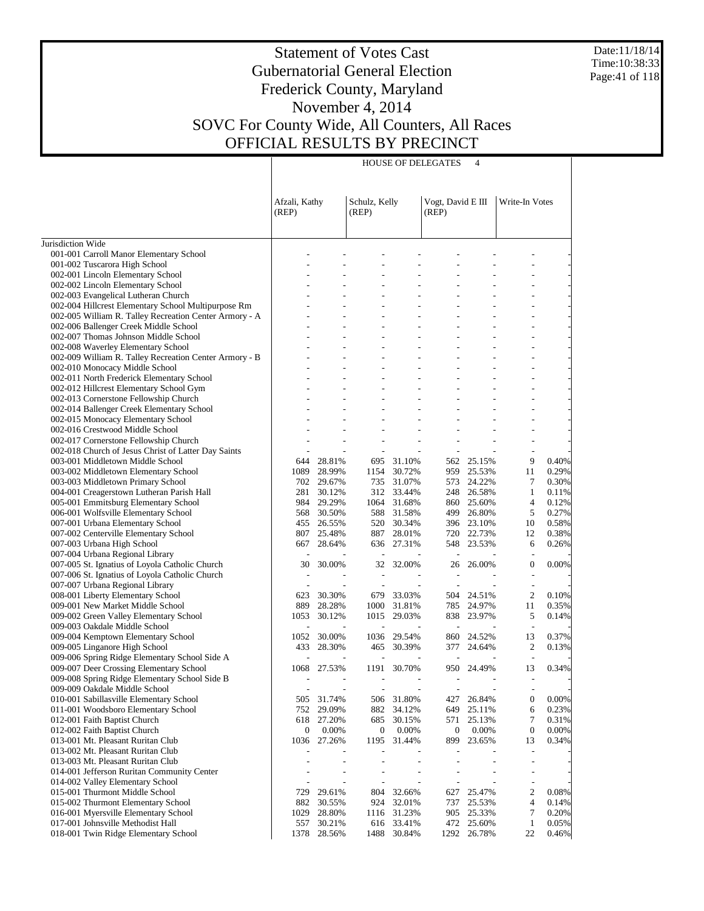# Statement of Votes Cast
# Gubernatorial General Election
# Frederick County, Maryland
# November 4, 2014
# SOVC For County Wide, All Counters, All Races
# OFFICIAL RESULTS BY PRECINCT

Date:11/18/14
Time:10:38:33

HOUSE OF DELEGATES 4

| | Afzali, Kathy (REP) | | Schulz, Kelly (REP) | | Vogt, David E III (REP) | | Write-In Votes | |
|---|---|---|---|---|---|---|---|---|
| Jurisdiction Wide | | | | | | | | |
| 001-001 Carroll Manor Elementary School | - | - | - | - | - | - | - | - |
| 001-002 Tuscarora High School | - | - | - | - | - | - | - | - |
| 002-001 Lincoln Elementary School | - | - | - | - | - | - | - | - |
| 002-002 Lincoln Elementary School | - | - | - | - | - | - | - | - |
| 002-003 Evangelical Lutheran Church | - | - | - | - | - | - | - | - |
| 002-004 Hillcrest Elementary School Multipurpose Rm | - | - | - | - | - | - | - | - |
| 002-005 William R. Talley Recreation Center Armory - A | - | - | - | - | - | - | - | - |
| 002-006 Ballenger Creek Middle School | - | - | - | - | - | - | - | - |
| 002-007 Thomas Johnson Middle School | - | - | - | - | - | - | - | - |
| 002-008 Waverley Elementary School | - | - | - | - | - | - | - | - |
| 002-009 William R. Talley Recreation Center Armory - B | - | - | - | - | - | - | - | - |
| 002-010 Monocacy Middle School | - | - | - | - | - | - | - | - |
| 002-011 North Frederick Elementary School | - | - | - | - | - | - | - | - |
| 002-012 Hillcrest Elementary School Gym | - | - | - | - | - | - | - | - |
| 002-013 Cornerstone Fellowship Church | - | - | - | - | - | - | - | - |
| 002-014 Ballenger Creek Elementary School | - | - | - | - | - | - | - | - |
| 002-015 Monocacy Elementary School | - | - | - | - | - | - | - | - |
| 002-016 Crestwood Middle School | - | - | - | - | - | - | - | - |
| 002-017 Cornerstone Fellowship Church | - | - | - | - | - | - | - | - |
| 002-018 Church of Jesus Christ of Latter Day Saints | - | - | - | - | - | - | - | - |
| 003-001 Middletown Middle School | 644 | 28.81% | 695 | 31.10% | 562 | 25.15% | 9 | 0.40% |
| 003-002 Middletown Elementary School | 1089 | 28.99% | 1154 | 30.72% | 959 | 25.53% | 11 | 0.29% |
| 003-003 Middletown Primary School | 702 | 29.67% | 735 | 31.07% | 573 | 24.22% | 7 | 0.30% |
| 004-001 Creagerstown Lutheran Parish Hall | 281 | 30.12% | 312 | 33.44% | 248 | 26.58% | 1 | 0.11% |
| 005-001 Emmitsburg Elementary School | 984 | 29.29% | 1064 | 31.68% | 860 | 25.60% | 4 | 0.12% |
| 006-001 Wolfsville Elementary School | 568 | 30.50% | 588 | 31.58% | 499 | 26.80% | 5 | 0.27% |
| 007-001 Urbana Elementary School | 455 | 26.55% | 520 | 30.34% | 396 | 23.10% | 10 | 0.58% |
| 007-002 Centerville Elementary School | 807 | 25.48% | 887 | 28.01% | 720 | 22.73% | 12 | 0.38% |
| 007-003 Urbana High School | 667 | 28.64% | 636 | 27.31% | 548 | 23.53% | 6 | 0.26% |
| 007-004 Urbana Regional Library | - | - | - | - | - | - | - | - |
| 007-005 St. Ignatius of Loyola Catholic Church | 30 | 30.00% | 32 | 32.00% | 26 | 26.00% | 0 | 0.00% |
| 007-006 St. Ignatius of Loyola Catholic Church | - | - | - | - | - | - | - | - |
| 007-007 Urbana Regional Library | - | - | - | - | - | - | - | - |
| 008-001 Liberty Elementary School | 623 | 30.30% | 679 | 33.03% | 504 | 24.51% | 2 | 0.10% |
| 009-001 New Market Middle School | 889 | 28.28% | 1000 | 31.81% | 785 | 24.97% | 11 | 0.35% |
| 009-002 Green Valley Elementary School | 1053 | 30.12% | 1015 | 29.03% | 838 | 23.97% | 5 | 0.14% |
| 009-003 Oakdale Middle School | - | - | - | - | - | - | - | - |
| 009-004 Kemptown Elementary School | 1052 | 30.00% | 1036 | 29.54% | 860 | 24.52% | 13 | 0.37% |
| 009-005 Linganore High School | 433 | 28.30% | 465 | 30.39% | 377 | 24.64% | 2 | 0.13% |
| 009-006 Spring Ridge Elementary School Side A | - | - | - | - | - | - | - | - |
| 009-007 Deer Crossing Elementary School | 1068 | 27.53% | 1191 | 30.70% | 950 | 24.49% | 13 | 0.34% |
| 009-008 Spring Ridge Elementary School Side B | - | - | - | - | - | - | - | - |
| 009-009 Oakdale Middle School | - | - | - | - | - | - | - | - |
| 010-001 Sabillasville Elementary School | 505 | 31.74% | 506 | 31.80% | 427 | 26.84% | 0 | 0.00% |
| 011-001 Woodsboro Elementary School | 752 | 29.09% | 882 | 34.12% | 649 | 25.11% | 6 | 0.23% |
| 012-001 Faith Baptist Church | 618 | 27.20% | 685 | 30.15% | 571 | 25.13% | 7 | 0.31% |
| 012-002 Faith Baptist Church | 0 | 0.00% | 0 | 0.00% | 0 | 0.00% | 0 | 0.00% |
| 013-001 Mt. Pleasant Ruritan Club | 1036 | 27.26% | 1195 | 31.44% | 899 | 23.65% | 13 | 0.34% |
| 013-002 Mt. Pleasant Ruritan Club | - | - | - | - | - | - | - | - |
| 013-003 Mt. Pleasant Ruritan Club | - | - | - | - | - | - | - | - |
| 014-001 Jefferson Ruritan Community Center | - | - | - | - | - | - | - | - |
| 014-002 Valley Elementary School | - | - | - | - | - | - | - | - |
| 015-001 Thurmont Middle School | 729 | 29.61% | 804 | 32.66% | 627 | 25.47% | 2 | 0.08% |
| 015-002 Thurmont Elementary School | 882 | 30.55% | 924 | 32.01% | 737 | 25.53% | 4 | 0.14% |
| 016-001 Myersville Elementary School | 1029 | 28.80% | 1116 | 31.23% | 905 | 25.33% | 7 | 0.20% |
| 017-001 Johnsville Methodist Hall | 557 | 30.21% | 616 | 33.41% | 472 | 25.60% | 1 | 0.05% |
| 018-001 Twin Ridge Elementary School | 1378 | 28.56% | 1488 | 30.84% | 1292 | 26.78% | 22 | 0.46% |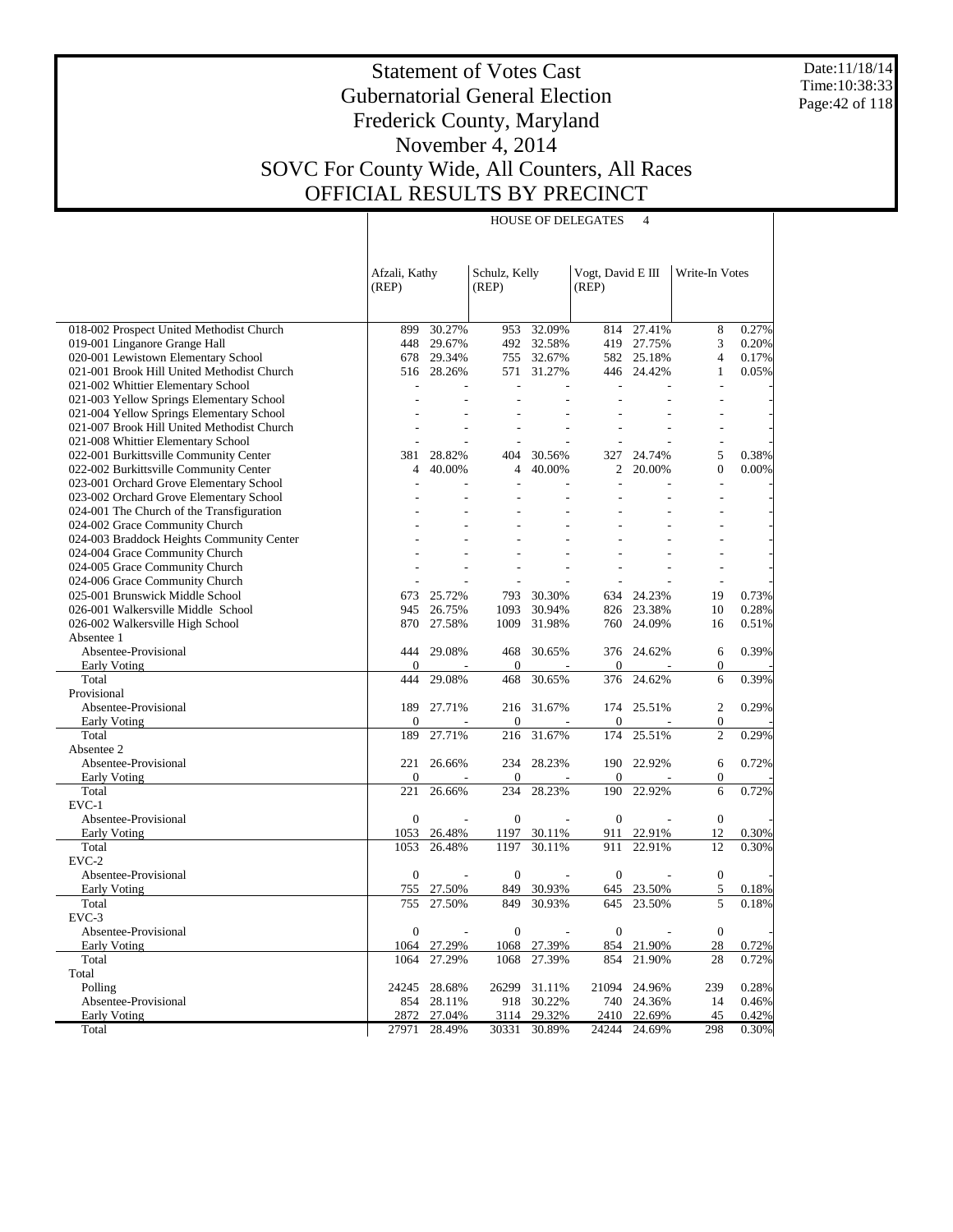# Statement of Votes Cast
## Gubernatorial General Election
## Frederick County, Maryland
## November 4, 2014
## SOVC For County Wide, All Counters, All Races
## OFFICIAL RESULTS BY PRECINCT

Date:11/18/14
Time:10:38:33

HOUSE OF DELEGATES 4

| | Afzali, Kathy (REP) | | Schulz, Kelly (REP) | | Vogt, David E III (REP) | | Write-In Votes | |
|---|---|---|---|---|---|---|---|---|
| 018-002 Prospect United Methodist Church | 899 | 30.27% | 953 | 32.09% | 814 | 27.41% | 8 | 0.27% |
| 019-001 Linganore Grange Hall | 448 | 29.67% | 492 | 32.58% | 419 | 27.75% | 3 | 0.20% |
| 020-001 Lewistown Elementary School | 678 | 29.34% | 755 | 32.67% | 582 | 25.18% | 4 | 0.17% |
| 021-001 Brook Hill United Methodist Church | 516 | 28.26% | 571 | 31.27% | 446 | 24.42% | 1 | 0.05% |
| 021-002 Whittier Elementary School | - | - | - | - | - | - | - | - |
| 021-003 Yellow Springs Elementary School | - | - | - | - | - | - | - | - |
| 021-004 Yellow Springs Elementary School | - | - | - | - | - | - | - | - |
| 021-007 Brook Hill United Methodist Church | - | - | - | - | - | - | - | - |
| 021-008 Whittier Elementary School | - | - | - | - | - | - | - | - |
| 022-001 Burkittsville Community Center | 381 | 28.82% | 404 | 30.56% | 327 | 24.74% | 5 | 0.38% |
| 022-002 Burkittsville Community Center | 4 | 40.00% | 4 | 40.00% | 2 | 20.00% | 0 | 0.00% |
| 023-001 Orchard Grove Elementary School | - | - | - | - | - | - | - | - |
| 023-002 Orchard Grove Elementary School | - | - | - | - | - | - | - | - |
| 024-001 The Church of the Transfiguration | - | - | - | - | - | - | - | - |
| 024-002 Grace Community Church | - | - | - | - | - | - | - | - |
| 024-003 Braddock Heights Community Center | - | - | - | - | - | - | - | - |
| 024-004 Grace Community Church | - | - | - | - | - | - | - | - |
| 024-005 Grace Community Church | - | - | - | - | - | - | - | - |
| 024-006 Grace Community Church | - | - | - | - | - | - | - | - |
| 025-001 Brunswick Middle School | 673 | 25.72% | 793 | 30.30% | 634 | 24.23% | 19 | 0.73% |
| 026-001 Walkersville Middle School | 945 | 26.75% | 1093 | 30.94% | 826 | 23.38% | 10 | 0.28% |
| 026-002 Walkersville High School | 870 | 27.58% | 1009 | 31.98% | 760 | 24.09% | 16 | 0.51% |
| Absentee 1 | | | | | | | | |
| Absentee-Provisional | 444 | 29.08% | 468 | 30.65% | 376 | 24.62% | 6 | 0.39% |
| Early Voting | 0 | - | 0 | - | 0 | - | 0 | - |
| Total | 444 | 29.08% | 468 | 30.65% | 376 | 24.62% | 6 | 0.39% |
| Provisional | | | | | | | | |
| Absentee-Provisional | 189 | 27.71% | 216 | 31.67% | 174 | 25.51% | 2 | 0.29% |
| Early Voting | 0 | - | 0 | - | 0 | - | 0 | - |
| Total | 189 | 27.71% | 216 | 31.67% | 174 | 25.51% | 2 | 0.29% |
| Absentee 2 | | | | | | | | |
| Absentee-Provisional | 221 | 26.66% | 234 | 28.23% | 190 | 22.92% | 6 | 0.72% |
| Early Voting | 0 | - | 0 | - | 0 | - | 0 | - |
| Total | 221 | 26.66% | 234 | 28.23% | 190 | 22.92% | 6 | 0.72% |
| EVC-1 | | | | | | | | |
| Absentee-Provisional | 0 | - | 0 | - | 0 | - | 0 | - |
| Early Voting | 1053 | 26.48% | 1197 | 30.11% | 911 | 22.91% | 12 | 0.30% |
| Total | 1053 | 26.48% | 1197 | 30.11% | 911 | 22.91% | 12 | 0.30% |
| EVC-2 | | | | | | | | |
| Absentee-Provisional | 0 | - | 0 | - | 0 | - | 0 | - |
| Early Voting | 755 | 27.50% | 849 | 30.93% | 645 | 23.50% | 5 | 0.18% |
| Total | 755 | 27.50% | 849 | 30.93% | 645 | 23.50% | 5 | 0.18% |
| EVC-3 | | | | | | | | |
| Absentee-Provisional | 0 | - | 0 | - | 0 | - | 0 | - |
| Early Voting | 1064 | 27.29% | 1068 | 27.39% | 854 | 21.90% | 28 | 0.72% |
| Total | 1064 | 27.29% | 1068 | 27.39% | 854 | 21.90% | 28 | 0.72% |
| Total | | | | | | | | |
| Polling | 24245 | 28.68% | 26299 | 31.11% | 21094 | 24.96% | 239 | 0.28% |
| Absentee-Provisional | 854 | 28.11% | 918 | 30.22% | 740 | 24.36% | 14 | 0.46% |
| Early Voting | 2872 | 27.04% | 3114 | 29.32% | 2410 | 22.69% | 45 | 0.42% |
| Total | 27971 | 28.49% | 30331 | 30.89% | 24244 | 24.69% | 298 | 0.30% |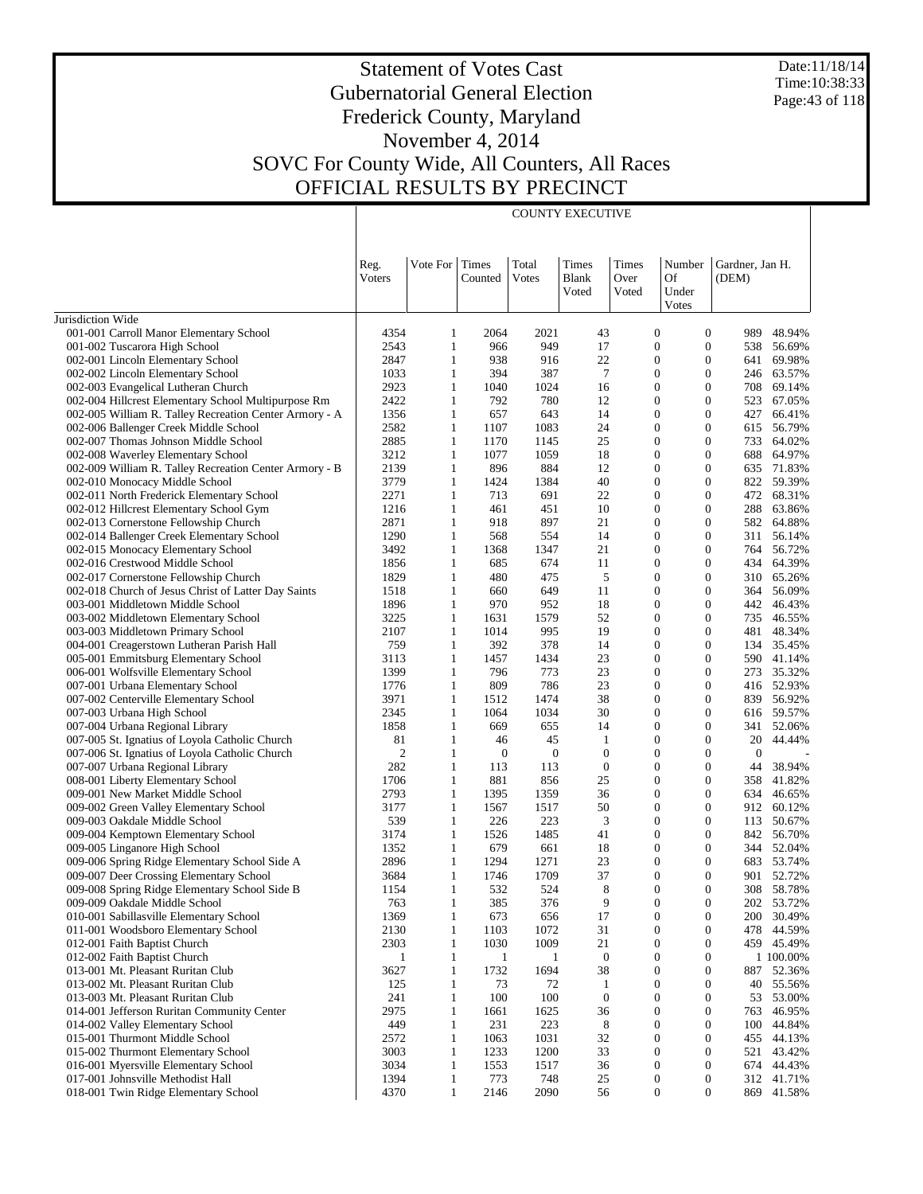# Statement of Votes Cast
# Gubernatorial General Election
# Frederick County, Maryland
# November 4, 2014
# SOVC For County Wide, All Counters, All Races
# OFFICIAL RESULTS BY PRECINCT

Date:11/18/14
Time:10:38:33

## COUNTY EXECUTIVE

| | Reg. Voters | Vote For | Times Counted | Total Votes | Times Blank Voted | Times Over Voted | Number Of Under Votes | Gardner, Jan H. (DEM) | |
|---|---|---|---|---|---|---|---|---|---|
| Jurisdiction Wide | | | | | | | | | |
| 001-001 Carroll Manor Elementary School | 4354 | 1 | 2064 | 2021 | 43 | 0 | 0 | 989 | 48.94% |
| 001-002 Tuscarora High School | 2543 | 1 | 966 | 949 | 17 | 0 | 0 | 538 | 56.69% |
| 002-001 Lincoln Elementary School | 2847 | 1 | 938 | 916 | 22 | 0 | 0 | 641 | 69.98% |
| 002-002 Lincoln Elementary School | 1033 | 1 | 394 | 387 | 7 | 0 | 0 | 246 | 63.57% |
| 002-003 Evangelical Lutheran Church | 2923 | 1 | 1040 | 1024 | 16 | 0 | 0 | 708 | 69.14% |
| 002-004 Hillcrest Elementary School Multipurpose Rm | 2422 | 1 | 792 | 780 | 12 | 0 | 0 | 523 | 67.05% |
| 002-005 William R. Talley Recreation Center Armory - A | 1356 | 1 | 657 | 643 | 14 | 0 | 0 | 427 | 66.41% |
| 002-006 Ballenger Creek Middle School | 2582 | 1 | 1107 | 1083 | 24 | 0 | 0 | 615 | 56.79% |
| 002-007 Thomas Johnson Middle School | 2885 | 1 | 1170 | 1145 | 25 | 0 | 0 | 733 | 64.02% |
| 002-008 Waverley Elementary School | 3212 | 1 | 1077 | 1059 | 18 | 0 | 0 | 688 | 64.97% |
| 002-009 William R. Talley Recreation Center Armory - B | 2139 | 1 | 896 | 884 | 12 | 0 | 0 | 635 | 71.83% |
| 002-010 Monocacy Middle School | 3779 | 1 | 1424 | 1384 | 40 | 0 | 0 | 822 | 59.39% |
| 002-011 North Frederick Elementary School | 2271 | 1 | 713 | 691 | 22 | 0 | 0 | 472 | 68.31% |
| 002-012 Hillcrest Elementary School Gym | 1216 | 1 | 461 | 451 | 10 | 0 | 0 | 288 | 63.86% |
| 002-013 Cornerstone Fellowship Church | 2871 | 1 | 918 | 897 | 21 | 0 | 0 | 582 | 64.88% |
| 002-014 Ballenger Creek Elementary School | 1290 | 1 | 568 | 554 | 14 | 0 | 0 | 311 | 56.14% |
| 002-015 Monocacy Elementary School | 3492 | 1 | 1368 | 1347 | 21 | 0 | 0 | 764 | 56.72% |
| 002-016 Crestwood Middle School | 1856 | 1 | 685 | 674 | 11 | 0 | 0 | 434 | 64.39% |
| 002-017 Cornerstone Fellowship Church | 1829 | 1 | 480 | 475 | 5 | 0 | 0 | 310 | 65.26% |
| 002-018 Church of Jesus Christ of Latter Day Saints | 1518 | 1 | 660 | 649 | 11 | 0 | 0 | 364 | 56.09% |
| 003-001 Middletown Middle School | 1896 | 1 | 970 | 952 | 18 | 0 | 0 | 442 | 46.43% |
| 003-002 Middletown Elementary School | 3225 | 1 | 1631 | 1579 | 52 | 0 | 0 | 735 | 46.55% |
| 003-003 Middletown Primary School | 2107 | 1 | 1014 | 995 | 19 | 0 | 0 | 481 | 48.34% |
| 004-001 Creagerstown Lutheran Parish Hall | 759 | 1 | 392 | 378 | 14 | 0 | 0 | 134 | 35.45% |
| 005-001 Emmitsburg Elementary School | 3113 | 1 | 1457 | 1434 | 23 | 0 | 0 | 590 | 41.14% |
| 006-001 Wolfsville Elementary School | 1399 | 1 | 796 | 773 | 23 | 0 | 0 | 273 | 35.32% |
| 007-001 Urbana Elementary School | 1776 | 1 | 809 | 786 | 23 | 0 | 0 | 416 | 52.93% |
| 007-002 Centerville Elementary School | 3971 | 1 | 1512 | 1474 | 38 | 0 | 0 | 839 | 56.92% |
| 007-003 Urbana High School | 2345 | 1 | 1064 | 1034 | 30 | 0 | 0 | 616 | 59.57% |
| 007-004 Urbana Regional Library | 1858 | 1 | 669 | 655 | 14 | 0 | 0 | 341 | 52.06% |
| 007-005 St. Ignatius of Loyola Catholic Church | 81 | 1 | 46 | 45 | 1 | 0 | 0 | 20 | 44.44% |
| 007-006 St. Ignatius of Loyola Catholic Church | 2 | 1 | 0 | 0 | 0 | 0 | 0 | 0 | - |
| 007-007 Urbana Regional Library | 282 | 1 | 113 | 113 | 0 | 0 | 0 | 44 | 38.94% |
| 008-001 Liberty Elementary School | 1706 | 1 | 881 | 856 | 25 | 0 | 0 | 358 | 41.82% |
| 009-001 New Market Middle School | 2793 | 1 | 1395 | 1359 | 36 | 0 | 0 | 634 | 46.65% |
| 009-002 Green Valley Elementary School | 3177 | 1 | 1567 | 1517 | 50 | 0 | 0 | 912 | 60.12% |
| 009-003 Oakdale Middle School | 539 | 1 | 226 | 223 | 3 | 0 | 0 | 113 | 50.67% |
| 009-004 Kemptown Elementary School | 3174 | 1 | 1526 | 1485 | 41 | 0 | 0 | 842 | 56.70% |
| 009-005 Linganore High School | 1352 | 1 | 679 | 661 | 18 | 0 | 0 | 344 | 52.04% |
| 009-006 Spring Ridge Elementary School Side A | 2896 | 1 | 1294 | 1271 | 23 | 0 | 0 | 683 | 53.74% |
| 009-007 Deer Crossing Elementary School | 3684 | 1 | 1746 | 1709 | 37 | 0 | 0 | 901 | 52.72% |
| 009-008 Spring Ridge Elementary School Side B | 1154 | 1 | 532 | 524 | 8 | 0 | 0 | 308 | 58.78% |
| 009-009 Oakdale Middle School | 763 | 1 | 385 | 376 | 9 | 0 | 0 | 202 | 53.72% |
| 010-001 Sabillasville Elementary School | 1369 | 1 | 673 | 656 | 17 | 0 | 0 | 200 | 30.49% |
| 011-001 Woodsboro Elementary School | 2130 | 1 | 1103 | 1072 | 31 | 0 | 0 | 478 | 44.59% |
| 012-001 Faith Baptist Church | 2303 | 1 | 1030 | 1009 | 21 | 0 | 0 | 459 | 45.49% |
| 012-002 Faith Baptist Church | 1 | 1 | 1 | 1 | 0 | 0 | 0 | 1 | 100.00% |
| 013-001 Mt. Pleasant Ruritan Club | 3627 | 1 | 1732 | 1694 | 38 | 0 | 0 | 887 | 52.36% |
| 013-002 Mt. Pleasant Ruritan Club | 125 | 1 | 73 | 72 | 1 | 0 | 0 | 40 | 55.56% |
| 013-003 Mt. Pleasant Ruritan Club | 241 | 1 | 100 | 100 | 0 | 0 | 0 | 53 | 53.00% |
| 014-001 Jefferson Ruritan Community Center | 2975 | 1 | 1661 | 1625 | 36 | 0 | 0 | 763 | 46.95% |
| 014-002 Valley Elementary School | 449 | 1 | 231 | 223 | 8 | 0 | 0 | 100 | 44.84% |
| 015-001 Thurmont Middle School | 2572 | 1 | 1063 | 1031 | 32 | 0 | 0 | 455 | 44.13% |
| 015-002 Thurmont Elementary School | 3003 | 1 | 1233 | 1200 | 33 | 0 | 0 | 521 | 43.42% |
| 016-001 Myersville Elementary School | 3034 | 1 | 1553 | 1517 | 36 | 0 | 0 | 674 | 44.43% |
| 017-001 Johnsville Methodist Hall | 1394 | 1 | 773 | 748 | 25 | 0 | 0 | 312 | 41.71% |
| 018-001 Twin Ridge Elementary School | 4370 | 1 | 2146 | 2090 | 56 | 0 | 0 | 869 | 41.58% |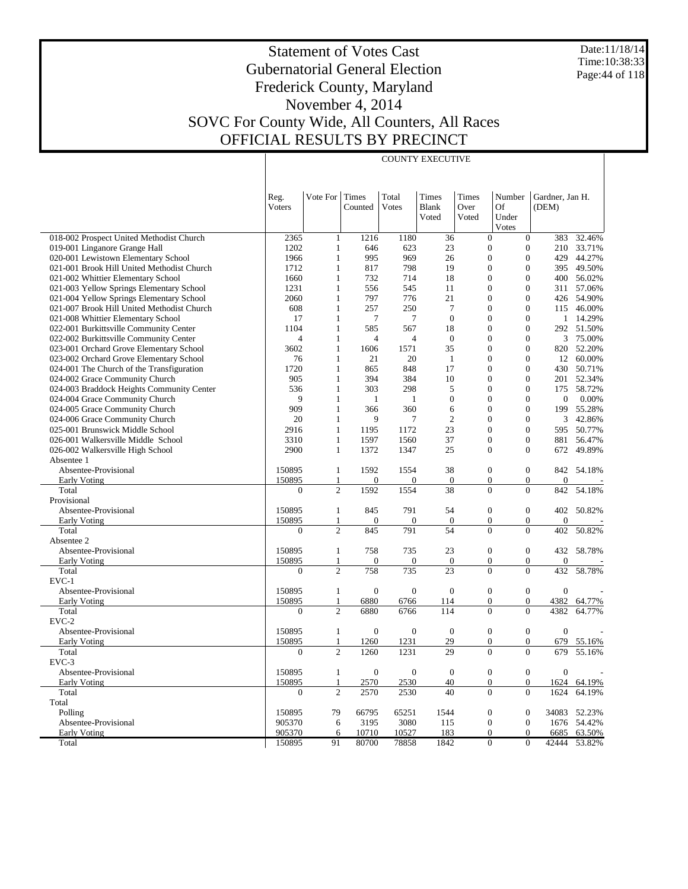# Statement of Votes Cast
## Gubernatorial General Election
## Frederick County, Maryland
## November 4, 2014
## SOVC For County Wide, All Counters, All Races
## OFFICIAL RESULTS BY PRECINCT

Date:11/18/14
Time:10:38:33

**COUNTY EXECUTIVE**

| | Reg. Voters | Vote For | Times Counted | Total Votes | Times Blank Voted | Times Over Voted | Number Of Under Votes | Gardner, Jan H. (DEM) | |
|---|---|---|---|---|---|---|---|---|---|
| 018-002 Prospect United Methodist Church | 2365 | 1 | 1216 | 1180 | 36 | 0 | 0 | 383 | 32.46% |
| 019-001 Linganore Grange Hall | 1202 | 1 | 646 | 623 | 23 | 0 | 0 | 210 | 33.71% |
| 020-001 Lewistown Elementary School | 1966 | 1 | 995 | 969 | 26 | 0 | 0 | 429 | 44.27% |
| 021-001 Brook Hill United Methodist Church | 1712 | 1 | 817 | 798 | 19 | 0 | 0 | 395 | 49.50% |
| 021-002 Whittier Elementary School | 1660 | 1 | 732 | 714 | 18 | 0 | 0 | 400 | 56.02% |
| 021-003 Yellow Springs Elementary School | 1231 | 1 | 556 | 545 | 11 | 0 | 0 | 311 | 57.06% |
| 021-004 Yellow Springs Elementary School | 2060 | 1 | 797 | 776 | 21 | 0 | 0 | 426 | 54.90% |
| 021-007 Brook Hill United Methodist Church | 608 | 1 | 257 | 250 | 7 | 0 | 0 | 115 | 46.00% |
| 021-008 Whittier Elementary School | 17 | 1 | 7 | 7 | 0 | 0 | 0 | 1 | 14.29% |
| 022-001 Burkittsville Community Center | 1104 | 1 | 585 | 567 | 18 | 0 | 0 | 292 | 51.50% |
| 022-002 Burkittsville Community Center | 4 | 1 | 4 | 4 | 0 | 0 | 0 | 3 | 75.00% |
| 023-001 Orchard Grove Elementary School | 3602 | 1 | 1606 | 1571 | 35 | 0 | 0 | 820 | 52.20% |
| 023-002 Orchard Grove Elementary School | 76 | 1 | 21 | 20 | 1 | 0 | 0 | 12 | 60.00% |
| 024-001 The Church of the Transfiguration | 1720 | 1 | 865 | 848 | 17 | 0 | 0 | 430 | 50.71% |
| 024-002 Grace Community Church | 905 | 1 | 394 | 384 | 10 | 0 | 0 | 201 | 52.34% |
| 024-003 Braddock Heights Community Center | 536 | 1 | 303 | 298 | 5 | 0 | 0 | 175 | 58.72% |
| 024-004 Grace Community Church | 9 | 1 | 1 | 1 | 0 | 0 | 0 | 0 | 0.00% |
| 024-005 Grace Community Church | 909 | 1 | 366 | 360 | 6 | 0 | 0 | 199 | 55.28% |
| 024-006 Grace Community Church | 20 | 1 | 9 | 7 | 2 | 0 | 0 | 3 | 42.86% |
| 025-001 Brunswick Middle School | 2916 | 1 | 1195 | 1172 | 23 | 0 | 0 | 595 | 50.77% |
| 026-001 Walkersville Middle School | 3310 | 1 | 1597 | 1560 | 37 | 0 | 0 | 881 | 56.47% |
| 026-002 Walkersville High School | 2900 | 1 | 1372 | 1347 | 25 | 0 | 0 | 672 | 49.89% |
| Absentee 1 | | | | | | | | | |
| Absentee-Provisional | 150895 | 1 | 1592 | 1554 | 38 | 0 | 0 | 842 | 54.18% |
| Early Voting | 150895 | 1 | 0 | 0 | 0 | 0 | 0 | 0 | - |
| Total | 0 | 2 | 1592 | 1554 | 38 | 0 | 0 | 842 | 54.18% |
| Provisional | | | | | | | | | |
| Absentee-Provisional | 150895 | 1 | 845 | 791 | 54 | 0 | 0 | 402 | 50.82% |
| Early Voting | 150895 | 1 | 0 | 0 | 0 | 0 | 0 | 0 | - |
| Total | 0 | 2 | 845 | 791 | 54 | 0 | 0 | 402 | 50.82% |
| Absentee 2 | | | | | | | | | |
| Absentee-Provisional | 150895 | 1 | 758 | 735 | 23 | 0 | 0 | 432 | 58.78% |
| Early Voting | 150895 | 1 | 0 | 0 | 0 | 0 | 0 | 0 | - |
| Total | 0 | 2 | 758 | 735 | 23 | 0 | 0 | 432 | 58.78% |
| EVC-1 | | | | | | | | | |
| Absentee-Provisional | 150895 | 1 | 0 | 0 | 0 | 0 | 0 | 0 | - |
| Early Voting | 150895 | 1 | 6880 | 6766 | 114 | 0 | 0 | 4382 | 64.77% |
| Total | 0 | 2 | 6880 | 6766 | 114 | 0 | 0 | 4382 | 64.77% |
| EVC-2 | | | | | | | | | |
| Absentee-Provisional | 150895 | 1 | 0 | 0 | 0 | 0 | 0 | 0 | - |
| Early Voting | 150895 | 1 | 1260 | 1231 | 29 | 0 | 0 | 679 | 55.16% |
| Total | 0 | 2 | 1260 | 1231 | 29 | 0 | 0 | 679 | 55.16% |
| EVC-3 | | | | | | | | | |
| Absentee-Provisional | 150895 | 1 | 0 | 0 | 0 | 0 | 0 | 0 | - |
| Early Voting | 150895 | 1 | 2570 | 2530 | 40 | 0 | 0 | 1624 | 64.19% |
| Total | 0 | 2 | 2570 | 2530 | 40 | 0 | 0 | 1624 | 64.19% |
| Total | | | | | | | | | |
| Polling | 150895 | 79 | 66795 | 65251 | 1544 | 0 | 0 | 34083 | 52.23% |
| Absentee-Provisional | 905370 | 6 | 3195 | 3080 | 115 | 0 | 0 | 1676 | 54.42% |
| Early Voting | 905370 | 6 | 10710 | 10527 | 183 | 0 | 0 | 6685 | 63.50% |
| Total | 150895 | 91 | 80700 | 78858 | 1842 | 0 | 0 | 42444 | 53.82% |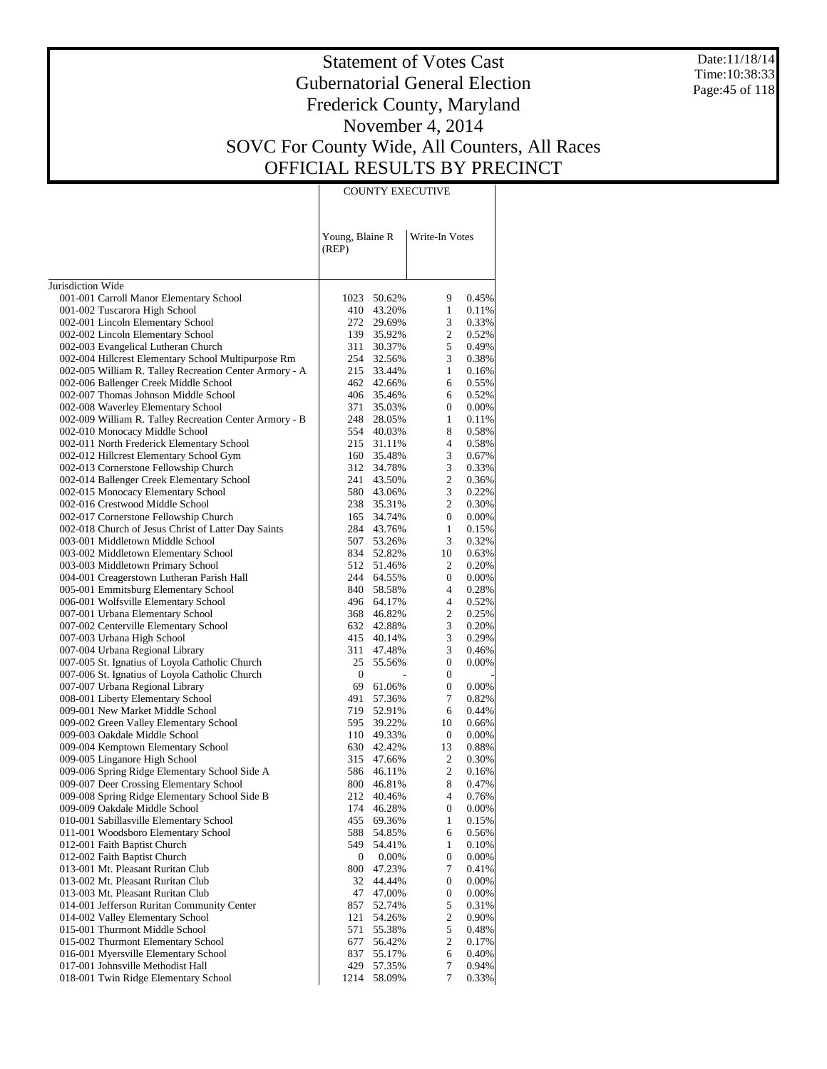# Statement of Votes Cast
## Gubernatorial General Election
## Frederick County, Maryland
## November 4, 2014
## SOVC For County Wide, All Counters, All Races
## OFFICIAL RESULTS BY PRECINCT

Date:11/18/14
Time:10:38:33

| | COUNTY EXECUTIVE | | | |
|---|---|---|---|---|
| | Young, Blaine R (REP) | | Write-In Votes | |
| Jurisdiction Wide | | | | |
| 001-001 Carroll Manor Elementary School | 1023 | 50.62% | 9 | 0.45% |
| 001-002 Tuscarora High School | 410 | 43.20% | 1 | 0.11% |
| 002-001 Lincoln Elementary School | 272 | 29.69% | 3 | 0.33% |
| 002-002 Lincoln Elementary School | 139 | 35.92% | 2 | 0.52% |
| 002-003 Evangelical Lutheran Church | 311 | 30.37% | 5 | 0.49% |
| 002-004 Hillcrest Elementary School Multipurpose Rm | 254 | 32.56% | 3 | 0.38% |
| 002-005 William R. Talley Recreation Center Armory - A | 215 | 33.44% | 1 | 0.16% |
| 002-006 Ballenger Creek Middle School | 462 | 42.66% | 6 | 0.55% |
| 002-007 Thomas Johnson Middle School | 406 | 35.46% | 6 | 0.52% |
| 002-008 Waverley Elementary School | 371 | 35.03% | 0 | 0.00% |
| 002-009 William R. Talley Recreation Center Armory - B | 248 | 28.05% | 1 | 0.11% |
| 002-010 Monocacy Middle School | 554 | 40.03% | 8 | 0.58% |
| 002-011 North Frederick Elementary School | 215 | 31.11% | 4 | 0.58% |
| 002-012 Hillcrest Elementary School Gym | 160 | 35.48% | 3 | 0.67% |
| 002-013 Cornerstone Fellowship Church | 312 | 34.78% | 3 | 0.33% |
| 002-014 Ballenger Creek Elementary School | 241 | 43.50% | 2 | 0.36% |
| 002-015 Monocacy Elementary School | 580 | 43.06% | 3 | 0.22% |
| 002-016 Crestwood Middle School | 238 | 35.31% | 2 | 0.30% |
| 002-017 Cornerstone Fellowship Church | 165 | 34.74% | 0 | 0.00% |
| 002-018 Church of Jesus Christ of Latter Day Saints | 284 | 43.76% | 1 | 0.15% |
| 003-001 Middletown Middle School | 507 | 53.26% | 3 | 0.32% |
| 003-002 Middletown Elementary School | 834 | 52.82% | 10 | 0.63% |
| 003-003 Middletown Primary School | 512 | 51.46% | 2 | 0.20% |
| 004-001 Creagerstown Lutheran Parish Hall | 244 | 64.55% | 0 | 0.00% |
| 005-001 Emmitsburg Elementary School | 840 | 58.58% | 4 | 0.28% |
| 006-001 Wolfsville Elementary School | 496 | 64.17% | 4 | 0.52% |
| 007-001 Urbana Elementary School | 368 | 46.82% | 2 | 0.25% |
| 007-002 Centerville Elementary School | 632 | 42.88% | 3 | 0.20% |
| 007-003 Urbana High School | 415 | 40.14% | 3 | 0.29% |
| 007-004 Urbana Regional Library | 311 | 47.48% | 3 | 0.46% |
| 007-005 St. Ignatius of Loyola Catholic Church | 25 | 55.56% | 0 | 0.00% |
| 007-006 St. Ignatius of Loyola Catholic Church | 0 | - | 0 | - |
| 007-007 Urbana Regional Library | 69 | 61.06% | 0 | 0.00% |
| 008-001 Liberty Elementary School | 491 | 57.36% | 7 | 0.82% |
| 009-001 New Market Middle School | 719 | 52.91% | 6 | 0.44% |
| 009-002 Green Valley Elementary School | 595 | 39.22% | 10 | 0.66% |
| 009-003 Oakdale Middle School | 110 | 49.33% | 0 | 0.00% |
| 009-004 Kemptown Elementary School | 630 | 42.42% | 13 | 0.88% |
| 009-005 Linganore High School | 315 | 47.66% | 2 | 0.30% |
| 009-006 Spring Ridge Elementary School Side A | 586 | 46.11% | 2 | 0.16% |
| 009-007 Deer Crossing Elementary School | 800 | 46.81% | 8 | 0.47% |
| 009-008 Spring Ridge Elementary School Side B | 212 | 40.46% | 4 | 0.76% |
| 009-009 Oakdale Middle School | 174 | 46.28% | 0 | 0.00% |
| 010-001 Sabillasville Elementary School | 455 | 69.36% | 1 | 0.15% |
| 011-001 Woodsboro Elementary School | 588 | 54.85% | 6 | 0.56% |
| 012-001 Faith Baptist Church | 549 | 54.41% | 1 | 0.10% |
| 012-002 Faith Baptist Church | 0 | 0.00% | 0 | 0.00% |
| 013-001 Mt. Pleasant Ruritan Club | 800 | 47.23% | 7 | 0.41% |
| 013-002 Mt. Pleasant Ruritan Club | 32 | 44.44% | 0 | 0.00% |
| 013-003 Mt. Pleasant Ruritan Club | 47 | 47.00% | 0 | 0.00% |
| 014-001 Jefferson Ruritan Community Center | 857 | 52.74% | 5 | 0.31% |
| 014-002 Valley Elementary School | 121 | 54.26% | 2 | 0.90% |
| 015-001 Thurmont Middle School | 571 | 55.38% | 5 | 0.48% |
| 015-002 Thurmont Elementary School | 677 | 56.42% | 2 | 0.17% |
| 016-001 Myersville Elementary School | 837 | 55.17% | 6 | 0.40% |
| 017-001 Johnsville Methodist Hall | 429 | 57.35% | 7 | 0.94% |
| 018-001 Twin Ridge Elementary School | 1214 | 58.09% | 7 | 0.33% |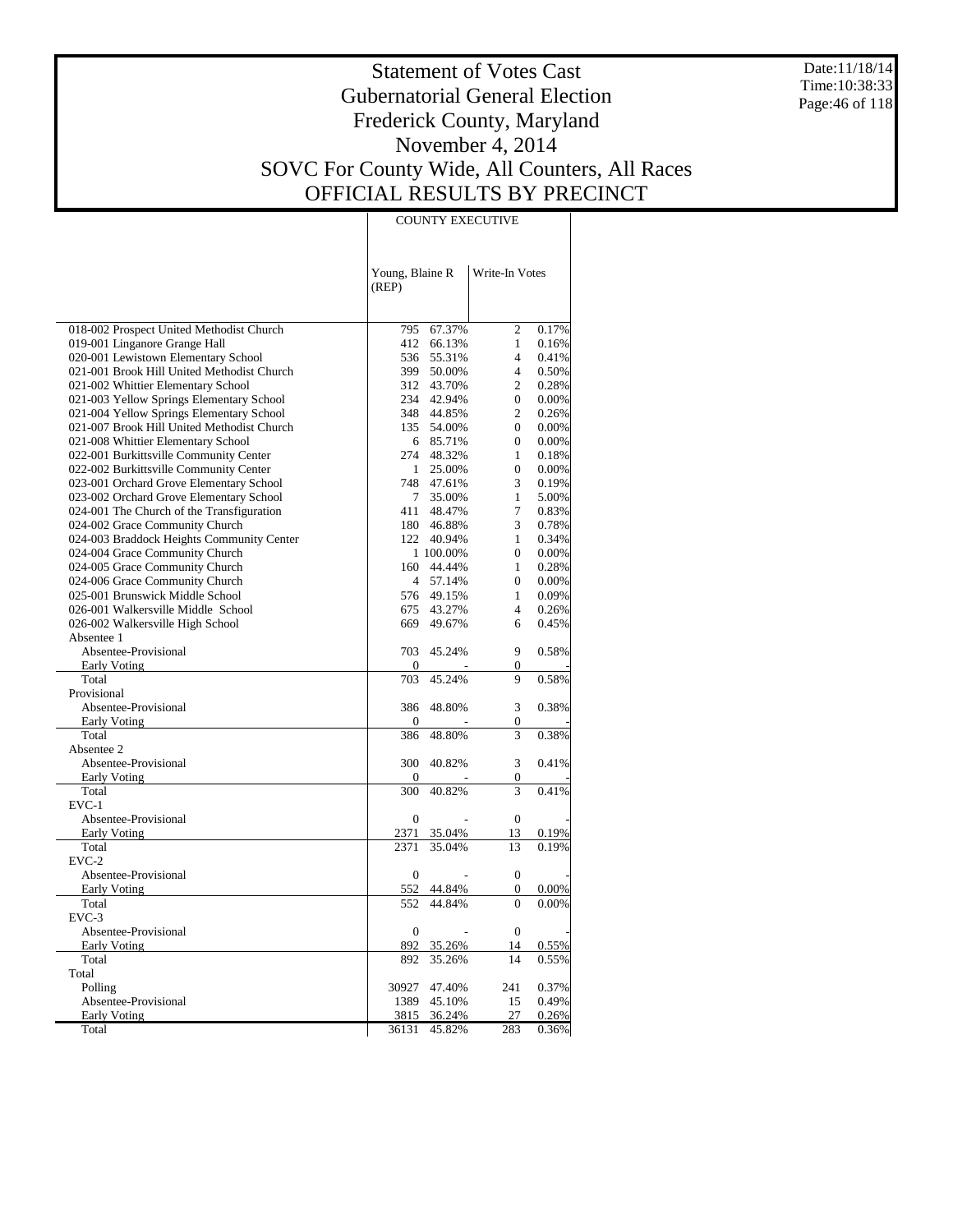# Statement of Votes Cast
## Gubernatorial General Election
## Frederick County, Maryland
## November 4, 2014
## SOVC For County Wide, All Counters, All Races
## OFFICIAL RESULTS BY PRECINCT

Date:11/18/14
Time:10:38:33

| | COUNTY EXECUTIVE | | | |
|---|---|---|---|---|
| | Young, Blaine R (REP) | | Write-In Votes | |
| 018-002 Prospect United Methodist Church | 795 | 67.37% | 2 | 0.17% |
| 019-001 Linganore Grange Hall | 412 | 66.13% | 1 | 0.16% |
| 020-001 Lewistown Elementary School | 536 | 55.31% | 4 | 0.41% |
| 021-001 Brook Hill United Methodist Church | 399 | 50.00% | 4 | 0.50% |
| 021-002 Whittier Elementary School | 312 | 43.70% | 2 | 0.28% |
| 021-003 Yellow Springs Elementary School | 234 | 42.94% | 0 | 0.00% |
| 021-004 Yellow Springs Elementary School | 348 | 44.85% | 2 | 0.26% |
| 021-007 Brook Hill United Methodist Church | 135 | 54.00% | 0 | 0.00% |
| 021-008 Whittier Elementary School | 6 | 85.71% | 0 | 0.00% |
| 022-001 Burkittsville Community Center | 274 | 48.32% | 1 | 0.18% |
| 022-002 Burkittsville Community Center | 1 | 25.00% | 0 | 0.00% |
| 023-001 Orchard Grove Elementary School | 748 | 47.61% | 3 | 0.19% |
| 023-002 Orchard Grove Elementary School | 7 | 35.00% | 1 | 5.00% |
| 024-001 The Church of the Transfiguration | 411 | 48.47% | 7 | 0.83% |
| 024-002 Grace Community Church | 180 | 46.88% | 3 | 0.78% |
| 024-003 Braddock Heights Community Center | 122 | 40.94% | 1 | 0.34% |
| 024-004 Grace Community Church | 1 | 100.00% | 0 | 0.00% |
| 024-005 Grace Community Church | 160 | 44.44% | 1 | 0.28% |
| 024-006 Grace Community Church | 4 | 57.14% | 0 | 0.00% |
| 025-001 Brunswick Middle School | 576 | 49.15% | 1 | 0.09% |
| 026-001 Walkersville Middle School | 675 | 43.27% | 4 | 0.26% |
| 026-002 Walkersville High School | 669 | 49.67% | 6 | 0.45% |
| Absentee 1 | | | | |
| Absentee-Provisional | 703 | 45.24% | 9 | 0.58% |
| Early Voting | 0 | - | 0 | - |
| Total | 703 | 45.24% | 9 | 0.58% |
| Provisional | | | | |
| Absentee-Provisional | 386 | 48.80% | 3 | 0.38% |
| Early Voting | 0 | - | 0 | - |
| Total | 386 | 48.80% | 3 | 0.38% |
| Absentee 2 | | | | |
| Absentee-Provisional | 300 | 40.82% | 3 | 0.41% |
| Early Voting | 0 | - | 0 | - |
| Total | 300 | 40.82% | 3 | 0.41% |
| EVC-1 | | | | |
| Absentee-Provisional | 0 | - | 0 | - |
| Early Voting | 2371 | 35.04% | 13 | 0.19% |
| Total | 2371 | 35.04% | 13 | 0.19% |
| EVC-2 | | | | |
| Absentee-Provisional | 0 | - | 0 | - |
| Early Voting | 552 | 44.84% | 0 | 0.00% |
| Total | 552 | 44.84% | 0 | 0.00% |
| EVC-3 | | | | |
| Absentee-Provisional | 0 | - | 0 | - |
| Early Voting | 892 | 35.26% | 14 | 0.55% |
| Total | 892 | 35.26% | 14 | 0.55% |
| Total | | | | |
| Polling | 30927 | 47.40% | 241 | 0.37% |
| Absentee-Provisional | 1389 | 45.10% | 15 | 0.49% |
| Early Voting | 3815 | 36.24% | 27 | 0.26% |
| Total | 36131 | 45.82% | 283 | 0.36% |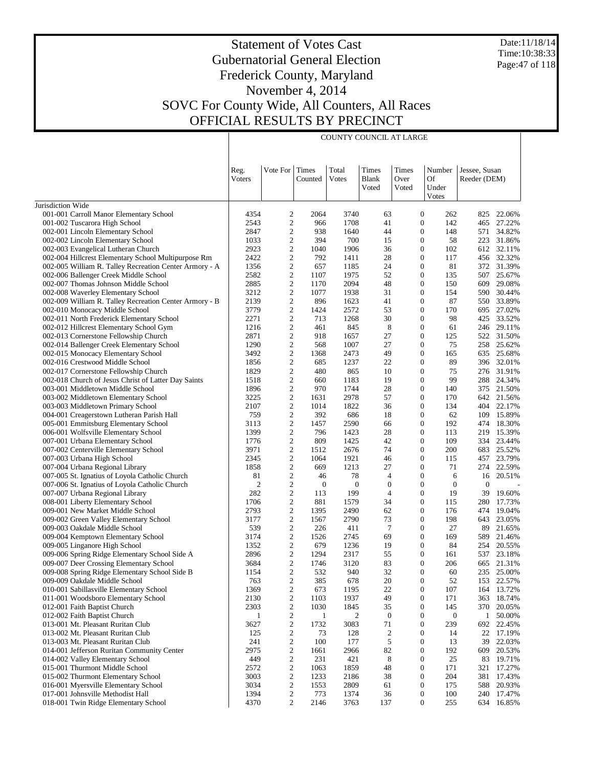# Statement of Votes Cast
## Gubernatorial General Election
## Frederick County, Maryland
## November 4, 2014
## SOVC For County Wide, All Counters, All Races
## OFFICIAL RESULTS BY PRECINCT

Date:11/18/14
Time:10:38:33

| | COUNTY COUNCIL AT LARGE | | | | | | | | |
|---|---|---|---|---|---|---|---|---|---|
| | Reg. Voters | Vote For | Times Counted | Total Votes | Times Blank Voted | Times Over Voted | Number Of Under Votes | Jessee, Susan Reeder (DEM) | |
| Jurisdiction Wide | | | | | | | | | |
| 001-001 Carroll Manor Elementary School | 4354 | 2 | 2064 | 3740 | 63 | 0 | 262 | 825 | 22.06% |
| 001-002 Tuscarora High School | 2543 | 2 | 966 | 1708 | 41 | 0 | 142 | 465 | 27.22% |
| 002-001 Lincoln Elementary School | 2847 | 2 | 938 | 1640 | 44 | 0 | 148 | 571 | 34.82% |
| 002-002 Lincoln Elementary School | 1033 | 2 | 394 | 700 | 15 | 0 | 58 | 223 | 31.86% |
| 002-003 Evangelical Lutheran Church | 2923 | 2 | 1040 | 1906 | 36 | 0 | 102 | 612 | 32.11% |
| 002-004 Hillcrest Elementary School Multipurpose Rm | 2422 | 2 | 792 | 1411 | 28 | 0 | 117 | 456 | 32.32% |
| 002-005 William R. Talley Recreation Center Armory - A | 1356 | 2 | 657 | 1185 | 24 | 0 | 81 | 372 | 31.39% |
| 002-006 Ballenger Creek Middle School | 2582 | 2 | 1107 | 1975 | 52 | 0 | 135 | 507 | 25.67% |
| 002-007 Thomas Johnson Middle School | 2885 | 2 | 1170 | 2094 | 48 | 0 | 150 | 609 | 29.08% |
| 002-008 Waverley Elementary School | 3212 | 2 | 1077 | 1938 | 31 | 0 | 154 | 590 | 30.44% |
| 002-009 William R. Talley Recreation Center Armory - B | 2139 | 2 | 896 | 1623 | 41 | 0 | 87 | 550 | 33.89% |
| 002-010 Monocacy Middle School | 3779 | 2 | 1424 | 2572 | 53 | 0 | 170 | 695 | 27.02% |
| 002-011 North Frederick Elementary School | 2271 | 2 | 713 | 1268 | 30 | 0 | 98 | 425 | 33.52% |
| 002-012 Hillcrest Elementary School Gym | 1216 | 2 | 461 | 845 | 8 | 0 | 61 | 246 | 29.11% |
| 002-013 Cornerstone Fellowship Church | 2871 | 2 | 918 | 1657 | 27 | 0 | 125 | 522 | 31.50% |
| 002-014 Ballenger Creek Elementary School | 1290 | 2 | 568 | 1007 | 27 | 0 | 75 | 258 | 25.62% |
| 002-015 Monocacy Elementary School | 3492 | 2 | 1368 | 2473 | 49 | 0 | 165 | 635 | 25.68% |
| 002-016 Crestwood Middle School | 1856 | 2 | 685 | 1237 | 22 | 0 | 89 | 396 | 32.01% |
| 002-017 Cornerstone Fellowship Church | 1829 | 2 | 480 | 865 | 10 | 0 | 75 | 276 | 31.91% |
| 002-018 Church of Jesus Christ of Latter Day Saints | 1518 | 2 | 660 | 1183 | 19 | 0 | 99 | 288 | 24.34% |
| 003-001 Middletown Middle School | 1896 | 2 | 970 | 1744 | 28 | 0 | 140 | 375 | 21.50% |
| 003-002 Middletown Elementary School | 3225 | 2 | 1631 | 2978 | 57 | 0 | 170 | 642 | 21.56% |
| 003-003 Middletown Primary School | 2107 | 2 | 1014 | 1822 | 36 | 0 | 134 | 404 | 22.17% |
| 004-001 Creagerstown Lutheran Parish Hall | 759 | 2 | 392 | 686 | 18 | 0 | 62 | 109 | 15.89% |
| 005-001 Emmitsburg Elementary School | 3113 | 2 | 1457 | 2590 | 66 | 0 | 192 | 474 | 18.30% |
| 006-001 Wolfsville Elementary School | 1399 | 2 | 796 | 1423 | 28 | 0 | 113 | 219 | 15.39% |
| 007-001 Urbana Elementary School | 1776 | 2 | 809 | 1425 | 42 | 0 | 109 | 334 | 23.44% |
| 007-002 Centerville Elementary School | 3971 | 2 | 1512 | 2676 | 74 | 0 | 200 | 683 | 25.52% |
| 007-003 Urbana High School | 2345 | 2 | 1064 | 1921 | 46 | 0 | 115 | 457 | 23.79% |
| 007-004 Urbana Regional Library | 1858 | 2 | 669 | 1213 | 27 | 0 | 71 | 274 | 22.59% |
| 007-005 St. Ignatius of Loyola Catholic Church | 81 | 2 | 46 | 78 | 4 | 0 | 6 | 16 | 20.51% |
| 007-006 St. Ignatius of Loyola Catholic Church | 2 | 2 | 0 | 0 | 0 | 0 | 0 | 0 | - |
| 007-007 Urbana Regional Library | 282 | 2 | 113 | 199 | 4 | 0 | 19 | 39 | 19.60% |
| 008-001 Liberty Elementary School | 1706 | 2 | 881 | 1579 | 34 | 0 | 115 | 280 | 17.73% |
| 009-001 New Market Middle School | 2793 | 2 | 1395 | 2490 | 62 | 0 | 176 | 474 | 19.04% |
| 009-002 Green Valley Elementary School | 3177 | 2 | 1567 | 2790 | 73 | 0 | 198 | 643 | 23.05% |
| 009-003 Oakdale Middle School | 539 | 2 | 226 | 411 | 7 | 0 | 27 | 89 | 21.65% |
| 009-004 Kemptown Elementary School | 3174 | 2 | 1526 | 2745 | 69 | 0 | 169 | 589 | 21.46% |
| 009-005 Linganore High School | 1352 | 2 | 679 | 1236 | 19 | 0 | 84 | 254 | 20.55% |
| 009-006 Spring Ridge Elementary School Side A | 2896 | 2 | 1294 | 2317 | 55 | 0 | 161 | 537 | 23.18% |
| 009-007 Deer Crossing Elementary School | 3684 | 2 | 1746 | 3120 | 83 | 0 | 206 | 665 | 21.31% |
| 009-008 Spring Ridge Elementary School Side B | 1154 | 2 | 532 | 940 | 32 | 0 | 60 | 235 | 25.00% |
| 009-009 Oakdale Middle School | 763 | 2 | 385 | 678 | 20 | 0 | 52 | 153 | 22.57% |
| 010-001 Sabillasville Elementary School | 1369 | 2 | 673 | 1195 | 22 | 0 | 107 | 164 | 13.72% |
| 011-001 Woodsboro Elementary School | 2130 | 2 | 1103 | 1937 | 49 | 0 | 171 | 363 | 18.74% |
| 012-001 Faith Baptist Church | 2303 | 2 | 1030 | 1845 | 35 | 0 | 145 | 370 | 20.05% |
| 012-002 Faith Baptist Church | 1 | 2 | 1 | 2 | 0 | 0 | 0 | 1 | 50.00% |
| 013-001 Mt. Pleasant Ruritan Club | 3627 | 2 | 1732 | 3083 | 71 | 0 | 239 | 692 | 22.45% |
| 013-002 Mt. Pleasant Ruritan Club | 125 | 2 | 73 | 128 | 2 | 0 | 14 | 22 | 17.19% |
| 013-003 Mt. Pleasant Ruritan Club | 241 | 2 | 100 | 177 | 5 | 0 | 13 | 39 | 22.03% |
| 014-001 Jefferson Ruritan Community Center | 2975 | 2 | 1661 | 2966 | 82 | 0 | 192 | 609 | 20.53% |
| 014-002 Valley Elementary School | 449 | 2 | 231 | 421 | 8 | 0 | 25 | 83 | 19.71% |
| 015-001 Thurmont Middle School | 2572 | 2 | 1063 | 1859 | 48 | 0 | 171 | 321 | 17.27% |
| 015-002 Thurmont Elementary School | 3003 | 2 | 1233 | 2186 | 38 | 0 | 204 | 381 | 17.43% |
| 016-001 Myersville Elementary School | 3034 | 2 | 1553 | 2809 | 61 | 0 | 175 | 588 | 20.93% |
| 017-001 Johnsville Methodist Hall | 1394 | 2 | 773 | 1374 | 36 | 0 | 100 | 240 | 17.47% |
| 018-001 Twin Ridge Elementary School | 4370 | 2 | 2146 | 3763 | 137 | 0 | 255 | 634 | 16.85% |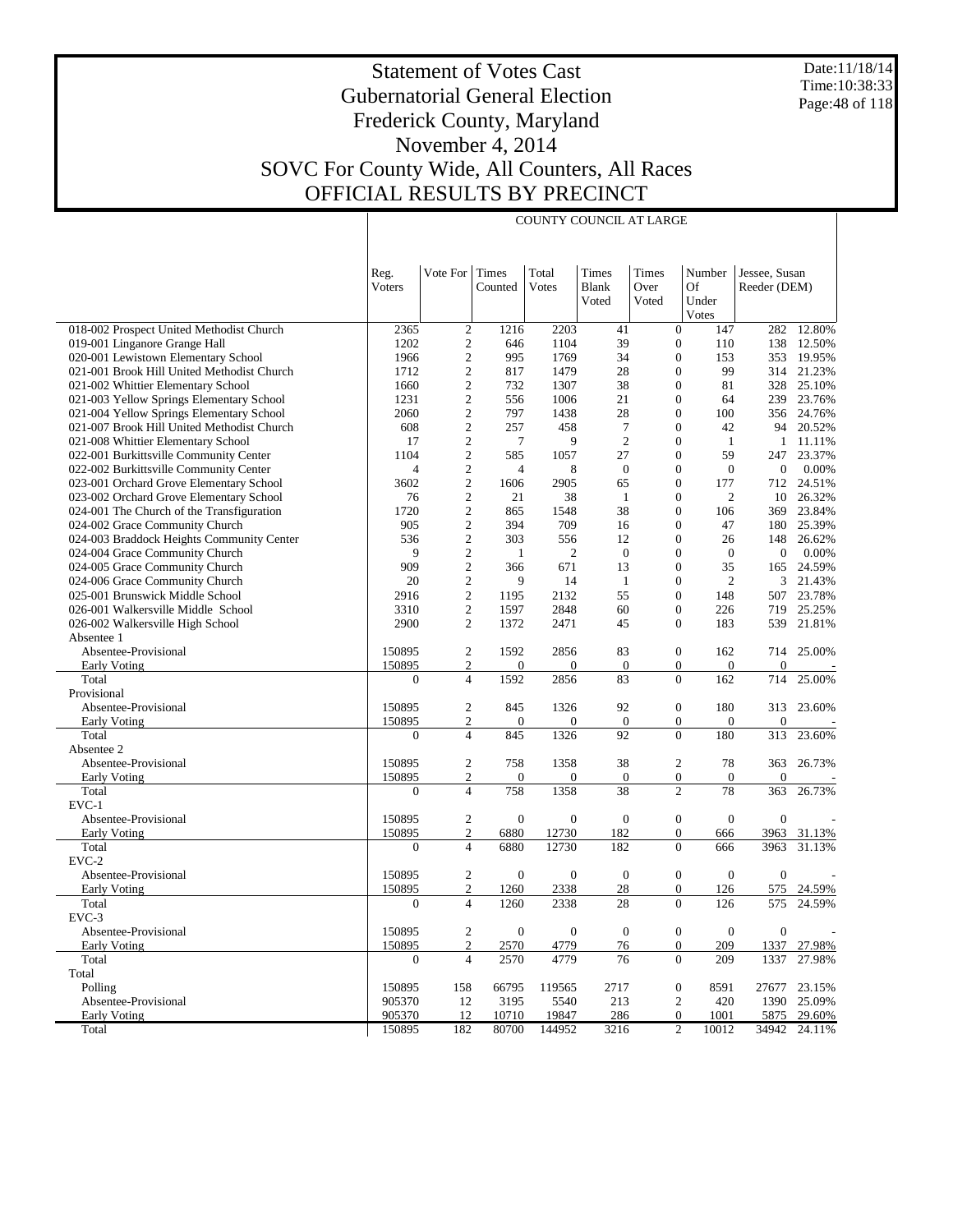# Statement of Votes Cast
## Gubernatorial General Election
## Frederick County, Maryland
## November 4, 2014
## SOVC For County Wide, All Counters, All Races
## OFFICIAL RESULTS BY PRECINCT

Date:11/18/14
Time:10:38:33

COUNTY COUNCIL AT LARGE

| | Reg. Voters | Vote For | Times Counted | Total Votes | Times Blank Voted | Times Over Voted | Number Of Under Votes | Jessee, Susan Reeder (DEM) | |
|---|---|---|---|---|---|---|---|---|---|
| 018-002 Prospect United Methodist Church | 2365 | 2 | 1216 | 2203 | 41 | 0 | 147 | 282 | 12.80% |
| 019-001 Linganore Grange Hall | 1202 | 2 | 646 | 1104 | 39 | 0 | 110 | 138 | 12.50% |
| 020-001 Lewistown Elementary School | 1966 | 2 | 995 | 1769 | 34 | 0 | 153 | 353 | 19.95% |
| 021-001 Brook Hill United Methodist Church | 1712 | 2 | 817 | 1479 | 28 | 0 | 99 | 314 | 21.23% |
| 021-002 Whittier Elementary School | 1660 | 2 | 732 | 1307 | 38 | 0 | 81 | 328 | 25.10% |
| 021-003 Yellow Springs Elementary School | 1231 | 2 | 556 | 1006 | 21 | 0 | 64 | 239 | 23.76% |
| 021-004 Yellow Springs Elementary School | 2060 | 2 | 797 | 1438 | 28 | 0 | 100 | 356 | 24.76% |
| 021-007 Brook Hill United Methodist Church | 608 | 2 | 257 | 458 | 7 | 0 | 42 | 94 | 20.52% |
| 021-008 Whittier Elementary School | 17 | 2 | 7 | 9 | 2 | 0 | 1 | 1 | 11.11% |
| 022-001 Burkittsville Community Center | 1104 | 2 | 585 | 1057 | 27 | 0 | 59 | 247 | 23.37% |
| 022-002 Burkittsville Community Center | 4 | 2 | 4 | 8 | 0 | 0 | 0 | 0 | 0.00% |
| 023-001 Orchard Grove Elementary School | 3602 | 2 | 1606 | 2905 | 65 | 0 | 177 | 712 | 24.51% |
| 023-002 Orchard Grove Elementary School | 76 | 2 | 21 | 38 | 1 | 0 | 2 | 10 | 26.32% |
| 024-001 The Church of the Transfiguration | 1720 | 2 | 865 | 1548 | 38 | 0 | 106 | 369 | 23.84% |
| 024-002 Grace Community Church | 905 | 2 | 394 | 709 | 16 | 0 | 47 | 180 | 25.39% |
| 024-003 Braddock Heights Community Center | 536 | 2 | 303 | 556 | 12 | 0 | 26 | 148 | 26.62% |
| 024-004 Grace Community Church | 9 | 2 | 1 | 2 | 0 | 0 | 0 | 0 | 0.00% |
| 024-005 Grace Community Church | 909 | 2 | 366 | 671 | 13 | 0 | 35 | 165 | 24.59% |
| 024-006 Grace Community Church | 20 | 2 | 9 | 14 | 1 | 0 | 2 | 3 | 21.43% |
| 025-001 Brunswick Middle School | 2916 | 2 | 1195 | 2132 | 55 | 0 | 148 | 507 | 23.78% |
| 026-001 Walkersville Middle School | 3310 | 2 | 1597 | 2848 | 60 | 0 | 226 | 719 | 25.25% |
| 026-002 Walkersville High School | 2900 | 2 | 1372 | 2471 | 45 | 0 | 183 | 539 | 21.81% |
| Absentee 1 | | | | | | | | | |
| Absentee-Provisional | 150895 | 2 | 1592 | 2856 | 83 | 0 | 162 | 714 | 25.00% |
| Early Voting | 150895 | 2 | 0 | 0 | 0 | 0 | 0 | 0 | - |
| Total | 0 | 4 | 1592 | 2856 | 83 | 0 | 162 | 714 | 25.00% |
| Provisional | | | | | | | | | |
| Absentee-Provisional | 150895 | 2 | 845 | 1326 | 92 | 0 | 180 | 313 | 23.60% |
| Early Voting | 150895 | 2 | 0 | 0 | 0 | 0 | 0 | 0 | - |
| Total | 0 | 4 | 845 | 1326 | 92 | 0 | 180 | 313 | 23.60% |
| Absentee 2 | | | | | | | | | |
| Absentee-Provisional | 150895 | 2 | 758 | 1358 | 38 | 2 | 78 | 363 | 26.73% |
| Early Voting | 150895 | 2 | 0 | 0 | 0 | 0 | 0 | 0 | - |
| Total | 0 | 4 | 758 | 1358 | 38 | 2 | 78 | 363 | 26.73% |
| EVC-1 | | | | | | | | | |
| Absentee-Provisional | 150895 | 2 | 0 | 0 | 0 | 0 | 0 | 0 | - |
| Early Voting | 150895 | 2 | 6880 | 12730 | 182 | 0 | 666 | 3963 | 31.13% |
| Total | 0 | 4 | 6880 | 12730 | 182 | 0 | 666 | 3963 | 31.13% |
| EVC-2 | | | | | | | | | |
| Absentee-Provisional | 150895 | 2 | 0 | 0 | 0 | 0 | 0 | 0 | - |
| Early Voting | 150895 | 2 | 1260 | 2338 | 28 | 0 | 126 | 575 | 24.59% |
| Total | 0 | 4 | 1260 | 2338 | 28 | 0 | 126 | 575 | 24.59% |
| EVC-3 | | | | | | | | | |
| Absentee-Provisional | 150895 | 2 | 0 | 0 | 0 | 0 | 0 | 0 | - |
| Early Voting | 150895 | 2 | 2570 | 4779 | 76 | 0 | 209 | 1337 | 27.98% |
| Total | 0 | 4 | 2570 | 4779 | 76 | 0 | 209 | 1337 | 27.98% |
| Total | | | | | | | | | |
| Polling | 150895 | 158 | 66795 | 119565 | 2717 | 0 | 8591 | 27677 | 23.15% |
| Absentee-Provisional | 905370 | 12 | 3195 | 5540 | 213 | 2 | 420 | 1390 | 25.09% |
| Early Voting | 905370 | 12 | 10710 | 19847 | 286 | 0 | 1001 | 5875 | 29.60% |
| Total | 150895 | 182 | 80700 | 144952 | 3216 | 2 | 10012 | 34942 | 24.11% |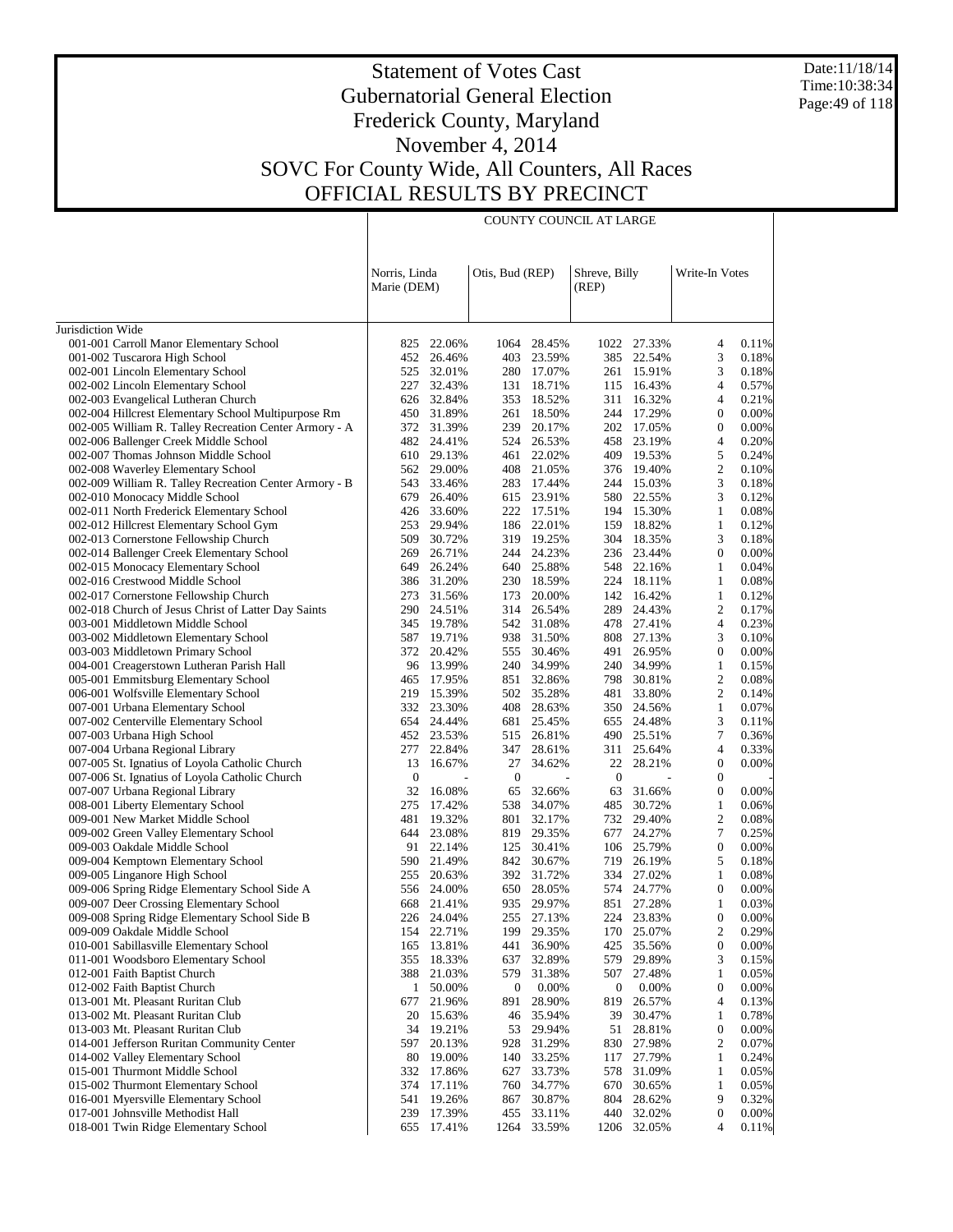# Statement of Votes Cast
# Gubernatorial General Election
# Frederick County, Maryland
# November 4, 2014
# SOVC For County Wide, All Counters, All Races
# OFFICIAL RESULTS BY PRECINCT

Date:11/18/14
Time:10:38:34

| | COUNTY COUNCIL AT LARGE | | | | | | | |
|---|---|---|---|---|---|---|---|---|
| | Norris, Linda Marie (DEM) | | Otis, Bud (REP) | | Shreve, Billy (REP) | | Write-In Votes | |
| Jurisdiction Wide | | | | | | | | |
| 001-001 Carroll Manor Elementary School | 825 | 22.06% | 1064 | 28.45% | 1022 | 27.33% | 4 | 0.11% |
| 001-002 Tuscarora High School | 452 | 26.46% | 403 | 23.59% | 385 | 22.54% | 3 | 0.18% |
| 002-001 Lincoln Elementary School | 525 | 32.01% | 280 | 17.07% | 261 | 15.91% | 3 | 0.18% |
| 002-002 Lincoln Elementary School | 227 | 32.43% | 131 | 18.71% | 115 | 16.43% | 4 | 0.57% |
| 002-003 Evangelical Lutheran Church | 626 | 32.84% | 353 | 18.52% | 311 | 16.32% | 4 | 0.21% |
| 002-004 Hillcrest Elementary School Multipurpose Rm | 450 | 31.89% | 261 | 18.50% | 244 | 17.29% | 0 | 0.00% |
| 002-005 William R. Talley Recreation Center Armory - A | 372 | 31.39% | 239 | 20.17% | 202 | 17.05% | 0 | 0.00% |
| 002-006 Ballenger Creek Middle School | 482 | 24.41% | 524 | 26.53% | 458 | 23.19% | 4 | 0.20% |
| 002-007 Thomas Johnson Middle School | 610 | 29.13% | 461 | 22.02% | 409 | 19.53% | 5 | 0.24% |
| 002-008 Waverley Elementary School | 562 | 29.00% | 408 | 21.05% | 376 | 19.40% | 2 | 0.10% |
| 002-009 William R. Talley Recreation Center Armory - B | 543 | 33.46% | 283 | 17.44% | 244 | 15.03% | 3 | 0.18% |
| 002-010 Monocacy Middle School | 679 | 26.40% | 615 | 23.91% | 580 | 22.55% | 3 | 0.12% |
| 002-011 North Frederick Elementary School | 426 | 33.60% | 222 | 17.51% | 194 | 15.30% | 1 | 0.08% |
| 002-012 Hillcrest Elementary School Gym | 253 | 29.94% | 186 | 22.01% | 159 | 18.82% | 1 | 0.12% |
| 002-013 Cornerstone Fellowship Church | 509 | 30.72% | 319 | 19.25% | 304 | 18.35% | 3 | 0.18% |
| 002-014 Ballenger Creek Elementary School | 269 | 26.71% | 244 | 24.23% | 236 | 23.44% | 0 | 0.00% |
| 002-015 Monocacy Elementary School | 649 | 26.24% | 640 | 25.88% | 548 | 22.16% | 1 | 0.04% |
| 002-016 Crestwood Middle School | 386 | 31.20% | 230 | 18.59% | 224 | 18.11% | 1 | 0.08% |
| 002-017 Cornerstone Fellowship Church | 273 | 31.56% | 173 | 20.00% | 142 | 16.42% | 1 | 0.12% |
| 002-018 Church of Jesus Christ of Latter Day Saints | 290 | 24.51% | 314 | 26.54% | 289 | 24.43% | 2 | 0.17% |
| 003-001 Middletown Middle School | 345 | 19.78% | 542 | 31.08% | 478 | 27.41% | 4 | 0.23% |
| 003-002 Middletown Elementary School | 587 | 19.71% | 938 | 31.50% | 808 | 27.13% | 3 | 0.10% |
| 003-003 Middletown Primary School | 372 | 20.42% | 555 | 30.46% | 491 | 26.95% | 0 | 0.00% |
| 004-001 Creagerstown Lutheran Parish Hall | 96 | 13.99% | 240 | 34.99% | 240 | 34.99% | 1 | 0.15% |
| 005-001 Emmitsburg Elementary School | 465 | 17.95% | 851 | 32.86% | 798 | 30.81% | 2 | 0.08% |
| 006-001 Wolfsville Elementary School | 219 | 15.39% | 502 | 35.28% | 481 | 33.80% | 2 | 0.14% |
| 007-001 Urbana Elementary School | 332 | 23.30% | 408 | 28.63% | 350 | 24.56% | 1 | 0.07% |
| 007-002 Centerville Elementary School | 654 | 24.44% | 681 | 25.45% | 655 | 24.48% | 3 | 0.11% |
| 007-003 Urbana High School | 452 | 23.53% | 515 | 26.81% | 490 | 25.51% | 7 | 0.36% |
| 007-004 Urbana Regional Library | 277 | 22.84% | 347 | 28.61% | 311 | 25.64% | 4 | 0.33% |
| 007-005 St. Ignatius of Loyola Catholic Church | 13 | 16.67% | 27 | 34.62% | 22 | 28.21% | 0 | 0.00% |
| 007-006 St. Ignatius of Loyola Catholic Church | 0 | - | 0 | - | 0 | - | 0 | - |
| 007-007 Urbana Regional Library | 32 | 16.08% | 65 | 32.66% | 63 | 31.66% | 0 | 0.00% |
| 008-001 Liberty Elementary School | 275 | 17.42% | 538 | 34.07% | 485 | 30.72% | 1 | 0.06% |
| 009-001 New Market Middle School | 481 | 19.32% | 801 | 32.17% | 732 | 29.40% | 2 | 0.08% |
| 009-002 Green Valley Elementary School | 644 | 23.08% | 819 | 29.35% | 677 | 24.27% | 7 | 0.25% |
| 009-003 Oakdale Middle School | 91 | 22.14% | 125 | 30.41% | 106 | 25.79% | 0 | 0.00% |
| 009-004 Kemptown Elementary School | 590 | 21.49% | 842 | 30.67% | 719 | 26.19% | 5 | 0.18% |
| 009-005 Linganore High School | 255 | 20.63% | 392 | 31.72% | 334 | 27.02% | 1 | 0.08% |
| 009-006 Spring Ridge Elementary School Side A | 556 | 24.00% | 650 | 28.05% | 574 | 24.77% | 0 | 0.00% |
| 009-007 Deer Crossing Elementary School | 668 | 21.41% | 935 | 29.97% | 851 | 27.28% | 1 | 0.03% |
| 009-008 Spring Ridge Elementary School Side B | 226 | 24.04% | 255 | 27.13% | 224 | 23.83% | 0 | 0.00% |
| 009-009 Oakdale Middle School | 154 | 22.71% | 199 | 29.35% | 170 | 25.07% | 2 | 0.29% |
| 010-001 Sabillasville Elementary School | 165 | 13.81% | 441 | 36.90% | 425 | 35.56% | 0 | 0.00% |
| 011-001 Woodsboro Elementary School | 355 | 18.33% | 637 | 32.89% | 579 | 29.89% | 3 | 0.15% |
| 012-001 Faith Baptist Church | 388 | 21.03% | 579 | 31.38% | 507 | 27.48% | 1 | 0.05% |
| 012-002 Faith Baptist Church | 1 | 50.00% | 0 | 0.00% | 0 | 0.00% | 0 | 0.00% |
| 013-001 Mt. Pleasant Ruritan Club | 677 | 21.96% | 891 | 28.90% | 819 | 26.57% | 4 | 0.13% |
| 013-002 Mt. Pleasant Ruritan Club | 20 | 15.63% | 46 | 35.94% | 39 | 30.47% | 1 | 0.78% |
| 013-003 Mt. Pleasant Ruritan Club | 34 | 19.21% | 53 | 29.94% | 51 | 28.81% | 0 | 0.00% |
| 014-001 Jefferson Ruritan Community Center | 597 | 20.13% | 928 | 31.29% | 830 | 27.98% | 2 | 0.07% |
| 014-002 Valley Elementary School | 80 | 19.00% | 140 | 33.25% | 117 | 27.79% | 1 | 0.24% |
| 015-001 Thurmont Middle School | 332 | 17.86% | 627 | 33.73% | 578 | 31.09% | 1 | 0.05% |
| 015-002 Thurmont Elementary School | 374 | 17.11% | 760 | 34.77% | 670 | 30.65% | 1 | 0.05% |
| 016-001 Myersville Elementary School | 541 | 19.26% | 867 | 30.87% | 804 | 28.62% | 9 | 0.32% |
| 017-001 Johnsville Methodist Hall | 239 | 17.39% | 455 | 33.11% | 440 | 32.02% | 0 | 0.00% |
| 018-001 Twin Ridge Elementary School | 655 | 17.41% | 1264 | 33.59% | 1206 | 32.05% | 4 | 0.11% |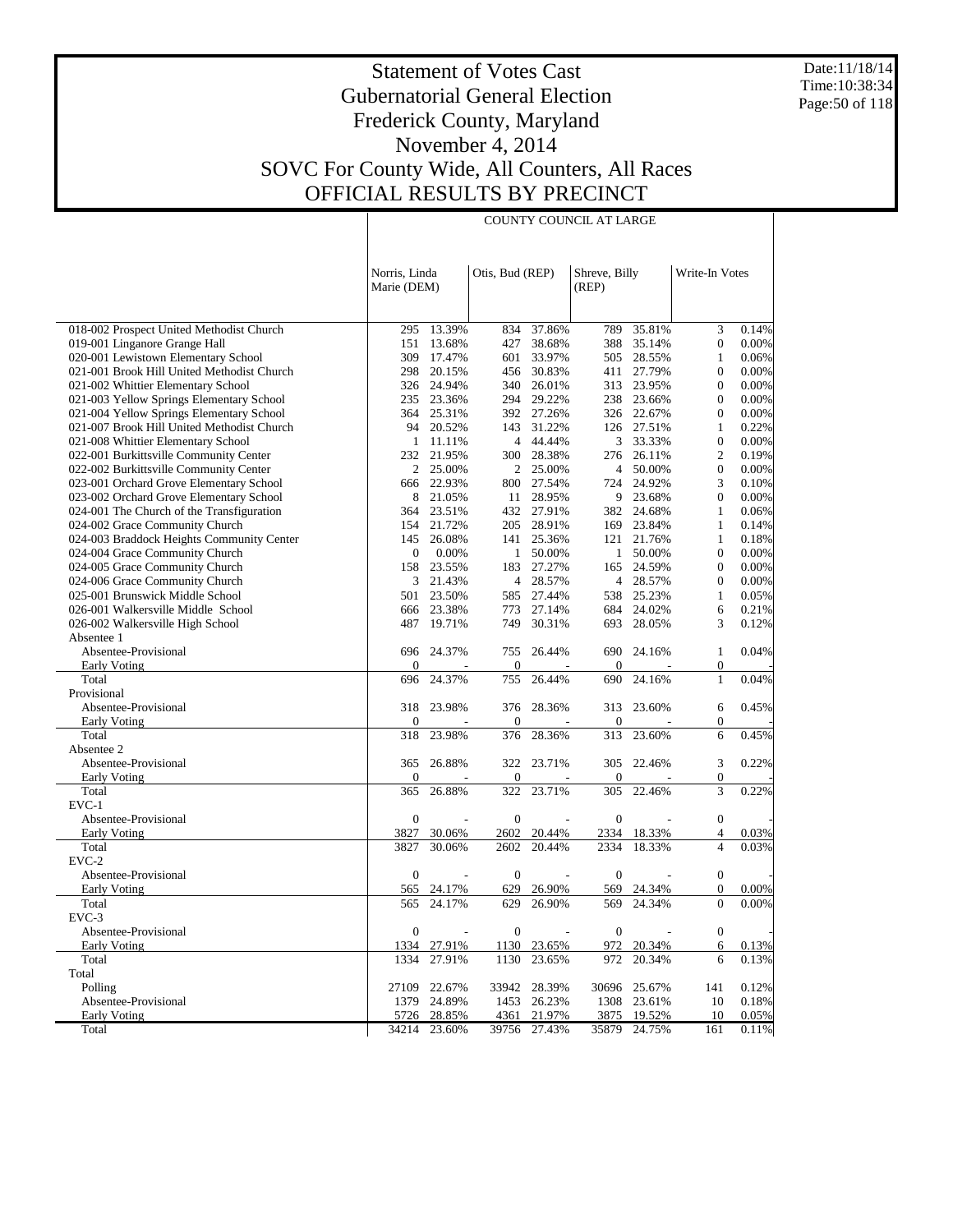# Statement of Votes Cast
## Gubernatorial General Election
## Frederick County, Maryland
## November 4, 2014
## SOVC For County Wide, All Counters, All Races
## OFFICIAL RESULTS BY PRECINCT

Date:11/18/14
Time:10:38:34

COUNTY COUNCIL AT LARGE

| | Norris, Linda Marie (DEM) | | Otis, Bud (REP) | | Shreve, Billy (REP) | | Write-In Votes | |
|---|---|---|---|---|---|---|---|---|
| 018-002 Prospect United Methodist Church | 295 | 13.39% | 834 | 37.86% | 789 | 35.81% | 3 | 0.14% |
| 019-001 Linganore Grange Hall | 151 | 13.68% | 427 | 38.68% | 388 | 35.14% | 0 | 0.00% |
| 020-001 Lewistown Elementary School | 309 | 17.47% | 601 | 33.97% | 505 | 28.55% | 1 | 0.06% |
| 021-001 Brook Hill United Methodist Church | 298 | 20.15% | 456 | 30.83% | 411 | 27.79% | 0 | 0.00% |
| 021-002 Whittier Elementary School | 326 | 24.94% | 340 | 26.01% | 313 | 23.95% | 0 | 0.00% |
| 021-003 Yellow Springs Elementary School | 235 | 23.36% | 294 | 29.22% | 238 | 23.66% | 0 | 0.00% |
| 021-004 Yellow Springs Elementary School | 364 | 25.31% | 392 | 27.26% | 326 | 22.67% | 0 | 0.00% |
| 021-007 Brook Hill United Methodist Church | 94 | 20.52% | 143 | 31.22% | 126 | 27.51% | 1 | 0.22% |
| 021-008 Whittier Elementary School | 1 | 11.11% | 4 | 44.44% | 3 | 33.33% | 0 | 0.00% |
| 022-001 Burkittsville Community Center | 232 | 21.95% | 300 | 28.38% | 276 | 26.11% | 2 | 0.19% |
| 022-002 Burkittsville Community Center | 2 | 25.00% | 2 | 25.00% | 4 | 50.00% | 0 | 0.00% |
| 023-001 Orchard Grove Elementary School | 666 | 22.93% | 800 | 27.54% | 724 | 24.92% | 3 | 0.10% |
| 023-002 Orchard Grove Elementary School | 8 | 21.05% | 11 | 28.95% | 9 | 23.68% | 0 | 0.00% |
| 024-001 The Church of the Transfiguration | 364 | 23.51% | 432 | 27.91% | 382 | 24.68% | 1 | 0.06% |
| 024-002 Grace Community Church | 154 | 21.72% | 205 | 28.91% | 169 | 23.84% | 1 | 0.14% |
| 024-003 Braddock Heights Community Center | 145 | 26.08% | 141 | 25.36% | 121 | 21.76% | 1 | 0.18% |
| 024-004 Grace Community Church | 0 | 0.00% | 1 | 50.00% | 1 | 50.00% | 0 | 0.00% |
| 024-005 Grace Community Church | 158 | 23.55% | 183 | 27.27% | 165 | 24.59% | 0 | 0.00% |
| 024-006 Grace Community Church | 3 | 21.43% | 4 | 28.57% | 4 | 28.57% | 0 | 0.00% |
| 025-001 Brunswick Middle School | 501 | 23.50% | 585 | 27.44% | 538 | 25.23% | 1 | 0.05% |
| 026-001 Walkersville Middle School | 666 | 23.38% | 773 | 27.14% | 684 | 24.02% | 6 | 0.21% |
| 026-002 Walkersville High School | 487 | 19.71% | 749 | 30.31% | 693 | 28.05% | 3 | 0.12% |
| Absentee 1 | | | | | | | | |
| Absentee-Provisional | 696 | 24.37% | 755 | 26.44% | 690 | 24.16% | 1 | 0.04% |
| Early Voting | 0 | - | 0 | - | 0 | - | 0 | - |
| Total | 696 | 24.37% | 755 | 26.44% | 690 | 24.16% | 1 | 0.04% |
| Provisional | | | | | | | | |
| Absentee-Provisional | 318 | 23.98% | 376 | 28.36% | 313 | 23.60% | 6 | 0.45% |
| Early Voting | 0 | - | 0 | - | 0 | - | 0 | - |
| Total | 318 | 23.98% | 376 | 28.36% | 313 | 23.60% | 6 | 0.45% |
| Absentee 2 | | | | | | | | |
| Absentee-Provisional | 365 | 26.88% | 322 | 23.71% | 305 | 22.46% | 3 | 0.22% |
| Early Voting | 0 | - | 0 | - | 0 | - | 0 | - |
| Total | 365 | 26.88% | 322 | 23.71% | 305 | 22.46% | 3 | 0.22% |
| EVC-1 | | | | | | | | |
| Absentee-Provisional | 0 | - | 0 | - | 0 | - | 0 | - |
| Early Voting | 3827 | 30.06% | 2602 | 20.44% | 2334 | 18.33% | 4 | 0.03% |
| Total | 3827 | 30.06% | 2602 | 20.44% | 2334 | 18.33% | 4 | 0.03% |
| EVC-2 | | | | | | | | |
| Absentee-Provisional | 0 | - | 0 | - | 0 | - | 0 | - |
| Early Voting | 565 | 24.17% | 629 | 26.90% | 569 | 24.34% | 0 | 0.00% |
| Total | 565 | 24.17% | 629 | 26.90% | 569 | 24.34% | 0 | 0.00% |
| EVC-3 | | | | | | | | |
| Absentee-Provisional | 0 | - | 0 | - | 0 | - | 0 | - |
| Early Voting | 1334 | 27.91% | 1130 | 23.65% | 972 | 20.34% | 6 | 0.13% |
| Total | 1334 | 27.91% | 1130 | 23.65% | 972 | 20.34% | 6 | 0.13% |
| Total | | | | | | | | |
| Polling | 27109 | 22.67% | 33942 | 28.39% | 30696 | 25.67% | 141 | 0.12% |
| Absentee-Provisional | 1379 | 24.89% | 1453 | 26.23% | 1308 | 23.61% | 10 | 0.18% |
| Early Voting | 5726 | 28.85% | 4361 | 21.97% | 3875 | 19.52% | 10 | 0.05% |
| Total | 34214 | 23.60% | 39756 | 27.43% | 35879 | 24.75% | 161 | 0.11% |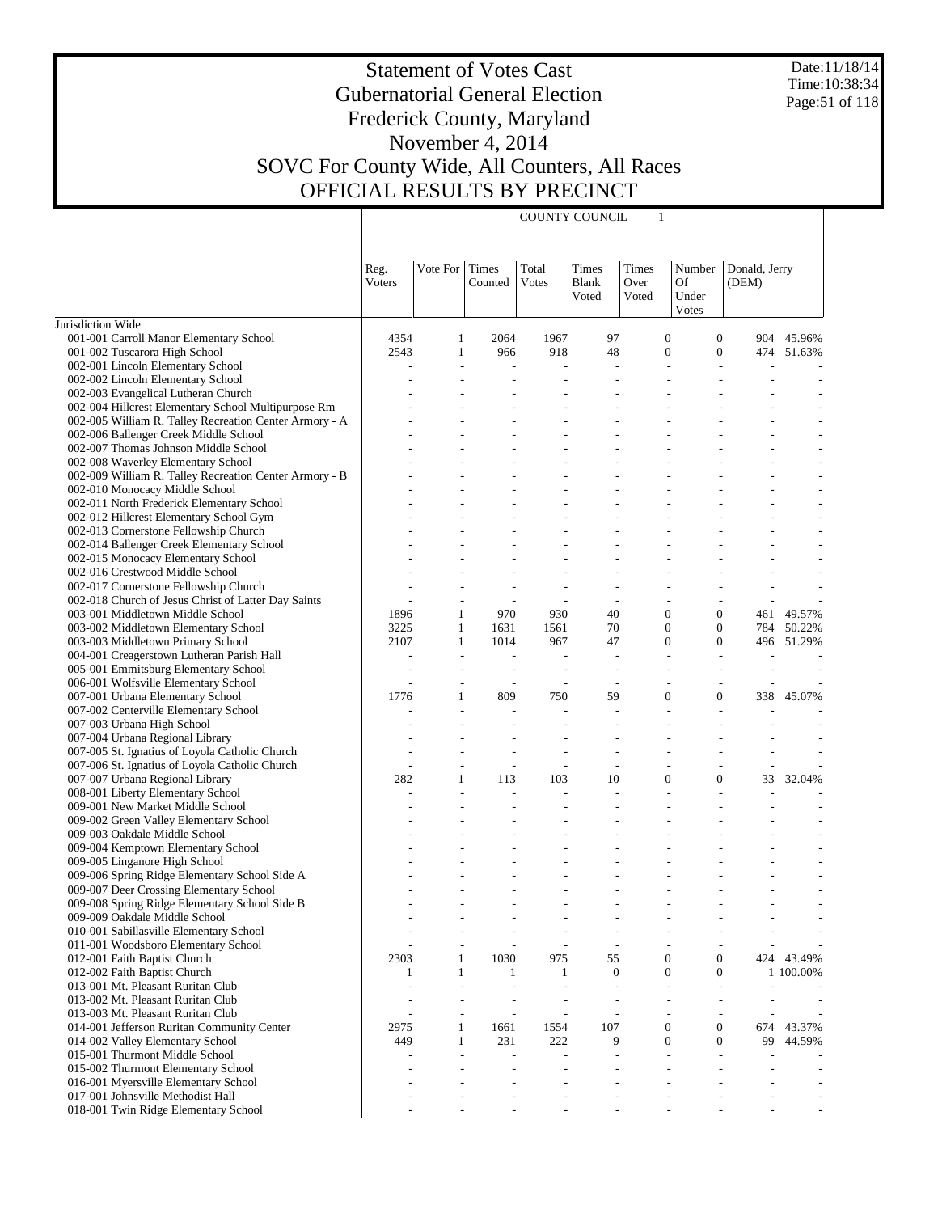# Statement of Votes Cast
## Gubernatorial General Election
## Frederick County, Maryland
## November 4, 2014
## SOVC For County Wide, All Counters, All Races
## OFFICIAL RESULTS BY PRECINCT

Date:11/18/14
Time:10:38:34

| | COUNTY COUNCIL 1 | | | | | | | | |
|---|---|---|---|---|---|---|---|---|---|
| | Reg. Voters | Vote For | Times Counted | Total Votes | Times Blank Voted | Times Over Voted | Number Of Under Votes | Donald, Jerry (DEM) | |
| Jurisdiction Wide | | | | | | | | | |
| 001-001 Carroll Manor Elementary School | 4354 | 1 | 2064 | 1967 | 97 | 0 | 0 | 904 | 45.96% |
| 001-002 Tuscarora High School | 2543 | 1 | 966 | 918 | 48 | 0 | 0 | 474 | 51.63% |
| 002-001 Lincoln Elementary School | - | - | - | - | - | - | - | - | - |
| 002-002 Lincoln Elementary School | - | - | - | - | - | - | - | - | - |
| 002-003 Evangelical Lutheran Church | - | - | - | - | - | - | - | - | - |
| 002-004 Hillcrest Elementary School Multipurpose Rm | - | - | - | - | - | - | - | - | - |
| 002-005 William R. Talley Recreation Center Armory - A | - | - | - | - | - | - | - | - | - |
| 002-006 Ballenger Creek Middle School | - | - | - | - | - | - | - | - | - |
| 002-007 Thomas Johnson Middle School | - | - | - | - | - | - | - | - | - |
| 002-008 Waverley Elementary School | - | - | - | - | - | - | - | - | - |
| 002-009 William R. Talley Recreation Center Armory - B | - | - | - | - | - | - | - | - | - |
| 002-010 Monocacy Middle School | - | - | - | - | - | - | - | - | - |
| 002-011 North Frederick Elementary School | - | - | - | - | - | - | - | - | - |
| 002-012 Hillcrest Elementary School Gym | - | - | - | - | - | - | - | - | - |
| 002-013 Cornerstone Fellowship Church | - | - | - | - | - | - | - | - | - |
| 002-014 Ballenger Creek Elementary School | - | - | - | - | - | - | - | - | - |
| 002-015 Monocacy Elementary School | - | - | - | - | - | - | - | - | - |
| 002-016 Crestwood Middle School | - | - | - | - | - | - | - | - | - |
| 002-017 Cornerstone Fellowship Church | - | - | - | - | - | - | - | - | - |
| 002-018 Church of Jesus Christ of Latter Day Saints | - | - | - | - | - | - | - | - | - |
| 003-001 Middletown Middle School | 1896 | 1 | 970 | 930 | 40 | 0 | 0 | 461 | 49.57% |
| 003-002 Middletown Elementary School | 3225 | 1 | 1631 | 1561 | 70 | 0 | 0 | 784 | 50.22% |
| 003-003 Middletown Primary School | 2107 | 1 | 1014 | 967 | 47 | 0 | 0 | 496 | 51.29% |
| 004-001 Creagerstown Lutheran Parish Hall | - | - | - | - | - | - | - | - | - |
| 005-001 Emmitsburg Elementary School | - | - | - | - | - | - | - | - | - |
| 006-001 Wolfsville Elementary School | - | - | - | - | - | - | - | - | - |
| 007-001 Urbana Elementary School | 1776 | 1 | 809 | 750 | 59 | 0 | 0 | 338 | 45.07% |
| 007-002 Centerville Elementary School | - | - | - | - | - | - | - | - | - |
| 007-003 Urbana High School | - | - | - | - | - | - | - | - | - |
| 007-004 Urbana Regional Library | - | - | - | - | - | - | - | - | - |
| 007-005 St. Ignatius of Loyola Catholic Church | - | - | - | - | - | - | - | - | - |
| 007-006 St. Ignatius of Loyola Catholic Church | - | - | - | - | - | - | - | - | - |
| 007-007 Urbana Regional Library | 282 | 1 | 113 | 103 | 10 | 0 | 0 | 33 | 32.04% |
| 008-001 Liberty Elementary School | - | - | - | - | - | - | - | - | - |
| 009-001 New Market Middle School | - | - | - | - | - | - | - | - | - |
| 009-002 Green Valley Elementary School | - | - | - | - | - | - | - | - | - |
| 009-003 Oakdale Middle School | - | - | - | - | - | - | - | - | - |
| 009-004 Kemptown Elementary School | - | - | - | - | - | - | - | - | - |
| 009-005 Linganore High School | - | - | - | - | - | - | - | - | - |
| 009-006 Spring Ridge Elementary School Side A | - | - | - | - | - | - | - | - | - |
| 009-007 Deer Crossing Elementary School | - | - | - | - | - | - | - | - | - |
| 009-008 Spring Ridge Elementary School Side B | - | - | - | - | - | - | - | - | - |
| 009-009 Oakdale Middle School | - | - | - | - | - | - | - | - | - |
| 010-001 Sabillasville Elementary School | - | - | - | - | - | - | - | - | - |
| 011-001 Woodsboro Elementary School | - | - | - | - | - | - | - | - | - |
| 012-001 Faith Baptist Church | 2303 | 1 | 1030 | 975 | 55 | 0 | 0 | 424 | 43.49% |
| 012-002 Faith Baptist Church | 1 | 1 | 1 | 1 | 0 | 0 | 0 | 1 | 100.00% |
| 013-001 Mt. Pleasant Ruritan Club | - | - | - | - | - | - | - | - | - |
| 013-002 Mt. Pleasant Ruritan Club | - | - | - | - | - | - | - | - | - |
| 013-003 Mt. Pleasant Ruritan Club | - | - | - | - | - | - | - | - | - |
| 014-001 Jefferson Ruritan Community Center | 2975 | 1 | 1661 | 1554 | 107 | 0 | 0 | 674 | 43.37% |
| 014-002 Valley Elementary School | 449 | 1 | 231 | 222 | 9 | 0 | 0 | 99 | 44.59% |
| 015-001 Thurmont Middle School | - | - | - | - | - | - | - | - | - |
| 015-002 Thurmont Elementary School | - | - | - | - | - | - | - | - | - |
| 016-001 Myersville Elementary School | - | - | - | - | - | - | - | - | - |
| 017-001 Johnsville Methodist Hall | - | - | - | - | - | - | - | - | - |
| 018-001 Twin Ridge Elementary School | - | - | - | - | - | - | - | - | - |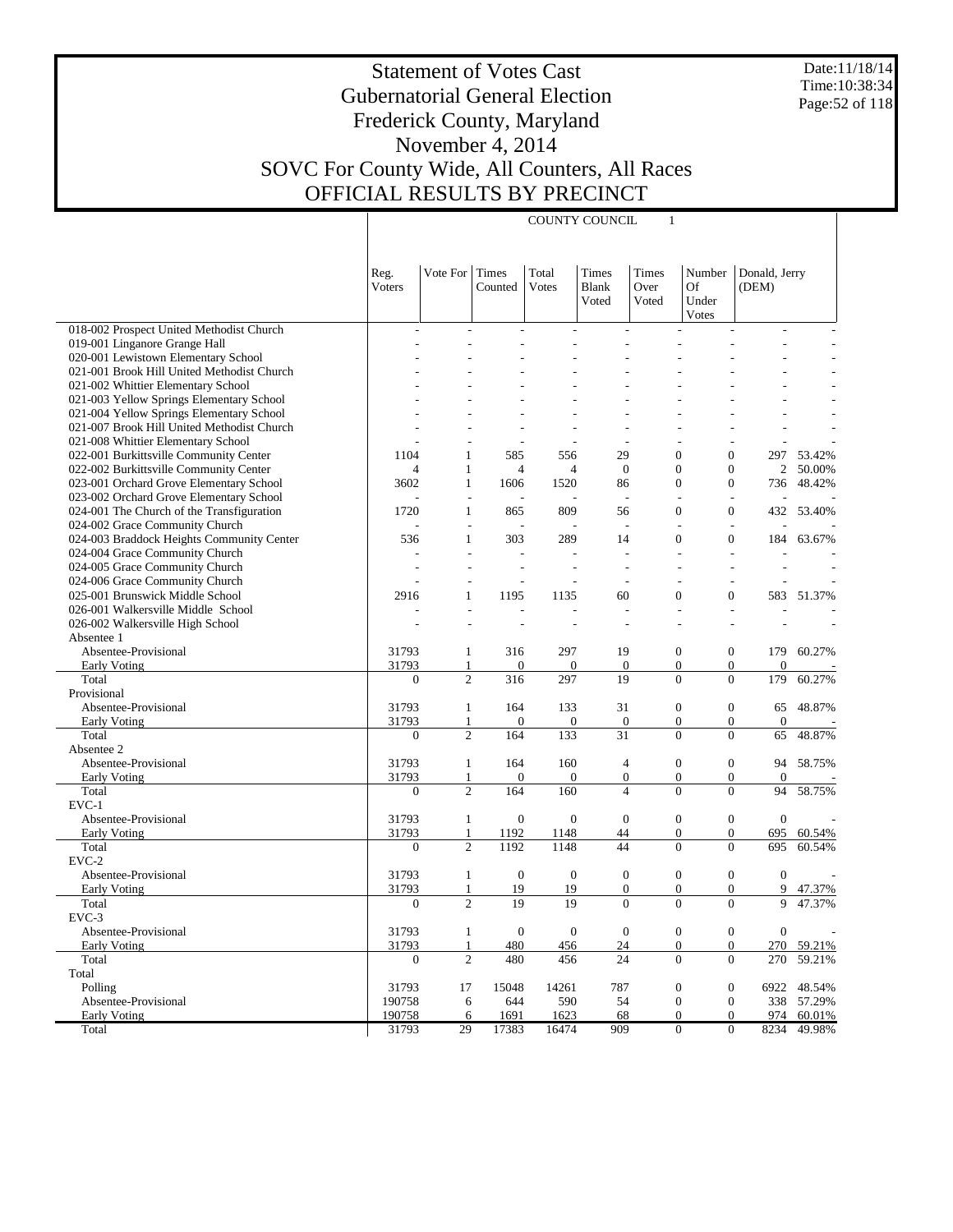# Statement of Votes Cast
# Gubernatorial General Election
# Frederick County, Maryland
# November 4, 2014
# SOVC For County Wide, All Counters, All Races
# OFFICIAL RESULTS BY PRECINCT

Date:11/18/14
Time:10:38:34

COUNTY COUNCIL 1

| | Reg. Voters | Vote For | Times Counted | Total Votes | Times Blank Voted | Times Over Voted | Number Of Under Votes | Donald, Jerry (DEM) | |
|---|---|---|---|---|---|---|---|---|---|
| 018-002 Prospect United Methodist Church | - | - | - | - | - | - | - | - | - |
| 019-001 Linganore Grange Hall | - | - | - | - | - | - | - | - | - |
| 020-001 Lewistown Elementary School | - | - | - | - | - | - | - | - | - |
| 021-001 Brook Hill United Methodist Church | - | - | - | - | - | - | - | - | - |
| 021-002 Whittier Elementary School | - | - | - | - | - | - | - | - | - |
| 021-003 Yellow Springs Elementary School | - | - | - | - | - | - | - | - | - |
| 021-004 Yellow Springs Elementary School | - | - | - | - | - | - | - | - | - |
| 021-007 Brook Hill United Methodist Church | - | - | - | - | - | - | - | - | - |
| 021-008 Whittier Elementary School | - | - | - | - | - | - | - | - | - |
| 022-001 Burkittsville Community Center | 1104 | 1 | 585 | 556 | 29 | 0 | 0 | 297 | 53.42% |
| 022-002 Burkittsville Community Center | 4 | 1 | 4 | 4 | 0 | 0 | 0 | 2 | 50.00% |
| 023-001 Orchard Grove Elementary School | 3602 | 1 | 1606 | 1520 | 86 | 0 | 0 | 736 | 48.42% |
| 023-002 Orchard Grove Elementary School | - | - | - | - | - | - | - | - | - |
| 024-001 The Church of the Transfiguration | 1720 | 1 | 865 | 809 | 56 | 0 | 0 | 432 | 53.40% |
| 024-002 Grace Community Church | - | - | - | - | - | - | - | - | - |
| 024-003 Braddock Heights Community Center | 536 | 1 | 303 | 289 | 14 | 0 | 0 | 184 | 63.67% |
| 024-004 Grace Community Church | - | - | - | - | - | - | - | - | - |
| 024-005 Grace Community Church | - | - | - | - | - | - | - | - | - |
| 024-006 Grace Community Church | - | - | - | - | - | - | - | - | - |
| 025-001 Brunswick Middle School | 2916 | 1 | 1195 | 1135 | 60 | 0 | 0 | 583 | 51.37% |
| 026-001 Walkersville Middle School | - | - | - | - | - | - | - | - | - |
| 026-002 Walkersville High School | - | - | - | - | - | - | - | - | - |
| Absentee 1 | | | | | | | | | |
| Absentee-Provisional | 31793 | 1 | 316 | 297 | 19 | 0 | 0 | 179 | 60.27% |
| Early Voting | 31793 | 1 | 0 | 0 | 0 | 0 | 0 | 0 | - |
| Total | 0 | 2 | 316 | 297 | 19 | 0 | 0 | 179 | 60.27% |
| Provisional | | | | | | | | | |
| Absentee-Provisional | 31793 | 1 | 164 | 133 | 31 | 0 | 0 | 65 | 48.87% |
| Early Voting | 31793 | 1 | 0 | 0 | 0 | 0 | 0 | 0 | - |
| Total | 0 | 2 | 164 | 133 | 31 | 0 | 0 | 65 | 48.87% |
| Absentee 2 | | | | | | | | | |
| Absentee-Provisional | 31793 | 1 | 164 | 160 | 4 | 0 | 0 | 94 | 58.75% |
| Early Voting | 31793 | 1 | 0 | 0 | 0 | 0 | 0 | 0 | - |
| Total | 0 | 2 | 164 | 160 | 4 | 0 | 0 | 94 | 58.75% |
| EVC-1 | | | | | | | | | |
| Absentee-Provisional | 31793 | 1 | 0 | 0 | 0 | 0 | 0 | 0 | - |
| Early Voting | 31793 | 1 | 1192 | 1148 | 44 | 0 | 0 | 695 | 60.54% |
| Total | 0 | 2 | 1192 | 1148 | 44 | 0 | 0 | 695 | 60.54% |
| EVC-2 | | | | | | | | | |
| Absentee-Provisional | 31793 | 1 | 0 | 0 | 0 | 0 | 0 | 0 | - |
| Early Voting | 31793 | 1 | 19 | 19 | 0 | 0 | 0 | 9 | 47.37% |
| Total | 0 | 2 | 19 | 19 | 0 | 0 | 0 | 9 | 47.37% |
| EVC-3 | | | | | | | | | |
| Absentee-Provisional | 31793 | 1 | 0 | 0 | 0 | 0 | 0 | 0 | - |
| Early Voting | 31793 | 1 | 480 | 456 | 24 | 0 | 0 | 270 | 59.21% |
| Total | 0 | 2 | 480 | 456 | 24 | 0 | 0 | 270 | 59.21% |
| Total | | | | | | | | | |
| Polling | 31793 | 17 | 15048 | 14261 | 787 | 0 | 0 | 6922 | 48.54% |
| Absentee-Provisional | 190758 | 6 | 644 | 590 | 54 | 0 | 0 | 338 | 57.29% |
| Early Voting | 190758 | 6 | 1691 | 1623 | 68 | 0 | 0 | 974 | 60.01% |
| Total | 31793 | 29 | 17383 | 16474 | 909 | 0 | 0 | 8234 | 49.98% |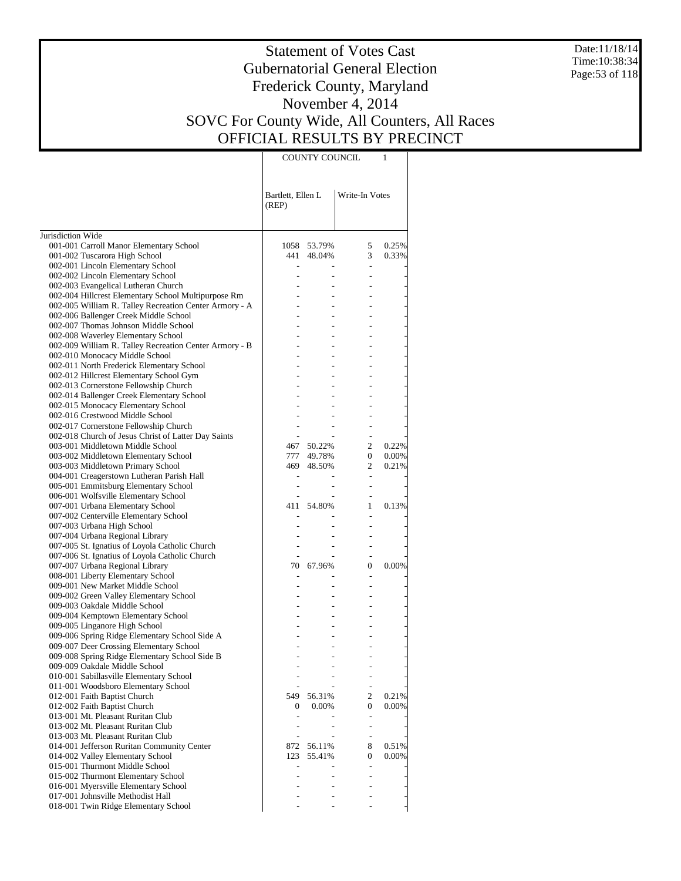# Statement of Votes Cast
## Gubernatorial General Election
## Frederick County, Maryland
## November 4, 2014
## SOVC For County Wide, All Counters, All Races
## OFFICIAL RESULTS BY PRECINCT

Date:11/18/14
Time:10:38:34

| | COUNTY COUNCIL 1 | | | |
|---|---|---|---|---|
| | Bartlett, Ellen L (REP) | | Write-In Votes | |
| Jurisdiction Wide | | | | |
| 001-001 Carroll Manor Elementary School | 1058 | 53.79% | 5 | 0.25% |
| 001-002 Tuscarora High School | 441 | 48.04% | 3 | 0.33% |
| 002-001 Lincoln Elementary School | - | - | - | - |
| 002-002 Lincoln Elementary School | - | - | - | - |
| 002-003 Evangelical Lutheran Church | - | - | - | - |
| 002-004 Hillcrest Elementary School Multipurpose Rm | - | - | - | - |
| 002-005 William R. Talley Recreation Center Armory - A | - | - | - | - |
| 002-006 Ballenger Creek Middle School | - | - | - | - |
| 002-007 Thomas Johnson Middle School | - | - | - | - |
| 002-008 Waverley Elementary School | - | - | - | - |
| 002-009 William R. Talley Recreation Center Armory - B | - | - | - | - |
| 002-010 Monocacy Middle School | - | - | - | - |
| 002-011 North Frederick Elementary School | - | - | - | - |
| 002-012 Hillcrest Elementary School Gym | - | - | - | - |
| 002-013 Cornerstone Fellowship Church | - | - | - | - |
| 002-014 Ballenger Creek Elementary School | - | - | - | - |
| 002-015 Monocacy Elementary School | - | - | - | - |
| 002-016 Crestwood Middle School | - | - | - | - |
| 002-017 Cornerstone Fellowship Church | - | - | - | - |
| 002-018 Church of Jesus Christ of Latter Day Saints | - | - | - | - |
| 003-001 Middletown Middle School | 467 | 50.22% | 2 | 0.22% |
| 003-002 Middletown Elementary School | 777 | 49.78% | 0 | 0.00% |
| 003-003 Middletown Primary School | 469 | 48.50% | 2 | 0.21% |
| 004-001 Creagerstown Lutheran Parish Hall | - | - | - | - |
| 005-001 Emmitsburg Elementary School | - | - | - | - |
| 006-001 Wolfsville Elementary School | - | - | - | - |
| 007-001 Urbana Elementary School | 411 | 54.80% | 1 | 0.13% |
| 007-002 Centerville Elementary School | - | - | - | - |
| 007-003 Urbana High School | - | - | - | - |
| 007-004 Urbana Regional Library | - | - | - | - |
| 007-005 St. Ignatius of Loyola Catholic Church | - | - | - | - |
| 007-006 St. Ignatius of Loyola Catholic Church | - | - | - | - |
| 007-007 Urbana Regional Library | 70 | 67.96% | 0 | 0.00% |
| 008-001 Liberty Elementary School | - | - | - | - |
| 009-001 New Market Middle School | - | - | - | - |
| 009-002 Green Valley Elementary School | - | - | - | - |
| 009-003 Oakdale Middle School | - | - | - | - |
| 009-004 Kemptown Elementary School | - | - | - | - |
| 009-005 Linganore High School | - | - | - | - |
| 009-006 Spring Ridge Elementary School Side A | - | - | - | - |
| 009-007 Deer Crossing Elementary School | - | - | - | - |
| 009-008 Spring Ridge Elementary School Side B | - | - | - | - |
| 009-009 Oakdale Middle School | - | - | - | - |
| 010-001 Sabillasville Elementary School | - | - | - | - |
| 011-001 Woodsboro Elementary School | - | - | - | - |
| 012-001 Faith Baptist Church | 549 | 56.31% | 2 | 0.21% |
| 012-002 Faith Baptist Church | 0 | 0.00% | 0 | 0.00% |
| 013-001 Mt. Pleasant Ruritan Club | - | - | - | - |
| 013-002 Mt. Pleasant Ruritan Club | - | - | - | - |
| 013-003 Mt. Pleasant Ruritan Club | - | - | - | - |
| 014-001 Jefferson Ruritan Community Center | 872 | 56.11% | 8 | 0.51% |
| 014-002 Valley Elementary School | 123 | 55.41% | 0 | 0.00% |
| 015-001 Thurmont Middle School | - | - | - | - |
| 015-002 Thurmont Elementary School | - | - | - | - |
| 016-001 Myersville Elementary School | - | - | - | - |
| 017-001 Johnsville Methodist Hall | - | - | - | - |
| 018-001 Twin Ridge Elementary School | - | - | - | - |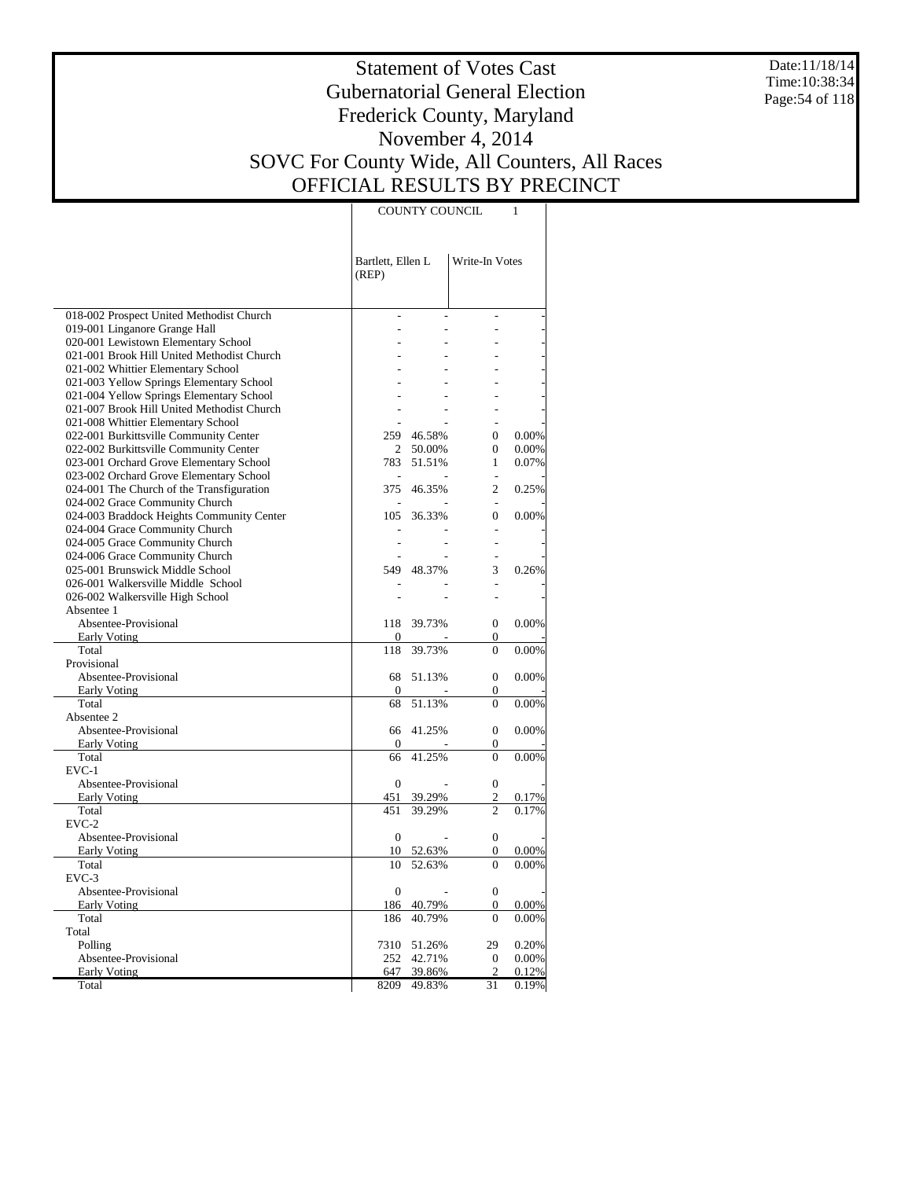# Statement of Votes Cast
# Gubernatorial General Election
# Frederick County, Maryland
# November 4, 2014
# SOVC For County Wide, All Counters, All Races
# OFFICIAL RESULTS BY PRECINCT

Date:11/18/14
Time:10:38:34

| | COUNTY COUNCIL 1 | | | |
|---|---|---|---|---|
| | Bartlett, Ellen L (REP) | | Write-In Votes | |
| 018-002 Prospect United Methodist Church | - | - | - | - |
| 019-001 Linganore Grange Hall | - | - | - | - |
| 020-001 Lewistown Elementary School | - | - | - | - |
| 021-001 Brook Hill United Methodist Church | - | - | - | - |
| 021-002 Whittier Elementary School | - | - | - | - |
| 021-003 Yellow Springs Elementary School | - | - | - | - |
| 021-004 Yellow Springs Elementary School | - | - | - | - |
| 021-007 Brook Hill United Methodist Church | - | - | - | - |
| 021-008 Whittier Elementary School | - | - | - | - |
| 022-001 Burkittsville Community Center | 259 | 46.58% | 0 | 0.00% |
| 022-002 Burkittsville Community Center | 2 | 50.00% | 0 | 0.00% |
| 023-001 Orchard Grove Elementary School | 783 | 51.51% | 1 | 0.07% |
| 023-002 Orchard Grove Elementary School | - | - | - | - |
| 024-001 The Church of the Transfiguration | 375 | 46.35% | 2 | 0.25% |
| 024-002 Grace Community Church | - | - | - | - |
| 024-003 Braddock Heights Community Center | 105 | 36.33% | 0 | 0.00% |
| 024-004 Grace Community Church | - | - | - | - |
| 024-005 Grace Community Church | - | - | - | - |
| 024-006 Grace Community Church | - | - | - | - |
| 025-001 Brunswick Middle School | 549 | 48.37% | 3 | 0.26% |
| 026-001 Walkersville Middle School | - | - | - | - |
| 026-002 Walkersville High School | - | - | - | - |
| Absentee 1 | | | | |
| Absentee-Provisional | 118 | 39.73% | 0 | 0.00% |
| Early Voting | 0 | - | 0 | - |
| Total | 118 | 39.73% | 0 | 0.00% |
| Provisional | | | | |
| Absentee-Provisional | 68 | 51.13% | 0 | 0.00% |
| Early Voting | 0 | - | 0 | - |
| Total | 68 | 51.13% | 0 | 0.00% |
| Absentee 2 | | | | |
| Absentee-Provisional | 66 | 41.25% | 0 | 0.00% |
| Early Voting | 0 | - | 0 | - |
| Total | 66 | 41.25% | 0 | 0.00% |
| EVC-1 | | | | |
| Absentee-Provisional | 0 | - | 0 | - |
| Early Voting | 451 | 39.29% | 2 | 0.17% |
| Total | 451 | 39.29% | 2 | 0.17% |
| EVC-2 | | | | |
| Absentee-Provisional | 0 | - | 0 | - |
| Early Voting | 10 | 52.63% | 0 | 0.00% |
| Total | 10 | 52.63% | 0 | 0.00% |
| EVC-3 | | | | |
| Absentee-Provisional | 0 | - | 0 | - |
| Early Voting | 186 | 40.79% | 0 | 0.00% |
| Total | 186 | 40.79% | 0 | 0.00% |
| Total | | | | |
| Polling | 7310 | 51.26% | 29 | 0.20% |
| Absentee-Provisional | 252 | 42.71% | 0 | 0.00% |
| Early Voting | 647 | 39.86% | 2 | 0.12% |
| Total | 8209 | 49.83% | 31 | 0.19% |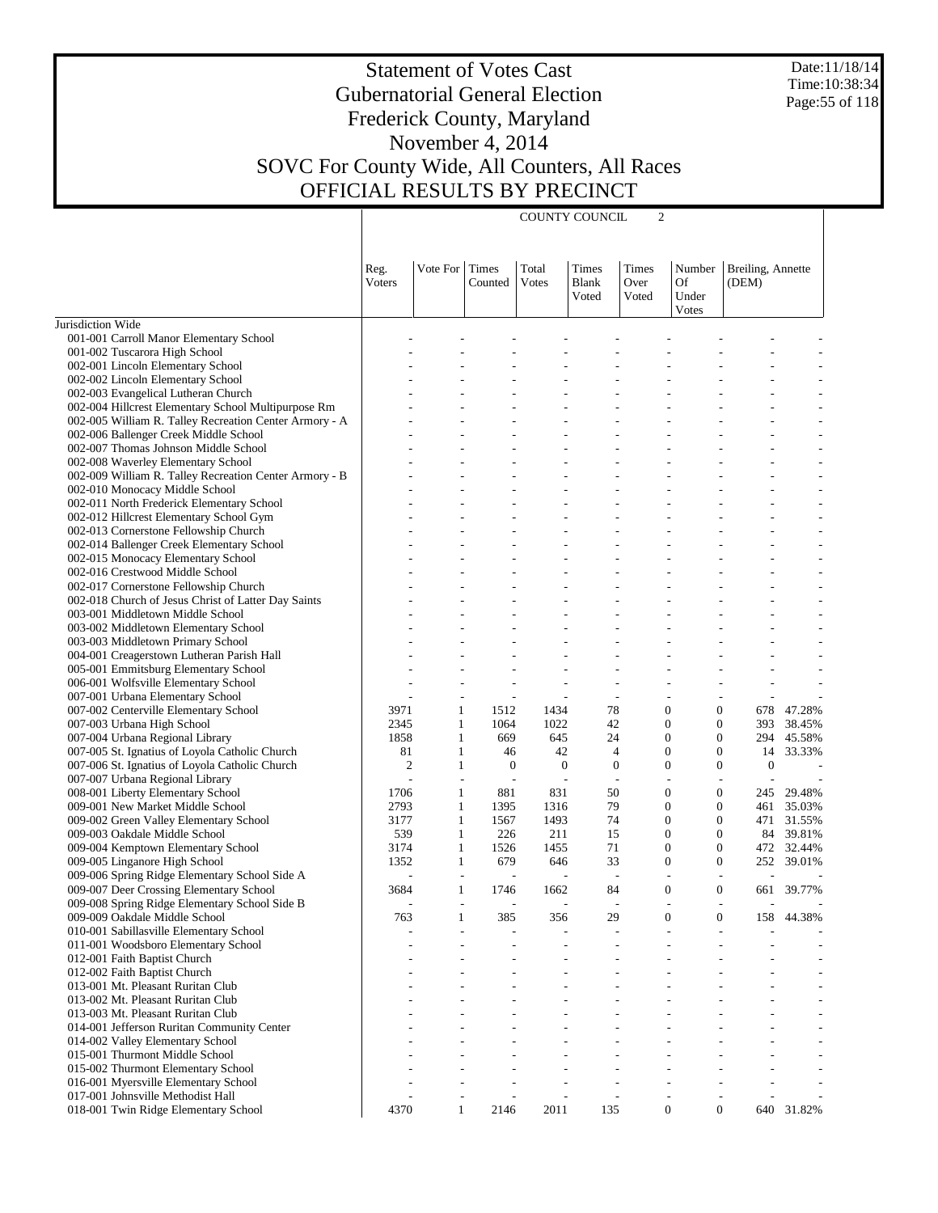# Statement of Votes Cast
## Gubernatorial General Election
## Frederick County, Maryland
## November 4, 2014
## SOVC For County Wide, All Counters, All Races
## OFFICIAL RESULTS BY PRECINCT

Date:11/18/14
Time:10:38:34

| | COUNTY COUNCIL 2 | | | | | | | | |
|---|---|---|---|---|---|---|---|---|---|
| | Reg. Voters | Vote For | Times Counted | Total Votes | Times Blank Voted | Times Over Voted | Number Of Under Votes | Breiling, Annette (DEM) | |
| Jurisdiction Wide | | | | | | | | | |
| 001-001 Carroll Manor Elementary School | - | - | - | - | - | - | - | - | - |
| 001-002 Tuscarora High School | - | - | - | - | - | - | - | - | - |
| 002-001 Lincoln Elementary School | - | - | - | - | - | - | - | - | - |
| 002-002 Lincoln Elementary School | - | - | - | - | - | - | - | - | - |
| 002-003 Evangelical Lutheran Church | - | - | - | - | - | - | - | - | - |
| 002-004 Hillcrest Elementary School Multipurpose Rm | - | - | - | - | - | - | - | - | - |
| 002-005 William R. Talley Recreation Center Armory - A | - | - | - | - | - | - | - | - | - |
| 002-006 Ballenger Creek Middle School | - | - | - | - | - | - | - | - | - |
| 002-007 Thomas Johnson Middle School | - | - | - | - | - | - | - | - | - |
| 002-008 Waverley Elementary School | - | - | - | - | - | - | - | - | - |
| 002-009 William R. Talley Recreation Center Armory - B | - | - | - | - | - | - | - | - | - |
| 002-010 Monocacy Middle School | - | - | - | - | - | - | - | - | - |
| 002-011 North Frederick Elementary School | - | - | - | - | - | - | - | - | - |
| 002-012 Hillcrest Elementary School Gym | - | - | - | - | - | - | - | - | - |
| 002-013 Cornerstone Fellowship Church | - | - | - | - | - | - | - | - | - |
| 002-014 Ballenger Creek Elementary School | - | - | - | - | - | - | - | - | - |
| 002-015 Monocacy Elementary School | - | - | - | - | - | - | - | - | - |
| 002-016 Crestwood Middle School | - | - | - | - | - | - | - | - | - |
| 002-017 Cornerstone Fellowship Church | - | - | - | - | - | - | - | - | - |
| 002-018 Church of Jesus Christ of Latter Day Saints | - | - | - | - | - | - | - | - | - |
| 003-001 Middletown Middle School | - | - | - | - | - | - | - | - | - |
| 003-002 Middletown Elementary School | - | - | - | - | - | - | - | - | - |
| 003-003 Middletown Primary School | - | - | - | - | - | - | - | - | - |
| 004-001 Creagerstown Lutheran Parish Hall | - | - | - | - | - | - | - | - | - |
| 005-001 Emmitsburg Elementary School | - | - | - | - | - | - | - | - | - |
| 006-001 Wolfsville Elementary School | - | - | - | - | - | - | - | - | - |
| 007-001 Urbana Elementary School | - | - | - | - | - | - | - | - | - |
| 007-002 Centerville Elementary School | 3971 | 1 | 1512 | 1434 | 78 | 0 | 0 | 678 | 47.28% |
| 007-003 Urbana High School | 2345 | 1 | 1064 | 1022 | 42 | 0 | 0 | 393 | 38.45% |
| 007-004 Urbana Regional Library | 1858 | 1 | 669 | 645 | 24 | 0 | 0 | 294 | 45.58% |
| 007-005 St. Ignatius of Loyola Catholic Church | 81 | 1 | 46 | 42 | 4 | 0 | 0 | 14 | 33.33% |
| 007-006 St. Ignatius of Loyola Catholic Church | 2 | 1 | 0 | 0 | 0 | 0 | 0 | 0 | - |
| 007-007 Urbana Regional Library | - | - | - | - | - | - | - | - | - |
| 008-001 Liberty Elementary School | 1706 | 1 | 881 | 831 | 50 | 0 | 0 | 245 | 29.48% |
| 009-001 New Market Middle School | 2793 | 1 | 1395 | 1316 | 79 | 0 | 0 | 461 | 35.03% |
| 009-002 Green Valley Elementary School | 3177 | 1 | 1567 | 1493 | 74 | 0 | 0 | 471 | 31.55% |
| 009-003 Oakdale Middle School | 539 | 1 | 226 | 211 | 15 | 0 | 0 | 84 | 39.81% |
| 009-004 Kemptown Elementary School | 3174 | 1 | 1526 | 1455 | 71 | 0 | 0 | 472 | 32.44% |
| 009-005 Linganore High School | 1352 | 1 | 679 | 646 | 33 | 0 | 0 | 252 | 39.01% |
| 009-006 Spring Ridge Elementary School Side A | - | - | - | - | - | - | - | - | - |
| 009-007 Deer Crossing Elementary School | 3684 | 1 | 1746 | 1662 | 84 | 0 | 0 | 661 | 39.77% |
| 009-008 Spring Ridge Elementary School Side B | - | - | - | - | - | - | - | - | - |
| 009-009 Oakdale Middle School | 763 | 1 | 385 | 356 | 29 | 0 | 0 | 158 | 44.38% |
| 010-001 Sabillasville Elementary School | - | - | - | - | - | - | - | - | - |
| 011-001 Woodsboro Elementary School | - | - | - | - | - | - | - | - | - |
| 012-001 Faith Baptist Church | - | - | - | - | - | - | - | - | - |
| 012-002 Faith Baptist Church | - | - | - | - | - | - | - | - | - |
| 013-001 Mt. Pleasant Ruritan Club | - | - | - | - | - | - | - | - | - |
| 013-002 Mt. Pleasant Ruritan Club | - | - | - | - | - | - | - | - | - |
| 013-003 Mt. Pleasant Ruritan Club | - | - | - | - | - | - | - | - | - |
| 014-001 Jefferson Ruritan Community Center | - | - | - | - | - | - | - | - | - |
| 014-002 Valley Elementary School | - | - | - | - | - | - | - | - | - |
| 015-001 Thurmont Middle School | - | - | - | - | - | - | - | - | - |
| 015-002 Thurmont Elementary School | - | - | - | - | - | - | - | - | - |
| 016-001 Myersville Elementary School | - | - | - | - | - | - | - | - | - |
| 017-001 Johnsville Methodist Hall | - | - | - | - | - | - | - | - | - |
| 018-001 Twin Ridge Elementary School | 4370 | 1 | 2146 | 2011 | 135 | 0 | 0 | 640 | 31.82% |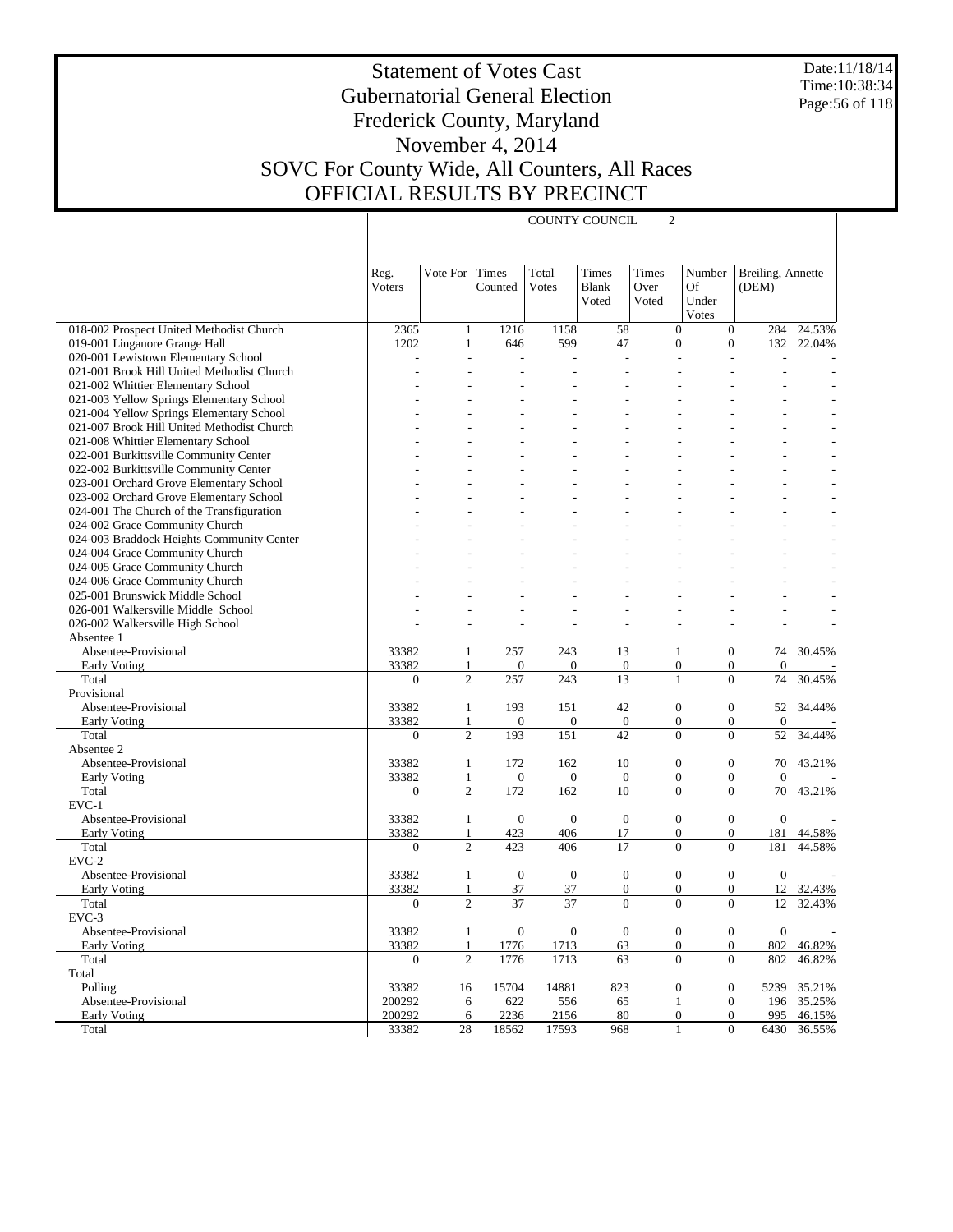# Statement of Votes Cast
## Gubernatorial General Election
## Frederick County, Maryland
## November 4, 2014
## SOVC For County Wide, All Counters, All Races
## OFFICIAL RESULTS BY PRECINCT

Date:11/18/14
Time:10:38:34

COUNTY COUNCIL 2

| | Reg. Voters | Vote For | Times Counted | Total Votes | Times Blank Voted | Times Over Voted | Number Of Under Votes | Breiling, Annette (DEM) | |
|---|---|---|---|---|---|---|---|---|---|
| 018-002 Prospect United Methodist Church | 2365 | 1 | 1216 | 1158 | 58 | 0 | 0 | 284 | 24.53% |
| 019-001 Linganore Grange Hall | 1202 | 1 | 646 | 599 | 47 | 0 | 0 | 132 | 22.04% |
| 020-001 Lewistown Elementary School | - | - | - | - | - | - | - | - | - |
| 021-001 Brook Hill United Methodist Church | - | - | - | - | - | - | - | - | - |
| 021-002 Whittier Elementary School | - | - | - | - | - | - | - | - | - |
| 021-003 Yellow Springs Elementary School | - | - | - | - | - | - | - | - | - |
| 021-004 Yellow Springs Elementary School | - | - | - | - | - | - | - | - | - |
| 021-007 Brook Hill United Methodist Church | - | - | - | - | - | - | - | - | - |
| 021-008 Whittier Elementary School | - | - | - | - | - | - | - | - | - |
| 022-001 Burkittsville Community Center | - | - | - | - | - | - | - | - | - |
| 022-002 Burkittsville Community Center | - | - | - | - | - | - | - | - | - |
| 023-001 Orchard Grove Elementary School | - | - | - | - | - | - | - | - | - |
| 023-002 Orchard Grove Elementary School | - | - | - | - | - | - | - | - | - |
| 024-001 The Church of the Transfiguration | - | - | - | - | - | - | - | - | - |
| 024-002 Grace Community Church | - | - | - | - | - | - | - | - | - |
| 024-003 Braddock Heights Community Center | - | - | - | - | - | - | - | - | - |
| 024-004 Grace Community Church | - | - | - | - | - | - | - | - | - |
| 024-005 Grace Community Church | - | - | - | - | - | - | - | - | - |
| 024-006 Grace Community Church | - | - | - | - | - | - | - | - | - |
| 025-001 Brunswick Middle School | - | - | - | - | - | - | - | - | - |
| 026-001 Walkersville Middle School | - | - | - | - | - | - | - | - | - |
| 026-002 Walkersville High School | - | - | - | - | - | - | - | - | - |
| Absentee 1 | | | | | | | | | |
| Absentee-Provisional | 33382 | 1 | 257 | 243 | 13 | 1 | 0 | 74 | 30.45% |
| Early Voting | 33382 | 1 | 0 | 0 | 0 | 0 | 0 | 0 | - |
| Total | 0 | 2 | 257 | 243 | 13 | 1 | 0 | 74 | 30.45% |
| Provisional | | | | | | | | | |
| Absentee-Provisional | 33382 | 1 | 193 | 151 | 42 | 0 | 0 | 52 | 34.44% |
| Early Voting | 33382 | 1 | 0 | 0 | 0 | 0 | 0 | 0 | - |
| Total | 0 | 2 | 193 | 151 | 42 | 0 | 0 | 52 | 34.44% |
| Absentee 2 | | | | | | | | | |
| Absentee-Provisional | 33382 | 1 | 172 | 162 | 10 | 0 | 0 | 70 | 43.21% |
| Early Voting | 33382 | 1 | 0 | 0 | 0 | 0 | 0 | 0 | - |
| Total | 0 | 2 | 172 | 162 | 10 | 0 | 0 | 70 | 43.21% |
| EVC-1 | | | | | | | | | |
| Absentee-Provisional | 33382 | 1 | 0 | 0 | 0 | 0 | 0 | 0 | - |
| Early Voting | 33382 | 1 | 423 | 406 | 17 | 0 | 0 | 181 | 44.58% |
| Total | 0 | 2 | 423 | 406 | 17 | 0 | 0 | 181 | 44.58% |
| EVC-2 | | | | | | | | | |
| Absentee-Provisional | 33382 | 1 | 0 | 0 | 0 | 0 | 0 | 0 | - |
| Early Voting | 33382 | 1 | 37 | 37 | 0 | 0 | 0 | 12 | 32.43% |
| Total | 0 | 2 | 37 | 37 | 0 | 0 | 0 | 12 | 32.43% |
| EVC-3 | | | | | | | | | |
| Absentee-Provisional | 33382 | 1 | 0 | 0 | 0 | 0 | 0 | 0 | - |
| Early Voting | 33382 | 1 | 1776 | 1713 | 63 | 0 | 0 | 802 | 46.82% |
| Total | 0 | 2 | 1776 | 1713 | 63 | 0 | 0 | 802 | 46.82% |
| Total | | | | | | | | | |
| Polling | 33382 | 16 | 15704 | 14881 | 823 | 0 | 0 | 5239 | 35.21% |
| Absentee-Provisional | 200292 | 6 | 622 | 556 | 65 | 1 | 0 | 196 | 35.25% |
| Early Voting | 200292 | 6 | 2236 | 2156 | 80 | 0 | 0 | 995 | 46.15% |
| Total | 33382 | 28 | 18562 | 17593 | 968 | 1 | 0 | 6430 | 36.55% |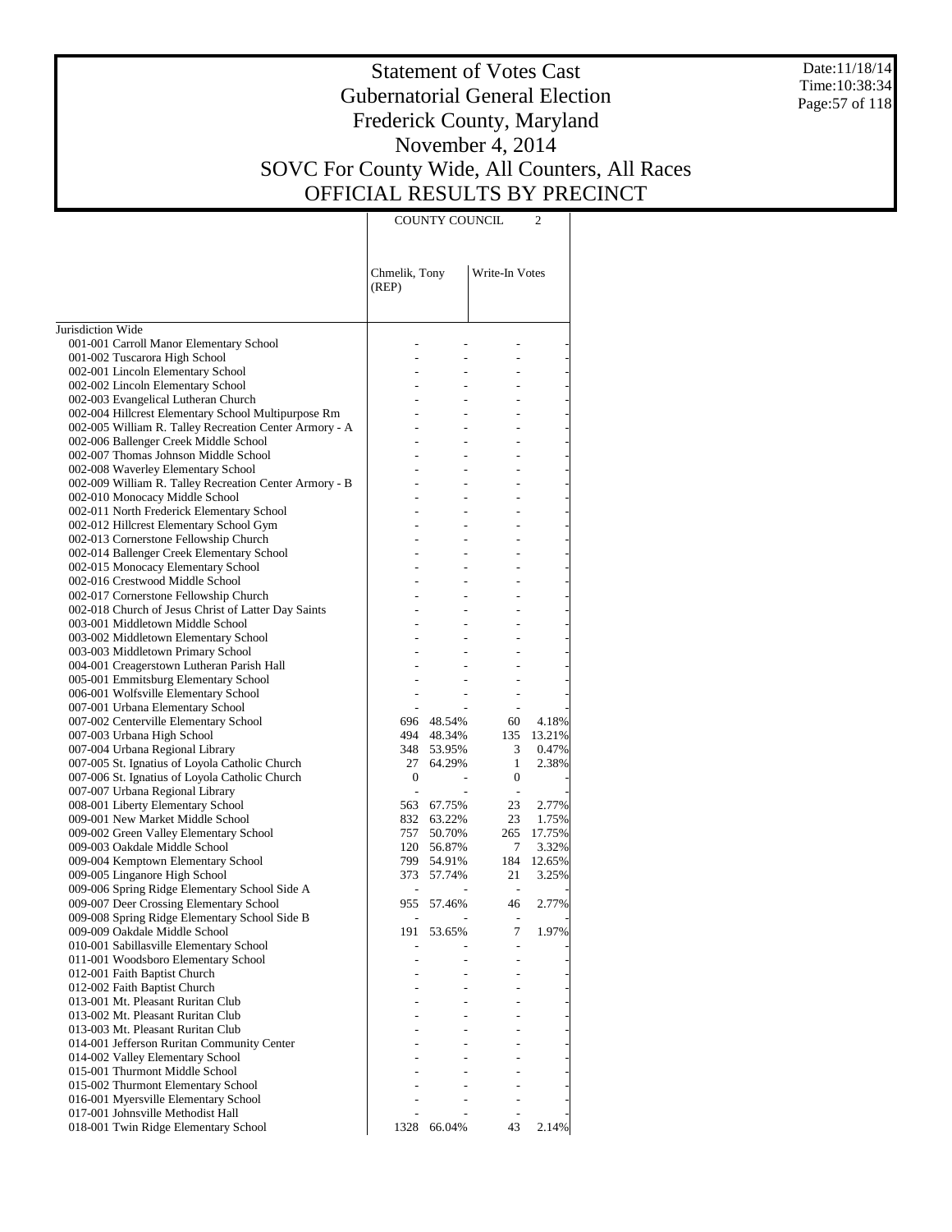# Statement of Votes Cast
## Gubernatorial General Election
## Frederick County, Maryland
## November 4, 2014
## SOVC For County Wide, All Counters, All Races
## OFFICIAL RESULTS BY PRECINCT

Date:11/18/14
Time:10:38:34

| | COUNTY COUNCIL 2 | | | |
|---|---|---|---|---|
| | Chmelik, Tony (REP) | | Write-In Votes | |
| Jurisdiction Wide | | | | |
| 001-001 Carroll Manor Elementary School | - | - | - | - |
| 001-002 Tuscarora High School | - | - | - | - |
| 002-001 Lincoln Elementary School | - | - | - | - |
| 002-002 Lincoln Elementary School | - | - | - | - |
| 002-003 Evangelical Lutheran Church | - | - | - | - |
| 002-004 Hillcrest Elementary School Multipurpose Rm | - | - | - | - |
| 002-005 William R. Talley Recreation Center Armory - A | - | - | - | - |
| 002-006 Ballenger Creek Middle School | - | - | - | - |
| 002-007 Thomas Johnson Middle School | - | - | - | - |
| 002-008 Waverley Elementary School | - | - | - | - |
| 002-009 William R. Talley Recreation Center Armory - B | - | - | - | - |
| 002-010 Monocacy Middle School | - | - | - | - |
| 002-011 North Frederick Elementary School | - | - | - | - |
| 002-012 Hillcrest Elementary School Gym | - | - | - | - |
| 002-013 Cornerstone Fellowship Church | - | - | - | - |
| 002-014 Ballenger Creek Elementary School | - | - | - | - |
| 002-015 Monocacy Elementary School | - | - | - | - |
| 002-016 Crestwood Middle School | - | - | - | - |
| 002-017 Cornerstone Fellowship Church | - | - | - | - |
| 002-018 Church of Jesus Christ of Latter Day Saints | - | - | - | - |
| 003-001 Middletown Middle School | - | - | - | - |
| 003-002 Middletown Elementary School | - | - | - | - |
| 003-003 Middletown Primary School | - | - | - | - |
| 004-001 Creagerstown Lutheran Parish Hall | - | - | - | - |
| 005-001 Emmitsburg Elementary School | - | - | - | - |
| 006-001 Wolfsville Elementary School | - | - | - | - |
| 007-001 Urbana Elementary School | - | - | - | - |
| 007-002 Centerville Elementary School | 696 | 48.54% | 60 | 4.18% |
| 007-003 Urbana High School | 494 | 48.34% | 135 | 13.21% |
| 007-004 Urbana Regional Library | 348 | 53.95% | 3 | 0.47% |
| 007-005 St. Ignatius of Loyola Catholic Church | 27 | 64.29% | 1 | 2.38% |
| 007-006 St. Ignatius of Loyola Catholic Church | 0 | - | 0 | - |
| 007-007 Urbana Regional Library | - | - | - | - |
| 008-001 Liberty Elementary School | 563 | 67.75% | 23 | 2.77% |
| 009-001 New Market Middle School | 832 | 63.22% | 23 | 1.75% |
| 009-002 Green Valley Elementary School | 757 | 50.70% | 265 | 17.75% |
| 009-003 Oakdale Middle School | 120 | 56.87% | 7 | 3.32% |
| 009-004 Kemptown Elementary School | 799 | 54.91% | 184 | 12.65% |
| 009-005 Linganore High School | 373 | 57.74% | 21 | 3.25% |
| 009-006 Spring Ridge Elementary School Side A | - | - | - | - |
| 009-007 Deer Crossing Elementary School | 955 | 57.46% | 46 | 2.77% |
| 009-008 Spring Ridge Elementary School Side B | - | - | - | - |
| 009-009 Oakdale Middle School | 191 | 53.65% | 7 | 1.97% |
| 010-001 Sabillasville Elementary School | - | - | - | - |
| 011-001 Woodsboro Elementary School | - | - | - | - |
| 012-001 Faith Baptist Church | - | - | - | - |
| 012-002 Faith Baptist Church | - | - | - | - |
| 013-001 Mt. Pleasant Ruritan Club | - | - | - | - |
| 013-002 Mt. Pleasant Ruritan Club | - | - | - | - |
| 013-003 Mt. Pleasant Ruritan Club | - | - | - | - |
| 014-001 Jefferson Ruritan Community Center | - | - | - | - |
| 014-002 Valley Elementary School | - | - | - | - |
| 015-001 Thurmont Middle School | - | - | - | - |
| 015-002 Thurmont Elementary School | - | - | - | - |
| 016-001 Myersville Elementary School | - | - | - | - |
| 017-001 Johnsville Methodist Hall | - | - | - | - |
| 018-001 Twin Ridge Elementary School | 1328 | 66.04% | 43 | 2.14% |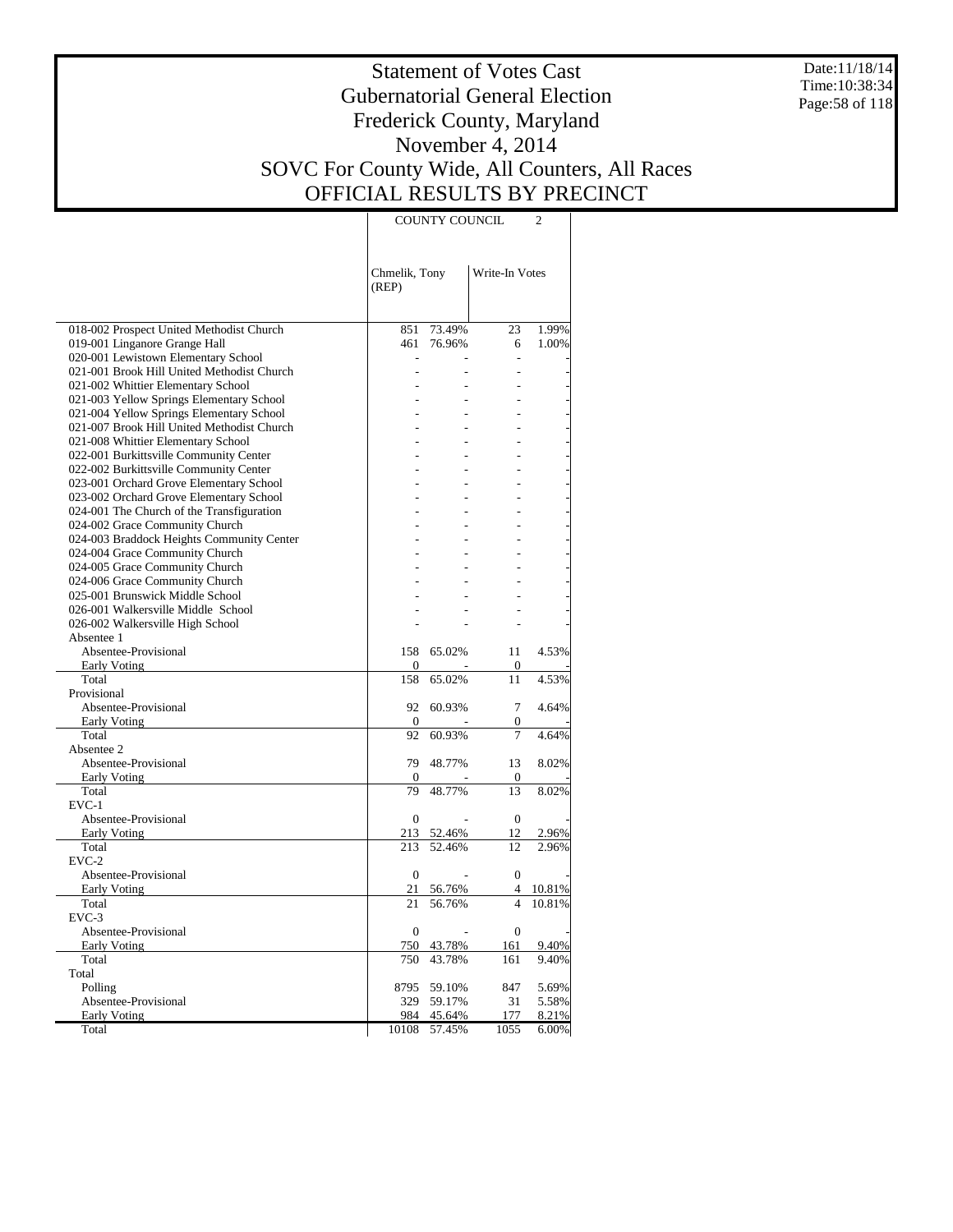# Statement of Votes Cast
## Gubernatorial General Election
## Frederick County, Maryland
## November 4, 2014
## SOVC For County Wide, All Counters, All Races
## OFFICIAL RESULTS BY PRECINCT

Date:11/18/14
Time:10:38:34

| | COUNTY COUNCIL 2 | | | |
|---|---|---|---|---|
| | Chmelik, Tony (REP) | | Write-In Votes | |
| 018-002 Prospect United Methodist Church | 851 | 73.49% | 23 | 1.99% |
| 019-001 Linganore Grange Hall | 461 | 76.96% | 6 | 1.00% |
| 020-001 Lewistown Elementary School | - | - | - | - |
| 021-001 Brook Hill United Methodist Church | - | - | - | - |
| 021-002 Whittier Elementary School | - | - | - | - |
| 021-003 Yellow Springs Elementary School | - | - | - | - |
| 021-004 Yellow Springs Elementary School | - | - | - | - |
| 021-007 Brook Hill United Methodist Church | - | - | - | - |
| 021-008 Whittier Elementary School | - | - | - | - |
| 022-001 Burkittsville Community Center | - | - | - | - |
| 022-002 Burkittsville Community Center | - | - | - | - |
| 023-001 Orchard Grove Elementary School | - | - | - | - |
| 023-002 Orchard Grove Elementary School | - | - | - | - |
| 024-001 The Church of the Transfiguration | - | - | - | - |
| 024-002 Grace Community Church | - | - | - | - |
| 024-003 Braddock Heights Community Center | - | - | - | - |
| 024-004 Grace Community Church | - | - | - | - |
| 024-005 Grace Community Church | - | - | - | - |
| 024-006 Grace Community Church | - | - | - | - |
| 025-001 Brunswick Middle School | - | - | - | - |
| 026-001 Walkersville Middle School | - | - | - | - |
| 026-002 Walkersville High School | - | - | - | - |
| Absentee 1 | | | | |
| Absentee-Provisional | 158 | 65.02% | 11 | 4.53% |
| Early Voting | 0 | - | 0 | - |
| Total | 158 | 65.02% | 11 | 4.53% |
| Provisional | | | | |
| Absentee-Provisional | 92 | 60.93% | 7 | 4.64% |
| Early Voting | 0 | - | 0 | - |
| Total | 92 | 60.93% | 7 | 4.64% |
| Absentee 2 | | | | |
| Absentee-Provisional | 79 | 48.77% | 13 | 8.02% |
| Early Voting | 0 | - | 0 | - |
| Total | 79 | 48.77% | 13 | 8.02% |
| EVC-1 | | | | |
| Absentee-Provisional | 0 | - | 0 | - |
| Early Voting | 213 | 52.46% | 12 | 2.96% |
| Total | 213 | 52.46% | 12 | 2.96% |
| EVC-2 | | | | |
| Absentee-Provisional | 0 | - | 0 | - |
| Early Voting | 21 | 56.76% | 4 | 10.81% |
| Total | 21 | 56.76% | 4 | 10.81% |
| EVC-3 | | | | |
| Absentee-Provisional | 0 | - | 0 | - |
| Early Voting | 750 | 43.78% | 161 | 9.40% |
| Total | 750 | 43.78% | 161 | 9.40% |
| Total | | | | |
| Polling | 8795 | 59.10% | 847 | 5.69% |
| Absentee-Provisional | 329 | 59.17% | 31 | 5.58% |
| Early Voting | 984 | 45.64% | 177 | 8.21% |
| Total | 10108 | 57.45% | 1055 | 6.00% |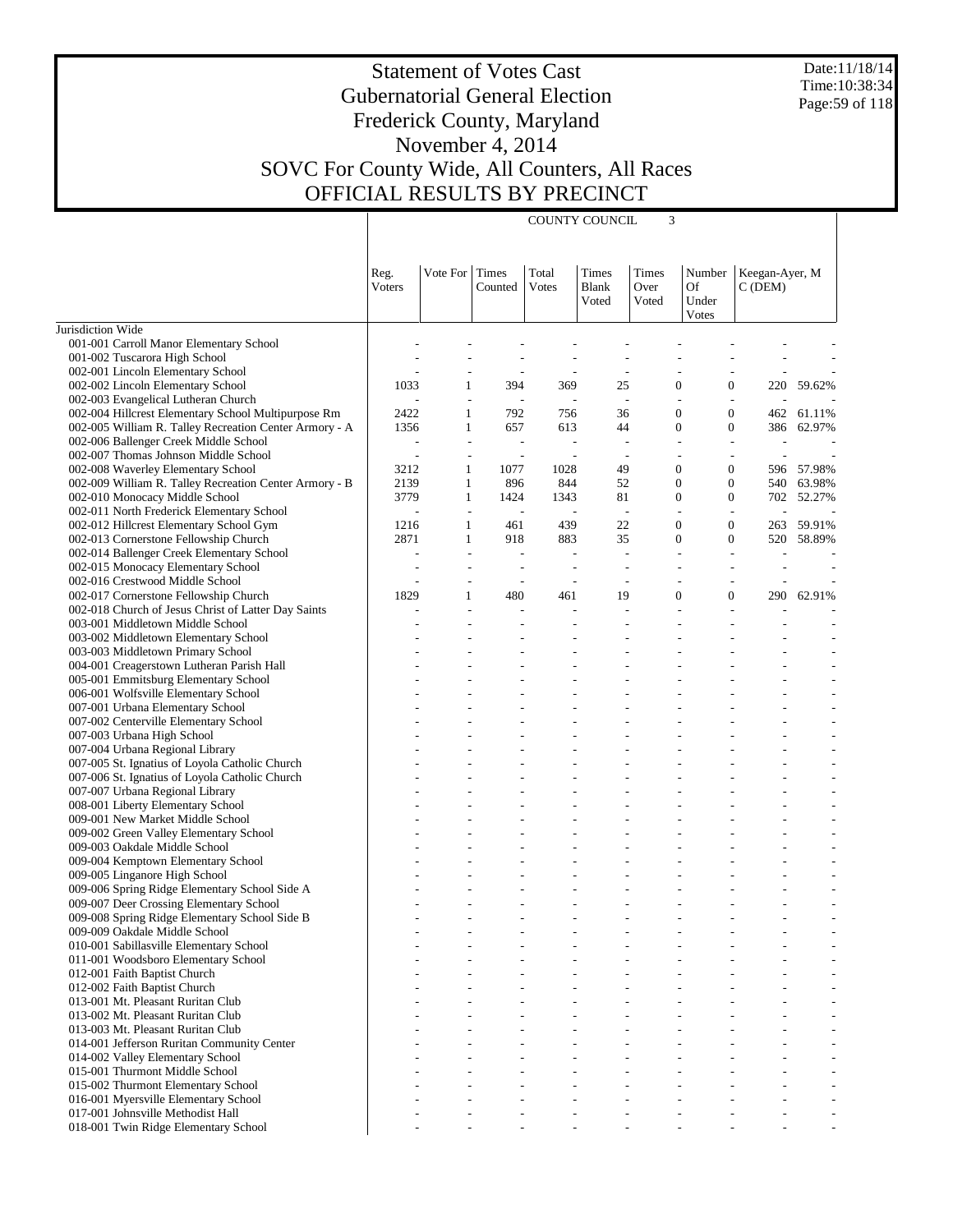# Statement of Votes Cast
# Gubernatorial General Election
# Frederick County, Maryland
# November 4, 2014
# SOVC For County Wide, All Counters, All Races
# OFFICIAL RESULTS BY PRECINCT

Date:11/18/14
Time:10:38:34

| | COUNTY COUNCIL 3 | | | | | | | | |
|---|---|---|---|---|---|---|---|---|---|
| | Reg. Voters | Vote For | Times Counted | Total Votes | Times Blank Voted | Times Over Voted | Number Of Under Votes | Keegan-Ayer, M C (DEM) | |
| Jurisdiction Wide | | | | | | | | | |
| 001-001 Carroll Manor Elementary School | - | - | - | - | - | - | - | - | - |
| 001-002 Tuscarora High School | - | - | - | - | - | - | - | - | - |
| 002-001 Lincoln Elementary School | - | - | - | - | - | - | - | - | - |
| 002-002 Lincoln Elementary School | 1033 | 1 | 394 | 369 | 25 | 0 | 0 | 220 | 59.62% |
| 002-003 Evangelical Lutheran Church | - | - | - | - | - | - | - | - | - |
| 002-004 Hillcrest Elementary School Multipurpose Rm | 2422 | 1 | 792 | 756 | 36 | 0 | 0 | 462 | 61.11% |
| 002-005 William R. Talley Recreation Center Armory - A | 1356 | 1 | 657 | 613 | 44 | 0 | 0 | 386 | 62.97% |
| 002-006 Ballenger Creek Middle School | - | - | - | - | - | - | - | - | - |
| 002-007 Thomas Johnson Middle School | - | - | - | - | - | - | - | - | - |
| 002-008 Waverley Elementary School | 3212 | 1 | 1077 | 1028 | 49 | 0 | 0 | 596 | 57.98% |
| 002-009 William R. Talley Recreation Center Armory - B | 2139 | 1 | 896 | 844 | 52 | 0 | 0 | 540 | 63.98% |
| 002-010 Monocacy Middle School | 3779 | 1 | 1424 | 1343 | 81 | 0 | 0 | 702 | 52.27% |
| 002-011 North Frederick Elementary School | - | - | - | - | - | - | - | - | - |
| 002-012 Hillcrest Elementary School Gym | 1216 | 1 | 461 | 439 | 22 | 0 | 0 | 263 | 59.91% |
| 002-013 Cornerstone Fellowship Church | 2871 | 1 | 918 | 883 | 35 | 0 | 0 | 520 | 58.89% |
| 002-014 Ballenger Creek Elementary School | - | - | - | - | - | - | - | - | - |
| 002-015 Monocacy Elementary School | - | - | - | - | - | - | - | - | - |
| 002-016 Crestwood Middle School | - | - | - | - | - | - | - | - | - |
| 002-017 Cornerstone Fellowship Church | 1829 | 1 | 480 | 461 | 19 | 0 | 0 | 290 | 62.91% |
| 002-018 Church of Jesus Christ of Latter Day Saints | - | - | - | - | - | - | - | - | - |
| 003-001 Middletown Middle School | - | - | - | - | - | - | - | - | - |
| 003-002 Middletown Elementary School | - | - | - | - | - | - | - | - | - |
| 003-003 Middletown Primary School | - | - | - | - | - | - | - | - | - |
| 004-001 Creagerstown Lutheran Parish Hall | - | - | - | - | - | - | - | - | - |
| 005-001 Emmitsburg Elementary School | - | - | - | - | - | - | - | - | - |
| 006-001 Wolfsville Elementary School | - | - | - | - | - | - | - | - | - |
| 007-001 Urbana Elementary School | - | - | - | - | - | - | - | - | - |
| 007-002 Centerville Elementary School | - | - | - | - | - | - | - | - | - |
| 007-003 Urbana High School | - | - | - | - | - | - | - | - | - |
| 007-004 Urbana Regional Library | - | - | - | - | - | - | - | - | - |
| 007-005 St. Ignatius of Loyola Catholic Church | - | - | - | - | - | - | - | - | - |
| 007-006 St. Ignatius of Loyola Catholic Church | - | - | - | - | - | - | - | - | - |
| 007-007 Urbana Regional Library | - | - | - | - | - | - | - | - | - |
| 008-001 Liberty Elementary School | - | - | - | - | - | - | - | - | - |
| 009-001 New Market Middle School | - | - | - | - | - | - | - | - | - |
| 009-002 Green Valley Elementary School | - | - | - | - | - | - | - | - | - |
| 009-003 Oakdale Middle School | - | - | - | - | - | - | - | - | - |
| 009-004 Kemptown Elementary School | - | - | - | - | - | - | - | - | - |
| 009-005 Linganore High School | - | - | - | - | - | - | - | - | - |
| 009-006 Spring Ridge Elementary School Side A | - | - | - | - | - | - | - | - | - |
| 009-007 Deer Crossing Elementary School | - | - | - | - | - | - | - | - | - |
| 009-008 Spring Ridge Elementary School Side B | - | - | - | - | - | - | - | - | - |
| 009-009 Oakdale Middle School | - | - | - | - | - | - | - | - | - |
| 010-001 Sabillasville Elementary School | - | - | - | - | - | - | - | - | - |
| 011-001 Woodsboro Elementary School | - | - | - | - | - | - | - | - | - |
| 012-001 Faith Baptist Church | - | - | - | - | - | - | - | - | - |
| 012-002 Faith Baptist Church | - | - | - | - | - | - | - | - | - |
| 013-001 Mt. Pleasant Ruritan Club | - | - | - | - | - | - | - | - | - |
| 013-002 Mt. Pleasant Ruritan Club | - | - | - | - | - | - | - | - | - |
| 013-003 Mt. Pleasant Ruritan Club | - | - | - | - | - | - | - | - | - |
| 014-001 Jefferson Ruritan Community Center | - | - | - | - | - | - | - | - | - |
| 014-002 Valley Elementary School | - | - | - | - | - | - | - | - | - |
| 015-001 Thurmont Middle School | - | - | - | - | - | - | - | - | - |
| 015-002 Thurmont Elementary School | - | - | - | - | - | - | - | - | - |
| 016-001 Myersville Elementary School | - | - | - | - | - | - | - | - | - |
| 017-001 Johnsville Methodist Hall | - | - | - | - | - | - | - | - | - |
| 018-001 Twin Ridge Elementary School | - | - | - | - | - | - | - | - | - |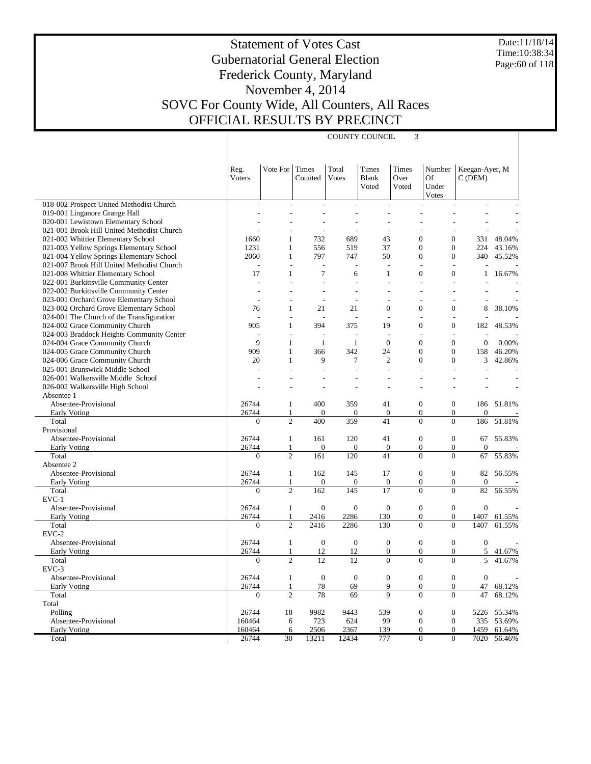# Statement of Votes Cast
## Gubernatorial General Election
## Frederick County, Maryland
## November 4, 2014
## SOVC For County Wide, All Counters, All Races
## OFFICIAL RESULTS BY PRECINCT

Date:11/18/14
Time:10:38:34

COUNTY COUNCIL 3

| | Reg. Voters | Vote For | Times Counted | Total Votes | Times Blank Voted | Times Over Voted | Number Of Under Votes | Keegan-Ayer, M C (DEM) | |
|---|---|---|---|---|---|---|---|---|---|
| 018-002 Prospect United Methodist Church | - | - | - | - | - | - | - | - | - |
| 019-001 Linganore Grange Hall | - | - | - | - | - | - | - | - | - |
| 020-001 Lewistown Elementary School | - | - | - | - | - | - | - | - | - |
| 021-001 Brook Hill United Methodist Church | - | - | - | - | - | - | - | - | - |
| 021-002 Whittier Elementary School | 1660 | 1 | 732 | 689 | 43 | 0 | 0 | 331 | 48.04% |
| 021-003 Yellow Springs Elementary School | 1231 | 1 | 556 | 519 | 37 | 0 | 0 | 224 | 43.16% |
| 021-004 Yellow Springs Elementary School | 2060 | 1 | 797 | 747 | 50 | 0 | 0 | 340 | 45.52% |
| 021-007 Brook Hill United Methodist Church | - | - | - | - | - | - | - | - | - |
| 021-008 Whittier Elementary School | 17 | 1 | 7 | 6 | 1 | 0 | 0 | 1 | 16.67% |
| 022-001 Burkittsville Community Center | - | - | - | - | - | - | - | - | - |
| 022-002 Burkittsville Community Center | - | - | - | - | - | - | - | - | - |
| 023-001 Orchard Grove Elementary School | - | - | - | - | - | - | - | - | - |
| 023-002 Orchard Grove Elementary School | 76 | 1 | 21 | 21 | 0 | 0 | 0 | 8 | 38.10% |
| 024-001 The Church of the Transfiguration | - | - | - | - | - | - | - | - | - |
| 024-002 Grace Community Church | 905 | 1 | 394 | 375 | 19 | 0 | 0 | 182 | 48.53% |
| 024-003 Braddock Heights Community Center | - | - | - | - | - | - | - | - | - |
| 024-004 Grace Community Church | 9 | 1 | 1 | 1 | 0 | 0 | 0 | 0 | 0.00% |
| 024-005 Grace Community Church | 909 | 1 | 366 | 342 | 24 | 0 | 0 | 158 | 46.20% |
| 024-006 Grace Community Church | 20 | 1 | 9 | 7 | 2 | 0 | 0 | 3 | 42.86% |
| 025-001 Brunswick Middle School | - | - | - | - | - | - | - | - | - |
| 026-001 Walkersville Middle School | - | - | - | - | - | - | - | - | - |
| 026-002 Walkersville High School | - | - | - | - | - | - | - | - | - |
| Absentee 1 | | | | | | | | | |
| Absentee-Provisional | 26744 | 1 | 400 | 359 | 41 | 0 | 0 | 186 | 51.81% |
| Early Voting | 26744 | 1 | 0 | 0 | 0 | 0 | 0 | 0 | - |
| Total | 0 | 2 | 400 | 359 | 41 | 0 | 0 | 186 | 51.81% |
| Provisional | | | | | | | | | |
| Absentee-Provisional | 26744 | 1 | 161 | 120 | 41 | 0 | 0 | 67 | 55.83% |
| Early Voting | 26744 | 1 | 0 | 0 | 0 | 0 | 0 | 0 | - |
| Total | 0 | 2 | 161 | 120 | 41 | 0 | 0 | 67 | 55.83% |
| Absentee 2 | | | | | | | | | |
| Absentee-Provisional | 26744 | 1 | 162 | 145 | 17 | 0 | 0 | 82 | 56.55% |
| Early Voting | 26744 | 1 | 0 | 0 | 0 | 0 | 0 | 0 | - |
| Total | 0 | 2 | 162 | 145 | 17 | 0 | 0 | 82 | 56.55% |
| EVC-1 | | | | | | | | | |
| Absentee-Provisional | 26744 | 1 | 0 | 0 | 0 | 0 | 0 | 0 | - |
| Early Voting | 26744 | 1 | 2416 | 2286 | 130 | 0 | 0 | 1407 | 61.55% |
| Total | 0 | 2 | 2416 | 2286 | 130 | 0 | 0 | 1407 | 61.55% |
| EVC-2 | | | | | | | | | |
| Absentee-Provisional | 26744 | 1 | 0 | 0 | 0 | 0 | 0 | 0 | - |
| Early Voting | 26744 | 1 | 12 | 12 | 0 | 0 | 0 | 5 | 41.67% |
| Total | 0 | 2 | 12 | 12 | 0 | 0 | 0 | 5 | 41.67% |
| EVC-3 | | | | | | | | | |
| Absentee-Provisional | 26744 | 1 | 0 | 0 | 0 | 0 | 0 | 0 | - |
| Early Voting | 26744 | 1 | 78 | 69 | 9 | 0 | 0 | 47 | 68.12% |
| Total | 0 | 2 | 78 | 69 | 9 | 0 | 0 | 47 | 68.12% |
| Total | | | | | | | | | |
| Polling | 26744 | 18 | 9982 | 9443 | 539 | 0 | 0 | 5226 | 55.34% |
| Absentee-Provisional | 160464 | 6 | 723 | 624 | 99 | 0 | 0 | 335 | 53.69% |
| Early Voting | 160464 | 6 | 2506 | 2367 | 139 | 0 | 0 | 1459 | 61.64% |
| Total | 26744 | 30 | 13211 | 12434 | 777 | 0 | 0 | 7020 | 56.46% |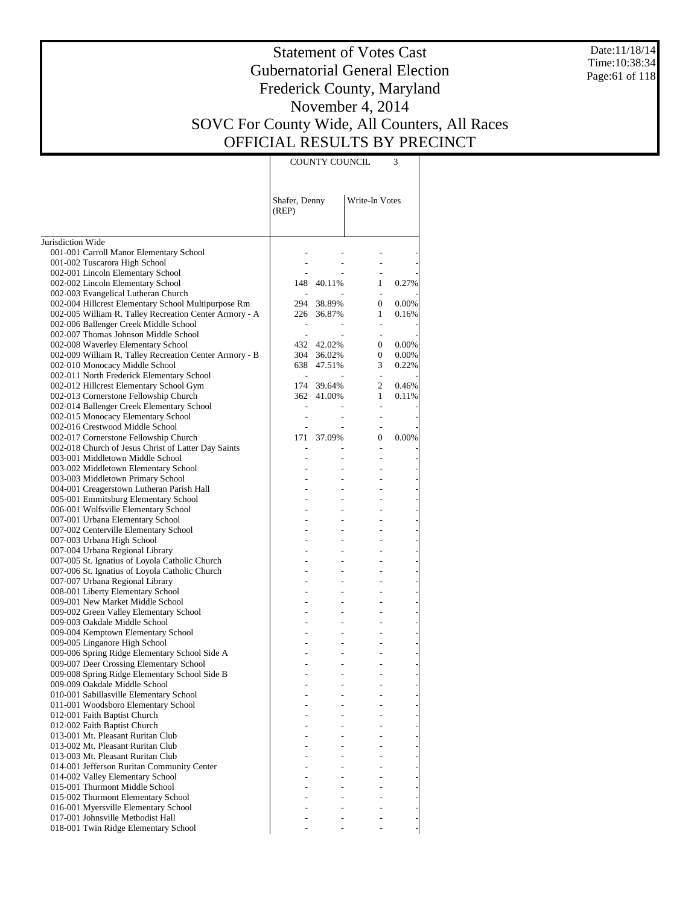# Statement of Votes Cast
# Gubernatorial General Election
# Frederick County, Maryland
# November 4, 2014
# SOVC For County Wide, All Counters, All Races
# OFFICIAL RESULTS BY PRECINCT

Date:11/18/14
Time:10:38:34

| | COUNTY COUNCIL 3 | | | |
|---|---|---|---|---|
| | Shafer, Denny (REP) | | Write-In Votes | |
| Jurisdiction Wide | | | | |
| 001-001 Carroll Manor Elementary School | - | - | - | - |
| 001-002 Tuscarora High School | - | - | - | - |
| 002-001 Lincoln Elementary School | - | - | - | - |
| 002-002 Lincoln Elementary School | 148 | 40.11% | 1 | 0.27% |
| 002-003 Evangelical Lutheran Church | - | - | - | - |
| 002-004 Hillcrest Elementary School Multipurpose Rm | 294 | 38.89% | 0 | 0.00% |
| 002-005 William R. Talley Recreation Center Armory - A | 226 | 36.87% | 1 | 0.16% |
| 002-006 Ballenger Creek Middle School | - | - | - | - |
| 002-007 Thomas Johnson Middle School | - | - | - | - |
| 002-008 Waverley Elementary School | 432 | 42.02% | 0 | 0.00% |
| 002-009 William R. Talley Recreation Center Armory - B | 304 | 36.02% | 0 | 0.00% |
| 002-010 Monocacy Middle School | 638 | 47.51% | 3 | 0.22% |
| 002-011 North Frederick Elementary School | - | - | - | - |
| 002-012 Hillcrest Elementary School Gym | 174 | 39.64% | 2 | 0.46% |
| 002-013 Cornerstone Fellowship Church | 362 | 41.00% | 1 | 0.11% |
| 002-014 Ballenger Creek Elementary School | - | - | - | - |
| 002-015 Monocacy Elementary School | - | - | - | - |
| 002-016 Crestwood Middle School | - | - | - | - |
| 002-017 Cornerstone Fellowship Church | 171 | 37.09% | 0 | 0.00% |
| 002-018 Church of Jesus Christ of Latter Day Saints | - | - | - | - |
| 003-001 Middletown Middle School | - | - | - | - |
| 003-002 Middletown Elementary School | - | - | - | - |
| 003-003 Middletown Primary School | - | - | - | - |
| 004-001 Creagerstown Lutheran Parish Hall | - | - | - | - |
| 005-001 Emmitsburg Elementary School | - | - | - | - |
| 006-001 Wolfsville Elementary School | - | - | - | - |
| 007-001 Urbana Elementary School | - | - | - | - |
| 007-002 Centerville Elementary School | - | - | - | - |
| 007-003 Urbana High School | - | - | - | - |
| 007-004 Urbana Regional Library | - | - | - | - |
| 007-005 St. Ignatius of Loyola Catholic Church | - | - | - | - |
| 007-006 St. Ignatius of Loyola Catholic Church | - | - | - | - |
| 007-007 Urbana Regional Library | - | - | - | - |
| 008-001 Liberty Elementary School | - | - | - | - |
| 009-001 New Market Middle School | - | - | - | - |
| 009-002 Green Valley Elementary School | - | - | - | - |
| 009-003 Oakdale Middle School | - | - | - | - |
| 009-004 Kemptown Elementary School | - | - | - | - |
| 009-005 Linganore High School | - | - | - | - |
| 009-006 Spring Ridge Elementary School Side A | - | - | - | - |
| 009-007 Deer Crossing Elementary School | - | - | - | - |
| 009-008 Spring Ridge Elementary School Side B | - | - | - | - |
| 009-009 Oakdale Middle School | - | - | - | - |
| 010-001 Sabillasville Elementary School | - | - | - | - |
| 011-001 Woodsboro Elementary School | - | - | - | - |
| 012-001 Faith Baptist Church | - | - | - | - |
| 012-002 Faith Baptist Church | - | - | - | - |
| 013-001 Mt. Pleasant Ruritan Club | - | - | - | - |
| 013-002 Mt. Pleasant Ruritan Club | - | - | - | - |
| 013-003 Mt. Pleasant Ruritan Club | - | - | - | - |
| 014-001 Jefferson Ruritan Community Center | - | - | - | - |
| 014-002 Valley Elementary School | - | - | - | - |
| 015-001 Thurmont Middle School | - | - | - | - |
| 015-002 Thurmont Elementary School | - | - | - | - |
| 016-001 Myersville Elementary School | - | - | - | - |
| 017-001 Johnsville Methodist Hall | - | - | - | - |
| 018-001 Twin Ridge Elementary School | - | - | - | - |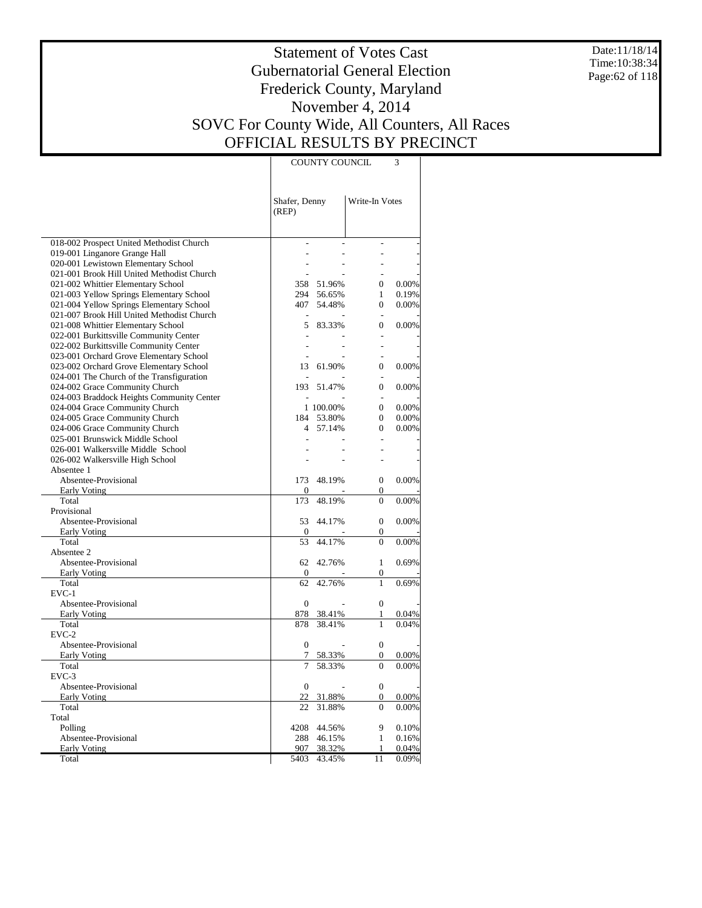# Statement of Votes Cast
## Gubernatorial General Election
## Frederick County, Maryland
## November 4, 2014
## SOVC For County Wide, All Counters, All Races
## OFFICIAL RESULTS BY PRECINCT

Date:11/18/14
Time:10:38:34

| | COUNTY COUNCIL 3 | | | |
|---|---|---|---|---|
| | Shafer, Denny (REP) | | Write-In Votes | |
| 018-002 Prospect United Methodist Church | - | - | - | - |
| 019-001 Linganore Grange Hall | - | - | - | - |
| 020-001 Lewistown Elementary School | - | - | - | - |
| 021-001 Brook Hill United Methodist Church | - | - | - | - |
| 021-002 Whittier Elementary School | 358 | 51.96% | 0 | 0.00% |
| 021-003 Yellow Springs Elementary School | 294 | 56.65% | 1 | 0.19% |
| 021-004 Yellow Springs Elementary School | 407 | 54.48% | 0 | 0.00% |
| 021-007 Brook Hill United Methodist Church | - | - | - | - |
| 021-008 Whittier Elementary School | 5 | 83.33% | 0 | 0.00% |
| 022-001 Burkittsville Community Center | - | - | - | - |
| 022-002 Burkittsville Community Center | - | - | - | - |
| 023-001 Orchard Grove Elementary School | - | - | - | - |
| 023-002 Orchard Grove Elementary School | 13 | 61.90% | 0 | 0.00% |
| 024-001 The Church of the Transfiguration | - | - | - | - |
| 024-002 Grace Community Church | 193 | 51.47% | 0 | 0.00% |
| 024-003 Braddock Heights Community Center | - | - | - | - |
| 024-004 Grace Community Church | 1 | 100.00% | 0 | 0.00% |
| 024-005 Grace Community Church | 184 | 53.80% | 0 | 0.00% |
| 024-006 Grace Community Church | 4 | 57.14% | 0 | 0.00% |
| 025-001 Brunswick Middle School | - | - | - | - |
| 026-001 Walkersville Middle School | - | - | - | - |
| 026-002 Walkersville High School | - | - | - | - |
| Absentee 1 | | | | |
| Absentee-Provisional | 173 | 48.19% | 0 | 0.00% |
| Early Voting | 0 | - | 0 | - |
| Total | 173 | 48.19% | 0 | 0.00% |
| Provisional | | | | |
| Absentee-Provisional | 53 | 44.17% | 0 | 0.00% |
| Early Voting | 0 | - | 0 | - |
| Total | 53 | 44.17% | 0 | 0.00% |
| Absentee 2 | | | | |
| Absentee-Provisional | 62 | 42.76% | 1 | 0.69% |
| Early Voting | 0 | - | 0 | - |
| Total | 62 | 42.76% | 1 | 0.69% |
| EVC-1 | | | | |
| Absentee-Provisional | 0 | - | 0 | - |
| Early Voting | 878 | 38.41% | 1 | 0.04% |
| Total | 878 | 38.41% | 1 | 0.04% |
| EVC-2 | | | | |
| Absentee-Provisional | 0 | - | 0 | - |
| Early Voting | 7 | 58.33% | 0 | 0.00% |
| Total | 7 | 58.33% | 0 | 0.00% |
| EVC-3 | | | | |
| Absentee-Provisional | 0 | - | 0 | - |
| Early Voting | 22 | 31.88% | 0 | 0.00% |
| Total | 22 | 31.88% | 0 | 0.00% |
| Total | | | | |
| Polling | 4208 | 44.56% | 9 | 0.10% |
| Absentee-Provisional | 288 | 46.15% | 1 | 0.16% |
| Early Voting | 907 | 38.32% | 1 | 0.04% |
| Total | 5403 | 43.45% | 11 | 0.09% |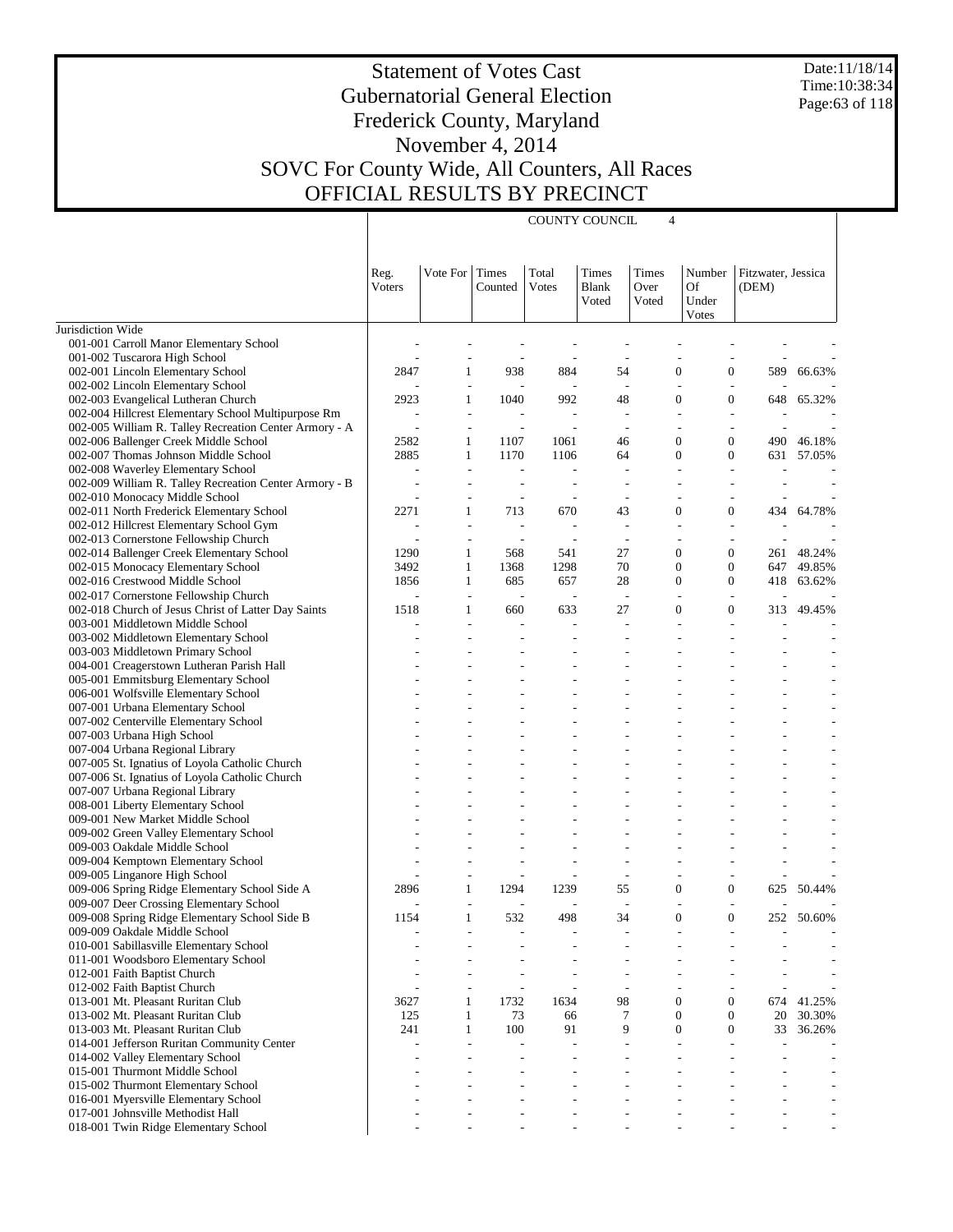# Statement of Votes Cast
# Gubernatorial General Election
# Frederick County, Maryland
# November 4, 2014
# SOVC For County Wide, All Counters, All Races
# OFFICIAL RESULTS BY PRECINCT

Date:11/18/14
Time:10:38:34

| | COUNTY COUNCIL 4 | | | | | | | | |
|---|---|---|---|---|---|---|---|---|---|
| | Reg. Voters | Vote For | Times Counted | Total Votes | Times Blank Voted | Times Over Voted | Number Of Under Votes | Fitzwater, Jessica (DEM) | |
| Jurisdiction Wide | | | | | | | | | |
| 001-001 Carroll Manor Elementary School | - | - | - | - | - | - | - | - | - |
| 001-002 Tuscarora High School | - | - | - | - | - | - | - | - | - |
| 002-001 Lincoln Elementary School | 2847 | 1 | 938 | 884 | 54 | 0 | 0 | 589 | 66.63% |
| 002-002 Lincoln Elementary School | - | - | - | - | - | - | - | - | - |
| 002-003 Evangelical Lutheran Church | 2923 | 1 | 1040 | 992 | 48 | 0 | 0 | 648 | 65.32% |
| 002-004 Hillcrest Elementary School Multipurpose Rm | - | - | - | - | - | - | - | - | - |
| 002-005 William R. Talley Recreation Center Armory - A | - | - | - | - | - | - | - | - | - |
| 002-006 Ballenger Creek Middle School | 2582 | 1 | 1107 | 1061 | 46 | 0 | 0 | 490 | 46.18% |
| 002-007 Thomas Johnson Middle School | 2885 | 1 | 1170 | 1106 | 64 | 0 | 0 | 631 | 57.05% |
| 002-008 Waverley Elementary School | - | - | - | - | - | - | - | - | - |
| 002-009 William R. Talley Recreation Center Armory - B | - | - | - | - | - | - | - | - | - |
| 002-010 Monocacy Middle School | - | - | - | - | - | - | - | - | - |
| 002-011 North Frederick Elementary School | 2271 | 1 | 713 | 670 | 43 | 0 | 0 | 434 | 64.78% |
| 002-012 Hillcrest Elementary School Gym | - | - | - | - | - | - | - | - | - |
| 002-013 Cornerstone Fellowship Church | - | - | - | - | - | - | - | - | - |
| 002-014 Ballenger Creek Elementary School | 1290 | 1 | 568 | 541 | 27 | 0 | 0 | 261 | 48.24% |
| 002-015 Monocacy Elementary School | 3492 | 1 | 1368 | 1298 | 70 | 0 | 0 | 647 | 49.85% |
| 002-016 Crestwood Middle School | 1856 | 1 | 685 | 657 | 28 | 0 | 0 | 418 | 63.62% |
| 002-017 Cornerstone Fellowship Church | - | - | - | - | - | - | - | - | - |
| 002-018 Church of Jesus Christ of Latter Day Saints | 1518 | 1 | 660 | 633 | 27 | 0 | 0 | 313 | 49.45% |
| 003-001 Middletown Middle School | - | - | - | - | - | - | - | - | - |
| 003-002 Middletown Elementary School | - | - | - | - | - | - | - | - | - |
| 003-003 Middletown Primary School | - | - | - | - | - | - | - | - | - |
| 004-001 Creagerstown Lutheran Parish Hall | - | - | - | - | - | - | - | - | - |
| 005-001 Emmitsburg Elementary School | - | - | - | - | - | - | - | - | - |
| 006-001 Wolfsville Elementary School | - | - | - | - | - | - | - | - | - |
| 007-001 Urbana Elementary School | - | - | - | - | - | - | - | - | - |
| 007-002 Centerville Elementary School | - | - | - | - | - | - | - | - | - |
| 007-003 Urbana High School | - | - | - | - | - | - | - | - | - |
| 007-004 Urbana Regional Library | - | - | - | - | - | - | - | - | - |
| 007-005 St. Ignatius of Loyola Catholic Church | - | - | - | - | - | - | - | - | - |
| 007-006 St. Ignatius of Loyola Catholic Church | - | - | - | - | - | - | - | - | - |
| 007-007 Urbana Regional Library | - | - | - | - | - | - | - | - | - |
| 008-001 Liberty Elementary School | - | - | - | - | - | - | - | - | - |
| 009-001 New Market Middle School | - | - | - | - | - | - | - | - | - |
| 009-002 Green Valley Elementary School | - | - | - | - | - | - | - | - | - |
| 009-003 Oakdale Middle School | - | - | - | - | - | - | - | - | - |
| 009-004 Kemptown Elementary School | - | - | - | - | - | - | - | - | - |
| 009-005 Linganore High School | - | - | - | - | - | - | - | - | - |
| 009-006 Spring Ridge Elementary School Side A | 2896 | 1 | 1294 | 1239 | 55 | 0 | 0 | 625 | 50.44% |
| 009-007 Deer Crossing Elementary School | - | - | - | - | - | - | - | - | - |
| 009-008 Spring Ridge Elementary School Side B | 1154 | 1 | 532 | 498 | 34 | 0 | 0 | 252 | 50.60% |
| 009-009 Oakdale Middle School | - | - | - | - | - | - | - | - | - |
| 010-001 Sabillasville Elementary School | - | - | - | - | - | - | - | - | - |
| 011-001 Woodsboro Elementary School | - | - | - | - | - | - | - | - | - |
| 012-001 Faith Baptist Church | - | - | - | - | - | - | - | - | - |
| 012-002 Faith Baptist Church | - | - | - | - | - | - | - | - | - |
| 013-001 Mt. Pleasant Ruritan Club | 3627 | 1 | 1732 | 1634 | 98 | 0 | 0 | 674 | 41.25% |
| 013-002 Mt. Pleasant Ruritan Club | 125 | 1 | 73 | 66 | 7 | 0 | 0 | 20 | 30.30% |
| 013-003 Mt. Pleasant Ruritan Club | 241 | 1 | 100 | 91 | 9 | 0 | 0 | 33 | 36.26% |
| 014-001 Jefferson Ruritan Community Center | - | - | - | - | - | - | - | - | - |
| 014-002 Valley Elementary School | - | - | - | - | - | - | - | - | - |
| 015-001 Thurmont Middle School | - | - | - | - | - | - | - | - | - |
| 015-002 Thurmont Elementary School | - | - | - | - | - | - | - | - | - |
| 016-001 Myersville Elementary School | - | - | - | - | - | - | - | - | - |
| 017-001 Johnsville Methodist Hall | - | - | - | - | - | - | - | - | - |
| 018-001 Twin Ridge Elementary School | - | - | - | - | - | - | - | - | - |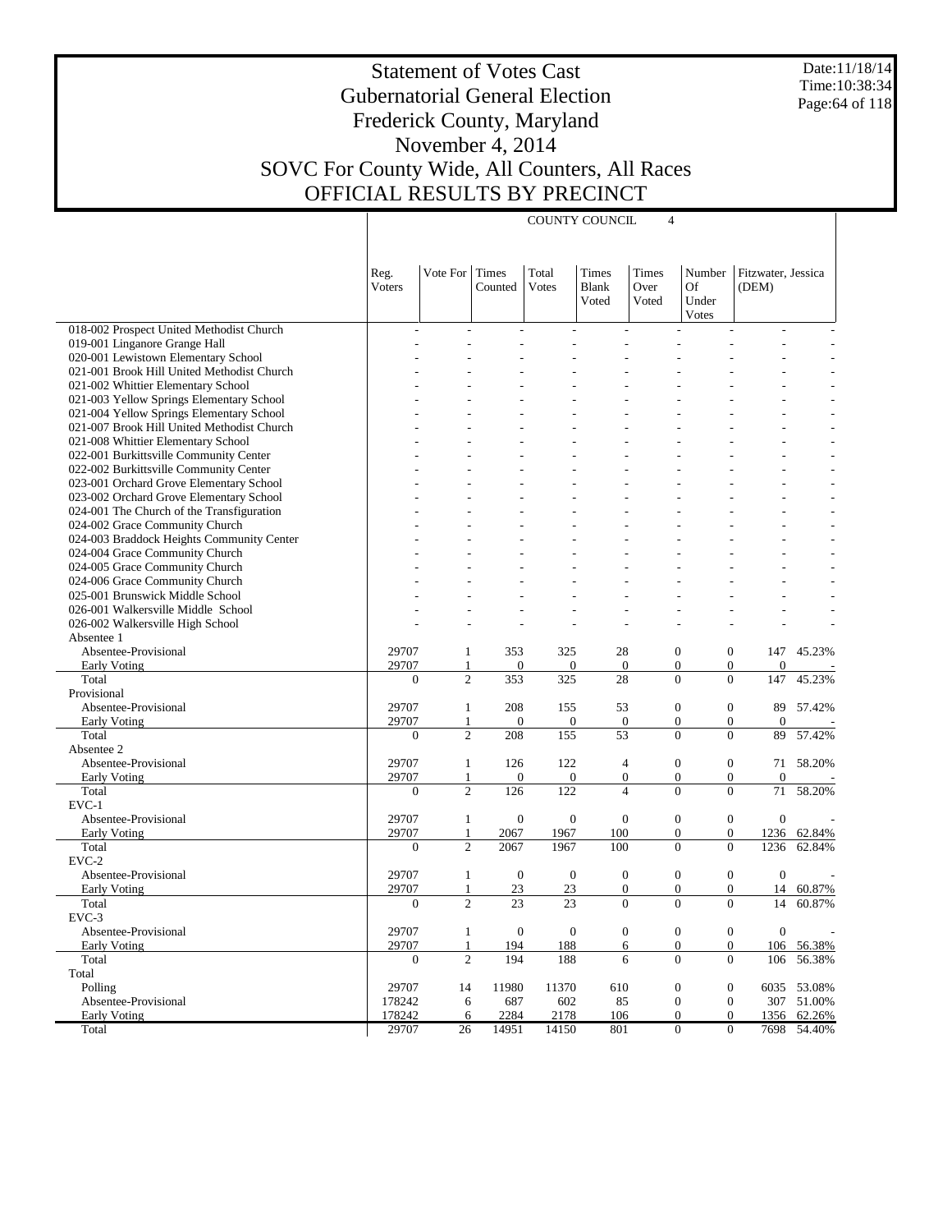# Statement of Votes Cast
## Gubernatorial General Election
## Frederick County, Maryland
## November 4, 2014
## SOVC For County Wide, All Counters, All Races
## OFFICIAL RESULTS BY PRECINCT

Date:11/18/14
Time:10:38:34

COUNTY COUNCIL 4

| | Reg. Voters | Vote For | Times Counted | Total Votes | Times Blank Voted | Times Over Voted | Number Of Under Votes | Fitzwater, Jessica (DEM) | |
|---|---|---|---|---|---|---|---|---|---|
| 018-002 Prospect United Methodist Church | - | - | - | - | - | - | - | - | - |
| 019-001 Linganore Grange Hall | - | - | - | - | - | - | - | - | - |
| 020-001 Lewistown Elementary School | - | - | - | - | - | - | - | - | - |
| 021-001 Brook Hill United Methodist Church | - | - | - | - | - | - | - | - | - |
| 021-002 Whittier Elementary School | - | - | - | - | - | - | - | - | - |
| 021-003 Yellow Springs Elementary School | - | - | - | - | - | - | - | - | - |
| 021-004 Yellow Springs Elementary School | - | - | - | - | - | - | - | - | - |
| 021-007 Brook Hill United Methodist Church | - | - | - | - | - | - | - | - | - |
| 021-008 Whittier Elementary School | - | - | - | - | - | - | - | - | - |
| 022-001 Burkittsville Community Center | - | - | - | - | - | - | - | - | - |
| 022-002 Burkittsville Community Center | - | - | - | - | - | - | - | - | - |
| 023-001 Orchard Grove Elementary School | - | - | - | - | - | - | - | - | - |
| 023-002 Orchard Grove Elementary School | - | - | - | - | - | - | - | - | - |
| 024-001 The Church of the Transfiguration | - | - | - | - | - | - | - | - | - |
| 024-002 Grace Community Church | - | - | - | - | - | - | - | - | - |
| 024-003 Braddock Heights Community Center | - | - | - | - | - | - | - | - | - |
| 024-004 Grace Community Church | - | - | - | - | - | - | - | - | - |
| 024-005 Grace Community Church | - | - | - | - | - | - | - | - | - |
| 024-006 Grace Community Church | - | - | - | - | - | - | - | - | - |
| 025-001 Brunswick Middle School | - | - | - | - | - | - | - | - | - |
| 026-001 Walkersville Middle School | - | - | - | - | - | - | - | - | - |
| 026-002 Walkersville High School | - | - | - | - | - | - | - | - | - |
| Absentee 1 | | | | | | | | | |
| Absentee-Provisional | 29707 | 1 | 353 | 325 | 28 | 0 | 0 | 147 | 45.23% |
| Early Voting | 29707 | 1 | 0 | 0 | 0 | 0 | 0 | 0 | - |
| Total | 0 | 2 | 353 | 325 | 28 | 0 | 0 | 147 | 45.23% |
| Provisional | | | | | | | | | |
| Absentee-Provisional | 29707 | 1 | 208 | 155 | 53 | 0 | 0 | 89 | 57.42% |
| Early Voting | 29707 | 1 | 0 | 0 | 0 | 0 | 0 | 0 | - |
| Total | 0 | 2 | 208 | 155 | 53 | 0 | 0 | 89 | 57.42% |
| Absentee 2 | | | | | | | | | |
| Absentee-Provisional | 29707 | 1 | 126 | 122 | 4 | 0 | 0 | 71 | 58.20% |
| Early Voting | 29707 | 1 | 0 | 0 | 0 | 0 | 0 | 0 | - |
| Total | 0 | 2 | 126 | 122 | 4 | 0 | 0 | 71 | 58.20% |
| EVC-1 | | | | | | | | | |
| Absentee-Provisional | 29707 | 1 | 0 | 0 | 0 | 0 | 0 | 0 | - |
| Early Voting | 29707 | 1 | 2067 | 1967 | 100 | 0 | 0 | 1236 | 62.84% |
| Total | 0 | 2 | 2067 | 1967 | 100 | 0 | 0 | 1236 | 62.84% |
| EVC-2 | | | | | | | | | |
| Absentee-Provisional | 29707 | 1 | 0 | 0 | 0 | 0 | 0 | 0 | - |
| Early Voting | 29707 | 1 | 23 | 23 | 0 | 0 | 0 | 14 | 60.87% |
| Total | 0 | 2 | 23 | 23 | 0 | 0 | 0 | 14 | 60.87% |
| EVC-3 | | | | | | | | | |
| Absentee-Provisional | 29707 | 1 | 0 | 0 | 0 | 0 | 0 | 0 | - |
| Early Voting | 29707 | 1 | 194 | 188 | 6 | 0 | 0 | 106 | 56.38% |
| Total | 0 | 2 | 194 | 188 | 6 | 0 | 0 | 106 | 56.38% |
| Total | | | | | | | | | |
| Polling | 29707 | 14 | 11980 | 11370 | 610 | 0 | 0 | 6035 | 53.08% |
| Absentee-Provisional | 178242 | 6 | 687 | 602 | 85 | 0 | 0 | 307 | 51.00% |
| Early Voting | 178242 | 6 | 2284 | 2178 | 106 | 0 | 0 | 1356 | 62.26% |
| Total | 29707 | 26 | 14951 | 14150 | 801 | 0 | 0 | 7698 | 54.40% |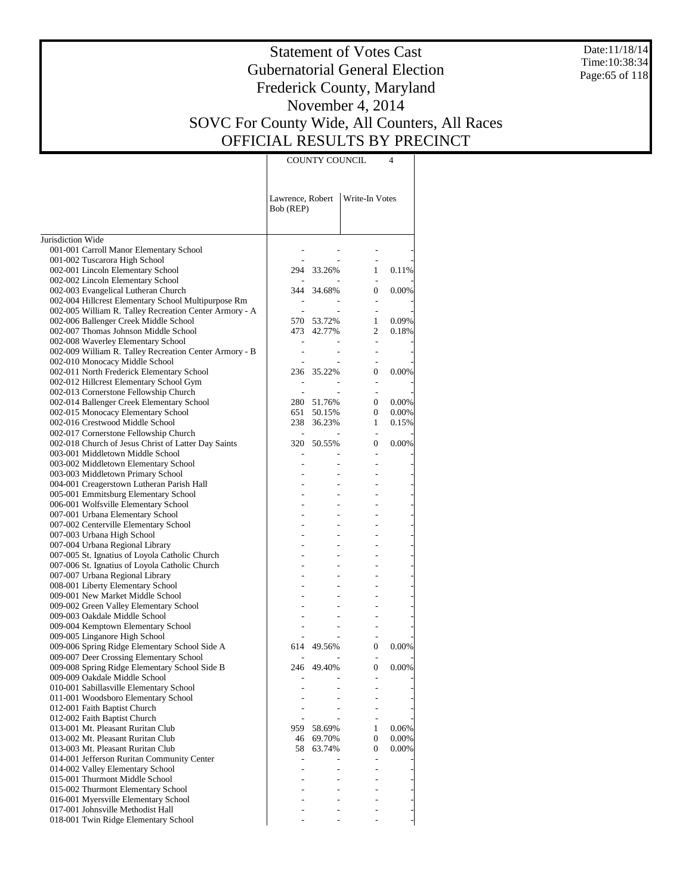# Statement of Votes Cast
## Gubernatorial General Election
## Frederick County, Maryland
## November 4, 2014
## SOVC For County Wide, All Counters, All Races
## OFFICIAL RESULTS BY PRECINCT

Date:11/18/14
Time:10:38:34

| | COUNTY COUNCIL 4 | | | |
|---|---|---|---|---|
| | Lawrence, Robert Bob (REP) | | Write-In Votes | |
| Jurisdiction Wide | | | | |
| 001-001 Carroll Manor Elementary School | - | - | - | - |
| 001-002 Tuscarora High School | - | - | - | - |
| 002-001 Lincoln Elementary School | 294 | 33.26% | 1 | 0.11% |
| 002-002 Lincoln Elementary School | - | - | - | - |
| 002-003 Evangelical Lutheran Church | 344 | 34.68% | 0 | 0.00% |
| 002-004 Hillcrest Elementary School Multipurpose Rm | - | - | - | - |
| 002-005 William R. Talley Recreation Center Armory - A | - | - | - | - |
| 002-006 Ballenger Creek Middle School | 570 | 53.72% | 1 | 0.09% |
| 002-007 Thomas Johnson Middle School | 473 | 42.77% | 2 | 0.18% |
| 002-008 Waverley Elementary School | - | - | - | - |
| 002-009 William R. Talley Recreation Center Armory - B | - | - | - | - |
| 002-010 Monocacy Middle School | - | - | - | - |
| 002-011 North Frederick Elementary School | 236 | 35.22% | 0 | 0.00% |
| 002-012 Hillcrest Elementary School Gym | - | - | - | - |
| 002-013 Cornerstone Fellowship Church | - | - | - | - |
| 002-014 Ballenger Creek Elementary School | 280 | 51.76% | 0 | 0.00% |
| 002-015 Monocacy Elementary School | 651 | 50.15% | 0 | 0.00% |
| 002-016 Crestwood Middle School | 238 | 36.23% | 1 | 0.15% |
| 002-017 Cornerstone Fellowship Church | - | - | - | - |
| 002-018 Church of Jesus Christ of Latter Day Saints | 320 | 50.55% | 0 | 0.00% |
| 003-001 Middletown Middle School | - | - | - | - |
| 003-002 Middletown Elementary School | - | - | - | - |
| 003-003 Middletown Primary School | - | - | - | - |
| 004-001 Creagerstown Lutheran Parish Hall | - | - | - | - |
| 005-001 Emmitsburg Elementary School | - | - | - | - |
| 006-001 Wolfsville Elementary School | - | - | - | - |
| 007-001 Urbana Elementary School | - | - | - | - |
| 007-002 Centerville Elementary School | - | - | - | - |
| 007-003 Urbana High School | - | - | - | - |
| 007-004 Urbana Regional Library | - | - | - | - |
| 007-005 St. Ignatius of Loyola Catholic Church | - | - | - | - |
| 007-006 St. Ignatius of Loyola Catholic Church | - | - | - | - |
| 007-007 Urbana Regional Library | - | - | - | - |
| 008-001 Liberty Elementary School | - | - | - | - |
| 009-001 New Market Middle School | - | - | - | - |
| 009-002 Green Valley Elementary School | - | - | - | - |
| 009-003 Oakdale Middle School | - | - | - | - |
| 009-004 Kemptown Elementary School | - | - | - | - |
| 009-005 Linganore High School | - | - | - | - |
| 009-006 Spring Ridge Elementary School Side A | 614 | 49.56% | 0 | 0.00% |
| 009-007 Deer Crossing Elementary School | - | - | - | - |
| 009-008 Spring Ridge Elementary School Side B | 246 | 49.40% | 0 | 0.00% |
| 009-009 Oakdale Middle School | - | - | - | - |
| 010-001 Sabillasville Elementary School | - | - | - | - |
| 011-001 Woodsboro Elementary School | - | - | - | - |
| 012-001 Faith Baptist Church | - | - | - | - |
| 012-002 Faith Baptist Church | - | - | - | - |
| 013-001 Mt. Pleasant Ruritan Club | 959 | 58.69% | 1 | 0.06% |
| 013-002 Mt. Pleasant Ruritan Club | 46 | 69.70% | 0 | 0.00% |
| 013-003 Mt. Pleasant Ruritan Club | 58 | 63.74% | 0 | 0.00% |
| 014-001 Jefferson Ruritan Community Center | - | - | - | - |
| 014-002 Valley Elementary School | - | - | - | - |
| 015-001 Thurmont Middle School | - | - | - | - |
| 015-002 Thurmont Elementary School | - | - | - | - |
| 016-001 Myersville Elementary School | - | - | - | - |
| 017-001 Johnsville Methodist Hall | - | - | - | - |
| 018-001 Twin Ridge Elementary School | - | - | - | - |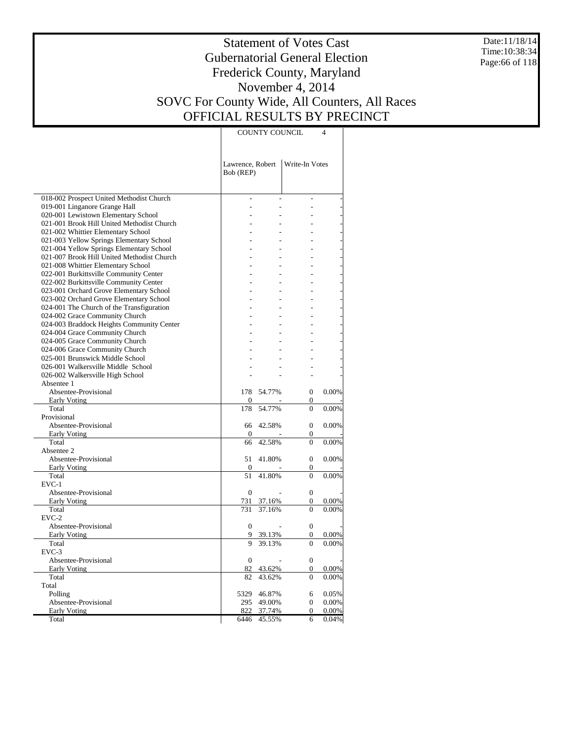# Statement of Votes Cast
# Gubernatorial General Election
# Frederick County, Maryland
# November 4, 2014
# SOVC For County Wide, All Counters, All Races
# OFFICIAL RESULTS BY PRECINCT

Date:11/18/14
Time:10:38:34

| | COUNTY COUNCIL 4 | | | |
|---|---|---|---|---|
| | Lawrence, Robert Bob (REP) | | Write-In Votes | |
| 018-002 Prospect United Methodist Church | - | - | - | - |
| 019-001 Linganore Grange Hall | - | - | - | - |
| 020-001 Lewistown Elementary School | - | - | - | - |
| 021-001 Brook Hill United Methodist Church | - | - | - | - |
| 021-002 Whittier Elementary School | - | - | - | - |
| 021-003 Yellow Springs Elementary School | - | - | - | - |
| 021-004 Yellow Springs Elementary School | - | - | - | - |
| 021-007 Brook Hill United Methodist Church | - | - | - | - |
| 021-008 Whittier Elementary School | - | - | - | - |
| 022-001 Burkittsville Community Center | - | - | - | - |
| 022-002 Burkittsville Community Center | - | - | - | - |
| 023-001 Orchard Grove Elementary School | - | - | - | - |
| 023-002 Orchard Grove Elementary School | - | - | - | - |
| 024-001 The Church of the Transfiguration | - | - | - | - |
| 024-002 Grace Community Church | - | - | - | - |
| 024-003 Braddock Heights Community Center | - | - | - | - |
| 024-004 Grace Community Church | - | - | - | - |
| 024-005 Grace Community Church | - | - | - | - |
| 024-006 Grace Community Church | - | - | - | - |
| 025-001 Brunswick Middle School | - | - | - | - |
| 026-001 Walkersville Middle School | - | - | - | - |
| 026-002 Walkersville High School | - | - | - | - |
| Absentee 1 | | | | |
| Absentee-Provisional | 178 | 54.77% | 0 | 0.00% |
| Early Voting | 0 | - | 0 | - |
| Total | 178 | 54.77% | 0 | 0.00% |
| Provisional | | | | |
| Absentee-Provisional | 66 | 42.58% | 0 | 0.00% |
| Early Voting | 0 | - | 0 | - |
| Total | 66 | 42.58% | 0 | 0.00% |
| Absentee 2 | | | | |
| Absentee-Provisional | 51 | 41.80% | 0 | 0.00% |
| Early Voting | 0 | - | 0 | - |
| Total | 51 | 41.80% | 0 | 0.00% |
| EVC-1 | | | | |
| Absentee-Provisional | 0 | - | 0 | - |
| Early Voting | 731 | 37.16% | 0 | 0.00% |
| Total | 731 | 37.16% | 0 | 0.00% |
| EVC-2 | | | | |
| Absentee-Provisional | 0 | - | 0 | - |
| Early Voting | 9 | 39.13% | 0 | 0.00% |
| Total | 9 | 39.13% | 0 | 0.00% |
| EVC-3 | | | | |
| Absentee-Provisional | 0 | - | 0 | - |
| Early Voting | 82 | 43.62% | 0 | 0.00% |
| Total | 82 | 43.62% | 0 | 0.00% |
| Total | | | | |
| Polling | 5329 | 46.87% | 6 | 0.05% |
| Absentee-Provisional | 295 | 49.00% | 0 | 0.00% |
| Early Voting | 822 | 37.74% | 0 | 0.00% |
| Total | 6446 | 45.55% | 6 | 0.04% |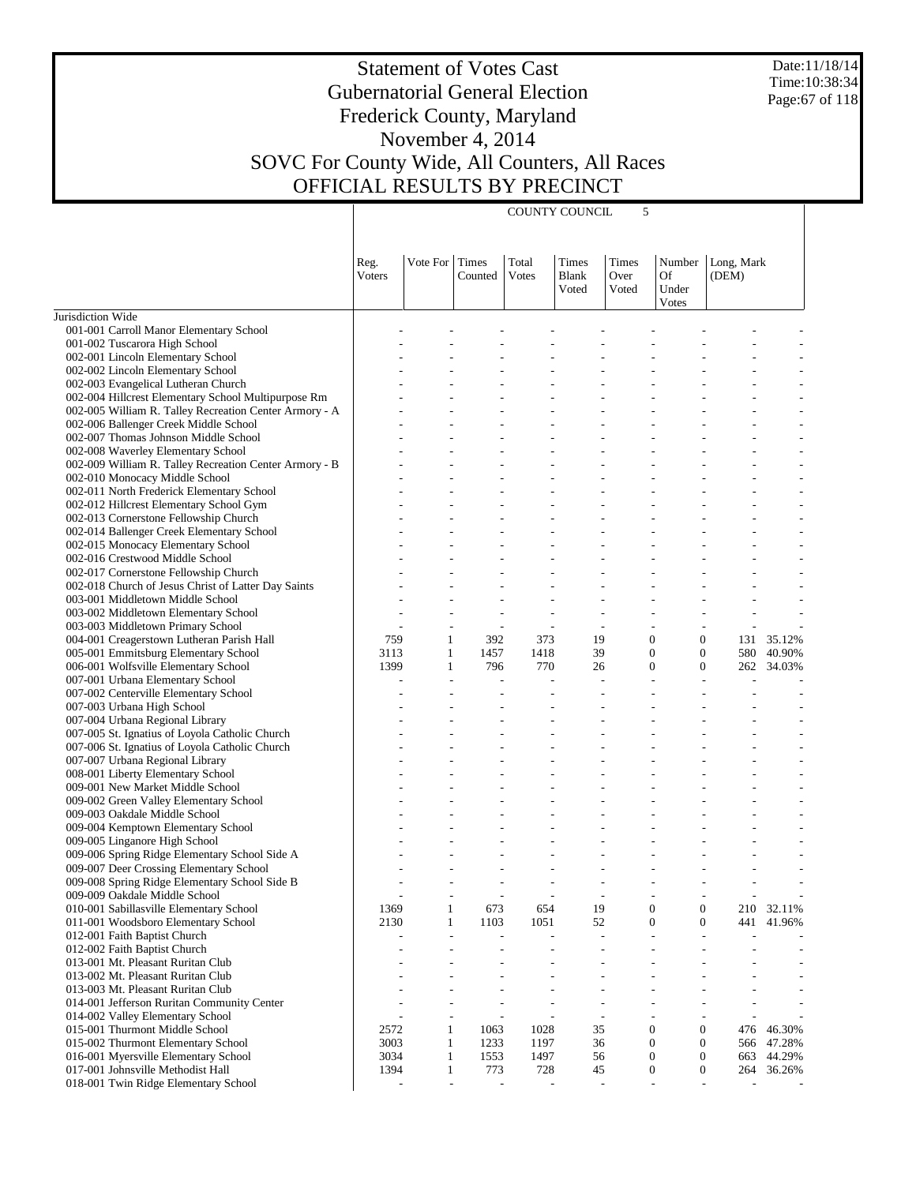# Statement of Votes Cast
## Gubernatorial General Election
## Frederick County, Maryland
## November 4, 2014
## SOVC For County Wide, All Counters, All Races
## OFFICIAL RESULTS BY PRECINCT

Date:11/18/14
Time:10:38:34

| | COUNTY COUNCIL 5 | | | | | | | | |
|---|---|---|---|---|---|---|---|---|---|
| | Reg. Voters | Vote For | Times Counted | Total Votes | Times Blank Voted | Times Over Voted | Number Of Under Votes | Long, Mark (DEM) | |
| Jurisdiction Wide | | | | | | | | | |
| 001-001 Carroll Manor Elementary School | - | - | - | - | - | - | - | - | - |
| 001-002 Tuscarora High School | - | - | - | - | - | - | - | - | - |
| 002-001 Lincoln Elementary School | - | - | - | - | - | - | - | - | - |
| 002-002 Lincoln Elementary School | - | - | - | - | - | - | - | - | - |
| 002-003 Evangelical Lutheran Church | - | - | - | - | - | - | - | - | - |
| 002-004 Hillcrest Elementary School Multipurpose Rm | - | - | - | - | - | - | - | - | - |
| 002-005 William R. Talley Recreation Center Armory - A | - | - | - | - | - | - | - | - | - |
| 002-006 Ballenger Creek Middle School | - | - | - | - | - | - | - | - | - |
| 002-007 Thomas Johnson Middle School | - | - | - | - | - | - | - | - | - |
| 002-008 Waverley Elementary School | - | - | - | - | - | - | - | - | - |
| 002-009 William R. Talley Recreation Center Armory - B | - | - | - | - | - | - | - | - | - |
| 002-010 Monocacy Middle School | - | - | - | - | - | - | - | - | - |
| 002-011 North Frederick Elementary School | - | - | - | - | - | - | - | - | - |
| 002-012 Hillcrest Elementary School Gym | - | - | - | - | - | - | - | - | - |
| 002-013 Cornerstone Fellowship Church | - | - | - | - | - | - | - | - | - |
| 002-014 Ballenger Creek Elementary School | - | - | - | - | - | - | - | - | - |
| 002-015 Monocacy Elementary School | - | - | - | - | - | - | - | - | - |
| 002-016 Crestwood Middle School | - | - | - | - | - | - | - | - | - |
| 002-017 Cornerstone Fellowship Church | - | - | - | - | - | - | - | - | - |
| 002-018 Church of Jesus Christ of Latter Day Saints | - | - | - | - | - | - | - | - | - |
| 003-001 Middletown Middle School | - | - | - | - | - | - | - | - | - |
| 003-002 Middletown Elementary School | - | - | - | - | - | - | - | - | - |
| 003-003 Middletown Primary School | - | - | - | - | - | - | - | - | - |
| 004-001 Creagerstown Lutheran Parish Hall | 759 | 1 | 392 | 373 | 19 | 0 | 0 | 131 | 35.12% |
| 005-001 Emmitsburg Elementary School | 3113 | 1 | 1457 | 1418 | 39 | 0 | 0 | 580 | 40.90% |
| 006-001 Wolfsville Elementary School | 1399 | 1 | 796 | 770 | 26 | 0 | 0 | 262 | 34.03% |
| 007-001 Urbana Elementary School | - | - | - | - | - | - | - | - | - |
| 007-002 Centerville Elementary School | - | - | - | - | - | - | - | - | - |
| 007-003 Urbana High School | - | - | - | - | - | - | - | - | - |
| 007-004 Urbana Regional Library | - | - | - | - | - | - | - | - | - |
| 007-005 St. Ignatius of Loyola Catholic Church | - | - | - | - | - | - | - | - | - |
| 007-006 St. Ignatius of Loyola Catholic Church | - | - | - | - | - | - | - | - | - |
| 007-007 Urbana Regional Library | - | - | - | - | - | - | - | - | - |
| 008-001 Liberty Elementary School | - | - | - | - | - | - | - | - | - |
| 009-001 New Market Middle School | - | - | - | - | - | - | - | - | - |
| 009-002 Green Valley Elementary School | - | - | - | - | - | - | - | - | - |
| 009-003 Oakdale Middle School | - | - | - | - | - | - | - | - | - |
| 009-004 Kemptown Elementary School | - | - | - | - | - | - | - | - | - |
| 009-005 Linganore High School | - | - | - | - | - | - | - | - | - |
| 009-006 Spring Ridge Elementary School Side A | - | - | - | - | - | - | - | - | - |
| 009-007 Deer Crossing Elementary School | - | - | - | - | - | - | - | - | - |
| 009-008 Spring Ridge Elementary School Side B | - | - | - | - | - | - | - | - | - |
| 009-009 Oakdale Middle School | - | - | - | - | - | - | - | - | - |
| 010-001 Sabillasville Elementary School | 1369 | 1 | 673 | 654 | 19 | 0 | 0 | 210 | 32.11% |
| 011-001 Woodsboro Elementary School | 2130 | 1 | 1103 | 1051 | 52 | 0 | 0 | 441 | 41.96% |
| 012-001 Faith Baptist Church | - | - | - | - | - | - | - | - | - |
| 012-002 Faith Baptist Church | - | - | - | - | - | - | - | - | - |
| 013-001 Mt. Pleasant Ruritan Club | - | - | - | - | - | - | - | - | - |
| 013-002 Mt. Pleasant Ruritan Club | - | - | - | - | - | - | - | - | - |
| 013-003 Mt. Pleasant Ruritan Club | - | - | - | - | - | - | - | - | - |
| 014-001 Jefferson Ruritan Community Center | - | - | - | - | - | - | - | - | - |
| 014-002 Valley Elementary School | - | - | - | - | - | - | - | - | - |
| 015-001 Thurmont Middle School | 2572 | 1 | 1063 | 1028 | 35 | 0 | 0 | 476 | 46.30% |
| 015-002 Thurmont Elementary School | 3003 | 1 | 1233 | 1197 | 36 | 0 | 0 | 566 | 47.28% |
| 016-001 Myersville Elementary School | 3034 | 1 | 1553 | 1497 | 56 | 0 | 0 | 663 | 44.29% |
| 017-001 Johnsville Methodist Hall | 1394 | 1 | 773 | 728 | 45 | 0 | 0 | 264 | 36.26% |
| 018-001 Twin Ridge Elementary School | - | - | - | - | - | - | - | - | - |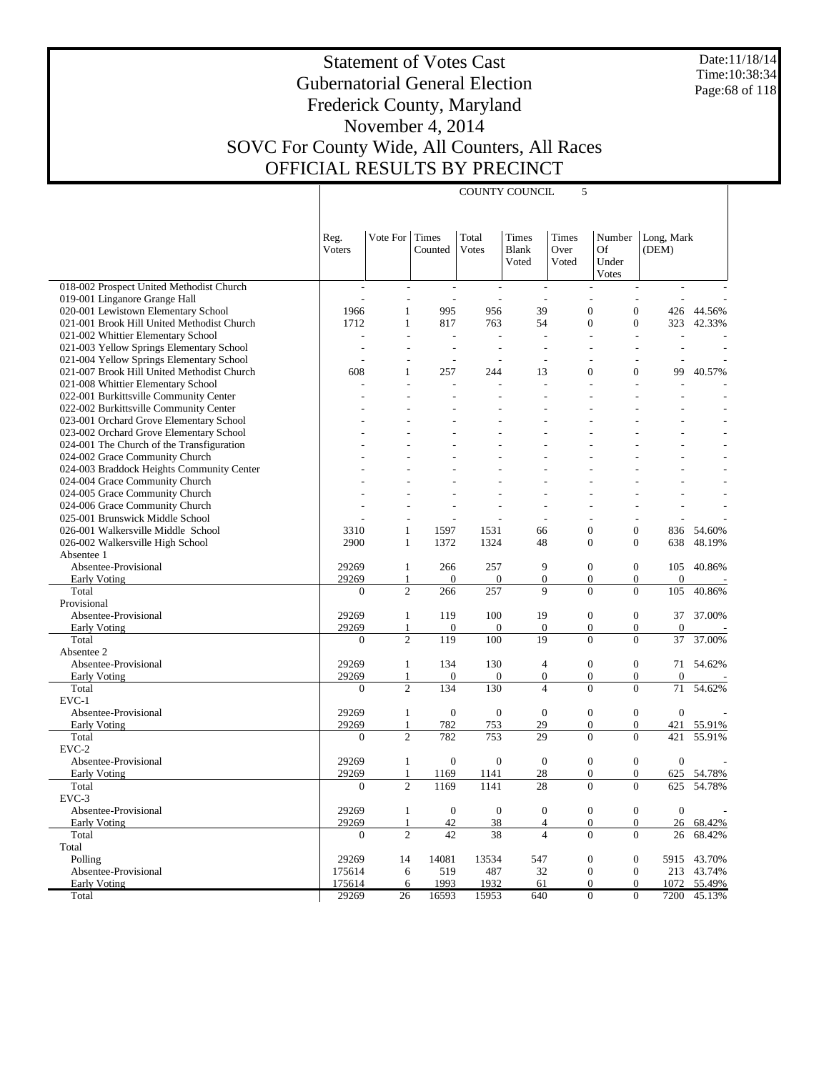# Statement of Votes Cast
## Gubernatorial General Election
## Frederick County, Maryland
## November 4, 2014
## SOVC For County Wide, All Counters, All Races
## OFFICIAL RESULTS BY PRECINCT

Date:11/18/14
Time:10:38:34

COUNTY COUNCIL 5

| | Reg. Voters | Vote For | Times Counted | Total Votes | Times Blank Voted | Times Over Voted | Number Of Under Votes | Long, Mark (DEM) | |
|---|---|---|---|---|---|---|---|---|---|
| 018-002 Prospect United Methodist Church | - | - | - | - | - | - | - | - | - |
| 019-001 Linganore Grange Hall | - | - | - | - | - | - | - | - | - |
| 020-001 Lewistown Elementary School | 1966 | 1 | 995 | 956 | 39 | 0 | 0 | 426 | 44.56% |
| 021-001 Brook Hill United Methodist Church | 1712 | 1 | 817 | 763 | 54 | 0 | 0 | 323 | 42.33% |
| 021-002 Whittier Elementary School | - | - | - | - | - | - | - | - | - |
| 021-003 Yellow Springs Elementary School | - | - | - | - | - | - | - | - | - |
| 021-004 Yellow Springs Elementary School | - | - | - | - | - | - | - | - | - |
| 021-007 Brook Hill United Methodist Church | 608 | 1 | 257 | 244 | 13 | 0 | 0 | 99 | 40.57% |
| 021-008 Whittier Elementary School | - | - | - | - | - | - | - | - | - |
| 022-001 Burkittsville Community Center | - | - | - | - | - | - | - | - | - |
| 022-002 Burkittsville Community Center | - | - | - | - | - | - | - | - | - |
| 023-001 Orchard Grove Elementary School | - | - | - | - | - | - | - | - | - |
| 023-002 Orchard Grove Elementary School | - | - | - | - | - | - | - | - | - |
| 024-001 The Church of the Transfiguration | - | - | - | - | - | - | - | - | - |
| 024-002 Grace Community Church | - | - | - | - | - | - | - | - | - |
| 024-003 Braddock Heights Community Center | - | - | - | - | - | - | - | - | - |
| 024-004 Grace Community Church | - | - | - | - | - | - | - | - | - |
| 024-005 Grace Community Church | - | - | - | - | - | - | - | - | - |
| 024-006 Grace Community Church | - | - | - | - | - | - | - | - | - |
| 025-001 Brunswick Middle School | - | - | - | - | - | - | - | - | - |
| 026-001 Walkersville Middle School | 3310 | 1 | 1597 | 1531 | 66 | 0 | 0 | 836 | 54.60% |
| 026-002 Walkersville High School | 2900 | 1 | 1372 | 1324 | 48 | 0 | 0 | 638 | 48.19% |
| Absentee 1 | | | | | | | | | |
| Absentee-Provisional | 29269 | 1 | 266 | 257 | 9 | 0 | 0 | 105 | 40.86% |
| Early Voting | 29269 | 1 | 0 | 0 | 0 | 0 | 0 | 0 | - |
| Total | 0 | 2 | 266 | 257 | 9 | 0 | 0 | 105 | 40.86% |
| Provisional | | | | | | | | | |
| Absentee-Provisional | 29269 | 1 | 119 | 100 | 19 | 0 | 0 | 37 | 37.00% |
| Early Voting | 29269 | 1 | 0 | 0 | 0 | 0 | 0 | 0 | - |
| Total | 0 | 2 | 119 | 100 | 19 | 0 | 0 | 37 | 37.00% |
| Absentee 2 | | | | | | | | | |
| Absentee-Provisional | 29269 | 1 | 134 | 130 | 4 | 0 | 0 | 71 | 54.62% |
| Early Voting | 29269 | 1 | 0 | 0 | 0 | 0 | 0 | 0 | - |
| Total | 0 | 2 | 134 | 130 | 4 | 0 | 0 | 71 | 54.62% |
| EVC-1 | | | | | | | | | |
| Absentee-Provisional | 29269 | 1 | 0 | 0 | 0 | 0 | 0 | 0 | - |
| Early Voting | 29269 | 1 | 782 | 753 | 29 | 0 | 0 | 421 | 55.91% |
| Total | 0 | 2 | 782 | 753 | 29 | 0 | 0 | 421 | 55.91% |
| EVC-2 | | | | | | | | | |
| Absentee-Provisional | 29269 | 1 | 0 | 0 | 0 | 0 | 0 | 0 | - |
| Early Voting | 29269 | 1 | 1169 | 1141 | 28 | 0 | 0 | 625 | 54.78% |
| Total | 0 | 2 | 1169 | 1141 | 28 | 0 | 0 | 625 | 54.78% |
| EVC-3 | | | | | | | | | |
| Absentee-Provisional | 29269 | 1 | 0 | 0 | 0 | 0 | 0 | 0 | - |
| Early Voting | 29269 | 1 | 42 | 38 | 4 | 0 | 0 | 26 | 68.42% |
| Total | 0 | 2 | 42 | 38 | 4 | 0 | 0 | 26 | 68.42% |
| Total | | | | | | | | | |
| Polling | 29269 | 14 | 14081 | 13534 | 547 | 0 | 0 | 5915 | 43.70% |
| Absentee-Provisional | 175614 | 6 | 519 | 487 | 32 | 0 | 0 | 213 | 43.74% |
| Early Voting | 175614 | 6 | 1993 | 1932 | 61 | 0 | 0 | 1072 | 55.49% |
| Total | 29269 | 26 | 16593 | 15953 | 640 | 0 | 0 | 7200 | 45.13% |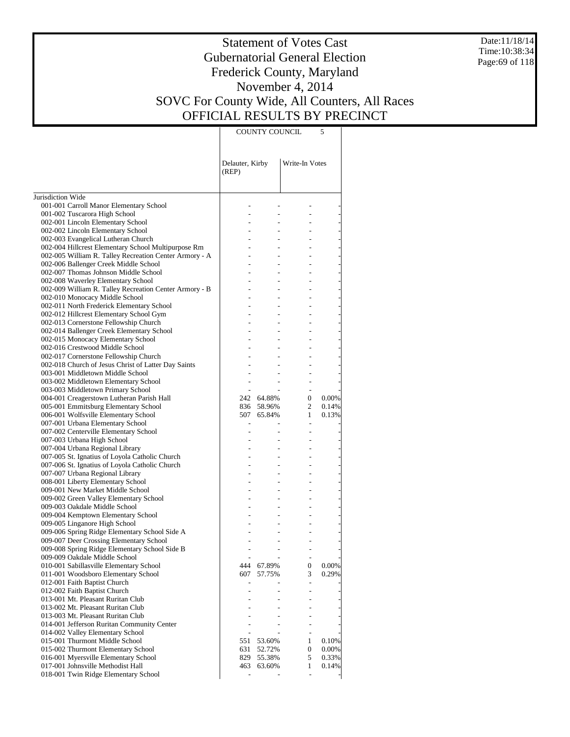# Statement of Votes Cast
# Gubernatorial General Election
# Frederick County, Maryland
# November 4, 2014
# SOVC For County Wide, All Counters, All Races
# OFFICIAL RESULTS BY PRECINCT

Date:11/18/14
Time:10:38:34

| | COUNTY COUNCIL 5 | | | |
|---|---|---|---|---|
| | Delauter, Kirby (REP) | | Write-In Votes | |
| Jurisdiction Wide | | | | |
| 001-001 Carroll Manor Elementary School | - | - | - | - |
| 001-002 Tuscarora High School | - | - | - | - |
| 002-001 Lincoln Elementary School | - | - | - | - |
| 002-002 Lincoln Elementary School | - | - | - | - |
| 002-003 Evangelical Lutheran Church | - | - | - | - |
| 002-004 Hillcrest Elementary School Multipurpose Rm | - | - | - | - |
| 002-005 William R. Talley Recreation Center Armory - A | - | - | - | - |
| 002-006 Ballenger Creek Middle School | - | - | - | - |
| 002-007 Thomas Johnson Middle School | - | - | - | - |
| 002-008 Waverley Elementary School | - | - | - | - |
| 002-009 William R. Talley Recreation Center Armory - B | - | - | - | - |
| 002-010 Monocacy Middle School | - | - | - | - |
| 002-011 North Frederick Elementary School | - | - | - | - |
| 002-012 Hillcrest Elementary School Gym | - | - | - | - |
| 002-013 Cornerstone Fellowship Church | - | - | - | - |
| 002-014 Ballenger Creek Elementary School | - | - | - | - |
| 002-015 Monocacy Elementary School | - | - | - | - |
| 002-016 Crestwood Middle School | - | - | - | - |
| 002-017 Cornerstone Fellowship Church | - | - | - | - |
| 002-018 Church of Jesus Christ of Latter Day Saints | - | - | - | - |
| 003-001 Middletown Middle School | - | - | - | - |
| 003-002 Middletown Elementary School | - | - | - | - |
| 003-003 Middletown Primary School | - | - | - | - |
| 004-001 Creagerstown Lutheran Parish Hall | 242 | 64.88% | 0 | 0.00% |
| 005-001 Emmitsburg Elementary School | 836 | 58.96% | 2 | 0.14% |
| 006-001 Wolfsville Elementary School | 507 | 65.84% | 1 | 0.13% |
| 007-001 Urbana Elementary School | - | - | - | - |
| 007-002 Centerville Elementary School | - | - | - | - |
| 007-003 Urbana High School | - | - | - | - |
| 007-004 Urbana Regional Library | - | - | - | - |
| 007-005 St. Ignatius of Loyola Catholic Church | - | - | - | - |
| 007-006 St. Ignatius of Loyola Catholic Church | - | - | - | - |
| 007-007 Urbana Regional Library | - | - | - | - |
| 008-001 Liberty Elementary School | - | - | - | - |
| 009-001 New Market Middle School | - | - | - | - |
| 009-002 Green Valley Elementary School | - | - | - | - |
| 009-003 Oakdale Middle School | - | - | - | - |
| 009-004 Kemptown Elementary School | - | - | - | - |
| 009-005 Linganore High School | - | - | - | - |
| 009-006 Spring Ridge Elementary School Side A | - | - | - | - |
| 009-007 Deer Crossing Elementary School | - | - | - | - |
| 009-008 Spring Ridge Elementary School Side B | - | - | - | - |
| 009-009 Oakdale Middle School | - | - | - | - |
| 010-001 Sabillasville Elementary School | 444 | 67.89% | 0 | 0.00% |
| 011-001 Woodsboro Elementary School | 607 | 57.75% | 3 | 0.29% |
| 012-001 Faith Baptist Church | - | - | - | - |
| 012-002 Faith Baptist Church | - | - | - | - |
| 013-001 Mt. Pleasant Ruritan Club | - | - | - | - |
| 013-002 Mt. Pleasant Ruritan Club | - | - | - | - |
| 013-003 Mt. Pleasant Ruritan Club | - | - | - | - |
| 014-001 Jefferson Ruritan Community Center | - | - | - | - |
| 014-002 Valley Elementary School | - | - | - | - |
| 015-001 Thurmont Middle School | 551 | 53.60% | 1 | 0.10% |
| 015-002 Thurmont Elementary School | 631 | 52.72% | 0 | 0.00% |
| 016-001 Myersville Elementary School | 829 | 55.38% | 5 | 0.33% |
| 017-001 Johnsville Methodist Hall | 463 | 63.60% | 1 | 0.14% |
| 018-001 Twin Ridge Elementary School | - | - | - | - |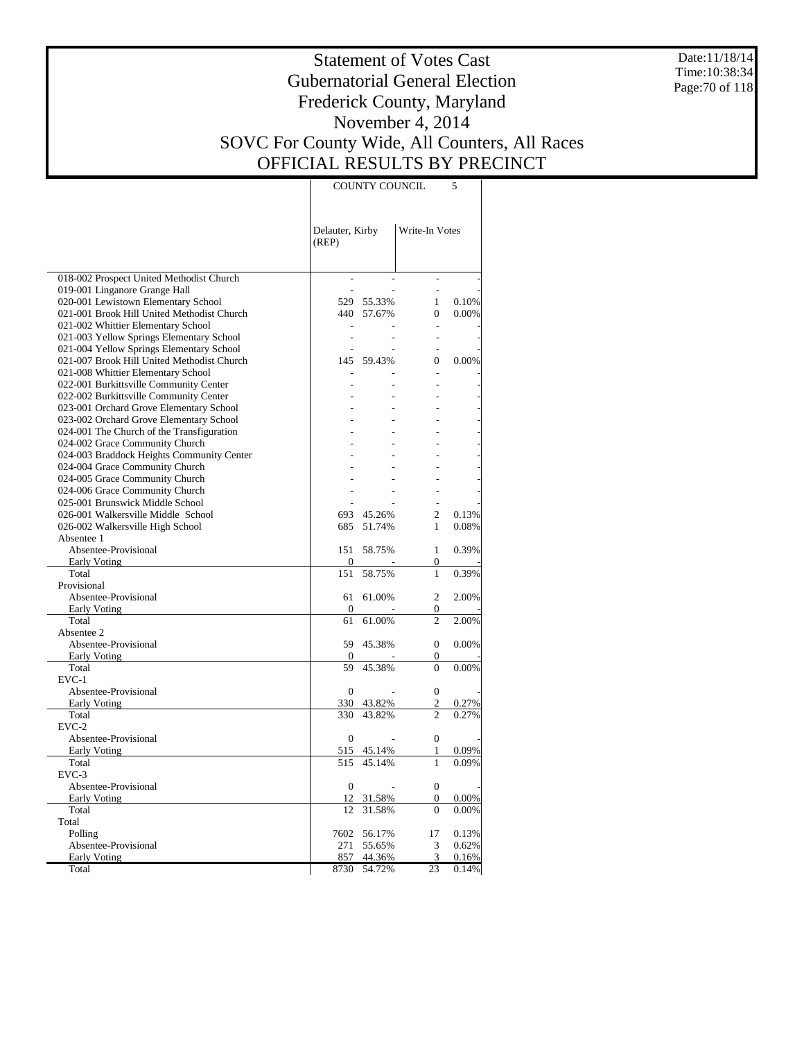# Statement of Votes Cast
# Gubernatorial General Election
# Frederick County, Maryland
# November 4, 2014
# SOVC For County Wide, All Counters, All Races
# OFFICIAL RESULTS BY PRECINCT

Date:11/18/14
Time:10:38:34

| | COUNTY COUNCIL 5 | | | |
|---|---|---|---|---|
| | Delauter, Kirby (REP) | | Write-In Votes | |
| 018-002 Prospect United Methodist Church | - | - | - | - |
| 019-001 Linganore Grange Hall | - | - | - | - |
| 020-001 Lewistown Elementary School | 529 | 55.33% | 1 | 0.10% |
| 021-001 Brook Hill United Methodist Church | 440 | 57.67% | 0 | 0.00% |
| 021-002 Whittier Elementary School | - | - | - | - |
| 021-003 Yellow Springs Elementary School | - | - | - | - |
| 021-004 Yellow Springs Elementary School | - | - | - | - |
| 021-007 Brook Hill United Methodist Church | 145 | 59.43% | 0 | 0.00% |
| 021-008 Whittier Elementary School | - | - | - | - |
| 022-001 Burkittsville Community Center | - | - | - | - |
| 022-002 Burkittsville Community Center | - | - | - | - |
| 023-001 Orchard Grove Elementary School | - | - | - | - |
| 023-002 Orchard Grove Elementary School | - | - | - | - |
| 024-001 The Church of the Transfiguration | - | - | - | - |
| 024-002 Grace Community Church | - | - | - | - |
| 024-003 Braddock Heights Community Center | - | - | - | - |
| 024-004 Grace Community Church | - | - | - | - |
| 024-005 Grace Community Church | - | - | - | - |
| 024-006 Grace Community Church | - | - | - | - |
| 025-001 Brunswick Middle School | - | - | - | - |
| 026-001 Walkersville Middle School | 693 | 45.26% | 2 | 0.13% |
| 026-002 Walkersville High School | 685 | 51.74% | 1 | 0.08% |
| Absentee 1 | | | | |
| Absentee-Provisional | 151 | 58.75% | 1 | 0.39% |
| Early Voting | 0 | - | 0 | - |
| Total | 151 | 58.75% | 1 | 0.39% |
| Provisional | | | | |
| Absentee-Provisional | 61 | 61.00% | 2 | 2.00% |
| Early Voting | 0 | - | 0 | - |
| Total | 61 | 61.00% | 2 | 2.00% |
| Absentee 2 | | | | |
| Absentee-Provisional | 59 | 45.38% | 0 | 0.00% |
| Early Voting | 0 | - | 0 | - |
| Total | 59 | 45.38% | 0 | 0.00% |
| EVC-1 | | | | |
| Absentee-Provisional | 0 | - | 0 | - |
| Early Voting | 330 | 43.82% | 2 | 0.27% |
| Total | 330 | 43.82% | 2 | 0.27% |
| EVC-2 | | | | |
| Absentee-Provisional | 0 | - | 0 | - |
| Early Voting | 515 | 45.14% | 1 | 0.09% |
| Total | 515 | 45.14% | 1 | 0.09% |
| EVC-3 | | | | |
| Absentee-Provisional | 0 | - | 0 | - |
| Early Voting | 12 | 31.58% | 0 | 0.00% |
| Total | 12 | 31.58% | 0 | 0.00% |
| Total | | | | |
| Polling | 7602 | 56.17% | 17 | 0.13% |
| Absentee-Provisional | 271 | 55.65% | 3 | 0.62% |
| Early Voting | 857 | 44.36% | 3 | 0.16% |
| Total | 8730 | 54.72% | 23 | 0.14% |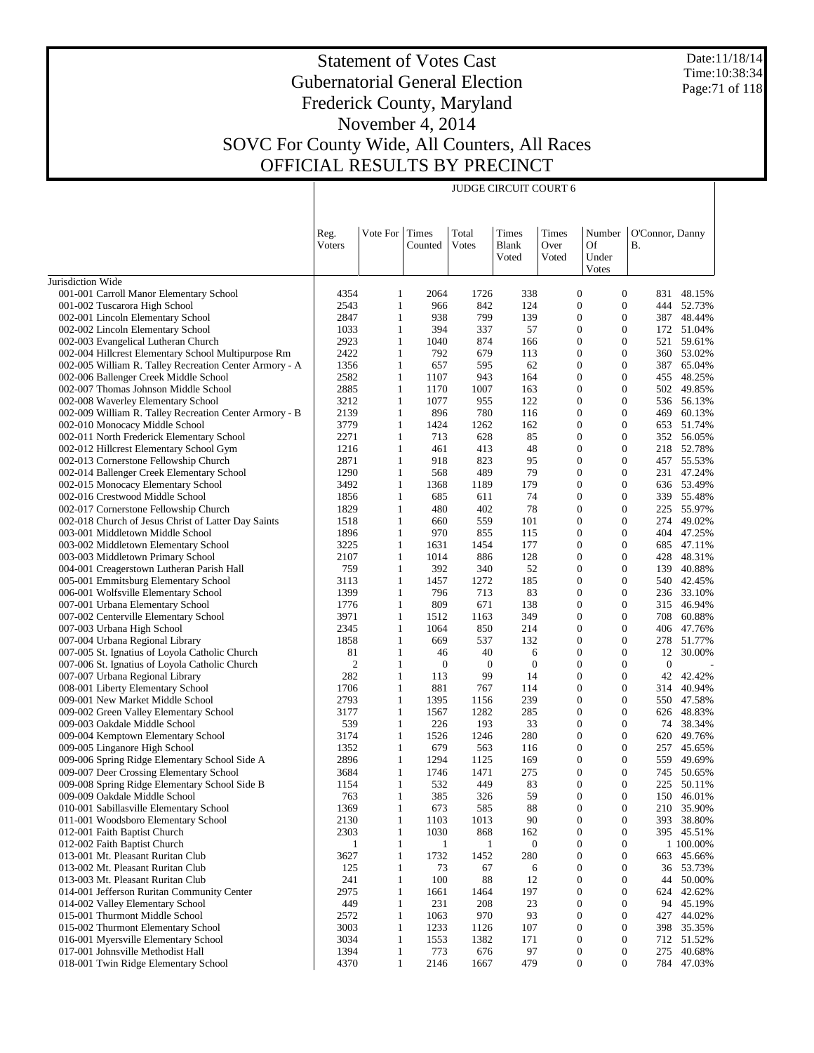# Statement of Votes Cast
# Gubernatorial General Election
# Frederick County, Maryland
# November 4, 2014
# SOVC For County Wide, All Counters, All Races
# OFFICIAL RESULTS BY PRECINCT

Date:11/18/14
Time:10:38:34

## JUDGE CIRCUIT COURT 6

| | Reg. Voters | Vote For | Times Counted | Total Votes | Times Blank Voted | Times Over Voted | Number Of Under Votes | O'Connor, Danny B. | |
|---|---|---|---|---|---|---|---|---|---|
| Jurisdiction Wide | | | | | | | | | |
| 001-001 Carroll Manor Elementary School | 4354 | 1 | 2064 | 1726 | 338 | 0 | 0 | 831 | 48.15% |
| 001-002 Tuscarora High School | 2543 | 1 | 966 | 842 | 124 | 0 | 0 | 444 | 52.73% |
| 002-001 Lincoln Elementary School | 2847 | 1 | 938 | 799 | 139 | 0 | 0 | 387 | 48.44% |
| 002-002 Lincoln Elementary School | 1033 | 1 | 394 | 337 | 57 | 0 | 0 | 172 | 51.04% |
| 002-003 Evangelical Lutheran Church | 2923 | 1 | 1040 | 874 | 166 | 0 | 0 | 521 | 59.61% |
| 002-004 Hillcrest Elementary School Multipurpose Rm | 2422 | 1 | 792 | 679 | 113 | 0 | 0 | 360 | 53.02% |
| 002-005 William R. Talley Recreation Center Armory - A | 1356 | 1 | 657 | 595 | 62 | 0 | 0 | 387 | 65.04% |
| 002-006 Ballenger Creek Middle School | 2582 | 1 | 1107 | 943 | 164 | 0 | 0 | 455 | 48.25% |
| 002-007 Thomas Johnson Middle School | 2885 | 1 | 1170 | 1007 | 163 | 0 | 0 | 502 | 49.85% |
| 002-008 Waverley Elementary School | 3212 | 1 | 1077 | 955 | 122 | 0 | 0 | 536 | 56.13% |
| 002-009 William R. Talley Recreation Center Armory - B | 2139 | 1 | 896 | 780 | 116 | 0 | 0 | 469 | 60.13% |
| 002-010 Monocacy Middle School | 3779 | 1 | 1424 | 1262 | 162 | 0 | 0 | 653 | 51.74% |
| 002-011 North Frederick Elementary School | 2271 | 1 | 713 | 628 | 85 | 0 | 0 | 352 | 56.05% |
| 002-012 Hillcrest Elementary School Gym | 1216 | 1 | 461 | 413 | 48 | 0 | 0 | 218 | 52.78% |
| 002-013 Cornerstone Fellowship Church | 2871 | 1 | 918 | 823 | 95 | 0 | 0 | 457 | 55.53% |
| 002-014 Ballenger Creek Elementary School | 1290 | 1 | 568 | 489 | 79 | 0 | 0 | 231 | 47.24% |
| 002-015 Monocacy Elementary School | 3492 | 1 | 1368 | 1189 | 179 | 0 | 0 | 636 | 53.49% |
| 002-016 Crestwood Middle School | 1856 | 1 | 685 | 611 | 74 | 0 | 0 | 339 | 55.48% |
| 002-017 Cornerstone Fellowship Church | 1829 | 1 | 480 | 402 | 78 | 0 | 0 | 225 | 55.97% |
| 002-018 Church of Jesus Christ of Latter Day Saints | 1518 | 1 | 660 | 559 | 101 | 0 | 0 | 274 | 49.02% |
| 003-001 Middletown Middle School | 1896 | 1 | 970 | 855 | 115 | 0 | 0 | 404 | 47.25% |
| 003-002 Middletown Elementary School | 3225 | 1 | 1631 | 1454 | 177 | 0 | 0 | 685 | 47.11% |
| 003-003 Middletown Primary School | 2107 | 1 | 1014 | 886 | 128 | 0 | 0 | 428 | 48.31% |
| 004-001 Creagerstown Lutheran Parish Hall | 759 | 1 | 392 | 340 | 52 | 0 | 0 | 139 | 40.88% |
| 005-001 Emmitsburg Elementary School | 3113 | 1 | 1457 | 1272 | 185 | 0 | 0 | 540 | 42.45% |
| 006-001 Wolfsville Elementary School | 1399 | 1 | 796 | 713 | 83 | 0 | 0 | 236 | 33.10% |
| 007-001 Urbana Elementary School | 1776 | 1 | 809 | 671 | 138 | 0 | 0 | 315 | 46.94% |
| 007-002 Centerville Elementary School | 3971 | 1 | 1512 | 1163 | 349 | 0 | 0 | 708 | 60.88% |
| 007-003 Urbana High School | 2345 | 1 | 1064 | 850 | 214 | 0 | 0 | 406 | 47.76% |
| 007-004 Urbana Regional Library | 1858 | 1 | 669 | 537 | 132 | 0 | 0 | 278 | 51.77% |
| 007-005 St. Ignatius of Loyola Catholic Church | 81 | 1 | 46 | 40 | 6 | 0 | 0 | 12 | 30.00% |
| 007-006 St. Ignatius of Loyola Catholic Church | 2 | 1 | 0 | 0 | 0 | 0 | 0 | 0 | - |
| 007-007 Urbana Regional Library | 282 | 1 | 113 | 99 | 14 | 0 | 0 | 42 | 42.42% |
| 008-001 Liberty Elementary School | 1706 | 1 | 881 | 767 | 114 | 0 | 0 | 314 | 40.94% |
| 009-001 New Market Middle School | 2793 | 1 | 1395 | 1156 | 239 | 0 | 0 | 550 | 47.58% |
| 009-002 Green Valley Elementary School | 3177 | 1 | 1567 | 1282 | 285 | 0 | 0 | 626 | 48.83% |
| 009-003 Oakdale Middle School | 539 | 1 | 226 | 193 | 33 | 0 | 0 | 74 | 38.34% |
| 009-004 Kemptown Elementary School | 3174 | 1 | 1526 | 1246 | 280 | 0 | 0 | 620 | 49.76% |
| 009-005 Linganore High School | 1352 | 1 | 679 | 563 | 116 | 0 | 0 | 257 | 45.65% |
| 009-006 Spring Ridge Elementary School Side A | 2896 | 1 | 1294 | 1125 | 169 | 0 | 0 | 559 | 49.69% |
| 009-007 Deer Crossing Elementary School | 3684 | 1 | 1746 | 1471 | 275 | 0 | 0 | 745 | 50.65% |
| 009-008 Spring Ridge Elementary School Side B | 1154 | 1 | 532 | 449 | 83 | 0 | 0 | 225 | 50.11% |
| 009-009 Oakdale Middle School | 763 | 1 | 385 | 326 | 59 | 0 | 0 | 150 | 46.01% |
| 010-001 Sabillasville Elementary School | 1369 | 1 | 673 | 585 | 88 | 0 | 0 | 210 | 35.90% |
| 011-001 Woodsboro Elementary School | 2130 | 1 | 1103 | 1013 | 90 | 0 | 0 | 393 | 38.80% |
| 012-001 Faith Baptist Church | 2303 | 1 | 1030 | 868 | 162 | 0 | 0 | 395 | 45.51% |
| 012-002 Faith Baptist Church | 1 | 1 | 1 | 1 | 0 | 0 | 0 | 1 | 100.00% |
| 013-001 Mt. Pleasant Ruritan Club | 3627 | 1 | 1732 | 1452 | 280 | 0 | 0 | 663 | 45.66% |
| 013-002 Mt. Pleasant Ruritan Club | 125 | 1 | 73 | 67 | 6 | 0 | 0 | 36 | 53.73% |
| 013-003 Mt. Pleasant Ruritan Club | 241 | 1 | 100 | 88 | 12 | 0 | 0 | 44 | 50.00% |
| 014-001 Jefferson Ruritan Community Center | 2975 | 1 | 1661 | 1464 | 197 | 0 | 0 | 624 | 42.62% |
| 014-002 Valley Elementary School | 449 | 1 | 231 | 208 | 23 | 0 | 0 | 94 | 45.19% |
| 015-001 Thurmont Middle School | 2572 | 1 | 1063 | 970 | 93 | 0 | 0 | 427 | 44.02% |
| 015-002 Thurmont Elementary School | 3003 | 1 | 1233 | 1126 | 107 | 0 | 0 | 398 | 35.35% |
| 016-001 Myersville Elementary School | 3034 | 1 | 1553 | 1382 | 171 | 0 | 0 | 712 | 51.52% |
| 017-001 Johnsville Methodist Hall | 1394 | 1 | 773 | 676 | 97 | 0 | 0 | 275 | 40.68% |
| 018-001 Twin Ridge Elementary School | 4370 | 1 | 2146 | 1667 | 479 | 0 | 0 | 784 | 47.03% |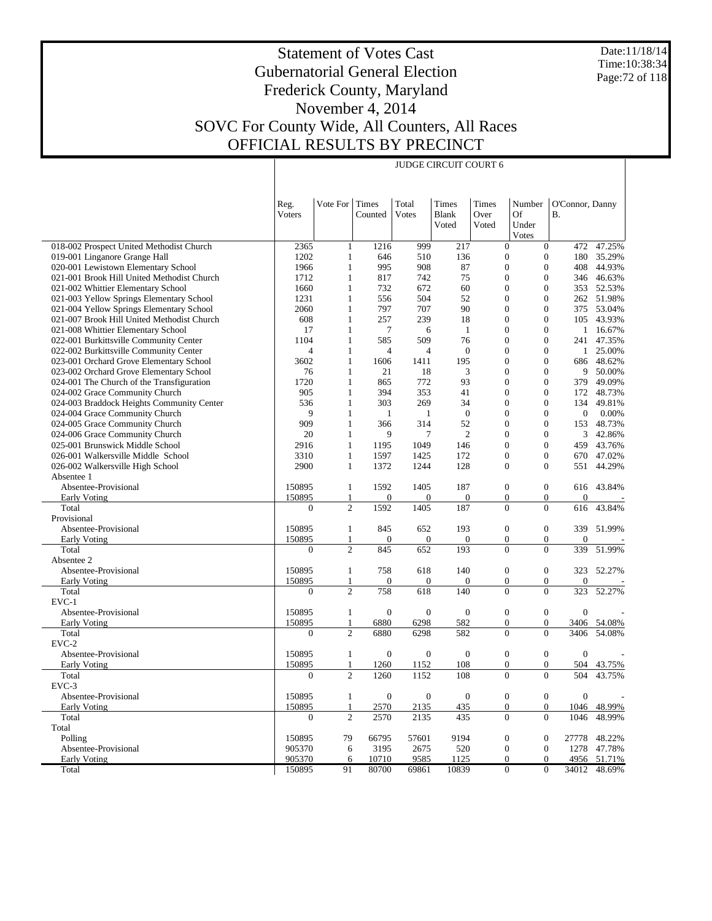# Statement of Votes Cast
## Gubernatorial General Election
## Frederick County, Maryland
## November 4, 2014
## SOVC For County Wide, All Counters, All Races
## OFFICIAL RESULTS BY PRECINCT

Date:11/18/14
Time:10:38:34

| | JUDGE CIRCUIT COURT 6 | | | | | | | | |
|---|---|---|---|---|---|---|---|---|---|
| | Reg. Voters | Vote For | Times Counted | Total Votes | Times Blank Voted | Times Over Voted | Number Of Under Votes | O'Connor, Danny B. | |
| 018-002 Prospect United Methodist Church | 2365 | 1 | 1216 | 999 | 217 | 0 | 0 | 472 | 47.25% |
| 019-001 Linganore Grange Hall | 1202 | 1 | 646 | 510 | 136 | 0 | 0 | 180 | 35.29% |
| 020-001 Lewistown Elementary School | 1966 | 1 | 995 | 908 | 87 | 0 | 0 | 408 | 44.93% |
| 021-001 Brook Hill United Methodist Church | 1712 | 1 | 817 | 742 | 75 | 0 | 0 | 346 | 46.63% |
| 021-002 Whittier Elementary School | 1660 | 1 | 732 | 672 | 60 | 0 | 0 | 353 | 52.53% |
| 021-003 Yellow Springs Elementary School | 1231 | 1 | 556 | 504 | 52 | 0 | 0 | 262 | 51.98% |
| 021-004 Yellow Springs Elementary School | 2060 | 1 | 797 | 707 | 90 | 0 | 0 | 375 | 53.04% |
| 021-007 Brook Hill United Methodist Church | 608 | 1 | 257 | 239 | 18 | 0 | 0 | 105 | 43.93% |
| 021-008 Whittier Elementary School | 17 | 1 | 7 | 6 | 1 | 0 | 0 | 1 | 16.67% |
| 022-001 Burkittsville Community Center | 1104 | 1 | 585 | 509 | 76 | 0 | 0 | 241 | 47.35% |
| 022-002 Burkittsville Community Center | 4 | 1 | 4 | 4 | 0 | 0 | 0 | 1 | 25.00% |
| 023-001 Orchard Grove Elementary School | 3602 | 1 | 1606 | 1411 | 195 | 0 | 0 | 686 | 48.62% |
| 023-002 Orchard Grove Elementary School | 76 | 1 | 21 | 18 | 3 | 0 | 0 | 9 | 50.00% |
| 024-001 The Church of the Transfiguration | 1720 | 1 | 865 | 772 | 93 | 0 | 0 | 379 | 49.09% |
| 024-002 Grace Community Church | 905 | 1 | 394 | 353 | 41 | 0 | 0 | 172 | 48.73% |
| 024-003 Braddock Heights Community Center | 536 | 1 | 303 | 269 | 34 | 0 | 0 | 134 | 49.81% |
| 024-004 Grace Community Church | 9 | 1 | 1 | 1 | 0 | 0 | 0 | 0 | 0.00% |
| 024-005 Grace Community Church | 909 | 1 | 366 | 314 | 52 | 0 | 0 | 153 | 48.73% |
| 024-006 Grace Community Church | 20 | 1 | 9 | 7 | 2 | 0 | 0 | 3 | 42.86% |
| 025-001 Brunswick Middle School | 2916 | 1 | 1195 | 1049 | 146 | 0 | 0 | 459 | 43.76% |
| 026-001 Walkersville Middle School | 3310 | 1 | 1597 | 1425 | 172 | 0 | 0 | 670 | 47.02% |
| 026-002 Walkersville High School | 2900 | 1 | 1372 | 1244 | 128 | 0 | 0 | 551 | 44.29% |
| Absentee 1 | | | | | | | | | |
| Absentee-Provisional | 150895 | 1 | 1592 | 1405 | 187 | 0 | 0 | 616 | 43.84% |
| Early Voting | 150895 | 1 | 0 | 0 | 0 | 0 | 0 | 0 | - |
| Total | 0 | 2 | 1592 | 1405 | 187 | 0 | 0 | 616 | 43.84% |
| Provisional | | | | | | | | | |
| Absentee-Provisional | 150895 | 1 | 845 | 652 | 193 | 0 | 0 | 339 | 51.99% |
| Early Voting | 150895 | 1 | 0 | 0 | 0 | 0 | 0 | 0 | - |
| Total | 0 | 2 | 845 | 652 | 193 | 0 | 0 | 339 | 51.99% |
| Absentee 2 | | | | | | | | | |
| Absentee-Provisional | 150895 | 1 | 758 | 618 | 140 | 0 | 0 | 323 | 52.27% |
| Early Voting | 150895 | 1 | 0 | 0 | 0 | 0 | 0 | 0 | - |
| Total | 0 | 2 | 758 | 618 | 140 | 0 | 0 | 323 | 52.27% |
| EVC-1 | | | | | | | | | |
| Absentee-Provisional | 150895 | 1 | 0 | 0 | 0 | 0 | 0 | 0 | - |
| Early Voting | 150895 | 1 | 6880 | 6298 | 582 | 0 | 0 | 3406 | 54.08% |
| Total | 0 | 2 | 6880 | 6298 | 582 | 0 | 0 | 3406 | 54.08% |
| EVC-2 | | | | | | | | | |
| Absentee-Provisional | 150895 | 1 | 0 | 0 | 0 | 0 | 0 | 0 | - |
| Early Voting | 150895 | 1 | 1260 | 1152 | 108 | 0 | 0 | 504 | 43.75% |
| Total | 0 | 2 | 1260 | 1152 | 108 | 0 | 0 | 504 | 43.75% |
| EVC-3 | | | | | | | | | |
| Absentee-Provisional | 150895 | 1 | 0 | 0 | 0 | 0 | 0 | 0 | - |
| Early Voting | 150895 | 1 | 2570 | 2135 | 435 | 0 | 0 | 1046 | 48.99% |
| Total | 0 | 2 | 2570 | 2135 | 435 | 0 | 0 | 1046 | 48.99% |
| Total | | | | | | | | | |
| Polling | 150895 | 79 | 66795 | 57601 | 9194 | 0 | 0 | 27778 | 48.22% |
| Absentee-Provisional | 905370 | 6 | 3195 | 2675 | 520 | 0 | 0 | 1278 | 47.78% |
| Early Voting | 905370 | 6 | 10710 | 9585 | 1125 | 0 | 0 | 4956 | 51.71% |
| Total | 150895 | 91 | 80700 | 69861 | 10839 | 0 | 0 | 34012 | 48.69% |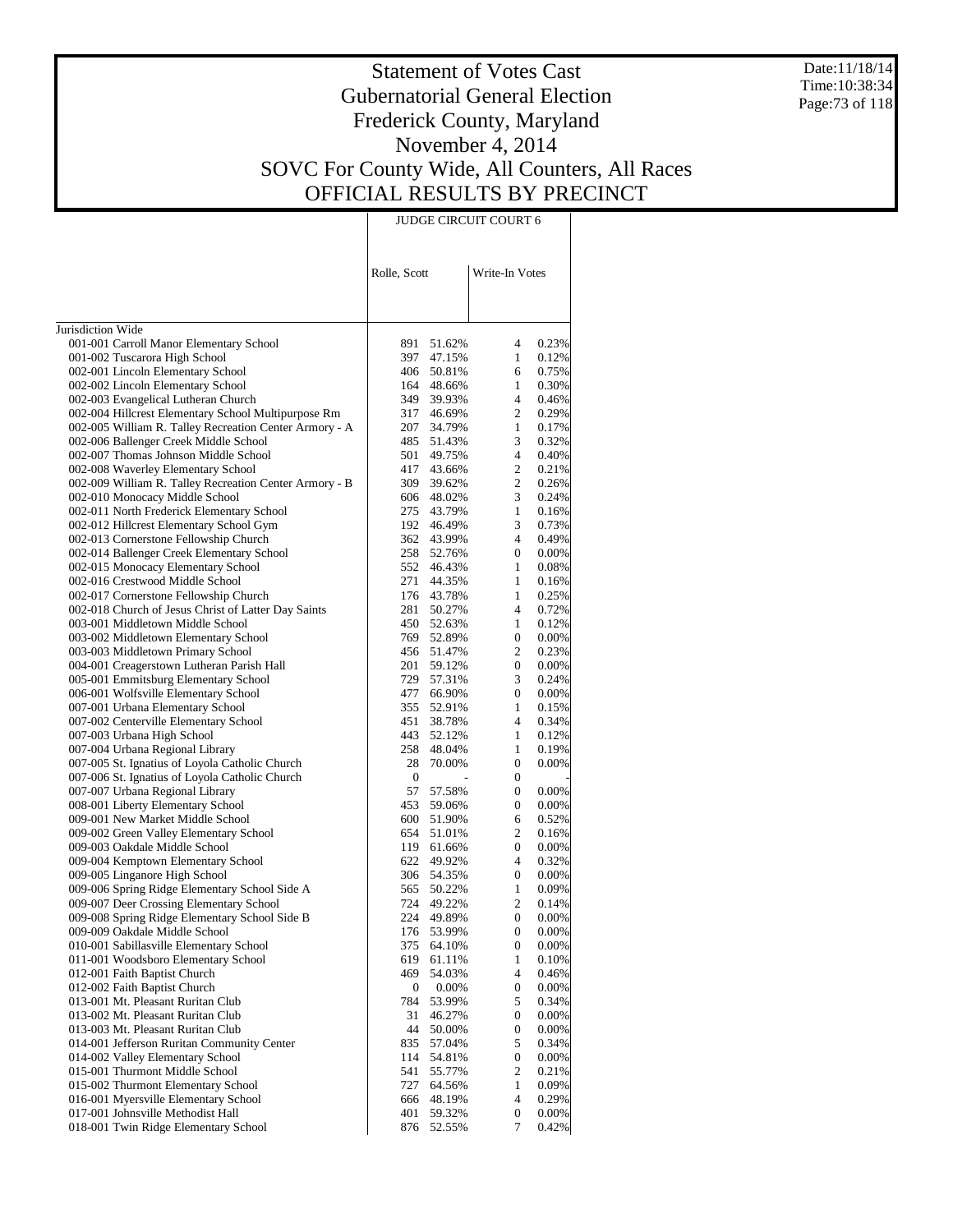# Statement of Votes Cast
## Gubernatorial General Election
## Frederick County, Maryland
## November 4, 2014
## SOVC For County Wide, All Counters, All Races
## OFFICIAL RESULTS BY PRECINCT

Date:11/18/14
Time:10:38:34

| | JUDGE CIRCUIT COURT 6 | | | |
|---|---|---|---|---|
| | Rolle, Scott | | Write-In Votes | |
| Jurisdiction Wide | | | | |
| 001-001 Carroll Manor Elementary School | 891 | 51.62% | 4 | 0.23% |
| 001-002 Tuscarora High School | 397 | 47.15% | 1 | 0.12% |
| 002-001 Lincoln Elementary School | 406 | 50.81% | 6 | 0.75% |
| 002-002 Lincoln Elementary School | 164 | 48.66% | 1 | 0.30% |
| 002-003 Evangelical Lutheran Church | 349 | 39.93% | 4 | 0.46% |
| 002-004 Hillcrest Elementary School Multipurpose Rm | 317 | 46.69% | 2 | 0.29% |
| 002-005 William R. Talley Recreation Center Armory - A | 207 | 34.79% | 1 | 0.17% |
| 002-006 Ballenger Creek Middle School | 485 | 51.43% | 3 | 0.32% |
| 002-007 Thomas Johnson Middle School | 501 | 49.75% | 4 | 0.40% |
| 002-008 Waverley Elementary School | 417 | 43.66% | 2 | 0.21% |
| 002-009 William R. Talley Recreation Center Armory - B | 309 | 39.62% | 2 | 0.26% |
| 002-010 Monocacy Middle School | 606 | 48.02% | 3 | 0.24% |
| 002-011 North Frederick Elementary School | 275 | 43.79% | 1 | 0.16% |
| 002-012 Hillcrest Elementary School Gym | 192 | 46.49% | 3 | 0.73% |
| 002-013 Cornerstone Fellowship Church | 362 | 43.99% | 4 | 0.49% |
| 002-014 Ballenger Creek Elementary School | 258 | 52.76% | 0 | 0.00% |
| 002-015 Monocacy Elementary School | 552 | 46.43% | 1 | 0.08% |
| 002-016 Crestwood Middle School | 271 | 44.35% | 1 | 0.16% |
| 002-017 Cornerstone Fellowship Church | 176 | 43.78% | 1 | 0.25% |
| 002-018 Church of Jesus Christ of Latter Day Saints | 281 | 50.27% | 4 | 0.72% |
| 003-001 Middletown Middle School | 450 | 52.63% | 1 | 0.12% |
| 003-002 Middletown Elementary School | 769 | 52.89% | 0 | 0.00% |
| 003-003 Middletown Primary School | 456 | 51.47% | 2 | 0.23% |
| 004-001 Creagerstown Lutheran Parish Hall | 201 | 59.12% | 0 | 0.00% |
| 005-001 Emmitsburg Elementary School | 729 | 57.31% | 3 | 0.24% |
| 006-001 Wolfsville Elementary School | 477 | 66.90% | 0 | 0.00% |
| 007-001 Urbana Elementary School | 355 | 52.91% | 1 | 0.15% |
| 007-002 Centerville Elementary School | 451 | 38.78% | 4 | 0.34% |
| 007-003 Urbana High School | 443 | 52.12% | 1 | 0.12% |
| 007-004 Urbana Regional Library | 258 | 48.04% | 1 | 0.19% |
| 007-005 St. Ignatius of Loyola Catholic Church | 28 | 70.00% | 0 | 0.00% |
| 007-006 St. Ignatius of Loyola Catholic Church | 0 | - | 0 | - |
| 007-007 Urbana Regional Library | 57 | 57.58% | 0 | 0.00% |
| 008-001 Liberty Elementary School | 453 | 59.06% | 0 | 0.00% |
| 009-001 New Market Middle School | 600 | 51.90% | 6 | 0.52% |
| 009-002 Green Valley Elementary School | 654 | 51.01% | 2 | 0.16% |
| 009-003 Oakdale Middle School | 119 | 61.66% | 0 | 0.00% |
| 009-004 Kemptown Elementary School | 622 | 49.92% | 4 | 0.32% |
| 009-005 Linganore High School | 306 | 54.35% | 0 | 0.00% |
| 009-006 Spring Ridge Elementary School Side A | 565 | 50.22% | 1 | 0.09% |
| 009-007 Deer Crossing Elementary School | 724 | 49.22% | 2 | 0.14% |
| 009-008 Spring Ridge Elementary School Side B | 224 | 49.89% | 0 | 0.00% |
| 009-009 Oakdale Middle School | 176 | 53.99% | 0 | 0.00% |
| 010-001 Sabillasville Elementary School | 375 | 64.10% | 0 | 0.00% |
| 011-001 Woodsboro Elementary School | 619 | 61.11% | 1 | 0.10% |
| 012-001 Faith Baptist Church | 469 | 54.03% | 4 | 0.46% |
| 012-002 Faith Baptist Church | 0 | 0.00% | 0 | 0.00% |
| 013-001 Mt. Pleasant Ruritan Club | 784 | 53.99% | 5 | 0.34% |
| 013-002 Mt. Pleasant Ruritan Club | 31 | 46.27% | 0 | 0.00% |
| 013-003 Mt. Pleasant Ruritan Club | 44 | 50.00% | 0 | 0.00% |
| 014-001 Jefferson Ruritan Community Center | 835 | 57.04% | 5 | 0.34% |
| 014-002 Valley Elementary School | 114 | 54.81% | 0 | 0.00% |
| 015-001 Thurmont Middle School | 541 | 55.77% | 2 | 0.21% |
| 015-002 Thurmont Elementary School | 727 | 64.56% | 1 | 0.09% |
| 016-001 Myersville Elementary School | 666 | 48.19% | 4 | 0.29% |
| 017-001 Johnsville Methodist Hall | 401 | 59.32% | 0 | 0.00% |
| 018-001 Twin Ridge Elementary School | 876 | 52.55% | 7 | 0.42% |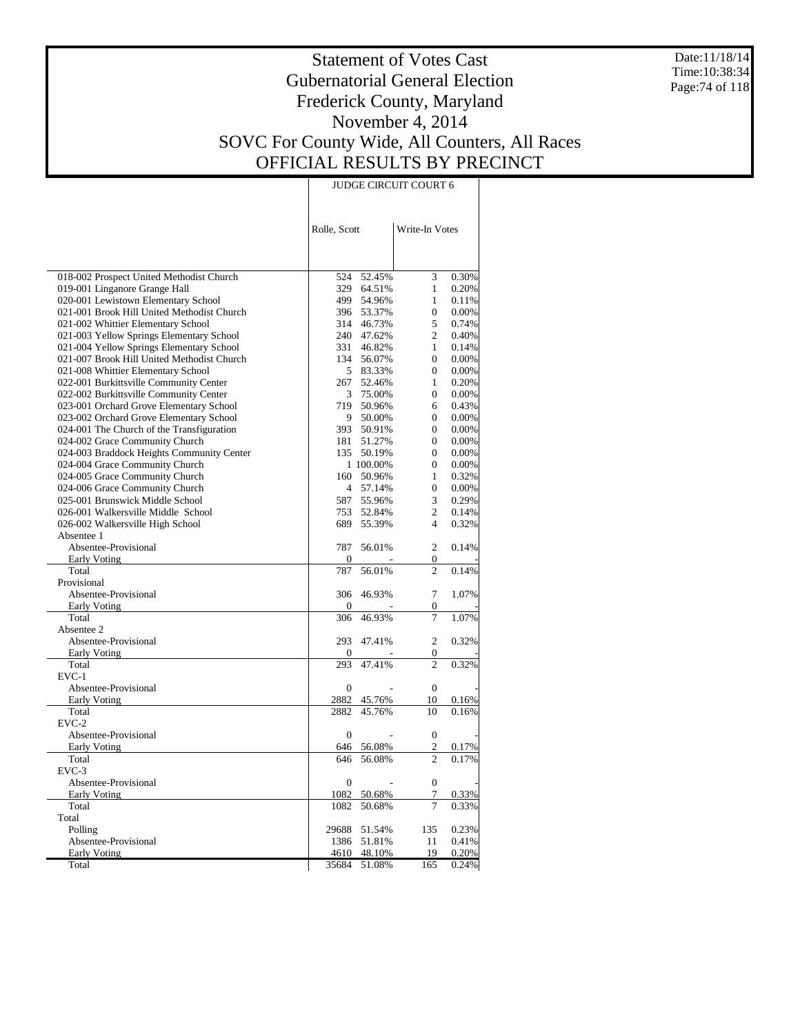# Statement of Votes Cast
## Gubernatorial General Election
## Frederick County, Maryland
## November 4, 2014
## SOVC For County Wide, All Counters, All Races
## OFFICIAL RESULTS BY PRECINCT

Date:11/18/14
Time:10:38:34

| | JUDGE CIRCUIT COURT 6 | | | |
|---|---|---|---|---|
| | Rolle, Scott | | Write-In Votes | |
| 018-002 Prospect United Methodist Church | 524 | 52.45% | 3 | 0.30% |
| 019-001 Linganore Grange Hall | 329 | 64.51% | 1 | 0.20% |
| 020-001 Lewistown Elementary School | 499 | 54.96% | 1 | 0.11% |
| 021-001 Brook Hill United Methodist Church | 396 | 53.37% | 0 | 0.00% |
| 021-002 Whittier Elementary School | 314 | 46.73% | 5 | 0.74% |
| 021-003 Yellow Springs Elementary School | 240 | 47.62% | 2 | 0.40% |
| 021-004 Yellow Springs Elementary School | 331 | 46.82% | 1 | 0.14% |
| 021-007 Brook Hill United Methodist Church | 134 | 56.07% | 0 | 0.00% |
| 021-008 Whittier Elementary School | 5 | 83.33% | 0 | 0.00% |
| 022-001 Burkittsville Community Center | 267 | 52.46% | 1 | 0.20% |
| 022-002 Burkittsville Community Center | 3 | 75.00% | 0 | 0.00% |
| 023-001 Orchard Grove Elementary School | 719 | 50.96% | 6 | 0.43% |
| 023-002 Orchard Grove Elementary School | 9 | 50.00% | 0 | 0.00% |
| 024-001 The Church of the Transfiguration | 393 | 50.91% | 0 | 0.00% |
| 024-002 Grace Community Church | 181 | 51.27% | 0 | 0.00% |
| 024-003 Braddock Heights Community Center | 135 | 50.19% | 0 | 0.00% |
| 024-004 Grace Community Church | 1 | 100.00% | 0 | 0.00% |
| 024-005 Grace Community Church | 160 | 50.96% | 1 | 0.32% |
| 024-006 Grace Community Church | 4 | 57.14% | 0 | 0.00% |
| 025-001 Brunswick Middle School | 587 | 55.96% | 3 | 0.29% |
| 026-001 Walkersville Middle School | 753 | 52.84% | 2 | 0.14% |
| 026-002 Walkersville High School | 689 | 55.39% | 4 | 0.32% |
| Absentee 1 | | | | |
| Absentee-Provisional | 787 | 56.01% | 2 | 0.14% |
| Early Voting | 0 | - | 0 | - |
| Total | 787 | 56.01% | 2 | 0.14% |
| Provisional | | | | |
| Absentee-Provisional | 306 | 46.93% | 7 | 1.07% |
| Early Voting | 0 | - | 0 | - |
| Total | 306 | 46.93% | 7 | 1.07% |
| Absentee 2 | | | | |
| Absentee-Provisional | 293 | 47.41% | 2 | 0.32% |
| Early Voting | 0 | - | 0 | - |
| Total | 293 | 47.41% | 2 | 0.32% |
| EVC-1 | | | | |
| Absentee-Provisional | 0 | - | 0 | - |
| Early Voting | 2882 | 45.76% | 10 | 0.16% |
| Total | 2882 | 45.76% | 10 | 0.16% |
| EVC-2 | | | | |
| Absentee-Provisional | 0 | - | 0 | - |
| Early Voting | 646 | 56.08% | 2 | 0.17% |
| Total | 646 | 56.08% | 2 | 0.17% |
| EVC-3 | | | | |
| Absentee-Provisional | 0 | - | 0 | - |
| Early Voting | 1082 | 50.68% | 7 | 0.33% |
| Total | 1082 | 50.68% | 7 | 0.33% |
| Total | | | | |
| Polling | 29688 | 51.54% | 135 | 0.23% |
| Absentee-Provisional | 1386 | 51.81% | 11 | 0.41% |
| Early Voting | 4610 | 48.10% | 19 | 0.20% |
| Total | 35684 | 51.08% | 165 | 0.24% |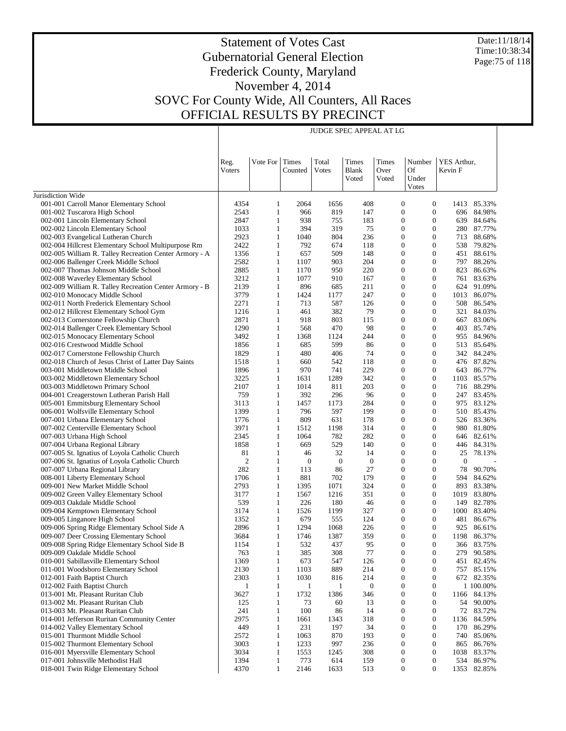# Statement of Votes Cast
## Gubernatorial General Election
## Frederick County, Maryland
## November 4, 2014
## SOVC For County Wide, All Counters, All Races
## OFFICIAL RESULTS BY PRECINCT

Date:11/18/14
Time:10:38:34

JUDGE SPEC APPEAL AT LG

| | Reg. Voters | Vote For | Times Counted | Total Votes | Times Blank Voted | Times Over Voted | Number Of Under Votes | YES Arthur, Kevin F | |
|---|---|---|---|---|---|---|---|---|---|
| Jurisdiction Wide | | | | | | | | | |
| 001-001 Carroll Manor Elementary School | 4354 | 1 | 2064 | 1656 | 408 | 0 | 0 | 1413 | 85.33% |
| 001-002 Tuscarora High School | 2543 | 1 | 966 | 819 | 147 | 0 | 0 | 696 | 84.98% |
| 002-001 Lincoln Elementary School | 2847 | 1 | 938 | 755 | 183 | 0 | 0 | 639 | 84.64% |
| 002-002 Lincoln Elementary School | 1033 | 1 | 394 | 319 | 75 | 0 | 0 | 280 | 87.77% |
| 002-003 Evangelical Lutheran Church | 2923 | 1 | 1040 | 804 | 236 | 0 | 0 | 713 | 88.68% |
| 002-004 Hillcrest Elementary School Multipurpose Rm | 2422 | 1 | 792 | 674 | 118 | 0 | 0 | 538 | 79.82% |
| 002-005 William R. Talley Recreation Center Armory - A | 1356 | 1 | 657 | 509 | 148 | 0 | 0 | 451 | 88.61% |
| 002-006 Ballenger Creek Middle School | 2582 | 1 | 1107 | 903 | 204 | 0 | 0 | 797 | 88.26% |
| 002-007 Thomas Johnson Middle School | 2885 | 1 | 1170 | 950 | 220 | 0 | 0 | 823 | 86.63% |
| 002-008 Waverley Elementary School | 3212 | 1 | 1077 | 910 | 167 | 0 | 0 | 761 | 83.63% |
| 002-009 William R. Talley Recreation Center Armory - B | 2139 | 1 | 896 | 685 | 211 | 0 | 0 | 624 | 91.09% |
| 002-010 Monocacy Middle School | 3779 | 1 | 1424 | 1177 | 247 | 0 | 0 | 1013 | 86.07% |
| 002-011 North Frederick Elementary School | 2271 | 1 | 713 | 587 | 126 | 0 | 0 | 508 | 86.54% |
| 002-012 Hillcrest Elementary School Gym | 1216 | 1 | 461 | 382 | 79 | 0 | 0 | 321 | 84.03% |
| 002-013 Cornerstone Fellowship Church | 2871 | 1 | 918 | 803 | 115 | 0 | 0 | 667 | 83.06% |
| 002-014 Ballenger Creek Elementary School | 1290 | 1 | 568 | 470 | 98 | 0 | 0 | 403 | 85.74% |
| 002-015 Monocacy Elementary School | 3492 | 1 | 1368 | 1124 | 244 | 0 | 0 | 955 | 84.96% |
| 002-016 Crestwood Middle School | 1856 | 1 | 685 | 599 | 86 | 0 | 0 | 513 | 85.64% |
| 002-017 Cornerstone Fellowship Church | 1829 | 1 | 480 | 406 | 74 | 0 | 0 | 342 | 84.24% |
| 002-018 Church of Jesus Christ of Latter Day Saints | 1518 | 1 | 660 | 542 | 118 | 0 | 0 | 476 | 87.82% |
| 003-001 Middletown Middle School | 1896 | 1 | 970 | 741 | 229 | 0 | 0 | 643 | 86.77% |
| 003-002 Middletown Elementary School | 3225 | 1 | 1631 | 1289 | 342 | 0 | 0 | 1103 | 85.57% |
| 003-003 Middletown Primary School | 2107 | 1 | 1014 | 811 | 203 | 0 | 0 | 716 | 88.29% |
| 004-001 Creagerstown Lutheran Parish Hall | 759 | 1 | 392 | 296 | 96 | 0 | 0 | 247 | 83.45% |
| 005-001 Emmitsburg Elementary School | 3113 | 1 | 1457 | 1173 | 284 | 0 | 0 | 975 | 83.12% |
| 006-001 Wolfsville Elementary School | 1399 | 1 | 796 | 597 | 199 | 0 | 0 | 510 | 85.43% |
| 007-001 Urbana Elementary School | 1776 | 1 | 809 | 631 | 178 | 0 | 0 | 526 | 83.36% |
| 007-002 Centerville Elementary School | 3971 | 1 | 1512 | 1198 | 314 | 0 | 0 | 980 | 81.80% |
| 007-003 Urbana High School | 2345 | 1 | 1064 | 782 | 282 | 0 | 0 | 646 | 82.61% |
| 007-004 Urbana Regional Library | 1858 | 1 | 669 | 529 | 140 | 0 | 0 | 446 | 84.31% |
| 007-005 St. Ignatius of Loyola Catholic Church | 81 | 1 | 46 | 32 | 14 | 0 | 0 | 25 | 78.13% |
| 007-006 St. Ignatius of Loyola Catholic Church | 2 | 1 | 0 | 0 | 0 | 0 | 0 | 0 | - |
| 007-007 Urbana Regional Library | 282 | 1 | 113 | 86 | 27 | 0 | 0 | 78 | 90.70% |
| 008-001 Liberty Elementary School | 1706 | 1 | 881 | 702 | 179 | 0 | 0 | 594 | 84.62% |
| 009-001 New Market Middle School | 2793 | 1 | 1395 | 1071 | 324 | 0 | 0 | 893 | 83.38% |
| 009-002 Green Valley Elementary School | 3177 | 1 | 1567 | 1216 | 351 | 0 | 0 | 1019 | 83.80% |
| 009-003 Oakdale Middle School | 539 | 1 | 226 | 180 | 46 | 0 | 0 | 149 | 82.78% |
| 009-004 Kemptown Elementary School | 3174 | 1 | 1526 | 1199 | 327 | 0 | 0 | 1000 | 83.40% |
| 009-005 Linganore High School | 1352 | 1 | 679 | 555 | 124 | 0 | 0 | 481 | 86.67% |
| 009-006 Spring Ridge Elementary School Side A | 2896 | 1 | 1294 | 1068 | 226 | 0 | 0 | 925 | 86.61% |
| 009-007 Deer Crossing Elementary School | 3684 | 1 | 1746 | 1387 | 359 | 0 | 0 | 1198 | 86.37% |
| 009-008 Spring Ridge Elementary School Side B | 1154 | 1 | 532 | 437 | 95 | 0 | 0 | 366 | 83.75% |
| 009-009 Oakdale Middle School | 763 | 1 | 385 | 308 | 77 | 0 | 0 | 279 | 90.58% |
| 010-001 Sabillasville Elementary School | 1369 | 1 | 673 | 547 | 126 | 0 | 0 | 451 | 82.45% |
| 011-001 Woodsboro Elementary School | 2130 | 1 | 1103 | 889 | 214 | 0 | 0 | 757 | 85.15% |
| 012-001 Faith Baptist Church | 2303 | 1 | 1030 | 816 | 214 | 0 | 0 | 672 | 82.35% |
| 012-002 Faith Baptist Church | 1 | 1 | 1 | 1 | 0 | 0 | 0 | 1 | 100.00% |
| 013-001 Mt. Pleasant Ruritan Club | 3627 | 1 | 1732 | 1386 | 346 | 0 | 0 | 1166 | 84.13% |
| 013-002 Mt. Pleasant Ruritan Club | 125 | 1 | 73 | 60 | 13 | 0 | 0 | 54 | 90.00% |
| 013-003 Mt. Pleasant Ruritan Club | 241 | 1 | 100 | 86 | 14 | 0 | 0 | 72 | 83.72% |
| 014-001 Jefferson Ruritan Community Center | 2975 | 1 | 1661 | 1343 | 318 | 0 | 0 | 1136 | 84.59% |
| 014-002 Valley Elementary School | 449 | 1 | 231 | 197 | 34 | 0 | 0 | 170 | 86.29% |
| 015-001 Thurmont Middle School | 2572 | 1 | 1063 | 870 | 193 | 0 | 0 | 740 | 85.06% |
| 015-002 Thurmont Elementary School | 3003 | 1 | 1233 | 997 | 236 | 0 | 0 | 865 | 86.76% |
| 016-001 Myersville Elementary School | 3034 | 1 | 1553 | 1245 | 308 | 0 | 0 | 1038 | 83.37% |
| 017-001 Johnsville Methodist Hall | 1394 | 1 | 773 | 614 | 159 | 0 | 0 | 534 | 86.97% |
| 018-001 Twin Ridge Elementary School | 4370 | 1 | 2146 | 1633 | 513 | 0 | 0 | 1353 | 82.85% |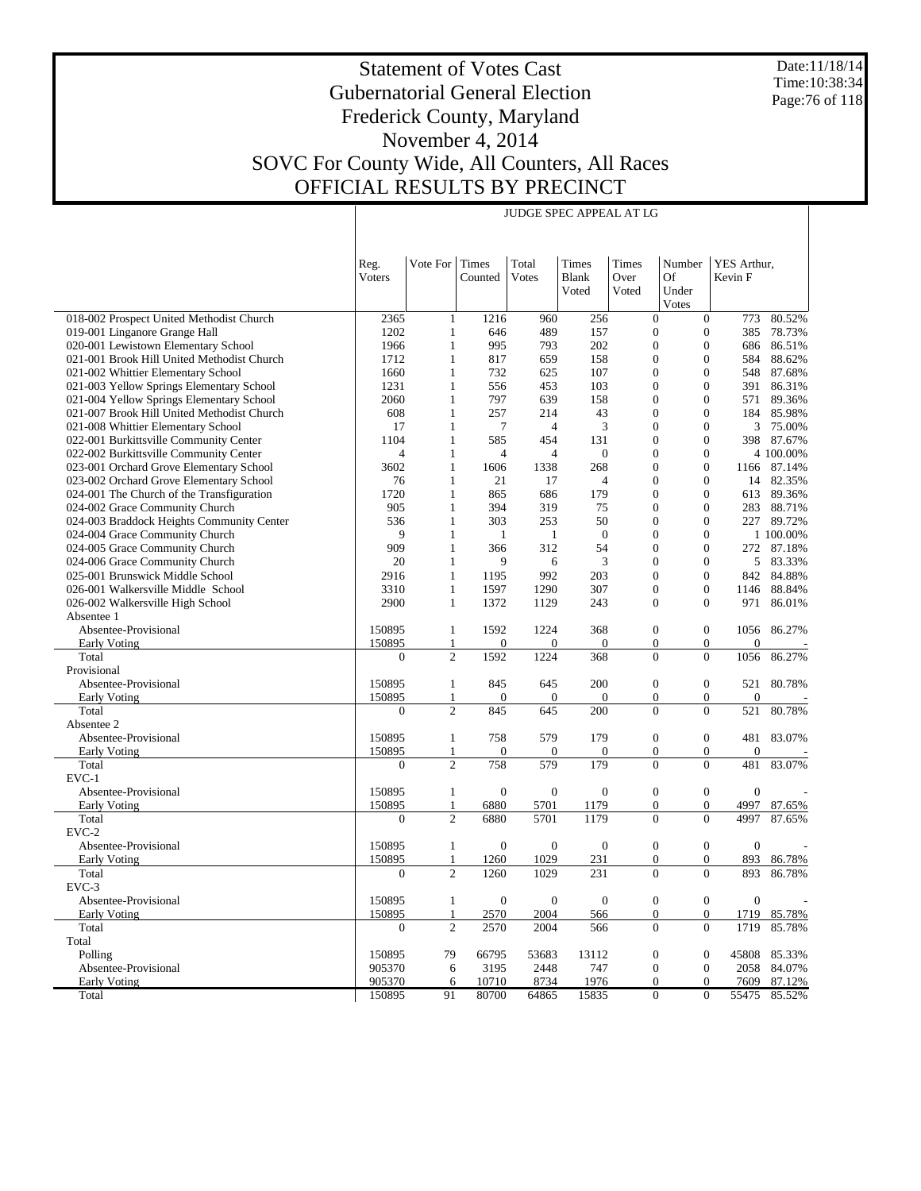# Statement of Votes Cast
# Gubernatorial General Election
# Frederick County, Maryland
# November 4, 2014
# SOVC For County Wide, All Counters, All Races
# OFFICIAL RESULTS BY PRECINCT

Date:11/18/14
Time:10:38:34

JUDGE SPEC APPEAL AT LG

| | Reg. Voters | Vote For | Times Counted | Total Votes | Times Blank Voted | Times Over Voted | Number Of Under Votes | YES Arthur, Kevin F | |
|---|---|---|---|---|---|---|---|---|---|
| 018-002 Prospect United Methodist Church | 2365 | 1 | 1216 | 960 | 256 | 0 | 0 | 773 | 80.52% |
| 019-001 Linganore Grange Hall | 1202 | 1 | 646 | 489 | 157 | 0 | 0 | 385 | 78.73% |
| 020-001 Lewistown Elementary School | 1966 | 1 | 995 | 793 | 202 | 0 | 0 | 686 | 86.51% |
| 021-001 Brook Hill United Methodist Church | 1712 | 1 | 817 | 659 | 158 | 0 | 0 | 584 | 88.62% |
| 021-002 Whittier Elementary School | 1660 | 1 | 732 | 625 | 107 | 0 | 0 | 548 | 87.68% |
| 021-003 Yellow Springs Elementary School | 1231 | 1 | 556 | 453 | 103 | 0 | 0 | 391 | 86.31% |
| 021-004 Yellow Springs Elementary School | 2060 | 1 | 797 | 639 | 158 | 0 | 0 | 571 | 89.36% |
| 021-007 Brook Hill United Methodist Church | 608 | 1 | 257 | 214 | 43 | 0 | 0 | 184 | 85.98% |
| 021-008 Whittier Elementary School | 17 | 1 | 7 | 4 | 3 | 0 | 0 | 3 | 75.00% |
| 022-001 Burkittsville Community Center | 1104 | 1 | 585 | 454 | 131 | 0 | 0 | 398 | 87.67% |
| 022-002 Burkittsville Community Center | 4 | 1 | 4 | 4 | 0 | 0 | 0 | 4 | 100.00% |
| 023-001 Orchard Grove Elementary School | 3602 | 1 | 1606 | 1338 | 268 | 0 | 0 | 1166 | 87.14% |
| 023-002 Orchard Grove Elementary School | 76 | 1 | 21 | 17 | 4 | 0 | 0 | 14 | 82.35% |
| 024-001 The Church of the Transfiguration | 1720 | 1 | 865 | 686 | 179 | 0 | 0 | 613 | 89.36% |
| 024-002 Grace Community Church | 905 | 1 | 394 | 319 | 75 | 0 | 0 | 283 | 88.71% |
| 024-003 Braddock Heights Community Center | 536 | 1 | 303 | 253 | 50 | 0 | 0 | 227 | 89.72% |
| 024-004 Grace Community Church | 9 | 1 | 1 | 1 | 0 | 0 | 0 | 1 | 100.00% |
| 024-005 Grace Community Church | 909 | 1 | 366 | 312 | 54 | 0 | 0 | 272 | 87.18% |
| 024-006 Grace Community Church | 20 | 1 | 9 | 6 | 3 | 0 | 0 | 5 | 83.33% |
| 025-001 Brunswick Middle School | 2916 | 1 | 1195 | 992 | 203 | 0 | 0 | 842 | 84.88% |
| 026-001 Walkersville Middle School | 3310 | 1 | 1597 | 1290 | 307 | 0 | 0 | 1146 | 88.84% |
| 026-002 Walkersville High School | 2900 | 1 | 1372 | 1129 | 243 | 0 | 0 | 971 | 86.01% |
| Absentee 1 | | | | | | | | | |
| Absentee-Provisional | 150895 | 1 | 1592 | 1224 | 368 | 0 | 0 | 1056 | 86.27% |
| Early Voting | 150895 | 1 | 0 | 0 | 0 | 0 | 0 | 0 | - |
| Total | 0 | 2 | 1592 | 1224 | 368 | 0 | 0 | 1056 | 86.27% |
| Provisional | | | | | | | | | |
| Absentee-Provisional | 150895 | 1 | 845 | 645 | 200 | 0 | 0 | 521 | 80.78% |
| Early Voting | 150895 | 1 | 0 | 0 | 0 | 0 | 0 | 0 | - |
| Total | 0 | 2 | 845 | 645 | 200 | 0 | 0 | 521 | 80.78% |
| Absentee 2 | | | | | | | | | |
| Absentee-Provisional | 150895 | 1 | 758 | 579 | 179 | 0 | 0 | 481 | 83.07% |
| Early Voting | 150895 | 1 | 0 | 0 | 0 | 0 | 0 | 0 | - |
| Total | 0 | 2 | 758 | 579 | 179 | 0 | 0 | 481 | 83.07% |
| EVC-1 | | | | | | | | | |
| Absentee-Provisional | 150895 | 1 | 0 | 0 | 0 | 0 | 0 | 0 | - |
| Early Voting | 150895 | 1 | 6880 | 5701 | 1179 | 0 | 0 | 4997 | 87.65% |
| Total | 0 | 2 | 6880 | 5701 | 1179 | 0 | 0 | 4997 | 87.65% |
| EVC-2 | | | | | | | | | |
| Absentee-Provisional | 150895 | 1 | 0 | 0 | 0 | 0 | 0 | 0 | - |
| Early Voting | 150895 | 1 | 1260 | 1029 | 231 | 0 | 0 | 893 | 86.78% |
| Total | 0 | 2 | 1260 | 1029 | 231 | 0 | 0 | 893 | 86.78% |
| EVC-3 | | | | | | | | | |
| Absentee-Provisional | 150895 | 1 | 0 | 0 | 0 | 0 | 0 | 0 | - |
| Early Voting | 150895 | 1 | 2570 | 2004 | 566 | 0 | 0 | 1719 | 85.78% |
| Total | 0 | 2 | 2570 | 2004 | 566 | 0 | 0 | 1719 | 85.78% |
| Total | | | | | | | | | |
| Polling | 150895 | 79 | 66795 | 53683 | 13112 | 0 | 0 | 45808 | 85.33% |
| Absentee-Provisional | 905370 | 6 | 3195 | 2448 | 747 | 0 | 0 | 2058 | 84.07% |
| Early Voting | 905370 | 6 | 10710 | 8734 | 1976 | 0 | 0 | 7609 | 87.12% |
| Total | 150895 | 91 | 80700 | 64865 | 15835 | 0 | 0 | 55475 | 85.52% |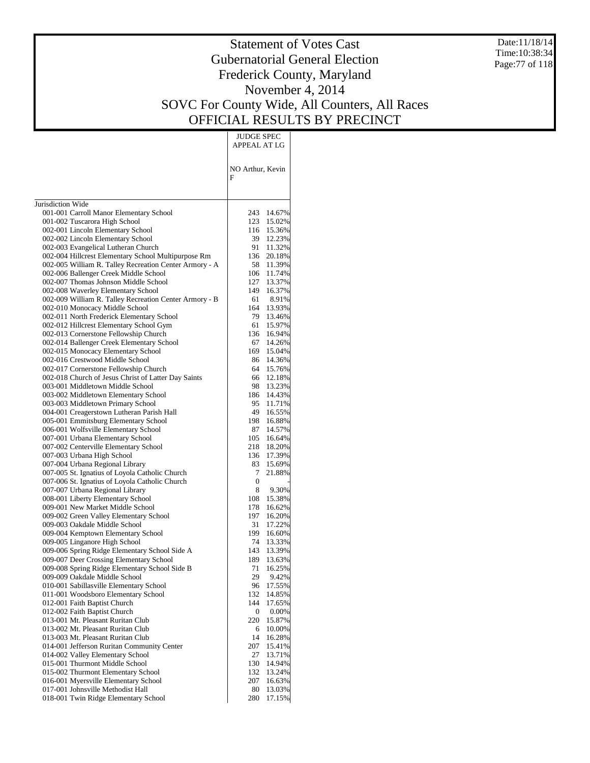# Statement of Votes Cast
# Gubernatorial General Election
# Frederick County, Maryland
# November 4, 2014
# SOVC For County Wide, All Counters, All Races
# OFFICIAL RESULTS BY PRECINCT

Date:11/18/14
Time:10:38:34

| | JUDGE SPEC APPEAL AT LG | |
|---|---|---|
| | NO Arthur, Kevin F | |
| Jurisdiction Wide | | |
| 001-001 Carroll Manor Elementary School | 243 | 14.67% |
| 001-002 Tuscarora High School | 123 | 15.02% |
| 002-001 Lincoln Elementary School | 116 | 15.36% |
| 002-002 Lincoln Elementary School | 39 | 12.23% |
| 002-003 Evangelical Lutheran Church | 91 | 11.32% |
| 002-004 Hillcrest Elementary School Multipurpose Rm | 136 | 20.18% |
| 002-005 William R. Talley Recreation Center Armory - A | 58 | 11.39% |
| 002-006 Ballenger Creek Middle School | 106 | 11.74% |
| 002-007 Thomas Johnson Middle School | 127 | 13.37% |
| 002-008 Waverley Elementary School | 149 | 16.37% |
| 002-009 William R. Talley Recreation Center Armory - B | 61 | 8.91% |
| 002-010 Monocacy Middle School | 164 | 13.93% |
| 002-011 North Frederick Elementary School | 79 | 13.46% |
| 002-012 Hillcrest Elementary School Gym | 61 | 15.97% |
| 002-013 Cornerstone Fellowship Church | 136 | 16.94% |
| 002-014 Ballenger Creek Elementary School | 67 | 14.26% |
| 002-015 Monocacy Elementary School | 169 | 15.04% |
| 002-016 Crestwood Middle School | 86 | 14.36% |
| 002-017 Cornerstone Fellowship Church | 64 | 15.76% |
| 002-018 Church of Jesus Christ of Latter Day Saints | 66 | 12.18% |
| 003-001 Middletown Middle School | 98 | 13.23% |
| 003-002 Middletown Elementary School | 186 | 14.43% |
| 003-003 Middletown Primary School | 95 | 11.71% |
| 004-001 Creagerstown Lutheran Parish Hall | 49 | 16.55% |
| 005-001 Emmitsburg Elementary School | 198 | 16.88% |
| 006-001 Wolfsville Elementary School | 87 | 14.57% |
| 007-001 Urbana Elementary School | 105 | 16.64% |
| 007-002 Centerville Elementary School | 218 | 18.20% |
| 007-003 Urbana High School | 136 | 17.39% |
| 007-004 Urbana Regional Library | 83 | 15.69% |
| 007-005 St. Ignatius of Loyola Catholic Church | 7 | 21.88% |
| 007-006 St. Ignatius of Loyola Catholic Church | 0 | - |
| 007-007 Urbana Regional Library | 8 | 9.30% |
| 008-001 Liberty Elementary School | 108 | 15.38% |
| 009-001 New Market Middle School | 178 | 16.62% |
| 009-002 Green Valley Elementary School | 197 | 16.20% |
| 009-003 Oakdale Middle School | 31 | 17.22% |
| 009-004 Kemptown Elementary School | 199 | 16.60% |
| 009-005 Linganore High School | 74 | 13.33% |
| 009-006 Spring Ridge Elementary School Side A | 143 | 13.39% |
| 009-007 Deer Crossing Elementary School | 189 | 13.63% |
| 009-008 Spring Ridge Elementary School Side B | 71 | 16.25% |
| 009-009 Oakdale Middle School | 29 | 9.42% |
| 010-001 Sabillasville Elementary School | 96 | 17.55% |
| 011-001 Woodsboro Elementary School | 132 | 14.85% |
| 012-001 Faith Baptist Church | 144 | 17.65% |
| 012-002 Faith Baptist Church | 0 | 0.00% |
| 013-001 Mt. Pleasant Ruritan Club | 220 | 15.87% |
| 013-002 Mt. Pleasant Ruritan Club | 6 | 10.00% |
| 013-003 Mt. Pleasant Ruritan Club | 14 | 16.28% |
| 014-001 Jefferson Ruritan Community Center | 207 | 15.41% |
| 014-002 Valley Elementary School | 27 | 13.71% |
| 015-001 Thurmont Middle School | 130 | 14.94% |
| 015-002 Thurmont Elementary School | 132 | 13.24% |
| 016-001 Myersville Elementary School | 207 | 16.63% |
| 017-001 Johnsville Methodist Hall | 80 | 13.03% |
| 018-001 Twin Ridge Elementary School | 280 | 17.15% |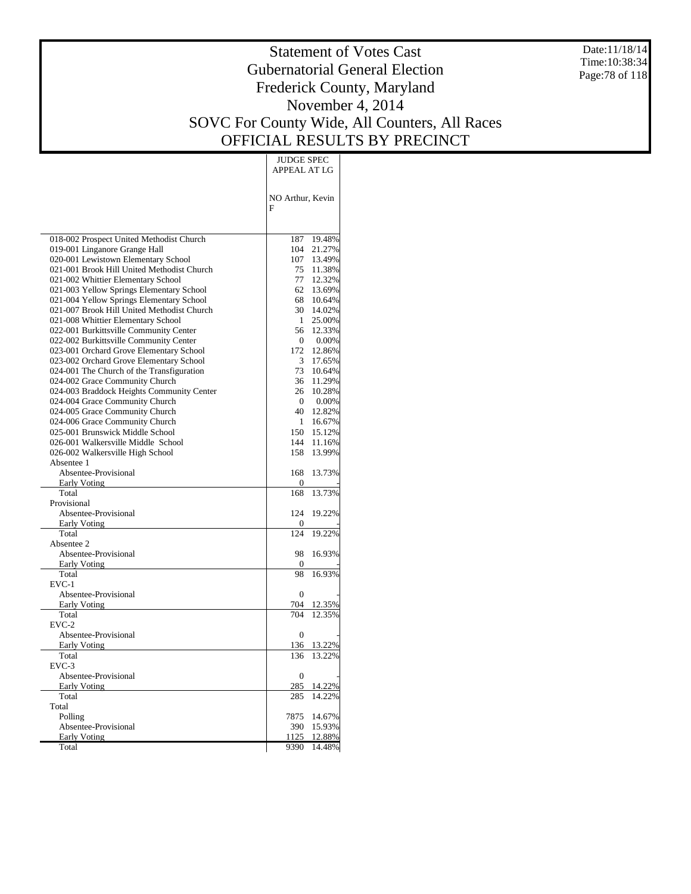# Statement of Votes Cast
# Gubernatorial General Election
# Frederick County, Maryland
# November 4, 2014
# SOVC For County Wide, All Counters, All Races
# OFFICIAL RESULTS BY PRECINCT

Date:11/18/14
Time:10:38:34

| | JUDGE SPEC APPEAL AT LG | |
|---|---|---|
| | NO Arthur, Kevin F | |
| 018-002 Prospect United Methodist Church | 187 | 19.48% |
| 019-001 Linganore Grange Hall | 104 | 21.27% |
| 020-001 Lewistown Elementary School | 107 | 13.49% |
| 021-001 Brook Hill United Methodist Church | 75 | 11.38% |
| 021-002 Whittier Elementary School | 77 | 12.32% |
| 021-003 Yellow Springs Elementary School | 62 | 13.69% |
| 021-004 Yellow Springs Elementary School | 68 | 10.64% |
| 021-007 Brook Hill United Methodist Church | 30 | 14.02% |
| 021-008 Whittier Elementary School | 1 | 25.00% |
| 022-001 Burkittsville Community Center | 56 | 12.33% |
| 022-002 Burkittsville Community Center | 0 | 0.00% |
| 023-001 Orchard Grove Elementary School | 172 | 12.86% |
| 023-002 Orchard Grove Elementary School | 3 | 17.65% |
| 024-001 The Church of the Transfiguration | 73 | 10.64% |
| 024-002 Grace Community Church | 36 | 11.29% |
| 024-003 Braddock Heights Community Center | 26 | 10.28% |
| 024-004 Grace Community Church | 0 | 0.00% |
| 024-005 Grace Community Church | 40 | 12.82% |
| 024-006 Grace Community Church | 1 | 16.67% |
| 025-001 Brunswick Middle School | 150 | 15.12% |
| 026-001 Walkersville Middle School | 144 | 11.16% |
| 026-002 Walkersville High School | 158 | 13.99% |
| Absentee 1 | | |
| Absentee-Provisional | 168 | 13.73% |
| Early Voting | 0 | - |
| Total | 168 | 13.73% |
| Provisional | | |
| Absentee-Provisional | 124 | 19.22% |
| Early Voting | 0 | - |
| Total | 124 | 19.22% |
| Absentee 2 | | |
| Absentee-Provisional | 98 | 16.93% |
| Early Voting | 0 | - |
| Total | 98 | 16.93% |
| EVC-1 | | |
| Absentee-Provisional | 0 | - |
| Early Voting | 704 | 12.35% |
| Total | 704 | 12.35% |
| EVC-2 | | |
| Absentee-Provisional | 0 | - |
| Early Voting | 136 | 13.22% |
| Total | 136 | 13.22% |
| EVC-3 | | |
| Absentee-Provisional | 0 | - |
| Early Voting | 285 | 14.22% |
| Total | 285 | 14.22% |
| Total | | |
| Polling | 7875 | 14.67% |
| Absentee-Provisional | 390 | 15.93% |
| Early Voting | 1125 | 12.88% |
| Total | 9390 | 14.48% |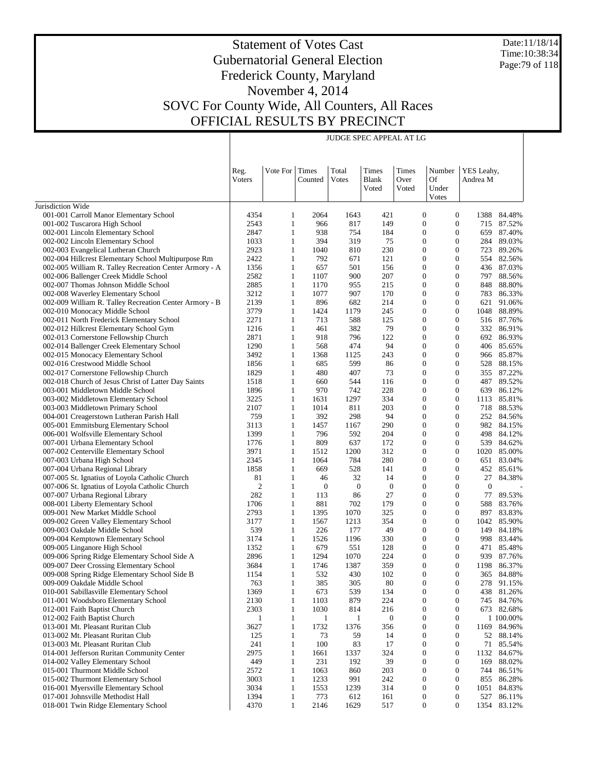# Statement of Votes Cast
## Gubernatorial General Election
## Frederick County, Maryland
## November 4, 2014
## SOVC For County Wide, All Counters, All Races
## OFFICIAL RESULTS BY PRECINCT

Date:11/18/14
Time:10:38:34

JUDGE SPEC APPEAL AT LG

| | Reg. Voters | Vote For | Times Counted | Total Votes | Times Blank Voted | Times Over Voted | Number Of Under Votes | YES Leahy, Andrea M | |
|---|---|---|---|---|---|---|---|---|---|
| Jurisdiction Wide | | | | | | | | | |
| 001-001 Carroll Manor Elementary School | 4354 | 1 | 2064 | 1643 | 421 | 0 | 0 | 1388 | 84.48% |
| 001-002 Tuscarora High School | 2543 | 1 | 966 | 817 | 149 | 0 | 0 | 715 | 87.52% |
| 002-001 Lincoln Elementary School | 2847 | 1 | 938 | 754 | 184 | 0 | 0 | 659 | 87.40% |
| 002-002 Lincoln Elementary School | 1033 | 1 | 394 | 319 | 75 | 0 | 0 | 284 | 89.03% |
| 002-003 Evangelical Lutheran Church | 2923 | 1 | 1040 | 810 | 230 | 0 | 0 | 723 | 89.26% |
| 002-004 Hillcrest Elementary School Multipurpose Rm | 2422 | 1 | 792 | 671 | 121 | 0 | 0 | 554 | 82.56% |
| 002-005 William R. Talley Recreation Center Armory - A | 1356 | 1 | 657 | 501 | 156 | 0 | 0 | 436 | 87.03% |
| 002-006 Ballenger Creek Middle School | 2582 | 1 | 1107 | 900 | 207 | 0 | 0 | 797 | 88.56% |
| 002-007 Thomas Johnson Middle School | 2885 | 1 | 1170 | 955 | 215 | 0 | 0 | 848 | 88.80% |
| 002-008 Waverley Elementary School | 3212 | 1 | 1077 | 907 | 170 | 0 | 0 | 783 | 86.33% |
| 002-009 William R. Talley Recreation Center Armory - B | 2139 | 1 | 896 | 682 | 214 | 0 | 0 | 621 | 91.06% |
| 002-010 Monocacy Middle School | 3779 | 1 | 1424 | 1179 | 245 | 0 | 0 | 1048 | 88.89% |
| 002-011 North Frederick Elementary School | 2271 | 1 | 713 | 588 | 125 | 0 | 0 | 516 | 87.76% |
| 002-012 Hillcrest Elementary School Gym | 1216 | 1 | 461 | 382 | 79 | 0 | 0 | 332 | 86.91% |
| 002-013 Cornerstone Fellowship Church | 2871 | 1 | 918 | 796 | 122 | 0 | 0 | 692 | 86.93% |
| 002-014 Ballenger Creek Elementary School | 1290 | 1 | 568 | 474 | 94 | 0 | 0 | 406 | 85.65% |
| 002-015 Monocacy Elementary School | 3492 | 1 | 1368 | 1125 | 243 | 0 | 0 | 966 | 85.87% |
| 002-016 Crestwood Middle School | 1856 | 1 | 685 | 599 | 86 | 0 | 0 | 528 | 88.15% |
| 002-017 Cornerstone Fellowship Church | 1829 | 1 | 480 | 407 | 73 | 0 | 0 | 355 | 87.22% |
| 002-018 Church of Jesus Christ of Latter Day Saints | 1518 | 1 | 660 | 544 | 116 | 0 | 0 | 487 | 89.52% |
| 003-001 Middletown Middle School | 1896 | 1 | 970 | 742 | 228 | 0 | 0 | 639 | 86.12% |
| 003-002 Middletown Elementary School | 3225 | 1 | 1631 | 1297 | 334 | 0 | 0 | 1113 | 85.81% |
| 003-003 Middletown Primary School | 2107 | 1 | 1014 | 811 | 203 | 0 | 0 | 718 | 88.53% |
| 004-001 Creagerstown Lutheran Parish Hall | 759 | 1 | 392 | 298 | 94 | 0 | 0 | 252 | 84.56% |
| 005-001 Emmitsburg Elementary School | 3113 | 1 | 1457 | 1167 | 290 | 0 | 0 | 982 | 84.15% |
| 006-001 Wolfsville Elementary School | 1399 | 1 | 796 | 592 | 204 | 0 | 0 | 498 | 84.12% |
| 007-001 Urbana Elementary School | 1776 | 1 | 809 | 637 | 172 | 0 | 0 | 539 | 84.62% |
| 007-002 Centerville Elementary School | 3971 | 1 | 1512 | 1200 | 312 | 0 | 0 | 1020 | 85.00% |
| 007-003 Urbana High School | 2345 | 1 | 1064 | 784 | 280 | 0 | 0 | 651 | 83.04% |
| 007-004 Urbana Regional Library | 1858 | 1 | 669 | 528 | 141 | 0 | 0 | 452 | 85.61% |
| 007-005 St. Ignatius of Loyola Catholic Church | 81 | 1 | 46 | 32 | 14 | 0 | 0 | 27 | 84.38% |
| 007-006 St. Ignatius of Loyola Catholic Church | 2 | 1 | 0 | 0 | 0 | 0 | 0 | 0 | - |
| 007-007 Urbana Regional Library | 282 | 1 | 113 | 86 | 27 | 0 | 0 | 77 | 89.53% |
| 008-001 Liberty Elementary School | 1706 | 1 | 881 | 702 | 179 | 0 | 0 | 588 | 83.76% |
| 009-001 New Market Middle School | 2793 | 1 | 1395 | 1070 | 325 | 0 | 0 | 897 | 83.83% |
| 009-002 Green Valley Elementary School | 3177 | 1 | 1567 | 1213 | 354 | 0 | 0 | 1042 | 85.90% |
| 009-003 Oakdale Middle School | 539 | 1 | 226 | 177 | 49 | 0 | 0 | 149 | 84.18% |
| 009-004 Kemptown Elementary School | 3174 | 1 | 1526 | 1196 | 330 | 0 | 0 | 998 | 83.44% |
| 009-005 Linganore High School | 1352 | 1 | 679 | 551 | 128 | 0 | 0 | 471 | 85.48% |
| 009-006 Spring Ridge Elementary School Side A | 2896 | 1 | 1294 | 1070 | 224 | 0 | 0 | 939 | 87.76% |
| 009-007 Deer Crossing Elementary School | 3684 | 1 | 1746 | 1387 | 359 | 0 | 0 | 1198 | 86.37% |
| 009-008 Spring Ridge Elementary School Side B | 1154 | 1 | 532 | 430 | 102 | 0 | 0 | 365 | 84.88% |
| 009-009 Oakdale Middle School | 763 | 1 | 385 | 305 | 80 | 0 | 0 | 278 | 91.15% |
| 010-001 Sabillasville Elementary School | 1369 | 1 | 673 | 539 | 134 | 0 | 0 | 438 | 81.26% |
| 011-001 Woodsboro Elementary School | 2130 | 1 | 1103 | 879 | 224 | 0 | 0 | 745 | 84.76% |
| 012-001 Faith Baptist Church | 2303 | 1 | 1030 | 814 | 216 | 0 | 0 | 673 | 82.68% |
| 012-002 Faith Baptist Church | 1 | 1 | 1 | 1 | 0 | 0 | 0 | 1 | 100.00% |
| 013-001 Mt. Pleasant Ruritan Club | 3627 | 1 | 1732 | 1376 | 356 | 0 | 0 | 1169 | 84.96% |
| 013-002 Mt. Pleasant Ruritan Club | 125 | 1 | 73 | 59 | 14 | 0 | 0 | 52 | 88.14% |
| 013-003 Mt. Pleasant Ruritan Club | 241 | 1 | 100 | 83 | 17 | 0 | 0 | 71 | 85.54% |
| 014-001 Jefferson Ruritan Community Center | 2975 | 1 | 1661 | 1337 | 324 | 0 | 0 | 1132 | 84.67% |
| 014-002 Valley Elementary School | 449 | 1 | 231 | 192 | 39 | 0 | 0 | 169 | 88.02% |
| 015-001 Thurmont Middle School | 2572 | 1 | 1063 | 860 | 203 | 0 | 0 | 744 | 86.51% |
| 015-002 Thurmont Elementary School | 3003 | 1 | 1233 | 991 | 242 | 0 | 0 | 855 | 86.28% |
| 016-001 Myersville Elementary School | 3034 | 1 | 1553 | 1239 | 314 | 0 | 0 | 1051 | 84.83% |
| 017-001 Johnsville Methodist Hall | 1394 | 1 | 773 | 612 | 161 | 0 | 0 | 527 | 86.11% |
| 018-001 Twin Ridge Elementary School | 4370 | 1 | 2146 | 1629 | 517 | 0 | 0 | 1354 | 83.12% |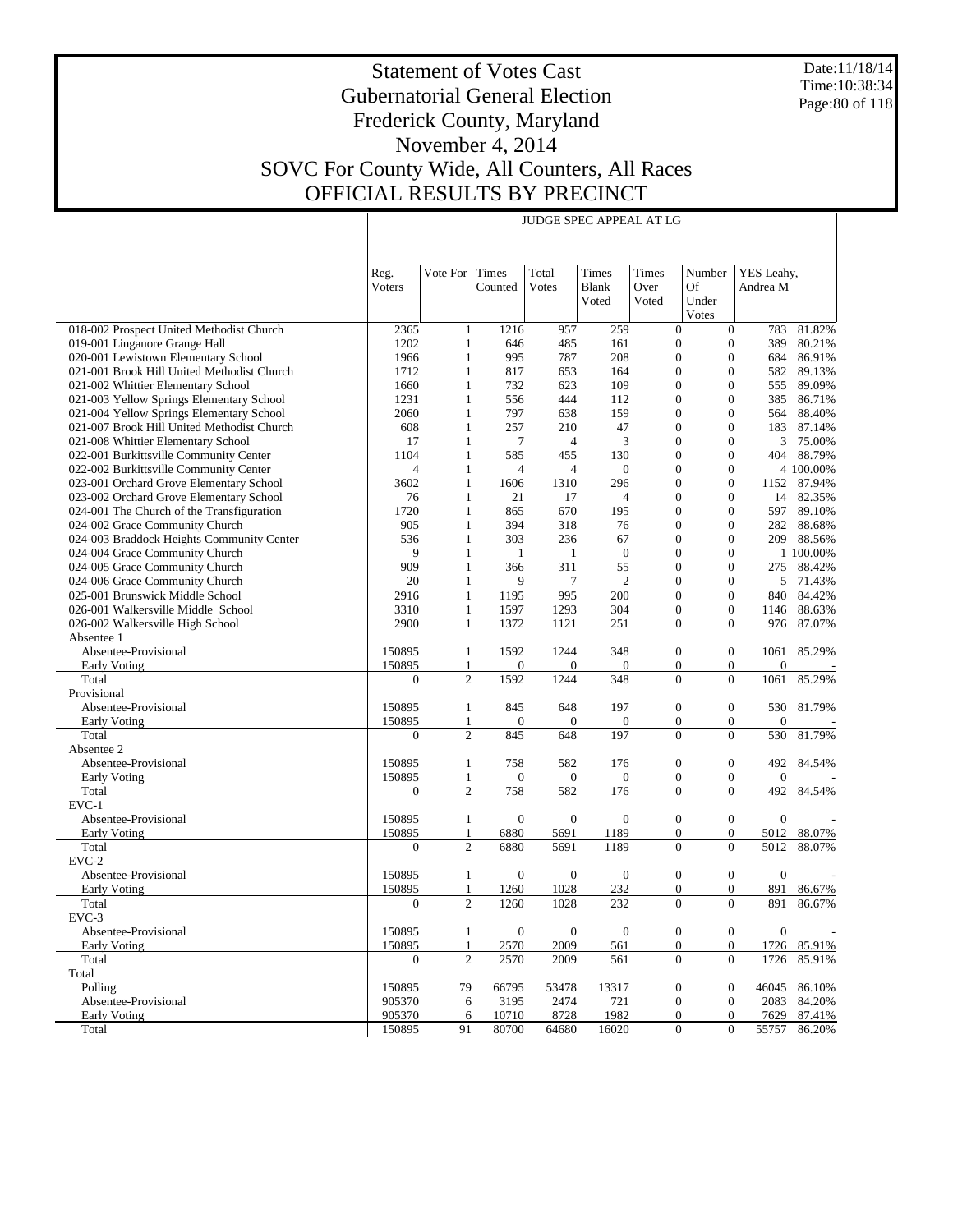# Statement of Votes Cast
# Gubernatorial General Election
# Frederick County, Maryland
# November 4, 2014
# SOVC For County Wide, All Counters, All Races
# OFFICIAL RESULTS BY PRECINCT

Date:11/18/14
Time:10:38:34

| | JUDGE SPEC APPEAL AT LG | | | | | | | | |
|---|---|---|---|---|---|---|---|---|---|
| | Reg. Voters | Vote For | Times Counted | Total Votes | Times Blank Voted | Times Over Voted | Number Of Under Votes | YES Leahy, Andrea M | |
| 018-002 Prospect United Methodist Church | 2365 | 1 | 1216 | 957 | 259 | 0 | 0 | 783 | 81.82% |
| 019-001 Linganore Grange Hall | 1202 | 1 | 646 | 485 | 161 | 0 | 0 | 389 | 80.21% |
| 020-001 Lewistown Elementary School | 1966 | 1 | 995 | 787 | 208 | 0 | 0 | 684 | 86.91% |
| 021-001 Brook Hill United Methodist Church | 1712 | 1 | 817 | 653 | 164 | 0 | 0 | 582 | 89.13% |
| 021-002 Whittier Elementary School | 1660 | 1 | 732 | 623 | 109 | 0 | 0 | 555 | 89.09% |
| 021-003 Yellow Springs Elementary School | 1231 | 1 | 556 | 444 | 112 | 0 | 0 | 385 | 86.71% |
| 021-004 Yellow Springs Elementary School | 2060 | 1 | 797 | 638 | 159 | 0 | 0 | 564 | 88.40% |
| 021-007 Brook Hill United Methodist Church | 608 | 1 | 257 | 210 | 47 | 0 | 0 | 183 | 87.14% |
| 021-008 Whittier Elementary School | 17 | 1 | 7 | 4 | 3 | 0 | 0 | 3 | 75.00% |
| 022-001 Burkittsville Community Center | 1104 | 1 | 585 | 455 | 130 | 0 | 0 | 404 | 88.79% |
| 022-002 Burkittsville Community Center | 4 | 1 | 4 | 4 | 0 | 0 | 0 | 4 | 100.00% |
| 023-001 Orchard Grove Elementary School | 3602 | 1 | 1606 | 1310 | 296 | 0 | 0 | 1152 | 87.94% |
| 023-002 Orchard Grove Elementary School | 76 | 1 | 21 | 17 | 4 | 0 | 0 | 14 | 82.35% |
| 024-001 The Church of the Transfiguration | 1720 | 1 | 865 | 670 | 195 | 0 | 0 | 597 | 89.10% |
| 024-002 Grace Community Church | 905 | 1 | 394 | 318 | 76 | 0 | 0 | 282 | 88.68% |
| 024-003 Braddock Heights Community Center | 536 | 1 | 303 | 236 | 67 | 0 | 0 | 209 | 88.56% |
| 024-004 Grace Community Church | 9 | 1 | 1 | 1 | 0 | 0 | 0 | 1 | 100.00% |
| 024-005 Grace Community Church | 909 | 1 | 366 | 311 | 55 | 0 | 0 | 275 | 88.42% |
| 024-006 Grace Community Church | 20 | 1 | 9 | 7 | 2 | 0 | 0 | 5 | 71.43% |
| 025-001 Brunswick Middle School | 2916 | 1 | 1195 | 995 | 200 | 0 | 0 | 840 | 84.42% |
| 026-001 Walkersville Middle School | 3310 | 1 | 1597 | 1293 | 304 | 0 | 0 | 1146 | 88.63% |
| 026-002 Walkersville High School | 2900 | 1 | 1372 | 1121 | 251 | 0 | 0 | 976 | 87.07% |
| Absentee 1 | | | | | | | | | |
| Absentee-Provisional | 150895 | 1 | 1592 | 1244 | 348 | 0 | 0 | 1061 | 85.29% |
| Early Voting | 150895 | 1 | 0 | 0 | 0 | 0 | 0 | 0 | - |
| Total | 0 | 2 | 1592 | 1244 | 348 | 0 | 0 | 1061 | 85.29% |
| Provisional | | | | | | | | | |
| Absentee-Provisional | 150895 | 1 | 845 | 648 | 197 | 0 | 0 | 530 | 81.79% |
| Early Voting | 150895 | 1 | 0 | 0 | 0 | 0 | 0 | 0 | - |
| Total | 0 | 2 | 845 | 648 | 197 | 0 | 0 | 530 | 81.79% |
| Absentee 2 | | | | | | | | | |
| Absentee-Provisional | 150895 | 1 | 758 | 582 | 176 | 0 | 0 | 492 | 84.54% |
| Early Voting | 150895 | 1 | 0 | 0 | 0 | 0 | 0 | 0 | - |
| Total | 0 | 2 | 758 | 582 | 176 | 0 | 0 | 492 | 84.54% |
| EVC-1 | | | | | | | | | |
| Absentee-Provisional | 150895 | 1 | 0 | 0 | 0 | 0 | 0 | 0 | - |
| Early Voting | 150895 | 1 | 6880 | 5691 | 1189 | 0 | 0 | 5012 | 88.07% |
| Total | 0 | 2 | 6880 | 5691 | 1189 | 0 | 0 | 5012 | 88.07% |
| EVC-2 | | | | | | | | | |
| Absentee-Provisional | 150895 | 1 | 0 | 0 | 0 | 0 | 0 | 0 | - |
| Early Voting | 150895 | 1 | 1260 | 1028 | 232 | 0 | 0 | 891 | 86.67% |
| Total | 0 | 2 | 1260 | 1028 | 232 | 0 | 0 | 891 | 86.67% |
| EVC-3 | | | | | | | | | |
| Absentee-Provisional | 150895 | 1 | 0 | 0 | 0 | 0 | 0 | 0 | - |
| Early Voting | 150895 | 1 | 2570 | 2009 | 561 | 0 | 0 | 1726 | 85.91% |
| Total | 0 | 2 | 2570 | 2009 | 561 | 0 | 0 | 1726 | 85.91% |
| Total | | | | | | | | | |
| Polling | 150895 | 79 | 66795 | 53478 | 13317 | 0 | 0 | 46045 | 86.10% |
| Absentee-Provisional | 905370 | 6 | 3195 | 2474 | 721 | 0 | 0 | 2083 | 84.20% |
| Early Voting | 905370 | 6 | 10710 | 8728 | 1982 | 0 | 0 | 7629 | 87.41% |
| Total | 150895 | 91 | 80700 | 64680 | 16020 | 0 | 0 | 55757 | 86.20% |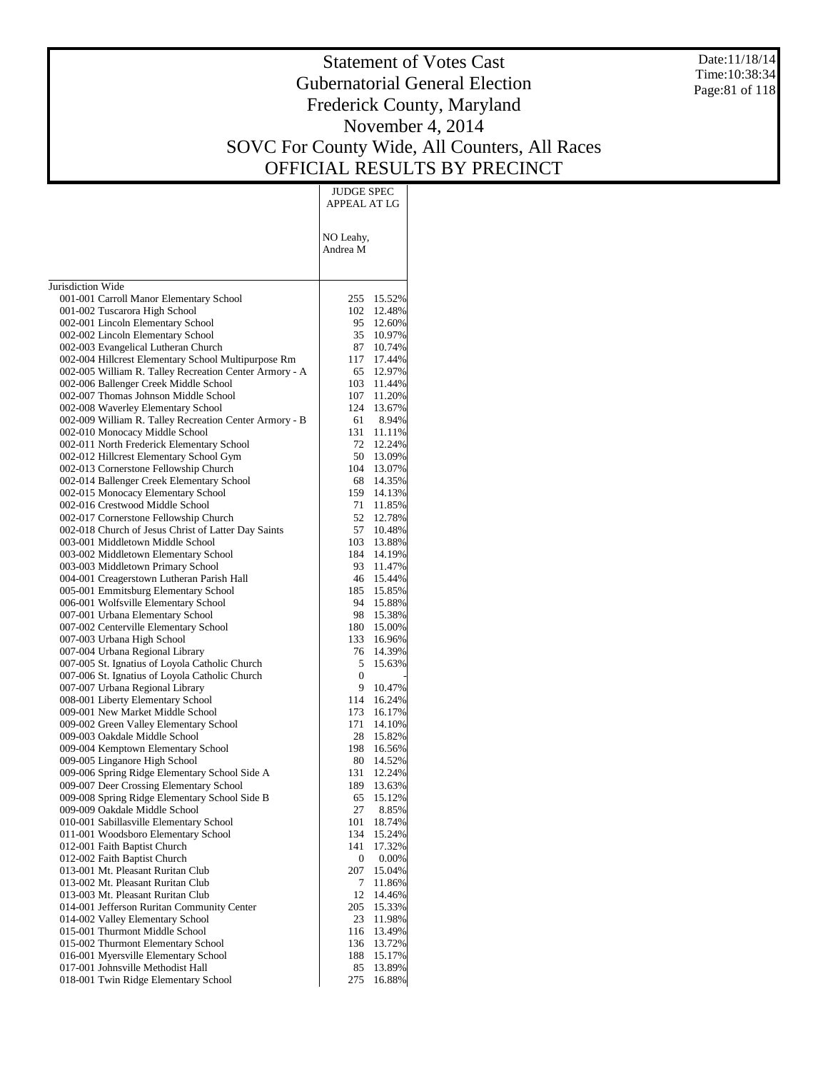# Statement of Votes Cast
# Gubernatorial General Election
# Frederick County, Maryland
# November 4, 2014
# SOVC For County Wide, All Counters, All Races
# OFFICIAL RESULTS BY PRECINCT

Date:11/18/14
Time:10:38:34

| | JUDGE SPEC APPEAL AT LG | |
|---|---|---|
| | NO Leahy, Andrea M | |
| Jurisdiction Wide | | |
| 001-001 Carroll Manor Elementary School | 255 | 15.52% |
| 001-002 Tuscarora High School | 102 | 12.48% |
| 002-001 Lincoln Elementary School | 95 | 12.60% |
| 002-002 Lincoln Elementary School | 35 | 10.97% |
| 002-003 Evangelical Lutheran Church | 87 | 10.74% |
| 002-004 Hillcrest Elementary School Multipurpose Rm | 117 | 17.44% |
| 002-005 William R. Talley Recreation Center Armory - A | 65 | 12.97% |
| 002-006 Ballenger Creek Middle School | 103 | 11.44% |
| 002-007 Thomas Johnson Middle School | 107 | 11.20% |
| 002-008 Waverley Elementary School | 124 | 13.67% |
| 002-009 William R. Talley Recreation Center Armory - B | 61 | 8.94% |
| 002-010 Monocacy Middle School | 131 | 11.11% |
| 002-011 North Frederick Elementary School | 72 | 12.24% |
| 002-012 Hillcrest Elementary School Gym | 50 | 13.09% |
| 002-013 Cornerstone Fellowship Church | 104 | 13.07% |
| 002-014 Ballenger Creek Elementary School | 68 | 14.35% |
| 002-015 Monocacy Elementary School | 159 | 14.13% |
| 002-016 Crestwood Middle School | 71 | 11.85% |
| 002-017 Cornerstone Fellowship Church | 52 | 12.78% |
| 002-018 Church of Jesus Christ of Latter Day Saints | 57 | 10.48% |
| 003-001 Middletown Middle School | 103 | 13.88% |
| 003-002 Middletown Elementary School | 184 | 14.19% |
| 003-003 Middletown Primary School | 93 | 11.47% |
| 004-001 Creagerstown Lutheran Parish Hall | 46 | 15.44% |
| 005-001 Emmitsburg Elementary School | 185 | 15.85% |
| 006-001 Wolfsville Elementary School | 94 | 15.88% |
| 007-001 Urbana Elementary School | 98 | 15.38% |
| 007-002 Centerville Elementary School | 180 | 15.00% |
| 007-003 Urbana High School | 133 | 16.96% |
| 007-004 Urbana Regional Library | 76 | 14.39% |
| 007-005 St. Ignatius of Loyola Catholic Church | 5 | 15.63% |
| 007-006 St. Ignatius of Loyola Catholic Church | 0 | - |
| 007-007 Urbana Regional Library | 9 | 10.47% |
| 008-001 Liberty Elementary School | 114 | 16.24% |
| 009-001 New Market Middle School | 173 | 16.17% |
| 009-002 Green Valley Elementary School | 171 | 14.10% |
| 009-003 Oakdale Middle School | 28 | 15.82% |
| 009-004 Kemptown Elementary School | 198 | 16.56% |
| 009-005 Linganore High School | 80 | 14.52% |
| 009-006 Spring Ridge Elementary School Side A | 131 | 12.24% |
| 009-007 Deer Crossing Elementary School | 189 | 13.63% |
| 009-008 Spring Ridge Elementary School Side B | 65 | 15.12% |
| 009-009 Oakdale Middle School | 27 | 8.85% |
| 010-001 Sabillasville Elementary School | 101 | 18.74% |
| 011-001 Woodsboro Elementary School | 134 | 15.24% |
| 012-001 Faith Baptist Church | 141 | 17.32% |
| 012-002 Faith Baptist Church | 0 | 0.00% |
| 013-001 Mt. Pleasant Ruritan Club | 207 | 15.04% |
| 013-002 Mt. Pleasant Ruritan Club | 7 | 11.86% |
| 013-003 Mt. Pleasant Ruritan Club | 12 | 14.46% |
| 014-001 Jefferson Ruritan Community Center | 205 | 15.33% |
| 014-002 Valley Elementary School | 23 | 11.98% |
| 015-001 Thurmont Middle School | 116 | 13.49% |
| 015-002 Thurmont Elementary School | 136 | 13.72% |
| 016-001 Myersville Elementary School | 188 | 15.17% |
| 017-001 Johnsville Methodist Hall | 85 | 13.89% |
| 018-001 Twin Ridge Elementary School | 275 | 16.88% |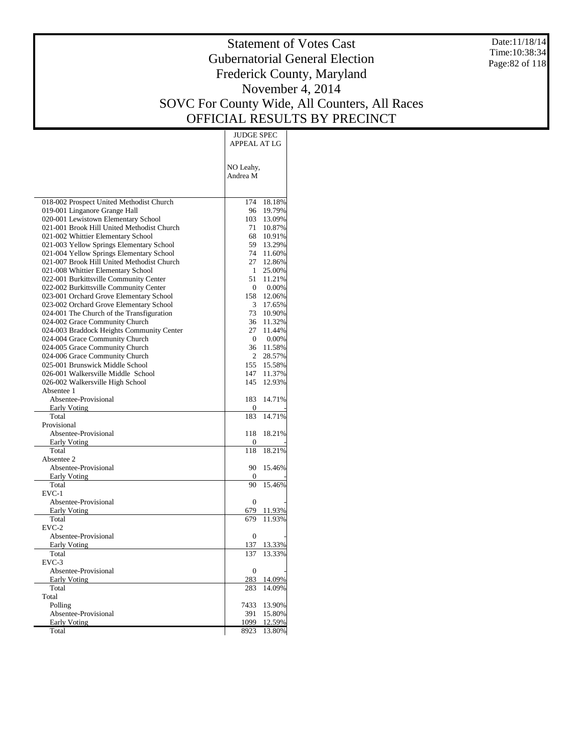# Statement of Votes Cast
# Gubernatorial General Election
# Frederick County, Maryland
# November 4, 2014
# SOVC For County Wide, All Counters, All Races
# OFFICIAL RESULTS BY PRECINCT

Date:11/18/14
Time:10:38:34

| | JUDGE SPEC APPEAL AT LG | |
|---|---|---|
| | NO Leahy, Andrea M | |
| 018-002 Prospect United Methodist Church | 174 | 18.18% |
| 019-001 Linganore Grange Hall | 96 | 19.79% |
| 020-001 Lewistown Elementary School | 103 | 13.09% |
| 021-001 Brook Hill United Methodist Church | 71 | 10.87% |
| 021-002 Whittier Elementary School | 68 | 10.91% |
| 021-003 Yellow Springs Elementary School | 59 | 13.29% |
| 021-004 Yellow Springs Elementary School | 74 | 11.60% |
| 021-007 Brook Hill United Methodist Church | 27 | 12.86% |
| 021-008 Whittier Elementary School | 1 | 25.00% |
| 022-001 Burkittsville Community Center | 51 | 11.21% |
| 022-002 Burkittsville Community Center | 0 | 0.00% |
| 023-001 Orchard Grove Elementary School | 158 | 12.06% |
| 023-002 Orchard Grove Elementary School | 3 | 17.65% |
| 024-001 The Church of the Transfiguration | 73 | 10.90% |
| 024-002 Grace Community Church | 36 | 11.32% |
| 024-003 Braddock Heights Community Center | 27 | 11.44% |
| 024-004 Grace Community Church | 0 | 0.00% |
| 024-005 Grace Community Church | 36 | 11.58% |
| 024-006 Grace Community Church | 2 | 28.57% |
| 025-001 Brunswick Middle School | 155 | 15.58% |
| 026-001 Walkersville Middle School | 147 | 11.37% |
| 026-002 Walkersville High School | 145 | 12.93% |
| Absentee 1 | | |
| Absentee-Provisional | 183 | 14.71% |
| Early Voting | 0 | - |
| Total | 183 | 14.71% |
| Provisional | | |
| Absentee-Provisional | 118 | 18.21% |
| Early Voting | 0 | - |
| Total | 118 | 18.21% |
| Absentee 2 | | |
| Absentee-Provisional | 90 | 15.46% |
| Early Voting | 0 | - |
| Total | 90 | 15.46% |
| EVC-1 | | |
| Absentee-Provisional | 0 | - |
| Early Voting | 679 | 11.93% |
| Total | 679 | 11.93% |
| EVC-2 | | |
| Absentee-Provisional | 0 | - |
| Early Voting | 137 | 13.33% |
| Total | 137 | 13.33% |
| EVC-3 | | |
| Absentee-Provisional | 0 | - |
| Early Voting | 283 | 14.09% |
| Total | 283 | 14.09% |
| Total | | |
| Polling | 7433 | 13.90% |
| Absentee-Provisional | 391 | 15.80% |
| Early Voting | 1099 | 12.59% |
| Total | 8923 | 13.80% |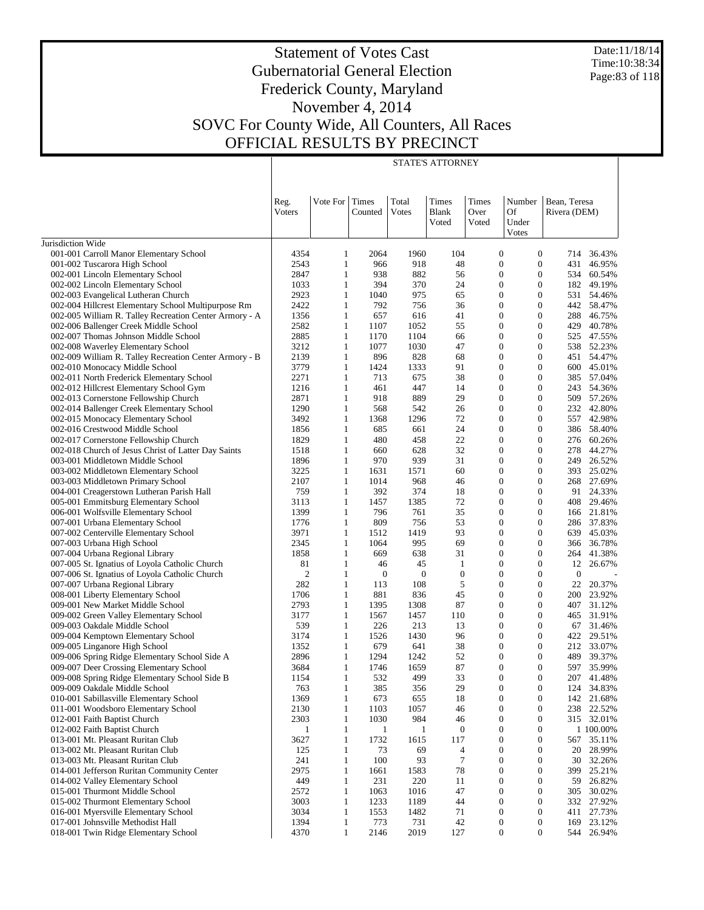# Statement of Votes Cast
## Gubernatorial General Election
## Frederick County, Maryland
## November 4, 2014
## SOVC For County Wide, All Counters, All Races
## OFFICIAL RESULTS BY PRECINCT

Date:11/18/14
Time:10:38:34

STATE'S ATTORNEY

| | Reg. Voters | Vote For | Times Counted | Total Votes | Times Blank Voted | Times Over Voted | Number Of Under Votes | Bean, Teresa Rivera (DEM) | |
|---|---|---|---|---|---|---|---|---|---|
| Jurisdiction Wide | | | | | | | | | |
| 001-001 Carroll Manor Elementary School | 4354 | 1 | 2064 | 1960 | 104 | 0 | 0 | 714 | 36.43% |
| 001-002 Tuscarora High School | 2543 | 1 | 966 | 918 | 48 | 0 | 0 | 431 | 46.95% |
| 002-001 Lincoln Elementary School | 2847 | 1 | 938 | 882 | 56 | 0 | 0 | 534 | 60.54% |
| 002-002 Lincoln Elementary School | 1033 | 1 | 394 | 370 | 24 | 0 | 0 | 182 | 49.19% |
| 002-003 Evangelical Lutheran Church | 2923 | 1 | 1040 | 975 | 65 | 0 | 0 | 531 | 54.46% |
| 002-004 Hillcrest Elementary School Multipurpose Rm | 2422 | 1 | 792 | 756 | 36 | 0 | 0 | 442 | 58.47% |
| 002-005 William R. Talley Recreation Center Armory - A | 1356 | 1 | 657 | 616 | 41 | 0 | 0 | 288 | 46.75% |
| 002-006 Ballenger Creek Middle School | 2582 | 1 | 1107 | 1052 | 55 | 0 | 0 | 429 | 40.78% |
| 002-007 Thomas Johnson Middle School | 2885 | 1 | 1170 | 1104 | 66 | 0 | 0 | 525 | 47.55% |
| 002-008 Waverley Elementary School | 3212 | 1 | 1077 | 1030 | 47 | 0 | 0 | 538 | 52.23% |
| 002-009 William R. Talley Recreation Center Armory - B | 2139 | 1 | 896 | 828 | 68 | 0 | 0 | 451 | 54.47% |
| 002-010 Monocacy Middle School | 3779 | 1 | 1424 | 1333 | 91 | 0 | 0 | 600 | 45.01% |
| 002-011 North Frederick Elementary School | 2271 | 1 | 713 | 675 | 38 | 0 | 0 | 385 | 57.04% |
| 002-012 Hillcrest Elementary School Gym | 1216 | 1 | 461 | 447 | 14 | 0 | 0 | 243 | 54.36% |
| 002-013 Cornerstone Fellowship Church | 2871 | 1 | 918 | 889 | 29 | 0 | 0 | 509 | 57.26% |
| 002-014 Ballenger Creek Elementary School | 1290 | 1 | 568 | 542 | 26 | 0 | 0 | 232 | 42.80% |
| 002-015 Monocacy Elementary School | 3492 | 1 | 1368 | 1296 | 72 | 0 | 0 | 557 | 42.98% |
| 002-016 Crestwood Middle School | 1856 | 1 | 685 | 661 | 24 | 0 | 0 | 386 | 58.40% |
| 002-017 Cornerstone Fellowship Church | 1829 | 1 | 480 | 458 | 22 | 0 | 0 | 276 | 60.26% |
| 002-018 Church of Jesus Christ of Latter Day Saints | 1518 | 1 | 660 | 628 | 32 | 0 | 0 | 278 | 44.27% |
| 003-001 Middletown Middle School | 1896 | 1 | 970 | 939 | 31 | 0 | 0 | 249 | 26.52% |
| 003-002 Middletown Elementary School | 3225 | 1 | 1631 | 1571 | 60 | 0 | 0 | 393 | 25.02% |
| 003-003 Middletown Primary School | 2107 | 1 | 1014 | 968 | 46 | 0 | 0 | 268 | 27.69% |
| 004-001 Creagerstown Lutheran Parish Hall | 759 | 1 | 392 | 374 | 18 | 0 | 0 | 91 | 24.33% |
| 005-001 Emmitsburg Elementary School | 3113 | 1 | 1457 | 1385 | 72 | 0 | 0 | 408 | 29.46% |
| 006-001 Wolfsville Elementary School | 1399 | 1 | 796 | 761 | 35 | 0 | 0 | 166 | 21.81% |
| 007-001 Urbana Elementary School | 1776 | 1 | 809 | 756 | 53 | 0 | 0 | 286 | 37.83% |
| 007-002 Centerville Elementary School | 3971 | 1 | 1512 | 1419 | 93 | 0 | 0 | 639 | 45.03% |
| 007-003 Urbana High School | 2345 | 1 | 1064 | 995 | 69 | 0 | 0 | 366 | 36.78% |
| 007-004 Urbana Regional Library | 1858 | 1 | 669 | 638 | 31 | 0 | 0 | 264 | 41.38% |
| 007-005 St. Ignatius of Loyola Catholic Church | 81 | 1 | 46 | 45 | 1 | 0 | 0 | 12 | 26.67% |
| 007-006 St. Ignatius of Loyola Catholic Church | 2 | 1 | 0 | 0 | 0 | 0 | 0 | 0 | - |
| 007-007 Urbana Regional Library | 282 | 1 | 113 | 108 | 5 | 0 | 0 | 22 | 20.37% |
| 008-001 Liberty Elementary School | 1706 | 1 | 881 | 836 | 45 | 0 | 0 | 200 | 23.92% |
| 009-001 New Market Middle School | 2793 | 1 | 1395 | 1308 | 87 | 0 | 0 | 407 | 31.12% |
| 009-002 Green Valley Elementary School | 3177 | 1 | 1567 | 1457 | 110 | 0 | 0 | 465 | 31.91% |
| 009-003 Oakdale Middle School | 539 | 1 | 226 | 213 | 13 | 0 | 0 | 67 | 31.46% |
| 009-004 Kemptown Elementary School | 3174 | 1 | 1526 | 1430 | 96 | 0 | 0 | 422 | 29.51% |
| 009-005 Linganore High School | 1352 | 1 | 679 | 641 | 38 | 0 | 0 | 212 | 33.07% |
| 009-006 Spring Ridge Elementary School Side A | 2896 | 1 | 1294 | 1242 | 52 | 0 | 0 | 489 | 39.37% |
| 009-007 Deer Crossing Elementary School | 3684 | 1 | 1746 | 1659 | 87 | 0 | 0 | 597 | 35.99% |
| 009-008 Spring Ridge Elementary School Side B | 1154 | 1 | 532 | 499 | 33 | 0 | 0 | 207 | 41.48% |
| 009-009 Oakdale Middle School | 763 | 1 | 385 | 356 | 29 | 0 | 0 | 124 | 34.83% |
| 010-001 Sabillasville Elementary School | 1369 | 1 | 673 | 655 | 18 | 0 | 0 | 142 | 21.68% |
| 011-001 Woodsboro Elementary School | 2130 | 1 | 1103 | 1057 | 46 | 0 | 0 | 238 | 22.52% |
| 012-001 Faith Baptist Church | 2303 | 1 | 1030 | 984 | 46 | 0 | 0 | 315 | 32.01% |
| 012-002 Faith Baptist Church | 1 | 1 | 1 | 1 | 0 | 0 | 0 | 1 | 100.00% |
| 013-001 Mt. Pleasant Ruritan Club | 3627 | 1 | 1732 | 1615 | 117 | 0 | 0 | 567 | 35.11% |
| 013-002 Mt. Pleasant Ruritan Club | 125 | 1 | 73 | 69 | 4 | 0 | 0 | 20 | 28.99% |
| 013-003 Mt. Pleasant Ruritan Club | 241 | 1 | 100 | 93 | 7 | 0 | 0 | 30 | 32.26% |
| 014-001 Jefferson Ruritan Community Center | 2975 | 1 | 1661 | 1583 | 78 | 0 | 0 | 399 | 25.21% |
| 014-002 Valley Elementary School | 449 | 1 | 231 | 220 | 11 | 0 | 0 | 59 | 26.82% |
| 015-001 Thurmont Middle School | 2572 | 1 | 1063 | 1016 | 47 | 0 | 0 | 305 | 30.02% |
| 015-002 Thurmont Elementary School | 3003 | 1 | 1233 | 1189 | 44 | 0 | 0 | 332 | 27.92% |
| 016-001 Myersville Elementary School | 3034 | 1 | 1553 | 1482 | 71 | 0 | 0 | 411 | 27.73% |
| 017-001 Johnsville Methodist Hall | 1394 | 1 | 773 | 731 | 42 | 0 | 0 | 169 | 23.12% |
| 018-001 Twin Ridge Elementary School | 4370 | 1 | 2146 | 2019 | 127 | 0 | 0 | 544 | 26.94% |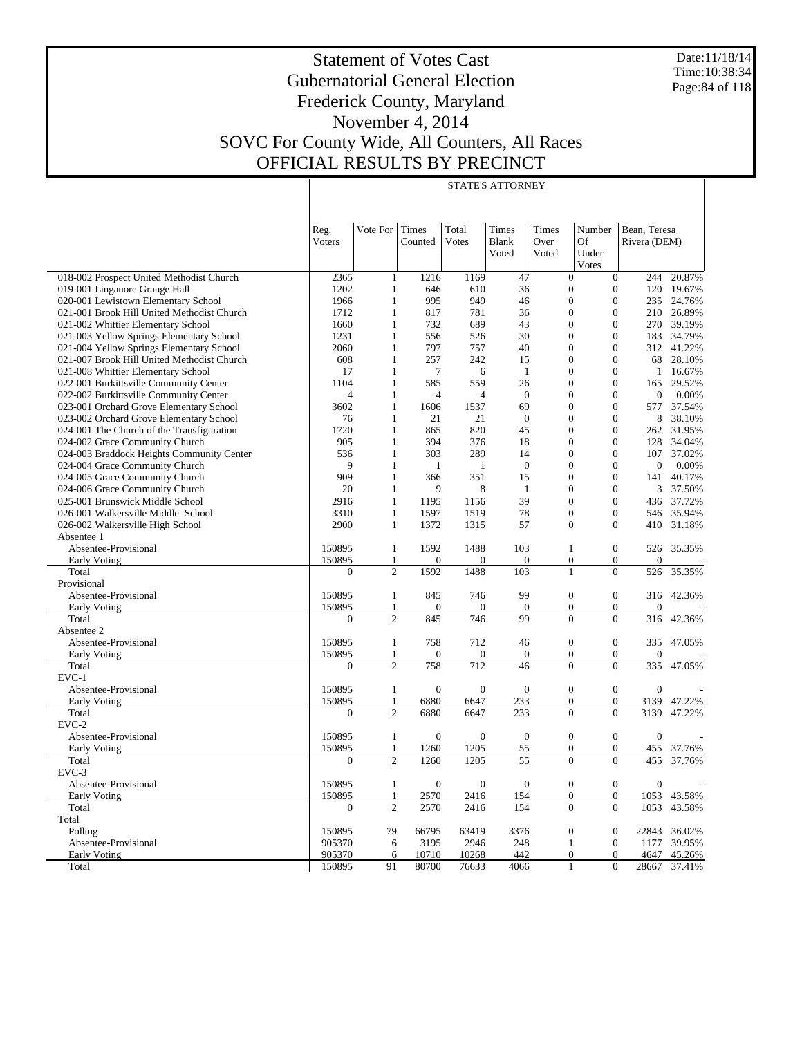# Statement of Votes Cast
## Gubernatorial General Election
## Frederick County, Maryland
## November 4, 2014
## SOVC For County Wide, All Counters, All Races
## OFFICIAL RESULTS BY PRECINCT

Date:11/18/14
Time:10:38:34

STATE'S ATTORNEY

| | Reg. Voters | Vote For | Times Counted | Total Votes | Times Blank Voted | Times Over Voted | Number Of Under Votes | Bean, Teresa Rivera (DEM) | |
|---|---|---|---|---|---|---|---|---|---|
| 018-002 Prospect United Methodist Church | 2365 | 1 | 1216 | 1169 | 47 | 0 | 0 | 244 | 20.87% |
| 019-001 Linganore Grange Hall | 1202 | 1 | 646 | 610 | 36 | 0 | 0 | 120 | 19.67% |
| 020-001 Lewistown Elementary School | 1966 | 1 | 995 | 949 | 46 | 0 | 0 | 235 | 24.76% |
| 021-001 Brook Hill United Methodist Church | 1712 | 1 | 817 | 781 | 36 | 0 | 0 | 210 | 26.89% |
| 021-002 Whittier Elementary School | 1660 | 1 | 732 | 689 | 43 | 0 | 0 | 270 | 39.19% |
| 021-003 Yellow Springs Elementary School | 1231 | 1 | 556 | 526 | 30 | 0 | 0 | 183 | 34.79% |
| 021-004 Yellow Springs Elementary School | 2060 | 1 | 797 | 757 | 40 | 0 | 0 | 312 | 41.22% |
| 021-007 Brook Hill United Methodist Church | 608 | 1 | 257 | 242 | 15 | 0 | 0 | 68 | 28.10% |
| 021-008 Whittier Elementary School | 17 | 1 | 7 | 6 | 1 | 0 | 0 | 1 | 16.67% |
| 022-001 Burkittsville Community Center | 1104 | 1 | 585 | 559 | 26 | 0 | 0 | 165 | 29.52% |
| 022-002 Burkittsville Community Center | 4 | 1 | 4 | 4 | 0 | 0 | 0 | 0 | 0.00% |
| 023-001 Orchard Grove Elementary School | 3602 | 1 | 1606 | 1537 | 69 | 0 | 0 | 577 | 37.54% |
| 023-002 Orchard Grove Elementary School | 76 | 1 | 21 | 21 | 0 | 0 | 0 | 8 | 38.10% |
| 024-001 The Church of the Transfiguration | 1720 | 1 | 865 | 820 | 45 | 0 | 0 | 262 | 31.95% |
| 024-002 Grace Community Church | 905 | 1 | 394 | 376 | 18 | 0 | 0 | 128 | 34.04% |
| 024-003 Braddock Heights Community Center | 536 | 1 | 303 | 289 | 14 | 0 | 0 | 107 | 37.02% |
| 024-004 Grace Community Church | 9 | 1 | 1 | 1 | 0 | 0 | 0 | 0 | 0.00% |
| 024-005 Grace Community Church | 909 | 1 | 366 | 351 | 15 | 0 | 0 | 141 | 40.17% |
| 024-006 Grace Community Church | 20 | 1 | 9 | 8 | 1 | 0 | 0 | 3 | 37.50% |
| 025-001 Brunswick Middle School | 2916 | 1 | 1195 | 1156 | 39 | 0 | 0 | 436 | 37.72% |
| 026-001 Walkersville Middle School | 3310 | 1 | 1597 | 1519 | 78 | 0 | 0 | 546 | 35.94% |
| 026-002 Walkersville High School | 2900 | 1 | 1372 | 1315 | 57 | 0 | 0 | 410 | 31.18% |
| Absentee 1 | | | | | | | | | |
| Absentee-Provisional | 150895 | 1 | 1592 | 1488 | 103 | 1 | 0 | 526 | 35.35% |
| Early Voting | 150895 | 1 | 0 | 0 | 0 | 0 | 0 | 0 | - |
| Total | 0 | 2 | 1592 | 1488 | 103 | 1 | 0 | 526 | 35.35% |
| Provisional | | | | | | | | | |
| Absentee-Provisional | 150895 | 1 | 845 | 746 | 99 | 0 | 0 | 316 | 42.36% |
| Early Voting | 150895 | 1 | 0 | 0 | 0 | 0 | 0 | 0 | - |
| Total | 0 | 2 | 845 | 746 | 99 | 0 | 0 | 316 | 42.36% |
| Absentee 2 | | | | | | | | | |
| Absentee-Provisional | 150895 | 1 | 758 | 712 | 46 | 0 | 0 | 335 | 47.05% |
| Early Voting | 150895 | 1 | 0 | 0 | 0 | 0 | 0 | 0 | - |
| Total | 0 | 2 | 758 | 712 | 46 | 0 | 0 | 335 | 47.05% |
| EVC-1 | | | | | | | | | |
| Absentee-Provisional | 150895 | 1 | 0 | 0 | 0 | 0 | 0 | 0 | - |
| Early Voting | 150895 | 1 | 6880 | 6647 | 233 | 0 | 0 | 3139 | 47.22% |
| Total | 0 | 2 | 6880 | 6647 | 233 | 0 | 0 | 3139 | 47.22% |
| EVC-2 | | | | | | | | | |
| Absentee-Provisional | 150895 | 1 | 0 | 0 | 0 | 0 | 0 | 0 | - |
| Early Voting | 150895 | 1 | 1260 | 1205 | 55 | 0 | 0 | 455 | 37.76% |
| Total | 0 | 2 | 1260 | 1205 | 55 | 0 | 0 | 455 | 37.76% |
| EVC-3 | | | | | | | | | |
| Absentee-Provisional | 150895 | 1 | 0 | 0 | 0 | 0 | 0 | 0 | - |
| Early Voting | 150895 | 1 | 2570 | 2416 | 154 | 0 | 0 | 1053 | 43.58% |
| Total | 0 | 2 | 2570 | 2416 | 154 | 0 | 0 | 1053 | 43.58% |
| Total | | | | | | | | | |
| Polling | 150895 | 79 | 66795 | 63419 | 3376 | 0 | 0 | 22843 | 36.02% |
| Absentee-Provisional | 905370 | 6 | 3195 | 2946 | 248 | 1 | 0 | 1177 | 39.95% |
| Early Voting | 905370 | 6 | 10710 | 10268 | 442 | 0 | 0 | 4647 | 45.26% |
| Total | 150895 | 91 | 80700 | 76633 | 4066 | 1 | 0 | 28667 | 37.41% |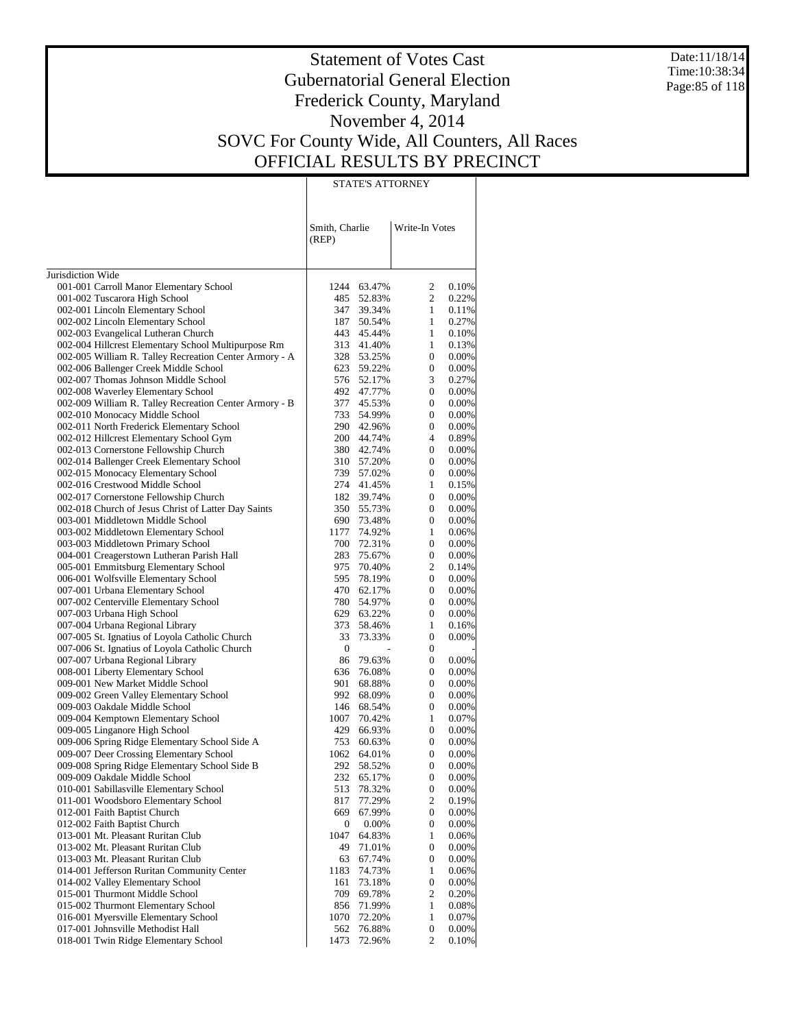# Statement of Votes Cast
# Gubernatorial General Election
# Frederick County, Maryland
# November 4, 2014
# SOVC For County Wide, All Counters, All Races
# OFFICIAL RESULTS BY PRECINCT

Date:11/18/14
Time:10:38:34

| | STATE'S ATTORNEY | | | |
|---|---|---|---|---|
| | Smith, Charlie (REP) | | Write-In Votes | |
| Jurisdiction Wide | | | | |
| 001-001 Carroll Manor Elementary School | 1244 | 63.47% | 2 | 0.10% |
| 001-002 Tuscarora High School | 485 | 52.83% | 2 | 0.22% |
| 002-001 Lincoln Elementary School | 347 | 39.34% | 1 | 0.11% |
| 002-002 Lincoln Elementary School | 187 | 50.54% | 1 | 0.27% |
| 002-003 Evangelical Lutheran Church | 443 | 45.44% | 1 | 0.10% |
| 002-004 Hillcrest Elementary School Multipurpose Rm | 313 | 41.40% | 1 | 0.13% |
| 002-005 William R. Talley Recreation Center Armory - A | 328 | 53.25% | 0 | 0.00% |
| 002-006 Ballenger Creek Middle School | 623 | 59.22% | 0 | 0.00% |
| 002-007 Thomas Johnson Middle School | 576 | 52.17% | 3 | 0.27% |
| 002-008 Waverley Elementary School | 492 | 47.77% | 0 | 0.00% |
| 002-009 William R. Talley Recreation Center Armory - B | 377 | 45.53% | 0 | 0.00% |
| 002-010 Monocacy Middle School | 733 | 54.99% | 0 | 0.00% |
| 002-011 North Frederick Elementary School | 290 | 42.96% | 0 | 0.00% |
| 002-012 Hillcrest Elementary School Gym | 200 | 44.74% | 4 | 0.89% |
| 002-013 Cornerstone Fellowship Church | 380 | 42.74% | 0 | 0.00% |
| 002-014 Ballenger Creek Elementary School | 310 | 57.20% | 0 | 0.00% |
| 002-015 Monocacy Elementary School | 739 | 57.02% | 0 | 0.00% |
| 002-016 Crestwood Middle School | 274 | 41.45% | 1 | 0.15% |
| 002-017 Cornerstone Fellowship Church | 182 | 39.74% | 0 | 0.00% |
| 002-018 Church of Jesus Christ of Latter Day Saints | 350 | 55.73% | 0 | 0.00% |
| 003-001 Middletown Middle School | 690 | 73.48% | 0 | 0.00% |
| 003-002 Middletown Elementary School | 1177 | 74.92% | 1 | 0.06% |
| 003-003 Middletown Primary School | 700 | 72.31% | 0 | 0.00% |
| 004-001 Creagerstown Lutheran Parish Hall | 283 | 75.67% | 0 | 0.00% |
| 005-001 Emmitsburg Elementary School | 975 | 70.40% | 2 | 0.14% |
| 006-001 Wolfsville Elementary School | 595 | 78.19% | 0 | 0.00% |
| 007-001 Urbana Elementary School | 470 | 62.17% | 0 | 0.00% |
| 007-002 Centerville Elementary School | 780 | 54.97% | 0 | 0.00% |
| 007-003 Urbana High School | 629 | 63.22% | 0 | 0.00% |
| 007-004 Urbana Regional Library | 373 | 58.46% | 1 | 0.16% |
| 007-005 St. Ignatius of Loyola Catholic Church | 33 | 73.33% | 0 | 0.00% |
| 007-006 St. Ignatius of Loyola Catholic Church | 0 | - | 0 | - |
| 007-007 Urbana Regional Library | 86 | 79.63% | 0 | 0.00% |
| 008-001 Liberty Elementary School | 636 | 76.08% | 0 | 0.00% |
| 009-001 New Market Middle School | 901 | 68.88% | 0 | 0.00% |
| 009-002 Green Valley Elementary School | 992 | 68.09% | 0 | 0.00% |
| 009-003 Oakdale Middle School | 146 | 68.54% | 0 | 0.00% |
| 009-004 Kemptown Elementary School | 1007 | 70.42% | 1 | 0.07% |
| 009-005 Linganore High School | 429 | 66.93% | 0 | 0.00% |
| 009-006 Spring Ridge Elementary School Side A | 753 | 60.63% | 0 | 0.00% |
| 009-007 Deer Crossing Elementary School | 1062 | 64.01% | 0 | 0.00% |
| 009-008 Spring Ridge Elementary School Side B | 292 | 58.52% | 0 | 0.00% |
| 009-009 Oakdale Middle School | 232 | 65.17% | 0 | 0.00% |
| 010-001 Sabillasville Elementary School | 513 | 78.32% | 0 | 0.00% |
| 011-001 Woodsboro Elementary School | 817 | 77.29% | 2 | 0.19% |
| 012-001 Faith Baptist Church | 669 | 67.99% | 0 | 0.00% |
| 012-002 Faith Baptist Church | 0 | 0.00% | 0 | 0.00% |
| 013-001 Mt. Pleasant Ruritan Club | 1047 | 64.83% | 1 | 0.06% |
| 013-002 Mt. Pleasant Ruritan Club | 49 | 71.01% | 0 | 0.00% |
| 013-003 Mt. Pleasant Ruritan Club | 63 | 67.74% | 0 | 0.00% |
| 014-001 Jefferson Ruritan Community Center | 1183 | 74.73% | 1 | 0.06% |
| 014-002 Valley Elementary School | 161 | 73.18% | 0 | 0.00% |
| 015-001 Thurmont Middle School | 709 | 69.78% | 2 | 0.20% |
| 015-002 Thurmont Elementary School | 856 | 71.99% | 1 | 0.08% |
| 016-001 Myersville Elementary School | 1070 | 72.20% | 1 | 0.07% |
| 017-001 Johnsville Methodist Hall | 562 | 76.88% | 0 | 0.00% |
| 018-001 Twin Ridge Elementary School | 1473 | 72.96% | 2 | 0.10% |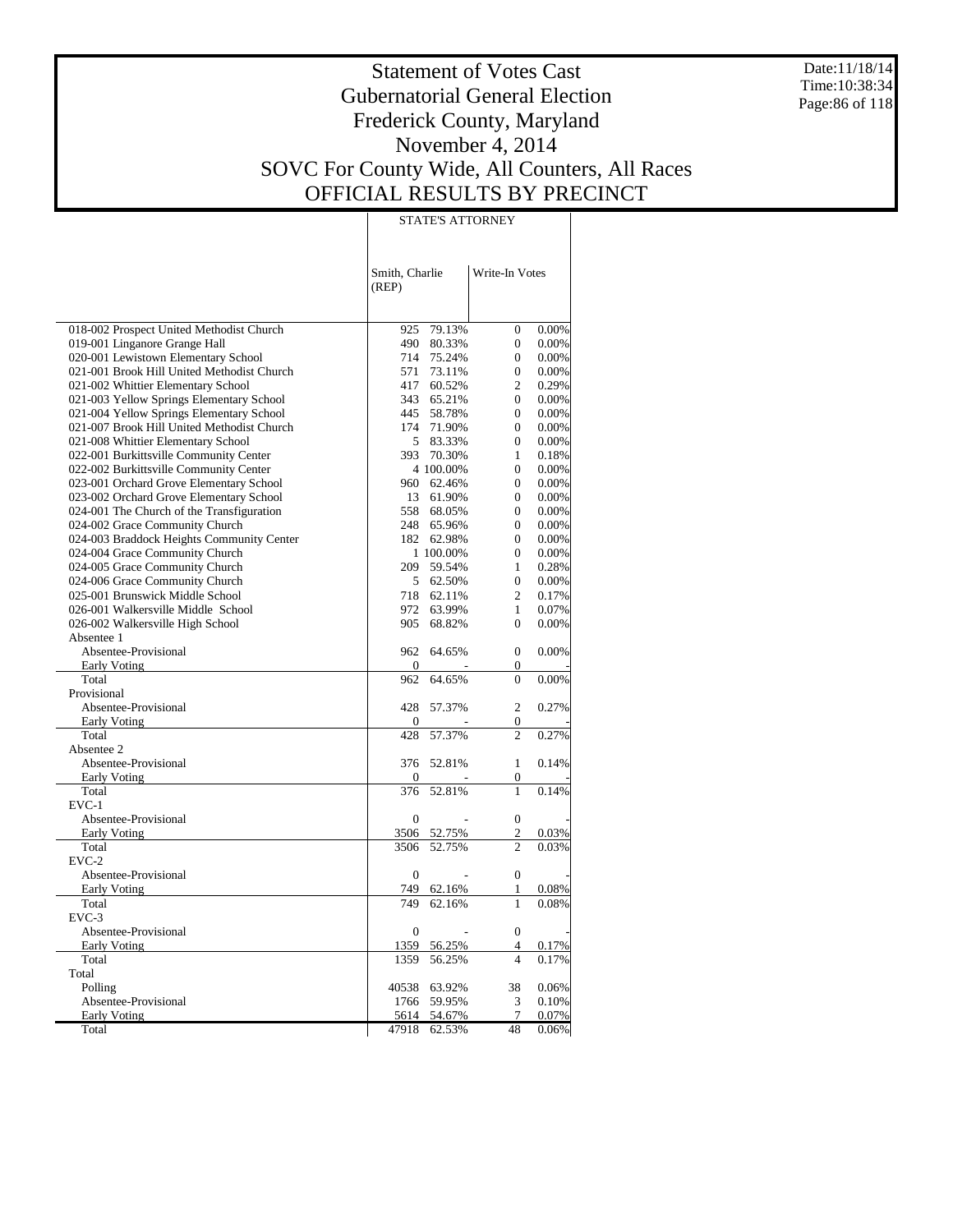# Statement of Votes Cast
# Gubernatorial General Election
# Frederick County, Maryland
# November 4, 2014
# SOVC For County Wide, All Counters, All Races
# OFFICIAL RESULTS BY PRECINCT

Date:11/18/14
Time:10:38:34

| | STATE'S ATTORNEY | | | |
|---|---|---|---|---|
| | Smith, Charlie (REP) | | Write-In Votes | |
| 018-002 Prospect United Methodist Church | 925 | 79.13% | 0 | 0.00% |
| 019-001 Linganore Grange Hall | 490 | 80.33% | 0 | 0.00% |
| 020-001 Lewistown Elementary School | 714 | 75.24% | 0 | 0.00% |
| 021-001 Brook Hill United Methodist Church | 571 | 73.11% | 0 | 0.00% |
| 021-002 Whittier Elementary School | 417 | 60.52% | 2 | 0.29% |
| 021-003 Yellow Springs Elementary School | 343 | 65.21% | 0 | 0.00% |
| 021-004 Yellow Springs Elementary School | 445 | 58.78% | 0 | 0.00% |
| 021-007 Brook Hill United Methodist Church | 174 | 71.90% | 0 | 0.00% |
| 021-008 Whittier Elementary School | 5 | 83.33% | 0 | 0.00% |
| 022-001 Burkittsville Community Center | 393 | 70.30% | 1 | 0.18% |
| 022-002 Burkittsville Community Center | 4 | 100.00% | 0 | 0.00% |
| 023-001 Orchard Grove Elementary School | 960 | 62.46% | 0 | 0.00% |
| 023-002 Orchard Grove Elementary School | 13 | 61.90% | 0 | 0.00% |
| 024-001 The Church of the Transfiguration | 558 | 68.05% | 0 | 0.00% |
| 024-002 Grace Community Church | 248 | 65.96% | 0 | 0.00% |
| 024-003 Braddock Heights Community Center | 182 | 62.98% | 0 | 0.00% |
| 024-004 Grace Community Church | 1 | 100.00% | 0 | 0.00% |
| 024-005 Grace Community Church | 209 | 59.54% | 1 | 0.28% |
| 024-006 Grace Community Church | 5 | 62.50% | 0 | 0.00% |
| 025-001 Brunswick Middle School | 718 | 62.11% | 2 | 0.17% |
| 026-001 Walkersville Middle School | 972 | 63.99% | 1 | 0.07% |
| 026-002 Walkersville High School | 905 | 68.82% | 0 | 0.00% |
| Absentee 1 | | | | |
| Absentee-Provisional | 962 | 64.65% | 0 | 0.00% |
| Early Voting | 0 | - | 0 | - |
| Total | 962 | 64.65% | 0 | 0.00% |
| Provisional | | | | |
| Absentee-Provisional | 428 | 57.37% | 2 | 0.27% |
| Early Voting | 0 | - | 0 | - |
| Total | 428 | 57.37% | 2 | 0.27% |
| Absentee 2 | | | | |
| Absentee-Provisional | 376 | 52.81% | 1 | 0.14% |
| Early Voting | 0 | - | 0 | - |
| Total | 376 | 52.81% | 1 | 0.14% |
| EVC-1 | | | | |
| Absentee-Provisional | 0 | - | 0 | - |
| Early Voting | 3506 | 52.75% | 2 | 0.03% |
| Total | 3506 | 52.75% | 2 | 0.03% |
| EVC-2 | | | | |
| Absentee-Provisional | 0 | - | 0 | - |
| Early Voting | 749 | 62.16% | 1 | 0.08% |
| Total | 749 | 62.16% | 1 | 0.08% |
| EVC-3 | | | | |
| Absentee-Provisional | 0 | - | 0 | - |
| Early Voting | 1359 | 56.25% | 4 | 0.17% |
| Total | 1359 | 56.25% | 4 | 0.17% |
| Total | | | | |
| Polling | 40538 | 63.92% | 38 | 0.06% |
| Absentee-Provisional | 1766 | 59.95% | 3 | 0.10% |
| Early Voting | 5614 | 54.67% | 7 | 0.07% |
| Total | 47918 | 62.53% | 48 | 0.06% |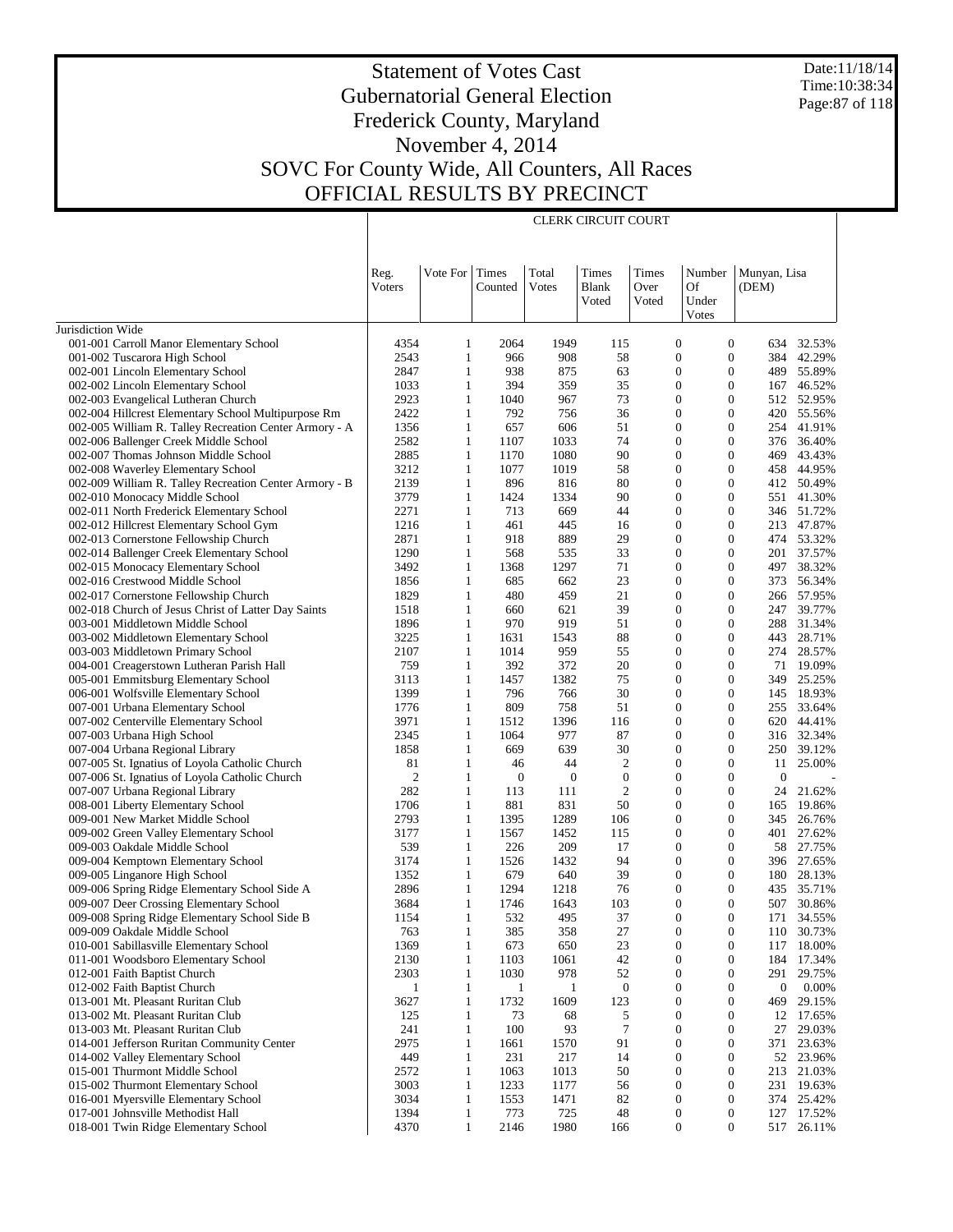# Statement of Votes Cast
## Gubernatorial General Election
## Frederick County, Maryland
## November 4, 2014
## SOVC For County Wide, All Counters, All Races
## OFFICIAL RESULTS BY PRECINCT

Date:11/18/14
Time:10:38:34

| | CLERK CIRCUIT COURT | | | | | | | | |
|---|---|---|---|---|---|---|---|---|---|
| | Reg. Voters | Vote For | Times Counted | Total Votes | Times Blank Voted | Times Over Voted | Number Of Under Votes | Munyan, Lisa (DEM) | |
| Jurisdiction Wide | | | | | | | | | |
| 001-001 Carroll Manor Elementary School | 4354 | 1 | 2064 | 1949 | 115 | 0 | 0 | 634 | 32.53% |
| 001-002 Tuscarora High School | 2543 | 1 | 966 | 908 | 58 | 0 | 0 | 384 | 42.29% |
| 002-001 Lincoln Elementary School | 2847 | 1 | 938 | 875 | 63 | 0 | 0 | 489 | 55.89% |
| 002-002 Lincoln Elementary School | 1033 | 1 | 394 | 359 | 35 | 0 | 0 | 167 | 46.52% |
| 002-003 Evangelical Lutheran Church | 2923 | 1 | 1040 | 967 | 73 | 0 | 0 | 512 | 52.95% |
| 002-004 Hillcrest Elementary School Multipurpose Rm | 2422 | 1 | 792 | 756 | 36 | 0 | 0 | 420 | 55.56% |
| 002-005 William R. Talley Recreation Center Armory - A | 1356 | 1 | 657 | 606 | 51 | 0 | 0 | 254 | 41.91% |
| 002-006 Ballenger Creek Middle School | 2582 | 1 | 1107 | 1033 | 74 | 0 | 0 | 376 | 36.40% |
| 002-007 Thomas Johnson Middle School | 2885 | 1 | 1170 | 1080 | 90 | 0 | 0 | 469 | 43.43% |
| 002-008 Waverley Elementary School | 3212 | 1 | 1077 | 1019 | 58 | 0 | 0 | 458 | 44.95% |
| 002-009 William R. Talley Recreation Center Armory - B | 2139 | 1 | 896 | 816 | 80 | 0 | 0 | 412 | 50.49% |
| 002-010 Monocacy Middle School | 3779 | 1 | 1424 | 1334 | 90 | 0 | 0 | 551 | 41.30% |
| 002-011 North Frederick Elementary School | 2271 | 1 | 713 | 669 | 44 | 0 | 0 | 346 | 51.72% |
| 002-012 Hillcrest Elementary School Gym | 1216 | 1 | 461 | 445 | 16 | 0 | 0 | 213 | 47.87% |
| 002-013 Cornerstone Fellowship Church | 2871 | 1 | 918 | 889 | 29 | 0 | 0 | 474 | 53.32% |
| 002-014 Ballenger Creek Elementary School | 1290 | 1 | 568 | 535 | 33 | 0 | 0 | 201 | 37.57% |
| 002-015 Monocacy Elementary School | 3492 | 1 | 1368 | 1297 | 71 | 0 | 0 | 497 | 38.32% |
| 002-016 Crestwood Middle School | 1856 | 1 | 685 | 662 | 23 | 0 | 0 | 373 | 56.34% |
| 002-017 Cornerstone Fellowship Church | 1829 | 1 | 480 | 459 | 21 | 0 | 0 | 266 | 57.95% |
| 002-018 Church of Jesus Christ of Latter Day Saints | 1518 | 1 | 660 | 621 | 39 | 0 | 0 | 247 | 39.77% |
| 003-001 Middletown Middle School | 1896 | 1 | 970 | 919 | 51 | 0 | 0 | 288 | 31.34% |
| 003-002 Middletown Elementary School | 3225 | 1 | 1631 | 1543 | 88 | 0 | 0 | 443 | 28.71% |
| 003-003 Middletown Primary School | 2107 | 1 | 1014 | 959 | 55 | 0 | 0 | 274 | 28.57% |
| 004-001 Creagerstown Lutheran Parish Hall | 759 | 1 | 392 | 372 | 20 | 0 | 0 | 71 | 19.09% |
| 005-001 Emmitsburg Elementary School | 3113 | 1 | 1457 | 1382 | 75 | 0 | 0 | 349 | 25.25% |
| 006-001 Wolfsville Elementary School | 1399 | 1 | 796 | 766 | 30 | 0 | 0 | 145 | 18.93% |
| 007-001 Urbana Elementary School | 1776 | 1 | 809 | 758 | 51 | 0 | 0 | 255 | 33.64% |
| 007-002 Centerville Elementary School | 3971 | 1 | 1512 | 1396 | 116 | 0 | 0 | 620 | 44.41% |
| 007-003 Urbana High School | 2345 | 1 | 1064 | 977 | 87 | 0 | 0 | 316 | 32.34% |
| 007-004 Urbana Regional Library | 1858 | 1 | 669 | 639 | 30 | 0 | 0 | 250 | 39.12% |
| 007-005 St. Ignatius of Loyola Catholic Church | 81 | 1 | 46 | 44 | 2 | 0 | 0 | 11 | 25.00% |
| 007-006 St. Ignatius of Loyola Catholic Church | 2 | 1 | 0 | 0 | 0 | 0 | 0 | 0 | - |
| 007-007 Urbana Regional Library | 282 | 1 | 113 | 111 | 2 | 0 | 0 | 24 | 21.62% |
| 008-001 Liberty Elementary School | 1706 | 1 | 881 | 831 | 50 | 0 | 0 | 165 | 19.86% |
| 009-001 New Market Middle School | 2793 | 1 | 1395 | 1289 | 106 | 0 | 0 | 345 | 26.76% |
| 009-002 Green Valley Elementary School | 3177 | 1 | 1567 | 1452 | 115 | 0 | 0 | 401 | 27.62% |
| 009-003 Oakdale Middle School | 539 | 1 | 226 | 209 | 17 | 0 | 0 | 58 | 27.75% |
| 009-004 Kemptown Elementary School | 3174 | 1 | 1526 | 1432 | 94 | 0 | 0 | 396 | 27.65% |
| 009-005 Linganore High School | 1352 | 1 | 679 | 640 | 39 | 0 | 0 | 180 | 28.13% |
| 009-006 Spring Ridge Elementary School Side A | 2896 | 1 | 1294 | 1218 | 76 | 0 | 0 | 435 | 35.71% |
| 009-007 Deer Crossing Elementary School | 3684 | 1 | 1746 | 1643 | 103 | 0 | 0 | 507 | 30.86% |
| 009-008 Spring Ridge Elementary School Side B | 1154 | 1 | 532 | 495 | 37 | 0 | 0 | 171 | 34.55% |
| 009-009 Oakdale Middle School | 763 | 1 | 385 | 358 | 27 | 0 | 0 | 110 | 30.73% |
| 010-001 Sabillasville Elementary School | 1369 | 1 | 673 | 650 | 23 | 0 | 0 | 117 | 18.00% |
| 011-001 Woodsboro Elementary School | 2130 | 1 | 1103 | 1061 | 42 | 0 | 0 | 184 | 17.34% |
| 012-001 Faith Baptist Church | 2303 | 1 | 1030 | 978 | 52 | 0 | 0 | 291 | 29.75% |
| 012-002 Faith Baptist Church | 1 | 1 | 1 | 1 | 0 | 0 | 0 | 0 | 0.00% |
| 013-001 Mt. Pleasant Ruritan Club | 3627 | 1 | 1732 | 1609 | 123 | 0 | 0 | 469 | 29.15% |
| 013-002 Mt. Pleasant Ruritan Club | 125 | 1 | 73 | 68 | 5 | 0 | 0 | 12 | 17.65% |
| 013-003 Mt. Pleasant Ruritan Club | 241 | 1 | 100 | 93 | 7 | 0 | 0 | 27 | 29.03% |
| 014-001 Jefferson Ruritan Community Center | 2975 | 1 | 1661 | 1570 | 91 | 0 | 0 | 371 | 23.63% |
| 014-002 Valley Elementary School | 449 | 1 | 231 | 217 | 14 | 0 | 0 | 52 | 23.96% |
| 015-001 Thurmont Middle School | 2572 | 1 | 1063 | 1013 | 50 | 0 | 0 | 213 | 21.03% |
| 015-002 Thurmont Elementary School | 3003 | 1 | 1233 | 1177 | 56 | 0 | 0 | 231 | 19.63% |
| 016-001 Myersville Elementary School | 3034 | 1 | 1553 | 1471 | 82 | 0 | 0 | 374 | 25.42% |
| 017-001 Johnsville Methodist Hall | 1394 | 1 | 773 | 725 | 48 | 0 | 0 | 127 | 17.52% |
| 018-001 Twin Ridge Elementary School | 4370 | 1 | 2146 | 1980 | 166 | 0 | 0 | 517 | 26.11% |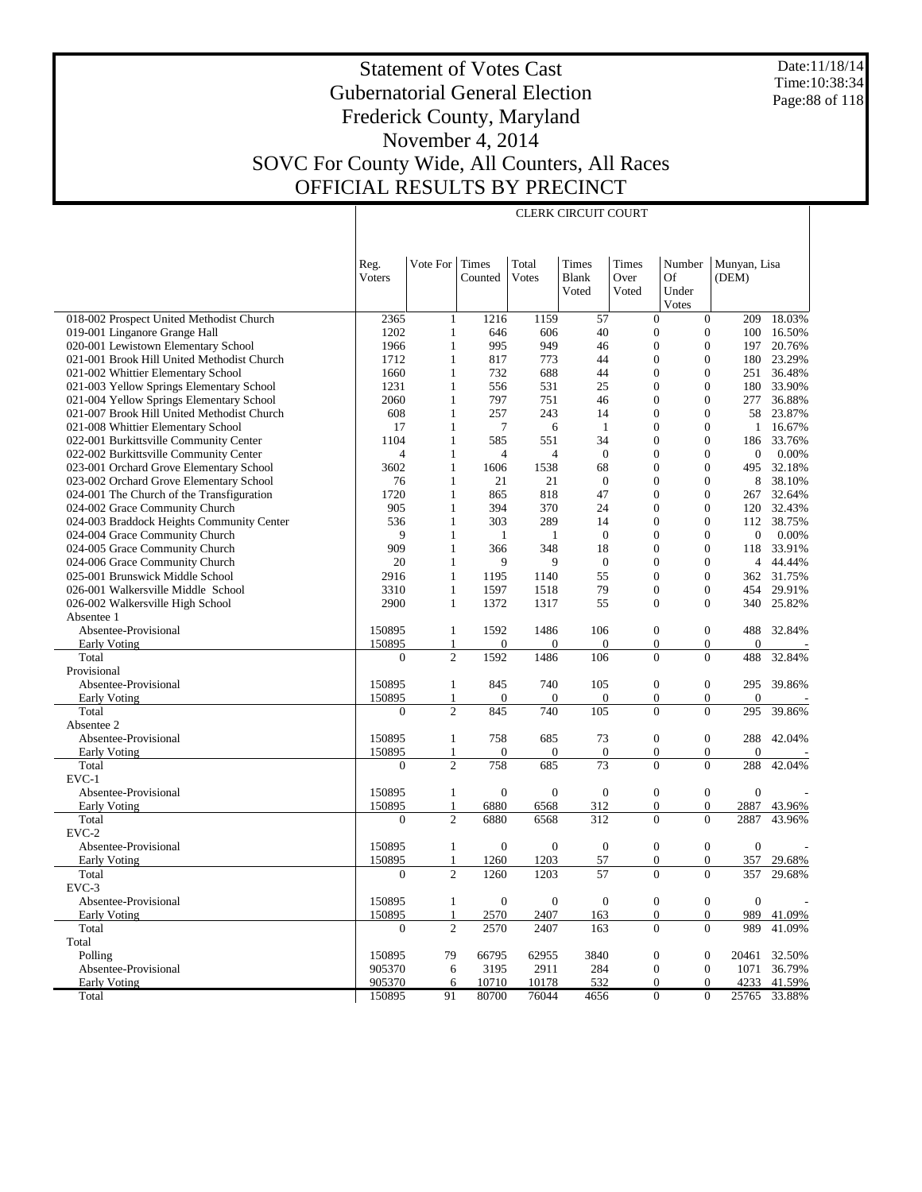# Statement of Votes Cast
# Gubernatorial General Election
# Frederick County, Maryland
# November 4, 2014
# SOVC For County Wide, All Counters, All Races
# OFFICIAL RESULTS BY PRECINCT

Date:11/18/14
Time:10:38:34

| | CLERK CIRCUIT COURT | | | | | | | | |
|---|---|---|---|---|---|---|---|---|---|
| | Reg. Voters | Vote For | Times Counted | Total Votes | Times Blank Voted | Times Over Voted | Number Of Under Votes | Munyan, Lisa (DEM) | |
| 018-002 Prospect United Methodist Church | 2365 | 1 | 1216 | 1159 | 57 | 0 | 0 | 209 | 18.03% |
| 019-001 Linganore Grange Hall | 1202 | 1 | 646 | 606 | 40 | 0 | 0 | 100 | 16.50% |
| 020-001 Lewistown Elementary School | 1966 | 1 | 995 | 949 | 46 | 0 | 0 | 197 | 20.76% |
| 021-001 Brook Hill United Methodist Church | 1712 | 1 | 817 | 773 | 44 | 0 | 0 | 180 | 23.29% |
| 021-002 Whittier Elementary School | 1660 | 1 | 732 | 688 | 44 | 0 | 0 | 251 | 36.48% |
| 021-003 Yellow Springs Elementary School | 1231 | 1 | 556 | 531 | 25 | 0 | 0 | 180 | 33.90% |
| 021-004 Yellow Springs Elementary School | 2060 | 1 | 797 | 751 | 46 | 0 | 0 | 277 | 36.88% |
| 021-007 Brook Hill United Methodist Church | 608 | 1 | 257 | 243 | 14 | 0 | 0 | 58 | 23.87% |
| 021-008 Whittier Elementary School | 17 | 1 | 7 | 6 | 1 | 0 | 0 | 1 | 16.67% |
| 022-001 Burkittsville Community Center | 1104 | 1 | 585 | 551 | 34 | 0 | 0 | 186 | 33.76% |
| 022-002 Burkittsville Community Center | 4 | 1 | 4 | 4 | 0 | 0 | 0 | 0 | 0.00% |
| 023-001 Orchard Grove Elementary School | 3602 | 1 | 1606 | 1538 | 68 | 0 | 0 | 495 | 32.18% |
| 023-002 Orchard Grove Elementary School | 76 | 1 | 21 | 21 | 0 | 0 | 0 | 8 | 38.10% |
| 024-001 The Church of the Transfiguration | 1720 | 1 | 865 | 818 | 47 | 0 | 0 | 267 | 32.64% |
| 024-002 Grace Community Church | 905 | 1 | 394 | 370 | 24 | 0 | 0 | 120 | 32.43% |
| 024-003 Braddock Heights Community Center | 536 | 1 | 303 | 289 | 14 | 0 | 0 | 112 | 38.75% |
| 024-004 Grace Community Church | 9 | 1 | 1 | 1 | 0 | 0 | 0 | 0 | 0.00% |
| 024-005 Grace Community Church | 909 | 1 | 366 | 348 | 18 | 0 | 0 | 118 | 33.91% |
| 024-006 Grace Community Church | 20 | 1 | 9 | 9 | 0 | 0 | 0 | 4 | 44.44% |
| 025-001 Brunswick Middle School | 2916 | 1 | 1195 | 1140 | 55 | 0 | 0 | 362 | 31.75% |
| 026-001 Walkersville Middle School | 3310 | 1 | 1597 | 1518 | 79 | 0 | 0 | 454 | 29.91% |
| 026-002 Walkersville High School | 2900 | 1 | 1372 | 1317 | 55 | 0 | 0 | 340 | 25.82% |
| Absentee 1 | | | | | | | | | |
| Absentee-Provisional | 150895 | 1 | 1592 | 1486 | 106 | 0 | 0 | 488 | 32.84% |
| Early Voting | 150895 | 1 | 0 | 0 | 0 | 0 | 0 | 0 | - |
| Total | 0 | 2 | 1592 | 1486 | 106 | 0 | 0 | 488 | 32.84% |
| Provisional | | | | | | | | | |
| Absentee-Provisional | 150895 | 1 | 845 | 740 | 105 | 0 | 0 | 295 | 39.86% |
| Early Voting | 150895 | 1 | 0 | 0 | 0 | 0 | 0 | 0 | - |
| Total | 0 | 2 | 845 | 740 | 105 | 0 | 0 | 295 | 39.86% |
| Absentee 2 | | | | | | | | | |
| Absentee-Provisional | 150895 | 1 | 758 | 685 | 73 | 0 | 0 | 288 | 42.04% |
| Early Voting | 150895 | 1 | 0 | 0 | 0 | 0 | 0 | 0 | - |
| Total | 0 | 2 | 758 | 685 | 73 | 0 | 0 | 288 | 42.04% |
| EVC-1 | | | | | | | | | |
| Absentee-Provisional | 150895 | 1 | 0 | 0 | 0 | 0 | 0 | 0 | - |
| Early Voting | 150895 | 1 | 6880 | 6568 | 312 | 0 | 0 | 2887 | 43.96% |
| Total | 0 | 2 | 6880 | 6568 | 312 | 0 | 0 | 2887 | 43.96% |
| EVC-2 | | | | | | | | | |
| Absentee-Provisional | 150895 | 1 | 0 | 0 | 0 | 0 | 0 | 0 | - |
| Early Voting | 150895 | 1 | 1260 | 1203 | 57 | 0 | 0 | 357 | 29.68% |
| Total | 0 | 2 | 1260 | 1203 | 57 | 0 | 0 | 357 | 29.68% |
| EVC-3 | | | | | | | | | |
| Absentee-Provisional | 150895 | 1 | 0 | 0 | 0 | 0 | 0 | 0 | - |
| Early Voting | 150895 | 1 | 2570 | 2407 | 163 | 0 | 0 | 989 | 41.09% |
| Total | 0 | 2 | 2570 | 2407 | 163 | 0 | 0 | 989 | 41.09% |
| Total | | | | | | | | | |
| Polling | 150895 | 79 | 66795 | 62955 | 3840 | 0 | 0 | 20461 | 32.50% |
| Absentee-Provisional | 905370 | 6 | 3195 | 2911 | 284 | 0 | 0 | 1071 | 36.79% |
| Early Voting | 905370 | 6 | 10710 | 10178 | 532 | 0 | 0 | 4233 | 41.59% |
| Total | 150895 | 91 | 80700 | 76044 | 4656 | 0 | 0 | 25765 | 33.88% |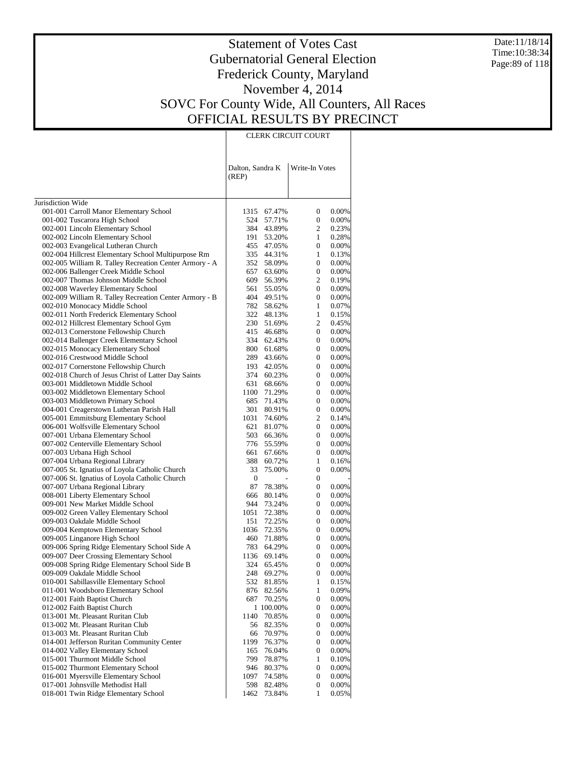# Statement of Votes Cast
## Gubernatorial General Election
## Frederick County, Maryland
## November 4, 2014
## SOVC For County Wide, All Counters, All Races
## OFFICIAL RESULTS BY PRECINCT

Date:11/18/14
Time:10:38:34

| | CLERK CIRCUIT COURT | | | |
|---|---|---|---|---|
| | Dalton, Sandra K (REP) | | Write-In Votes | |
| Jurisdiction Wide | | | | |
| 001-001 Carroll Manor Elementary School | 1315 | 67.47% | 0 | 0.00% |
| 001-002 Tuscarora High School | 524 | 57.71% | 0 | 0.00% |
| 002-001 Lincoln Elementary School | 384 | 43.89% | 2 | 0.23% |
| 002-002 Lincoln Elementary School | 191 | 53.20% | 1 | 0.28% |
| 002-003 Evangelical Lutheran Church | 455 | 47.05% | 0 | 0.00% |
| 002-004 Hillcrest Elementary School Multipurpose Rm | 335 | 44.31% | 1 | 0.13% |
| 002-005 William R. Talley Recreation Center Armory - A | 352 | 58.09% | 0 | 0.00% |
| 002-006 Ballenger Creek Middle School | 657 | 63.60% | 0 | 0.00% |
| 002-007 Thomas Johnson Middle School | 609 | 56.39% | 2 | 0.19% |
| 002-008 Waverley Elementary School | 561 | 55.05% | 0 | 0.00% |
| 002-009 William R. Talley Recreation Center Armory - B | 404 | 49.51% | 0 | 0.00% |
| 002-010 Monocacy Middle School | 782 | 58.62% | 1 | 0.07% |
| 002-011 North Frederick Elementary School | 322 | 48.13% | 1 | 0.15% |
| 002-012 Hillcrest Elementary School Gym | 230 | 51.69% | 2 | 0.45% |
| 002-013 Cornerstone Fellowship Church | 415 | 46.68% | 0 | 0.00% |
| 002-014 Ballenger Creek Elementary School | 334 | 62.43% | 0 | 0.00% |
| 002-015 Monocacy Elementary School | 800 | 61.68% | 0 | 0.00% |
| 002-016 Crestwood Middle School | 289 | 43.66% | 0 | 0.00% |
| 002-017 Cornerstone Fellowship Church | 193 | 42.05% | 0 | 0.00% |
| 002-018 Church of Jesus Christ of Latter Day Saints | 374 | 60.23% | 0 | 0.00% |
| 003-001 Middletown Middle School | 631 | 68.66% | 0 | 0.00% |
| 003-002 Middletown Elementary School | 1100 | 71.29% | 0 | 0.00% |
| 003-003 Middletown Primary School | 685 | 71.43% | 0 | 0.00% |
| 004-001 Creagerstown Lutheran Parish Hall | 301 | 80.91% | 0 | 0.00% |
| 005-001 Emmitsburg Elementary School | 1031 | 74.60% | 2 | 0.14% |
| 006-001 Wolfsville Elementary School | 621 | 81.07% | 0 | 0.00% |
| 007-001 Urbana Elementary School | 503 | 66.36% | 0 | 0.00% |
| 007-002 Centerville Elementary School | 776 | 55.59% | 0 | 0.00% |
| 007-003 Urbana High School | 661 | 67.66% | 0 | 0.00% |
| 007-004 Urbana Regional Library | 388 | 60.72% | 1 | 0.16% |
| 007-005 St. Ignatius of Loyola Catholic Church | 33 | 75.00% | 0 | 0.00% |
| 007-006 St. Ignatius of Loyola Catholic Church | 0 | - | 0 | - |
| 007-007 Urbana Regional Library | 87 | 78.38% | 0 | 0.00% |
| 008-001 Liberty Elementary School | 666 | 80.14% | 0 | 0.00% |
| 009-001 New Market Middle School | 944 | 73.24% | 0 | 0.00% |
| 009-002 Green Valley Elementary School | 1051 | 72.38% | 0 | 0.00% |
| 009-003 Oakdale Middle School | 151 | 72.25% | 0 | 0.00% |
| 009-004 Kemptown Elementary School | 1036 | 72.35% | 0 | 0.00% |
| 009-005 Linganore High School | 460 | 71.88% | 0 | 0.00% |
| 009-006 Spring Ridge Elementary School Side A | 783 | 64.29% | 0 | 0.00% |
| 009-007 Deer Crossing Elementary School | 1136 | 69.14% | 0 | 0.00% |
| 009-008 Spring Ridge Elementary School Side B | 324 | 65.45% | 0 | 0.00% |
| 009-009 Oakdale Middle School | 248 | 69.27% | 0 | 0.00% |
| 010-001 Sabillasville Elementary School | 532 | 81.85% | 1 | 0.15% |
| 011-001 Woodsboro Elementary School | 876 | 82.56% | 1 | 0.09% |
| 012-001 Faith Baptist Church | 687 | 70.25% | 0 | 0.00% |
| 012-002 Faith Baptist Church | 1 | 100.00% | 0 | 0.00% |
| 013-001 Mt. Pleasant Ruritan Club | 1140 | 70.85% | 0 | 0.00% |
| 013-002 Mt. Pleasant Ruritan Club | 56 | 82.35% | 0 | 0.00% |
| 013-003 Mt. Pleasant Ruritan Club | 66 | 70.97% | 0 | 0.00% |
| 014-001 Jefferson Ruritan Community Center | 1199 | 76.37% | 0 | 0.00% |
| 014-002 Valley Elementary School | 165 | 76.04% | 0 | 0.00% |
| 015-001 Thurmont Middle School | 799 | 78.87% | 1 | 0.10% |
| 015-002 Thurmont Elementary School | 946 | 80.37% | 0 | 0.00% |
| 016-001 Myersville Elementary School | 1097 | 74.58% | 0 | 0.00% |
| 017-001 Johnsville Methodist Hall | 598 | 82.48% | 0 | 0.00% |
| 018-001 Twin Ridge Elementary School | 1462 | 73.84% | 1 | 0.05% |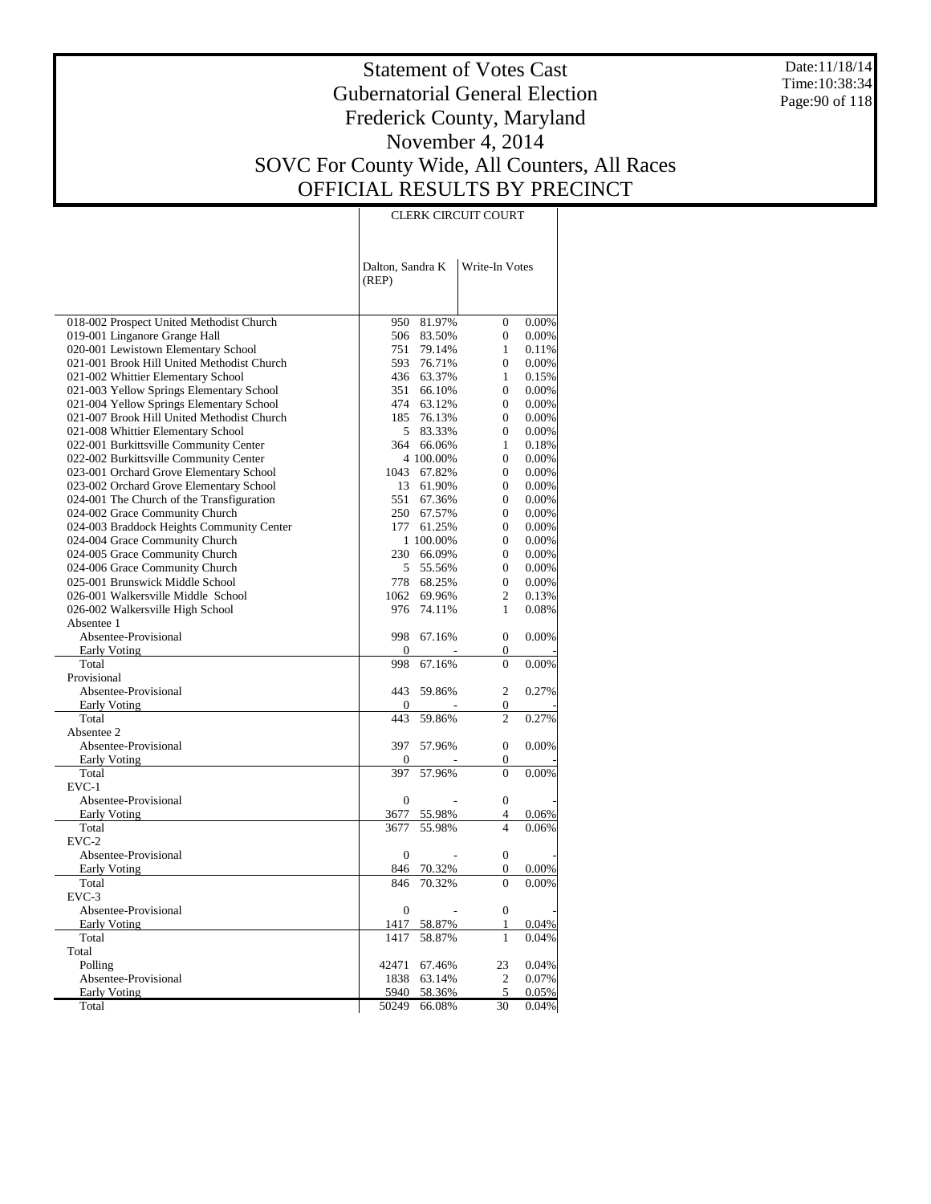# Statement of Votes Cast
# Gubernatorial General Election
# Frederick County, Maryland
# November 4, 2014
# SOVC For County Wide, All Counters, All Races
# OFFICIAL RESULTS BY PRECINCT

Date:11/18/14
Time:10:38:34

| | CLERK CIRCUIT COURT | | | |
|---|---|---|---|---|
| | Dalton, Sandra K (REP) | | Write-In Votes | |
| 018-002 Prospect United Methodist Church | 950 | 81.97% | 0 | 0.00% |
| 019-001 Linganore Grange Hall | 506 | 83.50% | 0 | 0.00% |
| 020-001 Lewistown Elementary School | 751 | 79.14% | 1 | 0.11% |
| 021-001 Brook Hill United Methodist Church | 593 | 76.71% | 0 | 0.00% |
| 021-002 Whittier Elementary School | 436 | 63.37% | 1 | 0.15% |
| 021-003 Yellow Springs Elementary School | 351 | 66.10% | 0 | 0.00% |
| 021-004 Yellow Springs Elementary School | 474 | 63.12% | 0 | 0.00% |
| 021-007 Brook Hill United Methodist Church | 185 | 76.13% | 0 | 0.00% |
| 021-008 Whittier Elementary School | 5 | 83.33% | 0 | 0.00% |
| 022-001 Burkittsville Community Center | 364 | 66.06% | 1 | 0.18% |
| 022-002 Burkittsville Community Center | 4 | 100.00% | 0 | 0.00% |
| 023-001 Orchard Grove Elementary School | 1043 | 67.82% | 0 | 0.00% |
| 023-002 Orchard Grove Elementary School | 13 | 61.90% | 0 | 0.00% |
| 024-001 The Church of the Transfiguration | 551 | 67.36% | 0 | 0.00% |
| 024-002 Grace Community Church | 250 | 67.57% | 0 | 0.00% |
| 024-003 Braddock Heights Community Center | 177 | 61.25% | 0 | 0.00% |
| 024-004 Grace Community Church | 1 | 100.00% | 0 | 0.00% |
| 024-005 Grace Community Church | 230 | 66.09% | 0 | 0.00% |
| 024-006 Grace Community Church | 5 | 55.56% | 0 | 0.00% |
| 025-001 Brunswick Middle School | 778 | 68.25% | 0 | 0.00% |
| 026-001 Walkersville Middle School | 1062 | 69.96% | 2 | 0.13% |
| 026-002 Walkersville High School | 976 | 74.11% | 1 | 0.08% |
| Absentee 1 | | | | |
| Absentee-Provisional | 998 | 67.16% | 0 | 0.00% |
| Early Voting | 0 | - | 0 | - |
| Total | 998 | 67.16% | 0 | 0.00% |
| Provisional | | | | |
| Absentee-Provisional | 443 | 59.86% | 2 | 0.27% |
| Early Voting | 0 | - | 0 | - |
| Total | 443 | 59.86% | 2 | 0.27% |
| Absentee 2 | | | | |
| Absentee-Provisional | 397 | 57.96% | 0 | 0.00% |
| Early Voting | 0 | - | 0 | - |
| Total | 397 | 57.96% | 0 | 0.00% |
| EVC-1 | | | | |
| Absentee-Provisional | 0 | - | 0 | - |
| Early Voting | 3677 | 55.98% | 4 | 0.06% |
| Total | 3677 | 55.98% | 4 | 0.06% |
| EVC-2 | | | | |
| Absentee-Provisional | 0 | - | 0 | - |
| Early Voting | 846 | 70.32% | 0 | 0.00% |
| Total | 846 | 70.32% | 0 | 0.00% |
| EVC-3 | | | | |
| Absentee-Provisional | 0 | - | 0 | - |
| Early Voting | 1417 | 58.87% | 1 | 0.04% |
| Total | 1417 | 58.87% | 1 | 0.04% |
| Total | | | | |
| Polling | 42471 | 67.46% | 23 | 0.04% |
| Absentee-Provisional | 1838 | 63.14% | 2 | 0.07% |
| Early Voting | 5940 | 58.36% | 5 | 0.05% |
| Total | 50249 | 66.08% | 30 | 0.04% |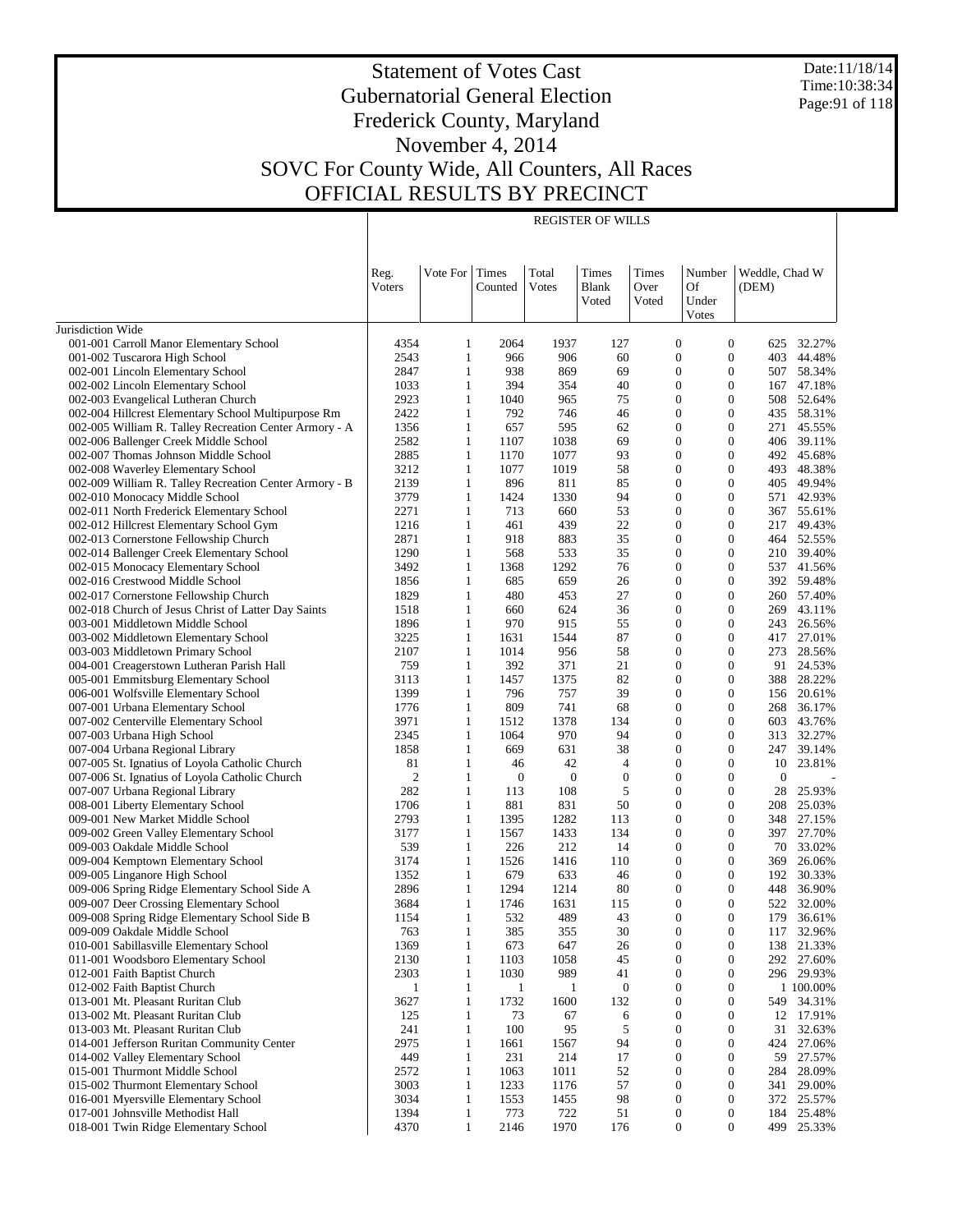# Statement of Votes Cast
# Gubernatorial General Election
# Frederick County, Maryland
# November 4, 2014
# SOVC For County Wide, All Counters, All Races
# OFFICIAL RESULTS BY PRECINCT

Date:11/18/14
Time:10:38:34

REGISTER OF WILLS

| | Reg. Voters | Vote For | Times Counted | Total Votes | Times Blank Voted | Times Over Voted | Number Of Under Votes | Weddle, Chad W (DEM) | |
|---|---|---|---|---|---|---|---|---|---|
| Jurisdiction Wide | | | | | | | | | |
| 001-001 Carroll Manor Elementary School | 4354 | 1 | 2064 | 1937 | 127 | 0 | 0 | 625 | 32.27% |
| 001-002 Tuscarora High School | 2543 | 1 | 966 | 906 | 60 | 0 | 0 | 403 | 44.48% |
| 002-001 Lincoln Elementary School | 2847 | 1 | 938 | 869 | 69 | 0 | 0 | 507 | 58.34% |
| 002-002 Lincoln Elementary School | 1033 | 1 | 394 | 354 | 40 | 0 | 0 | 167 | 47.18% |
| 002-003 Evangelical Lutheran Church | 2923 | 1 | 1040 | 965 | 75 | 0 | 0 | 508 | 52.64% |
| 002-004 Hillcrest Elementary School Multipurpose Rm | 2422 | 1 | 792 | 746 | 46 | 0 | 0 | 435 | 58.31% |
| 002-005 William R. Talley Recreation Center Armory - A | 1356 | 1 | 657 | 595 | 62 | 0 | 0 | 271 | 45.55% |
| 002-006 Ballenger Creek Middle School | 2582 | 1 | 1107 | 1038 | 69 | 0 | 0 | 406 | 39.11% |
| 002-007 Thomas Johnson Middle School | 2885 | 1 | 1170 | 1077 | 93 | 0 | 0 | 492 | 45.68% |
| 002-008 Waverley Elementary School | 3212 | 1 | 1077 | 1019 | 58 | 0 | 0 | 493 | 48.38% |
| 002-009 William R. Talley Recreation Center Armory - B | 2139 | 1 | 896 | 811 | 85 | 0 | 0 | 405 | 49.94% |
| 002-010 Monocacy Middle School | 3779 | 1 | 1424 | 1330 | 94 | 0 | 0 | 571 | 42.93% |
| 002-011 North Frederick Elementary School | 2271 | 1 | 713 | 660 | 53 | 0 | 0 | 367 | 55.61% |
| 002-012 Hillcrest Elementary School Gym | 1216 | 1 | 461 | 439 | 22 | 0 | 0 | 217 | 49.43% |
| 002-013 Cornerstone Fellowship Church | 2871 | 1 | 918 | 883 | 35 | 0 | 0 | 464 | 52.55% |
| 002-014 Ballenger Creek Elementary School | 1290 | 1 | 568 | 533 | 35 | 0 | 0 | 210 | 39.40% |
| 002-015 Monocacy Elementary School | 3492 | 1 | 1368 | 1292 | 76 | 0 | 0 | 537 | 41.56% |
| 002-016 Crestwood Middle School | 1856 | 1 | 685 | 659 | 26 | 0 | 0 | 392 | 59.48% |
| 002-017 Cornerstone Fellowship Church | 1829 | 1 | 480 | 453 | 27 | 0 | 0 | 260 | 57.40% |
| 002-018 Church of Jesus Christ of Latter Day Saints | 1518 | 1 | 660 | 624 | 36 | 0 | 0 | 269 | 43.11% |
| 003-001 Middletown Middle School | 1896 | 1 | 970 | 915 | 55 | 0 | 0 | 243 | 26.56% |
| 003-002 Middletown Elementary School | 3225 | 1 | 1631 | 1544 | 87 | 0 | 0 | 417 | 27.01% |
| 003-003 Middletown Primary School | 2107 | 1 | 1014 | 956 | 58 | 0 | 0 | 273 | 28.56% |
| 004-001 Creagerstown Lutheran Parish Hall | 759 | 1 | 392 | 371 | 21 | 0 | 0 | 91 | 24.53% |
| 005-001 Emmitsburg Elementary School | 3113 | 1 | 1457 | 1375 | 82 | 0 | 0 | 388 | 28.22% |
| 006-001 Wolfsville Elementary School | 1399 | 1 | 796 | 757 | 39 | 0 | 0 | 156 | 20.61% |
| 007-001 Urbana Elementary School | 1776 | 1 | 809 | 741 | 68 | 0 | 0 | 268 | 36.17% |
| 007-002 Centerville Elementary School | 3971 | 1 | 1512 | 1378 | 134 | 0 | 0 | 603 | 43.76% |
| 007-003 Urbana High School | 2345 | 1 | 1064 | 970 | 94 | 0 | 0 | 313 | 32.27% |
| 007-004 Urbana Regional Library | 1858 | 1 | 669 | 631 | 38 | 0 | 0 | 247 | 39.14% |
| 007-005 St. Ignatius of Loyola Catholic Church | 81 | 1 | 46 | 42 | 4 | 0 | 0 | 10 | 23.81% |
| 007-006 St. Ignatius of Loyola Catholic Church | 2 | 1 | 0 | 0 | 0 | 0 | 0 | 0 | - |
| 007-007 Urbana Regional Library | 282 | 1 | 113 | 108 | 5 | 0 | 0 | 28 | 25.93% |
| 008-001 Liberty Elementary School | 1706 | 1 | 881 | 831 | 50 | 0 | 0 | 208 | 25.03% |
| 009-001 New Market Middle School | 2793 | 1 | 1395 | 1282 | 113 | 0 | 0 | 348 | 27.15% |
| 009-002 Green Valley Elementary School | 3177 | 1 | 1567 | 1433 | 134 | 0 | 0 | 397 | 27.70% |
| 009-003 Oakdale Middle School | 539 | 1 | 226 | 212 | 14 | 0 | 0 | 70 | 33.02% |
| 009-004 Kemptown Elementary School | 3174 | 1 | 1526 | 1416 | 110 | 0 | 0 | 369 | 26.06% |
| 009-005 Linganore High School | 1352 | 1 | 679 | 633 | 46 | 0 | 0 | 192 | 30.33% |
| 009-006 Spring Ridge Elementary School Side A | 2896 | 1 | 1294 | 1214 | 80 | 0 | 0 | 448 | 36.90% |
| 009-007 Deer Crossing Elementary School | 3684 | 1 | 1746 | 1631 | 115 | 0 | 0 | 522 | 32.00% |
| 009-008 Spring Ridge Elementary School Side B | 1154 | 1 | 532 | 489 | 43 | 0 | 0 | 179 | 36.61% |
| 009-009 Oakdale Middle School | 763 | 1 | 385 | 355 | 30 | 0 | 0 | 117 | 32.96% |
| 010-001 Sabillasville Elementary School | 1369 | 1 | 673 | 647 | 26 | 0 | 0 | 138 | 21.33% |
| 011-001 Woodsboro Elementary School | 2130 | 1 | 1103 | 1058 | 45 | 0 | 0 | 292 | 27.60% |
| 012-001 Faith Baptist Church | 2303 | 1 | 1030 | 989 | 41 | 0 | 0 | 296 | 29.93% |
| 012-002 Faith Baptist Church | 1 | 1 | 1 | 1 | 0 | 0 | 0 | 1 | 100.00% |
| 013-001 Mt. Pleasant Ruritan Club | 3627 | 1 | 1732 | 1600 | 132 | 0 | 0 | 549 | 34.31% |
| 013-002 Mt. Pleasant Ruritan Club | 125 | 1 | 73 | 67 | 6 | 0 | 0 | 12 | 17.91% |
| 013-003 Mt. Pleasant Ruritan Club | 241 | 1 | 100 | 95 | 5 | 0 | 0 | 31 | 32.63% |
| 014-001 Jefferson Ruritan Community Center | 2975 | 1 | 1661 | 1567 | 94 | 0 | 0 | 424 | 27.06% |
| 014-002 Valley Elementary School | 449 | 1 | 231 | 214 | 17 | 0 | 0 | 59 | 27.57% |
| 015-001 Thurmont Middle School | 2572 | 1 | 1063 | 1011 | 52 | 0 | 0 | 284 | 28.09% |
| 015-002 Thurmont Elementary School | 3003 | 1 | 1233 | 1176 | 57 | 0 | 0 | 341 | 29.00% |
| 016-001 Myersville Elementary School | 3034 | 1 | 1553 | 1455 | 98 | 0 | 0 | 372 | 25.57% |
| 017-001 Johnsville Methodist Hall | 1394 | 1 | 773 | 722 | 51 | 0 | 0 | 184 | 25.48% |
| 018-001 Twin Ridge Elementary School | 4370 | 1 | 2146 | 1970 | 176 | 0 | 0 | 499 | 25.33% |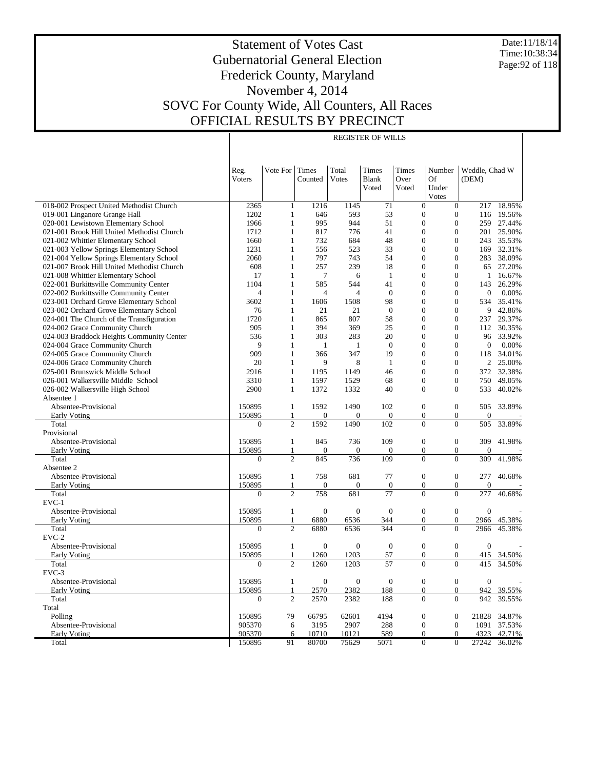# Statement of Votes Cast
# Gubernatorial General Election
# Frederick County, Maryland
# November 4, 2014
# SOVC For County Wide, All Counters, All Races
# OFFICIAL RESULTS BY PRECINCT

Date:11/18/14
Time:10:38:34

REGISTER OF WILLS

| | Reg. Voters | Vote For | Times Counted | Total Votes | Times Blank Voted | Times Over Voted | Number Of Under Votes | Weddle, Chad W (DEM) | |
|---|---|---|---|---|---|---|---|---|---|
| 018-002 Prospect United Methodist Church | 2365 | 1 | 1216 | 1145 | 71 | 0 | 0 | 217 | 18.95% |
| 019-001 Linganore Grange Hall | 1202 | 1 | 646 | 593 | 53 | 0 | 0 | 116 | 19.56% |
| 020-001 Lewistown Elementary School | 1966 | 1 | 995 | 944 | 51 | 0 | 0 | 259 | 27.44% |
| 021-001 Brook Hill United Methodist Church | 1712 | 1 | 817 | 776 | 41 | 0 | 0 | 201 | 25.90% |
| 021-002 Whittier Elementary School | 1660 | 1 | 732 | 684 | 48 | 0 | 0 | 243 | 35.53% |
| 021-003 Yellow Springs Elementary School | 1231 | 1 | 556 | 523 | 33 | 0 | 0 | 169 | 32.31% |
| 021-004 Yellow Springs Elementary School | 2060 | 1 | 797 | 743 | 54 | 0 | 0 | 283 | 38.09% |
| 021-007 Brook Hill United Methodist Church | 608 | 1 | 257 | 239 | 18 | 0 | 0 | 65 | 27.20% |
| 021-008 Whittier Elementary School | 17 | 1 | 7 | 6 | 1 | 0 | 0 | 1 | 16.67% |
| 022-001 Burkittsville Community Center | 1104 | 1 | 585 | 544 | 41 | 0 | 0 | 143 | 26.29% |
| 022-002 Burkittsville Community Center | 4 | 1 | 4 | 4 | 0 | 0 | 0 | 0 | 0.00% |
| 023-001 Orchard Grove Elementary School | 3602 | 1 | 1606 | 1508 | 98 | 0 | 0 | 534 | 35.41% |
| 023-002 Orchard Grove Elementary School | 76 | 1 | 21 | 21 | 0 | 0 | 0 | 9 | 42.86% |
| 024-001 The Church of the Transfiguration | 1720 | 1 | 865 | 807 | 58 | 0 | 0 | 237 | 29.37% |
| 024-002 Grace Community Church | 905 | 1 | 394 | 369 | 25 | 0 | 0 | 112 | 30.35% |
| 024-003 Braddock Heights Community Center | 536 | 1 | 303 | 283 | 20 | 0 | 0 | 96 | 33.92% |
| 024-004 Grace Community Church | 9 | 1 | 1 | 1 | 0 | 0 | 0 | 0 | 0.00% |
| 024-005 Grace Community Church | 909 | 1 | 366 | 347 | 19 | 0 | 0 | 118 | 34.01% |
| 024-006 Grace Community Church | 20 | 1 | 9 | 8 | 1 | 0 | 0 | 2 | 25.00% |
| 025-001 Brunswick Middle School | 2916 | 1 | 1195 | 1149 | 46 | 0 | 0 | 372 | 32.38% |
| 026-001 Walkersville Middle School | 3310 | 1 | 1597 | 1529 | 68 | 0 | 0 | 750 | 49.05% |
| 026-002 Walkersville High School | 2900 | 1 | 1372 | 1332 | 40 | 0 | 0 | 533 | 40.02% |
| Absentee 1 | | | | | | | | | |
| Absentee-Provisional | 150895 | 1 | 1592 | 1490 | 102 | 0 | 0 | 505 | 33.89% |
| Early Voting | 150895 | 1 | 0 | 0 | 0 | 0 | 0 | 0 | - |
| Total | 0 | 2 | 1592 | 1490 | 102 | 0 | 0 | 505 | 33.89% |
| Provisional | | | | | | | | | |
| Absentee-Provisional | 150895 | 1 | 845 | 736 | 109 | 0 | 0 | 309 | 41.98% |
| Early Voting | 150895 | 1 | 0 | 0 | 0 | 0 | 0 | 0 | - |
| Total | 0 | 2 | 845 | 736 | 109 | 0 | 0 | 309 | 41.98% |
| Absentee 2 | | | | | | | | | |
| Absentee-Provisional | 150895 | 1 | 758 | 681 | 77 | 0 | 0 | 277 | 40.68% |
| Early Voting | 150895 | 1 | 0 | 0 | 0 | 0 | 0 | 0 | - |
| Total | 0 | 2 | 758 | 681 | 77 | 0 | 0 | 277 | 40.68% |
| EVC-1 | | | | | | | | | |
| Absentee-Provisional | 150895 | 1 | 0 | 0 | 0 | 0 | 0 | 0 | - |
| Early Voting | 150895 | 1 | 6880 | 6536 | 344 | 0 | 0 | 2966 | 45.38% |
| Total | 0 | 2 | 6880 | 6536 | 344 | 0 | 0 | 2966 | 45.38% |
| EVC-2 | | | | | | | | | |
| Absentee-Provisional | 150895 | 1 | 0 | 0 | 0 | 0 | 0 | 0 | - |
| Early Voting | 150895 | 1 | 1260 | 1203 | 57 | 0 | 0 | 415 | 34.50% |
| Total | 0 | 2 | 1260 | 1203 | 57 | 0 | 0 | 415 | 34.50% |
| EVC-3 | | | | | | | | | |
| Absentee-Provisional | 150895 | 1 | 0 | 0 | 0 | 0 | 0 | 0 | - |
| Early Voting | 150895 | 1 | 2570 | 2382 | 188 | 0 | 0 | 942 | 39.55% |
| Total | 0 | 2 | 2570 | 2382 | 188 | 0 | 0 | 942 | 39.55% |
| Total | | | | | | | | | |
| Polling | 150895 | 79 | 66795 | 62601 | 4194 | 0 | 0 | 21828 | 34.87% |
| Absentee-Provisional | 905370 | 6 | 3195 | 2907 | 288 | 0 | 0 | 1091 | 37.53% |
| Early Voting | 905370 | 6 | 10710 | 10121 | 589 | 0 | 0 | 4323 | 42.71% |
| Total | 150895 | 91 | 80700 | 75629 | 5071 | 0 | 0 | 27242 | 36.02% |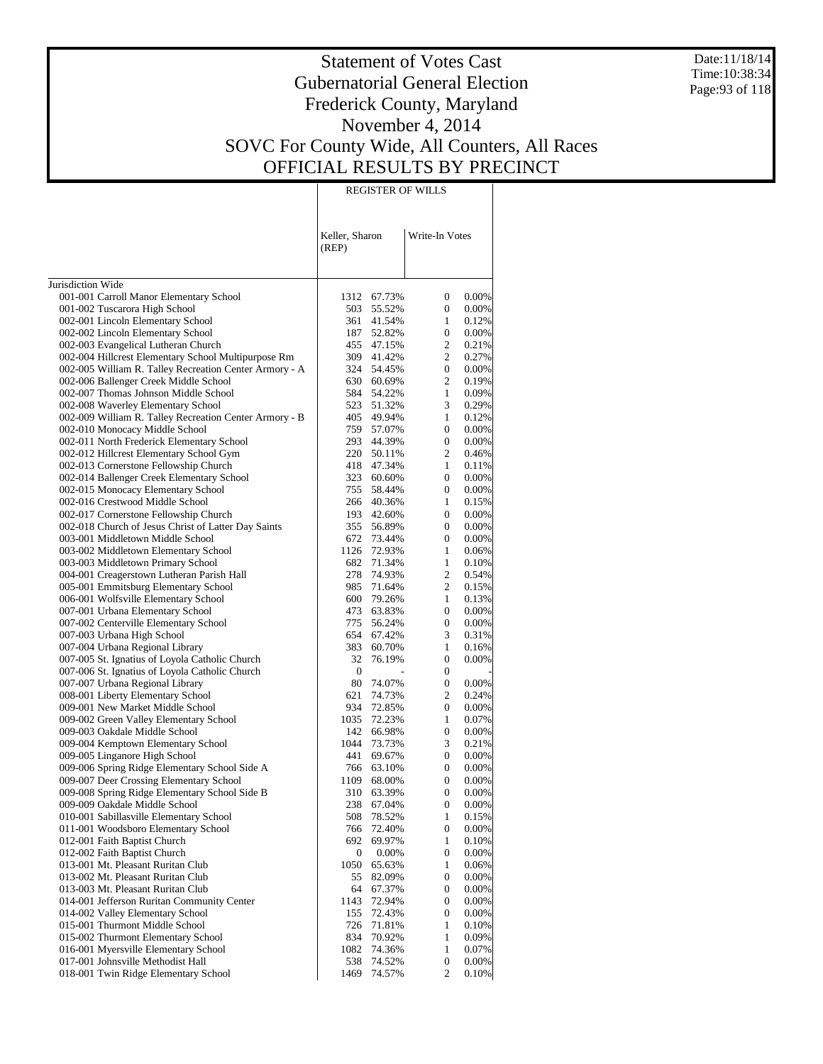# Statement of Votes Cast
# Gubernatorial General Election
# Frederick County, Maryland
# November 4, 2014
# SOVC For County Wide, All Counters, All Races
# OFFICIAL RESULTS BY PRECINCT

Date:11/18/14
Time:10:38:34

| | REGISTER OF WILLS | | | |
|---|---|---|---|---|
| | Keller, Sharon (REP) | | Write-In Votes | |
| Jurisdiction Wide | | | | |
| 001-001 Carroll Manor Elementary School | 1312 | 67.73% | 0 | 0.00% |
| 001-002 Tuscarora High School | 503 | 55.52% | 0 | 0.00% |
| 002-001 Lincoln Elementary School | 361 | 41.54% | 1 | 0.12% |
| 002-002 Lincoln Elementary School | 187 | 52.82% | 0 | 0.00% |
| 002-003 Evangelical Lutheran Church | 455 | 47.15% | 2 | 0.21% |
| 002-004 Hillcrest Elementary School Multipurpose Rm | 309 | 41.42% | 2 | 0.27% |
| 002-005 William R. Talley Recreation Center Armory - A | 324 | 54.45% | 0 | 0.00% |
| 002-006 Ballenger Creek Middle School | 630 | 60.69% | 2 | 0.19% |
| 002-007 Thomas Johnson Middle School | 584 | 54.22% | 1 | 0.09% |
| 002-008 Waverley Elementary School | 523 | 51.32% | 3 | 0.29% |
| 002-009 William R. Talley Recreation Center Armory - B | 405 | 49.94% | 1 | 0.12% |
| 002-010 Monocacy Middle School | 759 | 57.07% | 0 | 0.00% |
| 002-011 North Frederick Elementary School | 293 | 44.39% | 0 | 0.00% |
| 002-012 Hillcrest Elementary School Gym | 220 | 50.11% | 2 | 0.46% |
| 002-013 Cornerstone Fellowship Church | 418 | 47.34% | 1 | 0.11% |
| 002-014 Ballenger Creek Elementary School | 323 | 60.60% | 0 | 0.00% |
| 002-015 Monocacy Elementary School | 755 | 58.44% | 0 | 0.00% |
| 002-016 Crestwood Middle School | 266 | 40.36% | 1 | 0.15% |
| 002-017 Cornerstone Fellowship Church | 193 | 42.60% | 0 | 0.00% |
| 002-018 Church of Jesus Christ of Latter Day Saints | 355 | 56.89% | 0 | 0.00% |
| 003-001 Middletown Middle School | 672 | 73.44% | 0 | 0.00% |
| 003-002 Middletown Elementary School | 1126 | 72.93% | 1 | 0.06% |
| 003-003 Middletown Primary School | 682 | 71.34% | 1 | 0.10% |
| 004-001 Creagerstown Lutheran Parish Hall | 278 | 74.93% | 2 | 0.54% |
| 005-001 Emmitsburg Elementary School | 985 | 71.64% | 2 | 0.15% |
| 006-001 Wolfsville Elementary School | 600 | 79.26% | 1 | 0.13% |
| 007-001 Urbana Elementary School | 473 | 63.83% | 0 | 0.00% |
| 007-002 Centerville Elementary School | 775 | 56.24% | 0 | 0.00% |
| 007-003 Urbana High School | 654 | 67.42% | 3 | 0.31% |
| 007-004 Urbana Regional Library | 383 | 60.70% | 1 | 0.16% |
| 007-005 St. Ignatius of Loyola Catholic Church | 32 | 76.19% | 0 | 0.00% |
| 007-006 St. Ignatius of Loyola Catholic Church | 0 | - | 0 | - |
| 007-007 Urbana Regional Library | 80 | 74.07% | 0 | 0.00% |
| 008-001 Liberty Elementary School | 621 | 74.73% | 2 | 0.24% |
| 009-001 New Market Middle School | 934 | 72.85% | 0 | 0.00% |
| 009-002 Green Valley Elementary School | 1035 | 72.23% | 1 | 0.07% |
| 009-003 Oakdale Middle School | 142 | 66.98% | 0 | 0.00% |
| 009-004 Kemptown Elementary School | 1044 | 73.73% | 3 | 0.21% |
| 009-005 Linganore High School | 441 | 69.67% | 0 | 0.00% |
| 009-006 Spring Ridge Elementary School Side A | 766 | 63.10% | 0 | 0.00% |
| 009-007 Deer Crossing Elementary School | 1109 | 68.00% | 0 | 0.00% |
| 009-008 Spring Ridge Elementary School Side B | 310 | 63.39% | 0 | 0.00% |
| 009-009 Oakdale Middle School | 238 | 67.04% | 0 | 0.00% |
| 010-001 Sabillasville Elementary School | 508 | 78.52% | 1 | 0.15% |
| 011-001 Woodsboro Elementary School | 766 | 72.40% | 0 | 0.00% |
| 012-001 Faith Baptist Church | 692 | 69.97% | 1 | 0.10% |
| 012-002 Faith Baptist Church | 0 | 0.00% | 0 | 0.00% |
| 013-001 Mt. Pleasant Ruritan Club | 1050 | 65.63% | 1 | 0.06% |
| 013-002 Mt. Pleasant Ruritan Club | 55 | 82.09% | 0 | 0.00% |
| 013-003 Mt. Pleasant Ruritan Club | 64 | 67.37% | 0 | 0.00% |
| 014-001 Jefferson Ruritan Community Center | 1143 | 72.94% | 0 | 0.00% |
| 014-002 Valley Elementary School | 155 | 72.43% | 0 | 0.00% |
| 015-001 Thurmont Middle School | 726 | 71.81% | 1 | 0.10% |
| 015-002 Thurmont Elementary School | 834 | 70.92% | 1 | 0.09% |
| 016-001 Myersville Elementary School | 1082 | 74.36% | 1 | 0.07% |
| 017-001 Johnsville Methodist Hall | 538 | 74.52% | 0 | 0.00% |
| 018-001 Twin Ridge Elementary School | 1469 | 74.57% | 2 | 0.10% |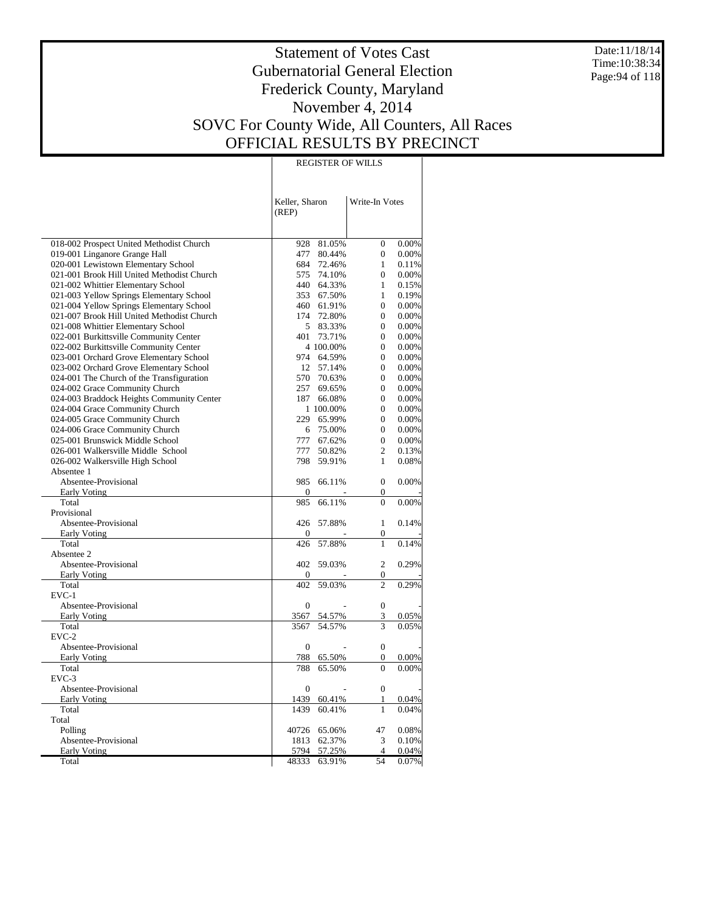# Statement of Votes Cast
# Gubernatorial General Election
# Frederick County, Maryland
# November 4, 2014
# SOVC For County Wide, All Counters, All Races
# OFFICIAL RESULTS BY PRECINCT

Date:11/18/14
Time:10:38:34

| | REGISTER OF WILLS | | | |
|---|---|---|---|---|
| | Keller, Sharon (REP) | | Write-In Votes | |
| 018-002 Prospect United Methodist Church | 928 | 81.05% | 0 | 0.00% |
| 019-001 Linganore Grange Hall | 477 | 80.44% | 0 | 0.00% |
| 020-001 Lewistown Elementary School | 684 | 72.46% | 1 | 0.11% |
| 021-001 Brook Hill United Methodist Church | 575 | 74.10% | 0 | 0.00% |
| 021-002 Whittier Elementary School | 440 | 64.33% | 1 | 0.15% |
| 021-003 Yellow Springs Elementary School | 353 | 67.50% | 1 | 0.19% |
| 021-004 Yellow Springs Elementary School | 460 | 61.91% | 0 | 0.00% |
| 021-007 Brook Hill United Methodist Church | 174 | 72.80% | 0 | 0.00% |
| 021-008 Whittier Elementary School | 5 | 83.33% | 0 | 0.00% |
| 022-001 Burkittsville Community Center | 401 | 73.71% | 0 | 0.00% |
| 022-002 Burkittsville Community Center | 4 | 100.00% | 0 | 0.00% |
| 023-001 Orchard Grove Elementary School | 974 | 64.59% | 0 | 0.00% |
| 023-002 Orchard Grove Elementary School | 12 | 57.14% | 0 | 0.00% |
| 024-001 The Church of the Transfiguration | 570 | 70.63% | 0 | 0.00% |
| 024-002 Grace Community Church | 257 | 69.65% | 0 | 0.00% |
| 024-003 Braddock Heights Community Center | 187 | 66.08% | 0 | 0.00% |
| 024-004 Grace Community Church | 1 | 100.00% | 0 | 0.00% |
| 024-005 Grace Community Church | 229 | 65.99% | 0 | 0.00% |
| 024-006 Grace Community Church | 6 | 75.00% | 0 | 0.00% |
| 025-001 Brunswick Middle School | 777 | 67.62% | 0 | 0.00% |
| 026-001 Walkersville Middle School | 777 | 50.82% | 2 | 0.13% |
| 026-002 Walkersville High School | 798 | 59.91% | 1 | 0.08% |
| Absentee 1 | | | | |
| Absentee-Provisional | 985 | 66.11% | 0 | 0.00% |
| Early Voting | 0 | - | 0 | - |
| Total | 985 | 66.11% | 0 | 0.00% |
| Provisional | | | | |
| Absentee-Provisional | 426 | 57.88% | 1 | 0.14% |
| Early Voting | 0 | - | 0 | - |
| Total | 426 | 57.88% | 1 | 0.14% |
| Absentee 2 | | | | |
| Absentee-Provisional | 402 | 59.03% | 2 | 0.29% |
| Early Voting | 0 | - | 0 | - |
| Total | 402 | 59.03% | 2 | 0.29% |
| EVC-1 | | | | |
| Absentee-Provisional | 0 | - | 0 | - |
| Early Voting | 3567 | 54.57% | 3 | 0.05% |
| Total | 3567 | 54.57% | 3 | 0.05% |
| EVC-2 | | | | |
| Absentee-Provisional | 0 | - | 0 | - |
| Early Voting | 788 | 65.50% | 0 | 0.00% |
| Total | 788 | 65.50% | 0 | 0.00% |
| EVC-3 | | | | |
| Absentee-Provisional | 0 | - | 0 | - |
| Early Voting | 1439 | 60.41% | 1 | 0.04% |
| Total | 1439 | 60.41% | 1 | 0.04% |
| Total | | | | |
| Polling | 40726 | 65.06% | 47 | 0.08% |
| Absentee-Provisional | 1813 | 62.37% | 3 | 0.10% |
| Early Voting | 5794 | 57.25% | 4 | 0.04% |
| Total | 48333 | 63.91% | 54 | 0.07% |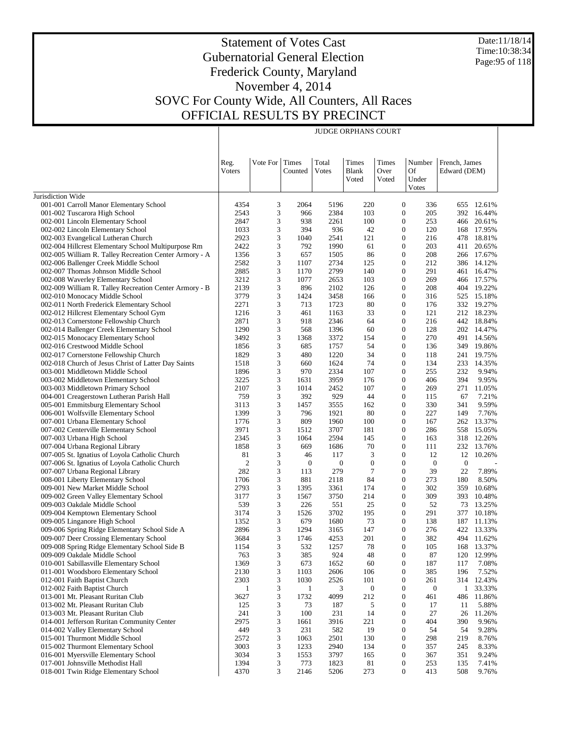# Statement of Votes Cast
# Gubernatorial General Election
# Frederick County, Maryland
# November 4, 2014
# SOVC For County Wide, All Counters, All Races
# OFFICIAL RESULTS BY PRECINCT

Date:11/18/14
Time:10:38:34

## JUDGE ORPHANS COURT

| | Reg. Voters | Vote For | Times Counted | Total Votes | Times Blank Voted | Times Over Voted | Number Of Under Votes | French, James Edward (DEM) | |
|---|---|---|---|---|---|---|---|---|---|
| Jurisdiction Wide | | | | | | | | | |
| 001-001 Carroll Manor Elementary School | 4354 | 3 | 2064 | 5196 | 220 | 0 | 336 | 655 | 12.61% |
| 001-002 Tuscarora High School | 2543 | 3 | 966 | 2384 | 103 | 0 | 205 | 392 | 16.44% |
| 002-001 Lincoln Elementary School | 2847 | 3 | 938 | 2261 | 100 | 0 | 253 | 466 | 20.61% |
| 002-002 Lincoln Elementary School | 1033 | 3 | 394 | 936 | 42 | 0 | 120 | 168 | 17.95% |
| 002-003 Evangelical Lutheran Church | 2923 | 3 | 1040 | 2541 | 121 | 0 | 216 | 478 | 18.81% |
| 002-004 Hillcrest Elementary School Multipurpose Rm | 2422 | 3 | 792 | 1990 | 61 | 0 | 203 | 411 | 20.65% |
| 002-005 William R. Talley Recreation Center Armory - A | 1356 | 3 | 657 | 1505 | 86 | 0 | 208 | 266 | 17.67% |
| 002-006 Ballenger Creek Middle School | 2582 | 3 | 1107 | 2734 | 125 | 0 | 212 | 386 | 14.12% |
| 002-007 Thomas Johnson Middle School | 2885 | 3 | 1170 | 2799 | 140 | 0 | 291 | 461 | 16.47% |
| 002-008 Waverley Elementary School | 3212 | 3 | 1077 | 2653 | 103 | 0 | 269 | 466 | 17.57% |
| 002-009 William R. Talley Recreation Center Armory - B | 2139 | 3 | 896 | 2102 | 126 | 0 | 208 | 404 | 19.22% |
| 002-010 Monocacy Middle School | 3779 | 3 | 1424 | 3458 | 166 | 0 | 316 | 525 | 15.18% |
| 002-011 North Frederick Elementary School | 2271 | 3 | 713 | 1723 | 80 | 0 | 176 | 332 | 19.27% |
| 002-012 Hillcrest Elementary School Gym | 1216 | 3 | 461 | 1163 | 33 | 0 | 121 | 212 | 18.23% |
| 002-013 Cornerstone Fellowship Church | 2871 | 3 | 918 | 2346 | 64 | 0 | 216 | 442 | 18.84% |
| 002-014 Ballenger Creek Elementary School | 1290 | 3 | 568 | 1396 | 60 | 0 | 128 | 202 | 14.47% |
| 002-015 Monocacy Elementary School | 3492 | 3 | 1368 | 3372 | 154 | 0 | 270 | 491 | 14.56% |
| 002-016 Crestwood Middle School | 1856 | 3 | 685 | 1757 | 54 | 0 | 136 | 349 | 19.86% |
| 002-017 Cornerstone Fellowship Church | 1829 | 3 | 480 | 1220 | 34 | 0 | 118 | 241 | 19.75% |
| 002-018 Church of Jesus Christ of Latter Day Saints | 1518 | 3 | 660 | 1624 | 74 | 0 | 134 | 233 | 14.35% |
| 003-001 Middletown Middle School | 1896 | 3 | 970 | 2334 | 107 | 0 | 255 | 232 | 9.94% |
| 003-002 Middletown Elementary School | 3225 | 3 | 1631 | 3959 | 176 | 0 | 406 | 394 | 9.95% |
| 003-003 Middletown Primary School | 2107 | 3 | 1014 | 2452 | 107 | 0 | 269 | 271 | 11.05% |
| 004-001 Creagerstown Lutheran Parish Hall | 759 | 3 | 392 | 929 | 44 | 0 | 115 | 67 | 7.21% |
| 005-001 Emmitsburg Elementary School | 3113 | 3 | 1457 | 3555 | 162 | 0 | 330 | 341 | 9.59% |
| 006-001 Wolfsville Elementary School | 1399 | 3 | 796 | 1921 | 80 | 0 | 227 | 149 | 7.76% |
| 007-001 Urbana Elementary School | 1776 | 3 | 809 | 1960 | 100 | 0 | 167 | 262 | 13.37% |
| 007-002 Centerville Elementary School | 3971 | 3 | 1512 | 3707 | 181 | 0 | 286 | 558 | 15.05% |
| 007-003 Urbana High School | 2345 | 3 | 1064 | 2594 | 145 | 0 | 163 | 318 | 12.26% |
| 007-004 Urbana Regional Library | 1858 | 3 | 669 | 1686 | 70 | 0 | 111 | 232 | 13.76% |
| 007-005 St. Ignatius of Loyola Catholic Church | 81 | 3 | 46 | 117 | 3 | 0 | 12 | 12 | 10.26% |
| 007-006 St. Ignatius of Loyola Catholic Church | 2 | 3 | 0 | 0 | 0 | 0 | 0 | 0 | - |
| 007-007 Urbana Regional Library | 282 | 3 | 113 | 279 | 7 | 0 | 39 | 22 | 7.89% |
| 008-001 Liberty Elementary School | 1706 | 3 | 881 | 2118 | 84 | 0 | 273 | 180 | 8.50% |
| 009-001 New Market Middle School | 2793 | 3 | 1395 | 3361 | 174 | 0 | 302 | 359 | 10.68% |
| 009-002 Green Valley Elementary School | 3177 | 3 | 1567 | 3750 | 214 | 0 | 309 | 393 | 10.48% |
| 009-003 Oakdale Middle School | 539 | 3 | 226 | 551 | 25 | 0 | 52 | 73 | 13.25% |
| 009-004 Kemptown Elementary School | 3174 | 3 | 1526 | 3702 | 195 | 0 | 291 | 377 | 10.18% |
| 009-005 Linganore High School | 1352 | 3 | 679 | 1680 | 73 | 0 | 138 | 187 | 11.13% |
| 009-006 Spring Ridge Elementary School Side A | 2896 | 3 | 1294 | 3165 | 147 | 0 | 276 | 422 | 13.33% |
| 009-007 Deer Crossing Elementary School | 3684 | 3 | 1746 | 4253 | 201 | 0 | 382 | 494 | 11.62% |
| 009-008 Spring Ridge Elementary School Side B | 1154 | 3 | 532 | 1257 | 78 | 0 | 105 | 168 | 13.37% |
| 009-009 Oakdale Middle School | 763 | 3 | 385 | 924 | 48 | 0 | 87 | 120 | 12.99% |
| 010-001 Sabillasville Elementary School | 1369 | 3 | 673 | 1652 | 60 | 0 | 187 | 117 | 7.08% |
| 011-001 Woodsboro Elementary School | 2130 | 3 | 1103 | 2606 | 106 | 0 | 385 | 196 | 7.52% |
| 012-001 Faith Baptist Church | 2303 | 3 | 1030 | 2526 | 101 | 0 | 261 | 314 | 12.43% |
| 012-002 Faith Baptist Church | 1 | 3 | 1 | 3 | 0 | 0 | 0 | 1 | 33.33% |
| 013-001 Mt. Pleasant Ruritan Club | 3627 | 3 | 1732 | 4099 | 212 | 0 | 461 | 486 | 11.86% |
| 013-002 Mt. Pleasant Ruritan Club | 125 | 3 | 73 | 187 | 5 | 0 | 17 | 11 | 5.88% |
| 013-003 Mt. Pleasant Ruritan Club | 241 | 3 | 100 | 231 | 14 | 0 | 27 | 26 | 11.26% |
| 014-001 Jefferson Ruritan Community Center | 2975 | 3 | 1661 | 3916 | 221 | 0 | 404 | 390 | 9.96% |
| 014-002 Valley Elementary School | 449 | 3 | 231 | 582 | 19 | 0 | 54 | 54 | 9.28% |
| 015-001 Thurmont Middle School | 2572 | 3 | 1063 | 2501 | 130 | 0 | 298 | 219 | 8.76% |
| 015-002 Thurmont Elementary School | 3003 | 3 | 1233 | 2940 | 134 | 0 | 357 | 245 | 8.33% |
| 016-001 Myersville Elementary School | 3034 | 3 | 1553 | 3797 | 165 | 0 | 367 | 351 | 9.24% |
| 017-001 Johnsville Methodist Hall | 1394 | 3 | 773 | 1823 | 81 | 0 | 253 | 135 | 7.41% |
| 018-001 Twin Ridge Elementary School | 4370 | 3 | 2146 | 5206 | 273 | 0 | 413 | 508 | 9.76% |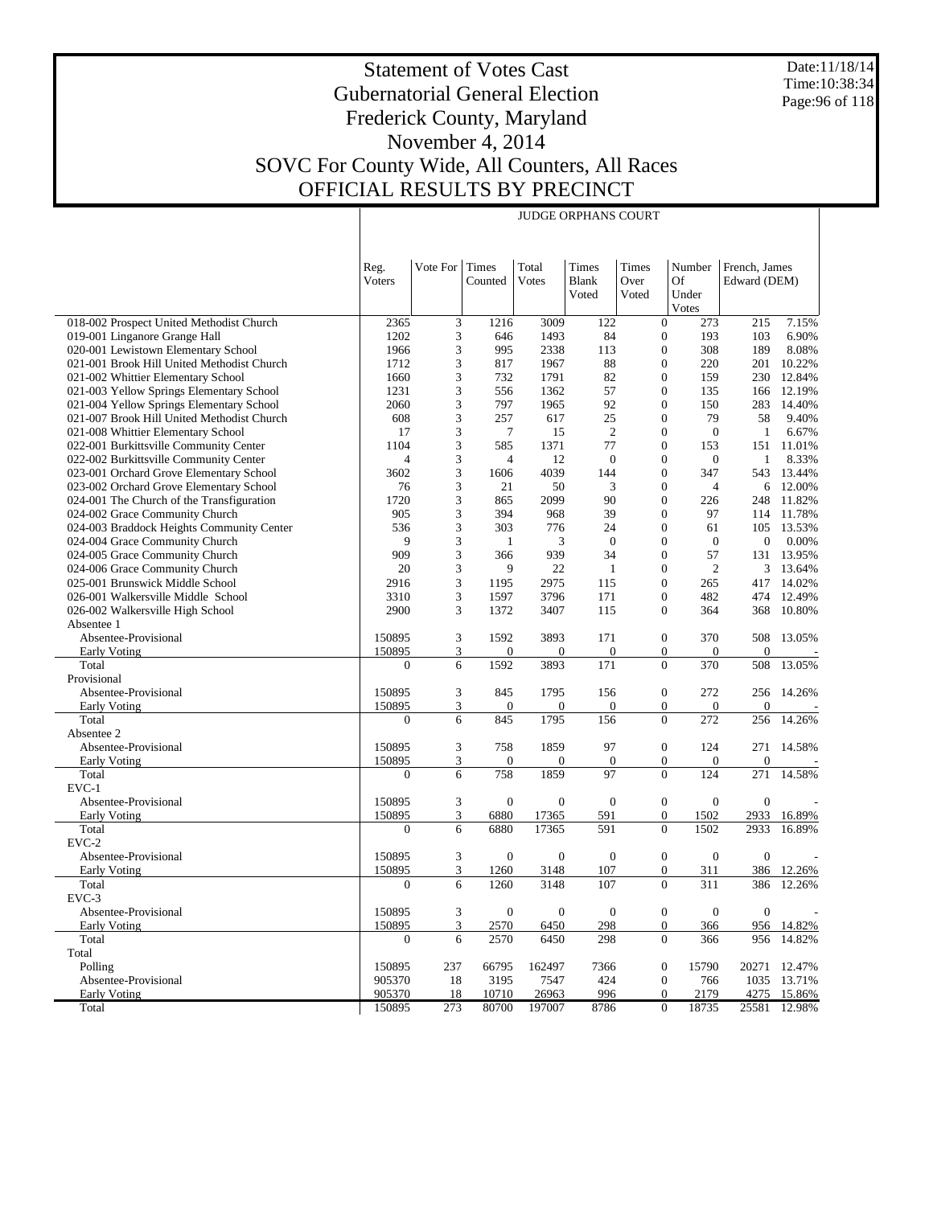# Statement of Votes Cast
## Gubernatorial General Election
## Frederick County, Maryland
## November 4, 2014
## SOVC For County Wide, All Counters, All Races
## OFFICIAL RESULTS BY PRECINCT

Date:11/18/14
Time:10:38:34

JUDGE ORPHANS COURT

| | Reg. Voters | Vote For | Times Counted | Total Votes | Times Blank Voted | Times Over Voted | Number Of Under Votes | French, James Edward (DEM) | |
|---|---|---|---|---|---|---|---|---|---|
| 018-002 Prospect United Methodist Church | 2365 | 3 | 1216 | 3009 | 122 | 0 | 273 | 215 | 7.15% |
| 019-001 Linganore Grange Hall | 1202 | 3 | 646 | 1493 | 84 | 0 | 193 | 103 | 6.90% |
| 020-001 Lewistown Elementary School | 1966 | 3 | 995 | 2338 | 113 | 0 | 308 | 189 | 8.08% |
| 021-001 Brook Hill United Methodist Church | 1712 | 3 | 817 | 1967 | 88 | 0 | 220 | 201 | 10.22% |
| 021-002 Whittier Elementary School | 1660 | 3 | 732 | 1791 | 82 | 0 | 159 | 230 | 12.84% |
| 021-003 Yellow Springs Elementary School | 1231 | 3 | 556 | 1362 | 57 | 0 | 135 | 166 | 12.19% |
| 021-004 Yellow Springs Elementary School | 2060 | 3 | 797 | 1965 | 92 | 0 | 150 | 283 | 14.40% |
| 021-007 Brook Hill United Methodist Church | 608 | 3 | 257 | 617 | 25 | 0 | 79 | 58 | 9.40% |
| 021-008 Whittier Elementary School | 17 | 3 | 7 | 15 | 2 | 0 | 0 | 1 | 6.67% |
| 022-001 Burkittsville Community Center | 1104 | 3 | 585 | 1371 | 77 | 0 | 153 | 151 | 11.01% |
| 022-002 Burkittsville Community Center | 4 | 3 | 4 | 12 | 0 | 0 | 0 | 1 | 8.33% |
| 023-001 Orchard Grove Elementary School | 3602 | 3 | 1606 | 4039 | 144 | 0 | 347 | 543 | 13.44% |
| 023-002 Orchard Grove Elementary School | 76 | 3 | 21 | 50 | 3 | 0 | 4 | 6 | 12.00% |
| 024-001 The Church of the Transfiguration | 1720 | 3 | 865 | 2099 | 90 | 0 | 226 | 248 | 11.82% |
| 024-002 Grace Community Church | 905 | 3 | 394 | 968 | 39 | 0 | 97 | 114 | 11.78% |
| 024-003 Braddock Heights Community Center | 536 | 3 | 303 | 776 | 24 | 0 | 61 | 105 | 13.53% |
| 024-004 Grace Community Church | 9 | 3 | 1 | 3 | 0 | 0 | 0 | 0 | 0.00% |
| 024-005 Grace Community Church | 909 | 3 | 366 | 939 | 34 | 0 | 57 | 131 | 13.95% |
| 024-006 Grace Community Church | 20 | 3 | 9 | 22 | 1 | 0 | 2 | 3 | 13.64% |
| 025-001 Brunswick Middle School | 2916 | 3 | 1195 | 2975 | 115 | 0 | 265 | 417 | 14.02% |
| 026-001 Walkersville Middle School | 3310 | 3 | 1597 | 3796 | 171 | 0 | 482 | 474 | 12.49% |
| 026-002 Walkersville High School | 2900 | 3 | 1372 | 3407 | 115 | 0 | 364 | 368 | 10.80% |
| Absentee 1 | | | | | | | | | |
| Absentee-Provisional | 150895 | 3 | 1592 | 3893 | 171 | 0 | 370 | 508 | 13.05% |
| Early Voting | 150895 | 3 | 0 | 0 | 0 | 0 | 0 | 0 | - |
| Total | 0 | 6 | 1592 | 3893 | 171 | 0 | 370 | 508 | 13.05% |
| Provisional | | | | | | | | | |
| Absentee-Provisional | 150895 | 3 | 845 | 1795 | 156 | 0 | 272 | 256 | 14.26% |
| Early Voting | 150895 | 3 | 0 | 0 | 0 | 0 | 0 | 0 | - |
| Total | 0 | 6 | 845 | 1795 | 156 | 0 | 272 | 256 | 14.26% |
| Absentee 2 | | | | | | | | | |
| Absentee-Provisional | 150895 | 3 | 758 | 1859 | 97 | 0 | 124 | 271 | 14.58% |
| Early Voting | 150895 | 3 | 0 | 0 | 0 | 0 | 0 | 0 | - |
| Total | 0 | 6 | 758 | 1859 | 97 | 0 | 124 | 271 | 14.58% |
| EVC-1 | | | | | | | | | |
| Absentee-Provisional | 150895 | 3 | 0 | 0 | 0 | 0 | 0 | 0 | - |
| Early Voting | 150895 | 3 | 6880 | 17365 | 591 | 0 | 1502 | 2933 | 16.89% |
| Total | 0 | 6 | 6880 | 17365 | 591 | 0 | 1502 | 2933 | 16.89% |
| EVC-2 | | | | | | | | | |
| Absentee-Provisional | 150895 | 3 | 0 | 0 | 0 | 0 | 0 | 0 | - |
| Early Voting | 150895 | 3 | 1260 | 3148 | 107 | 0 | 311 | 386 | 12.26% |
| Total | 0 | 6 | 1260 | 3148 | 107 | 0 | 311 | 386 | 12.26% |
| EVC-3 | | | | | | | | | |
| Absentee-Provisional | 150895 | 3 | 0 | 0 | 0 | 0 | 0 | 0 | - |
| Early Voting | 150895 | 3 | 2570 | 6450 | 298 | 0 | 366 | 956 | 14.82% |
| Total | 0 | 6 | 2570 | 6450 | 298 | 0 | 366 | 956 | 14.82% |
| Total | | | | | | | | | |
| Polling | 150895 | 237 | 66795 | 162497 | 7366 | 0 | 15790 | 20271 | 12.47% |
| Absentee-Provisional | 905370 | 18 | 3195 | 7547 | 424 | 0 | 766 | 1035 | 13.71% |
| Early Voting | 905370 | 18 | 10710 | 26963 | 996 | 0 | 2179 | 4275 | 15.86% |
| Total | 150895 | 273 | 80700 | 197007 | 8786 | 0 | 18735 | 25581 | 12.98% |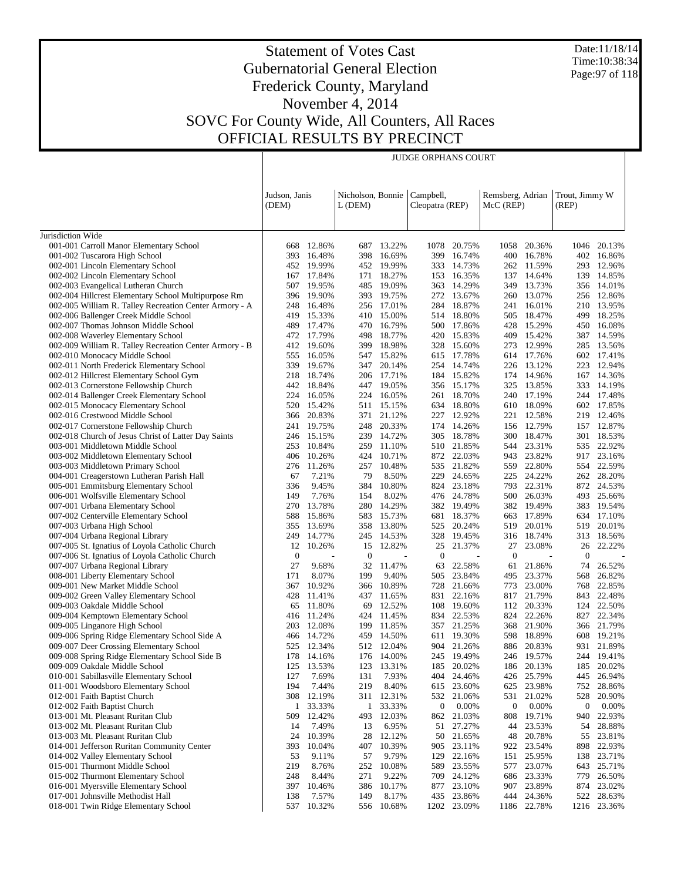# Statement of Votes Cast
## Gubernatorial General Election
## Frederick County, Maryland
## November 4, 2014
## SOVC For County Wide, All Counters, All Races
## OFFICIAL RESULTS BY PRECINCT

Date:11/18/14
Time:10:38:34

JUDGE ORPHANS COURT

| | Judson, Janis (DEM) | | Nicholson, Bonnie L (DEM) | | Campbell, Cleopatra (REP) | | Remsberg, Adrian McC (REP) | | Trout, Jimmy W (REP) | |
|---|---|---|---|---|---|---|---|---|---|---|
| Jurisdiction Wide | | | | | | | | | | |
| 001-001 Carroll Manor Elementary School | 668 | 12.86% | 687 | 13.22% | 1078 | 20.75% | 1058 | 20.36% | 1046 | 20.13% |
| 001-002 Tuscarora High School | 393 | 16.48% | 398 | 16.69% | 399 | 16.74% | 400 | 16.78% | 402 | 16.86% |
| 002-001 Lincoln Elementary School | 452 | 19.99% | 452 | 19.99% | 333 | 14.73% | 262 | 11.59% | 293 | 12.96% |
| 002-002 Lincoln Elementary School | 167 | 17.84% | 171 | 18.27% | 153 | 16.35% | 137 | 14.64% | 139 | 14.85% |
| 002-003 Evangelical Lutheran Church | 507 | 19.95% | 485 | 19.09% | 363 | 14.29% | 349 | 13.73% | 356 | 14.01% |
| 002-004 Hillcrest Elementary School Multipurpose Rm | 396 | 19.90% | 393 | 19.75% | 272 | 13.67% | 260 | 13.07% | 256 | 12.86% |
| 002-005 William R. Talley Recreation Center Armory - A | 248 | 16.48% | 256 | 17.01% | 284 | 18.87% | 241 | 16.01% | 210 | 13.95% |
| 002-006 Ballenger Creek Middle School | 419 | 15.33% | 410 | 15.00% | 514 | 18.80% | 505 | 18.47% | 499 | 18.25% |
| 002-007 Thomas Johnson Middle School | 489 | 17.47% | 470 | 16.79% | 500 | 17.86% | 428 | 15.29% | 450 | 16.08% |
| 002-008 Waverley Elementary School | 472 | 17.79% | 498 | 18.77% | 420 | 15.83% | 409 | 15.42% | 387 | 14.59% |
| 002-009 William R. Talley Recreation Center Armory - B | 412 | 19.60% | 399 | 18.98% | 328 | 15.60% | 273 | 12.99% | 285 | 13.56% |
| 002-010 Monocacy Middle School | 555 | 16.05% | 547 | 15.82% | 615 | 17.78% | 614 | 17.76% | 602 | 17.41% |
| 002-011 North Frederick Elementary School | 339 | 19.67% | 347 | 20.14% | 254 | 14.74% | 226 | 13.12% | 223 | 12.94% |
| 002-012 Hillcrest Elementary School Gym | 218 | 18.74% | 206 | 17.71% | 184 | 15.82% | 174 | 14.96% | 167 | 14.36% |
| 002-013 Cornerstone Fellowship Church | 442 | 18.84% | 447 | 19.05% | 356 | 15.17% | 325 | 13.85% | 333 | 14.19% |
| 002-014 Ballenger Creek Elementary School | 224 | 16.05% | 224 | 16.05% | 261 | 18.70% | 240 | 17.19% | 244 | 17.48% |
| 002-015 Monocacy Elementary School | 520 | 15.42% | 511 | 15.15% | 634 | 18.80% | 610 | 18.09% | 602 | 17.85% |
| 002-016 Crestwood Middle School | 366 | 20.83% | 371 | 21.12% | 227 | 12.92% | 221 | 12.58% | 219 | 12.46% |
| 002-017 Cornerstone Fellowship Church | 241 | 19.75% | 248 | 20.33% | 174 | 14.26% | 156 | 12.79% | 157 | 12.87% |
| 002-018 Church of Jesus Christ of Latter Day Saints | 246 | 15.15% | 239 | 14.72% | 305 | 18.78% | 300 | 18.47% | 301 | 18.53% |
| 003-001 Middletown Middle School | 253 | 10.84% | 259 | 11.10% | 510 | 21.85% | 544 | 23.31% | 535 | 22.92% |
| 003-002 Middletown Elementary School | 406 | 10.26% | 424 | 10.71% | 872 | 22.03% | 943 | 23.82% | 917 | 23.16% |
| 003-003 Middletown Primary School | 276 | 11.26% | 257 | 10.48% | 535 | 21.82% | 559 | 22.80% | 554 | 22.59% |
| 004-001 Creagerstown Lutheran Parish Hall | 67 | 7.21% | 79 | 8.50% | 229 | 24.65% | 225 | 24.22% | 262 | 28.20% |
| 005-001 Emmitsburg Elementary School | 336 | 9.45% | 384 | 10.80% | 824 | 23.18% | 793 | 22.31% | 872 | 24.53% |
| 006-001 Wolfsville Elementary School | 149 | 7.76% | 154 | 8.02% | 476 | 24.78% | 500 | 26.03% | 493 | 25.66% |
| 007-001 Urbana Elementary School | 270 | 13.78% | 280 | 14.29% | 382 | 19.49% | 382 | 19.49% | 383 | 19.54% |
| 007-002 Centerville Elementary School | 588 | 15.86% | 583 | 15.73% | 681 | 18.37% | 663 | 17.89% | 634 | 17.10% |
| 007-003 Urbana High School | 355 | 13.69% | 358 | 13.80% | 525 | 20.24% | 519 | 20.01% | 519 | 20.01% |
| 007-004 Urbana Regional Library | 249 | 14.77% | 245 | 14.53% | 328 | 19.45% | 316 | 18.74% | 313 | 18.56% |
| 007-005 St. Ignatius of Loyola Catholic Church | 12 | 10.26% | 15 | 12.82% | 25 | 21.37% | 27 | 23.08% | 26 | 22.22% |
| 007-006 St. Ignatius of Loyola Catholic Church | 0 | - | 0 | - | 0 | - | 0 | - | 0 | - |
| 007-007 Urbana Regional Library | 27 | 9.68% | 32 | 11.47% | 63 | 22.58% | 61 | 21.86% | 74 | 26.52% |
| 008-001 Liberty Elementary School | 171 | 8.07% | 199 | 9.40% | 505 | 23.84% | 495 | 23.37% | 568 | 26.82% |
| 009-001 New Market Middle School | 367 | 10.92% | 366 | 10.89% | 728 | 21.66% | 773 | 23.00% | 768 | 22.85% |
| 009-002 Green Valley Elementary School | 428 | 11.41% | 437 | 11.65% | 831 | 22.16% | 817 | 21.79% | 843 | 22.48% |
| 009-003 Oakdale Middle School | 65 | 11.80% | 69 | 12.52% | 108 | 19.60% | 112 | 20.33% | 124 | 22.50% |
| 009-004 Kemptown Elementary School | 416 | 11.24% | 424 | 11.45% | 834 | 22.53% | 824 | 22.26% | 827 | 22.34% |
| 009-005 Linganore High School | 203 | 12.08% | 199 | 11.85% | 357 | 21.25% | 368 | 21.90% | 366 | 21.79% |
| 009-006 Spring Ridge Elementary School Side A | 466 | 14.72% | 459 | 14.50% | 611 | 19.30% | 598 | 18.89% | 608 | 19.21% |
| 009-007 Deer Crossing Elementary School | 525 | 12.34% | 512 | 12.04% | 904 | 21.26% | 886 | 20.83% | 931 | 21.89% |
| 009-008 Spring Ridge Elementary School Side B | 178 | 14.16% | 176 | 14.00% | 245 | 19.49% | 246 | 19.57% | 244 | 19.41% |
| 009-009 Oakdale Middle School | 125 | 13.53% | 123 | 13.31% | 185 | 20.02% | 186 | 20.13% | 185 | 20.02% |
| 010-001 Sabillasville Elementary School | 127 | 7.69% | 131 | 7.93% | 404 | 24.46% | 426 | 25.79% | 445 | 26.94% |
| 011-001 Woodsboro Elementary School | 194 | 7.44% | 219 | 8.40% | 615 | 23.60% | 625 | 23.98% | 752 | 28.86% |
| 012-001 Faith Baptist Church | 308 | 12.19% | 311 | 12.31% | 532 | 21.06% | 531 | 21.02% | 528 | 20.90% |
| 012-002 Faith Baptist Church | 1 | 33.33% | 1 | 33.33% | 0 | 0.00% | 0 | 0.00% | 0 | 0.00% |
| 013-001 Mt. Pleasant Ruritan Club | 509 | 12.42% | 493 | 12.03% | 862 | 21.03% | 808 | 19.71% | 940 | 22.93% |
| 013-002 Mt. Pleasant Ruritan Club | 14 | 7.49% | 13 | 6.95% | 51 | 27.27% | 44 | 23.53% | 54 | 28.88% |
| 013-003 Mt. Pleasant Ruritan Club | 24 | 10.39% | 28 | 12.12% | 50 | 21.65% | 48 | 20.78% | 55 | 23.81% |
| 014-001 Jefferson Ruritan Community Center | 393 | 10.04% | 407 | 10.39% | 905 | 23.11% | 922 | 23.54% | 898 | 22.93% |
| 014-002 Valley Elementary School | 53 | 9.11% | 57 | 9.79% | 129 | 22.16% | 151 | 25.95% | 138 | 23.71% |
| 015-001 Thurmont Middle School | 219 | 8.76% | 252 | 10.08% | 589 | 23.55% | 577 | 23.07% | 643 | 25.71% |
| 015-002 Thurmont Elementary School | 248 | 8.44% | 271 | 9.22% | 709 | 24.12% | 686 | 23.33% | 779 | 26.50% |
| 016-001 Myersville Elementary School | 397 | 10.46% | 386 | 10.17% | 877 | 23.10% | 907 | 23.89% | 874 | 23.02% |
| 017-001 Johnsville Methodist Hall | 138 | 7.57% | 149 | 8.17% | 435 | 23.86% | 444 | 24.36% | 522 | 28.63% |
| 018-001 Twin Ridge Elementary School | 537 | 10.32% | 556 | 10.68% | 1202 | 23.09% | 1186 | 22.78% | 1216 | 23.36% |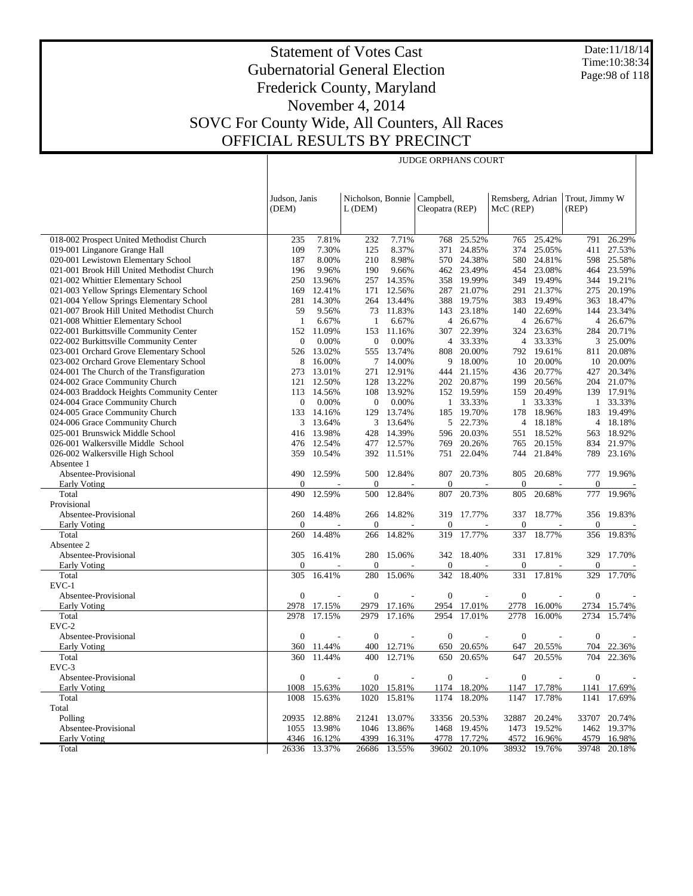# Statement of Votes Cast
## Gubernatorial General Election
## Frederick County, Maryland
## November 4, 2014
## SOVC For County Wide, All Counters, All Races
## OFFICIAL RESULTS BY PRECINCT

Date:11/18/14
Time:10:38:34

| | JUDGE ORPHANS COURT | | | | | | | | | |
|---|---|---|---|---|---|---|---|---|---|---|
| | Judson, Janis (DEM) | | Nicholson, Bonnie L (DEM) | | Campbell, Cleopatra (REP) | | Remsberg, Adrian McC (REP) | | Trout, Jimmy W (REP) | |
| 018-002 Prospect United Methodist Church | 235 | 7.81% | 232 | 7.71% | 768 | 25.52% | 765 | 25.42% | 791 | 26.29% |
| 019-001 Linganore Grange Hall | 109 | 7.30% | 125 | 8.37% | 371 | 24.85% | 374 | 25.05% | 411 | 27.53% |
| 020-001 Lewistown Elementary School | 187 | 8.00% | 210 | 8.98% | 570 | 24.38% | 580 | 24.81% | 598 | 25.58% |
| 021-001 Brook Hill United Methodist Church | 196 | 9.96% | 190 | 9.66% | 462 | 23.49% | 454 | 23.08% | 464 | 23.59% |
| 021-002 Whittier Elementary School | 250 | 13.96% | 257 | 14.35% | 358 | 19.99% | 349 | 19.49% | 344 | 19.21% |
| 021-003 Yellow Springs Elementary School | 169 | 12.41% | 171 | 12.56% | 287 | 21.07% | 291 | 21.37% | 275 | 20.19% |
| 021-004 Yellow Springs Elementary School | 281 | 14.30% | 264 | 13.44% | 388 | 19.75% | 383 | 19.49% | 363 | 18.47% |
| 021-007 Brook Hill United Methodist Church | 59 | 9.56% | 73 | 11.83% | 143 | 23.18% | 140 | 22.69% | 144 | 23.34% |
| 021-008 Whittier Elementary School | 1 | 6.67% | 1 | 6.67% | 4 | 26.67% | 4 | 26.67% | 4 | 26.67% |
| 022-001 Burkittsville Community Center | 152 | 11.09% | 153 | 11.16% | 307 | 22.39% | 324 | 23.63% | 284 | 20.71% |
| 022-002 Burkittsville Community Center | 0 | 0.00% | 0 | 0.00% | 4 | 33.33% | 4 | 33.33% | 3 | 25.00% |
| 023-001 Orchard Grove Elementary School | 526 | 13.02% | 555 | 13.74% | 808 | 20.00% | 792 | 19.61% | 811 | 20.08% |
| 023-002 Orchard Grove Elementary School | 8 | 16.00% | 7 | 14.00% | 9 | 18.00% | 10 | 20.00% | 10 | 20.00% |
| 024-001 The Church of the Transfiguration | 273 | 13.01% | 271 | 12.91% | 444 | 21.15% | 436 | 20.77% | 427 | 20.34% |
| 024-002 Grace Community Church | 121 | 12.50% | 128 | 13.22% | 202 | 20.87% | 199 | 20.56% | 204 | 21.07% |
| 024-003 Braddock Heights Community Center | 113 | 14.56% | 108 | 13.92% | 152 | 19.59% | 159 | 20.49% | 139 | 17.91% |
| 024-004 Grace Community Church | 0 | 0.00% | 0 | 0.00% | 1 | 33.33% | 1 | 33.33% | 1 | 33.33% |
| 024-005 Grace Community Church | 133 | 14.16% | 129 | 13.74% | 185 | 19.70% | 178 | 18.96% | 183 | 19.49% |
| 024-006 Grace Community Church | 3 | 13.64% | 3 | 13.64% | 5 | 22.73% | 4 | 18.18% | 4 | 18.18% |
| 025-001 Brunswick Middle School | 416 | 13.98% | 428 | 14.39% | 596 | 20.03% | 551 | 18.52% | 563 | 18.92% |
| 026-001 Walkersville Middle School | 476 | 12.54% | 477 | 12.57% | 769 | 20.26% | 765 | 20.15% | 834 | 21.97% |
| 026-002 Walkersville High School | 359 | 10.54% | 392 | 11.51% | 751 | 22.04% | 744 | 21.84% | 789 | 23.16% |
| Absentee 1 | | | | | | | | | | |
| Absentee-Provisional | 490 | 12.59% | 500 | 12.84% | 807 | 20.73% | 805 | 20.68% | 777 | 19.96% |
| Early Voting | 0 | - | 0 | - | 0 | - | 0 | - | 0 | - |
| Total | 490 | 12.59% | 500 | 12.84% | 807 | 20.73% | 805 | 20.68% | 777 | 19.96% |
| Provisional | | | | | | | | | | |
| Absentee-Provisional | 260 | 14.48% | 266 | 14.82% | 319 | 17.77% | 337 | 18.77% | 356 | 19.83% |
| Early Voting | 0 | - | 0 | - | 0 | - | 0 | - | 0 | - |
| Total | 260 | 14.48% | 266 | 14.82% | 319 | 17.77% | 337 | 18.77% | 356 | 19.83% |
| Absentee 2 | | | | | | | | | | |
| Absentee-Provisional | 305 | 16.41% | 280 | 15.06% | 342 | 18.40% | 331 | 17.81% | 329 | 17.70% |
| Early Voting | 0 | - | 0 | - | 0 | - | 0 | - | 0 | - |
| Total | 305 | 16.41% | 280 | 15.06% | 342 | 18.40% | 331 | 17.81% | 329 | 17.70% |
| EVC-1 | | | | | | | | | | |
| Absentee-Provisional | 0 | - | 0 | - | 0 | - | 0 | - | 0 | - |
| Early Voting | 2978 | 17.15% | 2979 | 17.16% | 2954 | 17.01% | 2778 | 16.00% | 2734 | 15.74% |
| Total | 2978 | 17.15% | 2979 | 17.16% | 2954 | 17.01% | 2778 | 16.00% | 2734 | 15.74% |
| EVC-2 | | | | | | | | | | |
| Absentee-Provisional | 0 | - | 0 | - | 0 | - | 0 | - | 0 | - |
| Early Voting | 360 | 11.44% | 400 | 12.71% | 650 | 20.65% | 647 | 20.55% | 704 | 22.36% |
| Total | 360 | 11.44% | 400 | 12.71% | 650 | 20.65% | 647 | 20.55% | 704 | 22.36% |
| EVC-3 | | | | | | | | | | |
| Absentee-Provisional | 0 | - | 0 | - | 0 | - | 0 | - | 0 | - |
| Early Voting | 1008 | 15.63% | 1020 | 15.81% | 1174 | 18.20% | 1147 | 17.78% | 1141 | 17.69% |
| Total | 1008 | 15.63% | 1020 | 15.81% | 1174 | 18.20% | 1147 | 17.78% | 1141 | 17.69% |
| Total | | | | | | | | | | |
| Polling | 20935 | 12.88% | 21241 | 13.07% | 33356 | 20.53% | 32887 | 20.24% | 33707 | 20.74% |
| Absentee-Provisional | 1055 | 13.98% | 1046 | 13.86% | 1468 | 19.45% | 1473 | 19.52% | 1462 | 19.37% |
| Early Voting | 4346 | 16.12% | 4399 | 16.31% | 4778 | 17.72% | 4572 | 16.96% | 4579 | 16.98% |
| Total | 26336 | 13.37% | 26686 | 13.55% | 39602 | 20.10% | 38932 | 19.76% | 39748 | 20.18% |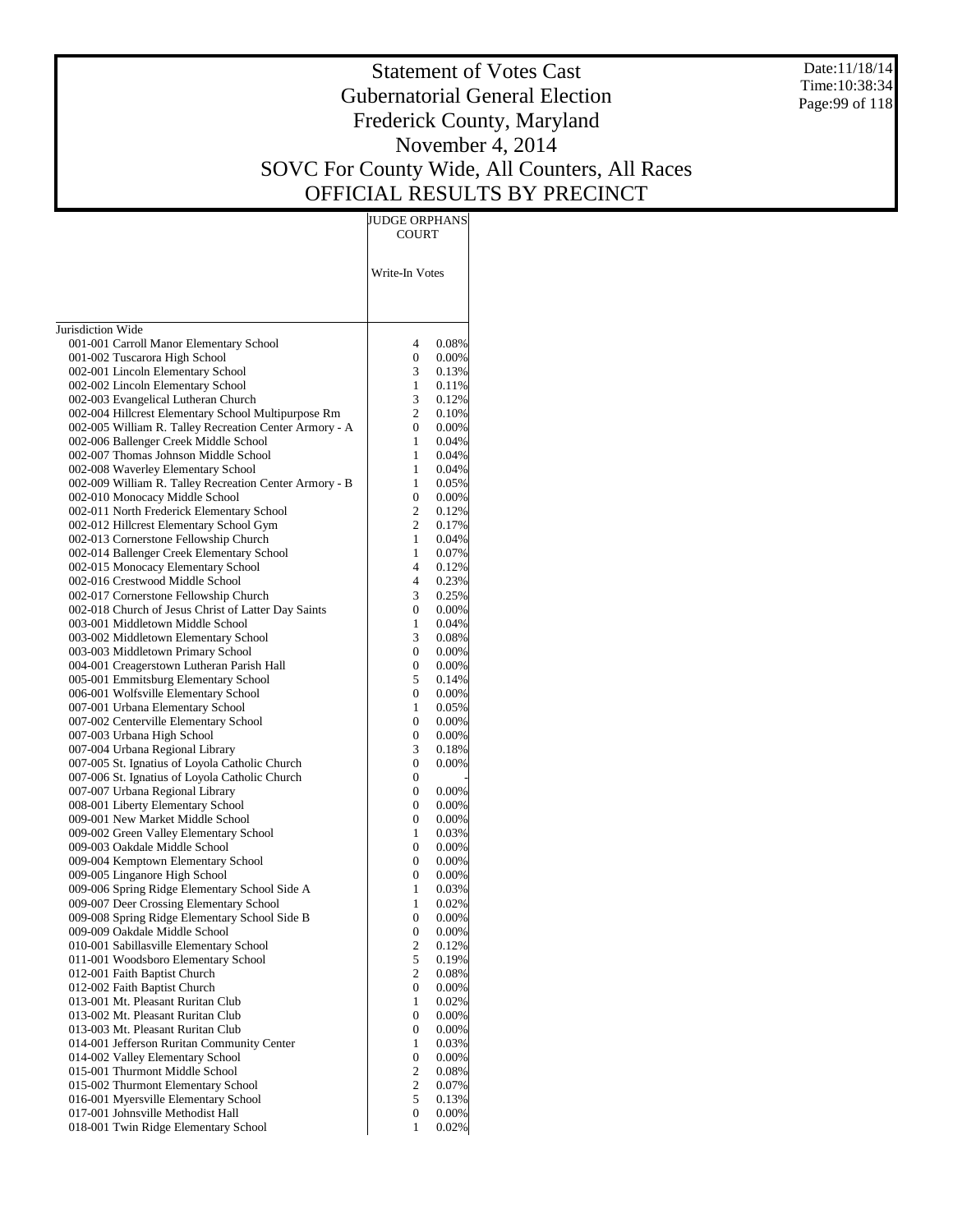# Statement of Votes Cast
## Gubernatorial General Election
## Frederick County, Maryland
## November 4, 2014
## SOVC For County Wide, All Counters, All Races
## OFFICIAL RESULTS BY PRECINCT

Date:11/18/14
Time:10:38:34

| | JUDGE ORPHANS COURT | |
|---|---|---|
| | Write-In Votes | |
| Jurisdiction Wide | | |
| 001-001 Carroll Manor Elementary School | 4 | 0.08% |
| 001-002 Tuscarora High School | 0 | 0.00% |
| 002-001 Lincoln Elementary School | 3 | 0.13% |
| 002-002 Lincoln Elementary School | 1 | 0.11% |
| 002-003 Evangelical Lutheran Church | 3 | 0.12% |
| 002-004 Hillcrest Elementary School Multipurpose Rm | 2 | 0.10% |
| 002-005 William R. Talley Recreation Center Armory - A | 0 | 0.00% |
| 002-006 Ballenger Creek Middle School | 1 | 0.04% |
| 002-007 Thomas Johnson Middle School | 1 | 0.04% |
| 002-008 Waverley Elementary School | 1 | 0.04% |
| 002-009 William R. Talley Recreation Center Armory - B | 1 | 0.05% |
| 002-010 Monocacy Middle School | 0 | 0.00% |
| 002-011 North Frederick Elementary School | 2 | 0.12% |
| 002-012 Hillcrest Elementary School Gym | 2 | 0.17% |
| 002-013 Cornerstone Fellowship Church | 1 | 0.04% |
| 002-014 Ballenger Creek Elementary School | 1 | 0.07% |
| 002-015 Monocacy Elementary School | 4 | 0.12% |
| 002-016 Crestwood Middle School | 4 | 0.23% |
| 002-017 Cornerstone Fellowship Church | 3 | 0.25% |
| 002-018 Church of Jesus Christ of Latter Day Saints | 0 | 0.00% |
| 003-001 Middletown Middle School | 1 | 0.04% |
| 003-002 Middletown Elementary School | 3 | 0.08% |
| 003-003 Middletown Primary School | 0 | 0.00% |
| 004-001 Creagerstown Lutheran Parish Hall | 0 | 0.00% |
| 005-001 Emmitsburg Elementary School | 5 | 0.14% |
| 006-001 Wolfsville Elementary School | 0 | 0.00% |
| 007-001 Urbana Elementary School | 1 | 0.05% |
| 007-002 Centerville Elementary School | 0 | 0.00% |
| 007-003 Urbana High School | 0 | 0.00% |
| 007-004 Urbana Regional Library | 3 | 0.18% |
| 007-005 St. Ignatius of Loyola Catholic Church | 0 | 0.00% |
| 007-006 St. Ignatius of Loyola Catholic Church | 0 | - |
| 007-007 Urbana Regional Library | 0 | 0.00% |
| 008-001 Liberty Elementary School | 0 | 0.00% |
| 009-001 New Market Middle School | 0 | 0.00% |
| 009-002 Green Valley Elementary School | 1 | 0.03% |
| 009-003 Oakdale Middle School | 0 | 0.00% |
| 009-004 Kemptown Elementary School | 0 | 0.00% |
| 009-005 Linganore High School | 0 | 0.00% |
| 009-006 Spring Ridge Elementary School Side A | 1 | 0.03% |
| 009-007 Deer Crossing Elementary School | 1 | 0.02% |
| 009-008 Spring Ridge Elementary School Side B | 0 | 0.00% |
| 009-009 Oakdale Middle School | 0 | 0.00% |
| 010-001 Sabillasville Elementary School | 2 | 0.12% |
| 011-001 Woodsboro Elementary School | 5 | 0.19% |
| 012-001 Faith Baptist Church | 2 | 0.08% |
| 012-002 Faith Baptist Church | 0 | 0.00% |
| 013-001 Mt. Pleasant Ruritan Club | 1 | 0.02% |
| 013-002 Mt. Pleasant Ruritan Club | 0 | 0.00% |
| 013-003 Mt. Pleasant Ruritan Club | 0 | 0.00% |
| 014-001 Jefferson Ruritan Community Center | 1 | 0.03% |
| 014-002 Valley Elementary School | 0 | 0.00% |
| 015-001 Thurmont Middle School | 2 | 0.08% |
| 015-002 Thurmont Elementary School | 2 | 0.07% |
| 016-001 Myersville Elementary School | 5 | 0.13% |
| 017-001 Johnsville Methodist Hall | 0 | 0.00% |
| 018-001 Twin Ridge Elementary School | 1 | 0.02% |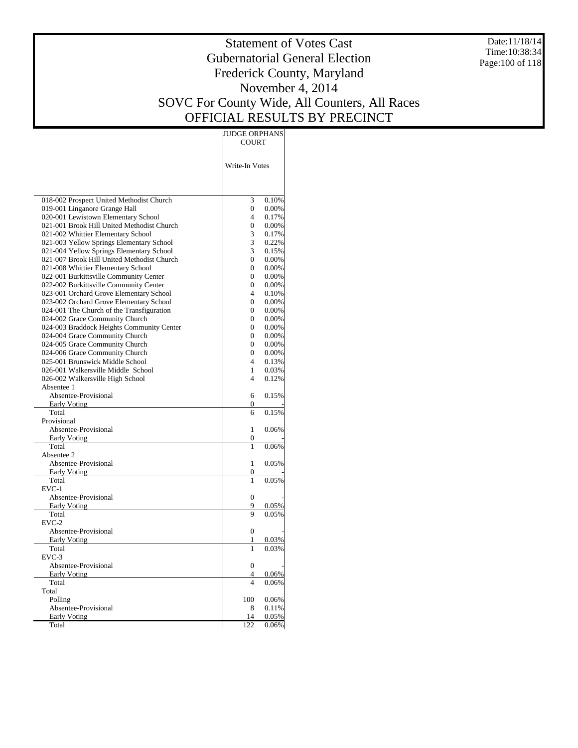# Statement of Votes Cast
## Gubernatorial General Election
## Frederick County, Maryland
## November 4, 2014
## SOVC For County Wide, All Counters, All Races
## OFFICIAL RESULTS BY PRECINCT

Date:11/18/14
Time:10:38:34

| | JUDGE ORPHANS COURT | |
|---|---|---|
| | Write-In Votes | |
| 018-002 Prospect United Methodist Church | 3 | 0.10% |
| 019-001 Linganore Grange Hall | 0 | 0.00% |
| 020-001 Lewistown Elementary School | 4 | 0.17% |
| 021-001 Brook Hill United Methodist Church | 0 | 0.00% |
| 021-002 Whittier Elementary School | 3 | 0.17% |
| 021-003 Yellow Springs Elementary School | 3 | 0.22% |
| 021-004 Yellow Springs Elementary School | 3 | 0.15% |
| 021-007 Brook Hill United Methodist Church | 0 | 0.00% |
| 021-008 Whittier Elementary School | 0 | 0.00% |
| 022-001 Burkittsville Community Center | 0 | 0.00% |
| 022-002 Burkittsville Community Center | 0 | 0.00% |
| 023-001 Orchard Grove Elementary School | 4 | 0.10% |
| 023-002 Orchard Grove Elementary School | 0 | 0.00% |
| 024-001 The Church of the Transfiguration | 0 | 0.00% |
| 024-002 Grace Community Church | 0 | 0.00% |
| 024-003 Braddock Heights Community Center | 0 | 0.00% |
| 024-004 Grace Community Church | 0 | 0.00% |
| 024-005 Grace Community Church | 0 | 0.00% |
| 024-006 Grace Community Church | 0 | 0.00% |
| 025-001 Brunswick Middle School | 4 | 0.13% |
| 026-001 Walkersville Middle School | 1 | 0.03% |
| 026-002 Walkersville High School | 4 | 0.12% |
| Absentee 1 | | |
| Absentee-Provisional | 6 | 0.15% |
| Early Voting | 0 | - |
| Total | 6 | 0.15% |
| Provisional | | |
| Absentee-Provisional | 1 | 0.06% |
| Early Voting | 0 | - |
| Total | 1 | 0.06% |
| Absentee 2 | | |
| Absentee-Provisional | 1 | 0.05% |
| Early Voting | 0 | - |
| Total | 1 | 0.05% |
| EVC-1 | | |
| Absentee-Provisional | 0 | - |
| Early Voting | 9 | 0.05% |
| Total | 9 | 0.05% |
| EVC-2 | | |
| Absentee-Provisional | 0 | - |
| Early Voting | 1 | 0.03% |
| Total | 1 | 0.03% |
| EVC-3 | | |
| Absentee-Provisional | 0 | - |
| Early Voting | 4 | 0.06% |
| Total | 4 | 0.06% |
| Total | | |
| Polling | 100 | 0.06% |
| Absentee-Provisional | 8 | 0.11% |
| Early Voting | 14 | 0.05% |
| Total | 122 | 0.06% |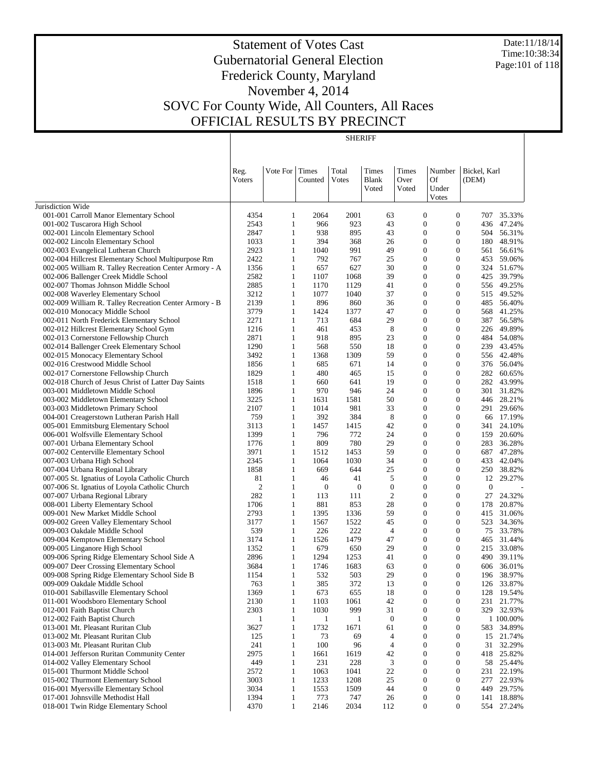# Statement of Votes Cast
## Gubernatorial General Election
## Frederick County, Maryland
## November 4, 2014
## SOVC For County Wide, All Counters, All Races
## OFFICIAL RESULTS BY PRECINCT

Date:11/18/14
Time:10:38:34

### SHERIFF

| | Reg. Voters | Vote For | Times Counted | Total Votes | Times Blank Voted | Times Over Voted | Number Of Under Votes | Bickel, Karl (DEM) | |
|---|---|---|---|---|---|---|---|---|---|
| Jurisdiction Wide | | | | | | | | | |
| 001-001 Carroll Manor Elementary School | 4354 | 1 | 2064 | 2001 | 63 | 0 | 0 | 707 | 35.33% |
| 001-002 Tuscarora High School | 2543 | 1 | 966 | 923 | 43 | 0 | 0 | 436 | 47.24% |
| 002-001 Lincoln Elementary School | 2847 | 1 | 938 | 895 | 43 | 0 | 0 | 504 | 56.31% |
| 002-002 Lincoln Elementary School | 1033 | 1 | 394 | 368 | 26 | 0 | 0 | 180 | 48.91% |
| 002-003 Evangelical Lutheran Church | 2923 | 1 | 1040 | 991 | 49 | 0 | 0 | 561 | 56.61% |
| 002-004 Hillcrest Elementary School Multipurpose Rm | 2422 | 1 | 792 | 767 | 25 | 0 | 0 | 453 | 59.06% |
| 002-005 William R. Talley Recreation Center Armory - A | 1356 | 1 | 657 | 627 | 30 | 0 | 0 | 324 | 51.67% |
| 002-006 Ballenger Creek Middle School | 2582 | 1 | 1107 | 1068 | 39 | 0 | 0 | 425 | 39.79% |
| 002-007 Thomas Johnson Middle School | 2885 | 1 | 1170 | 1129 | 41 | 0 | 0 | 556 | 49.25% |
| 002-008 Waverley Elementary School | 3212 | 1 | 1077 | 1040 | 37 | 0 | 0 | 515 | 49.52% |
| 002-009 William R. Talley Recreation Center Armory - B | 2139 | 1 | 896 | 860 | 36 | 0 | 0 | 485 | 56.40% |
| 002-010 Monocacy Middle School | 3779 | 1 | 1424 | 1377 | 47 | 0 | 0 | 568 | 41.25% |
| 002-011 North Frederick Elementary School | 2271 | 1 | 713 | 684 | 29 | 0 | 0 | 387 | 56.58% |
| 002-012 Hillcrest Elementary School Gym | 1216 | 1 | 461 | 453 | 8 | 0 | 0 | 226 | 49.89% |
| 002-013 Cornerstone Fellowship Church | 2871 | 1 | 918 | 895 | 23 | 0 | 0 | 484 | 54.08% |
| 002-014 Ballenger Creek Elementary School | 1290 | 1 | 568 | 550 | 18 | 0 | 0 | 239 | 43.45% |
| 002-015 Monocacy Elementary School | 3492 | 1 | 1368 | 1309 | 59 | 0 | 0 | 556 | 42.48% |
| 002-016 Crestwood Middle School | 1856 | 1 | 685 | 671 | 14 | 0 | 0 | 376 | 56.04% |
| 002-017 Cornerstone Fellowship Church | 1829 | 1 | 480 | 465 | 15 | 0 | 0 | 282 | 60.65% |
| 002-018 Church of Jesus Christ of Latter Day Saints | 1518 | 1 | 660 | 641 | 19 | 0 | 0 | 282 | 43.99% |
| 003-001 Middletown Middle School | 1896 | 1 | 970 | 946 | 24 | 0 | 0 | 301 | 31.82% |
| 003-002 Middletown Elementary School | 3225 | 1 | 1631 | 1581 | 50 | 0 | 0 | 446 | 28.21% |
| 003-003 Middletown Primary School | 2107 | 1 | 1014 | 981 | 33 | 0 | 0 | 291 | 29.66% |
| 004-001 Creagerstown Lutheran Parish Hall | 759 | 1 | 392 | 384 | 8 | 0 | 0 | 66 | 17.19% |
| 005-001 Emmitsburg Elementary School | 3113 | 1 | 1457 | 1415 | 42 | 0 | 0 | 341 | 24.10% |
| 006-001 Wolfsville Elementary School | 1399 | 1 | 796 | 772 | 24 | 0 | 0 | 159 | 20.60% |
| 007-001 Urbana Elementary School | 1776 | 1 | 809 | 780 | 29 | 0 | 0 | 283 | 36.28% |
| 007-002 Centerville Elementary School | 3971 | 1 | 1512 | 1453 | 59 | 0 | 0 | 687 | 47.28% |
| 007-003 Urbana High School | 2345 | 1 | 1064 | 1030 | 34 | 0 | 0 | 433 | 42.04% |
| 007-004 Urbana Regional Library | 1858 | 1 | 669 | 644 | 25 | 0 | 0 | 250 | 38.82% |
| 007-005 St. Ignatius of Loyola Catholic Church | 81 | 1 | 46 | 41 | 5 | 0 | 0 | 12 | 29.27% |
| 007-006 St. Ignatius of Loyola Catholic Church | 2 | 1 | 0 | 0 | 0 | 0 | 0 | 0 | - |
| 007-007 Urbana Regional Library | 282 | 1 | 113 | 111 | 2 | 0 | 0 | 27 | 24.32% |
| 008-001 Liberty Elementary School | 1706 | 1 | 881 | 853 | 28 | 0 | 0 | 178 | 20.87% |
| 009-001 New Market Middle School | 2793 | 1 | 1395 | 1336 | 59 | 0 | 0 | 415 | 31.06% |
| 009-002 Green Valley Elementary School | 3177 | 1 | 1567 | 1522 | 45 | 0 | 0 | 523 | 34.36% |
| 009-003 Oakdale Middle School | 539 | 1 | 226 | 222 | 4 | 0 | 0 | 75 | 33.78% |
| 009-004 Kemptown Elementary School | 3174 | 1 | 1526 | 1479 | 47 | 0 | 0 | 465 | 31.44% |
| 009-005 Linganore High School | 1352 | 1 | 679 | 650 | 29 | 0 | 0 | 215 | 33.08% |
| 009-006 Spring Ridge Elementary School Side A | 2896 | 1 | 1294 | 1253 | 41 | 0 | 0 | 490 | 39.11% |
| 009-007 Deer Crossing Elementary School | 3684 | 1 | 1746 | 1683 | 63 | 0 | 0 | 606 | 36.01% |
| 009-008 Spring Ridge Elementary School Side B | 1154 | 1 | 532 | 503 | 29 | 0 | 0 | 196 | 38.97% |
| 009-009 Oakdale Middle School | 763 | 1 | 385 | 372 | 13 | 0 | 0 | 126 | 33.87% |
| 010-001 Sabillasville Elementary School | 1369 | 1 | 673 | 655 | 18 | 0 | 0 | 128 | 19.54% |
| 011-001 Woodsboro Elementary School | 2130 | 1 | 1103 | 1061 | 42 | 0 | 0 | 231 | 21.77% |
| 012-001 Faith Baptist Church | 2303 | 1 | 1030 | 999 | 31 | 0 | 0 | 329 | 32.93% |
| 012-002 Faith Baptist Church | 1 | 1 | 1 | 1 | 0 | 0 | 0 | 1 | 100.00% |
| 013-001 Mt. Pleasant Ruritan Club | 3627 | 1 | 1732 | 1671 | 61 | 0 | 0 | 583 | 34.89% |
| 013-002 Mt. Pleasant Ruritan Club | 125 | 1 | 73 | 69 | 4 | 0 | 0 | 15 | 21.74% |
| 013-003 Mt. Pleasant Ruritan Club | 241 | 1 | 100 | 96 | 4 | 0 | 0 | 31 | 32.29% |
| 014-001 Jefferson Ruritan Community Center | 2975 | 1 | 1661 | 1619 | 42 | 0 | 0 | 418 | 25.82% |
| 014-002 Valley Elementary School | 449 | 1 | 231 | 228 | 3 | 0 | 0 | 58 | 25.44% |
| 015-001 Thurmont Middle School | 2572 | 1 | 1063 | 1041 | 22 | 0 | 0 | 231 | 22.19% |
| 015-002 Thurmont Elementary School | 3003 | 1 | 1233 | 1208 | 25 | 0 | 0 | 277 | 22.93% |
| 016-001 Myersville Elementary School | 3034 | 1 | 1553 | 1509 | 44 | 0 | 0 | 449 | 29.75% |
| 017-001 Johnsville Methodist Hall | 1394 | 1 | 773 | 747 | 26 | 0 | 0 | 141 | 18.88% |
| 018-001 Twin Ridge Elementary School | 4370 | 1 | 2146 | 2034 | 112 | 0 | 0 | 554 | 27.24% |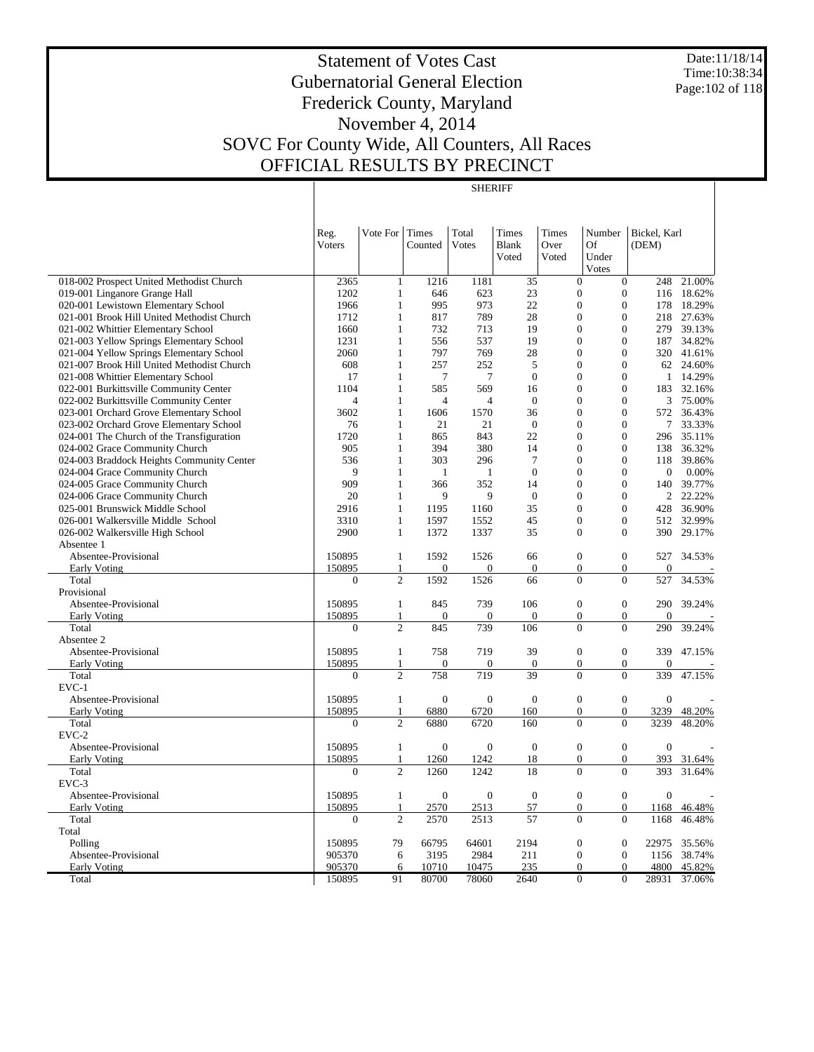# Statement of Votes Cast
## Gubernatorial General Election
## Frederick County, Maryland
## November 4, 2014
## SOVC For County Wide, All Counters, All Races
## OFFICIAL RESULTS BY PRECINCT

Date:11/18/14
Time:10:38:34

SHERIFF

| | Reg. Voters | Vote For | Times Counted | Total Votes | Times Blank Voted | Times Over Voted | Number Of Under Votes | Bickel, Karl (DEM) | |
|---|---|---|---|---|---|---|---|---|---|
| 018-002 Prospect United Methodist Church | 2365 | 1 | 1216 | 1181 | 35 | 0 | 0 | 248 | 21.00% |
| 019-001 Linganore Grange Hall | 1202 | 1 | 646 | 623 | 23 | 0 | 0 | 116 | 18.62% |
| 020-001 Lewistown Elementary School | 1966 | 1 | 995 | 973 | 22 | 0 | 0 | 178 | 18.29% |
| 021-001 Brook Hill United Methodist Church | 1712 | 1 | 817 | 789 | 28 | 0 | 0 | 218 | 27.63% |
| 021-002 Whittier Elementary School | 1660 | 1 | 732 | 713 | 19 | 0 | 0 | 279 | 39.13% |
| 021-003 Yellow Springs Elementary School | 1231 | 1 | 556 | 537 | 19 | 0 | 0 | 187 | 34.82% |
| 021-004 Yellow Springs Elementary School | 2060 | 1 | 797 | 769 | 28 | 0 | 0 | 320 | 41.61% |
| 021-007 Brook Hill United Methodist Church | 608 | 1 | 257 | 252 | 5 | 0 | 0 | 62 | 24.60% |
| 021-008 Whittier Elementary School | 17 | 1 | 7 | 7 | 0 | 0 | 0 | 1 | 14.29% |
| 022-001 Burkittsville Community Center | 1104 | 1 | 585 | 569 | 16 | 0 | 0 | 183 | 32.16% |
| 022-002 Burkittsville Community Center | 4 | 1 | 4 | 4 | 0 | 0 | 0 | 3 | 75.00% |
| 023-001 Orchard Grove Elementary School | 3602 | 1 | 1606 | 1570 | 36 | 0 | 0 | 572 | 36.43% |
| 023-002 Orchard Grove Elementary School | 76 | 1 | 21 | 21 | 0 | 0 | 0 | 7 | 33.33% |
| 024-001 The Church of the Transfiguration | 1720 | 1 | 865 | 843 | 22 | 0 | 0 | 296 | 35.11% |
| 024-002 Grace Community Church | 905 | 1 | 394 | 380 | 14 | 0 | 0 | 138 | 36.32% |
| 024-003 Braddock Heights Community Center | 536 | 1 | 303 | 296 | 7 | 0 | 0 | 118 | 39.86% |
| 024-004 Grace Community Church | 9 | 1 | 1 | 1 | 0 | 0 | 0 | 0 | 0.00% |
| 024-005 Grace Community Church | 909 | 1 | 366 | 352 | 14 | 0 | 0 | 140 | 39.77% |
| 024-006 Grace Community Church | 20 | 1 | 9 | 9 | 0 | 0 | 0 | 2 | 22.22% |
| 025-001 Brunswick Middle School | 2916 | 1 | 1195 | 1160 | 35 | 0 | 0 | 428 | 36.90% |
| 026-001 Walkersville Middle School | 3310 | 1 | 1597 | 1552 | 45 | 0 | 0 | 512 | 32.99% |
| 026-002 Walkersville High School | 2900 | 1 | 1372 | 1337 | 35 | 0 | 0 | 390 | 29.17% |
| Absentee 1 | | | | | | | | | |
| Absentee-Provisional | 150895 | 1 | 1592 | 1526 | 66 | 0 | 0 | 527 | 34.53% |
| Early Voting | 150895 | 1 | 0 | 0 | 0 | 0 | 0 | 0 | - |
| Total | 0 | 2 | 1592 | 1526 | 66 | 0 | 0 | 527 | 34.53% |
| Provisional | | | | | | | | | |
| Absentee-Provisional | 150895 | 1 | 845 | 739 | 106 | 0 | 0 | 290 | 39.24% |
| Early Voting | 150895 | 1 | 0 | 0 | 0 | 0 | 0 | 0 | - |
| Total | 0 | 2 | 845 | 739 | 106 | 0 | 0 | 290 | 39.24% |
| Absentee 2 | | | | | | | | | |
| Absentee-Provisional | 150895 | 1 | 758 | 719 | 39 | 0 | 0 | 339 | 47.15% |
| Early Voting | 150895 | 1 | 0 | 0 | 0 | 0 | 0 | 0 | - |
| Total | 0 | 2 | 758 | 719 | 39 | 0 | 0 | 339 | 47.15% |
| EVC-1 | | | | | | | | | |
| Absentee-Provisional | 150895 | 1 | 0 | 0 | 0 | 0 | 0 | 0 | - |
| Early Voting | 150895 | 1 | 6880 | 6720 | 160 | 0 | 0 | 3239 | 48.20% |
| Total | 0 | 2 | 6880 | 6720 | 160 | 0 | 0 | 3239 | 48.20% |
| EVC-2 | | | | | | | | | |
| Absentee-Provisional | 150895 | 1 | 0 | 0 | 0 | 0 | 0 | 0 | - |
| Early Voting | 150895 | 1 | 1260 | 1242 | 18 | 0 | 0 | 393 | 31.64% |
| Total | 0 | 2 | 1260 | 1242 | 18 | 0 | 0 | 393 | 31.64% |
| EVC-3 | | | | | | | | | |
| Absentee-Provisional | 150895 | 1 | 0 | 0 | 0 | 0 | 0 | 0 | - |
| Early Voting | 150895 | 1 | 2570 | 2513 | 57 | 0 | 0 | 1168 | 46.48% |
| Total | 0 | 2 | 2570 | 2513 | 57 | 0 | 0 | 1168 | 46.48% |
| Total | | | | | | | | | |
| Polling | 150895 | 79 | 66795 | 64601 | 2194 | 0 | 0 | 22975 | 35.56% |
| Absentee-Provisional | 905370 | 6 | 3195 | 2984 | 211 | 0 | 0 | 1156 | 38.74% |
| Early Voting | 905370 | 6 | 10710 | 10475 | 235 | 0 | 0 | 4800 | 45.82% |
| Total | 150895 | 91 | 80700 | 78060 | 2640 | 0 | 0 | 28931 | 37.06% |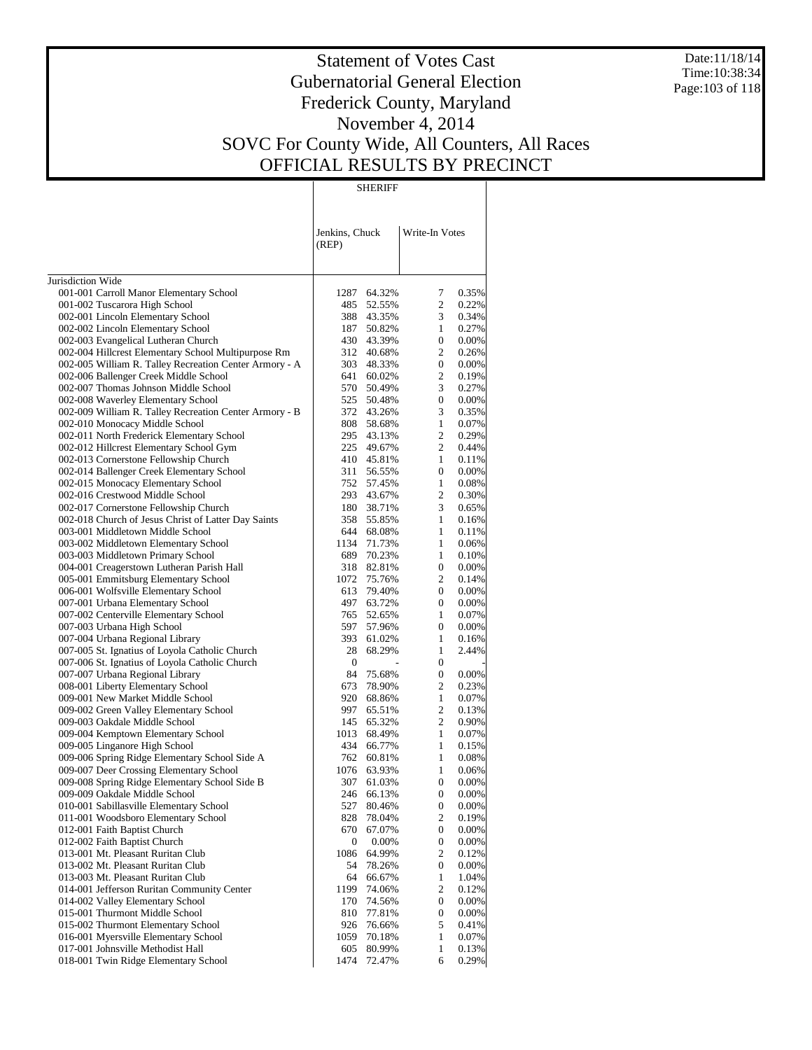# Statement of Votes Cast
## Gubernatorial General Election
## Frederick County, Maryland
## November 4, 2014
## SOVC For County Wide, All Counters, All Races
## OFFICIAL RESULTS BY PRECINCT

Date:11/18/14
Time:10:38:34

| | SHERIFF | | | |
|---|---|---|---|---|
| | Jenkins, Chuck (REP) | | Write-In Votes | |
| Jurisdiction Wide | | | | |
| 001-001 Carroll Manor Elementary School | 1287 | 64.32% | 7 | 0.35% |
| 001-002 Tuscarora High School | 485 | 52.55% | 2 | 0.22% |
| 002-001 Lincoln Elementary School | 388 | 43.35% | 3 | 0.34% |
| 002-002 Lincoln Elementary School | 187 | 50.82% | 1 | 0.27% |
| 002-003 Evangelical Lutheran Church | 430 | 43.39% | 0 | 0.00% |
| 002-004 Hillcrest Elementary School Multipurpose Rm | 312 | 40.68% | 2 | 0.26% |
| 002-005 William R. Talley Recreation Center Armory - A | 303 | 48.33% | 0 | 0.00% |
| 002-006 Ballenger Creek Middle School | 641 | 60.02% | 2 | 0.19% |
| 002-007 Thomas Johnson Middle School | 570 | 50.49% | 3 | 0.27% |
| 002-008 Waverley Elementary School | 525 | 50.48% | 0 | 0.00% |
| 002-009 William R. Talley Recreation Center Armory - B | 372 | 43.26% | 3 | 0.35% |
| 002-010 Monocacy Middle School | 808 | 58.68% | 1 | 0.07% |
| 002-011 North Frederick Elementary School | 295 | 43.13% | 2 | 0.29% |
| 002-012 Hillcrest Elementary School Gym | 225 | 49.67% | 2 | 0.44% |
| 002-013 Cornerstone Fellowship Church | 410 | 45.81% | 1 | 0.11% |
| 002-014 Ballenger Creek Elementary School | 311 | 56.55% | 0 | 0.00% |
| 002-015 Monocacy Elementary School | 752 | 57.45% | 1 | 0.08% |
| 002-016 Crestwood Middle School | 293 | 43.67% | 2 | 0.30% |
| 002-017 Cornerstone Fellowship Church | 180 | 38.71% | 3 | 0.65% |
| 002-018 Church of Jesus Christ of Latter Day Saints | 358 | 55.85% | 1 | 0.16% |
| 003-001 Middletown Middle School | 644 | 68.08% | 1 | 0.11% |
| 003-002 Middletown Elementary School | 1134 | 71.73% | 1 | 0.06% |
| 003-003 Middletown Primary School | 689 | 70.23% | 1 | 0.10% |
| 004-001 Creagerstown Lutheran Parish Hall | 318 | 82.81% | 0 | 0.00% |
| 005-001 Emmitsburg Elementary School | 1072 | 75.76% | 2 | 0.14% |
| 006-001 Wolfsville Elementary School | 613 | 79.40% | 0 | 0.00% |
| 007-001 Urbana Elementary School | 497 | 63.72% | 0 | 0.00% |
| 007-002 Centerville Elementary School | 765 | 52.65% | 1 | 0.07% |
| 007-003 Urbana High School | 597 | 57.96% | 0 | 0.00% |
| 007-004 Urbana Regional Library | 393 | 61.02% | 1 | 0.16% |
| 007-005 St. Ignatius of Loyola Catholic Church | 28 | 68.29% | 1 | 2.44% |
| 007-006 St. Ignatius of Loyola Catholic Church | 0 | - | 0 | - |
| 007-007 Urbana Regional Library | 84 | 75.68% | 0 | 0.00% |
| 008-001 Liberty Elementary School | 673 | 78.90% | 2 | 0.23% |
| 009-001 New Market Middle School | 920 | 68.86% | 1 | 0.07% |
| 009-002 Green Valley Elementary School | 997 | 65.51% | 2 | 0.13% |
| 009-003 Oakdale Middle School | 145 | 65.32% | 2 | 0.90% |
| 009-004 Kemptown Elementary School | 1013 | 68.49% | 1 | 0.07% |
| 009-005 Linganore High School | 434 | 66.77% | 1 | 0.15% |
| 009-006 Spring Ridge Elementary School Side A | 762 | 60.81% | 1 | 0.08% |
| 009-007 Deer Crossing Elementary School | 1076 | 63.93% | 1 | 0.06% |
| 009-008 Spring Ridge Elementary School Side B | 307 | 61.03% | 0 | 0.00% |
| 009-009 Oakdale Middle School | 246 | 66.13% | 0 | 0.00% |
| 010-001 Sabillasville Elementary School | 527 | 80.46% | 0 | 0.00% |
| 011-001 Woodsboro Elementary School | 828 | 78.04% | 2 | 0.19% |
| 012-001 Faith Baptist Church | 670 | 67.07% | 0 | 0.00% |
| 012-002 Faith Baptist Church | 0 | 0.00% | 0 | 0.00% |
| 013-001 Mt. Pleasant Ruritan Club | 1086 | 64.99% | 2 | 0.12% |
| 013-002 Mt. Pleasant Ruritan Club | 54 | 78.26% | 0 | 0.00% |
| 013-003 Mt. Pleasant Ruritan Club | 64 | 66.67% | 1 | 1.04% |
| 014-001 Jefferson Ruritan Community Center | 1199 | 74.06% | 2 | 0.12% |
| 014-002 Valley Elementary School | 170 | 74.56% | 0 | 0.00% |
| 015-001 Thurmont Middle School | 810 | 77.81% | 0 | 0.00% |
| 015-002 Thurmont Elementary School | 926 | 76.66% | 5 | 0.41% |
| 016-001 Myersville Elementary School | 1059 | 70.18% | 1 | 0.07% |
| 017-001 Johnsville Methodist Hall | 605 | 80.99% | 1 | 0.13% |
| 018-001 Twin Ridge Elementary School | 1474 | 72.47% | 6 | 0.29% |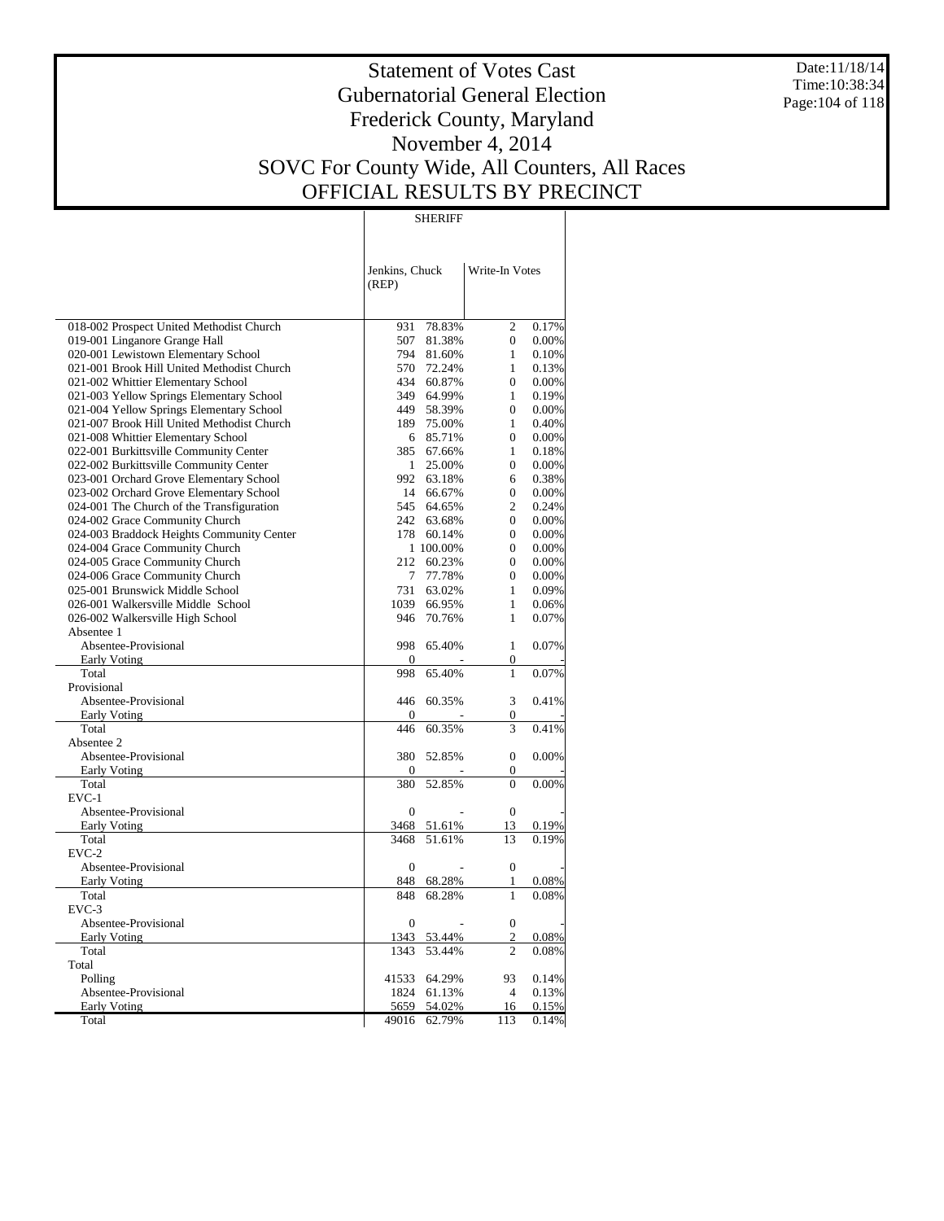# Statement of Votes Cast
# Gubernatorial General Election
# Frederick County, Maryland
# November 4, 2014
# SOVC For County Wide, All Counters, All Races
# OFFICIAL RESULTS BY PRECINCT

Date:11/18/14
Time:10:38:34

| | SHERIFF | | | |
|---|---|---|---|---|
| | Jenkins, Chuck (REP) | | Write-In Votes | |
| 018-002 Prospect United Methodist Church | 931 | 78.83% | 2 | 0.17% |
| 019-001 Linganore Grange Hall | 507 | 81.38% | 0 | 0.00% |
| 020-001 Lewistown Elementary School | 794 | 81.60% | 1 | 0.10% |
| 021-001 Brook Hill United Methodist Church | 570 | 72.24% | 1 | 0.13% |
| 021-002 Whittier Elementary School | 434 | 60.87% | 0 | 0.00% |
| 021-003 Yellow Springs Elementary School | 349 | 64.99% | 1 | 0.19% |
| 021-004 Yellow Springs Elementary School | 449 | 58.39% | 0 | 0.00% |
| 021-007 Brook Hill United Methodist Church | 189 | 75.00% | 1 | 0.40% |
| 021-008 Whittier Elementary School | 6 | 85.71% | 0 | 0.00% |
| 022-001 Burkittsville Community Center | 385 | 67.66% | 1 | 0.18% |
| 022-002 Burkittsville Community Center | 1 | 25.00% | 0 | 0.00% |
| 023-001 Orchard Grove Elementary School | 992 | 63.18% | 6 | 0.38% |
| 023-002 Orchard Grove Elementary School | 14 | 66.67% | 0 | 0.00% |
| 024-001 The Church of the Transfiguration | 545 | 64.65% | 2 | 0.24% |
| 024-002 Grace Community Church | 242 | 63.68% | 0 | 0.00% |
| 024-003 Braddock Heights Community Center | 178 | 60.14% | 0 | 0.00% |
| 024-004 Grace Community Church | 1 | 100.00% | 0 | 0.00% |
| 024-005 Grace Community Church | 212 | 60.23% | 0 | 0.00% |
| 024-006 Grace Community Church | 7 | 77.78% | 0 | 0.00% |
| 025-001 Brunswick Middle School | 731 | 63.02% | 1 | 0.09% |
| 026-001 Walkersville Middle School | 1039 | 66.95% | 1 | 0.06% |
| 026-002 Walkersville High School | 946 | 70.76% | 1 | 0.07% |
| Absentee 1 | | | | |
| Absentee-Provisional | 998 | 65.40% | 1 | 0.07% |
| Early Voting | 0 | - | 0 | - |
| Total | 998 | 65.40% | 1 | 0.07% |
| Provisional | | | | |
| Absentee-Provisional | 446 | 60.35% | 3 | 0.41% |
| Early Voting | 0 | - | 0 | - |
| Total | 446 | 60.35% | 3 | 0.41% |
| Absentee 2 | | | | |
| Absentee-Provisional | 380 | 52.85% | 0 | 0.00% |
| Early Voting | 0 | - | 0 | - |
| Total | 380 | 52.85% | 0 | 0.00% |
| EVC-1 | | | | |
| Absentee-Provisional | 0 | - | 0 | - |
| Early Voting | 3468 | 51.61% | 13 | 0.19% |
| Total | 3468 | 51.61% | 13 | 0.19% |
| EVC-2 | | | | |
| Absentee-Provisional | 0 | - | 0 | - |
| Early Voting | 848 | 68.28% | 1 | 0.08% |
| Total | 848 | 68.28% | 1 | 0.08% |
| EVC-3 | | | | |
| Absentee-Provisional | 0 | - | 0 | - |
| Early Voting | 1343 | 53.44% | 2 | 0.08% |
| Total | 1343 | 53.44% | 2 | 0.08% |
| Total | | | | |
| Polling | 41533 | 64.29% | 93 | 0.14% |
| Absentee-Provisional | 1824 | 61.13% | 4 | 0.13% |
| Early Voting | 5659 | 54.02% | 16 | 0.15% |
| Total | 49016 | 62.79% | 113 | 0.14% |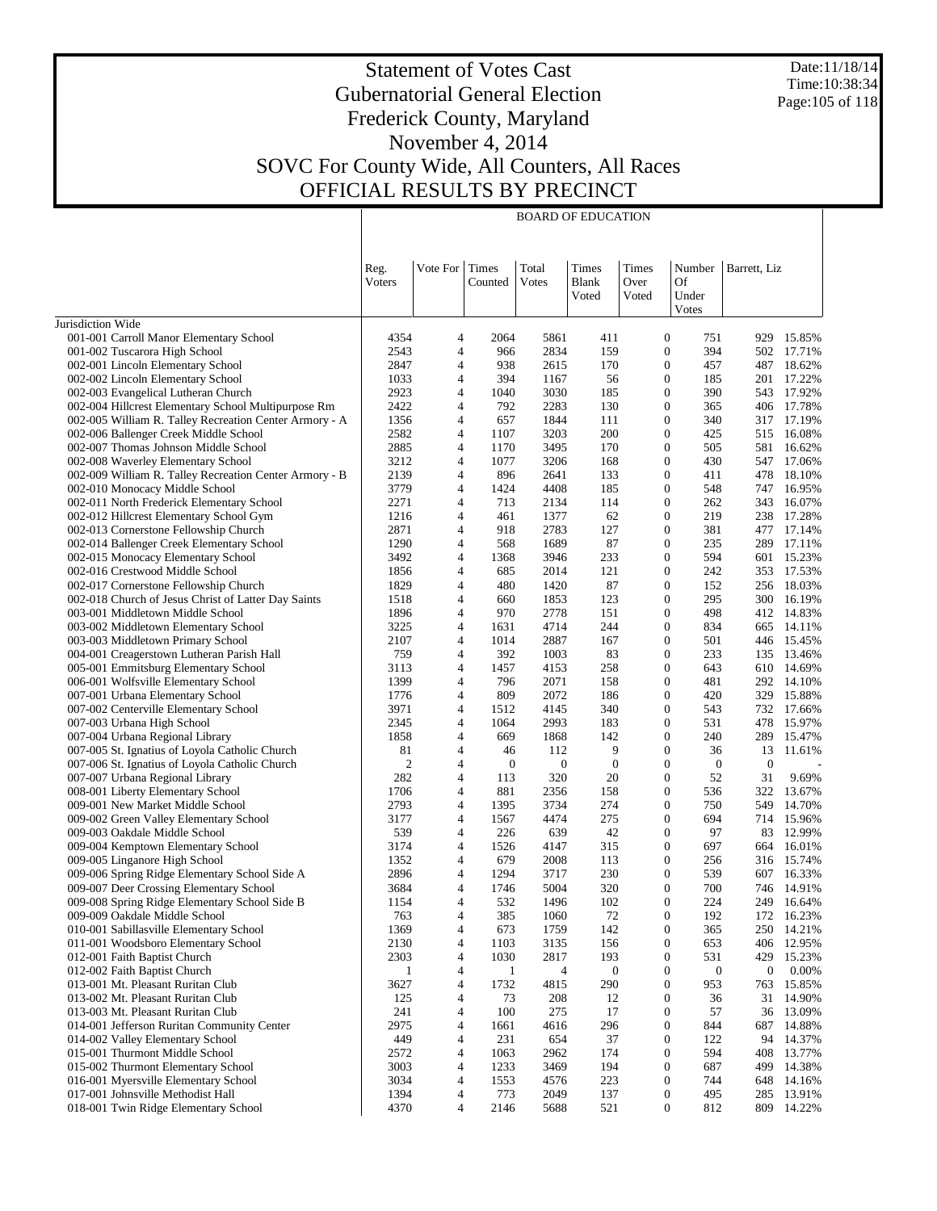# Statement of Votes Cast
## Gubernatorial General Election
## Frederick County, Maryland
## November 4, 2014
## SOVC For County Wide, All Counters, All Races
## OFFICIAL RESULTS BY PRECINCT

Date:11/18/14
Time:10:38:34

**BOARD OF EDUCATION**

| | Reg. Voters | Vote For | Times Counted | Total Votes | Times Blank Voted | Times Over Voted | Number Of Under Votes | Barrett, Liz | |
|---|---|---|---|---|---|---|---|---|---|
| Jurisdiction Wide | | | | | | | | | |
| 001-001 Carroll Manor Elementary School | 4354 | 4 | 2064 | 5861 | 411 | 0 | 751 | 929 | 15.85% |
| 001-002 Tuscarora High School | 2543 | 4 | 966 | 2834 | 159 | 0 | 394 | 502 | 17.71% |
| 002-001 Lincoln Elementary School | 2847 | 4 | 938 | 2615 | 170 | 0 | 457 | 487 | 18.62% |
| 002-002 Lincoln Elementary School | 1033 | 4 | 394 | 1167 | 56 | 0 | 185 | 201 | 17.22% |
| 002-003 Evangelical Lutheran Church | 2923 | 4 | 1040 | 3030 | 185 | 0 | 390 | 543 | 17.92% |
| 002-004 Hillcrest Elementary School Multipurpose Rm | 2422 | 4 | 792 | 2283 | 130 | 0 | 365 | 406 | 17.78% |
| 002-005 William R. Talley Recreation Center Armory - A | 1356 | 4 | 657 | 1844 | 111 | 0 | 340 | 317 | 17.19% |
| 002-006 Ballenger Creek Middle School | 2582 | 4 | 1107 | 3203 | 200 | 0 | 425 | 515 | 16.08% |
| 002-007 Thomas Johnson Middle School | 2885 | 4 | 1170 | 3495 | 170 | 0 | 505 | 581 | 16.62% |
| 002-008 Waverley Elementary School | 3212 | 4 | 1077 | 3206 | 168 | 0 | 430 | 547 | 17.06% |
| 002-009 William R. Talley Recreation Center Armory - B | 2139 | 4 | 896 | 2641 | 133 | 0 | 411 | 478 | 18.10% |
| 002-010 Monocacy Middle School | 3779 | 4 | 1424 | 4408 | 185 | 0 | 548 | 747 | 16.95% |
| 002-011 North Frederick Elementary School | 2271 | 4 | 713 | 2134 | 114 | 0 | 262 | 343 | 16.07% |
| 002-012 Hillcrest Elementary School Gym | 1216 | 4 | 461 | 1377 | 62 | 0 | 219 | 238 | 17.28% |
| 002-013 Cornerstone Fellowship Church | 2871 | 4 | 918 | 2783 | 127 | 0 | 381 | 477 | 17.14% |
| 002-014 Ballenger Creek Elementary School | 1290 | 4 | 568 | 1689 | 87 | 0 | 235 | 289 | 17.11% |
| 002-015 Monocacy Elementary School | 3492 | 4 | 1368 | 3946 | 233 | 0 | 594 | 601 | 15.23% |
| 002-016 Crestwood Middle School | 1856 | 4 | 685 | 2014 | 121 | 0 | 242 | 353 | 17.53% |
| 002-017 Cornerstone Fellowship Church | 1829 | 4 | 480 | 1420 | 87 | 0 | 152 | 256 | 18.03% |
| 002-018 Church of Jesus Christ of Latter Day Saints | 1518 | 4 | 660 | 1853 | 123 | 0 | 295 | 300 | 16.19% |
| 003-001 Middletown Middle School | 1896 | 4 | 970 | 2778 | 151 | 0 | 498 | 412 | 14.83% |
| 003-002 Middletown Elementary School | 3225 | 4 | 1631 | 4714 | 244 | 0 | 834 | 665 | 14.11% |
| 003-003 Middletown Primary School | 2107 | 4 | 1014 | 2887 | 167 | 0 | 501 | 446 | 15.45% |
| 004-001 Creagerstown Lutheran Parish Hall | 759 | 4 | 392 | 1003 | 83 | 0 | 233 | 135 | 13.46% |
| 005-001 Emmitsburg Elementary School | 3113 | 4 | 1457 | 4153 | 258 | 0 | 643 | 610 | 14.69% |
| 006-001 Wolfsville Elementary School | 1399 | 4 | 796 | 2071 | 158 | 0 | 481 | 292 | 14.10% |
| 007-001 Urbana Elementary School | 1776 | 4 | 809 | 2072 | 186 | 0 | 420 | 329 | 15.88% |
| 007-002 Centerville Elementary School | 3971 | 4 | 1512 | 4145 | 340 | 0 | 543 | 732 | 17.66% |
| 007-003 Urbana High School | 2345 | 4 | 1064 | 2993 | 183 | 0 | 531 | 478 | 15.97% |
| 007-004 Urbana Regional Library | 1858 | 4 | 669 | 1868 | 142 | 0 | 240 | 289 | 15.47% |
| 007-005 St. Ignatius of Loyola Catholic Church | 81 | 4 | 46 | 112 | 9 | 0 | 36 | 13 | 11.61% |
| 007-006 St. Ignatius of Loyola Catholic Church | 2 | 4 | 0 | 0 | 0 | 0 | 0 | 0 | - |
| 007-007 Urbana Regional Library | 282 | 4 | 113 | 320 | 20 | 0 | 52 | 31 | 9.69% |
| 008-001 Liberty Elementary School | 1706 | 4 | 881 | 2356 | 158 | 0 | 536 | 322 | 13.67% |
| 009-001 New Market Middle School | 2793 | 4 | 1395 | 3734 | 274 | 0 | 750 | 549 | 14.70% |
| 009-002 Green Valley Elementary School | 3177 | 4 | 1567 | 4474 | 275 | 0 | 694 | 714 | 15.96% |
| 009-003 Oakdale Middle School | 539 | 4 | 226 | 639 | 42 | 0 | 97 | 83 | 12.99% |
| 009-004 Kemptown Elementary School | 3174 | 4 | 1526 | 4147 | 315 | 0 | 697 | 664 | 16.01% |
| 009-005 Linganore High School | 1352 | 4 | 679 | 2008 | 113 | 0 | 256 | 316 | 15.74% |
| 009-006 Spring Ridge Elementary School Side A | 2896 | 4 | 1294 | 3717 | 230 | 0 | 539 | 607 | 16.33% |
| 009-007 Deer Crossing Elementary School | 3684 | 4 | 1746 | 5004 | 320 | 0 | 700 | 746 | 14.91% |
| 009-008 Spring Ridge Elementary School Side B | 1154 | 4 | 532 | 1496 | 102 | 0 | 224 | 249 | 16.64% |
| 009-009 Oakdale Middle School | 763 | 4 | 385 | 1060 | 72 | 0 | 192 | 172 | 16.23% |
| 010-001 Sabillasville Elementary School | 1369 | 4 | 673 | 1759 | 142 | 0 | 365 | 250 | 14.21% |
| 011-001 Woodsboro Elementary School | 2130 | 4 | 1103 | 3135 | 156 | 0 | 653 | 406 | 12.95% |
| 012-001 Faith Baptist Church | 2303 | 4 | 1030 | 2817 | 193 | 0 | 531 | 429 | 15.23% |
| 012-002 Faith Baptist Church | 1 | 4 | 1 | 4 | 0 | 0 | 0 | 0 | 0.00% |
| 013-001 Mt. Pleasant Ruritan Club | 3627 | 4 | 1732 | 4815 | 290 | 0 | 953 | 763 | 15.85% |
| 013-002 Mt. Pleasant Ruritan Club | 125 | 4 | 73 | 208 | 12 | 0 | 36 | 31 | 14.90% |
| 013-003 Mt. Pleasant Ruritan Club | 241 | 4 | 100 | 275 | 17 | 0 | 57 | 36 | 13.09% |
| 014-001 Jefferson Ruritan Community Center | 2975 | 4 | 1661 | 4616 | 296 | 0 | 844 | 687 | 14.88% |
| 014-002 Valley Elementary School | 449 | 4 | 231 | 654 | 37 | 0 | 122 | 94 | 14.37% |
| 015-001 Thurmont Middle School | 2572 | 4 | 1063 | 2962 | 174 | 0 | 594 | 408 | 13.77% |
| 015-002 Thurmont Elementary School | 3003 | 4 | 1233 | 3469 | 194 | 0 | 687 | 499 | 14.38% |
| 016-001 Myersville Elementary School | 3034 | 4 | 1553 | 4576 | 223 | 0 | 744 | 648 | 14.16% |
| 017-001 Johnsville Methodist Hall | 1394 | 4 | 773 | 2049 | 137 | 0 | 495 | 285 | 13.91% |
| 018-001 Twin Ridge Elementary School | 4370 | 4 | 2146 | 5688 | 521 | 0 | 812 | 809 | 14.22% |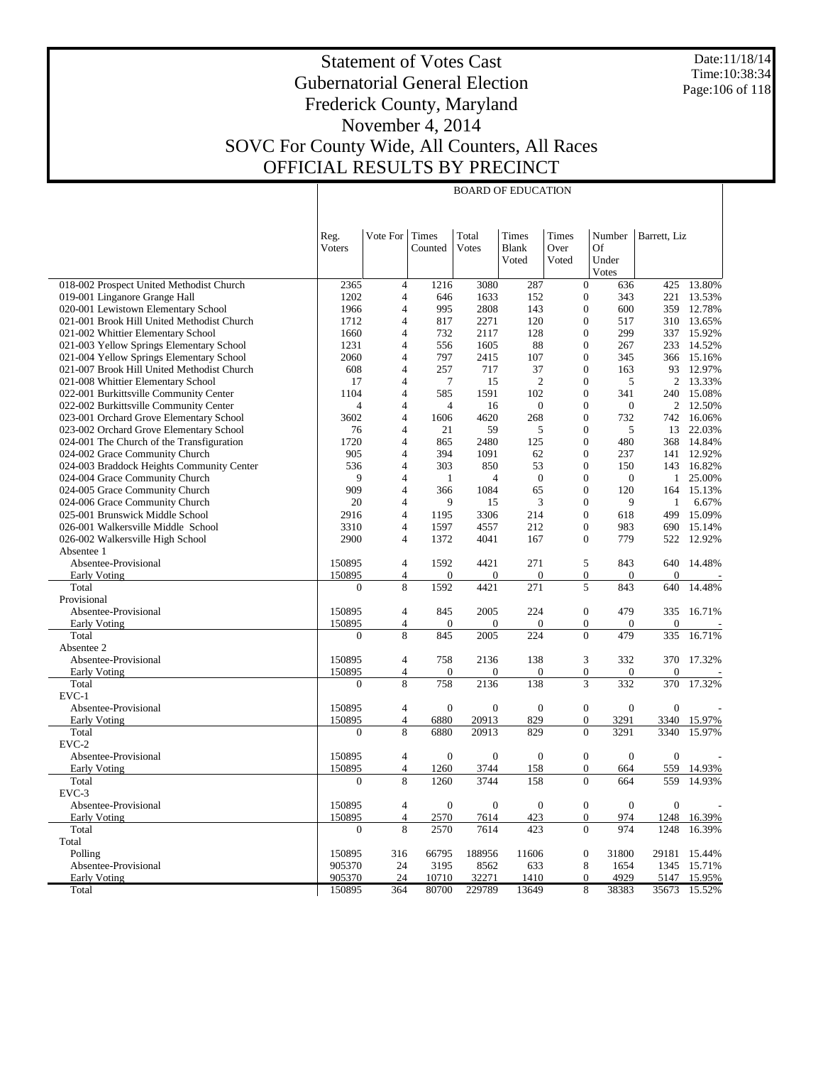# Statement of Votes Cast
## Gubernatorial General Election
## Frederick County, Maryland
## November 4, 2014
## SOVC For County Wide, All Counters, All Races
## OFFICIAL RESULTS BY PRECINCT

Date:11/18/14
Time:10:38:34

BOARD OF EDUCATION

| | Reg. Voters | Vote For | Times Counted | Total Votes | Times Blank Voted | Times Over Voted | Number Of Under Votes | Barrett, Liz | |
|---|---|---|---|---|---|---|---|---|---|
| 018-002 Prospect United Methodist Church | 2365 | 4 | 1216 | 3080 | 287 | 0 | 636 | 425 | 13.80% |
| 019-001 Linganore Grange Hall | 1202 | 4 | 646 | 1633 | 152 | 0 | 343 | 221 | 13.53% |
| 020-001 Lewistown Elementary School | 1966 | 4 | 995 | 2808 | 143 | 0 | 600 | 359 | 12.78% |
| 021-001 Brook Hill United Methodist Church | 1712 | 4 | 817 | 2271 | 120 | 0 | 517 | 310 | 13.65% |
| 021-002 Whittier Elementary School | 1660 | 4 | 732 | 2117 | 128 | 0 | 299 | 337 | 15.92% |
| 021-003 Yellow Springs Elementary School | 1231 | 4 | 556 | 1605 | 88 | 0 | 267 | 233 | 14.52% |
| 021-004 Yellow Springs Elementary School | 2060 | 4 | 797 | 2415 | 107 | 0 | 345 | 366 | 15.16% |
| 021-007 Brook Hill United Methodist Church | 608 | 4 | 257 | 717 | 37 | 0 | 163 | 93 | 12.97% |
| 021-008 Whittier Elementary School | 17 | 4 | 7 | 15 | 2 | 0 | 5 | 2 | 13.33% |
| 022-001 Burkittsville Community Center | 1104 | 4 | 585 | 1591 | 102 | 0 | 341 | 240 | 15.08% |
| 022-002 Burkittsville Community Center | 4 | 4 | 4 | 16 | 0 | 0 | 0 | 2 | 12.50% |
| 023-001 Orchard Grove Elementary School | 3602 | 4 | 1606 | 4620 | 268 | 0 | 732 | 742 | 16.06% |
| 023-002 Orchard Grove Elementary School | 76 | 4 | 21 | 59 | 5 | 0 | 5 | 13 | 22.03% |
| 024-001 The Church of the Transfiguration | 1720 | 4 | 865 | 2480 | 125 | 0 | 480 | 368 | 14.84% |
| 024-002 Grace Community Church | 905 | 4 | 394 | 1091 | 62 | 0 | 237 | 141 | 12.92% |
| 024-003 Braddock Heights Community Center | 536 | 4 | 303 | 850 | 53 | 0 | 150 | 143 | 16.82% |
| 024-004 Grace Community Church | 9 | 4 | 1 | 4 | 0 | 0 | 0 | 1 | 25.00% |
| 024-005 Grace Community Church | 909 | 4 | 366 | 1084 | 65 | 0 | 120 | 164 | 15.13% |
| 024-006 Grace Community Church | 20 | 4 | 9 | 15 | 3 | 0 | 9 | 1 | 6.67% |
| 025-001 Brunswick Middle School | 2916 | 4 | 1195 | 3306 | 214 | 0 | 618 | 499 | 15.09% |
| 026-001 Walkersville Middle School | 3310 | 4 | 1597 | 4557 | 212 | 0 | 983 | 690 | 15.14% |
| 026-002 Walkersville High School | 2900 | 4 | 1372 | 4041 | 167 | 0 | 779 | 522 | 12.92% |
| Absentee 1 | | | | | | | | | |
| Absentee-Provisional | 150895 | 4 | 1592 | 4421 | 271 | 5 | 843 | 640 | 14.48% |
| Early Voting | 150895 | 4 | 0 | 0 | 0 | 0 | 0 | 0 | - |
| Total | 0 | 8 | 1592 | 4421 | 271 | 5 | 843 | 640 | 14.48% |
| Provisional | | | | | | | | | |
| Absentee-Provisional | 150895 | 4 | 845 | 2005 | 224 | 0 | 479 | 335 | 16.71% |
| Early Voting | 150895 | 4 | 0 | 0 | 0 | 0 | 0 | 0 | - |
| Total | 0 | 8 | 845 | 2005 | 224 | 0 | 479 | 335 | 16.71% |
| Absentee 2 | | | | | | | | | |
| Absentee-Provisional | 150895 | 4 | 758 | 2136 | 138 | 3 | 332 | 370 | 17.32% |
| Early Voting | 150895 | 4 | 0 | 0 | 0 | 0 | 0 | 0 | - |
| Total | 0 | 8 | 758 | 2136 | 138 | 3 | 332 | 370 | 17.32% |
| EVC-1 | | | | | | | | | |
| Absentee-Provisional | 150895 | 4 | 0 | 0 | 0 | 0 | 0 | 0 | - |
| Early Voting | 150895 | 4 | 6880 | 20913 | 829 | 0 | 3291 | 3340 | 15.97% |
| Total | 0 | 8 | 6880 | 20913 | 829 | 0 | 3291 | 3340 | 15.97% |
| EVC-2 | | | | | | | | | |
| Absentee-Provisional | 150895 | 4 | 0 | 0 | 0 | 0 | 0 | 0 | - |
| Early Voting | 150895 | 4 | 1260 | 3744 | 158 | 0 | 664 | 559 | 14.93% |
| Total | 0 | 8 | 1260 | 3744 | 158 | 0 | 664 | 559 | 14.93% |
| EVC-3 | | | | | | | | | |
| Absentee-Provisional | 150895 | 4 | 0 | 0 | 0 | 0 | 0 | 0 | - |
| Early Voting | 150895 | 4 | 2570 | 7614 | 423 | 0 | 974 | 1248 | 16.39% |
| Total | 0 | 8 | 2570 | 7614 | 423 | 0 | 974 | 1248 | 16.39% |
| Total | | | | | | | | | |
| Polling | 150895 | 316 | 66795 | 188956 | 11606 | 0 | 31800 | 29181 | 15.44% |
| Absentee-Provisional | 905370 | 24 | 3195 | 8562 | 633 | 8 | 1654 | 1345 | 15.71% |
| Early Voting | 905370 | 24 | 10710 | 32271 | 1410 | 0 | 4929 | 5147 | 15.95% |
| Total | 150895 | 364 | 80700 | 229789 | 13649 | 8 | 38383 | 35673 | 15.52% |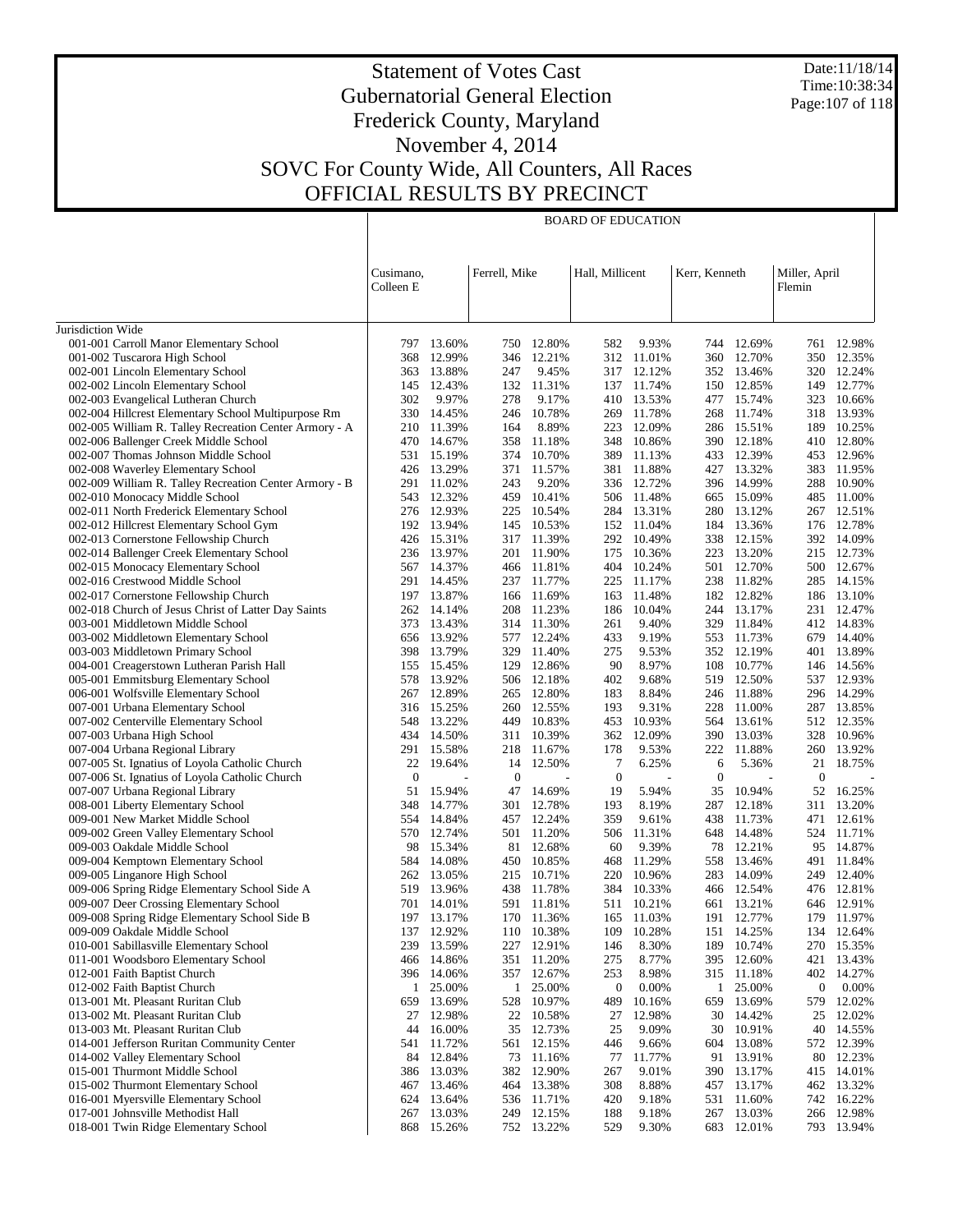# Statement of Votes Cast
## Gubernatorial General Election
## Frederick County, Maryland
## November 4, 2014
## SOVC For County Wide, All Counters, All Races
## OFFICIAL RESULTS BY PRECINCT

Date:11/18/14
Time:10:38:34

BOARD OF EDUCATION

| | Cusimano, Colleen E | | Ferrell, Mike | | Hall, Millicent | | Kerr, Kenneth | | Miller, April Flemin | |
|---|---|---|---|---|---|---|---|---|---|---|
| Jurisdiction Wide | | | | | | | | | | |
| 001-001 Carroll Manor Elementary School | 797 | 13.60% | 750 | 12.80% | 582 | 9.93% | 744 | 12.69% | 761 | 12.98% |
| 001-002 Tuscarora High School | 368 | 12.99% | 346 | 12.21% | 312 | 11.01% | 360 | 12.70% | 350 | 12.35% |
| 002-001 Lincoln Elementary School | 363 | 13.88% | 247 | 9.45% | 317 | 12.12% | 352 | 13.46% | 320 | 12.24% |
| 002-002 Lincoln Elementary School | 145 | 12.43% | 132 | 11.31% | 137 | 11.74% | 150 | 12.85% | 149 | 12.77% |
| 002-003 Evangelical Lutheran Church | 302 | 9.97% | 278 | 9.17% | 410 | 13.53% | 477 | 15.74% | 323 | 10.66% |
| 002-004 Hillcrest Elementary School Multipurpose Rm | 330 | 14.45% | 246 | 10.78% | 269 | 11.78% | 268 | 11.74% | 318 | 13.93% |
| 002-005 William R. Talley Recreation Center Armory - A | 210 | 11.39% | 164 | 8.89% | 223 | 12.09% | 286 | 15.51% | 189 | 10.25% |
| 002-006 Ballenger Creek Middle School | 470 | 14.67% | 358 | 11.18% | 348 | 10.86% | 390 | 12.18% | 410 | 12.80% |
| 002-007 Thomas Johnson Middle School | 531 | 15.19% | 374 | 10.70% | 389 | 11.13% | 433 | 12.39% | 453 | 12.96% |
| 002-008 Waverley Elementary School | 426 | 13.29% | 371 | 11.57% | 381 | 11.88% | 427 | 13.32% | 383 | 11.95% |
| 002-009 William R. Talley Recreation Center Armory - B | 291 | 11.02% | 243 | 9.20% | 336 | 12.72% | 396 | 14.99% | 288 | 10.90% |
| 002-010 Monocacy Middle School | 543 | 12.32% | 459 | 10.41% | 506 | 11.48% | 665 | 15.09% | 485 | 11.00% |
| 002-011 North Frederick Elementary School | 276 | 12.93% | 225 | 10.54% | 284 | 13.31% | 280 | 13.12% | 267 | 12.51% |
| 002-012 Hillcrest Elementary School Gym | 192 | 13.94% | 145 | 10.53% | 152 | 11.04% | 184 | 13.36% | 176 | 12.78% |
| 002-013 Cornerstone Fellowship Church | 426 | 15.31% | 317 | 11.39% | 292 | 10.49% | 338 | 12.15% | 392 | 14.09% |
| 002-014 Ballenger Creek Elementary School | 236 | 13.97% | 201 | 11.90% | 175 | 10.36% | 223 | 13.20% | 215 | 12.73% |
| 002-015 Monocacy Elementary School | 567 | 14.37% | 466 | 11.81% | 404 | 10.24% | 501 | 12.70% | 500 | 12.67% |
| 002-016 Crestwood Middle School | 291 | 14.45% | 237 | 11.77% | 225 | 11.17% | 238 | 11.82% | 285 | 14.15% |
| 002-017 Cornerstone Fellowship Church | 197 | 13.87% | 166 | 11.69% | 163 | 11.48% | 182 | 12.82% | 186 | 13.10% |
| 002-018 Church of Jesus Christ of Latter Day Saints | 262 | 14.14% | 208 | 11.23% | 186 | 10.04% | 244 | 13.17% | 231 | 12.47% |
| 003-001 Middletown Middle School | 373 | 13.43% | 314 | 11.30% | 261 | 9.40% | 329 | 11.84% | 412 | 14.83% |
| 003-002 Middletown Elementary School | 656 | 13.92% | 577 | 12.24% | 433 | 9.19% | 553 | 11.73% | 679 | 14.40% |
| 003-003 Middletown Primary School | 398 | 13.79% | 329 | 11.40% | 275 | 9.53% | 352 | 12.19% | 401 | 13.89% |
| 004-001 Creagerstown Lutheran Parish Hall | 155 | 15.45% | 129 | 12.86% | 90 | 8.97% | 108 | 10.77% | 146 | 14.56% |
| 005-001 Emmitsburg Elementary School | 578 | 13.92% | 506 | 12.18% | 402 | 9.68% | 519 | 12.50% | 537 | 12.93% |
| 006-001 Wolfsville Elementary School | 267 | 12.89% | 265 | 12.80% | 183 | 8.84% | 246 | 11.88% | 296 | 14.29% |
| 007-001 Urbana Elementary School | 316 | 15.25% | 260 | 12.55% | 193 | 9.31% | 228 | 11.00% | 287 | 13.85% |
| 007-002 Centerville Elementary School | 548 | 13.22% | 449 | 10.83% | 453 | 10.93% | 564 | 13.61% | 512 | 12.35% |
| 007-003 Urbana High School | 434 | 14.50% | 311 | 10.39% | 362 | 12.09% | 390 | 13.03% | 328 | 10.96% |
| 007-004 Urbana Regional Library | 291 | 15.58% | 218 | 11.67% | 178 | 9.53% | 222 | 11.88% | 260 | 13.92% |
| 007-005 St. Ignatius of Loyola Catholic Church | 22 | 19.64% | 14 | 12.50% | 7 | 6.25% | 6 | 5.36% | 21 | 18.75% |
| 007-006 St. Ignatius of Loyola Catholic Church | 0 | - | 0 | - | 0 | - | 0 | - | 0 | - |
| 007-007 Urbana Regional Library | 51 | 15.94% | 47 | 14.69% | 19 | 5.94% | 35 | 10.94% | 52 | 16.25% |
| 008-001 Liberty Elementary School | 348 | 14.77% | 301 | 12.78% | 193 | 8.19% | 287 | 12.18% | 311 | 13.20% |
| 009-001 New Market Middle School | 554 | 14.84% | 457 | 12.24% | 359 | 9.61% | 438 | 11.73% | 471 | 12.61% |
| 009-002 Green Valley Elementary School | 570 | 12.74% | 501 | 11.20% | 506 | 11.31% | 648 | 14.48% | 524 | 11.71% |
| 009-003 Oakdale Middle School | 98 | 15.34% | 81 | 12.68% | 60 | 9.39% | 78 | 12.21% | 95 | 14.87% |
| 009-004 Kemptown Elementary School | 584 | 14.08% | 450 | 10.85% | 468 | 11.29% | 558 | 13.46% | 491 | 11.84% |
| 009-005 Linganore High School | 262 | 13.05% | 215 | 10.71% | 220 | 10.96% | 283 | 14.09% | 249 | 12.40% |
| 009-006 Spring Ridge Elementary School Side A | 519 | 13.96% | 438 | 11.78% | 384 | 10.33% | 466 | 12.54% | 476 | 12.81% |
| 009-007 Deer Crossing Elementary School | 701 | 14.01% | 591 | 11.81% | 511 | 10.21% | 661 | 13.21% | 646 | 12.91% |
| 009-008 Spring Ridge Elementary School Side B | 197 | 13.17% | 170 | 11.36% | 165 | 11.03% | 191 | 12.77% | 179 | 11.97% |
| 009-009 Oakdale Middle School | 137 | 12.92% | 110 | 10.38% | 109 | 10.28% | 151 | 14.25% | 134 | 12.64% |
| 010-001 Sabillasville Elementary School | 239 | 13.59% | 227 | 12.91% | 146 | 8.30% | 189 | 10.74% | 270 | 15.35% |
| 011-001 Woodsboro Elementary School | 466 | 14.86% | 351 | 11.20% | 275 | 8.77% | 395 | 12.60% | 421 | 13.43% |
| 012-001 Faith Baptist Church | 396 | 14.06% | 357 | 12.67% | 253 | 8.98% | 315 | 11.18% | 402 | 14.27% |
| 012-002 Faith Baptist Church | 1 | 25.00% | 1 | 25.00% | 0 | 0.00% | 1 | 25.00% | 0 | 0.00% |
| 013-001 Mt. Pleasant Ruritan Club | 659 | 13.69% | 528 | 10.97% | 489 | 10.16% | 659 | 13.69% | 579 | 12.02% |
| 013-002 Mt. Pleasant Ruritan Club | 27 | 12.98% | 22 | 10.58% | 27 | 12.98% | 30 | 14.42% | 25 | 12.02% |
| 013-003 Mt. Pleasant Ruritan Club | 44 | 16.00% | 35 | 12.73% | 25 | 9.09% | 30 | 10.91% | 40 | 14.55% |
| 014-001 Jefferson Ruritan Community Center | 541 | 11.72% | 561 | 12.15% | 446 | 9.66% | 604 | 13.08% | 572 | 12.39% |
| 014-002 Valley Elementary School | 84 | 12.84% | 73 | 11.16% | 77 | 11.77% | 91 | 13.91% | 80 | 12.23% |
| 015-001 Thurmont Middle School | 386 | 13.03% | 382 | 12.90% | 267 | 9.01% | 390 | 13.17% | 415 | 14.01% |
| 015-002 Thurmont Elementary School | 467 | 13.46% | 464 | 13.38% | 308 | 8.88% | 457 | 13.17% | 462 | 13.32% |
| 016-001 Myersville Elementary School | 624 | 13.64% | 536 | 11.71% | 420 | 9.18% | 531 | 11.60% | 742 | 16.22% |
| 017-001 Johnsville Methodist Hall | 267 | 13.03% | 249 | 12.15% | 188 | 9.18% | 267 | 13.03% | 266 | 12.98% |
| 018-001 Twin Ridge Elementary School | 868 | 15.26% | 752 | 13.22% | 529 | 9.30% | 683 | 12.01% | 793 | 13.94% |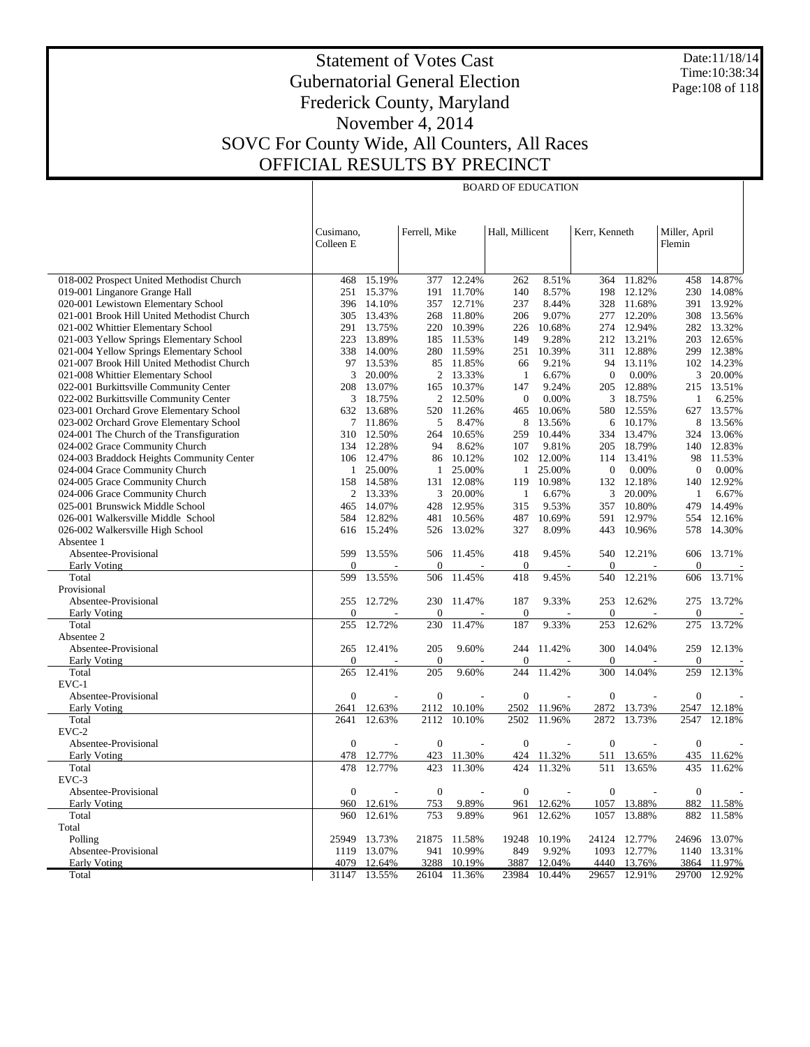# Statement of Votes Cast
## Gubernatorial General Election
## Frederick County, Maryland
## November 4, 2014
## SOVC For County Wide, All Counters, All Races
## OFFICIAL RESULTS BY PRECINCT

Date:11/18/14
Time:10:38:34

BOARD OF EDUCATION

| | Cusimano, Colleen E | | Ferrell, Mike | | Hall, Millicent | | Kerr, Kenneth | | Miller, April Flemin | |
|---|---|---|---|---|---|---|---|---|---|---|
| 018-002 Prospect United Methodist Church | 468 | 15.19% | 377 | 12.24% | 262 | 8.51% | 364 | 11.82% | 458 | 14.87% |
| 019-001 Linganore Grange Hall | 251 | 15.37% | 191 | 11.70% | 140 | 8.57% | 198 | 12.12% | 230 | 14.08% |
| 020-001 Lewistown Elementary School | 396 | 14.10% | 357 | 12.71% | 237 | 8.44% | 328 | 11.68% | 391 | 13.92% |
| 021-001 Brook Hill United Methodist Church | 305 | 13.43% | 268 | 11.80% | 206 | 9.07% | 277 | 12.20% | 308 | 13.56% |
| 021-002 Whittier Elementary School | 291 | 13.75% | 220 | 10.39% | 226 | 10.68% | 274 | 12.94% | 282 | 13.32% |
| 021-003 Yellow Springs Elementary School | 223 | 13.89% | 185 | 11.53% | 149 | 9.28% | 212 | 13.21% | 203 | 12.65% |
| 021-004 Yellow Springs Elementary School | 338 | 14.00% | 280 | 11.59% | 251 | 10.39% | 311 | 12.88% | 299 | 12.38% |
| 021-007 Brook Hill United Methodist Church | 97 | 13.53% | 85 | 11.85% | 66 | 9.21% | 94 | 13.11% | 102 | 14.23% |
| 021-008 Whittier Elementary School | 3 | 20.00% | 2 | 13.33% | 1 | 6.67% | 0 | 0.00% | 3 | 20.00% |
| 022-001 Burkittsville Community Center | 208 | 13.07% | 165 | 10.37% | 147 | 9.24% | 205 | 12.88% | 215 | 13.51% |
| 022-002 Burkittsville Community Center | 3 | 18.75% | 2 | 12.50% | 0 | 0.00% | 3 | 18.75% | 1 | 6.25% |
| 023-001 Orchard Grove Elementary School | 632 | 13.68% | 520 | 11.26% | 465 | 10.06% | 580 | 12.55% | 627 | 13.57% |
| 023-002 Orchard Grove Elementary School | 7 | 11.86% | 5 | 8.47% | 8 | 13.56% | 6 | 10.17% | 8 | 13.56% |
| 024-001 The Church of the Transfiguration | 310 | 12.50% | 264 | 10.65% | 259 | 10.44% | 334 | 13.47% | 324 | 13.06% |
| 024-002 Grace Community Church | 134 | 12.28% | 94 | 8.62% | 107 | 9.81% | 205 | 18.79% | 140 | 12.83% |
| 024-003 Braddock Heights Community Center | 106 | 12.47% | 86 | 10.12% | 102 | 12.00% | 114 | 13.41% | 98 | 11.53% |
| 024-004 Grace Community Church | 1 | 25.00% | 1 | 25.00% | 1 | 25.00% | 0 | 0.00% | 0 | 0.00% |
| 024-005 Grace Community Church | 158 | 14.58% | 131 | 12.08% | 119 | 10.98% | 132 | 12.18% | 140 | 12.92% |
| 024-006 Grace Community Church | 2 | 13.33% | 3 | 20.00% | 1 | 6.67% | 3 | 20.00% | 1 | 6.67% |
| 025-001 Brunswick Middle School | 465 | 14.07% | 428 | 12.95% | 315 | 9.53% | 357 | 10.80% | 479 | 14.49% |
| 026-001 Walkersville Middle School | 584 | 12.82% | 481 | 10.56% | 487 | 10.69% | 591 | 12.97% | 554 | 12.16% |
| 026-002 Walkersville High School | 616 | 15.24% | 526 | 13.02% | 327 | 8.09% | 443 | 10.96% | 578 | 14.30% |
| Absentee 1 | | | | | | | | | | |
| Absentee-Provisional | 599 | 13.55% | 506 | 11.45% | 418 | 9.45% | 540 | 12.21% | 606 | 13.71% |
| Early Voting | 0 | - | 0 | - | 0 | - | 0 | - | 0 | - |
| Total | 599 | 13.55% | 506 | 11.45% | 418 | 9.45% | 540 | 12.21% | 606 | 13.71% |
| Provisional | | | | | | | | | | |
| Absentee-Provisional | 255 | 12.72% | 230 | 11.47% | 187 | 9.33% | 253 | 12.62% | 275 | 13.72% |
| Early Voting | 0 | - | 0 | - | 0 | - | 0 | - | 0 | - |
| Total | 255 | 12.72% | 230 | 11.47% | 187 | 9.33% | 253 | 12.62% | 275 | 13.72% |
| Absentee 2 | | | | | | | | | | |
| Absentee-Provisional | 265 | 12.41% | 205 | 9.60% | 244 | 11.42% | 300 | 14.04% | 259 | 12.13% |
| Early Voting | 0 | - | 0 | - | 0 | - | 0 | - | 0 | - |
| Total | 265 | 12.41% | 205 | 9.60% | 244 | 11.42% | 300 | 14.04% | 259 | 12.13% |
| EVC-1 | | | | | | | | | | |
| Absentee-Provisional | 0 | - | 0 | - | 0 | - | 0 | - | 0 | - |
| Early Voting | 2641 | 12.63% | 2112 | 10.10% | 2502 | 11.96% | 2872 | 13.73% | 2547 | 12.18% |
| Total | 2641 | 12.63% | 2112 | 10.10% | 2502 | 11.96% | 2872 | 13.73% | 2547 | 12.18% |
| EVC-2 | | | | | | | | | | |
| Absentee-Provisional | 0 | - | 0 | - | 0 | - | 0 | - | 0 | - |
| Early Voting | 478 | 12.77% | 423 | 11.30% | 424 | 11.32% | 511 | 13.65% | 435 | 11.62% |
| Total | 478 | 12.77% | 423 | 11.30% | 424 | 11.32% | 511 | 13.65% | 435 | 11.62% |
| EVC-3 | | | | | | | | | | |
| Absentee-Provisional | 0 | - | 0 | - | 0 | - | 0 | - | 0 | - |
| Early Voting | 960 | 12.61% | 753 | 9.89% | 961 | 12.62% | 1057 | 13.88% | 882 | 11.58% |
| Total | 960 | 12.61% | 753 | 9.89% | 961 | 12.62% | 1057 | 13.88% | 882 | 11.58% |
| Total | | | | | | | | | | |
| Polling | 25949 | 13.73% | 21875 | 11.58% | 19248 | 10.19% | 24124 | 12.77% | 24696 | 13.07% |
| Absentee-Provisional | 1119 | 13.07% | 941 | 10.99% | 849 | 9.92% | 1093 | 12.77% | 1140 | 13.31% |
| Early Voting | 4079 | 12.64% | 3288 | 10.19% | 3887 | 12.04% | 4440 | 13.76% | 3864 | 11.97% |
| Total | 31147 | 13.55% | 26104 | 11.36% | 23984 | 10.44% | 29657 | 12.91% | 29700 | 12.92% |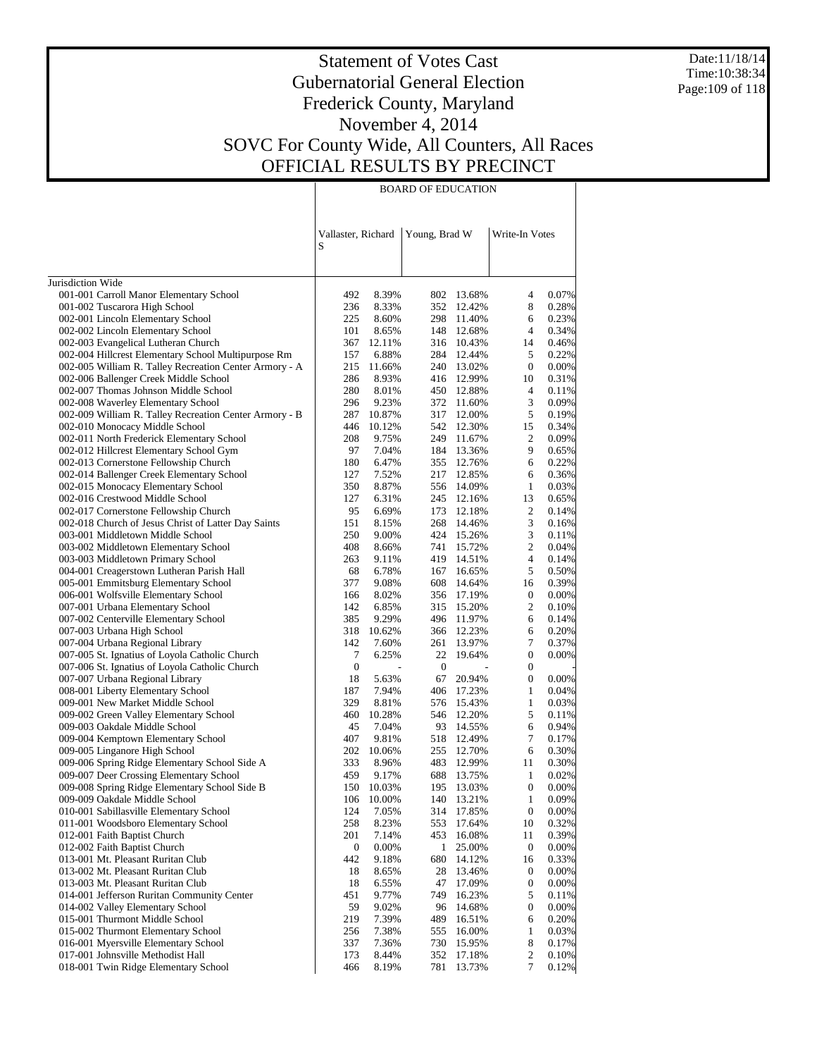# Statement of Votes Cast
## Gubernatorial General Election
## Frederick County, Maryland
## November 4, 2014
## SOVC For County Wide, All Counters, All Races
## OFFICIAL RESULTS BY PRECINCT

Date:11/18/14
Time:10:38:34

| | BOARD OF EDUCATION | | | | | |
|---|---|---|---|---|---|---|
| | Vallaster, Richard S | | Young, Brad W | | Write-In Votes | |
| Jurisdiction Wide | | | | | | |
| 001-001 Carroll Manor Elementary School | 492 | 8.39% | 802 | 13.68% | 4 | 0.07% |
| 001-002 Tuscarora High School | 236 | 8.33% | 352 | 12.42% | 8 | 0.28% |
| 002-001 Lincoln Elementary School | 225 | 8.60% | 298 | 11.40% | 6 | 0.23% |
| 002-002 Lincoln Elementary School | 101 | 8.65% | 148 | 12.68% | 4 | 0.34% |
| 002-003 Evangelical Lutheran Church | 367 | 12.11% | 316 | 10.43% | 14 | 0.46% |
| 002-004 Hillcrest Elementary School Multipurpose Rm | 157 | 6.88% | 284 | 12.44% | 5 | 0.22% |
| 002-005 William R. Talley Recreation Center Armory - A | 215 | 11.66% | 240 | 13.02% | 0 | 0.00% |
| 002-006 Ballenger Creek Middle School | 286 | 8.93% | 416 | 12.99% | 10 | 0.31% |
| 002-007 Thomas Johnson Middle School | 280 | 8.01% | 450 | 12.88% | 4 | 0.11% |
| 002-008 Waverley Elementary School | 296 | 9.23% | 372 | 11.60% | 3 | 0.09% |
| 002-009 William R. Talley Recreation Center Armory - B | 287 | 10.87% | 317 | 12.00% | 5 | 0.19% |
| 002-010 Monocacy Middle School | 446 | 10.12% | 542 | 12.30% | 15 | 0.34% |
| 002-011 North Frederick Elementary School | 208 | 9.75% | 249 | 11.67% | 2 | 0.09% |
| 002-012 Hillcrest Elementary School Gym | 97 | 7.04% | 184 | 13.36% | 9 | 0.65% |
| 002-013 Cornerstone Fellowship Church | 180 | 6.47% | 355 | 12.76% | 6 | 0.22% |
| 002-014 Ballenger Creek Elementary School | 127 | 7.52% | 217 | 12.85% | 6 | 0.36% |
| 002-015 Monocacy Elementary School | 350 | 8.87% | 556 | 14.09% | 1 | 0.03% |
| 002-016 Crestwood Middle School | 127 | 6.31% | 245 | 12.16% | 13 | 0.65% |
| 002-017 Cornerstone Fellowship Church | 95 | 6.69% | 173 | 12.18% | 2 | 0.14% |
| 002-018 Church of Jesus Christ of Latter Day Saints | 151 | 8.15% | 268 | 14.46% | 3 | 0.16% |
| 003-001 Middletown Middle School | 250 | 9.00% | 424 | 15.26% | 3 | 0.11% |
| 003-002 Middletown Elementary School | 408 | 8.66% | 741 | 15.72% | 2 | 0.04% |
| 003-003 Middletown Primary School | 263 | 9.11% | 419 | 14.51% | 4 | 0.14% |
| 004-001 Creagerstown Lutheran Parish Hall | 68 | 6.78% | 167 | 16.65% | 5 | 0.50% |
| 005-001 Emmitsburg Elementary School | 377 | 9.08% | 608 | 14.64% | 16 | 0.39% |
| 006-001 Wolfsville Elementary School | 166 | 8.02% | 356 | 17.19% | 0 | 0.00% |
| 007-001 Urbana Elementary School | 142 | 6.85% | 315 | 15.20% | 2 | 0.10% |
| 007-002 Centerville Elementary School | 385 | 9.29% | 496 | 11.97% | 6 | 0.14% |
| 007-003 Urbana High School | 318 | 10.62% | 366 | 12.23% | 6 | 0.20% |
| 007-004 Urbana Regional Library | 142 | 7.60% | 261 | 13.97% | 7 | 0.37% |
| 007-005 St. Ignatius of Loyola Catholic Church | 7 | 6.25% | 22 | 19.64% | 0 | 0.00% |
| 007-006 St. Ignatius of Loyola Catholic Church | 0 | - | 0 | - | 0 | - |
| 007-007 Urbana Regional Library | 18 | 5.63% | 67 | 20.94% | 0 | 0.00% |
| 008-001 Liberty Elementary School | 187 | 7.94% | 406 | 17.23% | 1 | 0.04% |
| 009-001 New Market Middle School | 329 | 8.81% | 576 | 15.43% | 1 | 0.03% |
| 009-002 Green Valley Elementary School | 460 | 10.28% | 546 | 12.20% | 5 | 0.11% |
| 009-003 Oakdale Middle School | 45 | 7.04% | 93 | 14.55% | 6 | 0.94% |
| 009-004 Kemptown Elementary School | 407 | 9.81% | 518 | 12.49% | 7 | 0.17% |
| 009-005 Linganore High School | 202 | 10.06% | 255 | 12.70% | 6 | 0.30% |
| 009-006 Spring Ridge Elementary School Side A | 333 | 8.96% | 483 | 12.99% | 11 | 0.30% |
| 009-007 Deer Crossing Elementary School | 459 | 9.17% | 688 | 13.75% | 1 | 0.02% |
| 009-008 Spring Ridge Elementary School Side B | 150 | 10.03% | 195 | 13.03% | 0 | 0.00% |
| 009-009 Oakdale Middle School | 106 | 10.00% | 140 | 13.21% | 1 | 0.09% |
| 010-001 Sabillasville Elementary School | 124 | 7.05% | 314 | 17.85% | 0 | 0.00% |
| 011-001 Woodsboro Elementary School | 258 | 8.23% | 553 | 17.64% | 10 | 0.32% |
| 012-001 Faith Baptist Church | 201 | 7.14% | 453 | 16.08% | 11 | 0.39% |
| 012-002 Faith Baptist Church | 0 | 0.00% | 1 | 25.00% | 0 | 0.00% |
| 013-001 Mt. Pleasant Ruritan Club | 442 | 9.18% | 680 | 14.12% | 16 | 0.33% |
| 013-002 Mt. Pleasant Ruritan Club | 18 | 8.65% | 28 | 13.46% | 0 | 0.00% |
| 013-003 Mt. Pleasant Ruritan Club | 18 | 6.55% | 47 | 17.09% | 0 | 0.00% |
| 014-001 Jefferson Ruritan Community Center | 451 | 9.77% | 749 | 16.23% | 5 | 0.11% |
| 014-002 Valley Elementary School | 59 | 9.02% | 96 | 14.68% | 0 | 0.00% |
| 015-001 Thurmont Middle School | 219 | 7.39% | 489 | 16.51% | 6 | 0.20% |
| 015-002 Thurmont Elementary School | 256 | 7.38% | 555 | 16.00% | 1 | 0.03% |
| 016-001 Myersville Elementary School | 337 | 7.36% | 730 | 15.95% | 8 | 0.17% |
| 017-001 Johnsville Methodist Hall | 173 | 8.44% | 352 | 17.18% | 2 | 0.10% |
| 018-001 Twin Ridge Elementary School | 466 | 8.19% | 781 | 13.73% | 7 | 0.12% |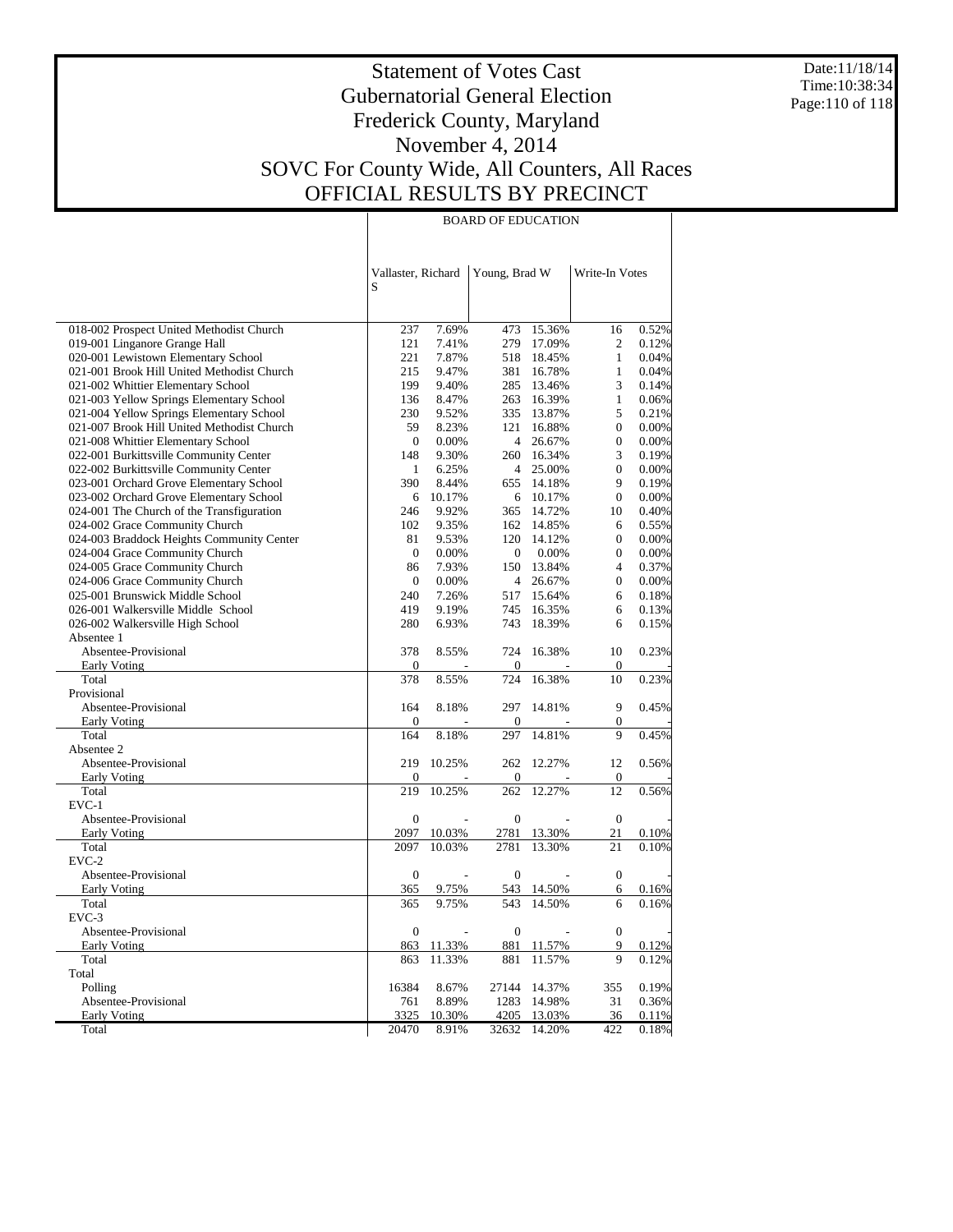# Statement of Votes Cast
## Gubernatorial General Election
## Frederick County, Maryland
## November 4, 2014
## SOVC For County Wide, All Counters, All Races
## OFFICIAL RESULTS BY PRECINCT

Date:11/18/14
Time:10:38:34

| | BOARD OF EDUCATION | | | | | |
|---|---|---|---|---|---|---|
| | Vallaster, Richard S | | Young, Brad W | | Write-In Votes | |
| 018-002 Prospect United Methodist Church | 237 | 7.69% | 473 | 15.36% | 16 | 0.52% |
| 019-001 Linganore Grange Hall | 121 | 7.41% | 279 | 17.09% | 2 | 0.12% |
| 020-001 Lewistown Elementary School | 221 | 7.87% | 518 | 18.45% | 1 | 0.04% |
| 021-001 Brook Hill United Methodist Church | 215 | 9.47% | 381 | 16.78% | 1 | 0.04% |
| 021-002 Whittier Elementary School | 199 | 9.40% | 285 | 13.46% | 3 | 0.14% |
| 021-003 Yellow Springs Elementary School | 136 | 8.47% | 263 | 16.39% | 1 | 0.06% |
| 021-004 Yellow Springs Elementary School | 230 | 9.52% | 335 | 13.87% | 5 | 0.21% |
| 021-007 Brook Hill United Methodist Church | 59 | 8.23% | 121 | 16.88% | 0 | 0.00% |
| 021-008 Whittier Elementary School | 0 | 0.00% | 4 | 26.67% | 0 | 0.00% |
| 022-001 Burkittsville Community Center | 148 | 9.30% | 260 | 16.34% | 3 | 0.19% |
| 022-002 Burkittsville Community Center | 1 | 6.25% | 4 | 25.00% | 0 | 0.00% |
| 023-001 Orchard Grove Elementary School | 390 | 8.44% | 655 | 14.18% | 9 | 0.19% |
| 023-002 Orchard Grove Elementary School | 6 | 10.17% | 6 | 10.17% | 0 | 0.00% |
| 024-001 The Church of the Transfiguration | 246 | 9.92% | 365 | 14.72% | 10 | 0.40% |
| 024-002 Grace Community Church | 102 | 9.35% | 162 | 14.85% | 6 | 0.55% |
| 024-003 Braddock Heights Community Center | 81 | 9.53% | 120 | 14.12% | 0 | 0.00% |
| 024-004 Grace Community Church | 0 | 0.00% | 0 | 0.00% | 0 | 0.00% |
| 024-005 Grace Community Church | 86 | 7.93% | 150 | 13.84% | 4 | 0.37% |
| 024-006 Grace Community Church | 0 | 0.00% | 4 | 26.67% | 0 | 0.00% |
| 025-001 Brunswick Middle School | 240 | 7.26% | 517 | 15.64% | 6 | 0.18% |
| 026-001 Walkersville Middle School | 419 | 9.19% | 745 | 16.35% | 6 | 0.13% |
| 026-002 Walkersville High School | 280 | 6.93% | 743 | 18.39% | 6 | 0.15% |
| Absentee 1 | | | | | | |
| Absentee-Provisional | 378 | 8.55% | 724 | 16.38% | 10 | 0.23% |
| Early Voting | 0 | - | 0 | - | 0 | - |
| Total | 378 | 8.55% | 724 | 16.38% | 10 | 0.23% |
| Provisional | | | | | | |
| Absentee-Provisional | 164 | 8.18% | 297 | 14.81% | 9 | 0.45% |
| Early Voting | 0 | - | 0 | - | 0 | - |
| Total | 164 | 8.18% | 297 | 14.81% | 9 | 0.45% |
| Absentee 2 | | | | | | |
| Absentee-Provisional | 219 | 10.25% | 262 | 12.27% | 12 | 0.56% |
| Early Voting | 0 | - | 0 | - | 0 | - |
| Total | 219 | 10.25% | 262 | 12.27% | 12 | 0.56% |
| EVC-1 | | | | | | |
| Absentee-Provisional | 0 | - | 0 | - | 0 | - |
| Early Voting | 2097 | 10.03% | 2781 | 13.30% | 21 | 0.10% |
| Total | 2097 | 10.03% | 2781 | 13.30% | 21 | 0.10% |
| EVC-2 | | | | | | |
| Absentee-Provisional | 0 | - | 0 | - | 0 | - |
| Early Voting | 365 | 9.75% | 543 | 14.50% | 6 | 0.16% |
| Total | 365 | 9.75% | 543 | 14.50% | 6 | 0.16% |
| EVC-3 | | | | | | |
| Absentee-Provisional | 0 | - | 0 | - | 0 | - |
| Early Voting | 863 | 11.33% | 881 | 11.57% | 9 | 0.12% |
| Total | 863 | 11.33% | 881 | 11.57% | 9 | 0.12% |
| Total | | | | | | |
| Polling | 16384 | 8.67% | 27144 | 14.37% | 355 | 0.19% |
| Absentee-Provisional | 761 | 8.89% | 1283 | 14.98% | 31 | 0.36% |
| Early Voting | 3325 | 10.30% | 4205 | 13.03% | 36 | 0.11% |
| Total | 20470 | 8.91% | 32632 | 14.20% | 422 | 0.18% |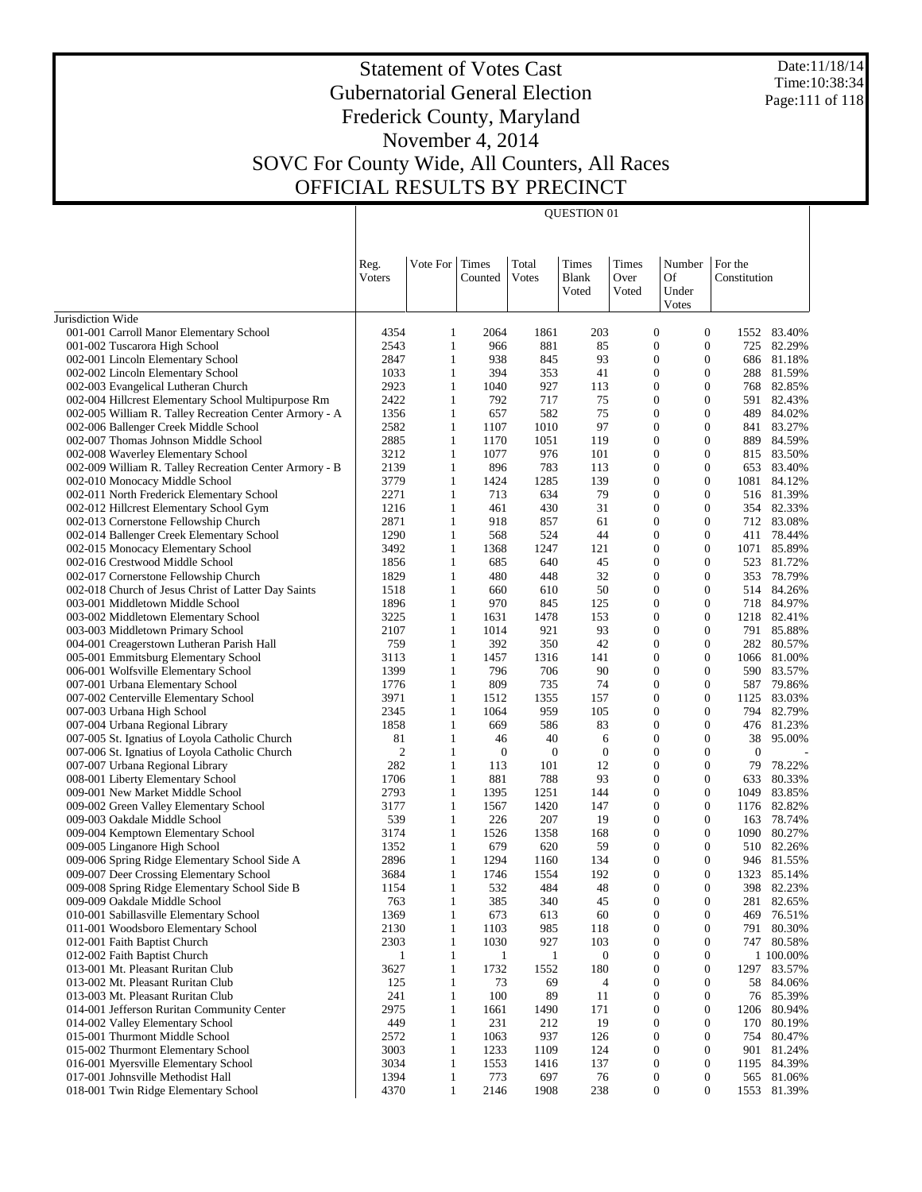# Statement of Votes Cast
# Gubernatorial General Election
# Frederick County, Maryland
# November 4, 2014
# SOVC For County Wide, All Counters, All Races
# OFFICIAL RESULTS BY PRECINCT

Date:11/18/14
Time:10:38:34

QUESTION 01

| | Reg. Voters | Vote For | Times Counted | Total Votes | Times Blank Voted | Times Over Voted | Number Of Under Votes | For the Constitution | |
|---|---|---|---|---|---|---|---|---|---|
| Jurisdiction Wide | | | | | | | | | |
| 001-001 Carroll Manor Elementary School | 4354 | 1 | 2064 | 1861 | 203 | 0 | 0 | 1552 | 83.40% |
| 001-002 Tuscarora High School | 2543 | 1 | 966 | 881 | 85 | 0 | 0 | 725 | 82.29% |
| 002-001 Lincoln Elementary School | 2847 | 1 | 938 | 845 | 93 | 0 | 0 | 686 | 81.18% |
| 002-002 Lincoln Elementary School | 1033 | 1 | 394 | 353 | 41 | 0 | 0 | 288 | 81.59% |
| 002-003 Evangelical Lutheran Church | 2923 | 1 | 1040 | 927 | 113 | 0 | 0 | 768 | 82.85% |
| 002-004 Hillcrest Elementary School Multipurpose Rm | 2422 | 1 | 792 | 717 | 75 | 0 | 0 | 591 | 82.43% |
| 002-005 William R. Talley Recreation Center Armory - A | 1356 | 1 | 657 | 582 | 75 | 0 | 0 | 489 | 84.02% |
| 002-006 Ballenger Creek Middle School | 2582 | 1 | 1107 | 1010 | 97 | 0 | 0 | 841 | 83.27% |
| 002-007 Thomas Johnson Middle School | 2885 | 1 | 1170 | 1051 | 119 | 0 | 0 | 889 | 84.59% |
| 002-008 Waverley Elementary School | 3212 | 1 | 1077 | 976 | 101 | 0 | 0 | 815 | 83.50% |
| 002-009 William R. Talley Recreation Center Armory - B | 2139 | 1 | 896 | 783 | 113 | 0 | 0 | 653 | 83.40% |
| 002-010 Monocacy Middle School | 3779 | 1 | 1424 | 1285 | 139 | 0 | 0 | 1081 | 84.12% |
| 002-011 North Frederick Elementary School | 2271 | 1 | 713 | 634 | 79 | 0 | 0 | 516 | 81.39% |
| 002-012 Hillcrest Elementary School Gym | 1216 | 1 | 461 | 430 | 31 | 0 | 0 | 354 | 82.33% |
| 002-013 Cornerstone Fellowship Church | 2871 | 1 | 918 | 857 | 61 | 0 | 0 | 712 | 83.08% |
| 002-014 Ballenger Creek Elementary School | 1290 | 1 | 568 | 524 | 44 | 0 | 0 | 411 | 78.44% |
| 002-015 Monocacy Elementary School | 3492 | 1 | 1368 | 1247 | 121 | 0 | 0 | 1071 | 85.89% |
| 002-016 Crestwood Middle School | 1856 | 1 | 685 | 640 | 45 | 0 | 0 | 523 | 81.72% |
| 002-017 Cornerstone Fellowship Church | 1829 | 1 | 480 | 448 | 32 | 0 | 0 | 353 | 78.79% |
| 002-018 Church of Jesus Christ of Latter Day Saints | 1518 | 1 | 660 | 610 | 50 | 0 | 0 | 514 | 84.26% |
| 003-001 Middletown Middle School | 1896 | 1 | 970 | 845 | 125 | 0 | 0 | 718 | 84.97% |
| 003-002 Middletown Elementary School | 3225 | 1 | 1631 | 1478 | 153 | 0 | 0 | 1218 | 82.41% |
| 003-003 Middletown Primary School | 2107 | 1 | 1014 | 921 | 93 | 0 | 0 | 791 | 85.88% |
| 004-001 Creagerstown Lutheran Parish Hall | 759 | 1 | 392 | 350 | 42 | 0 | 0 | 282 | 80.57% |
| 005-001 Emmitsburg Elementary School | 3113 | 1 | 1457 | 1316 | 141 | 0 | 0 | 1066 | 81.00% |
| 006-001 Wolfsville Elementary School | 1399 | 1 | 796 | 706 | 90 | 0 | 0 | 590 | 83.57% |
| 007-001 Urbana Elementary School | 1776 | 1 | 809 | 735 | 74 | 0 | 0 | 587 | 79.86% |
| 007-002 Centerville Elementary School | 3971 | 1 | 1512 | 1355 | 157 | 0 | 0 | 1125 | 83.03% |
| 007-003 Urbana High School | 2345 | 1 | 1064 | 959 | 105 | 0 | 0 | 794 | 82.79% |
| 007-004 Urbana Regional Library | 1858 | 1 | 669 | 586 | 83 | 0 | 0 | 476 | 81.23% |
| 007-005 St. Ignatius of Loyola Catholic Church | 81 | 1 | 46 | 40 | 6 | 0 | 0 | 38 | 95.00% |
| 007-006 St. Ignatius of Loyola Catholic Church | 2 | 1 | 0 | 0 | 0 | 0 | 0 | 0 | - |
| 007-007 Urbana Regional Library | 282 | 1 | 113 | 101 | 12 | 0 | 0 | 79 | 78.22% |
| 008-001 Liberty Elementary School | 1706 | 1 | 881 | 788 | 93 | 0 | 0 | 633 | 80.33% |
| 009-001 New Market Middle School | 2793 | 1 | 1395 | 1251 | 144 | 0 | 0 | 1049 | 83.85% |
| 009-002 Green Valley Elementary School | 3177 | 1 | 1567 | 1420 | 147 | 0 | 0 | 1176 | 82.82% |
| 009-003 Oakdale Middle School | 539 | 1 | 226 | 207 | 19 | 0 | 0 | 163 | 78.74% |
| 009-004 Kemptown Elementary School | 3174 | 1 | 1526 | 1358 | 168 | 0 | 0 | 1090 | 80.27% |
| 009-005 Linganore High School | 1352 | 1 | 679 | 620 | 59 | 0 | 0 | 510 | 82.26% |
| 009-006 Spring Ridge Elementary School Side A | 2896 | 1 | 1294 | 1160 | 134 | 0 | 0 | 946 | 81.55% |
| 009-007 Deer Crossing Elementary School | 3684 | 1 | 1746 | 1554 | 192 | 0 | 0 | 1323 | 85.14% |
| 009-008 Spring Ridge Elementary School Side B | 1154 | 1 | 532 | 484 | 48 | 0 | 0 | 398 | 82.23% |
| 009-009 Oakdale Middle School | 763 | 1 | 385 | 340 | 45 | 0 | 0 | 281 | 82.65% |
| 010-001 Sabillasville Elementary School | 1369 | 1 | 673 | 613 | 60 | 0 | 0 | 469 | 76.51% |
| 011-001 Woodsboro Elementary School | 2130 | 1 | 1103 | 985 | 118 | 0 | 0 | 791 | 80.30% |
| 012-001 Faith Baptist Church | 2303 | 1 | 1030 | 927 | 103 | 0 | 0 | 747 | 80.58% |
| 012-002 Faith Baptist Church | 1 | 1 | 1 | 1 | 0 | 0 | 0 | 1 | 100.00% |
| 013-001 Mt. Pleasant Ruritan Club | 3627 | 1 | 1732 | 1552 | 180 | 0 | 0 | 1297 | 83.57% |
| 013-002 Mt. Pleasant Ruritan Club | 125 | 1 | 73 | 69 | 4 | 0 | 0 | 58 | 84.06% |
| 013-003 Mt. Pleasant Ruritan Club | 241 | 1 | 100 | 89 | 11 | 0 | 0 | 76 | 85.39% |
| 014-001 Jefferson Ruritan Community Center | 2975 | 1 | 1661 | 1490 | 171 | 0 | 0 | 1206 | 80.94% |
| 014-002 Valley Elementary School | 449 | 1 | 231 | 212 | 19 | 0 | 0 | 170 | 80.19% |
| 015-001 Thurmont Middle School | 2572 | 1 | 1063 | 937 | 126 | 0 | 0 | 754 | 80.47% |
| 015-002 Thurmont Elementary School | 3003 | 1 | 1233 | 1109 | 124 | 0 | 0 | 901 | 81.24% |
| 016-001 Myersville Elementary School | 3034 | 1 | 1553 | 1416 | 137 | 0 | 0 | 1195 | 84.39% |
| 017-001 Johnsville Methodist Hall | 1394 | 1 | 773 | 697 | 76 | 0 | 0 | 565 | 81.06% |
| 018-001 Twin Ridge Elementary School | 4370 | 1 | 2146 | 1908 | 238 | 0 | 0 | 1553 | 81.39% |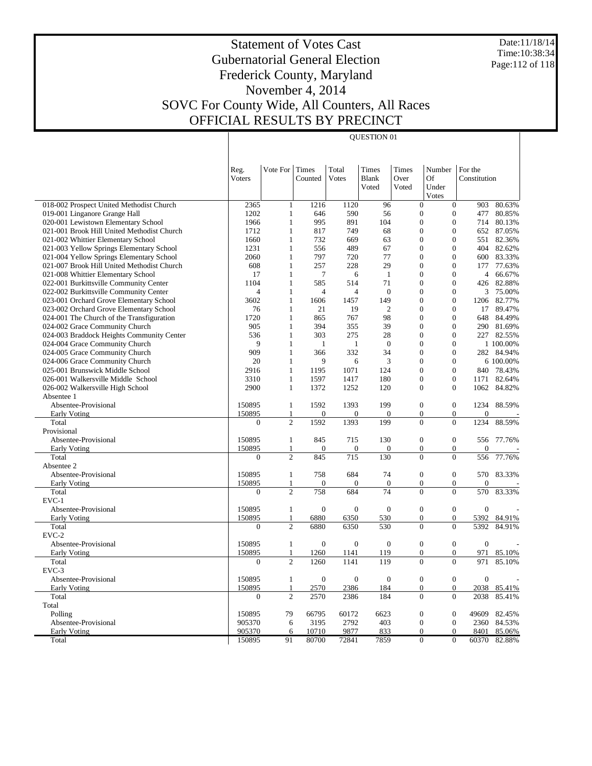# Statement of Votes Cast
## Gubernatorial General Election
## Frederick County, Maryland
## November 4, 2014
## SOVC For County Wide, All Counters, All Races
## OFFICIAL RESULTS BY PRECINCT

Date:11/18/14
Time:10:38:34

QUESTION 01

| | Reg. Voters | Vote For | Times Counted | Total Votes | Times Blank Voted | Times Over Voted | Number Of Under Votes | For the Constitution | |
|---|---|---|---|---|---|---|---|---|---|
| 018-002 Prospect United Methodist Church | 2365 | 1 | 1216 | 1120 | 96 | 0 | 0 | 903 | 80.63% |
| 019-001 Linganore Grange Hall | 1202 | 1 | 646 | 590 | 56 | 0 | 0 | 477 | 80.85% |
| 020-001 Lewistown Elementary School | 1966 | 1 | 995 | 891 | 104 | 0 | 0 | 714 | 80.13% |
| 021-001 Brook Hill United Methodist Church | 1712 | 1 | 817 | 749 | 68 | 0 | 0 | 652 | 87.05% |
| 021-002 Whittier Elementary School | 1660 | 1 | 732 | 669 | 63 | 0 | 0 | 551 | 82.36% |
| 021-003 Yellow Springs Elementary School | 1231 | 1 | 556 | 489 | 67 | 0 | 0 | 404 | 82.62% |
| 021-004 Yellow Springs Elementary School | 2060 | 1 | 797 | 720 | 77 | 0 | 0 | 600 | 83.33% |
| 021-007 Brook Hill United Methodist Church | 608 | 1 | 257 | 228 | 29 | 0 | 0 | 177 | 77.63% |
| 021-008 Whittier Elementary School | 17 | 1 | 7 | 6 | 1 | 0 | 0 | 4 | 66.67% |
| 022-001 Burkittsville Community Center | 1104 | 1 | 585 | 514 | 71 | 0 | 0 | 426 | 82.88% |
| 022-002 Burkittsville Community Center | 4 | 1 | 4 | 4 | 0 | 0 | 0 | 3 | 75.00% |
| 023-001 Orchard Grove Elementary School | 3602 | 1 | 1606 | 1457 | 149 | 0 | 0 | 1206 | 82.77% |
| 023-002 Orchard Grove Elementary School | 76 | 1 | 21 | 19 | 2 | 0 | 0 | 17 | 89.47% |
| 024-001 The Church of the Transfiguration | 1720 | 1 | 865 | 767 | 98 | 0 | 0 | 648 | 84.49% |
| 024-002 Grace Community Church | 905 | 1 | 394 | 355 | 39 | 0 | 0 | 290 | 81.69% |
| 024-003 Braddock Heights Community Center | 536 | 1 | 303 | 275 | 28 | 0 | 0 | 227 | 82.55% |
| 024-004 Grace Community Church | 9 | 1 | 1 | 1 | 0 | 0 | 0 | 1 | 100.00% |
| 024-005 Grace Community Church | 909 | 1 | 366 | 332 | 34 | 0 | 0 | 282 | 84.94% |
| 024-006 Grace Community Church | 20 | 1 | 9 | 6 | 3 | 0 | 0 | 6 | 100.00% |
| 025-001 Brunswick Middle School | 2916 | 1 | 1195 | 1071 | 124 | 0 | 0 | 840 | 78.43% |
| 026-001 Walkersville Middle School | 3310 | 1 | 1597 | 1417 | 180 | 0 | 0 | 1171 | 82.64% |
| 026-002 Walkersville High School | 2900 | 1 | 1372 | 1252 | 120 | 0 | 0 | 1062 | 84.82% |
| Absentee 1 | | | | | | | | | |
| Absentee-Provisional | 150895 | 1 | 1592 | 1393 | 199 | 0 | 0 | 1234 | 88.59% |
| Early Voting | 150895 | 1 | 0 | 0 | 0 | 0 | 0 | 0 | - |
| Total | 0 | 2 | 1592 | 1393 | 199 | 0 | 0 | 1234 | 88.59% |
| Provisional | | | | | | | | | |
| Absentee-Provisional | 150895 | 1 | 845 | 715 | 130 | 0 | 0 | 556 | 77.76% |
| Early Voting | 150895 | 1 | 0 | 0 | 0 | 0 | 0 | 0 | - |
| Total | 0 | 2 | 845 | 715 | 130 | 0 | 0 | 556 | 77.76% |
| Absentee 2 | | | | | | | | | |
| Absentee-Provisional | 150895 | 1 | 758 | 684 | 74 | 0 | 0 | 570 | 83.33% |
| Early Voting | 150895 | 1 | 0 | 0 | 0 | 0 | 0 | 0 | - |
| Total | 0 | 2 | 758 | 684 | 74 | 0 | 0 | 570 | 83.33% |
| EVC-1 | | | | | | | | | |
| Absentee-Provisional | 150895 | 1 | 0 | 0 | 0 | 0 | 0 | 0 | - |
| Early Voting | 150895 | 1 | 6880 | 6350 | 530 | 0 | 0 | 5392 | 84.91% |
| Total | 0 | 2 | 6880 | 6350 | 530 | 0 | 0 | 5392 | 84.91% |
| EVC-2 | | | | | | | | | |
| Absentee-Provisional | 150895 | 1 | 0 | 0 | 0 | 0 | 0 | 0 | - |
| Early Voting | 150895 | 1 | 1260 | 1141 | 119 | 0 | 0 | 971 | 85.10% |
| Total | 0 | 2 | 1260 | 1141 | 119 | 0 | 0 | 971 | 85.10% |
| EVC-3 | | | | | | | | | |
| Absentee-Provisional | 150895 | 1 | 0 | 0 | 0 | 0 | 0 | 0 | - |
| Early Voting | 150895 | 1 | 2570 | 2386 | 184 | 0 | 0 | 2038 | 85.41% |
| Total | 0 | 2 | 2570 | 2386 | 184 | 0 | 0 | 2038 | 85.41% |
| Total | | | | | | | | | |
| Polling | 150895 | 79 | 66795 | 60172 | 6623 | 0 | 0 | 49609 | 82.45% |
| Absentee-Provisional | 905370 | 6 | 3195 | 2792 | 403 | 0 | 0 | 2360 | 84.53% |
| Early Voting | 905370 | 6 | 10710 | 9877 | 833 | 0 | 0 | 8401 | 85.06% |
| Total | 150895 | 91 | 80700 | 72841 | 7859 | 0 | 0 | 60370 | 82.88% |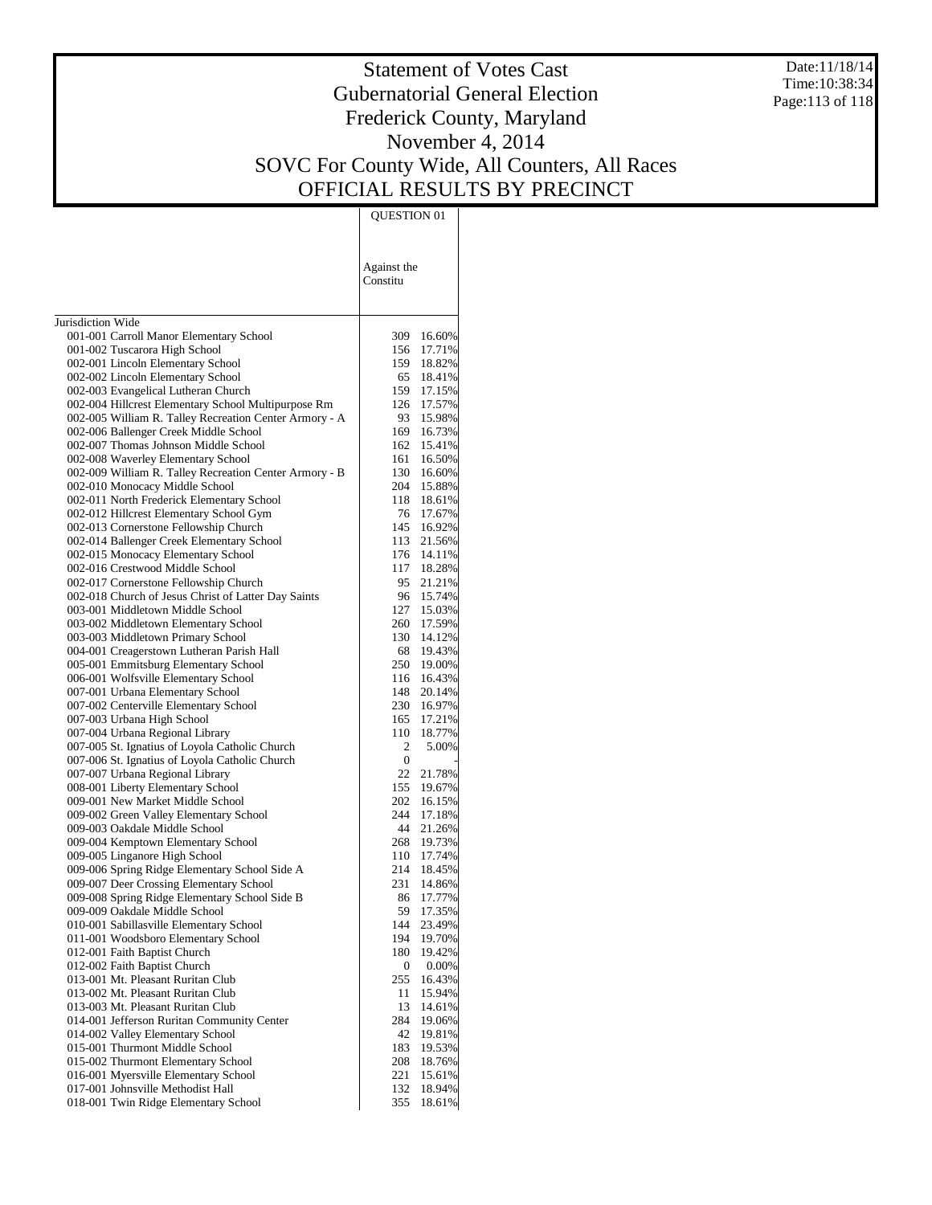# Statement of Votes Cast
## Gubernatorial General Election
## Frederick County, Maryland
## November 4, 2014
## SOVC For County Wide, All Counters, All Races
## OFFICIAL RESULTS BY PRECINCT

Date:11/18/14
Time:10:38:34

| | QUESTION 01 | |
|---|---|---|
| | Against the Constitu | |
| Jurisdiction Wide | | |
| 001-001 Carroll Manor Elementary School | 309 | 16.60% |
| 001-002 Tuscarora High School | 156 | 17.71% |
| 002-001 Lincoln Elementary School | 159 | 18.82% |
| 002-002 Lincoln Elementary School | 65 | 18.41% |
| 002-003 Evangelical Lutheran Church | 159 | 17.15% |
| 002-004 Hillcrest Elementary School Multipurpose Rm | 126 | 17.57% |
| 002-005 William R. Talley Recreation Center Armory - A | 93 | 15.98% |
| 002-006 Ballenger Creek Middle School | 169 | 16.73% |
| 002-007 Thomas Johnson Middle School | 162 | 15.41% |
| 002-008 Waverley Elementary School | 161 | 16.50% |
| 002-009 William R. Talley Recreation Center Armory - B | 130 | 16.60% |
| 002-010 Monocacy Middle School | 204 | 15.88% |
| 002-011 North Frederick Elementary School | 118 | 18.61% |
| 002-012 Hillcrest Elementary School Gym | 76 | 17.67% |
| 002-013 Cornerstone Fellowship Church | 145 | 16.92% |
| 002-014 Ballenger Creek Elementary School | 113 | 21.56% |
| 002-015 Monocacy Elementary School | 176 | 14.11% |
| 002-016 Crestwood Middle School | 117 | 18.28% |
| 002-017 Cornerstone Fellowship Church | 95 | 21.21% |
| 002-018 Church of Jesus Christ of Latter Day Saints | 96 | 15.74% |
| 003-001 Middletown Middle School | 127 | 15.03% |
| 003-002 Middletown Elementary School | 260 | 17.59% |
| 003-003 Middletown Primary School | 130 | 14.12% |
| 004-001 Creagerstown Lutheran Parish Hall | 68 | 19.43% |
| 005-001 Emmitsburg Elementary School | 250 | 19.00% |
| 006-001 Wolfsville Elementary School | 116 | 16.43% |
| 007-001 Urbana Elementary School | 148 | 20.14% |
| 007-002 Centerville Elementary School | 230 | 16.97% |
| 007-003 Urbana High School | 165 | 17.21% |
| 007-004 Urbana Regional Library | 110 | 18.77% |
| 007-005 St. Ignatius of Loyola Catholic Church | 2 | 5.00% |
| 007-006 St. Ignatius of Loyola Catholic Church | 0 | - |
| 007-007 Urbana Regional Library | 22 | 21.78% |
| 008-001 Liberty Elementary School | 155 | 19.67% |
| 009-001 New Market Middle School | 202 | 16.15% |
| 009-002 Green Valley Elementary School | 244 | 17.18% |
| 009-003 Oakdale Middle School | 44 | 21.26% |
| 009-004 Kemptown Elementary School | 268 | 19.73% |
| 009-005 Linganore High School | 110 | 17.74% |
| 009-006 Spring Ridge Elementary School Side A | 214 | 18.45% |
| 009-007 Deer Crossing Elementary School | 231 | 14.86% |
| 009-008 Spring Ridge Elementary School Side B | 86 | 17.77% |
| 009-009 Oakdale Middle School | 59 | 17.35% |
| 010-001 Sabillasville Elementary School | 144 | 23.49% |
| 011-001 Woodsboro Elementary School | 194 | 19.70% |
| 012-001 Faith Baptist Church | 180 | 19.42% |
| 012-002 Faith Baptist Church | 0 | 0.00% |
| 013-001 Mt. Pleasant Ruritan Club | 255 | 16.43% |
| 013-002 Mt. Pleasant Ruritan Club | 11 | 15.94% |
| 013-003 Mt. Pleasant Ruritan Club | 13 | 14.61% |
| 014-001 Jefferson Ruritan Community Center | 284 | 19.06% |
| 014-002 Valley Elementary School | 42 | 19.81% |
| 015-001 Thurmont Middle School | 183 | 19.53% |
| 015-002 Thurmont Elementary School | 208 | 18.76% |
| 016-001 Myersville Elementary School | 221 | 15.61% |
| 017-001 Johnsville Methodist Hall | 132 | 18.94% |
| 018-001 Twin Ridge Elementary School | 355 | 18.61% |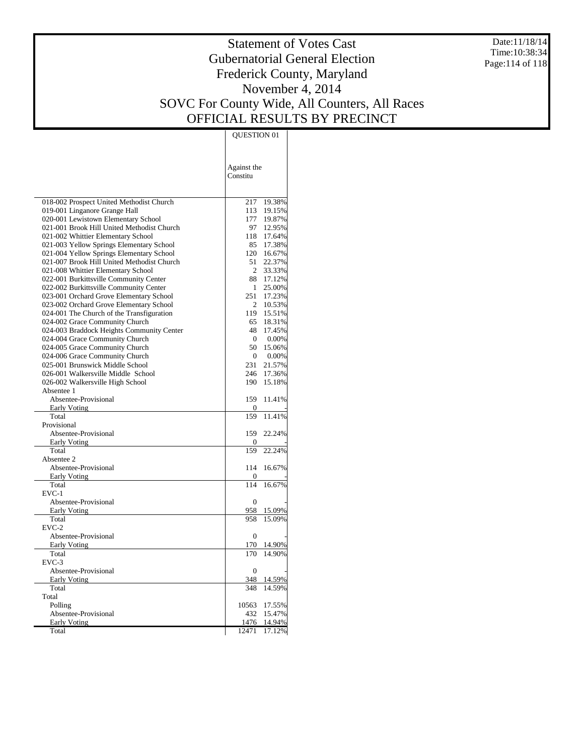# Statement of Votes Cast
## Gubernatorial General Election
## Frederick County, Maryland
## November 4, 2014
## SOVC For County Wide, All Counters, All Races
## OFFICIAL RESULTS BY PRECINCT

Date:11/18/14
Time:10:38:34

| | QUESTION 01 | |
|---|---|---|
| | Against the Constitu | |
| 018-002 Prospect United Methodist Church | 217 | 19.38% |
| 019-001 Linganore Grange Hall | 113 | 19.15% |
| 020-001 Lewistown Elementary School | 177 | 19.87% |
| 021-001 Brook Hill United Methodist Church | 97 | 12.95% |
| 021-002 Whittier Elementary School | 118 | 17.64% |
| 021-003 Yellow Springs Elementary School | 85 | 17.38% |
| 021-004 Yellow Springs Elementary School | 120 | 16.67% |
| 021-007 Brook Hill United Methodist Church | 51 | 22.37% |
| 021-008 Whittier Elementary School | 2 | 33.33% |
| 022-001 Burkittsville Community Center | 88 | 17.12% |
| 022-002 Burkittsville Community Center | 1 | 25.00% |
| 023-001 Orchard Grove Elementary School | 251 | 17.23% |
| 023-002 Orchard Grove Elementary School | 2 | 10.53% |
| 024-001 The Church of the Transfiguration | 119 | 15.51% |
| 024-002 Grace Community Church | 65 | 18.31% |
| 024-003 Braddock Heights Community Center | 48 | 17.45% |
| 024-004 Grace Community Church | 0 | 0.00% |
| 024-005 Grace Community Church | 50 | 15.06% |
| 024-006 Grace Community Church | 0 | 0.00% |
| 025-001 Brunswick Middle School | 231 | 21.57% |
| 026-001 Walkersville Middle School | 246 | 17.36% |
| 026-002 Walkersville High School | 190 | 15.18% |
| Absentee 1 | | |
| Absentee-Provisional | 159 | 11.41% |
| Early Voting | 0 | - |
| Total | 159 | 11.41% |
| Provisional | | |
| Absentee-Provisional | 159 | 22.24% |
| Early Voting | 0 | - |
| Total | 159 | 22.24% |
| Absentee 2 | | |
| Absentee-Provisional | 114 | 16.67% |
| Early Voting | 0 | - |
| Total | 114 | 16.67% |
| EVC-1 | | |
| Absentee-Provisional | 0 | - |
| Early Voting | 958 | 15.09% |
| Total | 958 | 15.09% |
| EVC-2 | | |
| Absentee-Provisional | 0 | - |
| Early Voting | 170 | 14.90% |
| Total | 170 | 14.90% |
| EVC-3 | | |
| Absentee-Provisional | 0 | - |
| Early Voting | 348 | 14.59% |
| Total | 348 | 14.59% |
| Total | | |
| Polling | 10563 | 17.55% |
| Absentee-Provisional | 432 | 15.47% |
| Early Voting | 1476 | 14.94% |
| Total | 12471 | 17.12% |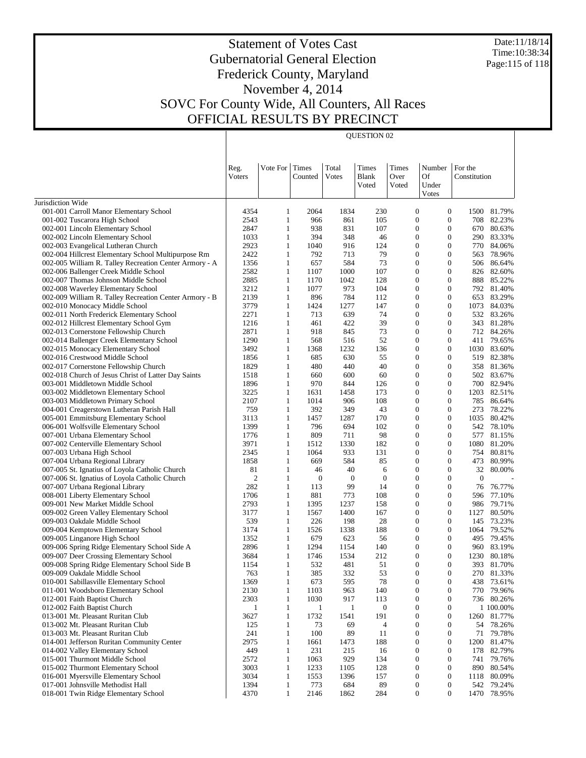# Statement of Votes Cast
## Gubernatorial General Election
## Frederick County, Maryland
## November 4, 2014
## SOVC For County Wide, All Counters, All Races
## OFFICIAL RESULTS BY PRECINCT

Date:11/18/14
Time:10:38:34

QUESTION 02

| | Reg. Voters | Vote For | Times Counted | Total Votes | Times Blank Voted | Times Over Voted | Number Of Under Votes | For the Constitution | |
|---|---|---|---|---|---|---|---|---|---|
| Jurisdiction Wide | | | | | | | | | |
| 001-001 Carroll Manor Elementary School | 4354 | 1 | 2064 | 1834 | 230 | 0 | 0 | 1500 | 81.79% |
| 001-002 Tuscarora High School | 2543 | 1 | 966 | 861 | 105 | 0 | 0 | 708 | 82.23% |
| 002-001 Lincoln Elementary School | 2847 | 1 | 938 | 831 | 107 | 0 | 0 | 670 | 80.63% |
| 002-002 Lincoln Elementary School | 1033 | 1 | 394 | 348 | 46 | 0 | 0 | 290 | 83.33% |
| 002-003 Evangelical Lutheran Church | 2923 | 1 | 1040 | 916 | 124 | 0 | 0 | 770 | 84.06% |
| 002-004 Hillcrest Elementary School Multipurpose Rm | 2422 | 1 | 792 | 713 | 79 | 0 | 0 | 563 | 78.96% |
| 002-005 William R. Talley Recreation Center Armory - A | 1356 | 1 | 657 | 584 | 73 | 0 | 0 | 506 | 86.64% |
| 002-006 Ballenger Creek Middle School | 2582 | 1 | 1107 | 1000 | 107 | 0 | 0 | 826 | 82.60% |
| 002-007 Thomas Johnson Middle School | 2885 | 1 | 1170 | 1042 | 128 | 0 | 0 | 888 | 85.22% |
| 002-008 Waverley Elementary School | 3212 | 1 | 1077 | 973 | 104 | 0 | 0 | 792 | 81.40% |
| 002-009 William R. Talley Recreation Center Armory - B | 2139 | 1 | 896 | 784 | 112 | 0 | 0 | 653 | 83.29% |
| 002-010 Monocacy Middle School | 3779 | 1 | 1424 | 1277 | 147 | 0 | 0 | 1073 | 84.03% |
| 002-011 North Frederick Elementary School | 2271 | 1 | 713 | 639 | 74 | 0 | 0 | 532 | 83.26% |
| 002-012 Hillcrest Elementary School Gym | 1216 | 1 | 461 | 422 | 39 | 0 | 0 | 343 | 81.28% |
| 002-013 Cornerstone Fellowship Church | 2871 | 1 | 918 | 845 | 73 | 0 | 0 | 712 | 84.26% |
| 002-014 Ballenger Creek Elementary School | 1290 | 1 | 568 | 516 | 52 | 0 | 0 | 411 | 79.65% |
| 002-015 Monocacy Elementary School | 3492 | 1 | 1368 | 1232 | 136 | 0 | 0 | 1030 | 83.60% |
| 002-016 Crestwood Middle School | 1856 | 1 | 685 | 630 | 55 | 0 | 0 | 519 | 82.38% |
| 002-017 Cornerstone Fellowship Church | 1829 | 1 | 480 | 440 | 40 | 0 | 0 | 358 | 81.36% |
| 002-018 Church of Jesus Christ of Latter Day Saints | 1518 | 1 | 660 | 600 | 60 | 0 | 0 | 502 | 83.67% |
| 003-001 Middletown Middle School | 1896 | 1 | 970 | 844 | 126 | 0 | 0 | 700 | 82.94% |
| 003-002 Middletown Elementary School | 3225 | 1 | 1631 | 1458 | 173 | 0 | 0 | 1203 | 82.51% |
| 003-003 Middletown Primary School | 2107 | 1 | 1014 | 906 | 108 | 0 | 0 | 785 | 86.64% |
| 004-001 Creagerstown Lutheran Parish Hall | 759 | 1 | 392 | 349 | 43 | 0 | 0 | 273 | 78.22% |
| 005-001 Emmitsburg Elementary School | 3113 | 1 | 1457 | 1287 | 170 | 0 | 0 | 1035 | 80.42% |
| 006-001 Wolfsville Elementary School | 1399 | 1 | 796 | 694 | 102 | 0 | 0 | 542 | 78.10% |
| 007-001 Urbana Elementary School | 1776 | 1 | 809 | 711 | 98 | 0 | 0 | 577 | 81.15% |
| 007-002 Centerville Elementary School | 3971 | 1 | 1512 | 1330 | 182 | 0 | 0 | 1080 | 81.20% |
| 007-003 Urbana High School | 2345 | 1 | 1064 | 933 | 131 | 0 | 0 | 754 | 80.81% |
| 007-004 Urbana Regional Library | 1858 | 1 | 669 | 584 | 85 | 0 | 0 | 473 | 80.99% |
| 007-005 St. Ignatius of Loyola Catholic Church | 81 | 1 | 46 | 40 | 6 | 0 | 0 | 32 | 80.00% |
| 007-006 St. Ignatius of Loyola Catholic Church | 2 | 1 | 0 | 0 | 0 | 0 | 0 | 0 | - |
| 007-007 Urbana Regional Library | 282 | 1 | 113 | 99 | 14 | 0 | 0 | 76 | 76.77% |
| 008-001 Liberty Elementary School | 1706 | 1 | 881 | 773 | 108 | 0 | 0 | 596 | 77.10% |
| 009-001 New Market Middle School | 2793 | 1 | 1395 | 1237 | 158 | 0 | 0 | 986 | 79.71% |
| 009-002 Green Valley Elementary School | 3177 | 1 | 1567 | 1400 | 167 | 0 | 0 | 1127 | 80.50% |
| 009-003 Oakdale Middle School | 539 | 1 | 226 | 198 | 28 | 0 | 0 | 145 | 73.23% |
| 009-004 Kemptown Elementary School | 3174 | 1 | 1526 | 1338 | 188 | 0 | 0 | 1064 | 79.52% |
| 009-005 Linganore High School | 1352 | 1 | 679 | 623 | 56 | 0 | 0 | 495 | 79.45% |
| 009-006 Spring Ridge Elementary School Side A | 2896 | 1 | 1294 | 1154 | 140 | 0 | 0 | 960 | 83.19% |
| 009-007 Deer Crossing Elementary School | 3684 | 1 | 1746 | 1534 | 212 | 0 | 0 | 1230 | 80.18% |
| 009-008 Spring Ridge Elementary School Side B | 1154 | 1 | 532 | 481 | 51 | 0 | 0 | 393 | 81.70% |
| 009-009 Oakdale Middle School | 763 | 1 | 385 | 332 | 53 | 0 | 0 | 270 | 81.33% |
| 010-001 Sabillasville Elementary School | 1369 | 1 | 673 | 595 | 78 | 0 | 0 | 438 | 73.61% |
| 011-001 Woodsboro Elementary School | 2130 | 1 | 1103 | 963 | 140 | 0 | 0 | 770 | 79.96% |
| 012-001 Faith Baptist Church | 2303 | 1 | 1030 | 917 | 113 | 0 | 0 | 736 | 80.26% |
| 012-002 Faith Baptist Church | 1 | 1 | 1 | 1 | 0 | 0 | 0 | 1 | 100.00% |
| 013-001 Mt. Pleasant Ruritan Club | 3627 | 1 | 1732 | 1541 | 191 | 0 | 0 | 1260 | 81.77% |
| 013-002 Mt. Pleasant Ruritan Club | 125 | 1 | 73 | 69 | 4 | 0 | 0 | 54 | 78.26% |
| 013-003 Mt. Pleasant Ruritan Club | 241 | 1 | 100 | 89 | 11 | 0 | 0 | 71 | 79.78% |
| 014-001 Jefferson Ruritan Community Center | 2975 | 1 | 1661 | 1473 | 188 | 0 | 0 | 1200 | 81.47% |
| 014-002 Valley Elementary School | 449 | 1 | 231 | 215 | 16 | 0 | 0 | 178 | 82.79% |
| 015-001 Thurmont Middle School | 2572 | 1 | 1063 | 929 | 134 | 0 | 0 | 741 | 79.76% |
| 015-002 Thurmont Elementary School | 3003 | 1 | 1233 | 1105 | 128 | 0 | 0 | 890 | 80.54% |
| 016-001 Myersville Elementary School | 3034 | 1 | 1553 | 1396 | 157 | 0 | 0 | 1118 | 80.09% |
| 017-001 Johnsville Methodist Hall | 1394 | 1 | 773 | 684 | 89 | 0 | 0 | 542 | 79.24% |
| 018-001 Twin Ridge Elementary School | 4370 | 1 | 2146 | 1862 | 284 | 0 | 0 | 1470 | 78.95% |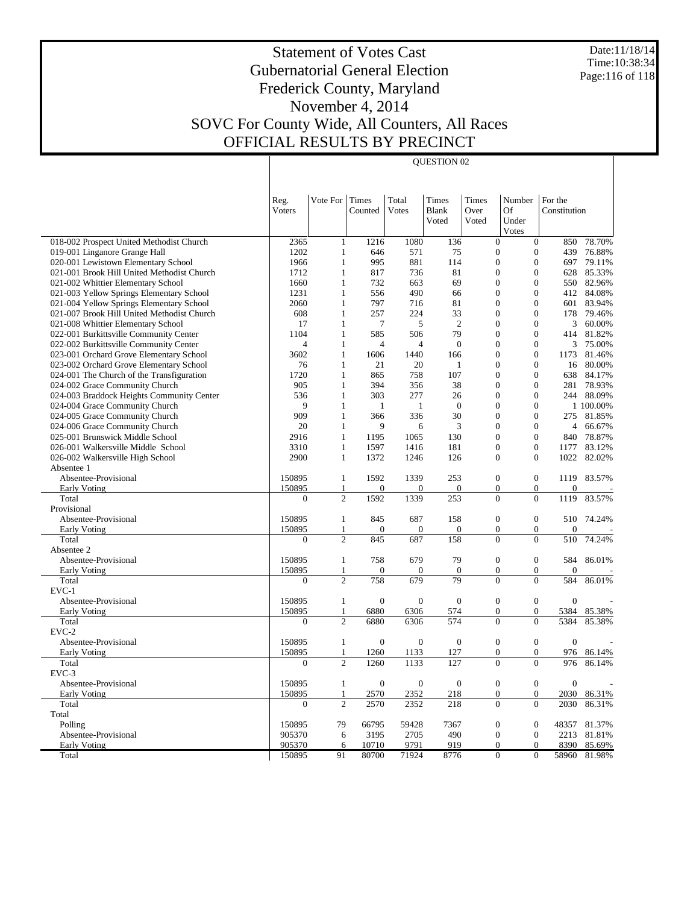# Statement of Votes Cast
## Gubernatorial General Election
## Frederick County, Maryland
## November 4, 2014
## SOVC For County Wide, All Counters, All Races
## OFFICIAL RESULTS BY PRECINCT

Date:11/18/14
Time:10:38:34

QUESTION 02

| | Reg. Voters | Vote For | Times Counted | Total Votes | Times Blank Voted | Times Over Voted | Number Of Under Votes | For the Constitution | |
|---|---|---|---|---|---|---|---|---|---|
| 018-002 Prospect United Methodist Church | 2365 | 1 | 1216 | 1080 | 136 | 0 | 0 | 850 | 78.70% |
| 019-001 Linganore Grange Hall | 1202 | 1 | 646 | 571 | 75 | 0 | 0 | 439 | 76.88% |
| 020-001 Lewistown Elementary School | 1966 | 1 | 995 | 881 | 114 | 0 | 0 | 697 | 79.11% |
| 021-001 Brook Hill United Methodist Church | 1712 | 1 | 817 | 736 | 81 | 0 | 0 | 628 | 85.33% |
| 021-002 Whittier Elementary School | 1660 | 1 | 732 | 663 | 69 | 0 | 0 | 550 | 82.96% |
| 021-003 Yellow Springs Elementary School | 1231 | 1 | 556 | 490 | 66 | 0 | 0 | 412 | 84.08% |
| 021-004 Yellow Springs Elementary School | 2060 | 1 | 797 | 716 | 81 | 0 | 0 | 601 | 83.94% |
| 021-007 Brook Hill United Methodist Church | 608 | 1 | 257 | 224 | 33 | 0 | 0 | 178 | 79.46% |
| 021-008 Whittier Elementary School | 17 | 1 | 7 | 5 | 2 | 0 | 0 | 3 | 60.00% |
| 022-001 Burkittsville Community Center | 1104 | 1 | 585 | 506 | 79 | 0 | 0 | 414 | 81.82% |
| 022-002 Burkittsville Community Center | 4 | 1 | 4 | 4 | 0 | 0 | 0 | 3 | 75.00% |
| 023-001 Orchard Grove Elementary School | 3602 | 1 | 1606 | 1440 | 166 | 0 | 0 | 1173 | 81.46% |
| 023-002 Orchard Grove Elementary School | 76 | 1 | 21 | 20 | 1 | 0 | 0 | 16 | 80.00% |
| 024-001 The Church of the Transfiguration | 1720 | 1 | 865 | 758 | 107 | 0 | 0 | 638 | 84.17% |
| 024-002 Grace Community Church | 905 | 1 | 394 | 356 | 38 | 0 | 0 | 281 | 78.93% |
| 024-003 Braddock Heights Community Center | 536 | 1 | 303 | 277 | 26 | 0 | 0 | 244 | 88.09% |
| 024-004 Grace Community Church | 9 | 1 | 1 | 1 | 0 | 0 | 0 | 1 | 100.00% |
| 024-005 Grace Community Church | 909 | 1 | 366 | 336 | 30 | 0 | 0 | 275 | 81.85% |
| 024-006 Grace Community Church | 20 | 1 | 9 | 6 | 3 | 0 | 0 | 4 | 66.67% |
| 025-001 Brunswick Middle School | 2916 | 1 | 1195 | 1065 | 130 | 0 | 0 | 840 | 78.87% |
| 026-001 Walkersville Middle School | 3310 | 1 | 1597 | 1416 | 181 | 0 | 0 | 1177 | 83.12% |
| 026-002 Walkersville High School | 2900 | 1 | 1372 | 1246 | 126 | 0 | 0 | 1022 | 82.02% |
| Absentee 1 | | | | | | | | | |
| Absentee-Provisional | 150895 | 1 | 1592 | 1339 | 253 | 0 | 0 | 1119 | 83.57% |
| Early Voting | 150895 | 1 | 0 | 0 | 0 | 0 | 0 | 0 | - |
| Total | 0 | 2 | 1592 | 1339 | 253 | 0 | 0 | 1119 | 83.57% |
| Provisional | | | | | | | | | |
| Absentee-Provisional | 150895 | 1 | 845 | 687 | 158 | 0 | 0 | 510 | 74.24% |
| Early Voting | 150895 | 1 | 0 | 0 | 0 | 0 | 0 | 0 | - |
| Total | 0 | 2 | 845 | 687 | 158 | 0 | 0 | 510 | 74.24% |
| Absentee 2 | | | | | | | | | |
| Absentee-Provisional | 150895 | 1 | 758 | 679 | 79 | 0 | 0 | 584 | 86.01% |
| Early Voting | 150895 | 1 | 0 | 0 | 0 | 0 | 0 | 0 | - |
| Total | 0 | 2 | 758 | 679 | 79 | 0 | 0 | 584 | 86.01% |
| EVC-1 | | | | | | | | | |
| Absentee-Provisional | 150895 | 1 | 0 | 0 | 0 | 0 | 0 | 0 | - |
| Early Voting | 150895 | 1 | 6880 | 6306 | 574 | 0 | 0 | 5384 | 85.38% |
| Total | 0 | 2 | 6880 | 6306 | 574 | 0 | 0 | 5384 | 85.38% |
| EVC-2 | | | | | | | | | |
| Absentee-Provisional | 150895 | 1 | 0 | 0 | 0 | 0 | 0 | 0 | - |
| Early Voting | 150895 | 1 | 1260 | 1133 | 127 | 0 | 0 | 976 | 86.14% |
| Total | 0 | 2 | 1260 | 1133 | 127 | 0 | 0 | 976 | 86.14% |
| EVC-3 | | | | | | | | | |
| Absentee-Provisional | 150895 | 1 | 0 | 0 | 0 | 0 | 0 | 0 | - |
| Early Voting | 150895 | 1 | 2570 | 2352 | 218 | 0 | 0 | 2030 | 86.31% |
| Total | 0 | 2 | 2570 | 2352 | 218 | 0 | 0 | 2030 | 86.31% |
| Total | | | | | | | | | |
| Polling | 150895 | 79 | 66795 | 59428 | 7367 | 0 | 0 | 48357 | 81.37% |
| Absentee-Provisional | 905370 | 6 | 3195 | 2705 | 490 | 0 | 0 | 2213 | 81.81% |
| Early Voting | 905370 | 6 | 10710 | 9791 | 919 | 0 | 0 | 8390 | 85.69% |
| Total | 150895 | 91 | 80700 | 71924 | 8776 | 0 | 0 | 58960 | 81.98% |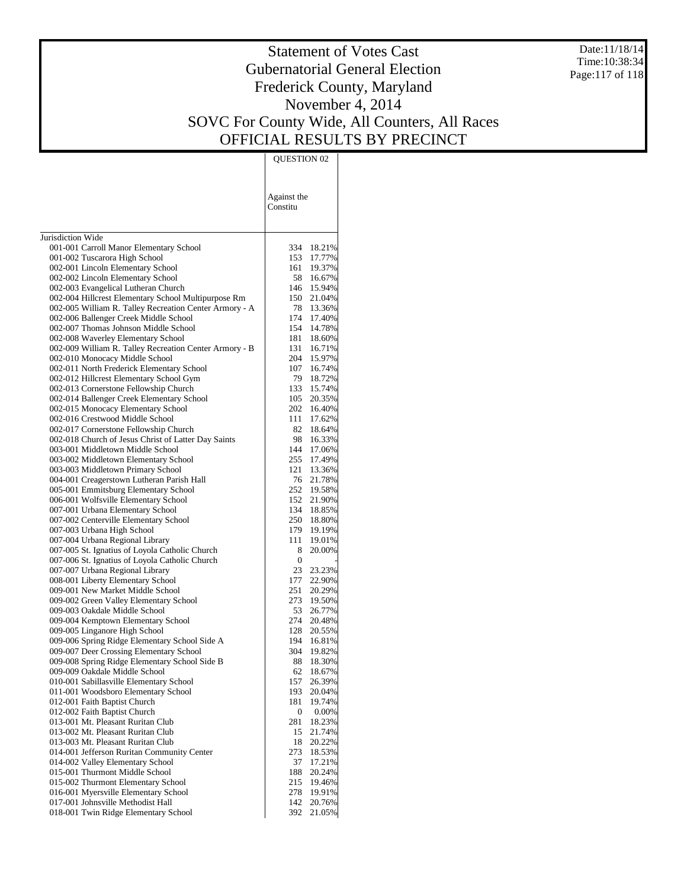# Statement of Votes Cast
## Gubernatorial General Election
## Frederick County, Maryland
## November 4, 2014
## SOVC For County Wide, All Counters, All Races
## OFFICIAL RESULTS BY PRECINCT

Date:11/18/14
Time:10:38:34

| | QUESTION 02 | |
|---|---|---|
| | Against the Constitu | |
| Jurisdiction Wide | | |
| 001-001 Carroll Manor Elementary School | 334 | 18.21% |
| 001-002 Tuscarora High School | 153 | 17.77% |
| 002-001 Lincoln Elementary School | 161 | 19.37% |
| 002-002 Lincoln Elementary School | 58 | 16.67% |
| 002-003 Evangelical Lutheran Church | 146 | 15.94% |
| 002-004 Hillcrest Elementary School Multipurpose Rm | 150 | 21.04% |
| 002-005 William R. Talley Recreation Center Armory - A | 78 | 13.36% |
| 002-006 Ballenger Creek Middle School | 174 | 17.40% |
| 002-007 Thomas Johnson Middle School | 154 | 14.78% |
| 002-008 Waverley Elementary School | 181 | 18.60% |
| 002-009 William R. Talley Recreation Center Armory - B | 131 | 16.71% |
| 002-010 Monocacy Middle School | 204 | 15.97% |
| 002-011 North Frederick Elementary School | 107 | 16.74% |
| 002-012 Hillcrest Elementary School Gym | 79 | 18.72% |
| 002-013 Cornerstone Fellowship Church | 133 | 15.74% |
| 002-014 Ballenger Creek Elementary School | 105 | 20.35% |
| 002-015 Monocacy Elementary School | 202 | 16.40% |
| 002-016 Crestwood Middle School | 111 | 17.62% |
| 002-017 Cornerstone Fellowship Church | 82 | 18.64% |
| 002-018 Church of Jesus Christ of Latter Day Saints | 98 | 16.33% |
| 003-001 Middletown Middle School | 144 | 17.06% |
| 003-002 Middletown Elementary School | 255 | 17.49% |
| 003-003 Middletown Primary School | 121 | 13.36% |
| 004-001 Creagerstown Lutheran Parish Hall | 76 | 21.78% |
| 005-001 Emmitsburg Elementary School | 252 | 19.58% |
| 006-001 Wolfsville Elementary School | 152 | 21.90% |
| 007-001 Urbana Elementary School | 134 | 18.85% |
| 007-002 Centerville Elementary School | 250 | 18.80% |
| 007-003 Urbana High School | 179 | 19.19% |
| 007-004 Urbana Regional Library | 111 | 19.01% |
| 007-005 St. Ignatius of Loyola Catholic Church | 8 | 20.00% |
| 007-006 St. Ignatius of Loyola Catholic Church | 0 | - |
| 007-007 Urbana Regional Library | 23 | 23.23% |
| 008-001 Liberty Elementary School | 177 | 22.90% |
| 009-001 New Market Middle School | 251 | 20.29% |
| 009-002 Green Valley Elementary School | 273 | 19.50% |
| 009-003 Oakdale Middle School | 53 | 26.77% |
| 009-004 Kemptown Elementary School | 274 | 20.48% |
| 009-005 Linganore High School | 128 | 20.55% |
| 009-006 Spring Ridge Elementary School Side A | 194 | 16.81% |
| 009-007 Deer Crossing Elementary School | 304 | 19.82% |
| 009-008 Spring Ridge Elementary School Side B | 88 | 18.30% |
| 009-009 Oakdale Middle School | 62 | 18.67% |
| 010-001 Sabillasville Elementary School | 157 | 26.39% |
| 011-001 Woodsboro Elementary School | 193 | 20.04% |
| 012-001 Faith Baptist Church | 181 | 19.74% |
| 012-002 Faith Baptist Church | 0 | 0.00% |
| 013-001 Mt. Pleasant Ruritan Club | 281 | 18.23% |
| 013-002 Mt. Pleasant Ruritan Club | 15 | 21.74% |
| 013-003 Mt. Pleasant Ruritan Club | 18 | 20.22% |
| 014-001 Jefferson Ruritan Community Center | 273 | 18.53% |
| 014-002 Valley Elementary School | 37 | 17.21% |
| 015-001 Thurmont Middle School | 188 | 20.24% |
| 015-002 Thurmont Elementary School | 215 | 19.46% |
| 016-001 Myersville Elementary School | 278 | 19.91% |
| 017-001 Johnsville Methodist Hall | 142 | 20.76% |
| 018-001 Twin Ridge Elementary School | 392 | 21.05% |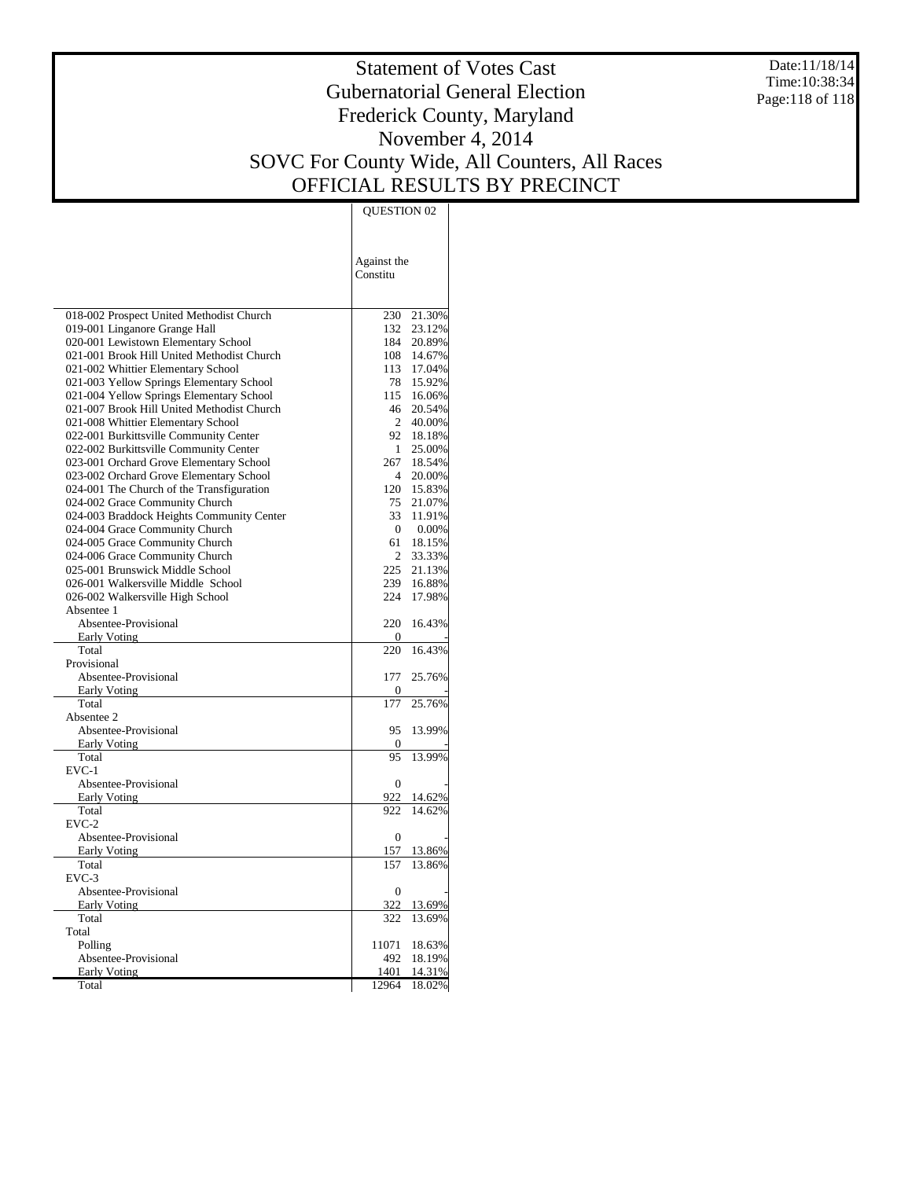# Statement of Votes Cast
# Gubernatorial General Election
# Frederick County, Maryland
# November 4, 2014
# SOVC For County Wide, All Counters, All Races
# OFFICIAL RESULTS BY PRECINCT

Date:11/18/14
Time:10:38:34

| | QUESTION 02 | |
|---|---|---|
| | Against the Constitu | |
| 018-002 Prospect United Methodist Church | 230 | 21.30% |
| 019-001 Linganore Grange Hall | 132 | 23.12% |
| 020-001 Lewistown Elementary School | 184 | 20.89% |
| 021-001 Brook Hill United Methodist Church | 108 | 14.67% |
| 021-002 Whittier Elementary School | 113 | 17.04% |
| 021-003 Yellow Springs Elementary School | 78 | 15.92% |
| 021-004 Yellow Springs Elementary School | 115 | 16.06% |
| 021-007 Brook Hill United Methodist Church | 46 | 20.54% |
| 021-008 Whittier Elementary School | 2 | 40.00% |
| 022-001 Burkittsville Community Center | 92 | 18.18% |
| 022-002 Burkittsville Community Center | 1 | 25.00% |
| 023-001 Orchard Grove Elementary School | 267 | 18.54% |
| 023-002 Orchard Grove Elementary School | 4 | 20.00% |
| 024-001 The Church of the Transfiguration | 120 | 15.83% |
| 024-002 Grace Community Church | 75 | 21.07% |
| 024-003 Braddock Heights Community Center | 33 | 11.91% |
| 024-004 Grace Community Church | 0 | 0.00% |
| 024-005 Grace Community Church | 61 | 18.15% |
| 024-006 Grace Community Church | 2 | 33.33% |
| 025-001 Brunswick Middle School | 225 | 21.13% |
| 026-001 Walkersville Middle School | 239 | 16.88% |
| 026-002 Walkersville High School | 224 | 17.98% |
| Absentee 1 | | |
| Absentee-Provisional | 220 | 16.43% |
| Early Voting | 0 | - |
| Total | 220 | 16.43% |
| Provisional | | |
| Absentee-Provisional | 177 | 25.76% |
| Early Voting | 0 | - |
| Total | 177 | 25.76% |
| Absentee 2 | | |
| Absentee-Provisional | 95 | 13.99% |
| Early Voting | 0 | - |
| Total | 95 | 13.99% |
| EVC-1 | | |
| Absentee-Provisional | 0 | - |
| Early Voting | 922 | 14.62% |
| Total | 922 | 14.62% |
| EVC-2 | | |
| Absentee-Provisional | 0 | - |
| Early Voting | 157 | 13.86% |
| Total | 157 | 13.86% |
| EVC-3 | | |
| Absentee-Provisional | 0 | - |
| Early Voting | 322 | 13.69% |
| Total | 322 | 13.69% |
| Total | | |
| Polling | 11071 | 18.63% |
| Absentee-Provisional | 492 | 18.19% |
| Early Voting | 1401 | 14.31% |
| Total | 12964 | 18.02% |